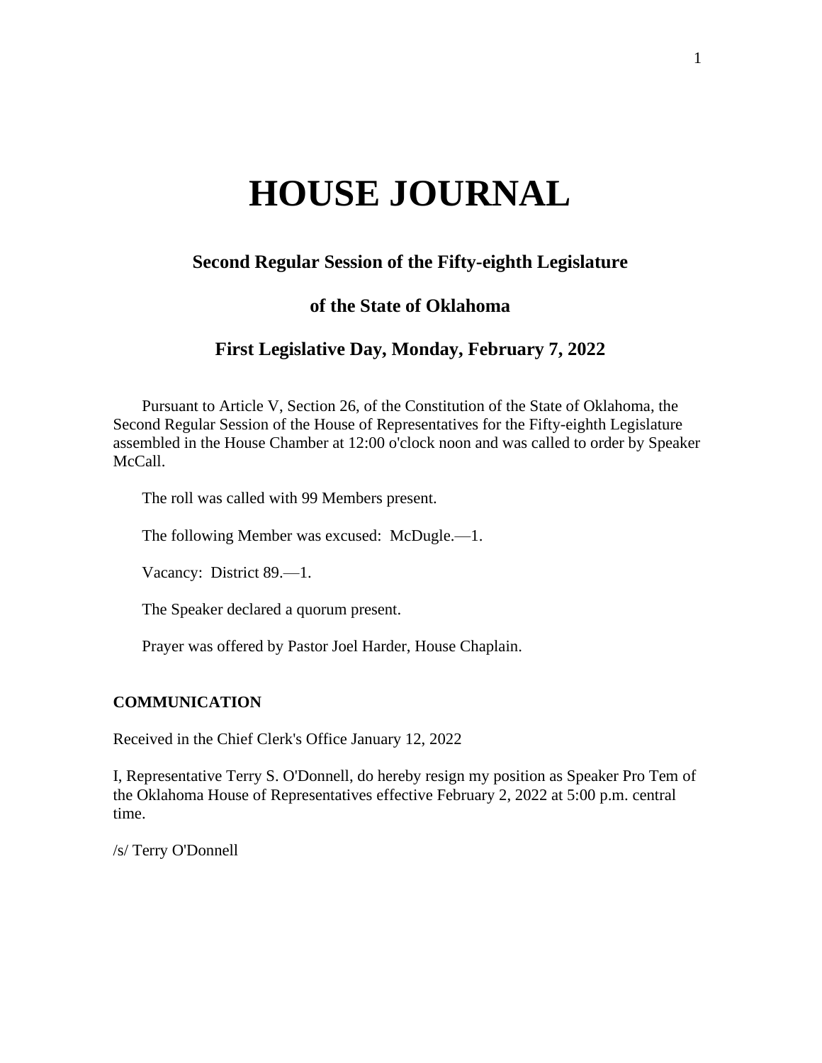# HOUSE JOURNAL

### Second Regular Session of the Fifty-eighth Legislature

### of the State of Oklahoma

### First Legislative Day, Monday, February 7, 2022

Pursuant to Article V, Section 26, of the Constitution of the State of Oklahoma, the Second Regular Session of the House of Representatives for the Fifty-eighth Legislature assembled in the House Chamber at 12:00 o'clock noon and was called to order by Speaker McCall.

The roll was called with 99 Members present.

The following Member was excused: McDugle.—1.

Vacancy: District 89.—1.

The Speaker declared a quorum present.

Prayer was offered by Pastor Joel Harder, House Chaplain.

**COMMUNICATION**

Received in the Chief Clerk's Office January 12, 2022

I, Representative Terry S. O'Donnell, do hereby resign my position as Speaker Pro Tem of the Oklahoma House of Representatives effective February 2, 2022 at 5:00 p.m. central time.

/s/ Terry O'Donnell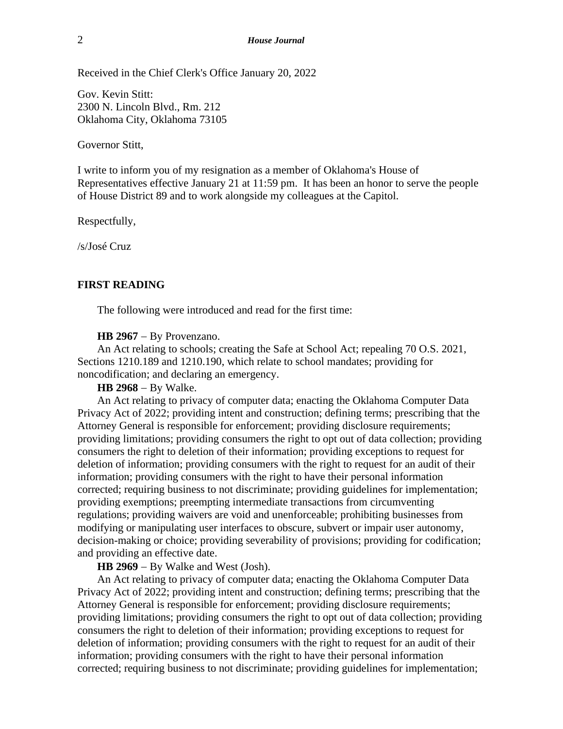Received in the Chief Clerk's Office January 20, 2022

Gov. Kevin Stitt:
2300 N. Lincoln Blvd., Rm. 212
Oklahoma City, Oklahoma 73105

Governor Stitt,

I write to inform you of my resignation as a member of Oklahoma's House of Representatives effective January 21 at 11:59 pm. It has been an honor to serve the people of House District 89 and to work alongside my colleagues at the Capitol.

Respectfully,

/s/José Cruz

## FIRST READING

The following were introduced and read for the first time:

**HB 2967** – By Provenzano.

An Act relating to schools; creating the Safe at School Act; repealing 70 O.S. 2021, Sections 1210.189 and 1210.190, which relate to school mandates; providing for noncodification; and declaring an emergency.

**HB 2968** – By Walke.

An Act relating to privacy of computer data; enacting the Oklahoma Computer Data Privacy Act of 2022; providing intent and construction; defining terms; prescribing that the Attorney General is responsible for enforcement; providing disclosure requirements; providing limitations; providing consumers the right to opt out of data collection; providing consumers the right to deletion of their information; providing exceptions to request for deletion of information; providing consumers with the right to request for an audit of their information; providing consumers with the right to have their personal information corrected; requiring business to not discriminate; providing guidelines for implementation; providing exemptions; preempting intermediate transactions from circumventing regulations; providing waivers are void and unenforceable; prohibiting businesses from modifying or manipulating user interfaces to obscure, subvert or impair user autonomy, decision-making or choice; providing severability of provisions; providing for codification; and providing an effective date.

**HB 2969** – By Walke and West (Josh).

An Act relating to privacy of computer data; enacting the Oklahoma Computer Data Privacy Act of 2022; providing intent and construction; defining terms; prescribing that the Attorney General is responsible for enforcement; providing disclosure requirements; providing limitations; providing consumers the right to opt out of data collection; providing consumers the right to deletion of their information; providing exceptions to request for deletion of information; providing consumers with the right to request for an audit of their information; providing consumers with the right to have their personal information corrected; requiring business to not discriminate; providing guidelines for implementation;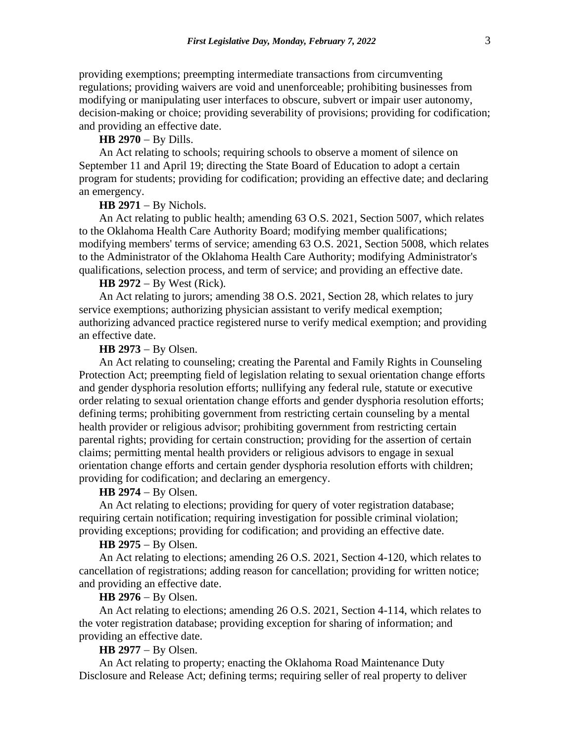providing exemptions; preempting intermediate transactions from circumventing regulations; providing waivers are void and unenforceable; prohibiting businesses from modifying or manipulating user interfaces to obscure, subvert or impair user autonomy, decision-making or choice; providing severability of provisions; providing for codification; and providing an effective date.

**HB 2970** − By Dills.

An Act relating to schools; requiring schools to observe a moment of silence on September 11 and April 19; directing the State Board of Education to adopt a certain program for students; providing for codification; providing an effective date; and declaring an emergency.

**HB 2971** − By Nichols.

An Act relating to public health; amending 63 O.S. 2021, Section 5007, which relates to the Oklahoma Health Care Authority Board; modifying member qualifications; modifying members' terms of service; amending 63 O.S. 2021, Section 5008, which relates to the Administrator of the Oklahoma Health Care Authority; modifying Administrator's qualifications, selection process, and term of service; and providing an effective date.

**HB 2972** − By West (Rick).

An Act relating to jurors; amending 38 O.S. 2021, Section 28, which relates to jury service exemptions; authorizing physician assistant to verify medical exemption; authorizing advanced practice registered nurse to verify medical exemption; and providing an effective date.

**HB 2973** − By Olsen.

An Act relating to counseling; creating the Parental and Family Rights in Counseling Protection Act; preempting field of legislation relating to sexual orientation change efforts and gender dysphoria resolution efforts; nullifying any federal rule, statute or executive order relating to sexual orientation change efforts and gender dysphoria resolution efforts; defining terms; prohibiting government from restricting certain counseling by a mental health provider or religious advisor; prohibiting government from restricting certain parental rights; providing for certain construction; providing for the assertion of certain claims; permitting mental health providers or religious advisors to engage in sexual orientation change efforts and certain gender dysphoria resolution efforts with children; providing for codification; and declaring an emergency.

**HB 2974** − By Olsen.

An Act relating to elections; providing for query of voter registration database; requiring certain notification; requiring investigation for possible criminal violation; providing exceptions; providing for codification; and providing an effective date.

**HB 2975** − By Olsen.

An Act relating to elections; amending 26 O.S. 2021, Section 4-120, which relates to cancellation of registrations; adding reason for cancellation; providing for written notice; and providing an effective date.

**HB 2976** − By Olsen.

An Act relating to elections; amending 26 O.S. 2021, Section 4-114, which relates to the voter registration database; providing exception for sharing of information; and providing an effective date.

**HB 2977** − By Olsen.

An Act relating to property; enacting the Oklahoma Road Maintenance Duty Disclosure and Release Act; defining terms; requiring seller of real property to deliver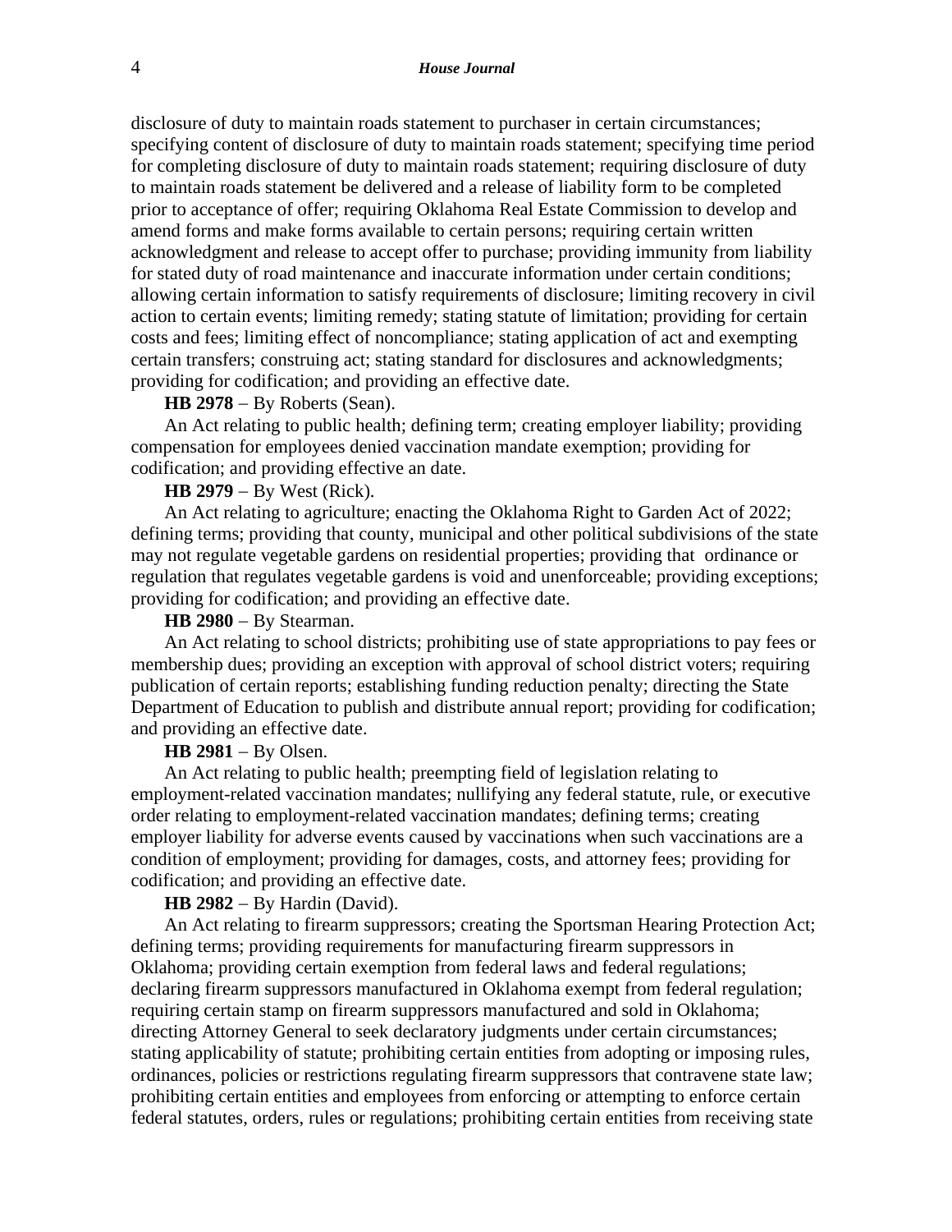disclosure of duty to maintain roads statement to purchaser in certain circumstances; specifying content of disclosure of duty to maintain roads statement; specifying time period for completing disclosure of duty to maintain roads statement; requiring disclosure of duty to maintain roads statement be delivered and a release of liability form to be completed prior to acceptance of offer; requiring Oklahoma Real Estate Commission to develop and amend forms and make forms available to certain persons; requiring certain written acknowledgment and release to accept offer to purchase; providing immunity from liability for stated duty of road maintenance and inaccurate information under certain conditions; allowing certain information to satisfy requirements of disclosure; limiting recovery in civil action to certain events; limiting remedy; stating statute of limitation; providing for certain costs and fees; limiting effect of noncompliance; stating application of act and exempting certain transfers; construing act; stating standard for disclosures and acknowledgments; providing for codification; and providing an effective date.

**HB 2978** − By Roberts (Sean).

An Act relating to public health; defining term; creating employer liability; providing compensation for employees denied vaccination mandate exemption; providing for codification; and providing effective an date.

**HB 2979** − By West (Rick).

An Act relating to agriculture; enacting the Oklahoma Right to Garden Act of 2022; defining terms; providing that county, municipal and other political subdivisions of the state may not regulate vegetable gardens on residential properties; providing that ordinance or regulation that regulates vegetable gardens is void and unenforceable; providing exceptions; providing for codification; and providing an effective date.

**HB 2980** − By Stearman.

An Act relating to school districts; prohibiting use of state appropriations to pay fees or membership dues; providing an exception with approval of school district voters; requiring publication of certain reports; establishing funding reduction penalty; directing the State Department of Education to publish and distribute annual report; providing for codification; and providing an effective date.

**HB 2981** − By Olsen.

An Act relating to public health; preempting field of legislation relating to employment-related vaccination mandates; nullifying any federal statute, rule, or executive order relating to employment-related vaccination mandates; defining terms; creating employer liability for adverse events caused by vaccinations when such vaccinations are a condition of employment; providing for damages, costs, and attorney fees; providing for codification; and providing an effective date.

**HB 2982** − By Hardin (David).

An Act relating to firearm suppressors; creating the Sportsman Hearing Protection Act; defining terms; providing requirements for manufacturing firearm suppressors in Oklahoma; providing certain exemption from federal laws and federal regulations; declaring firearm suppressors manufactured in Oklahoma exempt from federal regulation; requiring certain stamp on firearm suppressors manufactured and sold in Oklahoma; directing Attorney General to seek declaratory judgments under certain circumstances; stating applicability of statute; prohibiting certain entities from adopting or imposing rules, ordinances, policies or restrictions regulating firearm suppressors that contravene state law; prohibiting certain entities and employees from enforcing or attempting to enforce certain federal statutes, orders, rules or regulations; prohibiting certain entities from receiving state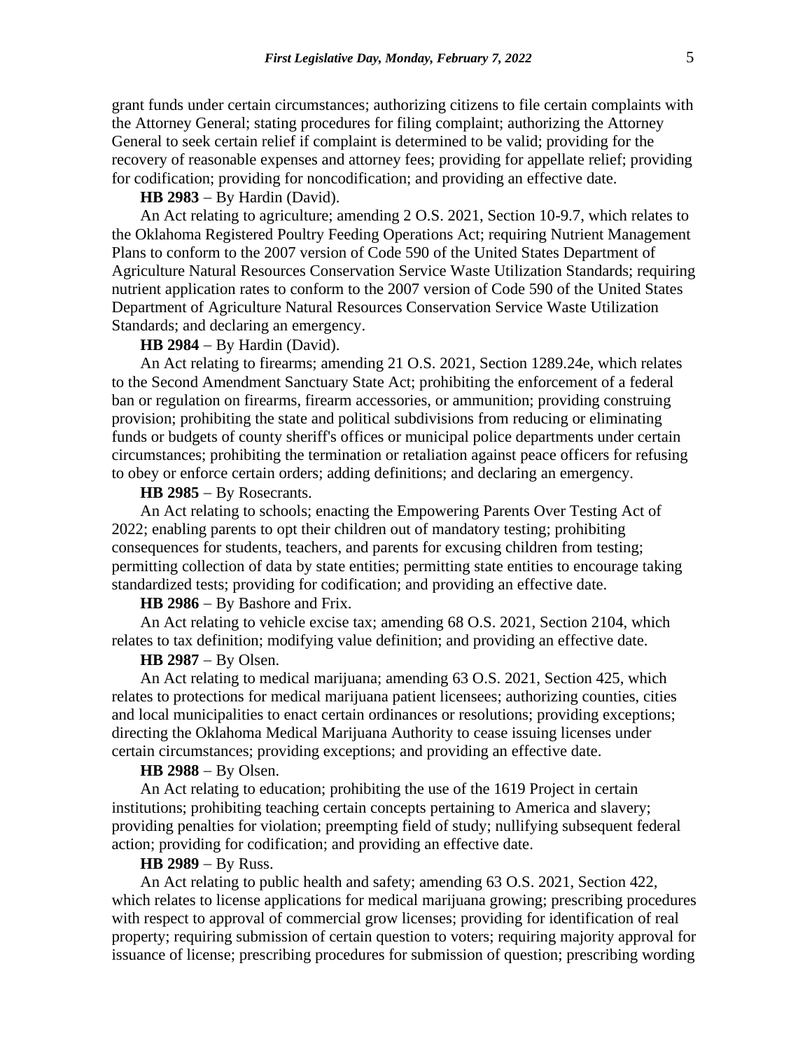grant funds under certain circumstances; authorizing citizens to file certain complaints with the Attorney General; stating procedures for filing complaint; authorizing the Attorney General to seek certain relief if complaint is determined to be valid; providing for the recovery of reasonable expenses and attorney fees; providing for appellate relief; providing for codification; providing for noncodification; and providing an effective date.

**HB 2983** − By Hardin (David).

An Act relating to agriculture; amending 2 O.S. 2021, Section 10-9.7, which relates to the Oklahoma Registered Poultry Feeding Operations Act; requiring Nutrient Management Plans to conform to the 2007 version of Code 590 of the United States Department of Agriculture Natural Resources Conservation Service Waste Utilization Standards; requiring nutrient application rates to conform to the 2007 version of Code 590 of the United States Department of Agriculture Natural Resources Conservation Service Waste Utilization Standards; and declaring an emergency.

**HB 2984** − By Hardin (David).

An Act relating to firearms; amending 21 O.S. 2021, Section 1289.24e, which relates to the Second Amendment Sanctuary State Act; prohibiting the enforcement of a federal ban or regulation on firearms, firearm accessories, or ammunition; providing construing provision; prohibiting the state and political subdivisions from reducing or eliminating funds or budgets of county sheriff's offices or municipal police departments under certain circumstances; prohibiting the termination or retaliation against peace officers for refusing to obey or enforce certain orders; adding definitions; and declaring an emergency.

**HB 2985** − By Rosecrants.

An Act relating to schools; enacting the Empowering Parents Over Testing Act of 2022; enabling parents to opt their children out of mandatory testing; prohibiting consequences for students, teachers, and parents for excusing children from testing; permitting collection of data by state entities; permitting state entities to encourage taking standardized tests; providing for codification; and providing an effective date.

**HB 2986** − By Bashore and Frix.

An Act relating to vehicle excise tax; amending 68 O.S. 2021, Section 2104, which relates to tax definition; modifying value definition; and providing an effective date.

**HB 2987** − By Olsen.

An Act relating to medical marijuana; amending 63 O.S. 2021, Section 425, which relates to protections for medical marijuana patient licensees; authorizing counties, cities and local municipalities to enact certain ordinances or resolutions; providing exceptions; directing the Oklahoma Medical Marijuana Authority to cease issuing licenses under certain circumstances; providing exceptions; and providing an effective date.

**HB 2988** − By Olsen.

An Act relating to education; prohibiting the use of the 1619 Project in certain institutions; prohibiting teaching certain concepts pertaining to America and slavery; providing penalties for violation; preempting field of study; nullifying subsequent federal action; providing for codification; and providing an effective date.

**HB 2989** − By Russ.

An Act relating to public health and safety; amending 63 O.S. 2021, Section 422, which relates to license applications for medical marijuana growing; prescribing procedures with respect to approval of commercial grow licenses; providing for identification of real property; requiring submission of certain question to voters; requiring majority approval for issuance of license; prescribing procedures for submission of question; prescribing wording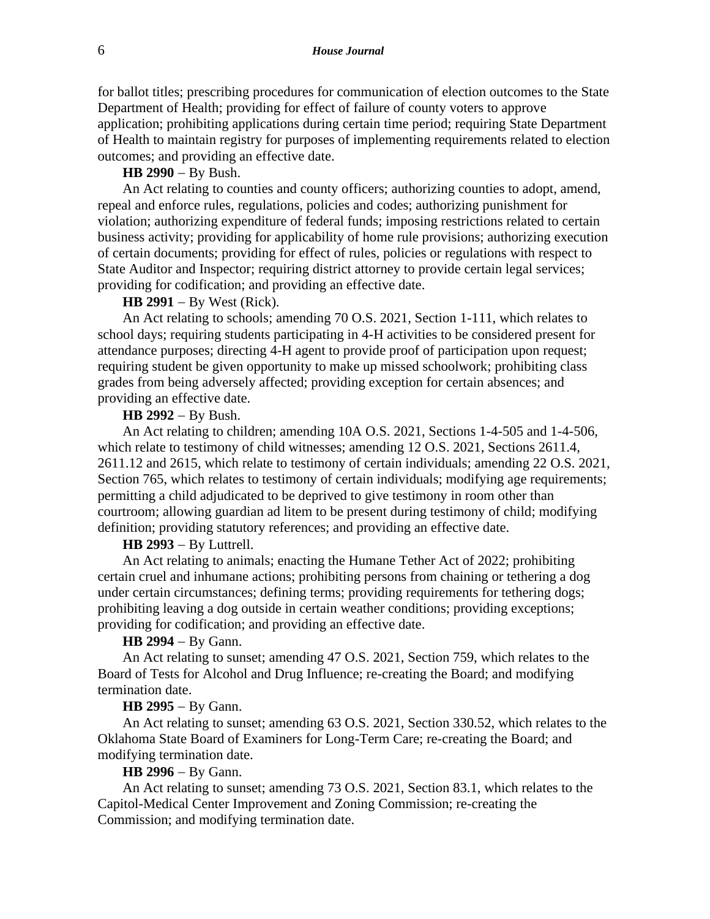for ballot titles; prescribing procedures for communication of election outcomes to the State Department of Health; providing for effect of failure of county voters to approve application; prohibiting applications during certain time period; requiring State Department of Health to maintain registry for purposes of implementing requirements related to election outcomes; and providing an effective date.

**HB 2990** − By Bush.

An Act relating to counties and county officers; authorizing counties to adopt, amend, repeal and enforce rules, regulations, policies and codes; authorizing punishment for violation; authorizing expenditure of federal funds; imposing restrictions related to certain business activity; providing for applicability of home rule provisions; authorizing execution of certain documents; providing for effect of rules, policies or regulations with respect to State Auditor and Inspector; requiring district attorney to provide certain legal services; providing for codification; and providing an effective date.

**HB 2991** − By West (Rick).

An Act relating to schools; amending 70 O.S. 2021, Section 1-111, which relates to school days; requiring students participating in 4-H activities to be considered present for attendance purposes; directing 4-H agent to provide proof of participation upon request; requiring student be given opportunity to make up missed schoolwork; prohibiting class grades from being adversely affected; providing exception for certain absences; and providing an effective date.

**HB 2992** − By Bush.

An Act relating to children; amending 10A O.S. 2021, Sections 1-4-505 and 1-4-506, which relate to testimony of child witnesses; amending 12 O.S. 2021, Sections 2611.4, 2611.12 and 2615, which relate to testimony of certain individuals; amending 22 O.S. 2021, Section 765, which relates to testimony of certain individuals; modifying age requirements; permitting a child adjudicated to be deprived to give testimony in room other than courtroom; allowing guardian ad litem to be present during testimony of child; modifying definition; providing statutory references; and providing an effective date.

**HB 2993** − By Luttrell.

An Act relating to animals; enacting the Humane Tether Act of 2022; prohibiting certain cruel and inhumane actions; prohibiting persons from chaining or tethering a dog under certain circumstances; defining terms; providing requirements for tethering dogs; prohibiting leaving a dog outside in certain weather conditions; providing exceptions; providing for codification; and providing an effective date.

**HB 2994** − By Gann.

An Act relating to sunset; amending 47 O.S. 2021, Section 759, which relates to the Board of Tests for Alcohol and Drug Influence; re-creating the Board; and modifying termination date.

**HB 2995** − By Gann.

An Act relating to sunset; amending 63 O.S. 2021, Section 330.52, which relates to the Oklahoma State Board of Examiners for Long-Term Care; re-creating the Board; and modifying termination date.

**HB 2996** − By Gann.

An Act relating to sunset; amending 73 O.S. 2021, Section 83.1, which relates to the Capitol-Medical Center Improvement and Zoning Commission; re-creating the Commission; and modifying termination date.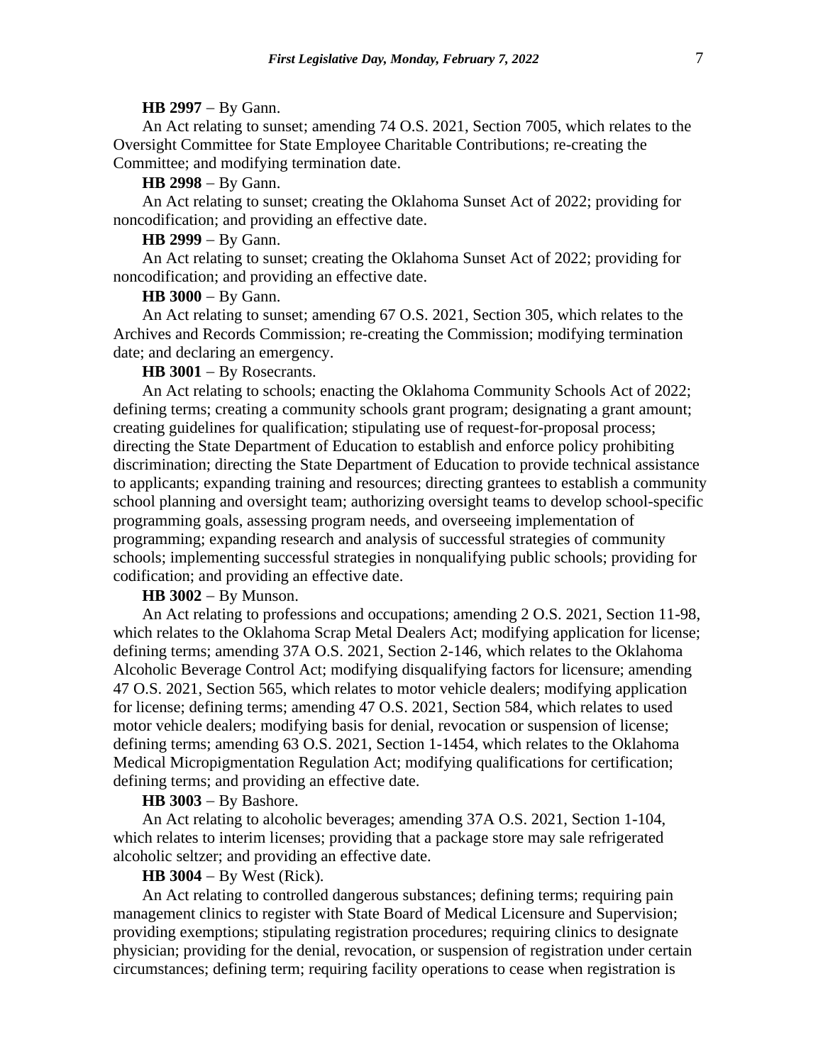**HB 2997** − By Gann.

An Act relating to sunset; amending 74 O.S. 2021, Section 7005, which relates to the Oversight Committee for State Employee Charitable Contributions; re-creating the Committee; and modifying termination date.

**HB 2998** − By Gann.

An Act relating to sunset; creating the Oklahoma Sunset Act of 2022; providing for noncodification; and providing an effective date.

**HB 2999** − By Gann.

An Act relating to sunset; creating the Oklahoma Sunset Act of 2022; providing for noncodification; and providing an effective date.

**HB 3000** − By Gann.

An Act relating to sunset; amending 67 O.S. 2021, Section 305, which relates to the Archives and Records Commission; re-creating the Commission; modifying termination date; and declaring an emergency.

**HB 3001** − By Rosecrants.

An Act relating to schools; enacting the Oklahoma Community Schools Act of 2022; defining terms; creating a community schools grant program; designating a grant amount; creating guidelines for qualification; stipulating use of request-for-proposal process; directing the State Department of Education to establish and enforce policy prohibiting discrimination; directing the State Department of Education to provide technical assistance to applicants; expanding training and resources; directing grantees to establish a community school planning and oversight team; authorizing oversight teams to develop school-specific programming goals, assessing program needs, and overseeing implementation of programming; expanding research and analysis of successful strategies of community schools; implementing successful strategies in nonqualifying public schools; providing for codification; and providing an effective date.

**HB 3002** − By Munson.

An Act relating to professions and occupations; amending 2 O.S. 2021, Section 11-98, which relates to the Oklahoma Scrap Metal Dealers Act; modifying application for license; defining terms; amending 37A O.S. 2021, Section 2-146, which relates to the Oklahoma Alcoholic Beverage Control Act; modifying disqualifying factors for licensure; amending 47 O.S. 2021, Section 565, which relates to motor vehicle dealers; modifying application for license; defining terms; amending 47 O.S. 2021, Section 584, which relates to used motor vehicle dealers; modifying basis for denial, revocation or suspension of license; defining terms; amending 63 O.S. 2021, Section 1-1454, which relates to the Oklahoma Medical Micropigmentation Regulation Act; modifying qualifications for certification; defining terms; and providing an effective date.

**HB 3003** − By Bashore.

An Act relating to alcoholic beverages; amending 37A O.S. 2021, Section 1-104, which relates to interim licenses; providing that a package store may sale refrigerated alcoholic seltzer; and providing an effective date.

**HB 3004** − By West (Rick).

An Act relating to controlled dangerous substances; defining terms; requiring pain management clinics to register with State Board of Medical Licensure and Supervision; providing exemptions; stipulating registration procedures; requiring clinics to designate physician; providing for the denial, revocation, or suspension of registration under certain circumstances; defining term; requiring facility operations to cease when registration is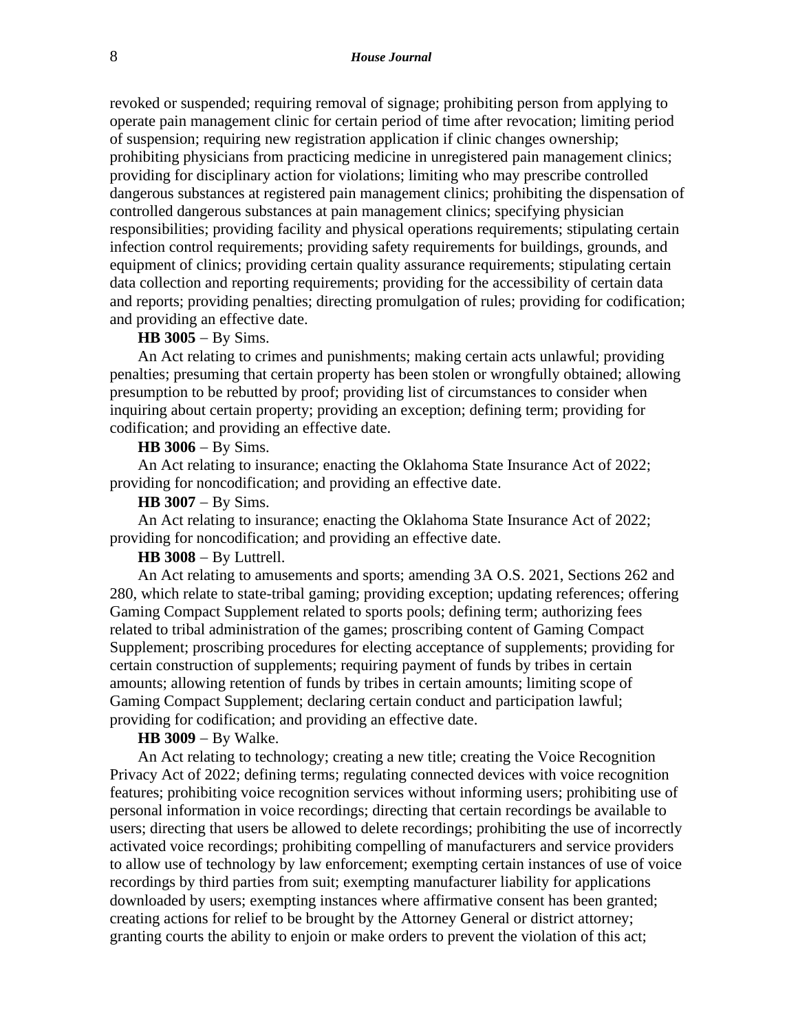revoked or suspended; requiring removal of signage; prohibiting person from applying to operate pain management clinic for certain period of time after revocation; limiting period of suspension; requiring new registration application if clinic changes ownership; prohibiting physicians from practicing medicine in unregistered pain management clinics; providing for disciplinary action for violations; limiting who may prescribe controlled dangerous substances at registered pain management clinics; prohibiting the dispensation of controlled dangerous substances at pain management clinics; specifying physician responsibilities; providing facility and physical operations requirements; stipulating certain infection control requirements; providing safety requirements for buildings, grounds, and equipment of clinics; providing certain quality assurance requirements; stipulating certain data collection and reporting requirements; providing for the accessibility of certain data and reports; providing penalties; directing promulgation of rules; providing for codification; and providing an effective date.

**HB 3005** − By Sims.

An Act relating to crimes and punishments; making certain acts unlawful; providing penalties; presuming that certain property has been stolen or wrongfully obtained; allowing presumption to be rebutted by proof; providing list of circumstances to consider when inquiring about certain property; providing an exception; defining term; providing for codification; and providing an effective date.

**HB 3006** − By Sims.

An Act relating to insurance; enacting the Oklahoma State Insurance Act of 2022; providing for noncodification; and providing an effective date.

**HB 3007** − By Sims.

An Act relating to insurance; enacting the Oklahoma State Insurance Act of 2022; providing for noncodification; and providing an effective date.

**HB 3008** − By Luttrell.

An Act relating to amusements and sports; amending 3A O.S. 2021, Sections 262 and 280, which relate to state-tribal gaming; providing exception; updating references; offering Gaming Compact Supplement related to sports pools; defining term; authorizing fees related to tribal administration of the games; proscribing content of Gaming Compact Supplement; proscribing procedures for electing acceptance of supplements; providing for certain construction of supplements; requiring payment of funds by tribes in certain amounts; allowing retention of funds by tribes in certain amounts; limiting scope of Gaming Compact Supplement; declaring certain conduct and participation lawful; providing for codification; and providing an effective date.

**HB 3009** − By Walke.

An Act relating to technology; creating a new title; creating the Voice Recognition Privacy Act of 2022; defining terms; regulating connected devices with voice recognition features; prohibiting voice recognition services without informing users; prohibiting use of personal information in voice recordings; directing that certain recordings be available to users; directing that users be allowed to delete recordings; prohibiting the use of incorrectly activated voice recordings; prohibiting compelling of manufacturers and service providers to allow use of technology by law enforcement; exempting certain instances of use of voice recordings by third parties from suit; exempting manufacturer liability for applications downloaded by users; exempting instances where affirmative consent has been granted; creating actions for relief to be brought by the Attorney General or district attorney; granting courts the ability to enjoin or make orders to prevent the violation of this act;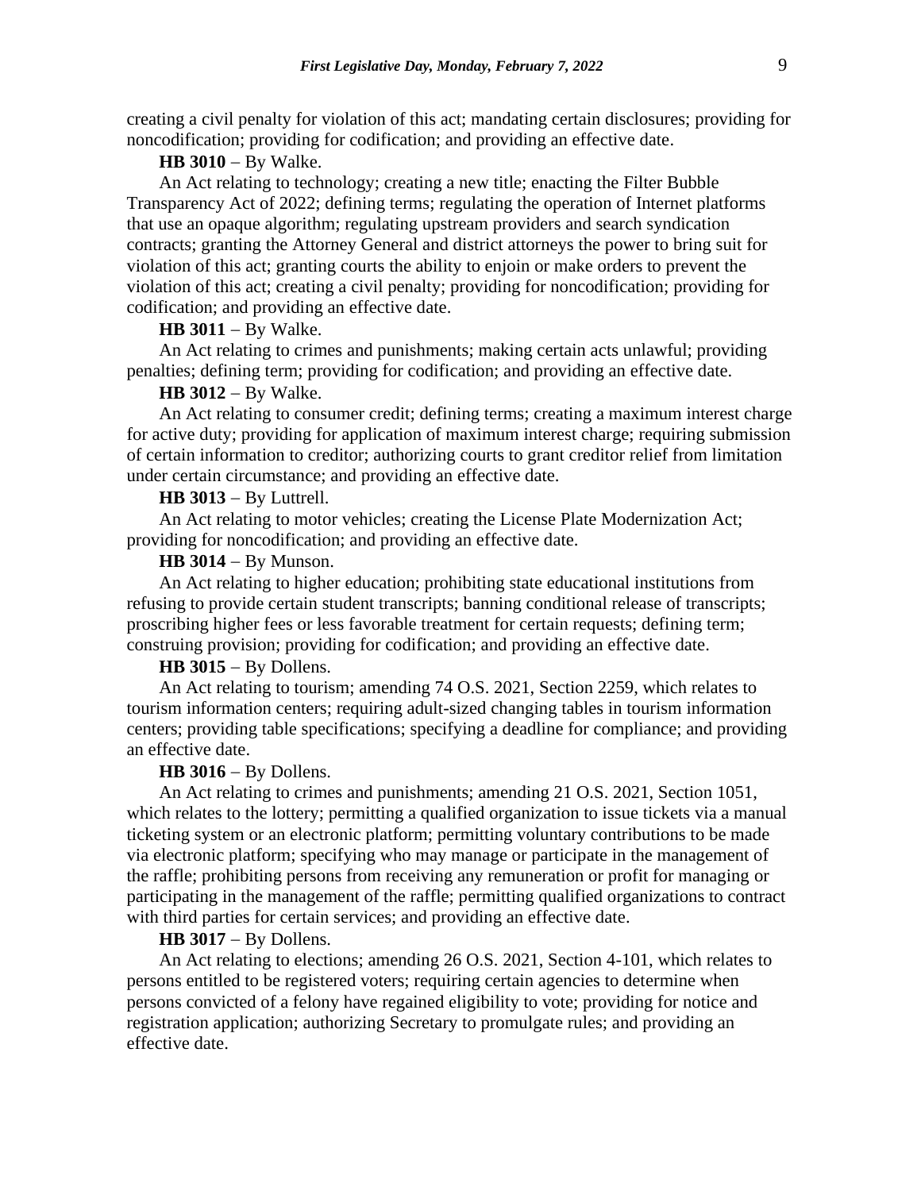creating a civil penalty for violation of this act; mandating certain disclosures; providing for noncodification; providing for codification; and providing an effective date.

**HB 3010** – By Walke.

An Act relating to technology; creating a new title; enacting the Filter Bubble Transparency Act of 2022; defining terms; regulating the operation of Internet platforms that use an opaque algorithm; regulating upstream providers and search syndication contracts; granting the Attorney General and district attorneys the power to bring suit for violation of this act; granting courts the ability to enjoin or make orders to prevent the violation of this act; creating a civil penalty; providing for noncodification; providing for codification; and providing an effective date.

**HB 3011** – By Walke.

An Act relating to crimes and punishments; making certain acts unlawful; providing penalties; defining term; providing for codification; and providing an effective date.

**HB 3012** – By Walke.

An Act relating to consumer credit; defining terms; creating a maximum interest charge for active duty; providing for application of maximum interest charge; requiring submission of certain information to creditor; authorizing courts to grant creditor relief from limitation under certain circumstance; and providing an effective date.

**HB 3013** – By Luttrell.

An Act relating to motor vehicles; creating the License Plate Modernization Act; providing for noncodification; and providing an effective date.

**HB 3014** – By Munson.

An Act relating to higher education; prohibiting state educational institutions from refusing to provide certain student transcripts; banning conditional release of transcripts; proscribing higher fees or less favorable treatment for certain requests; defining term; construing provision; providing for codification; and providing an effective date.

**HB 3015** – By Dollens.

An Act relating to tourism; amending 74 O.S. 2021, Section 2259, which relates to tourism information centers; requiring adult-sized changing tables in tourism information centers; providing table specifications; specifying a deadline for compliance; and providing an effective date.

**HB 3016** – By Dollens.

An Act relating to crimes and punishments; amending 21 O.S. 2021, Section 1051, which relates to the lottery; permitting a qualified organization to issue tickets via a manual ticketing system or an electronic platform; permitting voluntary contributions to be made via electronic platform; specifying who may manage or participate in the management of the raffle; prohibiting persons from receiving any remuneration or profit for managing or participating in the management of the raffle; permitting qualified organizations to contract with third parties for certain services; and providing an effective date.

**HB 3017** – By Dollens.

An Act relating to elections; amending 26 O.S. 2021, Section 4-101, which relates to persons entitled to be registered voters; requiring certain agencies to determine when persons convicted of a felony have regained eligibility to vote; providing for notice and registration application; authorizing Secretary to promulgate rules; and providing an effective date.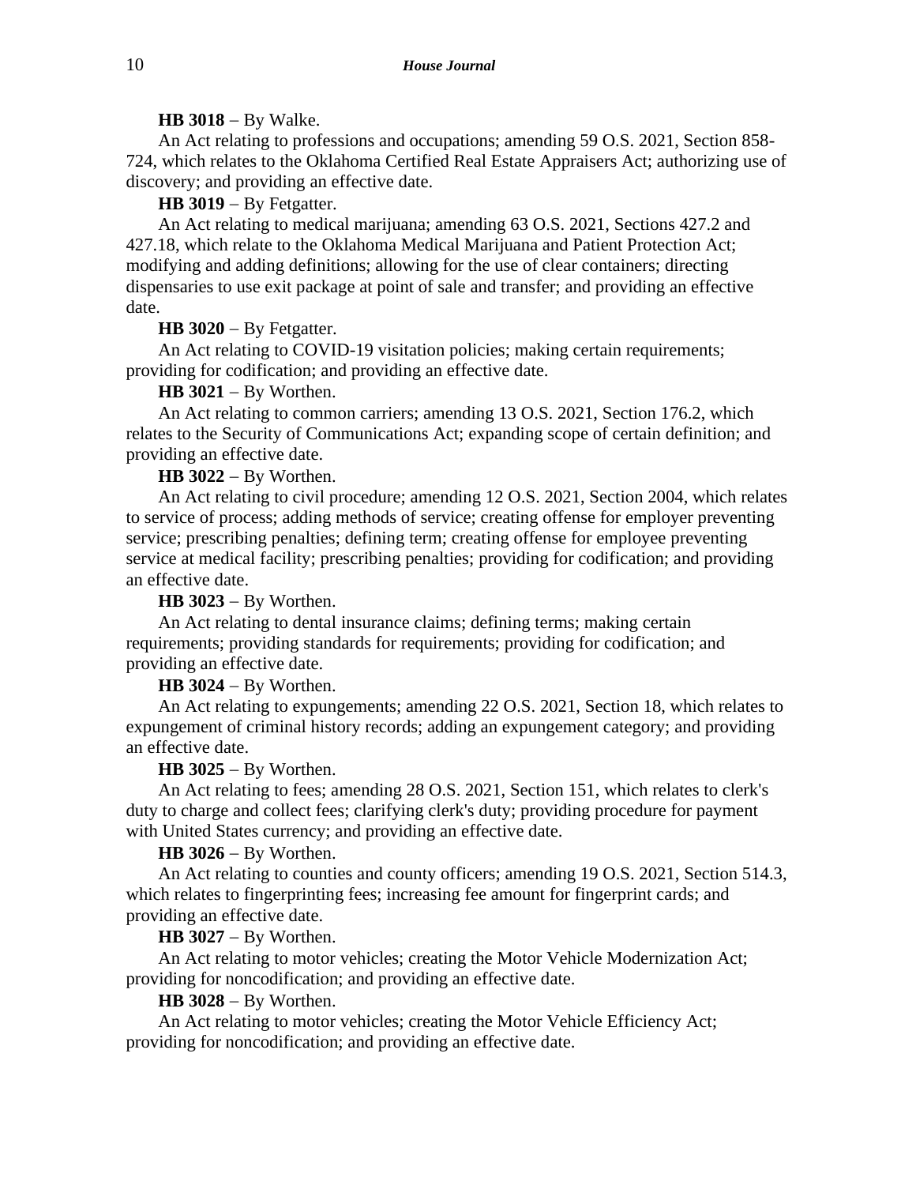**HB 3018** − By Walke.

An Act relating to professions and occupations; amending 59 O.S. 2021, Section 858-724, which relates to the Oklahoma Certified Real Estate Appraisers Act; authorizing use of discovery; and providing an effective date.

**HB 3019** − By Fetgatter.

An Act relating to medical marijuana; amending 63 O.S. 2021, Sections 427.2 and 427.18, which relate to the Oklahoma Medical Marijuana and Patient Protection Act; modifying and adding definitions; allowing for the use of clear containers; directing dispensaries to use exit package at point of sale and transfer; and providing an effective date.

**HB 3020** − By Fetgatter.

An Act relating to COVID-19 visitation policies; making certain requirements; providing for codification; and providing an effective date.

**HB 3021** − By Worthen.

An Act relating to common carriers; amending 13 O.S. 2021, Section 176.2, which relates to the Security of Communications Act; expanding scope of certain definition; and providing an effective date.

**HB 3022** − By Worthen.

An Act relating to civil procedure; amending 12 O.S. 2021, Section 2004, which relates to service of process; adding methods of service; creating offense for employer preventing service; prescribing penalties; defining term; creating offense for employee preventing service at medical facility; prescribing penalties; providing for codification; and providing an effective date.

**HB 3023** − By Worthen.

An Act relating to dental insurance claims; defining terms; making certain requirements; providing standards for requirements; providing for codification; and providing an effective date.

**HB 3024** − By Worthen.

An Act relating to expungements; amending 22 O.S. 2021, Section 18, which relates to expungement of criminal history records; adding an expungement category; and providing an effective date.

**HB 3025** − By Worthen.

An Act relating to fees; amending 28 O.S. 2021, Section 151, which relates to clerk's duty to charge and collect fees; clarifying clerk's duty; providing procedure for payment with United States currency; and providing an effective date.

**HB 3026** − By Worthen.

An Act relating to counties and county officers; amending 19 O.S. 2021, Section 514.3, which relates to fingerprinting fees; increasing fee amount for fingerprint cards; and providing an effective date.

**HB 3027** − By Worthen.

An Act relating to motor vehicles; creating the Motor Vehicle Modernization Act; providing for noncodification; and providing an effective date.

**HB 3028** − By Worthen.

An Act relating to motor vehicles; creating the Motor Vehicle Efficiency Act; providing for noncodification; and providing an effective date.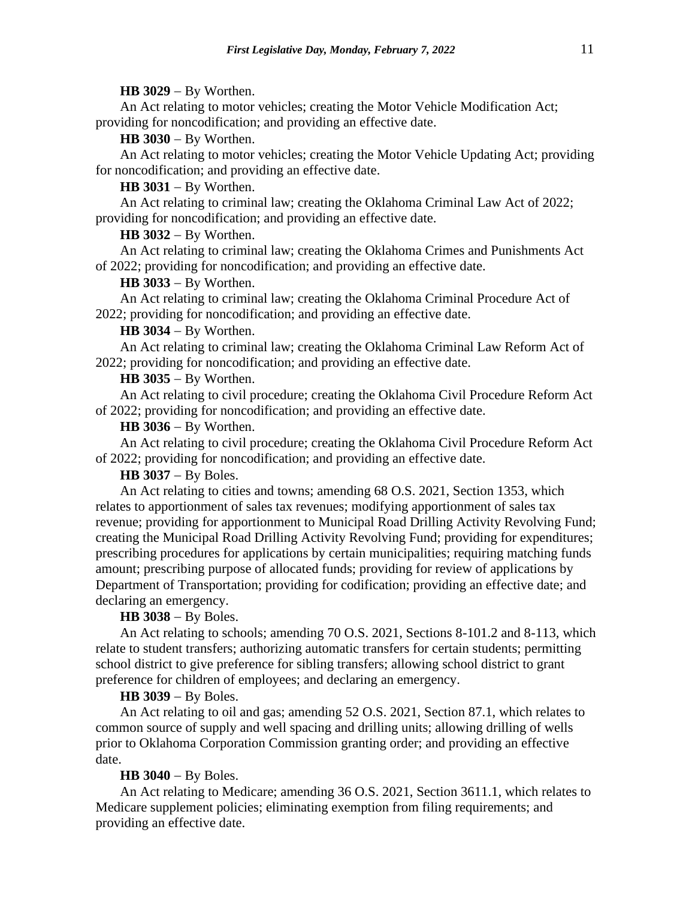**HB 3029** − By Worthen.

An Act relating to motor vehicles; creating the Motor Vehicle Modification Act; providing for noncodification; and providing an effective date.

**HB 3030** − By Worthen.

An Act relating to motor vehicles; creating the Motor Vehicle Updating Act; providing for noncodification; and providing an effective date.

**HB 3031** − By Worthen.

An Act relating to criminal law; creating the Oklahoma Criminal Law Act of 2022; providing for noncodification; and providing an effective date.

**HB 3032** − By Worthen.

An Act relating to criminal law; creating the Oklahoma Crimes and Punishments Act of 2022; providing for noncodification; and providing an effective date.

**HB 3033** − By Worthen.

An Act relating to criminal law; creating the Oklahoma Criminal Procedure Act of 2022; providing for noncodification; and providing an effective date.

**HB 3034** − By Worthen.

An Act relating to criminal law; creating the Oklahoma Criminal Law Reform Act of 2022; providing for noncodification; and providing an effective date.

**HB 3035** − By Worthen.

An Act relating to civil procedure; creating the Oklahoma Civil Procedure Reform Act of 2022; providing for noncodification; and providing an effective date.

**HB 3036** − By Worthen.

An Act relating to civil procedure; creating the Oklahoma Civil Procedure Reform Act of 2022; providing for noncodification; and providing an effective date.

**HB 3037** − By Boles.

An Act relating to cities and towns; amending 68 O.S. 2021, Section 1353, which relates to apportionment of sales tax revenues; modifying apportionment of sales tax revenue; providing for apportionment to Municipal Road Drilling Activity Revolving Fund; creating the Municipal Road Drilling Activity Revolving Fund; providing for expenditures; prescribing procedures for applications by certain municipalities; requiring matching funds amount; prescribing purpose of allocated funds; providing for review of applications by Department of Transportation; providing for codification; providing an effective date; and declaring an emergency.

**HB 3038** − By Boles.

An Act relating to schools; amending 70 O.S. 2021, Sections 8-101.2 and 8-113, which relate to student transfers; authorizing automatic transfers for certain students; permitting school district to give preference for sibling transfers; allowing school district to grant preference for children of employees; and declaring an emergency.

**HB 3039** − By Boles.

An Act relating to oil and gas; amending 52 O.S. 2021, Section 87.1, which relates to common source of supply and well spacing and drilling units; allowing drilling of wells prior to Oklahoma Corporation Commission granting order; and providing an effective date.

**HB 3040** − By Boles.

An Act relating to Medicare; amending 36 O.S. 2021, Section 3611.1, which relates to Medicare supplement policies; eliminating exemption from filing requirements; and providing an effective date.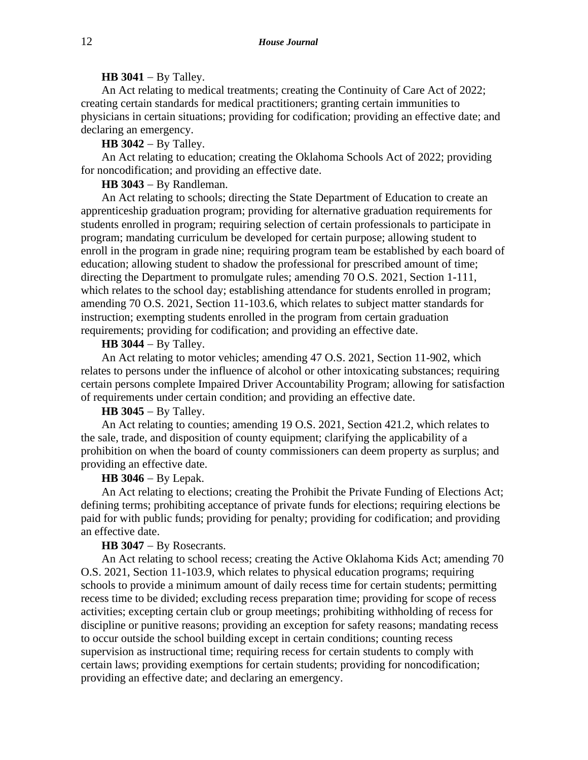**HB 3041** − By Talley.

An Act relating to medical treatments; creating the Continuity of Care Act of 2022; creating certain standards for medical practitioners; granting certain immunities to physicians in certain situations; providing for codification; providing an effective date; and declaring an emergency.

**HB 3042** − By Talley.

An Act relating to education; creating the Oklahoma Schools Act of 2022; providing for noncodification; and providing an effective date.

**HB 3043** − By Randleman.

An Act relating to schools; directing the State Department of Education to create an apprenticeship graduation program; providing for alternative graduation requirements for students enrolled in program; requiring selection of certain professionals to participate in program; mandating curriculum be developed for certain purpose; allowing student to enroll in the program in grade nine; requiring program team be established by each board of education; allowing student to shadow the professional for prescribed amount of time; directing the Department to promulgate rules; amending 70 O.S. 2021, Section 1-111, which relates to the school day; establishing attendance for students enrolled in program; amending 70 O.S. 2021, Section 11-103.6, which relates to subject matter standards for instruction; exempting students enrolled in the program from certain graduation requirements; providing for codification; and providing an effective date.

**HB 3044** − By Talley.

An Act relating to motor vehicles; amending 47 O.S. 2021, Section 11-902, which relates to persons under the influence of alcohol or other intoxicating substances; requiring certain persons complete Impaired Driver Accountability Program; allowing for satisfaction of requirements under certain condition; and providing an effective date.

**HB 3045** − By Talley.

An Act relating to counties; amending 19 O.S. 2021, Section 421.2, which relates to the sale, trade, and disposition of county equipment; clarifying the applicability of a prohibition on when the board of county commissioners can deem property as surplus; and providing an effective date.

**HB 3046** − By Lepak.

An Act relating to elections; creating the Prohibit the Private Funding of Elections Act; defining terms; prohibiting acceptance of private funds for elections; requiring elections be paid for with public funds; providing for penalty; providing for codification; and providing an effective date.

**HB 3047** − By Rosecrants.

An Act relating to school recess; creating the Active Oklahoma Kids Act; amending 70 O.S. 2021, Section 11-103.9, which relates to physical education programs; requiring schools to provide a minimum amount of daily recess time for certain students; permitting recess time to be divided; excluding recess preparation time; providing for scope of recess activities; excepting certain club or group meetings; prohibiting withholding of recess for discipline or punitive reasons; providing an exception for safety reasons; mandating recess to occur outside the school building except in certain conditions; counting recess supervision as instructional time; requiring recess for certain students to comply with certain laws; providing exemptions for certain students; providing for noncodification; providing an effective date; and declaring an emergency.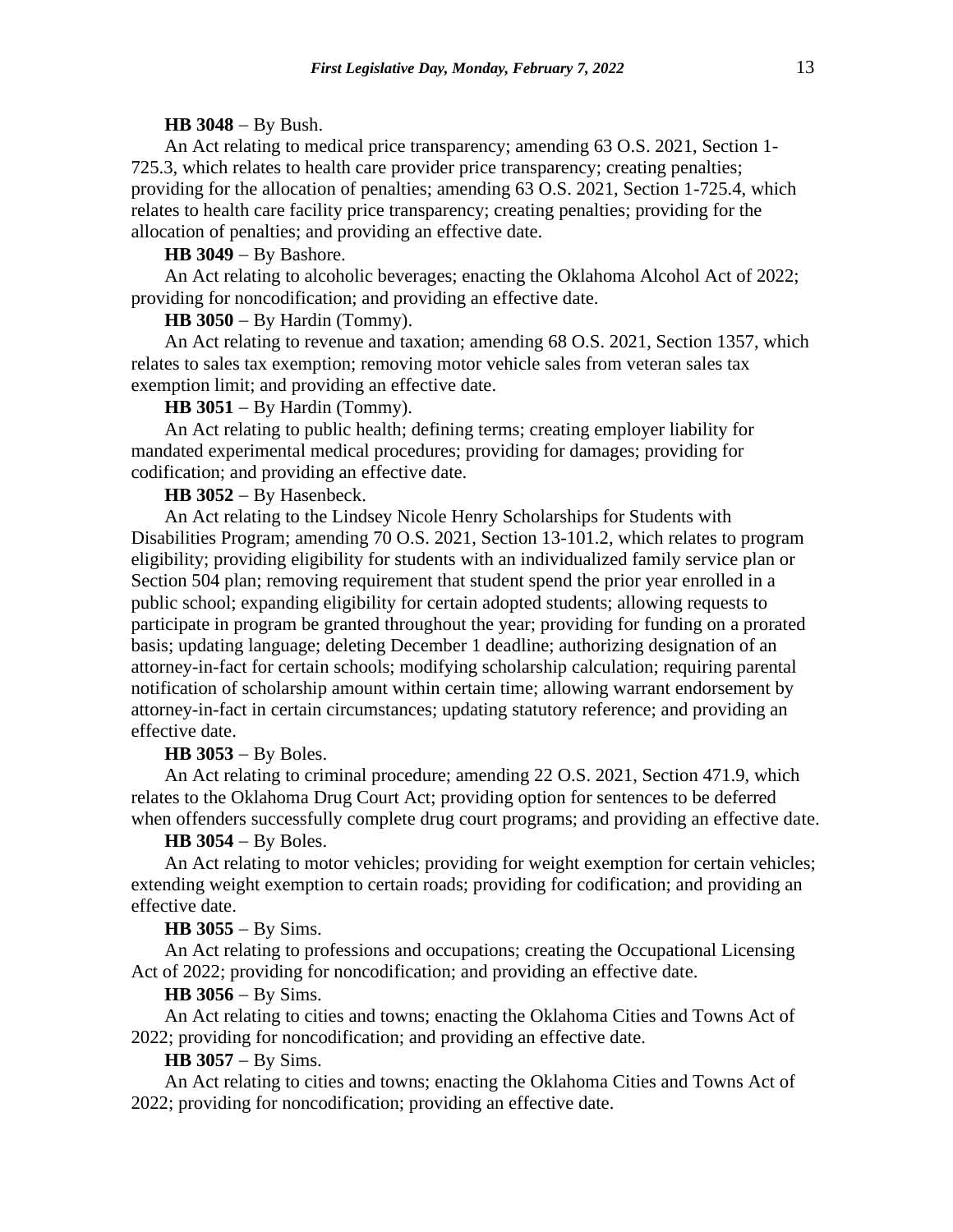**HB 3048** − By Bush.

An Act relating to medical price transparency; amending 63 O.S. 2021, Section 1-725.3, which relates to health care provider price transparency; creating penalties; providing for the allocation of penalties; amending 63 O.S. 2021, Section 1-725.4, which relates to health care facility price transparency; creating penalties; providing for the allocation of penalties; and providing an effective date.

**HB 3049** − By Bashore.

An Act relating to alcoholic beverages; enacting the Oklahoma Alcohol Act of 2022; providing for noncodification; and providing an effective date.

**HB 3050** − By Hardin (Tommy).

An Act relating to revenue and taxation; amending 68 O.S. 2021, Section 1357, which relates to sales tax exemption; removing motor vehicle sales from veteran sales tax exemption limit; and providing an effective date.

**HB 3051** − By Hardin (Tommy).

An Act relating to public health; defining terms; creating employer liability for mandated experimental medical procedures; providing for damages; providing for codification; and providing an effective date.

**HB 3052** − By Hasenbeck.

An Act relating to the Lindsey Nicole Henry Scholarships for Students with Disabilities Program; amending 70 O.S. 2021, Section 13-101.2, which relates to program eligibility; providing eligibility for students with an individualized family service plan or Section 504 plan; removing requirement that student spend the prior year enrolled in a public school; expanding eligibility for certain adopted students; allowing requests to participate in program be granted throughout the year; providing for funding on a prorated basis; updating language; deleting December 1 deadline; authorizing designation of an attorney-in-fact for certain schools; modifying scholarship calculation; requiring parental notification of scholarship amount within certain time; allowing warrant endorsement by attorney-in-fact in certain circumstances; updating statutory reference; and providing an effective date.

**HB 3053** − By Boles.

An Act relating to criminal procedure; amending 22 O.S. 2021, Section 471.9, which relates to the Oklahoma Drug Court Act; providing option for sentences to be deferred when offenders successfully complete drug court programs; and providing an effective date.

**HB 3054** − By Boles.

An Act relating to motor vehicles; providing for weight exemption for certain vehicles; extending weight exemption to certain roads; providing for codification; and providing an effective date.

**HB 3055** − By Sims.

An Act relating to professions and occupations; creating the Occupational Licensing Act of 2022; providing for noncodification; and providing an effective date.

**HB 3056** − By Sims.

An Act relating to cities and towns; enacting the Oklahoma Cities and Towns Act of 2022; providing for noncodification; and providing an effective date.

**HB 3057** − By Sims.

An Act relating to cities and towns; enacting the Oklahoma Cities and Towns Act of 2022; providing for noncodification; providing an effective date.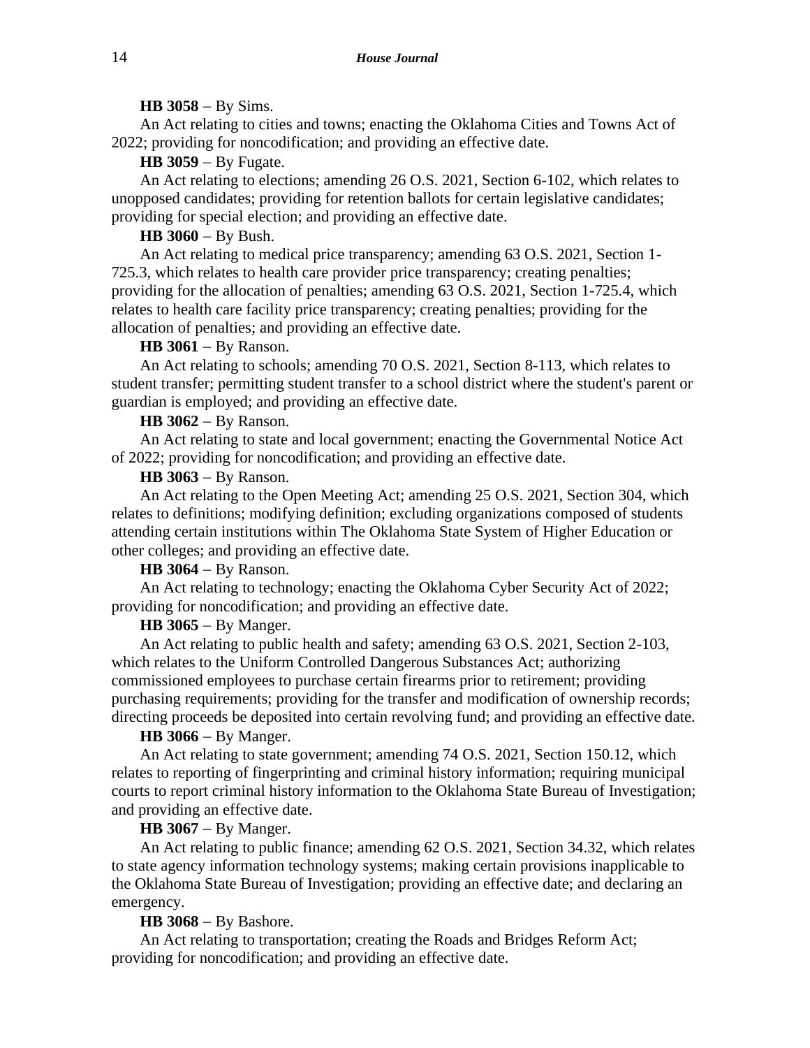**HB 3058** − By Sims.

An Act relating to cities and towns; enacting the Oklahoma Cities and Towns Act of 2022; providing for noncodification; and providing an effective date.

**HB 3059** − By Fugate.

An Act relating to elections; amending 26 O.S. 2021, Section 6-102, which relates to unopposed candidates; providing for retention ballots for certain legislative candidates; providing for special election; and providing an effective date.

**HB 3060** − By Bush.

An Act relating to medical price transparency; amending 63 O.S. 2021, Section 1-725.3, which relates to health care provider price transparency; creating penalties; providing for the allocation of penalties; amending 63 O.S. 2021, Section 1-725.4, which relates to health care facility price transparency; creating penalties; providing for the allocation of penalties; and providing an effective date.

**HB 3061** − By Ranson.

An Act relating to schools; amending 70 O.S. 2021, Section 8-113, which relates to student transfer; permitting student transfer to a school district where the student's parent or guardian is employed; and providing an effective date.

**HB 3062** − By Ranson.

An Act relating to state and local government; enacting the Governmental Notice Act of 2022; providing for noncodification; and providing an effective date.

**HB 3063** − By Ranson.

An Act relating to the Open Meeting Act; amending 25 O.S. 2021, Section 304, which relates to definitions; modifying definition; excluding organizations composed of students attending certain institutions within The Oklahoma State System of Higher Education or other colleges; and providing an effective date.

**HB 3064** − By Ranson.

An Act relating to technology; enacting the Oklahoma Cyber Security Act of 2022; providing for noncodification; and providing an effective date.

**HB 3065** − By Manger.

An Act relating to public health and safety; amending 63 O.S. 2021, Section 2-103, which relates to the Uniform Controlled Dangerous Substances Act; authorizing commissioned employees to purchase certain firearms prior to retirement; providing purchasing requirements; providing for the transfer and modification of ownership records; directing proceeds be deposited into certain revolving fund; and providing an effective date.

**HB 3066** − By Manger.

An Act relating to state government; amending 74 O.S. 2021, Section 150.12, which relates to reporting of fingerprinting and criminal history information; requiring municipal courts to report criminal history information to the Oklahoma State Bureau of Investigation; and providing an effective date.

**HB 3067** − By Manger.

An Act relating to public finance; amending 62 O.S. 2021, Section 34.32, which relates to state agency information technology systems; making certain provisions inapplicable to the Oklahoma State Bureau of Investigation; providing an effective date; and declaring an emergency.

**HB 3068** − By Bashore.

An Act relating to transportation; creating the Roads and Bridges Reform Act; providing for noncodification; and providing an effective date.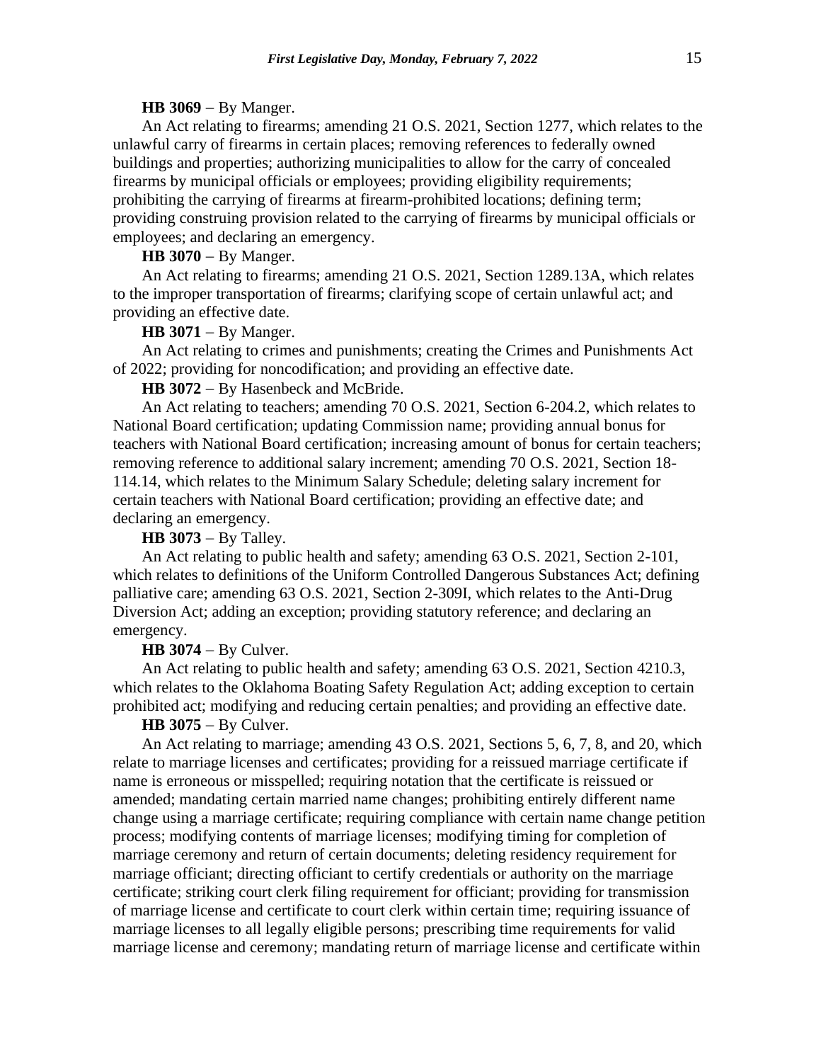**HB 3069** − By Manger.

An Act relating to firearms; amending 21 O.S. 2021, Section 1277, which relates to the unlawful carry of firearms in certain places; removing references to federally owned buildings and properties; authorizing municipalities to allow for the carry of concealed firearms by municipal officials or employees; providing eligibility requirements; prohibiting the carrying of firearms at firearm-prohibited locations; defining term; providing construing provision related to the carrying of firearms by municipal officials or employees; and declaring an emergency.

**HB 3070** − By Manger.

An Act relating to firearms; amending 21 O.S. 2021, Section 1289.13A, which relates to the improper transportation of firearms; clarifying scope of certain unlawful act; and providing an effective date.

**HB 3071** − By Manger.

An Act relating to crimes and punishments; creating the Crimes and Punishments Act of 2022; providing for noncodification; and providing an effective date.

**HB 3072** − By Hasenbeck and McBride.

An Act relating to teachers; amending 70 O.S. 2021, Section 6-204.2, which relates to National Board certification; updating Commission name; providing annual bonus for teachers with National Board certification; increasing amount of bonus for certain teachers; removing reference to additional salary increment; amending 70 O.S. 2021, Section 18-114.14, which relates to the Minimum Salary Schedule; deleting salary increment for certain teachers with National Board certification; providing an effective date; and declaring an emergency.

**HB 3073** − By Talley.

An Act relating to public health and safety; amending 63 O.S. 2021, Section 2-101, which relates to definitions of the Uniform Controlled Dangerous Substances Act; defining palliative care; amending 63 O.S. 2021, Section 2-309I, which relates to the Anti-Drug Diversion Act; adding an exception; providing statutory reference; and declaring an emergency.

**HB 3074** − By Culver.

An Act relating to public health and safety; amending 63 O.S. 2021, Section 4210.3, which relates to the Oklahoma Boating Safety Regulation Act; adding exception to certain prohibited act; modifying and reducing certain penalties; and providing an effective date.

**HB 3075** − By Culver.

An Act relating to marriage; amending 43 O.S. 2021, Sections 5, 6, 7, 8, and 20, which relate to marriage licenses and certificates; providing for a reissued marriage certificate if name is erroneous or misspelled; requiring notation that the certificate is reissued or amended; mandating certain married name changes; prohibiting entirely different name change using a marriage certificate; requiring compliance with certain name change petition process; modifying contents of marriage licenses; modifying timing for completion of marriage ceremony and return of certain documents; deleting residency requirement for marriage officiant; directing officiant to certify credentials or authority on the marriage certificate; striking court clerk filing requirement for officiant; providing for transmission of marriage license and certificate to court clerk within certain time; requiring issuance of marriage licenses to all legally eligible persons; prescribing time requirements for valid marriage license and ceremony; mandating return of marriage license and certificate within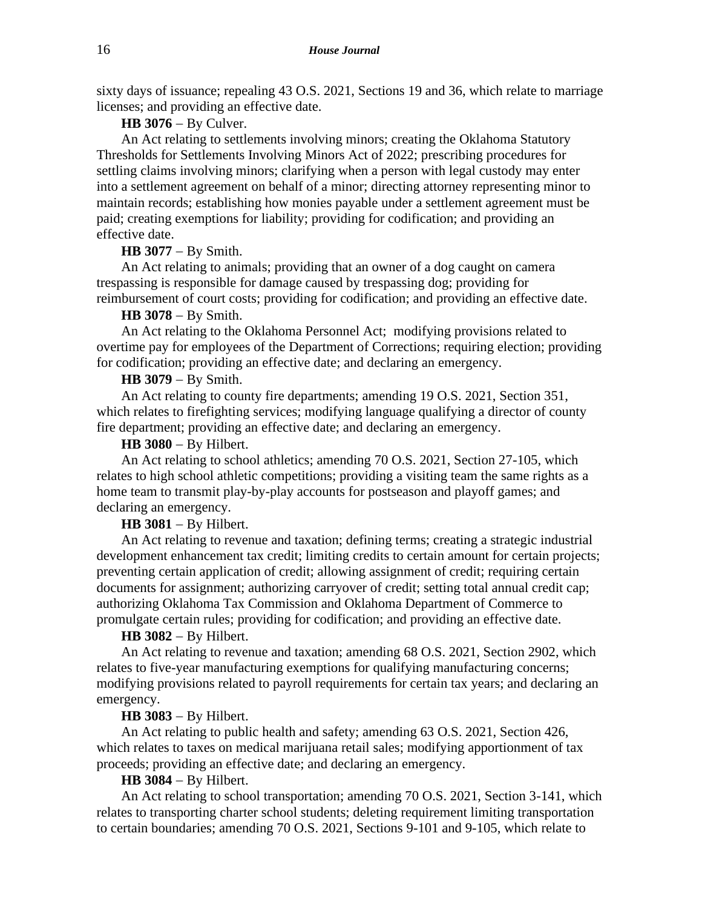sixty days of issuance; repealing 43 O.S. 2021, Sections 19 and 36, which relate to marriage licenses; and providing an effective date.

**HB 3076** − By Culver.

An Act relating to settlements involving minors; creating the Oklahoma Statutory Thresholds for Settlements Involving Minors Act of 2022; prescribing procedures for settling claims involving minors; clarifying when a person with legal custody may enter into a settlement agreement on behalf of a minor; directing attorney representing minor to maintain records; establishing how monies payable under a settlement agreement must be paid; creating exemptions for liability; providing for codification; and providing an effective date.

**HB 3077** − By Smith.

An Act relating to animals; providing that an owner of a dog caught on camera trespassing is responsible for damage caused by trespassing dog; providing for reimbursement of court costs; providing for codification; and providing an effective date.

**HB 3078** − By Smith.

An Act relating to the Oklahoma Personnel Act; modifying provisions related to overtime pay for employees of the Department of Corrections; requiring election; providing for codification; providing an effective date; and declaring an emergency.

**HB 3079** − By Smith.

An Act relating to county fire departments; amending 19 O.S. 2021, Section 351, which relates to firefighting services; modifying language qualifying a director of county fire department; providing an effective date; and declaring an emergency.

**HB 3080** − By Hilbert.

An Act relating to school athletics; amending 70 O.S. 2021, Section 27-105, which relates to high school athletic competitions; providing a visiting team the same rights as a home team to transmit play-by-play accounts for postseason and playoff games; and declaring an emergency.

**HB 3081** − By Hilbert.

An Act relating to revenue and taxation; defining terms; creating a strategic industrial development enhancement tax credit; limiting credits to certain amount for certain projects; preventing certain application of credit; allowing assignment of credit; requiring certain documents for assignment; authorizing carryover of credit; setting total annual credit cap; authorizing Oklahoma Tax Commission and Oklahoma Department of Commerce to promulgate certain rules; providing for codification; and providing an effective date.

**HB 3082** − By Hilbert.

An Act relating to revenue and taxation; amending 68 O.S. 2021, Section 2902, which relates to five-year manufacturing exemptions for qualifying manufacturing concerns; modifying provisions related to payroll requirements for certain tax years; and declaring an emergency.

**HB 3083** − By Hilbert.

An Act relating to public health and safety; amending 63 O.S. 2021, Section 426, which relates to taxes on medical marijuana retail sales; modifying apportionment of tax proceeds; providing an effective date; and declaring an emergency.

**HB 3084** − By Hilbert.

An Act relating to school transportation; amending 70 O.S. 2021, Section 3-141, which relates to transporting charter school students; deleting requirement limiting transportation to certain boundaries; amending 70 O.S. 2021, Sections 9-101 and 9-105, which relate to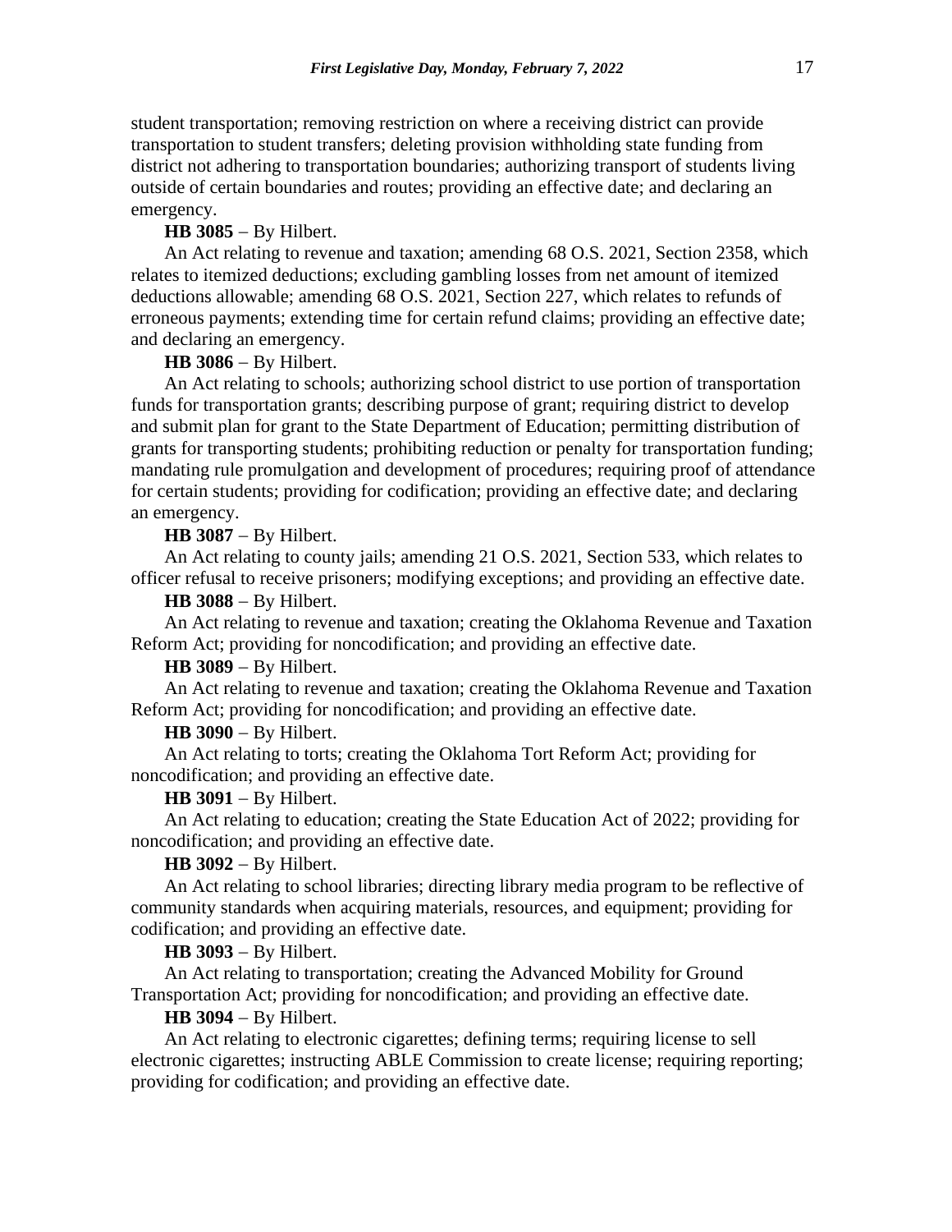student transportation; removing restriction on where a receiving district can provide transportation to student transfers; deleting provision withholding state funding from district not adhering to transportation boundaries; authorizing transport of students living outside of certain boundaries and routes; providing an effective date; and declaring an emergency.

**HB 3085** − By Hilbert.

An Act relating to revenue and taxation; amending 68 O.S. 2021, Section 2358, which relates to itemized deductions; excluding gambling losses from net amount of itemized deductions allowable; amending 68 O.S. 2021, Section 227, which relates to refunds of erroneous payments; extending time for certain refund claims; providing an effective date; and declaring an emergency.

**HB 3086** − By Hilbert.

An Act relating to schools; authorizing school district to use portion of transportation funds for transportation grants; describing purpose of grant; requiring district to develop and submit plan for grant to the State Department of Education; permitting distribution of grants for transporting students; prohibiting reduction or penalty for transportation funding; mandating rule promulgation and development of procedures; requiring proof of attendance for certain students; providing for codification; providing an effective date; and declaring an emergency.

**HB 3087** − By Hilbert.

An Act relating to county jails; amending 21 O.S. 2021, Section 533, which relates to officer refusal to receive prisoners; modifying exceptions; and providing an effective date.

**HB 3088** − By Hilbert.

An Act relating to revenue and taxation; creating the Oklahoma Revenue and Taxation Reform Act; providing for noncodification; and providing an effective date.

**HB 3089** − By Hilbert.

An Act relating to revenue and taxation; creating the Oklahoma Revenue and Taxation Reform Act; providing for noncodification; and providing an effective date.

**HB 3090** − By Hilbert.

An Act relating to torts; creating the Oklahoma Tort Reform Act; providing for noncodification; and providing an effective date.

**HB 3091** − By Hilbert.

An Act relating to education; creating the State Education Act of 2022; providing for noncodification; and providing an effective date.

**HB 3092** − By Hilbert.

An Act relating to school libraries; directing library media program to be reflective of community standards when acquiring materials, resources, and equipment; providing for codification; and providing an effective date.

**HB 3093** − By Hilbert.

An Act relating to transportation; creating the Advanced Mobility for Ground Transportation Act; providing for noncodification; and providing an effective date.

**HB 3094** − By Hilbert.

An Act relating to electronic cigarettes; defining terms; requiring license to sell electronic cigarettes; instructing ABLE Commission to create license; requiring reporting; providing for codification; and providing an effective date.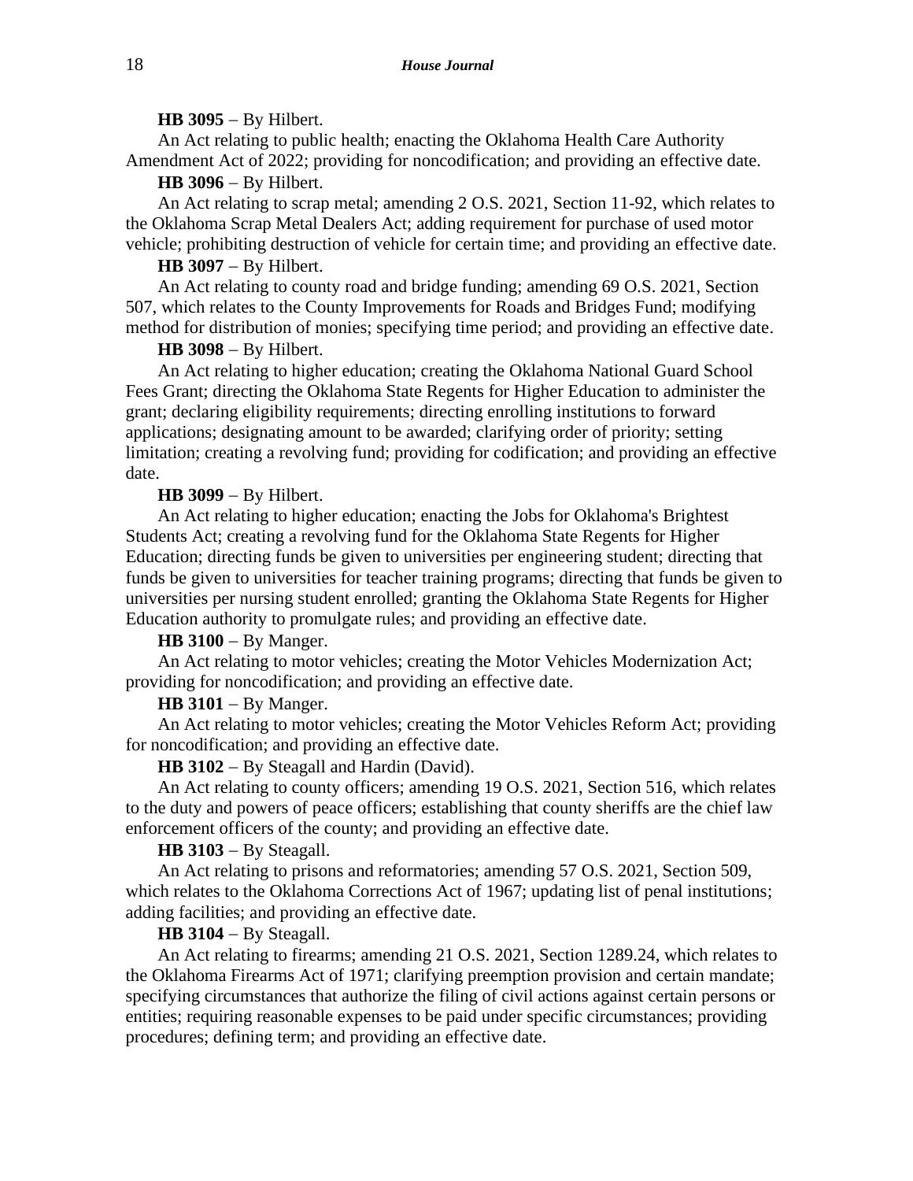**HB 3095** − By Hilbert.

An Act relating to public health; enacting the Oklahoma Health Care Authority Amendment Act of 2022; providing for noncodification; and providing an effective date.

**HB 3096** − By Hilbert.

An Act relating to scrap metal; amending 2 O.S. 2021, Section 11-92, which relates to the Oklahoma Scrap Metal Dealers Act; adding requirement for purchase of used motor vehicle; prohibiting destruction of vehicle for certain time; and providing an effective date.

**HB 3097** − By Hilbert.

An Act relating to county road and bridge funding; amending 69 O.S. 2021, Section 507, which relates to the County Improvements for Roads and Bridges Fund; modifying method for distribution of monies; specifying time period; and providing an effective date.

**HB 3098** − By Hilbert.

An Act relating to higher education; creating the Oklahoma National Guard School Fees Grant; directing the Oklahoma State Regents for Higher Education to administer the grant; declaring eligibility requirements; directing enrolling institutions to forward applications; designating amount to be awarded; clarifying order of priority; setting limitation; creating a revolving fund; providing for codification; and providing an effective date.

**HB 3099** − By Hilbert.

An Act relating to higher education; enacting the Jobs for Oklahoma's Brightest Students Act; creating a revolving fund for the Oklahoma State Regents for Higher Education; directing funds be given to universities per engineering student; directing that funds be given to universities for teacher training programs; directing that funds be given to universities per nursing student enrolled; granting the Oklahoma State Regents for Higher Education authority to promulgate rules; and providing an effective date.

**HB 3100** − By Manger.

An Act relating to motor vehicles; creating the Motor Vehicles Modernization Act; providing for noncodification; and providing an effective date.

**HB 3101** − By Manger.

An Act relating to motor vehicles; creating the Motor Vehicles Reform Act; providing for noncodification; and providing an effective date.

**HB 3102** − By Steagall and Hardin (David).

An Act relating to county officers; amending 19 O.S. 2021, Section 516, which relates to the duty and powers of peace officers; establishing that county sheriffs are the chief law enforcement officers of the county; and providing an effective date.

**HB 3103** − By Steagall.

An Act relating to prisons and reformatories; amending 57 O.S. 2021, Section 509, which relates to the Oklahoma Corrections Act of 1967; updating list of penal institutions; adding facilities; and providing an effective date.

**HB 3104** − By Steagall.

An Act relating to firearms; amending 21 O.S. 2021, Section 1289.24, which relates to the Oklahoma Firearms Act of 1971; clarifying preemption provision and certain mandate; specifying circumstances that authorize the filing of civil actions against certain persons or entities; requiring reasonable expenses to be paid under specific circumstances; providing procedures; defining term; and providing an effective date.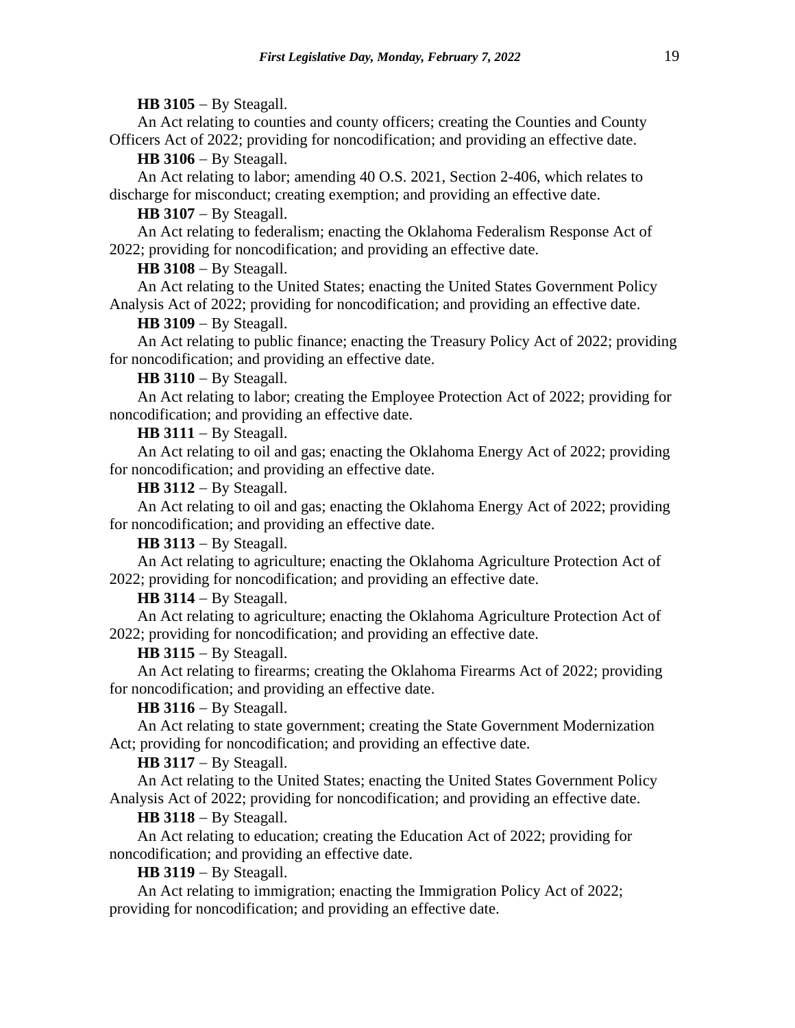**HB 3105** − By Steagall.

An Act relating to counties and county officers; creating the Counties and County Officers Act of 2022; providing for noncodification; and providing an effective date.

**HB 3106** − By Steagall.

An Act relating to labor; amending 40 O.S. 2021, Section 2-406, which relates to discharge for misconduct; creating exemption; and providing an effective date.

**HB 3107** − By Steagall.

An Act relating to federalism; enacting the Oklahoma Federalism Response Act of 2022; providing for noncodification; and providing an effective date.

**HB 3108** − By Steagall.

An Act relating to the United States; enacting the United States Government Policy Analysis Act of 2022; providing for noncodification; and providing an effective date.

**HB 3109** − By Steagall.

An Act relating to public finance; enacting the Treasury Policy Act of 2022; providing for noncodification; and providing an effective date.

**HB 3110** − By Steagall.

An Act relating to labor; creating the Employee Protection Act of 2022; providing for noncodification; and providing an effective date.

**HB 3111** − By Steagall.

An Act relating to oil and gas; enacting the Oklahoma Energy Act of 2022; providing for noncodification; and providing an effective date.

**HB 3112** − By Steagall.

An Act relating to oil and gas; enacting the Oklahoma Energy Act of 2022; providing for noncodification; and providing an effective date.

**HB 3113** − By Steagall.

An Act relating to agriculture; enacting the Oklahoma Agriculture Protection Act of 2022; providing for noncodification; and providing an effective date.

**HB 3114** − By Steagall.

An Act relating to agriculture; enacting the Oklahoma Agriculture Protection Act of 2022; providing for noncodification; and providing an effective date.

**HB 3115** − By Steagall.

An Act relating to firearms; creating the Oklahoma Firearms Act of 2022; providing for noncodification; and providing an effective date.

**HB 3116** − By Steagall.

An Act relating to state government; creating the State Government Modernization Act; providing for noncodification; and providing an effective date.

**HB 3117** − By Steagall.

An Act relating to the United States; enacting the United States Government Policy Analysis Act of 2022; providing for noncodification; and providing an effective date.

**HB 3118** − By Steagall.

An Act relating to education; creating the Education Act of 2022; providing for noncodification; and providing an effective date.

**HB 3119** − By Steagall.

An Act relating to immigration; enacting the Immigration Policy Act of 2022; providing for noncodification; and providing an effective date.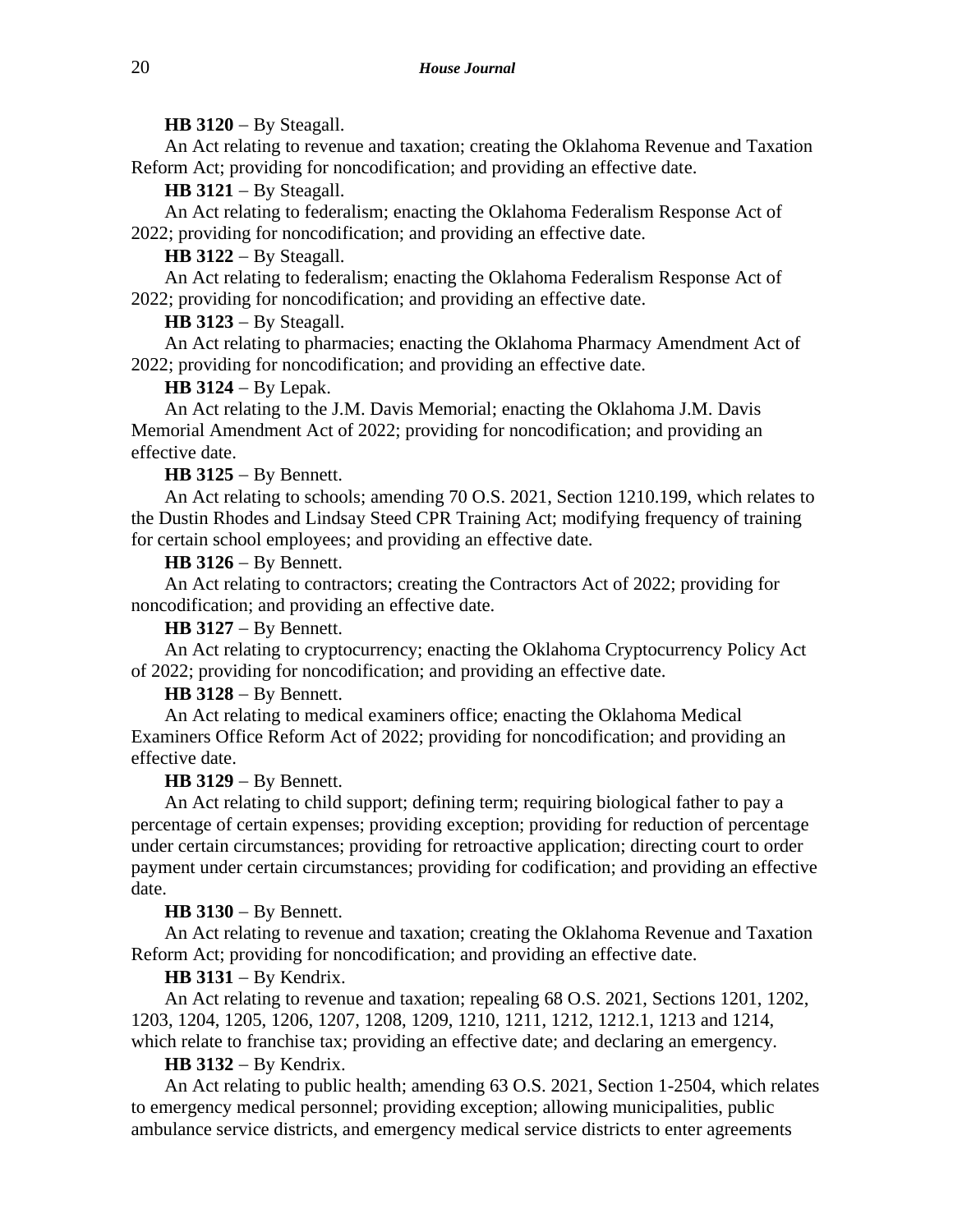**HB 3120** − By Steagall.

An Act relating to revenue and taxation; creating the Oklahoma Revenue and Taxation Reform Act; providing for noncodification; and providing an effective date.

**HB 3121** − By Steagall.

An Act relating to federalism; enacting the Oklahoma Federalism Response Act of 2022; providing for noncodification; and providing an effective date.

**HB 3122** − By Steagall.

An Act relating to federalism; enacting the Oklahoma Federalism Response Act of 2022; providing for noncodification; and providing an effective date.

**HB 3123** − By Steagall.

An Act relating to pharmacies; enacting the Oklahoma Pharmacy Amendment Act of 2022; providing for noncodification; and providing an effective date.

**HB 3124** − By Lepak.

An Act relating to the J.M. Davis Memorial; enacting the Oklahoma J.M. Davis Memorial Amendment Act of 2022; providing for noncodification; and providing an effective date.

**HB 3125** − By Bennett.

An Act relating to schools; amending 70 O.S. 2021, Section 1210.199, which relates to the Dustin Rhodes and Lindsay Steed CPR Training Act; modifying frequency of training for certain school employees; and providing an effective date.

**HB 3126** − By Bennett.

An Act relating to contractors; creating the Contractors Act of 2022; providing for noncodification; and providing an effective date.

**HB 3127** − By Bennett.

An Act relating to cryptocurrency; enacting the Oklahoma Cryptocurrency Policy Act of 2022; providing for noncodification; and providing an effective date.

**HB 3128** − By Bennett.

An Act relating to medical examiners office; enacting the Oklahoma Medical Examiners Office Reform Act of 2022; providing for noncodification; and providing an effective date.

**HB 3129** − By Bennett.

An Act relating to child support; defining term; requiring biological father to pay a percentage of certain expenses; providing exception; providing for reduction of percentage under certain circumstances; providing for retroactive application; directing court to order payment under certain circumstances; providing for codification; and providing an effective date.

**HB 3130** − By Bennett.

An Act relating to revenue and taxation; creating the Oklahoma Revenue and Taxation Reform Act; providing for noncodification; and providing an effective date.

**HB 3131** − By Kendrix.

An Act relating to revenue and taxation; repealing 68 O.S. 2021, Sections 1201, 1202, 1203, 1204, 1205, 1206, 1207, 1208, 1209, 1210, 1211, 1212, 1212.1, 1213 and 1214, which relate to franchise tax; providing an effective date; and declaring an emergency.

**HB 3132** − By Kendrix.

An Act relating to public health; amending 63 O.S. 2021, Section 1-2504, which relates to emergency medical personnel; providing exception; allowing municipalities, public ambulance service districts, and emergency medical service districts to enter agreements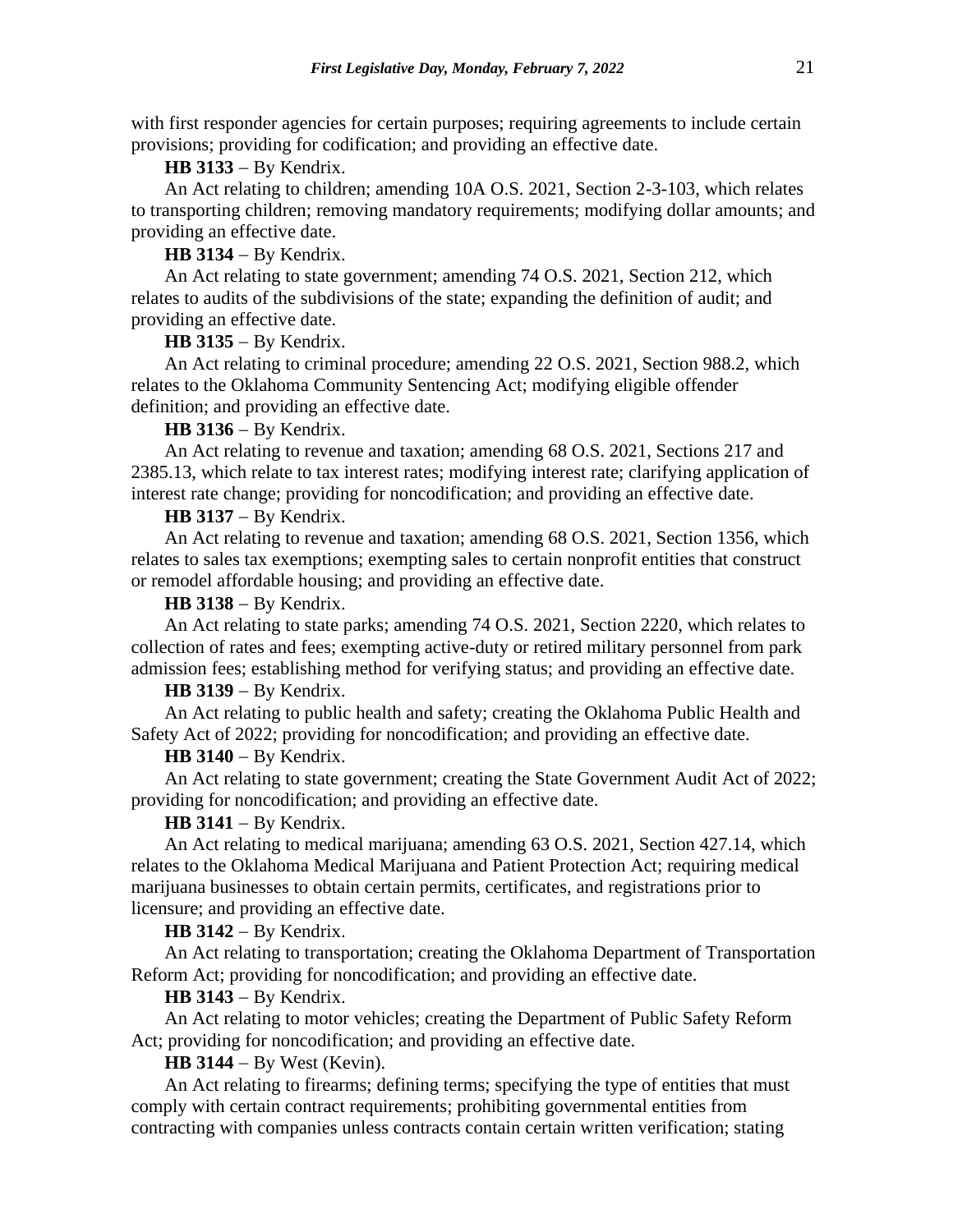with first responder agencies for certain purposes; requiring agreements to include certain provisions; providing for codification; and providing an effective date.

**HB 3133** − By Kendrix.

An Act relating to children; amending 10A O.S. 2021, Section 2-3-103, which relates to transporting children; removing mandatory requirements; modifying dollar amounts; and providing an effective date.

**HB 3134** − By Kendrix.

An Act relating to state government; amending 74 O.S. 2021, Section 212, which relates to audits of the subdivisions of the state; expanding the definition of audit; and providing an effective date.

**HB 3135** − By Kendrix.

An Act relating to criminal procedure; amending 22 O.S. 2021, Section 988.2, which relates to the Oklahoma Community Sentencing Act; modifying eligible offender definition; and providing an effective date.

**HB 3136** − By Kendrix.

An Act relating to revenue and taxation; amending 68 O.S. 2021, Sections 217 and 2385.13, which relate to tax interest rates; modifying interest rate; clarifying application of interest rate change; providing for noncodification; and providing an effective date.

**HB 3137** − By Kendrix.

An Act relating to revenue and taxation; amending 68 O.S. 2021, Section 1356, which relates to sales tax exemptions; exempting sales to certain nonprofit entities that construct or remodel affordable housing; and providing an effective date.

**HB 3138** − By Kendrix.

An Act relating to state parks; amending 74 O.S. 2021, Section 2220, which relates to collection of rates and fees; exempting active-duty or retired military personnel from park admission fees; establishing method for verifying status; and providing an effective date.

**HB 3139** − By Kendrix.

An Act relating to public health and safety; creating the Oklahoma Public Health and Safety Act of 2022; providing for noncodification; and providing an effective date.

**HB 3140** − By Kendrix.

An Act relating to state government; creating the State Government Audit Act of 2022; providing for noncodification; and providing an effective date.

**HB 3141** − By Kendrix.

An Act relating to medical marijuana; amending 63 O.S. 2021, Section 427.14, which relates to the Oklahoma Medical Marijuana and Patient Protection Act; requiring medical marijuana businesses to obtain certain permits, certificates, and registrations prior to licensure; and providing an effective date.

**HB 3142** − By Kendrix.

An Act relating to transportation; creating the Oklahoma Department of Transportation Reform Act; providing for noncodification; and providing an effective date.

**HB 3143** − By Kendrix.

An Act relating to motor vehicles; creating the Department of Public Safety Reform Act; providing for noncodification; and providing an effective date.

**HB 3144** − By West (Kevin).

An Act relating to firearms; defining terms; specifying the type of entities that must comply with certain contract requirements; prohibiting governmental entities from contracting with companies unless contracts contain certain written verification; stating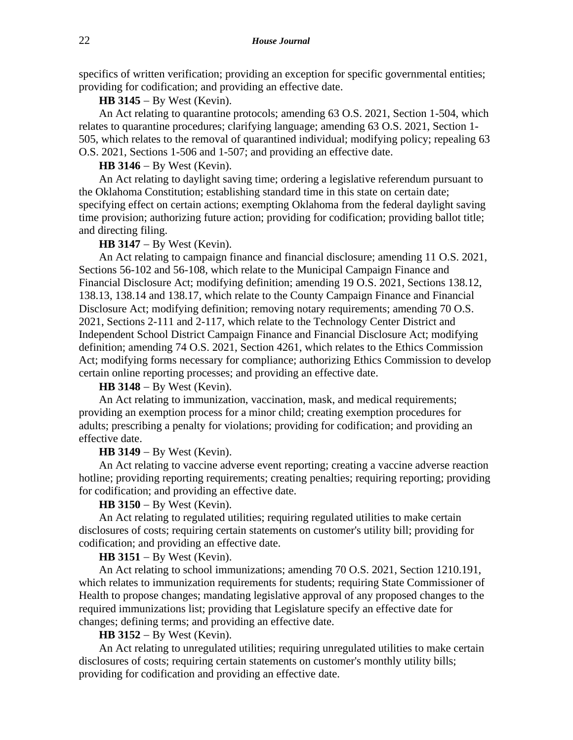specifics of written verification; providing an exception for specific governmental entities; providing for codification; and providing an effective date.

**HB 3145** − By West (Kevin).

An Act relating to quarantine protocols; amending 63 O.S. 2021, Section 1-504, which relates to quarantine procedures; clarifying language; amending 63 O.S. 2021, Section 1-505, which relates to the removal of quarantined individual; modifying policy; repealing 63 O.S. 2021, Sections 1-506 and 1-507; and providing an effective date.

**HB 3146** − By West (Kevin).

An Act relating to daylight saving time; ordering a legislative referendum pursuant to the Oklahoma Constitution; establishing standard time in this state on certain date; specifying effect on certain actions; exempting Oklahoma from the federal daylight saving time provision; authorizing future action; providing for codification; providing ballot title; and directing filing.

**HB 3147** − By West (Kevin).

An Act relating to campaign finance and financial disclosure; amending 11 O.S. 2021, Sections 56-102 and 56-108, which relate to the Municipal Campaign Finance and Financial Disclosure Act; modifying definition; amending 19 O.S. 2021, Sections 138.12, 138.13, 138.14 and 138.17, which relate to the County Campaign Finance and Financial Disclosure Act; modifying definition; removing notary requirements; amending 70 O.S. 2021, Sections 2-111 and 2-117, which relate to the Technology Center District and Independent School District Campaign Finance and Financial Disclosure Act; modifying definition; amending 74 O.S. 2021, Section 4261, which relates to the Ethics Commission Act; modifying forms necessary for compliance; authorizing Ethics Commission to develop certain online reporting processes; and providing an effective date.

**HB 3148** − By West (Kevin).

An Act relating to immunization, vaccination, mask, and medical requirements; providing an exemption process for a minor child; creating exemption procedures for adults; prescribing a penalty for violations; providing for codification; and providing an effective date.

**HB 3149** − By West (Kevin).

An Act relating to vaccine adverse event reporting; creating a vaccine adverse reaction hotline; providing reporting requirements; creating penalties; requiring reporting; providing for codification; and providing an effective date.

**HB 3150** − By West (Kevin).

An Act relating to regulated utilities; requiring regulated utilities to make certain disclosures of costs; requiring certain statements on customer's utility bill; providing for codification; and providing an effective date.

**HB 3151** − By West (Kevin).

An Act relating to school immunizations; amending 70 O.S. 2021, Section 1210.191, which relates to immunization requirements for students; requiring State Commissioner of Health to propose changes; mandating legislative approval of any proposed changes to the required immunizations list; providing that Legislature specify an effective date for changes; defining terms; and providing an effective date.

**HB 3152** − By West (Kevin).

An Act relating to unregulated utilities; requiring unregulated utilities to make certain disclosures of costs; requiring certain statements on customer's monthly utility bills; providing for codification and providing an effective date.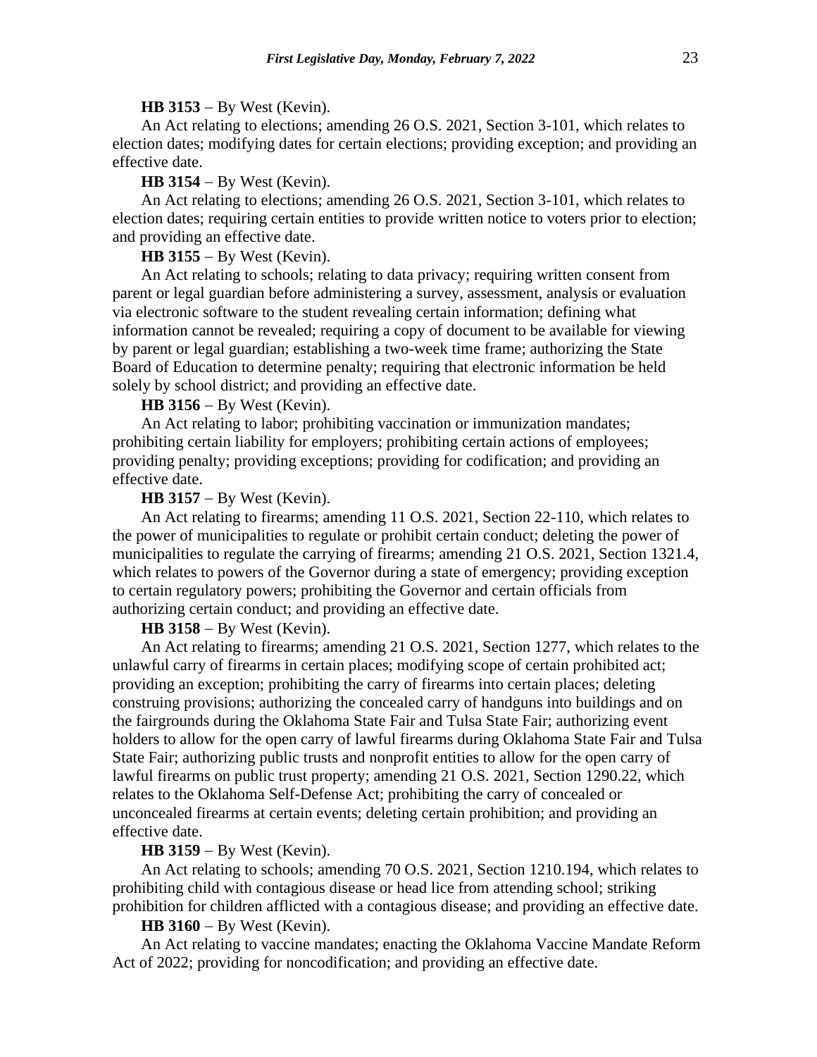**HB 3153** − By West (Kevin).

An Act relating to elections; amending 26 O.S. 2021, Section 3-101, which relates to election dates; modifying dates for certain elections; providing exception; and providing an effective date.

**HB 3154** − By West (Kevin).

An Act relating to elections; amending 26 O.S. 2021, Section 3-101, which relates to election dates; requiring certain entities to provide written notice to voters prior to election; and providing an effective date.

**HB 3155** − By West (Kevin).

An Act relating to schools; relating to data privacy; requiring written consent from parent or legal guardian before administering a survey, assessment, analysis or evaluation via electronic software to the student revealing certain information; defining what information cannot be revealed; requiring a copy of document to be available for viewing by parent or legal guardian; establishing a two-week time frame; authorizing the State Board of Education to determine penalty; requiring that electronic information be held solely by school district; and providing an effective date.

**HB 3156** − By West (Kevin).

An Act relating to labor; prohibiting vaccination or immunization mandates; prohibiting certain liability for employers; prohibiting certain actions of employees; providing penalty; providing exceptions; providing for codification; and providing an effective date.

**HB 3157** − By West (Kevin).

An Act relating to firearms; amending 11 O.S. 2021, Section 22-110, which relates to the power of municipalities to regulate or prohibit certain conduct; deleting the power of municipalities to regulate the carrying of firearms; amending 21 O.S. 2021, Section 1321.4, which relates to powers of the Governor during a state of emergency; providing exception to certain regulatory powers; prohibiting the Governor and certain officials from authorizing certain conduct; and providing an effective date.

**HB 3158** − By West (Kevin).

An Act relating to firearms; amending 21 O.S. 2021, Section 1277, which relates to the unlawful carry of firearms in certain places; modifying scope of certain prohibited act; providing an exception; prohibiting the carry of firearms into certain places; deleting construing provisions; authorizing the concealed carry of handguns into buildings and on the fairgrounds during the Oklahoma State Fair and Tulsa State Fair; authorizing event holders to allow for the open carry of lawful firearms during Oklahoma State Fair and Tulsa State Fair; authorizing public trusts and nonprofit entities to allow for the open carry of lawful firearms on public trust property; amending 21 O.S. 2021, Section 1290.22, which relates to the Oklahoma Self-Defense Act; prohibiting the carry of concealed or unconcealed firearms at certain events; deleting certain prohibition; and providing an effective date.

**HB 3159** − By West (Kevin).

An Act relating to schools; amending 70 O.S. 2021, Section 1210.194, which relates to prohibiting child with contagious disease or head lice from attending school; striking prohibition for children afflicted with a contagious disease; and providing an effective date.

**HB 3160** − By West (Kevin).

An Act relating to vaccine mandates; enacting the Oklahoma Vaccine Mandate Reform Act of 2022; providing for noncodification; and providing an effective date.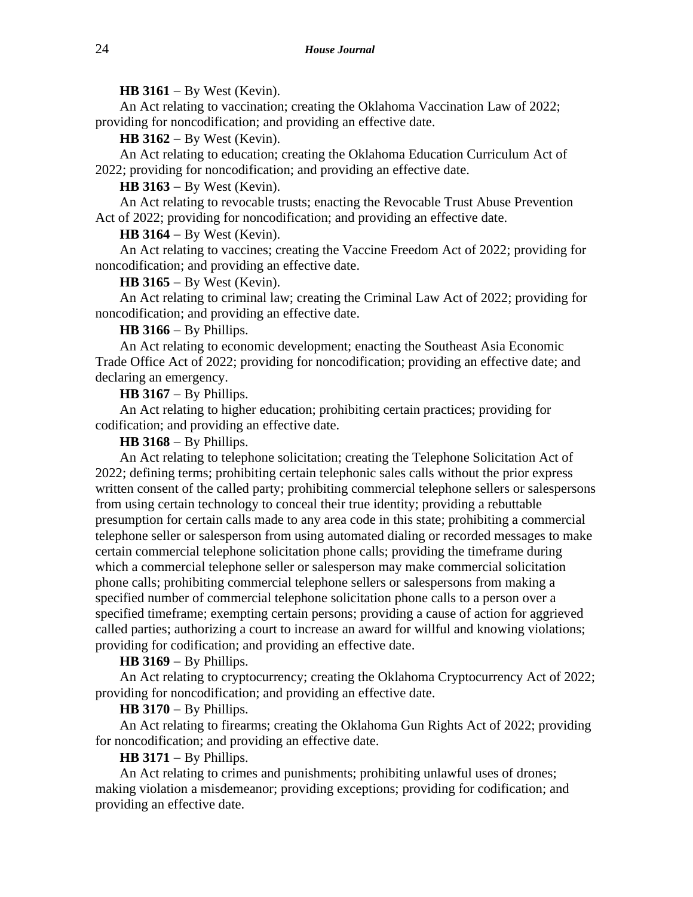**HB 3161** − By West (Kevin).

An Act relating to vaccination; creating the Oklahoma Vaccination Law of 2022; providing for noncodification; and providing an effective date.

**HB 3162** − By West (Kevin).

An Act relating to education; creating the Oklahoma Education Curriculum Act of 2022; providing for noncodification; and providing an effective date.

**HB 3163** − By West (Kevin).

An Act relating to revocable trusts; enacting the Revocable Trust Abuse Prevention Act of 2022; providing for noncodification; and providing an effective date.

**HB 3164** − By West (Kevin).

An Act relating to vaccines; creating the Vaccine Freedom Act of 2022; providing for noncodification; and providing an effective date.

**HB 3165** − By West (Kevin).

An Act relating to criminal law; creating the Criminal Law Act of 2022; providing for noncodification; and providing an effective date.

**HB 3166** − By Phillips.

An Act relating to economic development; enacting the Southeast Asia Economic Trade Office Act of 2022; providing for noncodification; providing an effective date; and declaring an emergency.

**HB 3167** − By Phillips.

An Act relating to higher education; prohibiting certain practices; providing for codification; and providing an effective date.

**HB 3168** − By Phillips.

An Act relating to telephone solicitation; creating the Telephone Solicitation Act of 2022; defining terms; prohibiting certain telephonic sales calls without the prior express written consent of the called party; prohibiting commercial telephone sellers or salespersons from using certain technology to conceal their true identity; providing a rebuttable presumption for certain calls made to any area code in this state; prohibiting a commercial telephone seller or salesperson from using automated dialing or recorded messages to make certain commercial telephone solicitation phone calls; providing the timeframe during which a commercial telephone seller or salesperson may make commercial solicitation phone calls; prohibiting commercial telephone sellers or salespersons from making a specified number of commercial telephone solicitation phone calls to a person over a specified timeframe; exempting certain persons; providing a cause of action for aggrieved called parties; authorizing a court to increase an award for willful and knowing violations; providing for codification; and providing an effective date.

**HB 3169** − By Phillips.

An Act relating to cryptocurrency; creating the Oklahoma Cryptocurrency Act of 2022; providing for noncodification; and providing an effective date.

**HB 3170** − By Phillips.

An Act relating to firearms; creating the Oklahoma Gun Rights Act of 2022; providing for noncodification; and providing an effective date.

**HB 3171** − By Phillips.

An Act relating to crimes and punishments; prohibiting unlawful uses of drones; making violation a misdemeanor; providing exceptions; providing for codification; and providing an effective date.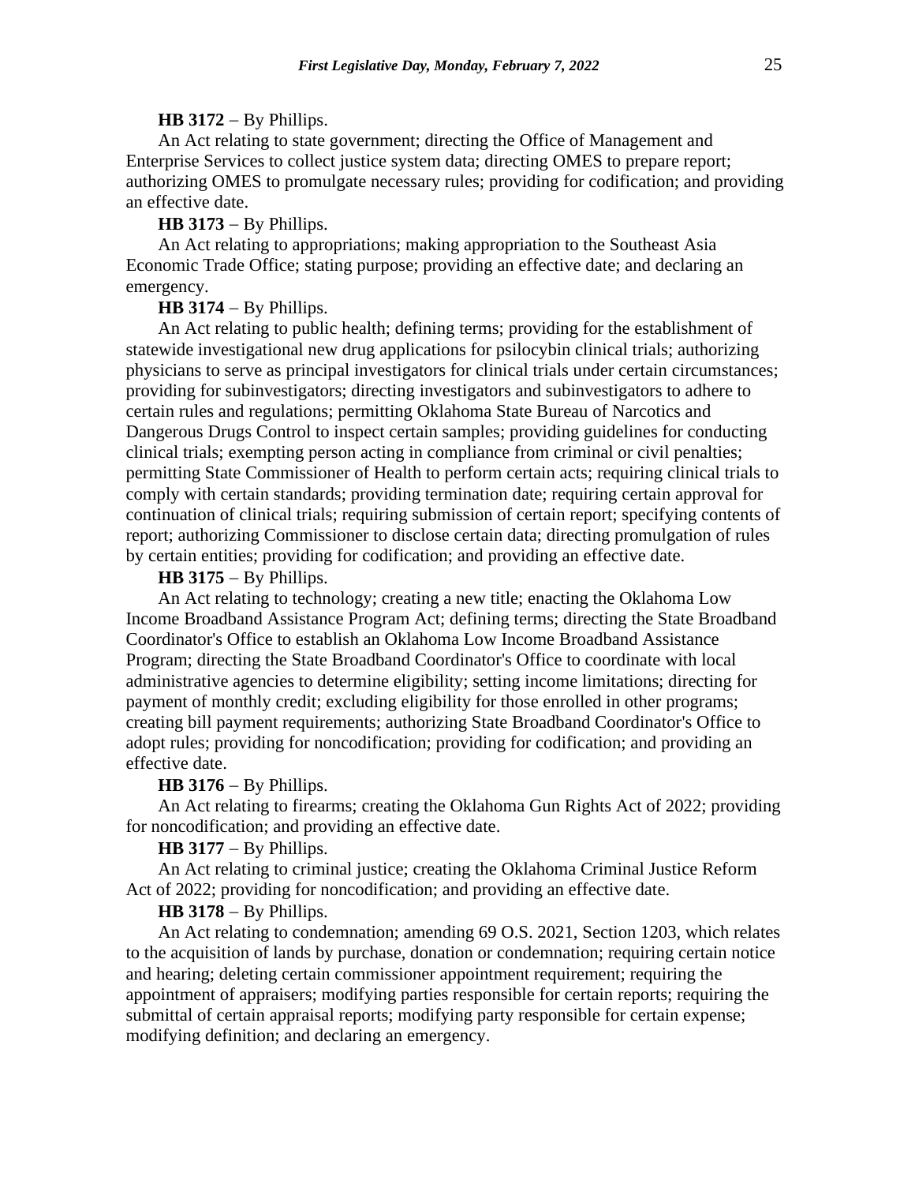**HB 3172** – By Phillips.

An Act relating to state government; directing the Office of Management and Enterprise Services to collect justice system data; directing OMES to prepare report; authorizing OMES to promulgate necessary rules; providing for codification; and providing an effective date.

**HB 3173** – By Phillips.

An Act relating to appropriations; making appropriation to the Southeast Asia Economic Trade Office; stating purpose; providing an effective date; and declaring an emergency.

**HB 3174** – By Phillips.

An Act relating to public health; defining terms; providing for the establishment of statewide investigational new drug applications for psilocybin clinical trials; authorizing physicians to serve as principal investigators for clinical trials under certain circumstances; providing for subinvestigators; directing investigators and subinvestigators to adhere to certain rules and regulations; permitting Oklahoma State Bureau of Narcotics and Dangerous Drugs Control to inspect certain samples; providing guidelines for conducting clinical trials; exempting person acting in compliance from criminal or civil penalties; permitting State Commissioner of Health to perform certain acts; requiring clinical trials to comply with certain standards; providing termination date; requiring certain approval for continuation of clinical trials; requiring submission of certain report; specifying contents of report; authorizing Commissioner to disclose certain data; directing promulgation of rules by certain entities; providing for codification; and providing an effective date.

**HB 3175** – By Phillips.

An Act relating to technology; creating a new title; enacting the Oklahoma Low Income Broadband Assistance Program Act; defining terms; directing the State Broadband Coordinator's Office to establish an Oklahoma Low Income Broadband Assistance Program; directing the State Broadband Coordinator's Office to coordinate with local administrative agencies to determine eligibility; setting income limitations; directing for payment of monthly credit; excluding eligibility for those enrolled in other programs; creating bill payment requirements; authorizing State Broadband Coordinator's Office to adopt rules; providing for noncodification; providing for codification; and providing an effective date.

**HB 3176** – By Phillips.

An Act relating to firearms; creating the Oklahoma Gun Rights Act of 2022; providing for noncodification; and providing an effective date.

**HB 3177** – By Phillips.

An Act relating to criminal justice; creating the Oklahoma Criminal Justice Reform Act of 2022; providing for noncodification; and providing an effective date.

**HB 3178** – By Phillips.

An Act relating to condemnation; amending 69 O.S. 2021, Section 1203, which relates to the acquisition of lands by purchase, donation or condemnation; requiring certain notice and hearing; deleting certain commissioner appointment requirement; requiring the appointment of appraisers; modifying parties responsible for certain reports; requiring the submittal of certain appraisal reports; modifying party responsible for certain expense; modifying definition; and declaring an emergency.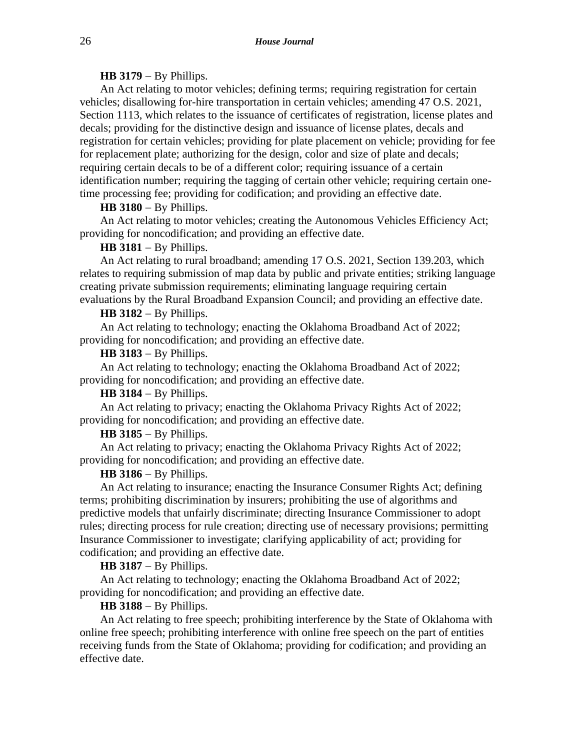**HB 3179** − By Phillips.

An Act relating to motor vehicles; defining terms; requiring registration for certain vehicles; disallowing for-hire transportation in certain vehicles; amending 47 O.S. 2021, Section 1113, which relates to the issuance of certificates of registration, license plates and decals; providing for the distinctive design and issuance of license plates, decals and registration for certain vehicles; providing for plate placement on vehicle; providing for fee for replacement plate; authorizing for the design, color and size of plate and decals; requiring certain decals to be of a different color; requiring issuance of a certain identification number; requiring the tagging of certain other vehicle; requiring certain one-time processing fee; providing for codification; and providing an effective date.

**HB 3180** − By Phillips.

An Act relating to motor vehicles; creating the Autonomous Vehicles Efficiency Act; providing for noncodification; and providing an effective date.

**HB 3181** − By Phillips.

An Act relating to rural broadband; amending 17 O.S. 2021, Section 139.203, which relates to requiring submission of map data by public and private entities; striking language creating private submission requirements; eliminating language requiring certain evaluations by the Rural Broadband Expansion Council; and providing an effective date.

**HB 3182** − By Phillips.

An Act relating to technology; enacting the Oklahoma Broadband Act of 2022; providing for noncodification; and providing an effective date.

**HB 3183** − By Phillips.

An Act relating to technology; enacting the Oklahoma Broadband Act of 2022; providing for noncodification; and providing an effective date.

**HB 3184** − By Phillips.

An Act relating to privacy; enacting the Oklahoma Privacy Rights Act of 2022; providing for noncodification; and providing an effective date.

**HB 3185** − By Phillips.

An Act relating to privacy; enacting the Oklahoma Privacy Rights Act of 2022; providing for noncodification; and providing an effective date.

**HB 3186** − By Phillips.

An Act relating to insurance; enacting the Insurance Consumer Rights Act; defining terms; prohibiting discrimination by insurers; prohibiting the use of algorithms and predictive models that unfairly discriminate; directing Insurance Commissioner to adopt rules; directing process for rule creation; directing use of necessary provisions; permitting Insurance Commissioner to investigate; clarifying applicability of act; providing for codification; and providing an effective date.

**HB 3187** − By Phillips.

An Act relating to technology; enacting the Oklahoma Broadband Act of 2022; providing for noncodification; and providing an effective date.

**HB 3188** − By Phillips.

An Act relating to free speech; prohibiting interference by the State of Oklahoma with online free speech; prohibiting interference with online free speech on the part of entities receiving funds from the State of Oklahoma; providing for codification; and providing an effective date.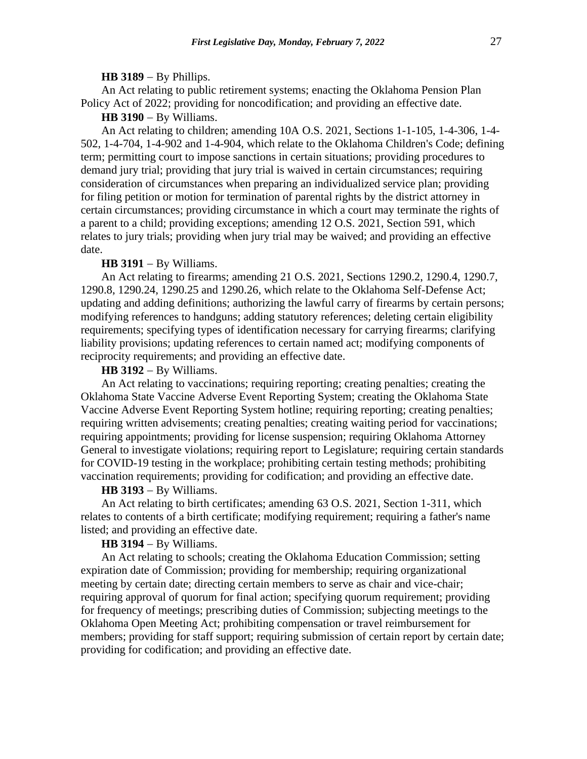**HB 3189** − By Phillips.

An Act relating to public retirement systems; enacting the Oklahoma Pension Plan Policy Act of 2022; providing for noncodification; and providing an effective date.

**HB 3190** − By Williams.

An Act relating to children; amending 10A O.S. 2021, Sections 1-1-105, 1-4-306, 1-4-502, 1-4-704, 1-4-902 and 1-4-904, which relate to the Oklahoma Children's Code; defining term; permitting court to impose sanctions in certain situations; providing procedures to demand jury trial; providing that jury trial is waived in certain circumstances; requiring consideration of circumstances when preparing an individualized service plan; providing for filing petition or motion for termination of parental rights by the district attorney in certain circumstances; providing circumstance in which a court may terminate the rights of a parent to a child; providing exceptions; amending 12 O.S. 2021, Section 591, which relates to jury trials; providing when jury trial may be waived; and providing an effective date.

**HB 3191** − By Williams.

An Act relating to firearms; amending 21 O.S. 2021, Sections 1290.2, 1290.4, 1290.7, 1290.8, 1290.24, 1290.25 and 1290.26, which relate to the Oklahoma Self-Defense Act; updating and adding definitions; authorizing the lawful carry of firearms by certain persons; modifying references to handguns; adding statutory references; deleting certain eligibility requirements; specifying types of identification necessary for carrying firearms; clarifying liability provisions; updating references to certain named act; modifying components of reciprocity requirements; and providing an effective date.

**HB 3192** − By Williams.

An Act relating to vaccinations; requiring reporting; creating penalties; creating the Oklahoma State Vaccine Adverse Event Reporting System; creating the Oklahoma State Vaccine Adverse Event Reporting System hotline; requiring reporting; creating penalties; requiring written advisements; creating penalties; creating waiting period for vaccinations; requiring appointments; providing for license suspension; requiring Oklahoma Attorney General to investigate violations; requiring report to Legislature; requiring certain standards for COVID-19 testing in the workplace; prohibiting certain testing methods; prohibiting vaccination requirements; providing for codification; and providing an effective date.

**HB 3193** − By Williams.

An Act relating to birth certificates; amending 63 O.S. 2021, Section 1-311, which relates to contents of a birth certificate; modifying requirement; requiring a father's name listed; and providing an effective date.

**HB 3194** − By Williams.

An Act relating to schools; creating the Oklahoma Education Commission; setting expiration date of Commission; providing for membership; requiring organizational meeting by certain date; directing certain members to serve as chair and vice-chair; requiring approval of quorum for final action; specifying quorum requirement; providing for frequency of meetings; prescribing duties of Commission; subjecting meetings to the Oklahoma Open Meeting Act; prohibiting compensation or travel reimbursement for members; providing for staff support; requiring submission of certain report by certain date; providing for codification; and providing an effective date.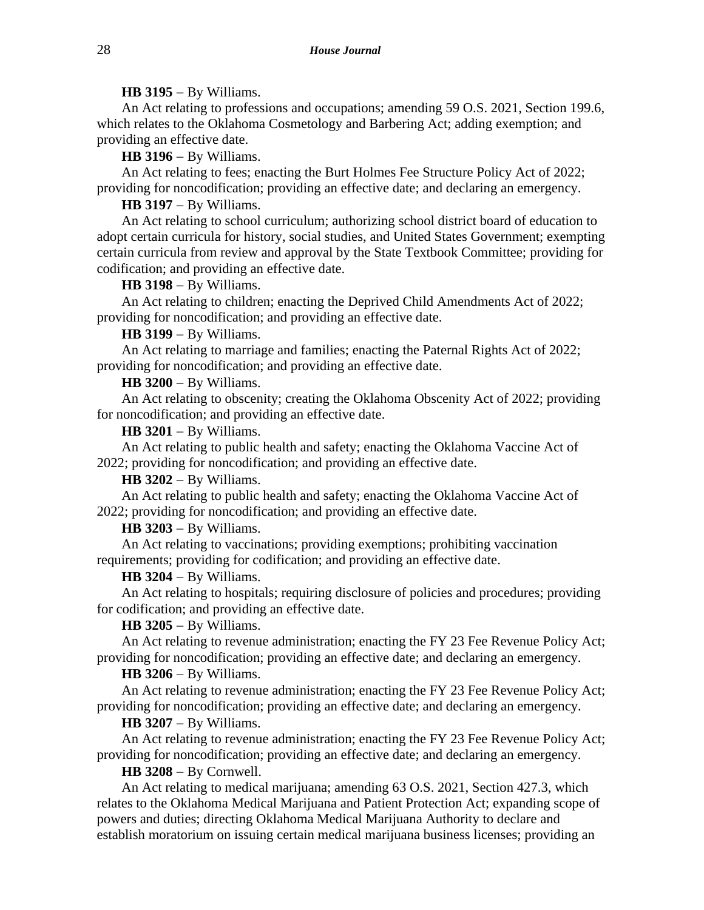**HB 3195** − By Williams.

An Act relating to professions and occupations; amending 59 O.S. 2021, Section 199.6, which relates to the Oklahoma Cosmetology and Barbering Act; adding exemption; and providing an effective date.

**HB 3196** − By Williams.

An Act relating to fees; enacting the Burt Holmes Fee Structure Policy Act of 2022; providing for noncodification; providing an effective date; and declaring an emergency.

**HB 3197** − By Williams.

An Act relating to school curriculum; authorizing school district board of education to adopt certain curricula for history, social studies, and United States Government; exempting certain curricula from review and approval by the State Textbook Committee; providing for codification; and providing an effective date.

**HB 3198** − By Williams.

An Act relating to children; enacting the Deprived Child Amendments Act of 2022; providing for noncodification; and providing an effective date.

**HB 3199** − By Williams.

An Act relating to marriage and families; enacting the Paternal Rights Act of 2022; providing for noncodification; and providing an effective date.

**HB 3200** − By Williams.

An Act relating to obscenity; creating the Oklahoma Obscenity Act of 2022; providing for noncodification; and providing an effective date.

**HB 3201** − By Williams.

An Act relating to public health and safety; enacting the Oklahoma Vaccine Act of 2022; providing for noncodification; and providing an effective date.

**HB 3202** − By Williams.

An Act relating to public health and safety; enacting the Oklahoma Vaccine Act of 2022; providing for noncodification; and providing an effective date.

**HB 3203** − By Williams.

An Act relating to vaccinations; providing exemptions; prohibiting vaccination requirements; providing for codification; and providing an effective date.

**HB 3204** − By Williams.

An Act relating to hospitals; requiring disclosure of policies and procedures; providing for codification; and providing an effective date.

**HB 3205** − By Williams.

An Act relating to revenue administration; enacting the FY 23 Fee Revenue Policy Act; providing for noncodification; providing an effective date; and declaring an emergency.

**HB 3206** − By Williams.

An Act relating to revenue administration; enacting the FY 23 Fee Revenue Policy Act; providing for noncodification; providing an effective date; and declaring an emergency.

**HB 3207** − By Williams.

An Act relating to revenue administration; enacting the FY 23 Fee Revenue Policy Act; providing for noncodification; providing an effective date; and declaring an emergency.

**HB 3208** − By Cornwell.

An Act relating to medical marijuana; amending 63 O.S. 2021, Section 427.3, which relates to the Oklahoma Medical Marijuana and Patient Protection Act; expanding scope of powers and duties; directing Oklahoma Medical Marijuana Authority to declare and establish moratorium on issuing certain medical marijuana business licenses; providing an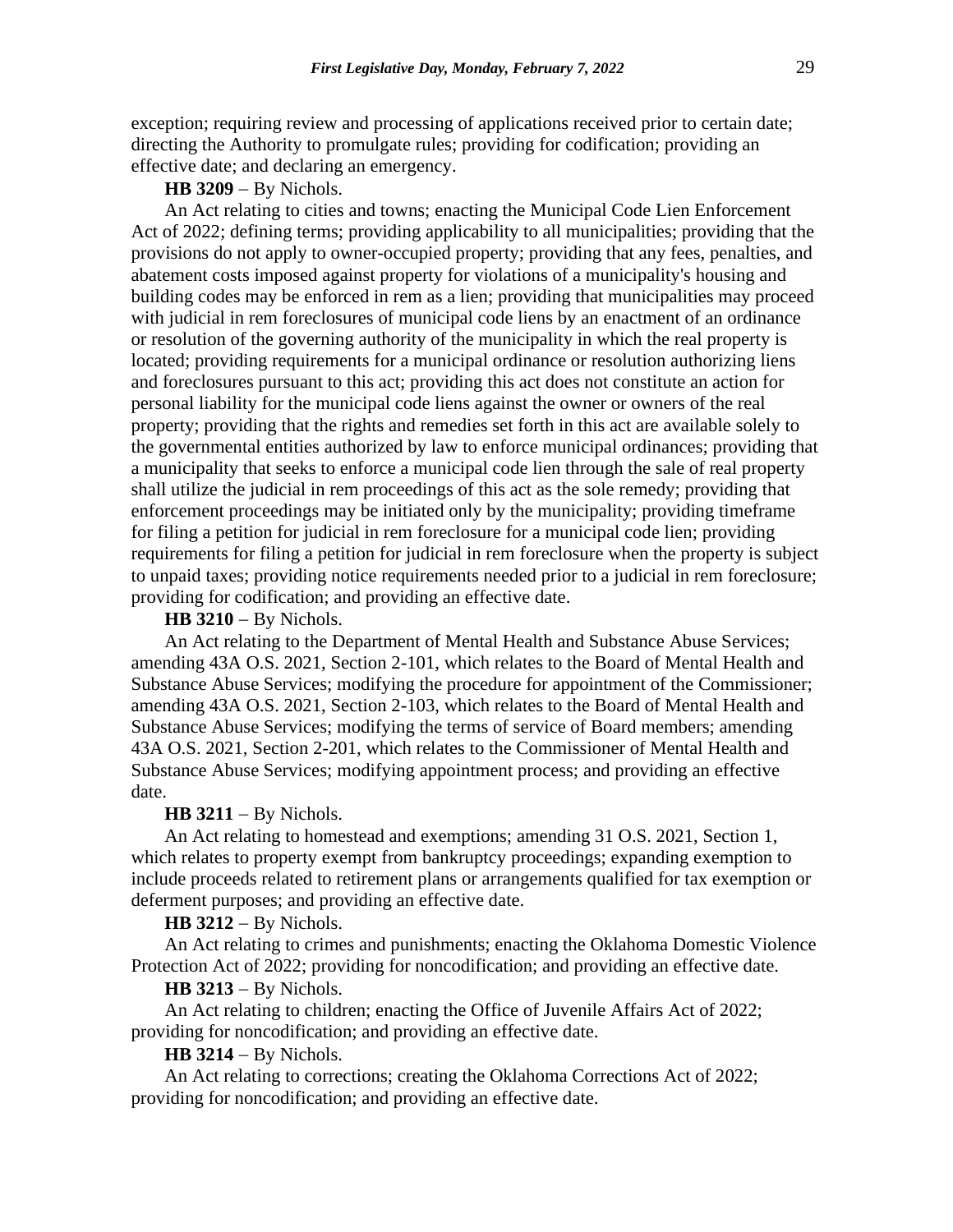exception; requiring review and processing of applications received prior to certain date; directing the Authority to promulgate rules; providing for codification; providing an effective date; and declaring an emergency.

**HB 3209** − By Nichols.

An Act relating to cities and towns; enacting the Municipal Code Lien Enforcement Act of 2022; defining terms; providing applicability to all municipalities; providing that the provisions do not apply to owner-occupied property; providing that any fees, penalties, and abatement costs imposed against property for violations of a municipality's housing and building codes may be enforced in rem as a lien; providing that municipalities may proceed with judicial in rem foreclosures of municipal code liens by an enactment of an ordinance or resolution of the governing authority of the municipality in which the real property is located; providing requirements for a municipal ordinance or resolution authorizing liens and foreclosures pursuant to this act; providing this act does not constitute an action for personal liability for the municipal code liens against the owner or owners of the real property; providing that the rights and remedies set forth in this act are available solely to the governmental entities authorized by law to enforce municipal ordinances; providing that a municipality that seeks to enforce a municipal code lien through the sale of real property shall utilize the judicial in rem proceedings of this act as the sole remedy; providing that enforcement proceedings may be initiated only by the municipality; providing timeframe for filing a petition for judicial in rem foreclosure for a municipal code lien; providing requirements for filing a petition for judicial in rem foreclosure when the property is subject to unpaid taxes; providing notice requirements needed prior to a judicial in rem foreclosure; providing for codification; and providing an effective date.

**HB 3210** − By Nichols.

An Act relating to the Department of Mental Health and Substance Abuse Services; amending 43A O.S. 2021, Section 2-101, which relates to the Board of Mental Health and Substance Abuse Services; modifying the procedure for appointment of the Commissioner; amending 43A O.S. 2021, Section 2-103, which relates to the Board of Mental Health and Substance Abuse Services; modifying the terms of service of Board members; amending 43A O.S. 2021, Section 2-201, which relates to the Commissioner of Mental Health and Substance Abuse Services; modifying appointment process; and providing an effective date.

**HB 3211** − By Nichols.

An Act relating to homestead and exemptions; amending 31 O.S. 2021, Section 1, which relates to property exempt from bankruptcy proceedings; expanding exemption to include proceeds related to retirement plans or arrangements qualified for tax exemption or deferment purposes; and providing an effective date.

**HB 3212** − By Nichols.

An Act relating to crimes and punishments; enacting the Oklahoma Domestic Violence Protection Act of 2022; providing for noncodification; and providing an effective date.

**HB 3213** − By Nichols.

An Act relating to children; enacting the Office of Juvenile Affairs Act of 2022; providing for noncodification; and providing an effective date.

**HB 3214** − By Nichols.

An Act relating to corrections; creating the Oklahoma Corrections Act of 2022; providing for noncodification; and providing an effective date.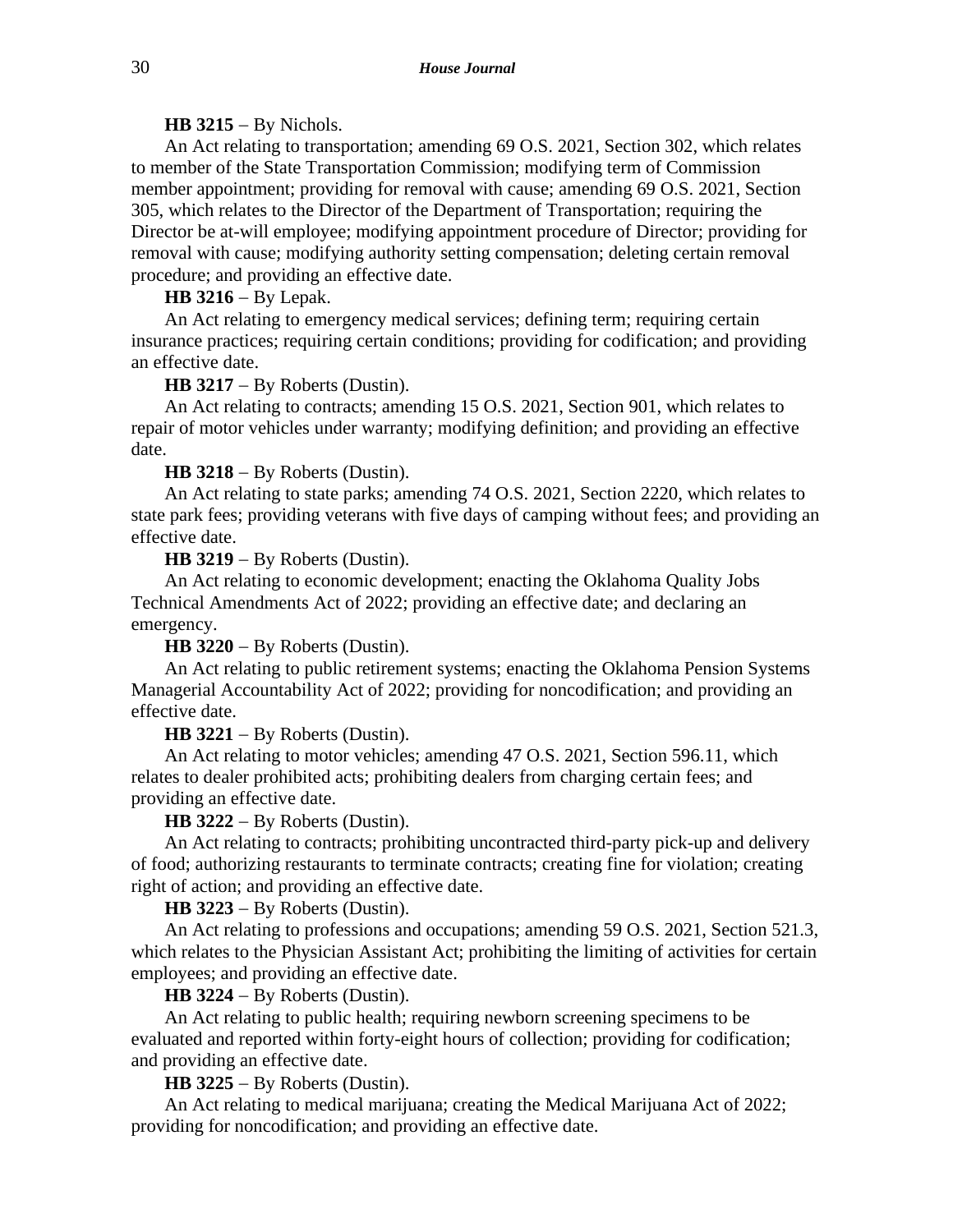**HB 3215** − By Nichols.

An Act relating to transportation; amending 69 O.S. 2021, Section 302, which relates to member of the State Transportation Commission; modifying term of Commission member appointment; providing for removal with cause; amending 69 O.S. 2021, Section 305, which relates to the Director of the Department of Transportation; requiring the Director be at-will employee; modifying appointment procedure of Director; providing for removal with cause; modifying authority setting compensation; deleting certain removal procedure; and providing an effective date.

**HB 3216** − By Lepak.

An Act relating to emergency medical services; defining term; requiring certain insurance practices; requiring certain conditions; providing for codification; and providing an effective date.

**HB 3217** − By Roberts (Dustin).

An Act relating to contracts; amending 15 O.S. 2021, Section 901, which relates to repair of motor vehicles under warranty; modifying definition; and providing an effective date.

**HB 3218** − By Roberts (Dustin).

An Act relating to state parks; amending 74 O.S. 2021, Section 2220, which relates to state park fees; providing veterans with five days of camping without fees; and providing an effective date.

**HB 3219** − By Roberts (Dustin).

An Act relating to economic development; enacting the Oklahoma Quality Jobs Technical Amendments Act of 2022; providing an effective date; and declaring an emergency.

**HB 3220** − By Roberts (Dustin).

An Act relating to public retirement systems; enacting the Oklahoma Pension Systems Managerial Accountability Act of 2022; providing for noncodification; and providing an effective date.

**HB 3221** − By Roberts (Dustin).

An Act relating to motor vehicles; amending 47 O.S. 2021, Section 596.11, which relates to dealer prohibited acts; prohibiting dealers from charging certain fees; and providing an effective date.

**HB 3222** − By Roberts (Dustin).

An Act relating to contracts; prohibiting uncontracted third-party pick-up and delivery of food; authorizing restaurants to terminate contracts; creating fine for violation; creating right of action; and providing an effective date.

**HB 3223** − By Roberts (Dustin).

An Act relating to professions and occupations; amending 59 O.S. 2021, Section 521.3, which relates to the Physician Assistant Act; prohibiting the limiting of activities for certain employees; and providing an effective date.

**HB 3224** − By Roberts (Dustin).

An Act relating to public health; requiring newborn screening specimens to be evaluated and reported within forty-eight hours of collection; providing for codification; and providing an effective date.

**HB 3225** − By Roberts (Dustin).

An Act relating to medical marijuana; creating the Medical Marijuana Act of 2022; providing for noncodification; and providing an effective date.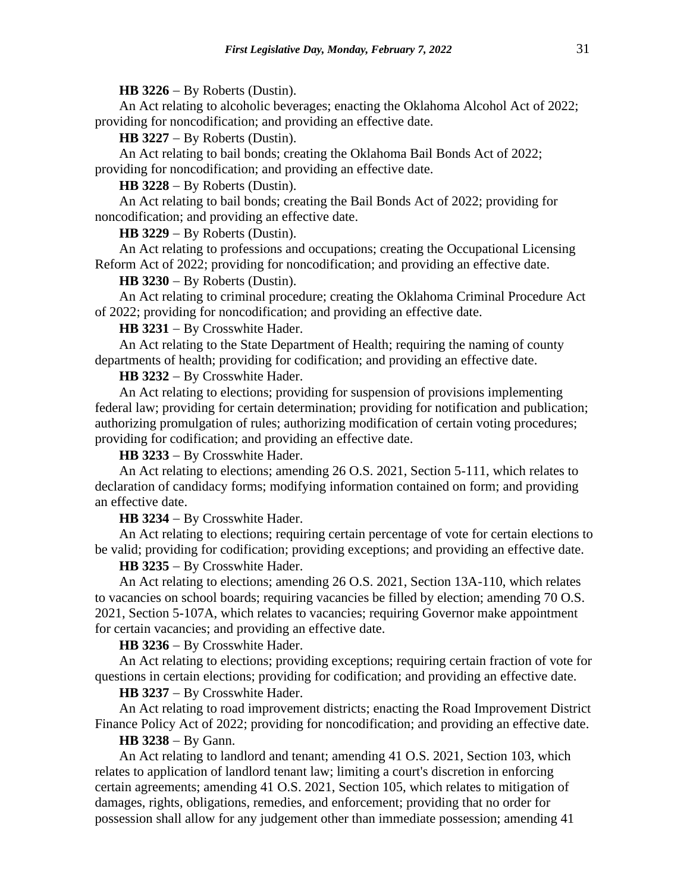**HB 3226** − By Roberts (Dustin).

An Act relating to alcoholic beverages; enacting the Oklahoma Alcohol Act of 2022; providing for noncodification; and providing an effective date.

**HB 3227** − By Roberts (Dustin).

An Act relating to bail bonds; creating the Oklahoma Bail Bonds Act of 2022; providing for noncodification; and providing an effective date.

**HB 3228** − By Roberts (Dustin).

An Act relating to bail bonds; creating the Bail Bonds Act of 2022; providing for noncodification; and providing an effective date.

**HB 3229** − By Roberts (Dustin).

An Act relating to professions and occupations; creating the Occupational Licensing Reform Act of 2022; providing for noncodification; and providing an effective date.

**HB 3230** − By Roberts (Dustin).

An Act relating to criminal procedure; creating the Oklahoma Criminal Procedure Act of 2022; providing for noncodification; and providing an effective date.

**HB 3231** − By Crosswhite Hader.

An Act relating to the State Department of Health; requiring the naming of county departments of health; providing for codification; and providing an effective date.

**HB 3232** − By Crosswhite Hader.

An Act relating to elections; providing for suspension of provisions implementing federal law; providing for certain determination; providing for notification and publication; authorizing promulgation of rules; authorizing modification of certain voting procedures; providing for codification; and providing an effective date.

**HB 3233** − By Crosswhite Hader.

An Act relating to elections; amending 26 O.S. 2021, Section 5-111, which relates to declaration of candidacy forms; modifying information contained on form; and providing an effective date.

**HB 3234** − By Crosswhite Hader.

An Act relating to elections; requiring certain percentage of vote for certain elections to be valid; providing for codification; providing exceptions; and providing an effective date.

**HB 3235** − By Crosswhite Hader.

An Act relating to elections; amending 26 O.S. 2021, Section 13A-110, which relates to vacancies on school boards; requiring vacancies be filled by election; amending 70 O.S. 2021, Section 5-107A, which relates to vacancies; requiring Governor make appointment for certain vacancies; and providing an effective date.

**HB 3236** − By Crosswhite Hader.

An Act relating to elections; providing exceptions; requiring certain fraction of vote for questions in certain elections; providing for codification; and providing an effective date.

**HB 3237** − By Crosswhite Hader.

An Act relating to road improvement districts; enacting the Road Improvement District Finance Policy Act of 2022; providing for noncodification; and providing an effective date.

**HB 3238** − By Gann.

An Act relating to landlord and tenant; amending 41 O.S. 2021, Section 103, which relates to application of landlord tenant law; limiting a court's discretion in enforcing certain agreements; amending 41 O.S. 2021, Section 105, which relates to mitigation of damages, rights, obligations, remedies, and enforcement; providing that no order for possession shall allow for any judgement other than immediate possession; amending 41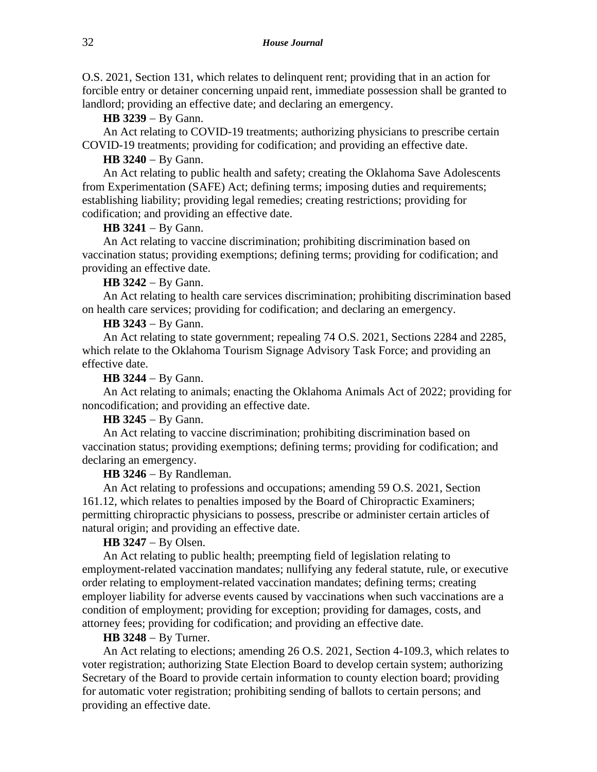O.S. 2021, Section 131, which relates to delinquent rent; providing that in an action for forcible entry or detainer concerning unpaid rent, immediate possession shall be granted to landlord; providing an effective date; and declaring an emergency.

**HB 3239** − By Gann.

An Act relating to COVID-19 treatments; authorizing physicians to prescribe certain COVID-19 treatments; providing for codification; and providing an effective date.

**HB 3240** − By Gann.

An Act relating to public health and safety; creating the Oklahoma Save Adolescents from Experimentation (SAFE) Act; defining terms; imposing duties and requirements; establishing liability; providing legal remedies; creating restrictions; providing for codification; and providing an effective date.

**HB 3241** − By Gann.

An Act relating to vaccine discrimination; prohibiting discrimination based on vaccination status; providing exemptions; defining terms; providing for codification; and providing an effective date.

**HB 3242** − By Gann.

An Act relating to health care services discrimination; prohibiting discrimination based on health care services; providing for codification; and declaring an emergency.

**HB 3243** − By Gann.

An Act relating to state government; repealing 74 O.S. 2021, Sections 2284 and 2285, which relate to the Oklahoma Tourism Signage Advisory Task Force; and providing an effective date.

**HB 3244** − By Gann.

An Act relating to animals; enacting the Oklahoma Animals Act of 2022; providing for noncodification; and providing an effective date.

**HB 3245** − By Gann.

An Act relating to vaccine discrimination; prohibiting discrimination based on vaccination status; providing exemptions; defining terms; providing for codification; and declaring an emergency.

**HB 3246** − By Randleman.

An Act relating to professions and occupations; amending 59 O.S. 2021, Section 161.12, which relates to penalties imposed by the Board of Chiropractic Examiners; permitting chiropractic physicians to possess, prescribe or administer certain articles of natural origin; and providing an effective date.

**HB 3247** − By Olsen.

An Act relating to public health; preempting field of legislation relating to employment-related vaccination mandates; nullifying any federal statute, rule, or executive order relating to employment-related vaccination mandates; defining terms; creating employer liability for adverse events caused by vaccinations when such vaccinations are a condition of employment; providing for exception; providing for damages, costs, and attorney fees; providing for codification; and providing an effective date.

**HB 3248** − By Turner.

An Act relating to elections; amending 26 O.S. 2021, Section 4-109.3, which relates to voter registration; authorizing State Election Board to develop certain system; authorizing Secretary of the Board to provide certain information to county election board; providing for automatic voter registration; prohibiting sending of ballots to certain persons; and providing an effective date.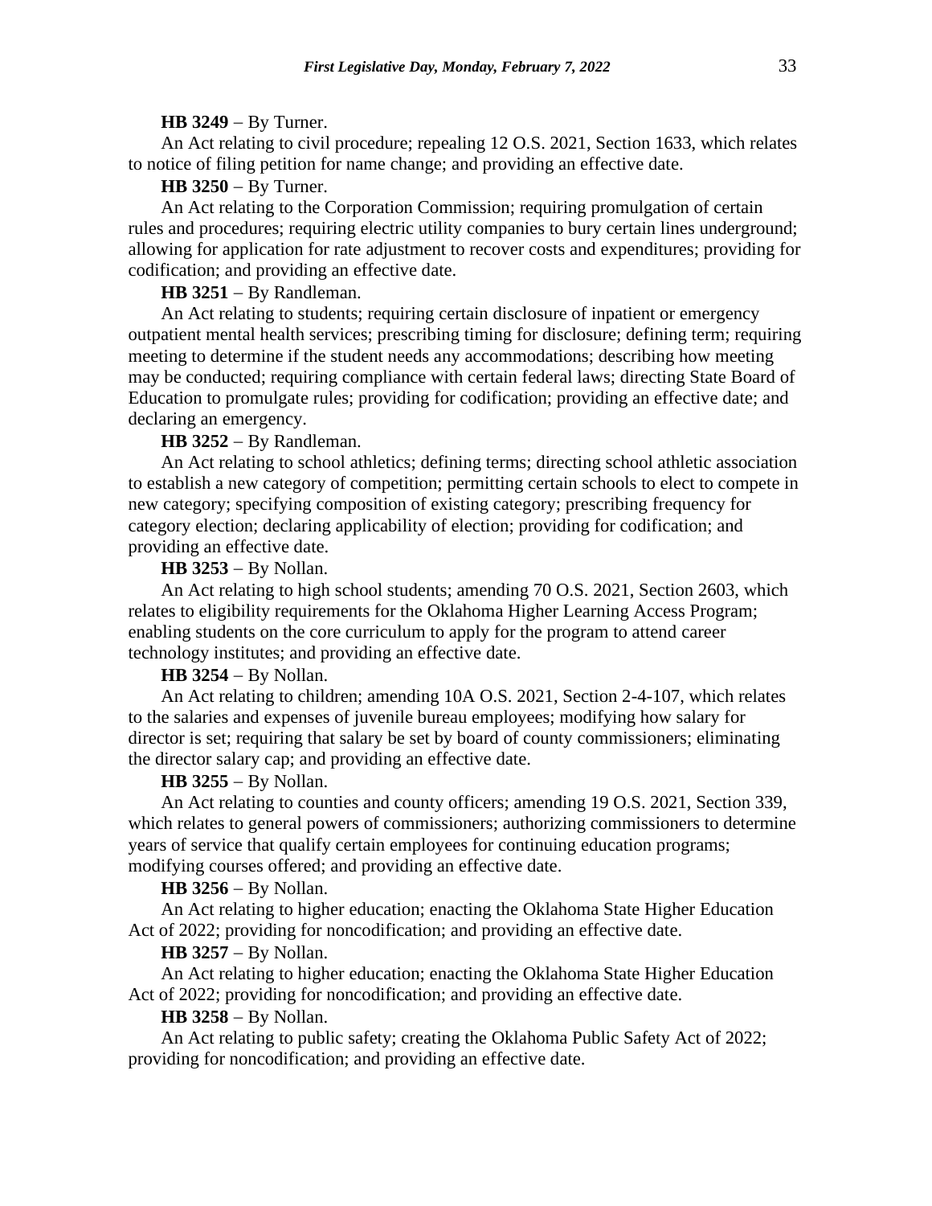**HB 3249** − By Turner.

An Act relating to civil procedure; repealing 12 O.S. 2021, Section 1633, which relates to notice of filing petition for name change; and providing an effective date.

**HB 3250** − By Turner.

An Act relating to the Corporation Commission; requiring promulgation of certain rules and procedures; requiring electric utility companies to bury certain lines underground; allowing for application for rate adjustment to recover costs and expenditures; providing for codification; and providing an effective date.

**HB 3251** − By Randleman.

An Act relating to students; requiring certain disclosure of inpatient or emergency outpatient mental health services; prescribing timing for disclosure; defining term; requiring meeting to determine if the student needs any accommodations; describing how meeting may be conducted; requiring compliance with certain federal laws; directing State Board of Education to promulgate rules; providing for codification; providing an effective date; and declaring an emergency.

**HB 3252** − By Randleman.

An Act relating to school athletics; defining terms; directing school athletic association to establish a new category of competition; permitting certain schools to elect to compete in new category; specifying composition of existing category; prescribing frequency for category election; declaring applicability of election; providing for codification; and providing an effective date.

**HB 3253** − By Nollan.

An Act relating to high school students; amending 70 O.S. 2021, Section 2603, which relates to eligibility requirements for the Oklahoma Higher Learning Access Program; enabling students on the core curriculum to apply for the program to attend career technology institutes; and providing an effective date.

**HB 3254** − By Nollan.

An Act relating to children; amending 10A O.S. 2021, Section 2-4-107, which relates to the salaries and expenses of juvenile bureau employees; modifying how salary for director is set; requiring that salary be set by board of county commissioners; eliminating the director salary cap; and providing an effective date.

**HB 3255** − By Nollan.

An Act relating to counties and county officers; amending 19 O.S. 2021, Section 339, which relates to general powers of commissioners; authorizing commissioners to determine years of service that qualify certain employees for continuing education programs; modifying courses offered; and providing an effective date.

**HB 3256** − By Nollan.

An Act relating to higher education; enacting the Oklahoma State Higher Education Act of 2022; providing for noncodification; and providing an effective date.

**HB 3257** − By Nollan.

An Act relating to higher education; enacting the Oklahoma State Higher Education Act of 2022; providing for noncodification; and providing an effective date.

**HB 3258** − By Nollan.

An Act relating to public safety; creating the Oklahoma Public Safety Act of 2022; providing for noncodification; and providing an effective date.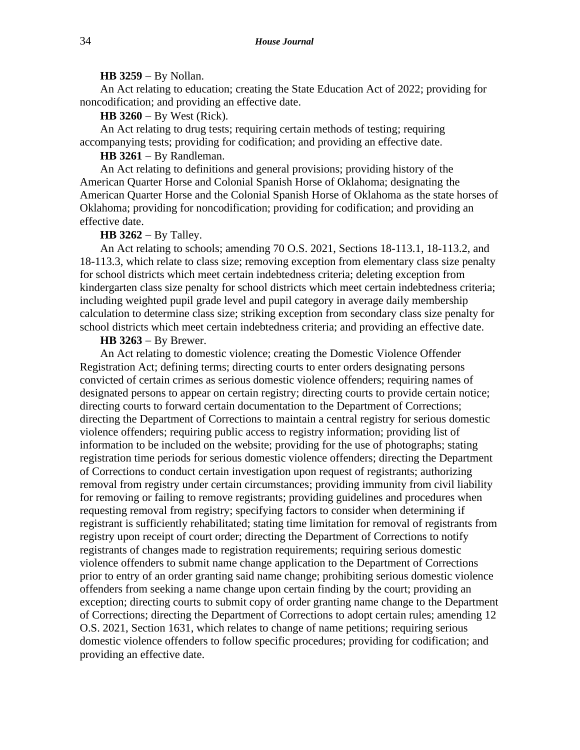**HB 3259** − By Nollan.

An Act relating to education; creating the State Education Act of 2022; providing for noncodification; and providing an effective date.

**HB 3260** − By West (Rick).

An Act relating to drug tests; requiring certain methods of testing; requiring accompanying tests; providing for codification; and providing an effective date.

**HB 3261** − By Randleman.

An Act relating to definitions and general provisions; providing history of the American Quarter Horse and Colonial Spanish Horse of Oklahoma; designating the American Quarter Horse and the Colonial Spanish Horse of Oklahoma as the state horses of Oklahoma; providing for noncodification; providing for codification; and providing an effective date.

**HB 3262** − By Talley.

An Act relating to schools; amending 70 O.S. 2021, Sections 18-113.1, 18-113.2, and 18-113.3, which relate to class size; removing exception from elementary class size penalty for school districts which meet certain indebtedness criteria; deleting exception from kindergarten class size penalty for school districts which meet certain indebtedness criteria; including weighted pupil grade level and pupil category in average daily membership calculation to determine class size; striking exception from secondary class size penalty for school districts which meet certain indebtedness criteria; and providing an effective date.

**HB 3263** − By Brewer.

An Act relating to domestic violence; creating the Domestic Violence Offender Registration Act; defining terms; directing courts to enter orders designating persons convicted of certain crimes as serious domestic violence offenders; requiring names of designated persons to appear on certain registry; directing courts to provide certain notice; directing courts to forward certain documentation to the Department of Corrections; directing the Department of Corrections to maintain a central registry for serious domestic violence offenders; requiring public access to registry information; providing list of information to be included on the website; providing for the use of photographs; stating registration time periods for serious domestic violence offenders; directing the Department of Corrections to conduct certain investigation upon request of registrants; authorizing removal from registry under certain circumstances; providing immunity from civil liability for removing or failing to remove registrants; providing guidelines and procedures when requesting removal from registry; specifying factors to consider when determining if registrant is sufficiently rehabilitated; stating time limitation for removal of registrants from registry upon receipt of court order; directing the Department of Corrections to notify registrants of changes made to registration requirements; requiring serious domestic violence offenders to submit name change application to the Department of Corrections prior to entry of an order granting said name change; prohibiting serious domestic violence offenders from seeking a name change upon certain finding by the court; providing an exception; directing courts to submit copy of order granting name change to the Department of Corrections; directing the Department of Corrections to adopt certain rules; amending 12 O.S. 2021, Section 1631, which relates to change of name petitions; requiring serious domestic violence offenders to follow specific procedures; providing for codification; and providing an effective date.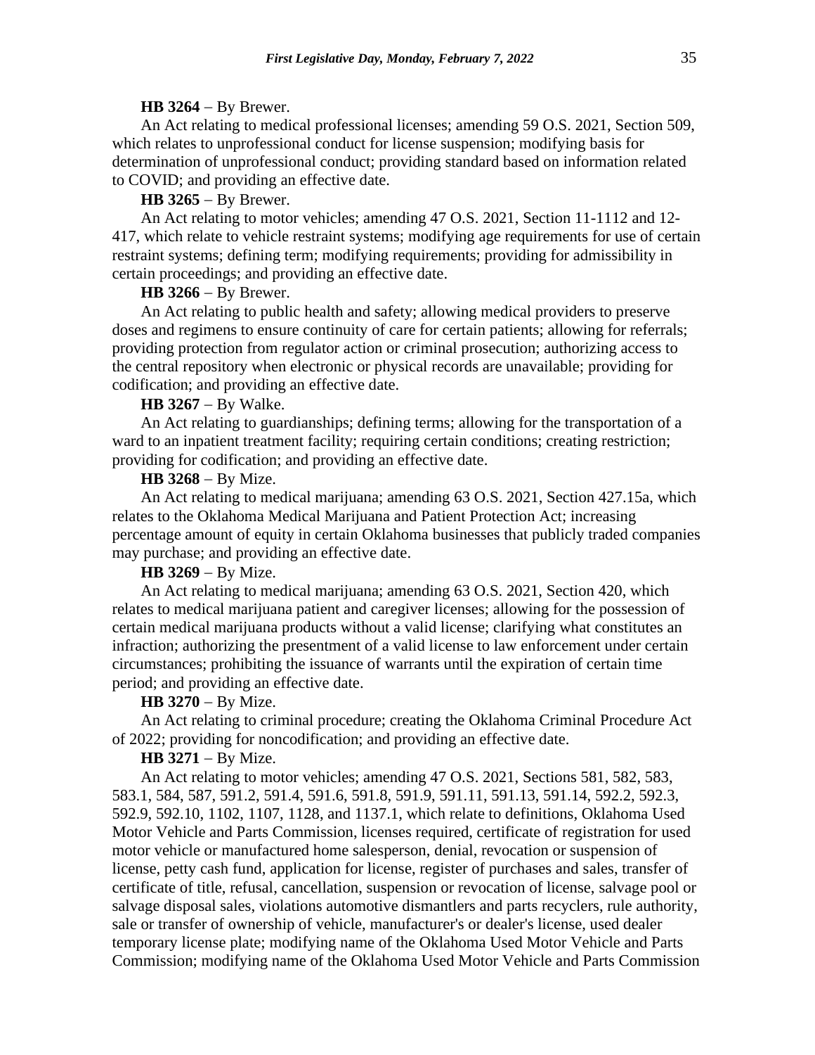**HB 3264** − By Brewer.

An Act relating to medical professional licenses; amending 59 O.S. 2021, Section 509, which relates to unprofessional conduct for license suspension; modifying basis for determination of unprofessional conduct; providing standard based on information related to COVID; and providing an effective date.

**HB 3265** − By Brewer.

An Act relating to motor vehicles; amending 47 O.S. 2021, Section 11-1112 and 12-417, which relate to vehicle restraint systems; modifying age requirements for use of certain restraint systems; defining term; modifying requirements; providing for admissibility in certain proceedings; and providing an effective date.

**HB 3266** − By Brewer.

An Act relating to public health and safety; allowing medical providers to preserve doses and regimens to ensure continuity of care for certain patients; allowing for referrals; providing protection from regulator action or criminal prosecution; authorizing access to the central repository when electronic or physical records are unavailable; providing for codification; and providing an effective date.

**HB 3267** − By Walke.

An Act relating to guardianships; defining terms; allowing for the transportation of a ward to an inpatient treatment facility; requiring certain conditions; creating restriction; providing for codification; and providing an effective date.

**HB 3268** − By Mize.

An Act relating to medical marijuana; amending 63 O.S. 2021, Section 427.15a, which relates to the Oklahoma Medical Marijuana and Patient Protection Act; increasing percentage amount of equity in certain Oklahoma businesses that publicly traded companies may purchase; and providing an effective date.

**HB 3269** − By Mize.

An Act relating to medical marijuana; amending 63 O.S. 2021, Section 420, which relates to medical marijuana patient and caregiver licenses; allowing for the possession of certain medical marijuana products without a valid license; clarifying what constitutes an infraction; authorizing the presentment of a valid license to law enforcement under certain circumstances; prohibiting the issuance of warrants until the expiration of certain time period; and providing an effective date.

**HB 3270** − By Mize.

An Act relating to criminal procedure; creating the Oklahoma Criminal Procedure Act of 2022; providing for noncodification; and providing an effective date.

**HB 3271** − By Mize.

An Act relating to motor vehicles; amending 47 O.S. 2021, Sections 581, 582, 583, 583.1, 584, 587, 591.2, 591.4, 591.6, 591.8, 591.9, 591.11, 591.13, 591.14, 592.2, 592.3, 592.9, 592.10, 1102, 1107, 1128, and 1137.1, which relate to definitions, Oklahoma Used Motor Vehicle and Parts Commission, licenses required, certificate of registration for used motor vehicle or manufactured home salesperson, denial, revocation or suspension of license, petty cash fund, application for license, register of purchases and sales, transfer of certificate of title, refusal, cancellation, suspension or revocation of license, salvage pool or salvage disposal sales, violations automotive dismantlers and parts recyclers, rule authority, sale or transfer of ownership of vehicle, manufacturer's or dealer's license, used dealer temporary license plate; modifying name of the Oklahoma Used Motor Vehicle and Parts Commission; modifying name of the Oklahoma Used Motor Vehicle and Parts Commission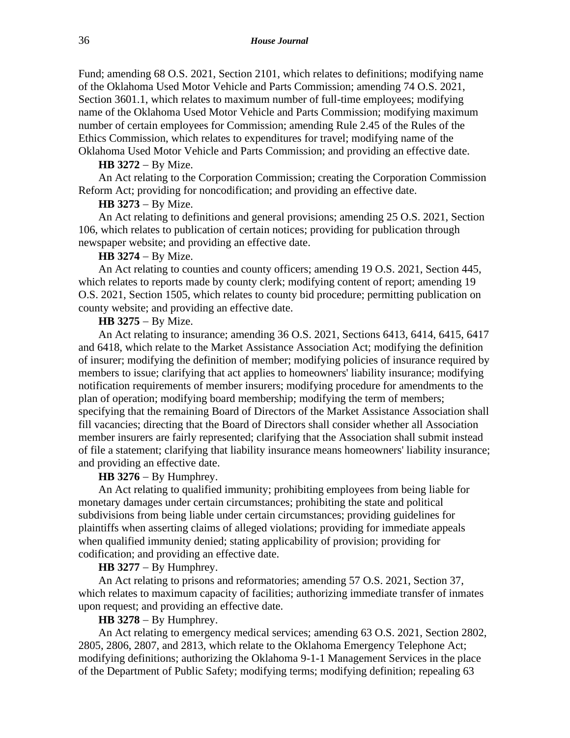Fund; amending 68 O.S. 2021, Section 2101, which relates to definitions; modifying name of the Oklahoma Used Motor Vehicle and Parts Commission; amending 74 O.S. 2021, Section 3601.1, which relates to maximum number of full-time employees; modifying name of the Oklahoma Used Motor Vehicle and Parts Commission; modifying maximum number of certain employees for Commission; amending Rule 2.45 of the Rules of the Ethics Commission, which relates to expenditures for travel; modifying name of the Oklahoma Used Motor Vehicle and Parts Commission; and providing an effective date.

**HB 3272** − By Mize.

An Act relating to the Corporation Commission; creating the Corporation Commission Reform Act; providing for noncodification; and providing an effective date.

**HB 3273** − By Mize.

An Act relating to definitions and general provisions; amending 25 O.S. 2021, Section 106, which relates to publication of certain notices; providing for publication through newspaper website; and providing an effective date.

**HB 3274** − By Mize.

An Act relating to counties and county officers; amending 19 O.S. 2021, Section 445, which relates to reports made by county clerk; modifying content of report; amending 19 O.S. 2021, Section 1505, which relates to county bid procedure; permitting publication on county website; and providing an effective date.

**HB 3275** − By Mize.

An Act relating to insurance; amending 36 O.S. 2021, Sections 6413, 6414, 6415, 6417 and 6418, which relate to the Market Assistance Association Act; modifying the definition of insurer; modifying the definition of member; modifying policies of insurance required by members to issue; clarifying that act applies to homeowners' liability insurance; modifying notification requirements of member insurers; modifying procedure for amendments to the plan of operation; modifying board membership; modifying the term of members; specifying that the remaining Board of Directors of the Market Assistance Association shall fill vacancies; directing that the Board of Directors shall consider whether all Association member insurers are fairly represented; clarifying that the Association shall submit instead of file a statement; clarifying that liability insurance means homeowners' liability insurance; and providing an effective date.

**HB 3276** − By Humphrey.

An Act relating to qualified immunity; prohibiting employees from being liable for monetary damages under certain circumstances; prohibiting the state and political subdivisions from being liable under certain circumstances; providing guidelines for plaintiffs when asserting claims of alleged violations; providing for immediate appeals when qualified immunity denied; stating applicability of provision; providing for codification; and providing an effective date.

**HB 3277** − By Humphrey.

An Act relating to prisons and reformatories; amending 57 O.S. 2021, Section 37, which relates to maximum capacity of facilities; authorizing immediate transfer of inmates upon request; and providing an effective date.

**HB 3278** − By Humphrey.

An Act relating to emergency medical services; amending 63 O.S. 2021, Section 2802, 2805, 2806, 2807, and 2813, which relate to the Oklahoma Emergency Telephone Act; modifying definitions; authorizing the Oklahoma 9-1-1 Management Services in the place of the Department of Public Safety; modifying terms; modifying definition; repealing 63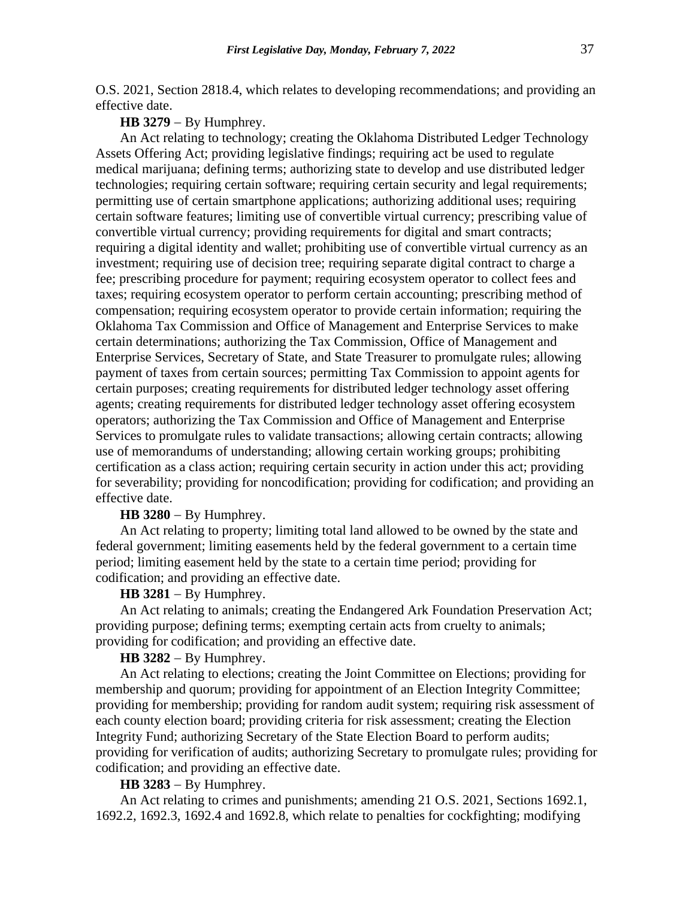O.S. 2021, Section 2818.4, which relates to developing recommendations; and providing an effective date.

**HB 3279** − By Humphrey.

An Act relating to technology; creating the Oklahoma Distributed Ledger Technology Assets Offering Act; providing legislative findings; requiring act be used to regulate medical marijuana; defining terms; authorizing state to develop and use distributed ledger technologies; requiring certain software; requiring certain security and legal requirements; permitting use of certain smartphone applications; authorizing additional uses; requiring certain software features; limiting use of convertible virtual currency; prescribing value of convertible virtual currency; providing requirements for digital and smart contracts; requiring a digital identity and wallet; prohibiting use of convertible virtual currency as an investment; requiring use of decision tree; requiring separate digital contract to charge a fee; prescribing procedure for payment; requiring ecosystem operator to collect fees and taxes; requiring ecosystem operator to perform certain accounting; prescribing method of compensation; requiring ecosystem operator to provide certain information; requiring the Oklahoma Tax Commission and Office of Management and Enterprise Services to make certain determinations; authorizing the Tax Commission, Office of Management and Enterprise Services, Secretary of State, and State Treasurer to promulgate rules; allowing payment of taxes from certain sources; permitting Tax Commission to appoint agents for certain purposes; creating requirements for distributed ledger technology asset offering agents; creating requirements for distributed ledger technology asset offering ecosystem operators; authorizing the Tax Commission and Office of Management and Enterprise Services to promulgate rules to validate transactions; allowing certain contracts; allowing use of memorandums of understanding; allowing certain working groups; prohibiting certification as a class action; requiring certain security in action under this act; providing for severability; providing for noncodification; providing for codification; and providing an effective date.

**HB 3280** − By Humphrey.

An Act relating to property; limiting total land allowed to be owned by the state and federal government; limiting easements held by the federal government to a certain time period; limiting easement held by the state to a certain time period; providing for codification; and providing an effective date.

**HB 3281** − By Humphrey.

An Act relating to animals; creating the Endangered Ark Foundation Preservation Act; providing purpose; defining terms; exempting certain acts from cruelty to animals; providing for codification; and providing an effective date.

**HB 3282** − By Humphrey.

An Act relating to elections; creating the Joint Committee on Elections; providing for membership and quorum; providing for appointment of an Election Integrity Committee; providing for membership; providing for random audit system; requiring risk assessment of each county election board; providing criteria for risk assessment; creating the Election Integrity Fund; authorizing Secretary of the State Election Board to perform audits; providing for verification of audits; authorizing Secretary to promulgate rules; providing for codification; and providing an effective date.

**HB 3283** − By Humphrey.

An Act relating to crimes and punishments; amending 21 O.S. 2021, Sections 1692.1, 1692.2, 1692.3, 1692.4 and 1692.8, which relate to penalties for cockfighting; modifying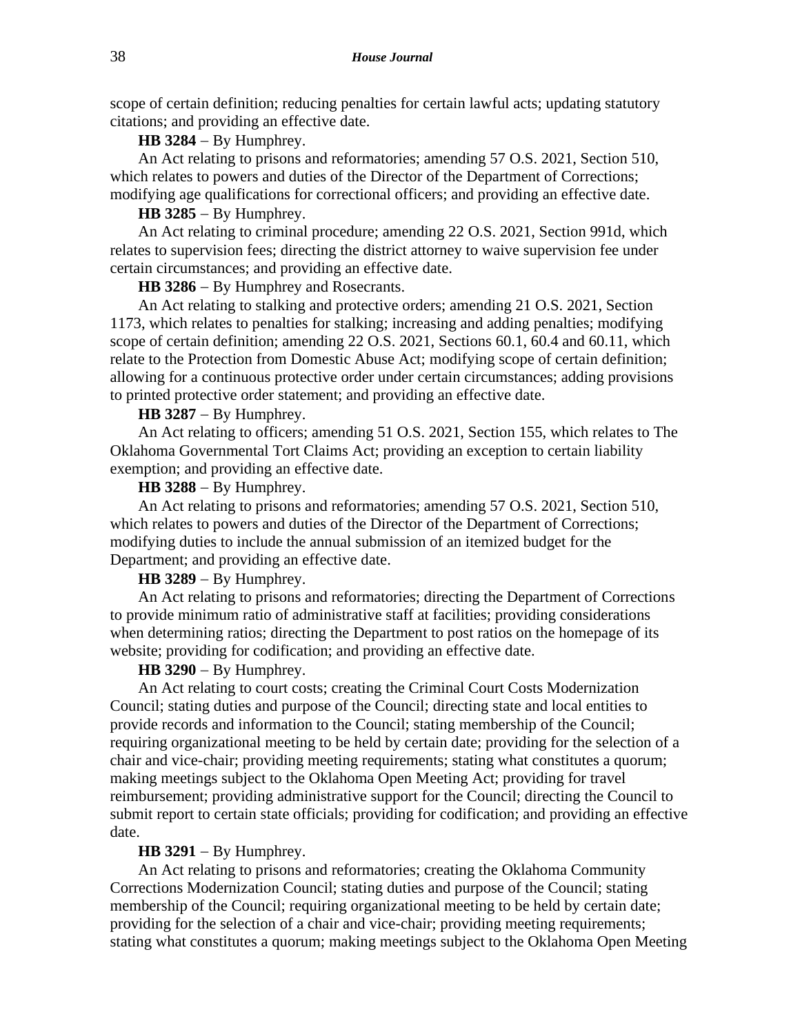scope of certain definition; reducing penalties for certain lawful acts; updating statutory citations; and providing an effective date.

**HB 3284** − By Humphrey.

An Act relating to prisons and reformatories; amending 57 O.S. 2021, Section 510, which relates to powers and duties of the Director of the Department of Corrections; modifying age qualifications for correctional officers; and providing an effective date.

**HB 3285** − By Humphrey.

An Act relating to criminal procedure; amending 22 O.S. 2021, Section 991d, which relates to supervision fees; directing the district attorney to waive supervision fee under certain circumstances; and providing an effective date.

**HB 3286** − By Humphrey and Rosecrants.

An Act relating to stalking and protective orders; amending 21 O.S. 2021, Section 1173, which relates to penalties for stalking; increasing and adding penalties; modifying scope of certain definition; amending 22 O.S. 2021, Sections 60.1, 60.4 and 60.11, which relate to the Protection from Domestic Abuse Act; modifying scope of certain definition; allowing for a continuous protective order under certain circumstances; adding provisions to printed protective order statement; and providing an effective date.

**HB 3287** − By Humphrey.

An Act relating to officers; amending 51 O.S. 2021, Section 155, which relates to The Oklahoma Governmental Tort Claims Act; providing an exception to certain liability exemption; and providing an effective date.

**HB 3288** − By Humphrey.

An Act relating to prisons and reformatories; amending 57 O.S. 2021, Section 510, which relates to powers and duties of the Director of the Department of Corrections; modifying duties to include the annual submission of an itemized budget for the Department; and providing an effective date.

**HB 3289** − By Humphrey.

An Act relating to prisons and reformatories; directing the Department of Corrections to provide minimum ratio of administrative staff at facilities; providing considerations when determining ratios; directing the Department to post ratios on the homepage of its website; providing for codification; and providing an effective date.

**HB 3290** − By Humphrey.

An Act relating to court costs; creating the Criminal Court Costs Modernization Council; stating duties and purpose of the Council; directing state and local entities to provide records and information to the Council; stating membership of the Council; requiring organizational meeting to be held by certain date; providing for the selection of a chair and vice-chair; providing meeting requirements; stating what constitutes a quorum; making meetings subject to the Oklahoma Open Meeting Act; providing for travel reimbursement; providing administrative support for the Council; directing the Council to submit report to certain state officials; providing for codification; and providing an effective date.

**HB 3291** − By Humphrey.

An Act relating to prisons and reformatories; creating the Oklahoma Community Corrections Modernization Council; stating duties and purpose of the Council; stating membership of the Council; requiring organizational meeting to be held by certain date; providing for the selection of a chair and vice-chair; providing meeting requirements; stating what constitutes a quorum; making meetings subject to the Oklahoma Open Meeting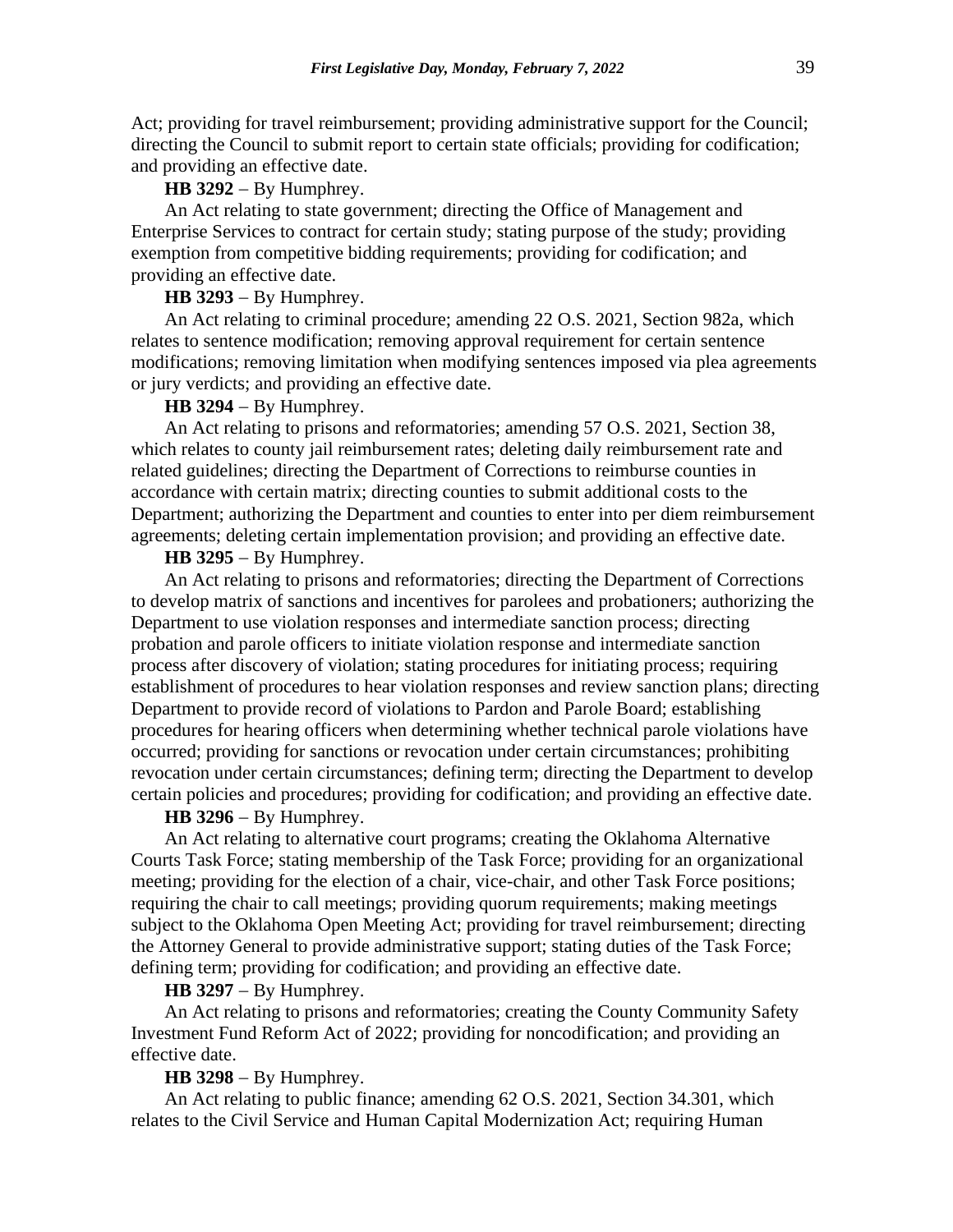Act; providing for travel reimbursement; providing administrative support for the Council; directing the Council to submit report to certain state officials; providing for codification; and providing an effective date.

**HB 3292** − By Humphrey.

An Act relating to state government; directing the Office of Management and Enterprise Services to contract for certain study; stating purpose of the study; providing exemption from competitive bidding requirements; providing for codification; and providing an effective date.

**HB 3293** − By Humphrey.

An Act relating to criminal procedure; amending 22 O.S. 2021, Section 982a, which relates to sentence modification; removing approval requirement for certain sentence modifications; removing limitation when modifying sentences imposed via plea agreements or jury verdicts; and providing an effective date.

**HB 3294** − By Humphrey.

An Act relating to prisons and reformatories; amending 57 O.S. 2021, Section 38, which relates to county jail reimbursement rates; deleting daily reimbursement rate and related guidelines; directing the Department of Corrections to reimburse counties in accordance with certain matrix; directing counties to submit additional costs to the Department; authorizing the Department and counties to enter into per diem reimbursement agreements; deleting certain implementation provision; and providing an effective date.

**HB 3295** − By Humphrey.

An Act relating to prisons and reformatories; directing the Department of Corrections to develop matrix of sanctions and incentives for parolees and probationers; authorizing the Department to use violation responses and intermediate sanction process; directing probation and parole officers to initiate violation response and intermediate sanction process after discovery of violation; stating procedures for initiating process; requiring establishment of procedures to hear violation responses and review sanction plans; directing Department to provide record of violations to Pardon and Parole Board; establishing procedures for hearing officers when determining whether technical parole violations have occurred; providing for sanctions or revocation under certain circumstances; prohibiting revocation under certain circumstances; defining term; directing the Department to develop certain policies and procedures; providing for codification; and providing an effective date.

**HB 3296** − By Humphrey.

An Act relating to alternative court programs; creating the Oklahoma Alternative Courts Task Force; stating membership of the Task Force; providing for an organizational meeting; providing for the election of a chair, vice-chair, and other Task Force positions; requiring the chair to call meetings; providing quorum requirements; making meetings subject to the Oklahoma Open Meeting Act; providing for travel reimbursement; directing the Attorney General to provide administrative support; stating duties of the Task Force; defining term; providing for codification; and providing an effective date.

**HB 3297** − By Humphrey.

An Act relating to prisons and reformatories; creating the County Community Safety Investment Fund Reform Act of 2022; providing for noncodification; and providing an effective date.

**HB 3298** − By Humphrey.

An Act relating to public finance; amending 62 O.S. 2021, Section 34.301, which relates to the Civil Service and Human Capital Modernization Act; requiring Human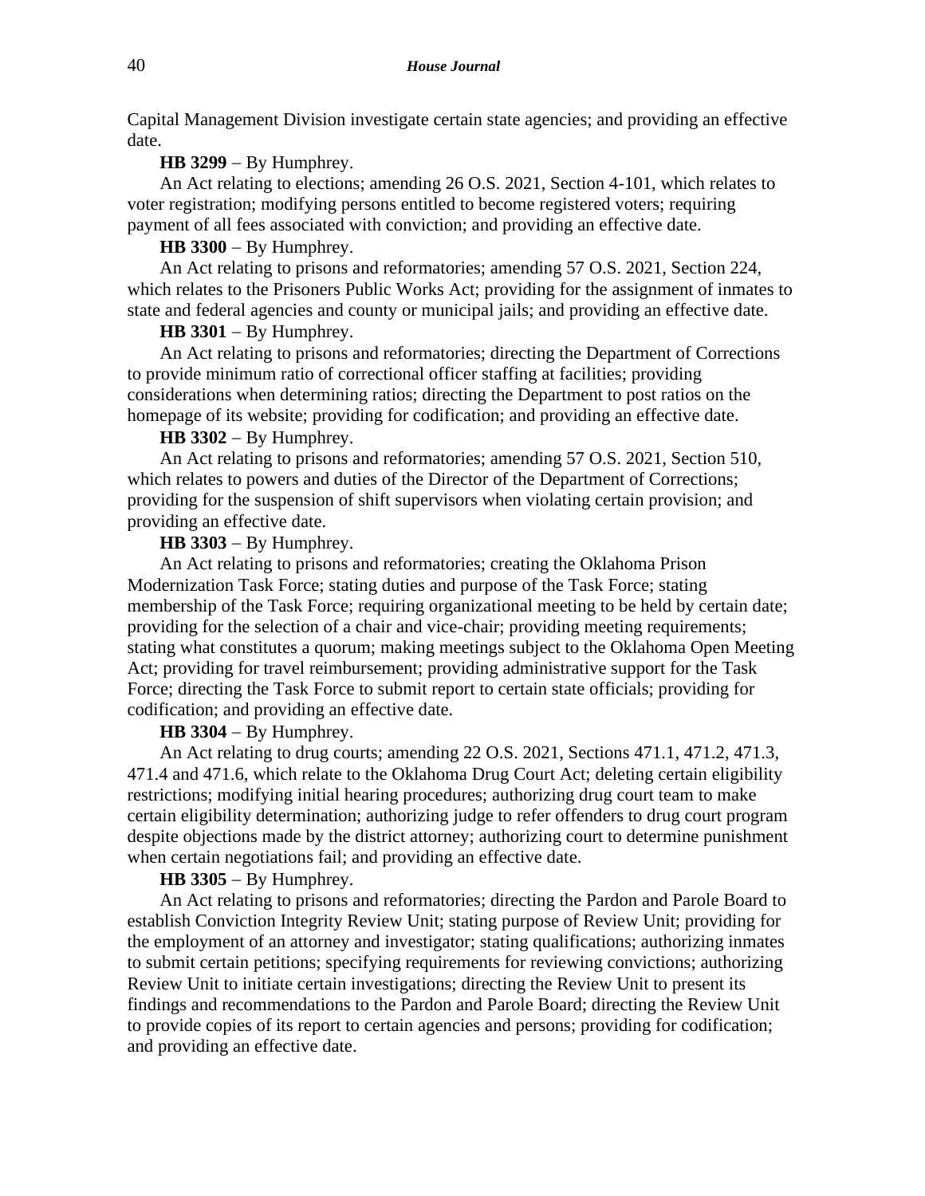Capital Management Division investigate certain state agencies; and providing an effective date.

**HB 3299** − By Humphrey.

An Act relating to elections; amending 26 O.S. 2021, Section 4-101, which relates to voter registration; modifying persons entitled to become registered voters; requiring payment of all fees associated with conviction; and providing an effective date.

**HB 3300** − By Humphrey.

An Act relating to prisons and reformatories; amending 57 O.S. 2021, Section 224, which relates to the Prisoners Public Works Act; providing for the assignment of inmates to state and federal agencies and county or municipal jails; and providing an effective date.

**HB 3301** − By Humphrey.

An Act relating to prisons and reformatories; directing the Department of Corrections to provide minimum ratio of correctional officer staffing at facilities; providing considerations when determining ratios; directing the Department to post ratios on the homepage of its website; providing for codification; and providing an effective date.

**HB 3302** − By Humphrey.

An Act relating to prisons and reformatories; amending 57 O.S. 2021, Section 510, which relates to powers and duties of the Director of the Department of Corrections; providing for the suspension of shift supervisors when violating certain provision; and providing an effective date.

**HB 3303** − By Humphrey.

An Act relating to prisons and reformatories; creating the Oklahoma Prison Modernization Task Force; stating duties and purpose of the Task Force; stating membership of the Task Force; requiring organizational meeting to be held by certain date; providing for the selection of a chair and vice-chair; providing meeting requirements; stating what constitutes a quorum; making meetings subject to the Oklahoma Open Meeting Act; providing for travel reimbursement; providing administrative support for the Task Force; directing the Task Force to submit report to certain state officials; providing for codification; and providing an effective date.

**HB 3304** − By Humphrey.

An Act relating to drug courts; amending 22 O.S. 2021, Sections 471.1, 471.2, 471.3, 471.4 and 471.6, which relate to the Oklahoma Drug Court Act; deleting certain eligibility restrictions; modifying initial hearing procedures; authorizing drug court team to make certain eligibility determination; authorizing judge to refer offenders to drug court program despite objections made by the district attorney; authorizing court to determine punishment when certain negotiations fail; and providing an effective date.

**HB 3305** − By Humphrey.

An Act relating to prisons and reformatories; directing the Pardon and Parole Board to establish Conviction Integrity Review Unit; stating purpose of Review Unit; providing for the employment of an attorney and investigator; stating qualifications; authorizing inmates to submit certain petitions; specifying requirements for reviewing convictions; authorizing Review Unit to initiate certain investigations; directing the Review Unit to present its findings and recommendations to the Pardon and Parole Board; directing the Review Unit to provide copies of its report to certain agencies and persons; providing for codification; and providing an effective date.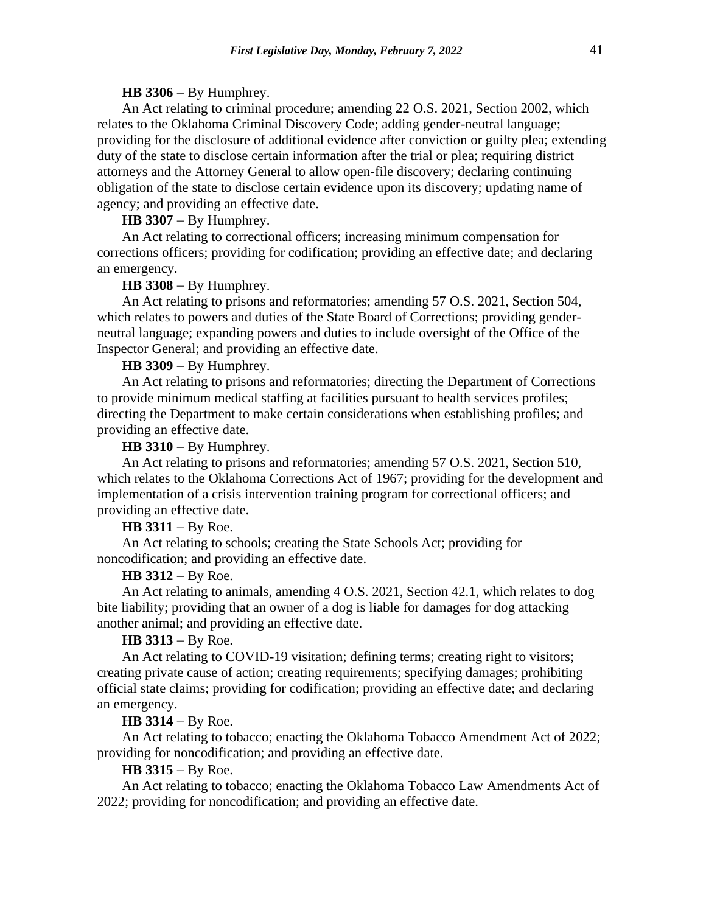**HB 3306** − By Humphrey.

An Act relating to criminal procedure; amending 22 O.S. 2021, Section 2002, which relates to the Oklahoma Criminal Discovery Code; adding gender-neutral language; providing for the disclosure of additional evidence after conviction or guilty plea; extending duty of the state to disclose certain information after the trial or plea; requiring district attorneys and the Attorney General to allow open-file discovery; declaring continuing obligation of the state to disclose certain evidence upon its discovery; updating name of agency; and providing an effective date.

**HB 3307** − By Humphrey.

An Act relating to correctional officers; increasing minimum compensation for corrections officers; providing for codification; providing an effective date; and declaring an emergency.

**HB 3308** − By Humphrey.

An Act relating to prisons and reformatories; amending 57 O.S. 2021, Section 504, which relates to powers and duties of the State Board of Corrections; providing gender-neutral language; expanding powers and duties to include oversight of the Office of the Inspector General; and providing an effective date.

**HB 3309** − By Humphrey.

An Act relating to prisons and reformatories; directing the Department of Corrections to provide minimum medical staffing at facilities pursuant to health services profiles; directing the Department to make certain considerations when establishing profiles; and providing an effective date.

**HB 3310** − By Humphrey.

An Act relating to prisons and reformatories; amending 57 O.S. 2021, Section 510, which relates to the Oklahoma Corrections Act of 1967; providing for the development and implementation of a crisis intervention training program for correctional officers; and providing an effective date.

**HB 3311** − By Roe.

An Act relating to schools; creating the State Schools Act; providing for noncodification; and providing an effective date.

**HB 3312** − By Roe.

An Act relating to animals, amending 4 O.S. 2021, Section 42.1, which relates to dog bite liability; providing that an owner of a dog is liable for damages for dog attacking another animal; and providing an effective date.

**HB 3313** − By Roe.

An Act relating to COVID-19 visitation; defining terms; creating right to visitors; creating private cause of action; creating requirements; specifying damages; prohibiting official state claims; providing for codification; providing an effective date; and declaring an emergency.

**HB 3314** − By Roe.

An Act relating to tobacco; enacting the Oklahoma Tobacco Amendment Act of 2022; providing for noncodification; and providing an effective date.

**HB 3315** − By Roe.

An Act relating to tobacco; enacting the Oklahoma Tobacco Law Amendments Act of 2022; providing for noncodification; and providing an effective date.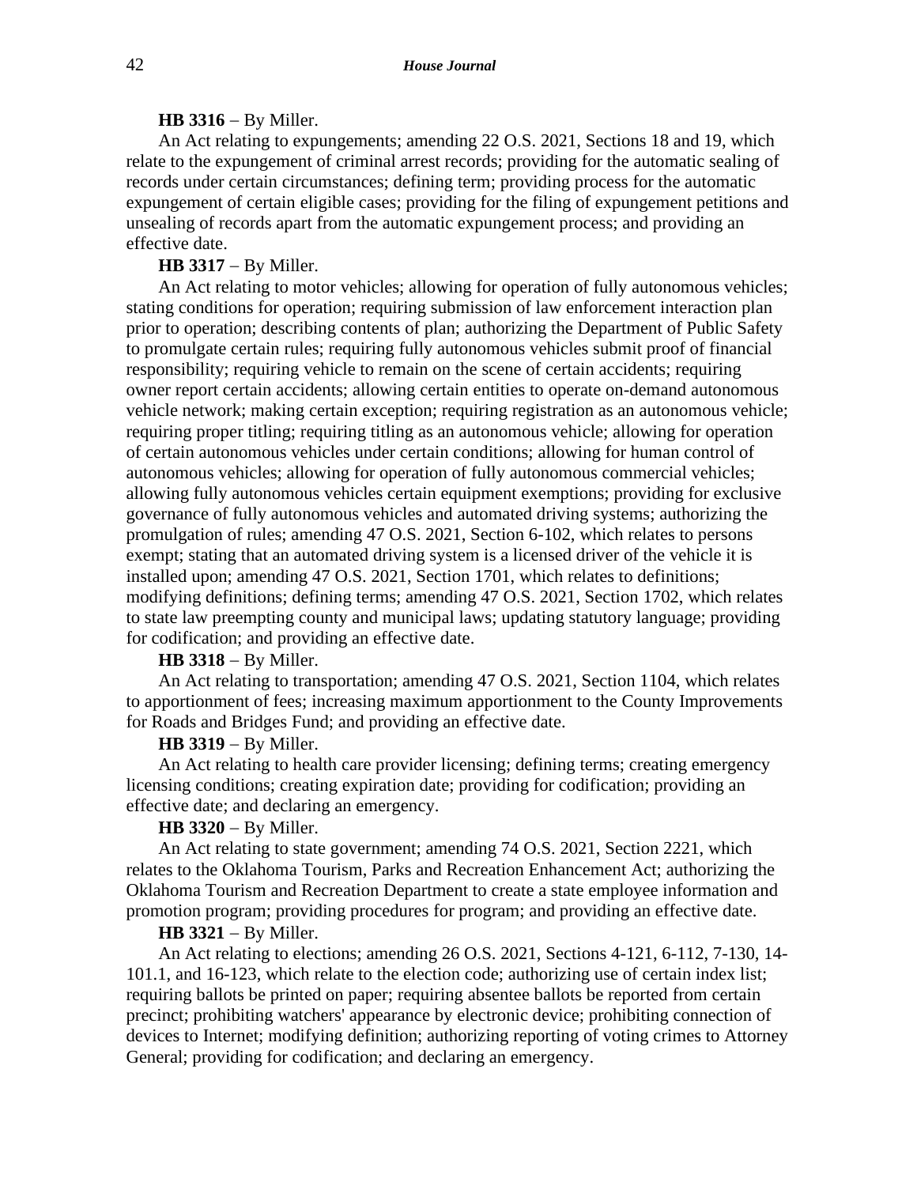**HB 3316** − By Miller.

An Act relating to expungements; amending 22 O.S. 2021, Sections 18 and 19, which relate to the expungement of criminal arrest records; providing for the automatic sealing of records under certain circumstances; defining term; providing process for the automatic expungement of certain eligible cases; providing for the filing of expungement petitions and unsealing of records apart from the automatic expungement process; and providing an effective date.

**HB 3317** − By Miller.

An Act relating to motor vehicles; allowing for operation of fully autonomous vehicles; stating conditions for operation; requiring submission of law enforcement interaction plan prior to operation; describing contents of plan; authorizing the Department of Public Safety to promulgate certain rules; requiring fully autonomous vehicles submit proof of financial responsibility; requiring vehicle to remain on the scene of certain accidents; requiring owner report certain accidents; allowing certain entities to operate on-demand autonomous vehicle network; making certain exception; requiring registration as an autonomous vehicle; requiring proper titling; requiring titling as an autonomous vehicle; allowing for operation of certain autonomous vehicles under certain conditions; allowing for human control of autonomous vehicles; allowing for operation of fully autonomous commercial vehicles; allowing fully autonomous vehicles certain equipment exemptions; providing for exclusive governance of fully autonomous vehicles and automated driving systems; authorizing the promulgation of rules; amending 47 O.S. 2021, Section 6-102, which relates to persons exempt; stating that an automated driving system is a licensed driver of the vehicle it is installed upon; amending 47 O.S. 2021, Section 1701, which relates to definitions; modifying definitions; defining terms; amending 47 O.S. 2021, Section 1702, which relates to state law preempting county and municipal laws; updating statutory language; providing for codification; and providing an effective date.

**HB 3318** − By Miller.

An Act relating to transportation; amending 47 O.S. 2021, Section 1104, which relates to apportionment of fees; increasing maximum apportionment to the County Improvements for Roads and Bridges Fund; and providing an effective date.

**HB 3319** − By Miller.

An Act relating to health care provider licensing; defining terms; creating emergency licensing conditions; creating expiration date; providing for codification; providing an effective date; and declaring an emergency.

**HB 3320** − By Miller.

An Act relating to state government; amending 74 O.S. 2021, Section 2221, which relates to the Oklahoma Tourism, Parks and Recreation Enhancement Act; authorizing the Oklahoma Tourism and Recreation Department to create a state employee information and promotion program; providing procedures for program; and providing an effective date.

**HB 3321** − By Miller.

An Act relating to elections; amending 26 O.S. 2021, Sections 4-121, 6-112, 7-130, 14-101.1, and 16-123, which relate to the election code; authorizing use of certain index list; requiring ballots be printed on paper; requiring absentee ballots be reported from certain precinct; prohibiting watchers' appearance by electronic device; prohibiting connection of devices to Internet; modifying definition; authorizing reporting of voting crimes to Attorney General; providing for codification; and declaring an emergency.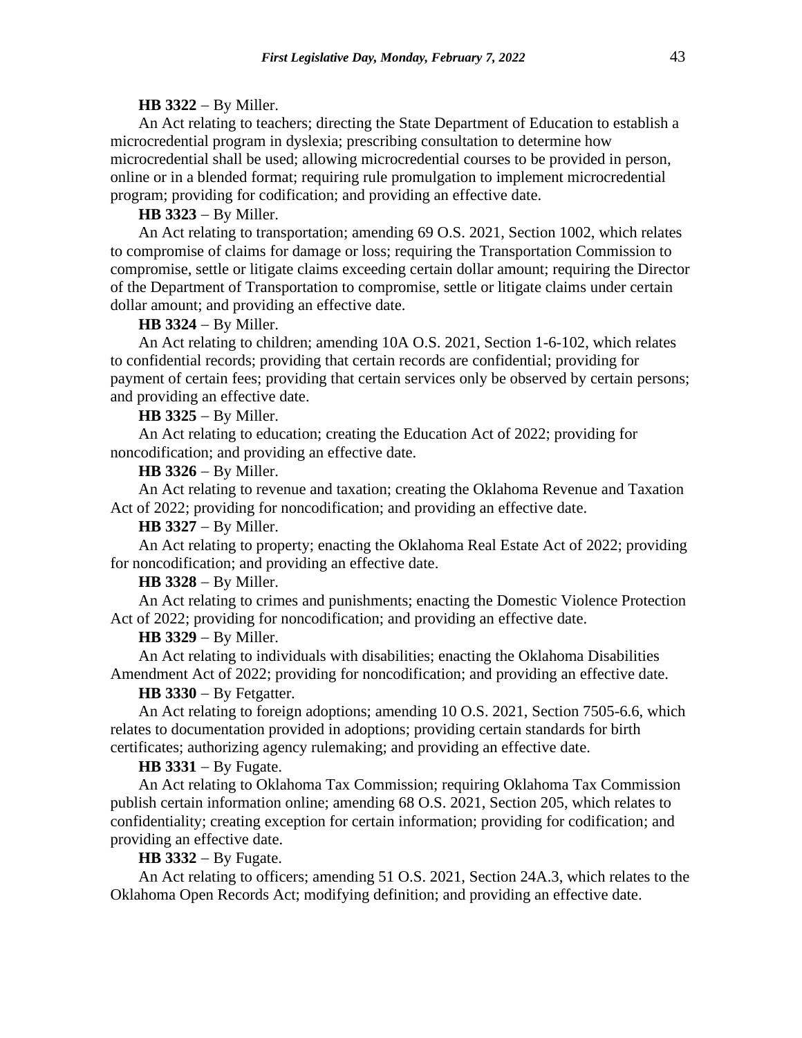**HB 3322** − By Miller.

An Act relating to teachers; directing the State Department of Education to establish a microcredential program in dyslexia; prescribing consultation to determine how microcredential shall be used; allowing microcredential courses to be provided in person, online or in a blended format; requiring rule promulgation to implement microcredential program; providing for codification; and providing an effective date.

**HB 3323** − By Miller.

An Act relating to transportation; amending 69 O.S. 2021, Section 1002, which relates to compromise of claims for damage or loss; requiring the Transportation Commission to compromise, settle or litigate claims exceeding certain dollar amount; requiring the Director of the Department of Transportation to compromise, settle or litigate claims under certain dollar amount; and providing an effective date.

**HB 3324** − By Miller.

An Act relating to children; amending 10A O.S. 2021, Section 1-6-102, which relates to confidential records; providing that certain records are confidential; providing for payment of certain fees; providing that certain services only be observed by certain persons; and providing an effective date.

**HB 3325** − By Miller.

An Act relating to education; creating the Education Act of 2022; providing for noncodification; and providing an effective date.

**HB 3326** − By Miller.

An Act relating to revenue and taxation; creating the Oklahoma Revenue and Taxation Act of 2022; providing for noncodification; and providing an effective date.

**HB 3327** − By Miller.

An Act relating to property; enacting the Oklahoma Real Estate Act of 2022; providing for noncodification; and providing an effective date.

**HB 3328** − By Miller.

An Act relating to crimes and punishments; enacting the Domestic Violence Protection Act of 2022; providing for noncodification; and providing an effective date.

**HB 3329** − By Miller.

An Act relating to individuals with disabilities; enacting the Oklahoma Disabilities Amendment Act of 2022; providing for noncodification; and providing an effective date.

**HB 3330** − By Fetgatter.

An Act relating to foreign adoptions; amending 10 O.S. 2021, Section 7505-6.6, which relates to documentation provided in adoptions; providing certain standards for birth certificates; authorizing agency rulemaking; and providing an effective date.

**HB 3331** − By Fugate.

An Act relating to Oklahoma Tax Commission; requiring Oklahoma Tax Commission publish certain information online; amending 68 O.S. 2021, Section 205, which relates to confidentiality; creating exception for certain information; providing for codification; and providing an effective date.

**HB 3332** − By Fugate.

An Act relating to officers; amending 51 O.S. 2021, Section 24A.3, which relates to the Oklahoma Open Records Act; modifying definition; and providing an effective date.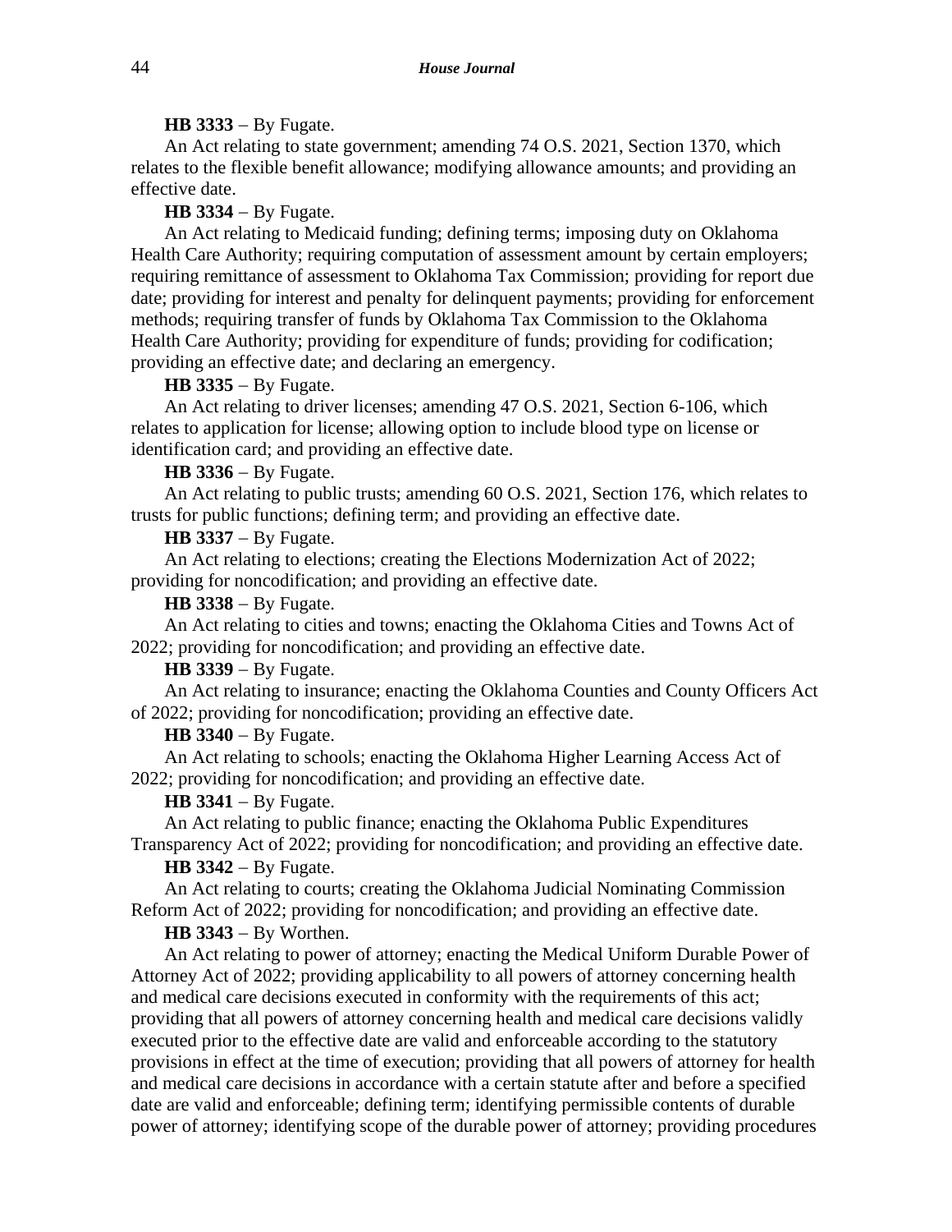**HB 3333** − By Fugate.

An Act relating to state government; amending 74 O.S. 2021, Section 1370, which relates to the flexible benefit allowance; modifying allowance amounts; and providing an effective date.

**HB 3334** − By Fugate.

An Act relating to Medicaid funding; defining terms; imposing duty on Oklahoma Health Care Authority; requiring computation of assessment amount by certain employers; requiring remittance of assessment to Oklahoma Tax Commission; providing for report due date; providing for interest and penalty for delinquent payments; providing for enforcement methods; requiring transfer of funds by Oklahoma Tax Commission to the Oklahoma Health Care Authority; providing for expenditure of funds; providing for codification; providing an effective date; and declaring an emergency.

**HB 3335** − By Fugate.

An Act relating to driver licenses; amending 47 O.S. 2021, Section 6-106, which relates to application for license; allowing option to include blood type on license or identification card; and providing an effective date.

**HB 3336** − By Fugate.

An Act relating to public trusts; amending 60 O.S. 2021, Section 176, which relates to trusts for public functions; defining term; and providing an effective date.

**HB 3337** − By Fugate.

An Act relating to elections; creating the Elections Modernization Act of 2022; providing for noncodification; and providing an effective date.

**HB 3338** − By Fugate.

An Act relating to cities and towns; enacting the Oklahoma Cities and Towns Act of 2022; providing for noncodification; and providing an effective date.

**HB 3339** − By Fugate.

An Act relating to insurance; enacting the Oklahoma Counties and County Officers Act of 2022; providing for noncodification; providing an effective date.

**HB 3340** − By Fugate.

An Act relating to schools; enacting the Oklahoma Higher Learning Access Act of 2022; providing for noncodification; and providing an effective date.

**HB 3341** − By Fugate.

An Act relating to public finance; enacting the Oklahoma Public Expenditures Transparency Act of 2022; providing for noncodification; and providing an effective date.

**HB 3342** − By Fugate.

An Act relating to courts; creating the Oklahoma Judicial Nominating Commission Reform Act of 2022; providing for noncodification; and providing an effective date.

**HB 3343** − By Worthen.

An Act relating to power of attorney; enacting the Medical Uniform Durable Power of Attorney Act of 2022; providing applicability to all powers of attorney concerning health and medical care decisions executed in conformity with the requirements of this act; providing that all powers of attorney concerning health and medical care decisions validly executed prior to the effective date are valid and enforceable according to the statutory provisions in effect at the time of execution; providing that all powers of attorney for health and medical care decisions in accordance with a certain statute after and before a specified date are valid and enforceable; defining term; identifying permissible contents of durable power of attorney; identifying scope of the durable power of attorney; providing procedures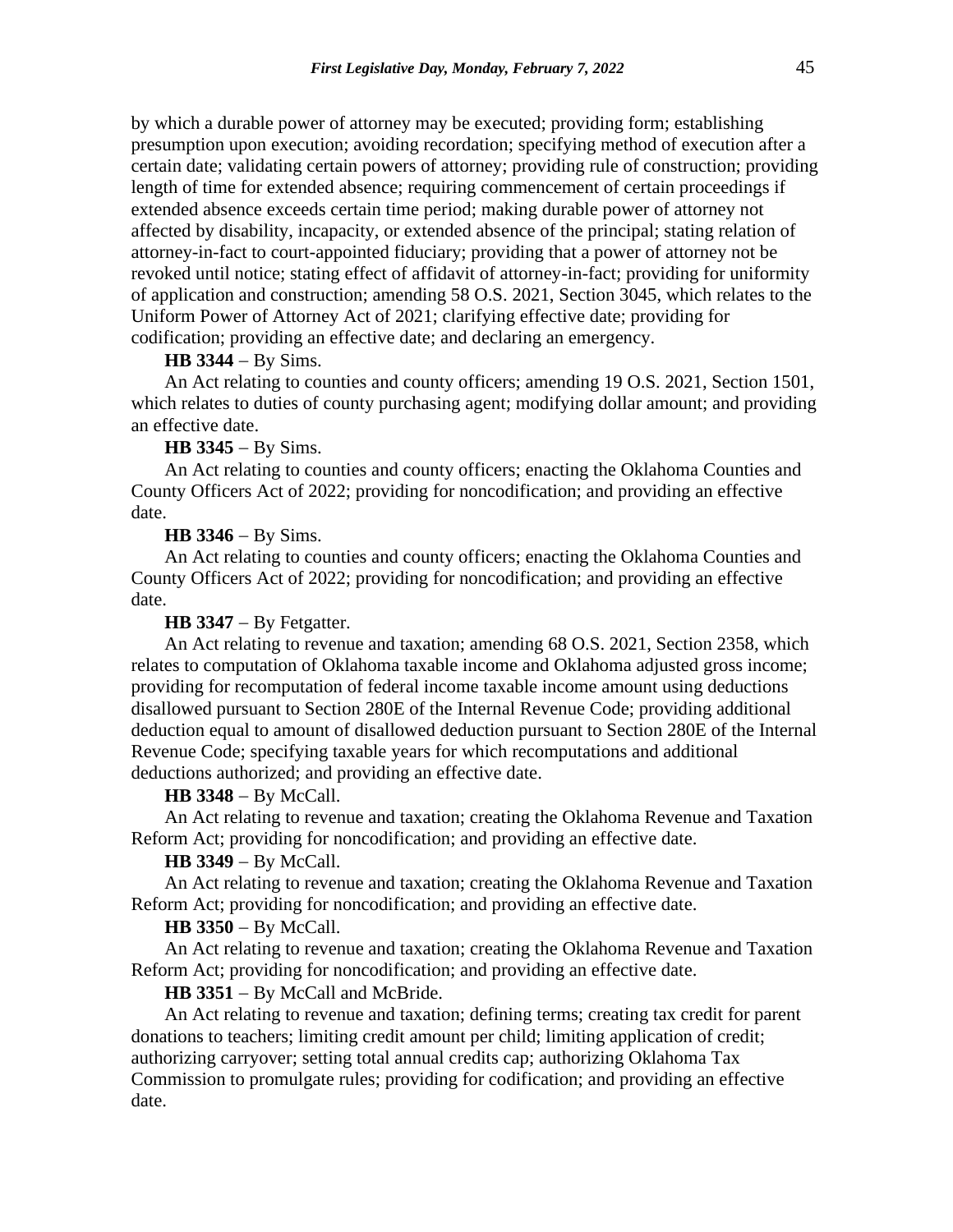by which a durable power of attorney may be executed; providing form; establishing presumption upon execution; avoiding recordation; specifying method of execution after a certain date; validating certain powers of attorney; providing rule of construction; providing length of time for extended absence; requiring commencement of certain proceedings if extended absence exceeds certain time period; making durable power of attorney not affected by disability, incapacity, or extended absence of the principal; stating relation of attorney-in-fact to court-appointed fiduciary; providing that a power of attorney not be revoked until notice; stating effect of affidavit of attorney-in-fact; providing for uniformity of application and construction; amending 58 O.S. 2021, Section 3045, which relates to the Uniform Power of Attorney Act of 2021; clarifying effective date; providing for codification; providing an effective date; and declaring an emergency.

**HB 3344** − By Sims.

An Act relating to counties and county officers; amending 19 O.S. 2021, Section 1501, which relates to duties of county purchasing agent; modifying dollar amount; and providing an effective date.

**HB 3345** − By Sims.

An Act relating to counties and county officers; enacting the Oklahoma Counties and County Officers Act of 2022; providing for noncodification; and providing an effective date.

**HB 3346** − By Sims.

An Act relating to counties and county officers; enacting the Oklahoma Counties and County Officers Act of 2022; providing for noncodification; and providing an effective date.

**HB 3347** − By Fetgatter.

An Act relating to revenue and taxation; amending 68 O.S. 2021, Section 2358, which relates to computation of Oklahoma taxable income and Oklahoma adjusted gross income; providing for recomputation of federal income taxable income amount using deductions disallowed pursuant to Section 280E of the Internal Revenue Code; providing additional deduction equal to amount of disallowed deduction pursuant to Section 280E of the Internal Revenue Code; specifying taxable years for which recomputations and additional deductions authorized; and providing an effective date.

**HB 3348** − By McCall.

An Act relating to revenue and taxation; creating the Oklahoma Revenue and Taxation Reform Act; providing for noncodification; and providing an effective date.

**HB 3349** − By McCall.

An Act relating to revenue and taxation; creating the Oklahoma Revenue and Taxation Reform Act; providing for noncodification; and providing an effective date.

**HB 3350** − By McCall.

An Act relating to revenue and taxation; creating the Oklahoma Revenue and Taxation Reform Act; providing for noncodification; and providing an effective date.

**HB 3351** − By McCall and McBride.

An Act relating to revenue and taxation; defining terms; creating tax credit for parent donations to teachers; limiting credit amount per child; limiting application of credit; authorizing carryover; setting total annual credits cap; authorizing Oklahoma Tax Commission to promulgate rules; providing for codification; and providing an effective date.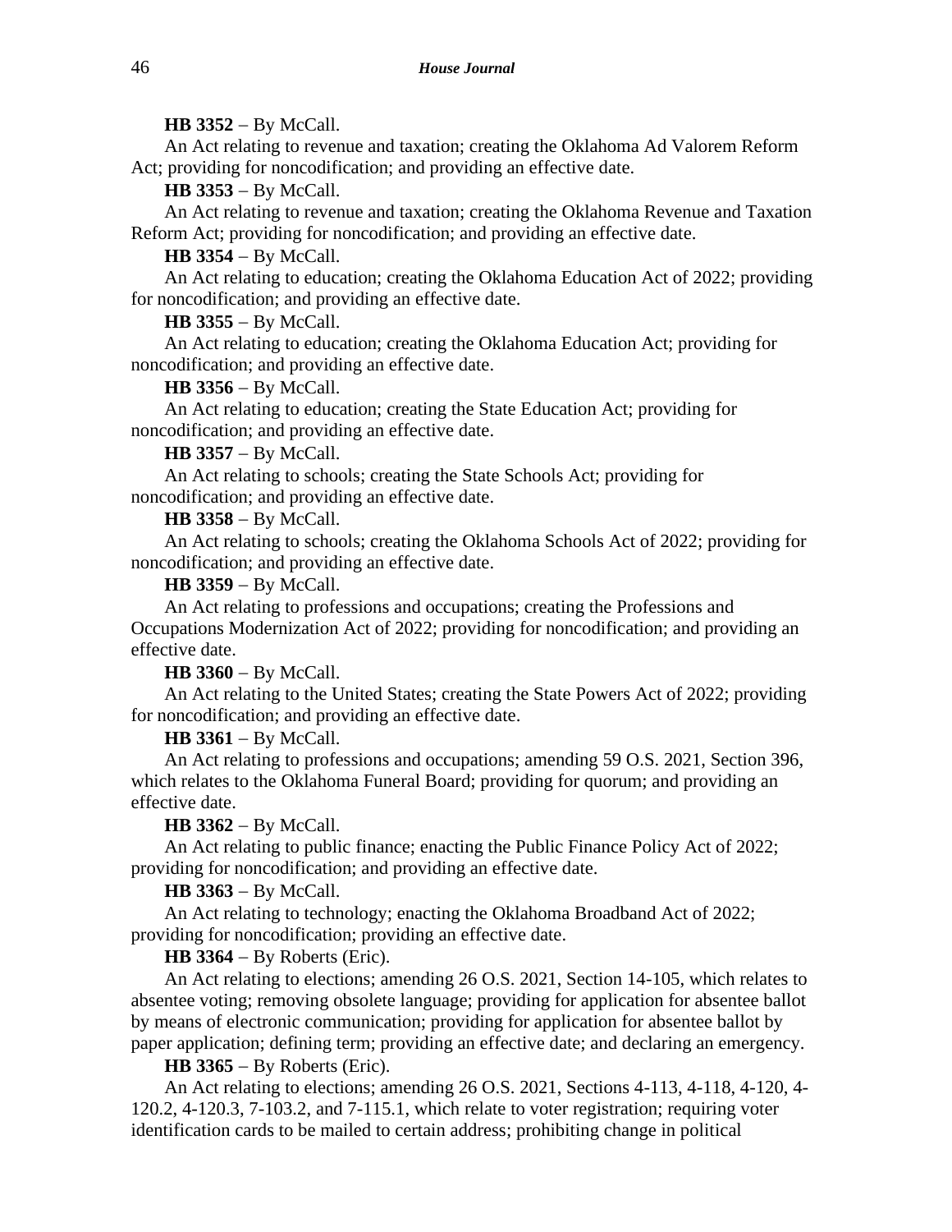**HB 3352** − By McCall.

An Act relating to revenue and taxation; creating the Oklahoma Ad Valorem Reform Act; providing for noncodification; and providing an effective date.

**HB 3353** − By McCall.

An Act relating to revenue and taxation; creating the Oklahoma Revenue and Taxation Reform Act; providing for noncodification; and providing an effective date.

**HB 3354** − By McCall.

An Act relating to education; creating the Oklahoma Education Act of 2022; providing for noncodification; and providing an effective date.

**HB 3355** − By McCall.

An Act relating to education; creating the Oklahoma Education Act; providing for noncodification; and providing an effective date.

**HB 3356** − By McCall.

An Act relating to education; creating the State Education Act; providing for noncodification; and providing an effective date.

**HB 3357** − By McCall.

An Act relating to schools; creating the State Schools Act; providing for noncodification; and providing an effective date.

**HB 3358** − By McCall.

An Act relating to schools; creating the Oklahoma Schools Act of 2022; providing for noncodification; and providing an effective date.

**HB 3359** − By McCall.

An Act relating to professions and occupations; creating the Professions and Occupations Modernization Act of 2022; providing for noncodification; and providing an effective date.

**HB 3360** − By McCall.

An Act relating to the United States; creating the State Powers Act of 2022; providing for noncodification; and providing an effective date.

**HB 3361** − By McCall.

An Act relating to professions and occupations; amending 59 O.S. 2021, Section 396, which relates to the Oklahoma Funeral Board; providing for quorum; and providing an effective date.

**HB 3362** − By McCall.

An Act relating to public finance; enacting the Public Finance Policy Act of 2022; providing for noncodification; and providing an effective date.

**HB 3363** − By McCall.

An Act relating to technology; enacting the Oklahoma Broadband Act of 2022; providing for noncodification; providing an effective date.

**HB 3364** − By Roberts (Eric).

An Act relating to elections; amending 26 O.S. 2021, Section 14-105, which relates to absentee voting; removing obsolete language; providing for application for absentee ballot by means of electronic communication; providing for application for absentee ballot by paper application; defining term; providing an effective date; and declaring an emergency.

**HB 3365** − By Roberts (Eric).

An Act relating to elections; amending 26 O.S. 2021, Sections 4-113, 4-118, 4-120, 4-120.2, 4-120.3, 7-103.2, and 7-115.1, which relate to voter registration; requiring voter identification cards to be mailed to certain address; prohibiting change in political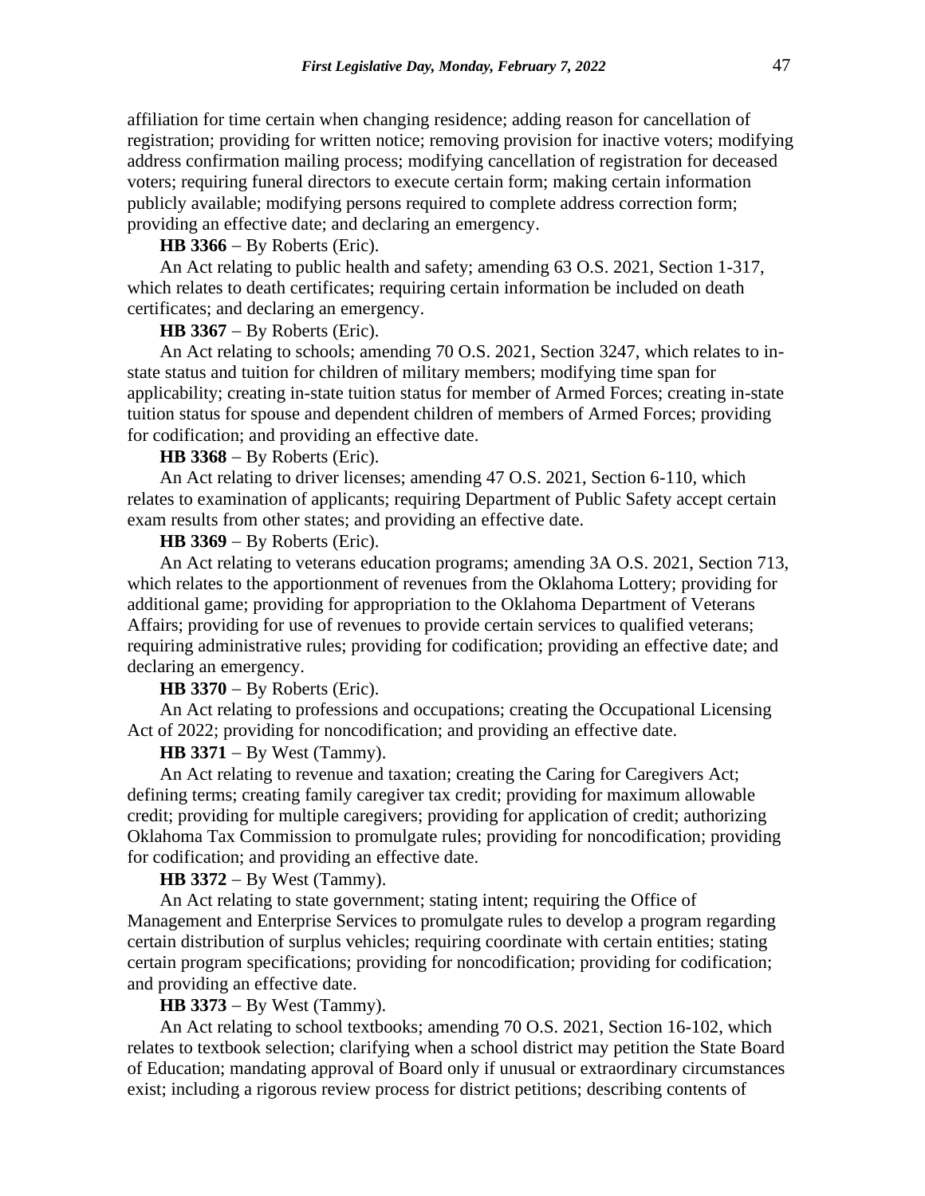affiliation for time certain when changing residence; adding reason for cancellation of registration; providing for written notice; removing provision for inactive voters; modifying address confirmation mailing process; modifying cancellation of registration for deceased voters; requiring funeral directors to execute certain form; making certain information publicly available; modifying persons required to complete address correction form; providing an effective date; and declaring an emergency.

**HB 3366** − By Roberts (Eric).

An Act relating to public health and safety; amending 63 O.S. 2021, Section 1-317, which relates to death certificates; requiring certain information be included on death certificates; and declaring an emergency.

**HB 3367** − By Roberts (Eric).

An Act relating to schools; amending 70 O.S. 2021, Section 3247, which relates to in-state status and tuition for children of military members; modifying time span for applicability; creating in-state tuition status for member of Armed Forces; creating in-state tuition status for spouse and dependent children of members of Armed Forces; providing for codification; and providing an effective date.

**HB 3368** − By Roberts (Eric).

An Act relating to driver licenses; amending 47 O.S. 2021, Section 6-110, which relates to examination of applicants; requiring Department of Public Safety accept certain exam results from other states; and providing an effective date.

**HB 3369** − By Roberts (Eric).

An Act relating to veterans education programs; amending 3A O.S. 2021, Section 713, which relates to the apportionment of revenues from the Oklahoma Lottery; providing for additional game; providing for appropriation to the Oklahoma Department of Veterans Affairs; providing for use of revenues to provide certain services to qualified veterans; requiring administrative rules; providing for codification; providing an effective date; and declaring an emergency.

**HB 3370** − By Roberts (Eric).

An Act relating to professions and occupations; creating the Occupational Licensing Act of 2022; providing for noncodification; and providing an effective date.

**HB 3371** − By West (Tammy).

An Act relating to revenue and taxation; creating the Caring for Caregivers Act; defining terms; creating family caregiver tax credit; providing for maximum allowable credit; providing for multiple caregivers; providing for application of credit; authorizing Oklahoma Tax Commission to promulgate rules; providing for noncodification; providing for codification; and providing an effective date.

**HB 3372** − By West (Tammy).

An Act relating to state government; stating intent; requiring the Office of Management and Enterprise Services to promulgate rules to develop a program regarding certain distribution of surplus vehicles; requiring coordinate with certain entities; stating certain program specifications; providing for noncodification; providing for codification; and providing an effective date.

**HB 3373** − By West (Tammy).

An Act relating to school textbooks; amending 70 O.S. 2021, Section 16-102, which relates to textbook selection; clarifying when a school district may petition the State Board of Education; mandating approval of Board only if unusual or extraordinary circumstances exist; including a rigorous review process for district petitions; describing contents of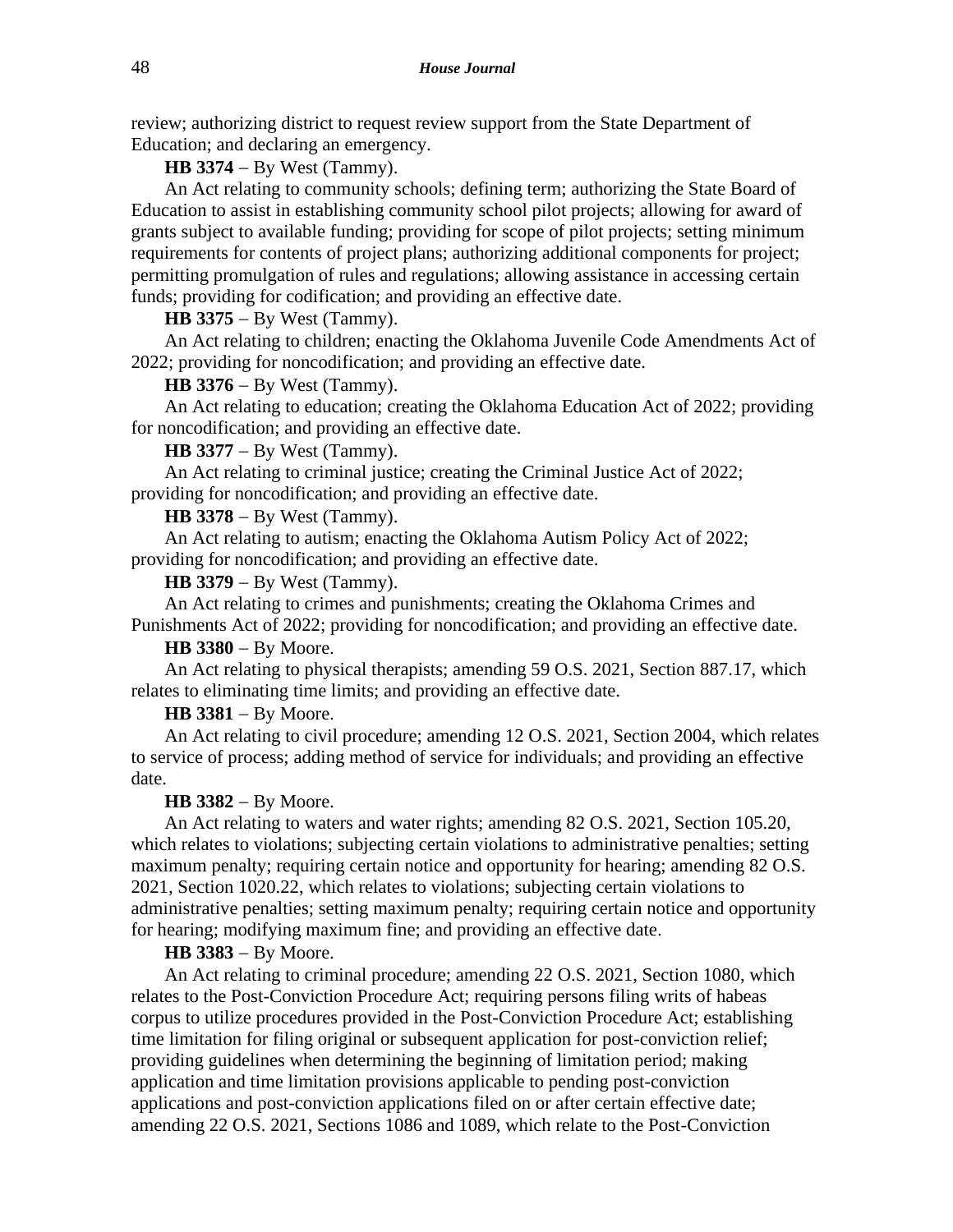review; authorizing district to request review support from the State Department of Education; and declaring an emergency.

**HB 3374** − By West (Tammy).

An Act relating to community schools; defining term; authorizing the State Board of Education to assist in establishing community school pilot projects; allowing for award of grants subject to available funding; providing for scope of pilot projects; setting minimum requirements for contents of project plans; authorizing additional components for project; permitting promulgation of rules and regulations; allowing assistance in accessing certain funds; providing for codification; and providing an effective date.

**HB 3375** − By West (Tammy).

An Act relating to children; enacting the Oklahoma Juvenile Code Amendments Act of 2022; providing for noncodification; and providing an effective date.

**HB 3376** − By West (Tammy).

An Act relating to education; creating the Oklahoma Education Act of 2022; providing for noncodification; and providing an effective date.

**HB 3377** − By West (Tammy).

An Act relating to criminal justice; creating the Criminal Justice Act of 2022; providing for noncodification; and providing an effective date.

**HB 3378** − By West (Tammy).

An Act relating to autism; enacting the Oklahoma Autism Policy Act of 2022; providing for noncodification; and providing an effective date.

**HB 3379** − By West (Tammy).

An Act relating to crimes and punishments; creating the Oklahoma Crimes and Punishments Act of 2022; providing for noncodification; and providing an effective date.

**HB 3380** − By Moore.

An Act relating to physical therapists; amending 59 O.S. 2021, Section 887.17, which relates to eliminating time limits; and providing an effective date.

**HB 3381** − By Moore.

An Act relating to civil procedure; amending 12 O.S. 2021, Section 2004, which relates to service of process; adding method of service for individuals; and providing an effective date.

**HB 3382** − By Moore.

An Act relating to waters and water rights; amending 82 O.S. 2021, Section 105.20, which relates to violations; subjecting certain violations to administrative penalties; setting maximum penalty; requiring certain notice and opportunity for hearing; amending 82 O.S. 2021, Section 1020.22, which relates to violations; subjecting certain violations to administrative penalties; setting maximum penalty; requiring certain notice and opportunity for hearing; modifying maximum fine; and providing an effective date.

**HB 3383** − By Moore.

An Act relating to criminal procedure; amending 22 O.S. 2021, Section 1080, which relates to the Post-Conviction Procedure Act; requiring persons filing writs of habeas corpus to utilize procedures provided in the Post-Conviction Procedure Act; establishing time limitation for filing original or subsequent application for post-conviction relief; providing guidelines when determining the beginning of limitation period; making application and time limitation provisions applicable to pending post-conviction applications and post-conviction applications filed on or after certain effective date; amending 22 O.S. 2021, Sections 1086 and 1089, which relate to the Post-Conviction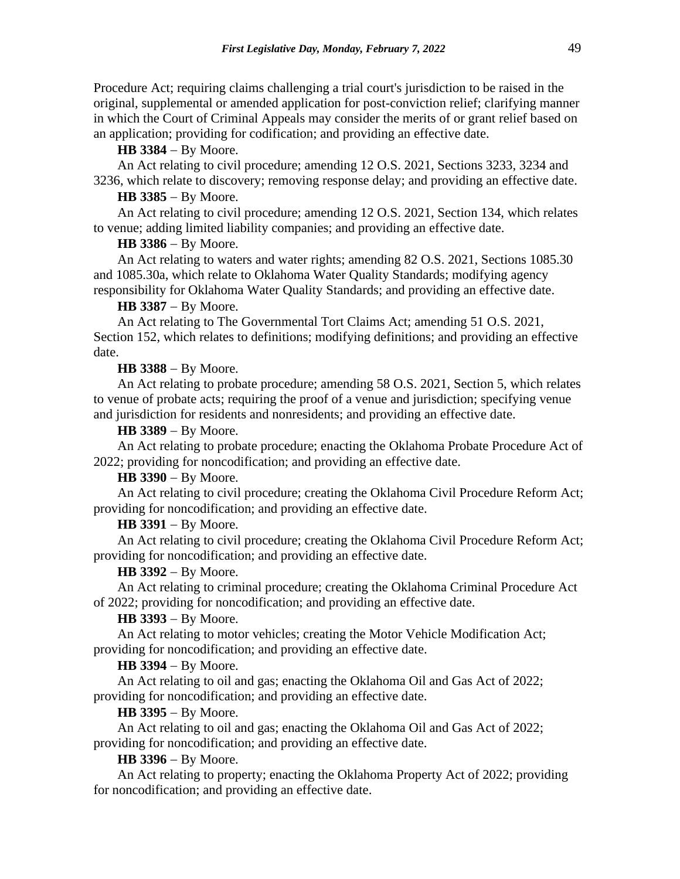Procedure Act; requiring claims challenging a trial court's jurisdiction to be raised in the original, supplemental or amended application for post-conviction relief; clarifying manner in which the Court of Criminal Appeals may consider the merits of or grant relief based on an application; providing for codification; and providing an effective date.

**HB 3384** − By Moore.

An Act relating to civil procedure; amending 12 O.S. 2021, Sections 3233, 3234 and 3236, which relate to discovery; removing response delay; and providing an effective date.

**HB 3385** − By Moore.

An Act relating to civil procedure; amending 12 O.S. 2021, Section 134, which relates to venue; adding limited liability companies; and providing an effective date.

**HB 3386** − By Moore.

An Act relating to waters and water rights; amending 82 O.S. 2021, Sections 1085.30 and 1085.30a, which relate to Oklahoma Water Quality Standards; modifying agency responsibility for Oklahoma Water Quality Standards; and providing an effective date.

**HB 3387** − By Moore.

An Act relating to The Governmental Tort Claims Act; amending 51 O.S. 2021, Section 152, which relates to definitions; modifying definitions; and providing an effective date.

**HB 3388** − By Moore.

An Act relating to probate procedure; amending 58 O.S. 2021, Section 5, which relates to venue of probate acts; requiring the proof of a venue and jurisdiction; specifying venue and jurisdiction for residents and nonresidents; and providing an effective date.

**HB 3389** − By Moore.

An Act relating to probate procedure; enacting the Oklahoma Probate Procedure Act of 2022; providing for noncodification; and providing an effective date.

**HB 3390** − By Moore.

An Act relating to civil procedure; creating the Oklahoma Civil Procedure Reform Act; providing for noncodification; and providing an effective date.

**HB 3391** − By Moore.

An Act relating to civil procedure; creating the Oklahoma Civil Procedure Reform Act; providing for noncodification; and providing an effective date.

**HB 3392** − By Moore.

An Act relating to criminal procedure; creating the Oklahoma Criminal Procedure Act of 2022; providing for noncodification; and providing an effective date.

**HB 3393** − By Moore.

An Act relating to motor vehicles; creating the Motor Vehicle Modification Act; providing for noncodification; and providing an effective date.

**HB 3394** − By Moore.

An Act relating to oil and gas; enacting the Oklahoma Oil and Gas Act of 2022; providing for noncodification; and providing an effective date.

**HB 3395** − By Moore.

An Act relating to oil and gas; enacting the Oklahoma Oil and Gas Act of 2022; providing for noncodification; and providing an effective date.

**HB 3396** − By Moore.

An Act relating to property; enacting the Oklahoma Property Act of 2022; providing for noncodification; and providing an effective date.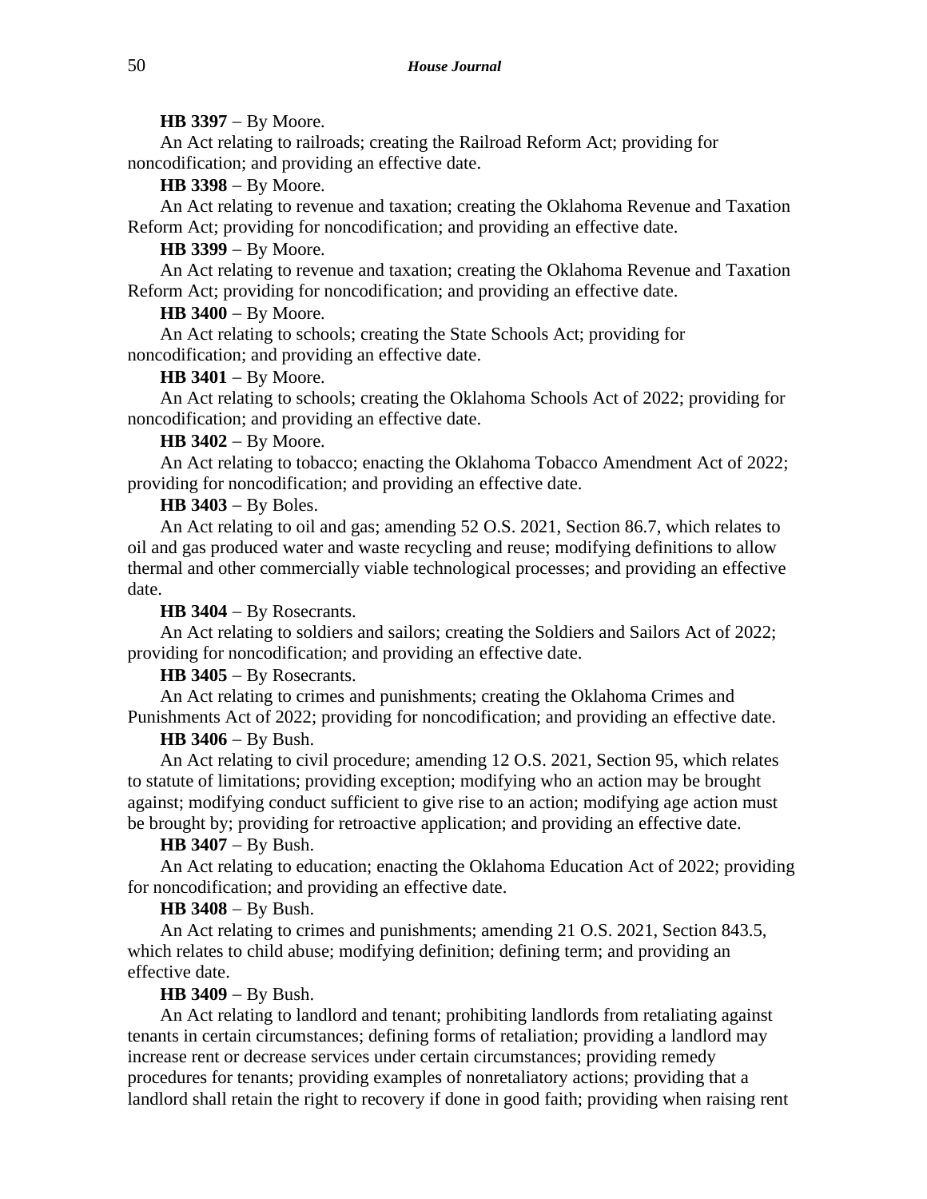**HB 3397** − By Moore.

An Act relating to railroads; creating the Railroad Reform Act; providing for noncodification; and providing an effective date.

**HB 3398** − By Moore.

An Act relating to revenue and taxation; creating the Oklahoma Revenue and Taxation Reform Act; providing for noncodification; and providing an effective date.

**HB 3399** − By Moore.

An Act relating to revenue and taxation; creating the Oklahoma Revenue and Taxation Reform Act; providing for noncodification; and providing an effective date.

**HB 3400** − By Moore.

An Act relating to schools; creating the State Schools Act; providing for noncodification; and providing an effective date.

**HB 3401** − By Moore.

An Act relating to schools; creating the Oklahoma Schools Act of 2022; providing for noncodification; and providing an effective date.

**HB 3402** − By Moore.

An Act relating to tobacco; enacting the Oklahoma Tobacco Amendment Act of 2022; providing for noncodification; and providing an effective date.

**HB 3403** − By Boles.

An Act relating to oil and gas; amending 52 O.S. 2021, Section 86.7, which relates to oil and gas produced water and waste recycling and reuse; modifying definitions to allow thermal and other commercially viable technological processes; and providing an effective date.

**HB 3404** − By Rosecrants.

An Act relating to soldiers and sailors; creating the Soldiers and Sailors Act of 2022; providing for noncodification; and providing an effective date.

**HB 3405** − By Rosecrants.

An Act relating to crimes and punishments; creating the Oklahoma Crimes and Punishments Act of 2022; providing for noncodification; and providing an effective date.

**HB 3406** − By Bush.

An Act relating to civil procedure; amending 12 O.S. 2021, Section 95, which relates to statute of limitations; providing exception; modifying who an action may be brought against; modifying conduct sufficient to give rise to an action; modifying age action must be brought by; providing for retroactive application; and providing an effective date.

**HB 3407** − By Bush.

An Act relating to education; enacting the Oklahoma Education Act of 2022; providing for noncodification; and providing an effective date.

**HB 3408** − By Bush.

An Act relating to crimes and punishments; amending 21 O.S. 2021, Section 843.5, which relates to child abuse; modifying definition; defining term; and providing an effective date.

**HB 3409** − By Bush.

An Act relating to landlord and tenant; prohibiting landlords from retaliating against tenants in certain circumstances; defining forms of retaliation; providing a landlord may increase rent or decrease services under certain circumstances; providing remedy procedures for tenants; providing examples of nonretaliatory actions; providing that a landlord shall retain the right to recovery if done in good faith; providing when raising rent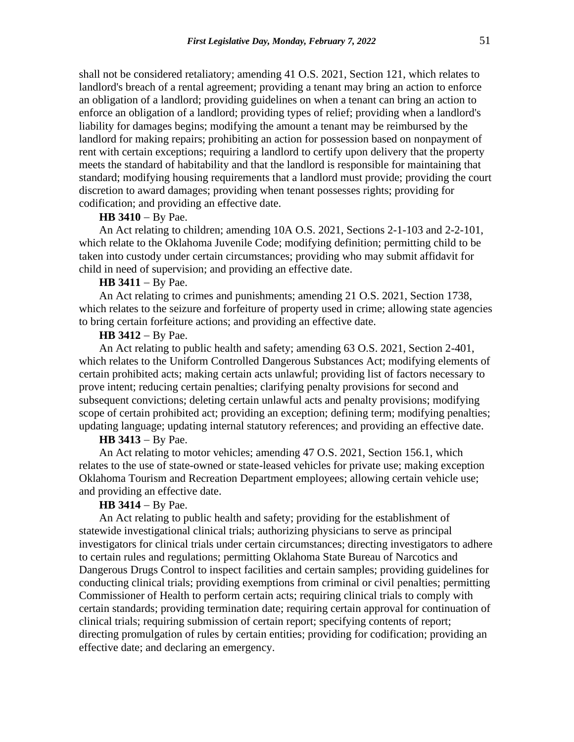shall not be considered retaliatory; amending 41 O.S. 2021, Section 121, which relates to landlord's breach of a rental agreement; providing a tenant may bring an action to enforce an obligation of a landlord; providing guidelines on when a tenant can bring an action to enforce an obligation of a landlord; providing types of relief; providing when a landlord's liability for damages begins; modifying the amount a tenant may be reimbursed by the landlord for making repairs; prohibiting an action for possession based on nonpayment of rent with certain exceptions; requiring a landlord to certify upon delivery that the property meets the standard of habitability and that the landlord is responsible for maintaining that standard; modifying housing requirements that a landlord must provide; providing the court discretion to award damages; providing when tenant possesses rights; providing for codification; and providing an effective date.

**HB 3410** – By Pae.

An Act relating to children; amending 10A O.S. 2021, Sections 2-1-103 and 2-2-101, which relate to the Oklahoma Juvenile Code; modifying definition; permitting child to be taken into custody under certain circumstances; providing who may submit affidavit for child in need of supervision; and providing an effective date.

**HB 3411** – By Pae.

An Act relating to crimes and punishments; amending 21 O.S. 2021, Section 1738, which relates to the seizure and forfeiture of property used in crime; allowing state agencies to bring certain forfeiture actions; and providing an effective date.

**HB 3412** – By Pae.

An Act relating to public health and safety; amending 63 O.S. 2021, Section 2-401, which relates to the Uniform Controlled Dangerous Substances Act; modifying elements of certain prohibited acts; making certain acts unlawful; providing list of factors necessary to prove intent; reducing certain penalties; clarifying penalty provisions for second and subsequent convictions; deleting certain unlawful acts and penalty provisions; modifying scope of certain prohibited act; providing an exception; defining term; modifying penalties; updating language; updating internal statutory references; and providing an effective date.

**HB 3413** – By Pae.

An Act relating to motor vehicles; amending 47 O.S. 2021, Section 156.1, which relates to the use of state-owned or state-leased vehicles for private use; making exception Oklahoma Tourism and Recreation Department employees; allowing certain vehicle use; and providing an effective date.

**HB 3414** – By Pae.

An Act relating to public health and safety; providing for the establishment of statewide investigational clinical trials; authorizing physicians to serve as principal investigators for clinical trials under certain circumstances; directing investigators to adhere to certain rules and regulations; permitting Oklahoma State Bureau of Narcotics and Dangerous Drugs Control to inspect facilities and certain samples; providing guidelines for conducting clinical trials; providing exemptions from criminal or civil penalties; permitting Commissioner of Health to perform certain acts; requiring clinical trials to comply with certain standards; providing termination date; requiring certain approval for continuation of clinical trials; requiring submission of certain report; specifying contents of report; directing promulgation of rules by certain entities; providing for codification; providing an effective date; and declaring an emergency.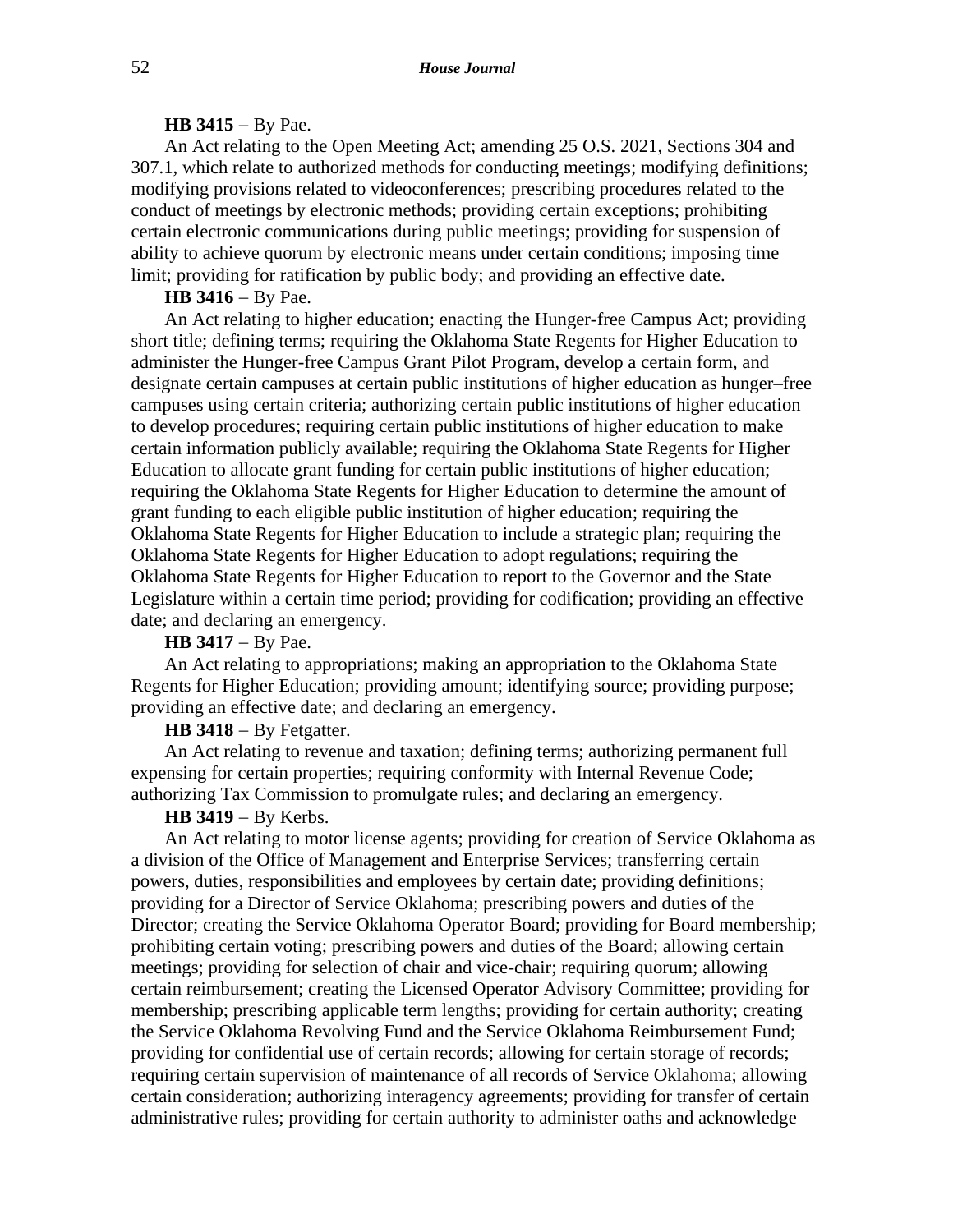**HB 3415** − By Pae.

An Act relating to the Open Meeting Act; amending 25 O.S. 2021, Sections 304 and 307.1, which relate to authorized methods for conducting meetings; modifying definitions; modifying provisions related to videoconferences; prescribing procedures related to the conduct of meetings by electronic methods; providing certain exceptions; prohibiting certain electronic communications during public meetings; providing for suspension of ability to achieve quorum by electronic means under certain conditions; imposing time limit; providing for ratification by public body; and providing an effective date.

**HB 3416** − By Pae.

An Act relating to higher education; enacting the Hunger-free Campus Act; providing short title; defining terms; requiring the Oklahoma State Regents for Higher Education to administer the Hunger-free Campus Grant Pilot Program, develop a certain form, and designate certain campuses at certain public institutions of higher education as hunger–free campuses using certain criteria; authorizing certain public institutions of higher education to develop procedures; requiring certain public institutions of higher education to make certain information publicly available; requiring the Oklahoma State Regents for Higher Education to allocate grant funding for certain public institutions of higher education; requiring the Oklahoma State Regents for Higher Education to determine the amount of grant funding to each eligible public institution of higher education; requiring the Oklahoma State Regents for Higher Education to include a strategic plan; requiring the Oklahoma State Regents for Higher Education to adopt regulations; requiring the Oklahoma State Regents for Higher Education to report to the Governor and the State Legislature within a certain time period; providing for codification; providing an effective date; and declaring an emergency.

**HB 3417** − By Pae.

An Act relating to appropriations; making an appropriation to the Oklahoma State Regents for Higher Education; providing amount; identifying source; providing purpose; providing an effective date; and declaring an emergency.

**HB 3418** − By Fetgatter.

An Act relating to revenue and taxation; defining terms; authorizing permanent full expensing for certain properties; requiring conformity with Internal Revenue Code; authorizing Tax Commission to promulgate rules; and declaring an emergency.

**HB 3419** − By Kerbs.

An Act relating to motor license agents; providing for creation of Service Oklahoma as a division of the Office of Management and Enterprise Services; transferring certain powers, duties, responsibilities and employees by certain date; providing definitions; providing for a Director of Service Oklahoma; prescribing powers and duties of the Director; creating the Service Oklahoma Operator Board; providing for Board membership; prohibiting certain voting; prescribing powers and duties of the Board; allowing certain meetings; providing for selection of chair and vice-chair; requiring quorum; allowing certain reimbursement; creating the Licensed Operator Advisory Committee; providing for membership; prescribing applicable term lengths; providing for certain authority; creating the Service Oklahoma Revolving Fund and the Service Oklahoma Reimbursement Fund; providing for confidential use of certain records; allowing for certain storage of records; requiring certain supervision of maintenance of all records of Service Oklahoma; allowing certain consideration; authorizing interagency agreements; providing for transfer of certain administrative rules; providing for certain authority to administer oaths and acknowledge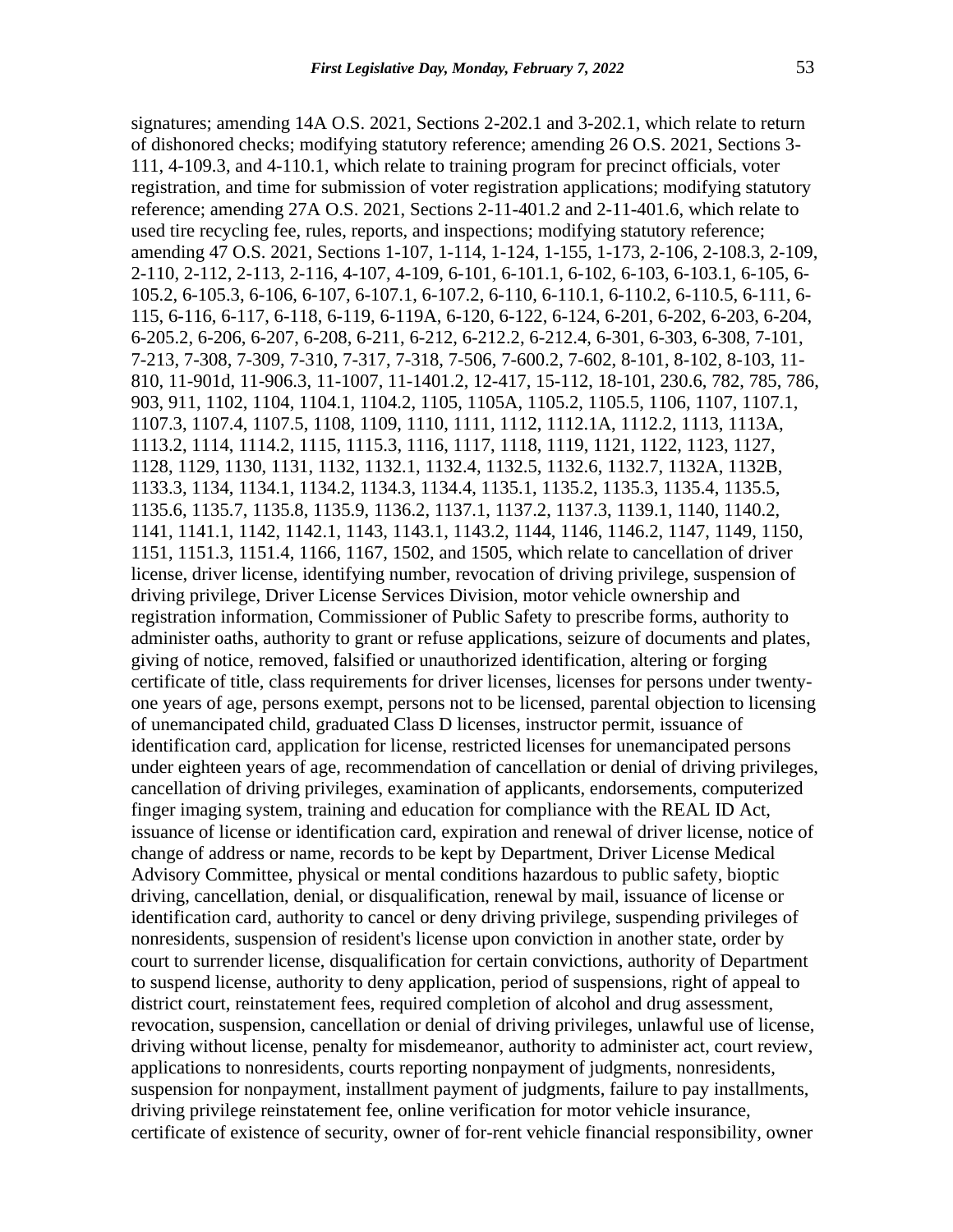signatures; amending 14A O.S. 2021, Sections 2-202.1 and 3-202.1, which relate to return of dishonored checks; modifying statutory reference; amending 26 O.S. 2021, Sections 3-111, 4-109.3, and 4-110.1, which relate to training program for precinct officials, voter registration, and time for submission of voter registration applications; modifying statutory reference; amending 27A O.S. 2021, Sections 2-11-401.2 and 2-11-401.6, which relate to used tire recycling fee, rules, reports, and inspections; modifying statutory reference; amending 47 O.S. 2021, Sections 1-107, 1-114, 1-124, 1-155, 1-173, 2-106, 2-108.3, 2-109, 2-110, 2-112, 2-113, 2-116, 4-107, 4-109, 6-101, 6-101.1, 6-102, 6-103, 6-103.1, 6-105, 6-105.2, 6-105.3, 6-106, 6-107, 6-107.1, 6-107.2, 6-110, 6-110.1, 6-110.2, 6-110.5, 6-111, 6-115, 6-116, 6-117, 6-118, 6-119, 6-119A, 6-120, 6-122, 6-124, 6-201, 6-202, 6-203, 6-204, 6-205.2, 6-206, 6-207, 6-208, 6-211, 6-212, 6-212.2, 6-212.4, 6-301, 6-303, 6-308, 7-101, 7-213, 7-308, 7-309, 7-310, 7-317, 7-318, 7-506, 7-600.2, 7-602, 8-101, 8-102, 8-103, 11-810, 11-901d, 11-906.3, 11-1007, 11-1401.2, 12-417, 15-112, 18-101, 230.6, 782, 785, 786, 903, 911, 1102, 1104, 1104.1, 1104.2, 1105, 1105A, 1105.2, 1105.5, 1106, 1107, 1107.1, 1107.3, 1107.4, 1107.5, 1108, 1109, 1110, 1111, 1112, 1112.1A, 1112.2, 1113, 1113A, 1113.2, 1114, 1114.2, 1115, 1115.3, 1116, 1117, 1118, 1119, 1121, 1122, 1123, 1127, 1128, 1129, 1130, 1131, 1132, 1132.1, 1132.4, 1132.5, 1132.6, 1132.7, 1132A, 1132B, 1133.3, 1134, 1134.1, 1134.2, 1134.3, 1134.4, 1135.1, 1135.2, 1135.3, 1135.4, 1135.5, 1135.6, 1135.7, 1135.8, 1135.9, 1136.2, 1137.1, 1137.2, 1137.3, 1139.1, 1140, 1140.2, 1141, 1141.1, 1142, 1142.1, 1143, 1143.1, 1143.2, 1144, 1146, 1146.2, 1147, 1149, 1150, 1151, 1151.3, 1151.4, 1166, 1167, 1502, and 1505, which relate to cancellation of driver license, driver license, identifying number, revocation of driving privilege, suspension of driving privilege, Driver License Services Division, motor vehicle ownership and registration information, Commissioner of Public Safety to prescribe forms, authority to administer oaths, authority to grant or refuse applications, seizure of documents and plates, giving of notice, removed, falsified or unauthorized identification, altering or forging certificate of title, class requirements for driver licenses, licenses for persons under twenty-one years of age, persons exempt, persons not to be licensed, parental objection to licensing of unemancipated child, graduated Class D licenses, instructor permit, issuance of identification card, application for license, restricted licenses for unemancipated persons under eighteen years of age, recommendation of cancellation or denial of driving privileges, cancellation of driving privileges, examination of applicants, endorsements, computerized finger imaging system, training and education for compliance with the REAL ID Act, issuance of license or identification card, expiration and renewal of driver license, notice of change of address or name, records to be kept by Department, Driver License Medical Advisory Committee, physical or mental conditions hazardous to public safety, bioptic driving, cancellation, denial, or disqualification, renewal by mail, issuance of license or identification card, authority to cancel or deny driving privilege, suspending privileges of nonresidents, suspension of resident's license upon conviction in another state, order by court to surrender license, disqualification for certain convictions, authority of Department to suspend license, authority to deny application, period of suspensions, right of appeal to district court, reinstatement fees, required completion of alcohol and drug assessment, revocation, suspension, cancellation or denial of driving privileges, unlawful use of license, driving without license, penalty for misdemeanor, authority to administer act, court review, applications to nonresidents, courts reporting nonpayment of judgments, nonresidents, suspension for nonpayment, installment payment of judgments, failure to pay installments, driving privilege reinstatement fee, online verification for motor vehicle insurance, certificate of existence of security, owner of for-rent vehicle financial responsibility, owner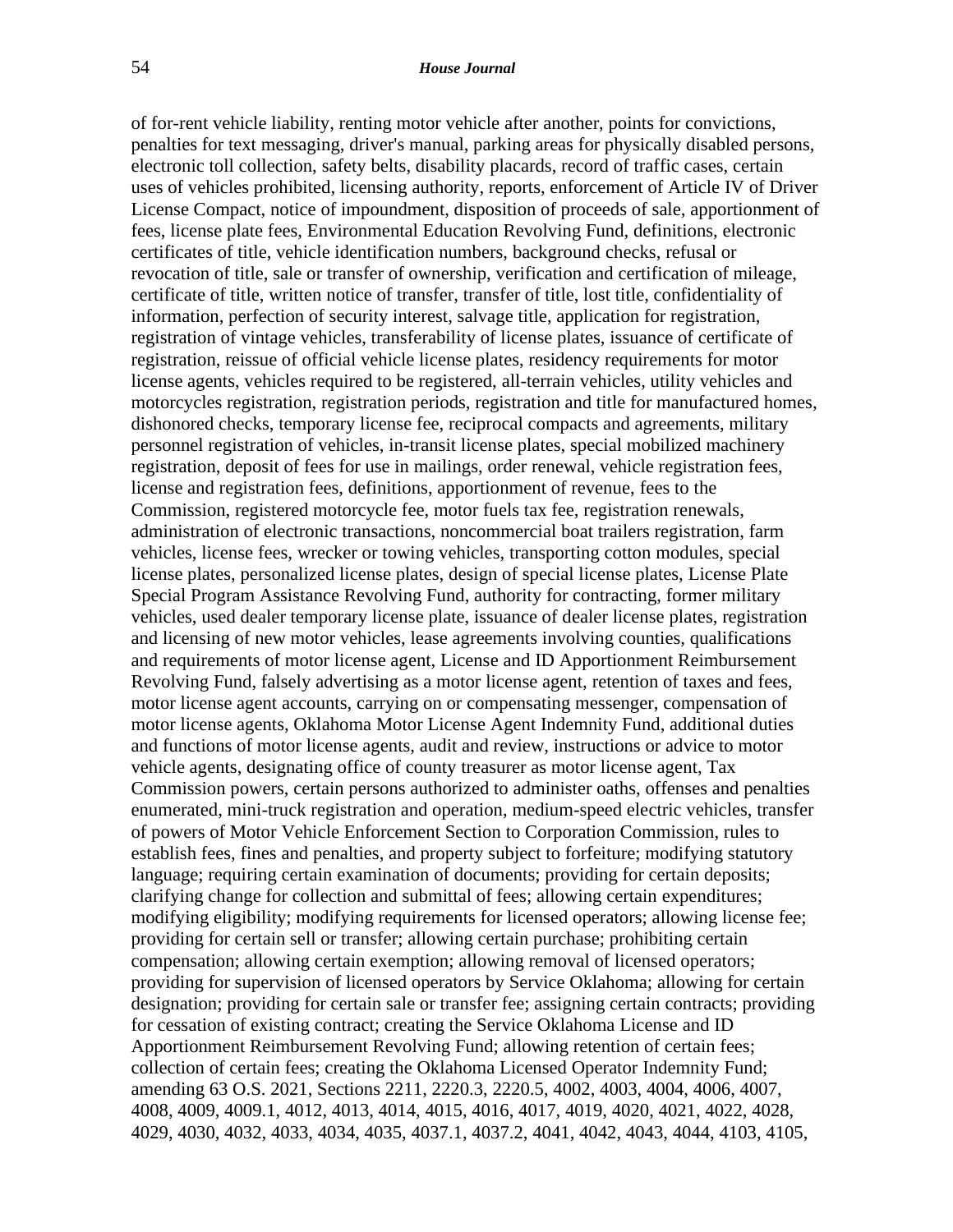of for-rent vehicle liability, renting motor vehicle after another, points for convictions, penalties for text messaging, driver's manual, parking areas for physically disabled persons, electronic toll collection, safety belts, disability placards, record of traffic cases, certain uses of vehicles prohibited, licensing authority, reports, enforcement of Article IV of Driver License Compact, notice of impoundment, disposition of proceeds of sale, apportionment of fees, license plate fees, Environmental Education Revolving Fund, definitions, electronic certificates of title, vehicle identification numbers, background checks, refusal or revocation of title, sale or transfer of ownership, verification and certification of mileage, certificate of title, written notice of transfer, transfer of title, lost title, confidentiality of information, perfection of security interest, salvage title, application for registration, registration of vintage vehicles, transferability of license plates, issuance of certificate of registration, reissue of official vehicle license plates, residency requirements for motor license agents, vehicles required to be registered, all-terrain vehicles, utility vehicles and motorcycles registration, registration periods, registration and title for manufactured homes, dishonored checks, temporary license fee, reciprocal compacts and agreements, military personnel registration of vehicles, in-transit license plates, special mobilized machinery registration, deposit of fees for use in mailings, order renewal, vehicle registration fees, license and registration fees, definitions, apportionment of revenue, fees to the Commission, registered motorcycle fee, motor fuels tax fee, registration renewals, administration of electronic transactions, noncommercial boat trailers registration, farm vehicles, license fees, wrecker or towing vehicles, transporting cotton modules, special license plates, personalized license plates, design of special license plates, License Plate Special Program Assistance Revolving Fund, authority for contracting, former military vehicles, used dealer temporary license plate, issuance of dealer license plates, registration and licensing of new motor vehicles, lease agreements involving counties, qualifications and requirements of motor license agent, License and ID Apportionment Reimbursement Revolving Fund, falsely advertising as a motor license agent, retention of taxes and fees, motor license agent accounts, carrying on or compensating messenger, compensation of motor license agents, Oklahoma Motor License Agent Indemnity Fund, additional duties and functions of motor license agents, audit and review, instructions or advice to motor vehicle agents, designating office of county treasurer as motor license agent, Tax Commission powers, certain persons authorized to administer oaths, offenses and penalties enumerated, mini-truck registration and operation, medium-speed electric vehicles, transfer of powers of Motor Vehicle Enforcement Section to Corporation Commission, rules to establish fees, fines and penalties, and property subject to forfeiture; modifying statutory language; requiring certain examination of documents; providing for certain deposits; clarifying change for collection and submittal of fees; allowing certain expenditures; modifying eligibility; modifying requirements for licensed operators; allowing license fee; providing for certain sell or transfer; allowing certain purchase; prohibiting certain compensation; allowing certain exemption; allowing removal of licensed operators; providing for supervision of licensed operators by Service Oklahoma; allowing for certain designation; providing for certain sale or transfer fee; assigning certain contracts; providing for cessation of existing contract; creating the Service Oklahoma License and ID Apportionment Reimbursement Revolving Fund; allowing retention of certain fees; collection of certain fees; creating the Oklahoma Licensed Operator Indemnity Fund; amending 63 O.S. 2021, Sections 2211, 2220.3, 2220.5, 4002, 4003, 4004, 4006, 4007, 4008, 4009, 4009.1, 4012, 4013, 4014, 4015, 4016, 4017, 4019, 4020, 4021, 4022, 4028, 4029, 4030, 4032, 4033, 4034, 4035, 4037.1, 4037.2, 4041, 4042, 4043, 4044, 4103, 4105,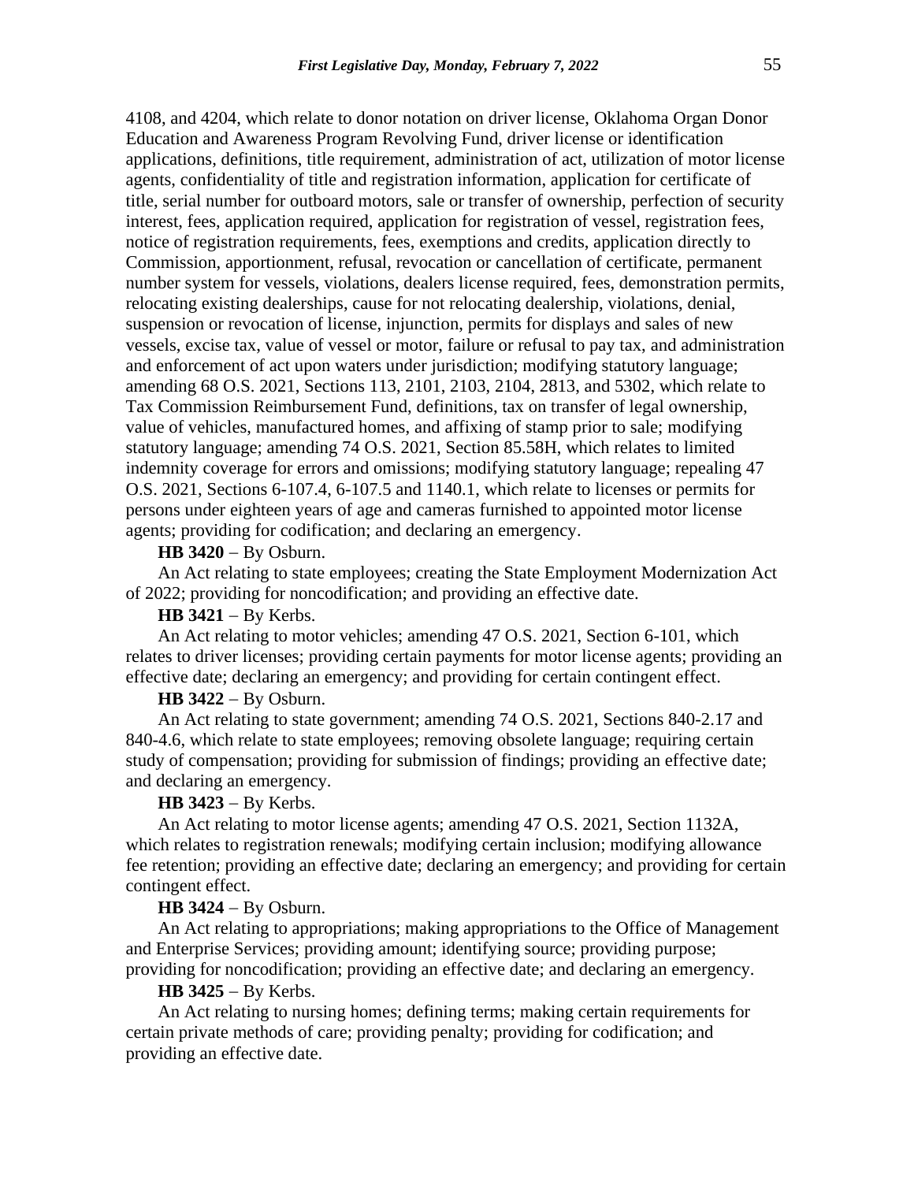4108, and 4204, which relate to donor notation on driver license, Oklahoma Organ Donor Education and Awareness Program Revolving Fund, driver license or identification applications, definitions, title requirement, administration of act, utilization of motor license agents, confidentiality of title and registration information, application for certificate of title, serial number for outboard motors, sale or transfer of ownership, perfection of security interest, fees, application required, application for registration of vessel, registration fees, notice of registration requirements, fees, exemptions and credits, application directly to Commission, apportionment, refusal, revocation or cancellation of certificate, permanent number system for vessels, violations, dealers license required, fees, demonstration permits, relocating existing dealerships, cause for not relocating dealership, violations, denial, suspension or revocation of license, injunction, permits for displays and sales of new vessels, excise tax, value of vessel or motor, failure or refusal to pay tax, and administration and enforcement of act upon waters under jurisdiction; modifying statutory language; amending 68 O.S. 2021, Sections 113, 2101, 2103, 2104, 2813, and 5302, which relate to Tax Commission Reimbursement Fund, definitions, tax on transfer of legal ownership, value of vehicles, manufactured homes, and affixing of stamp prior to sale; modifying statutory language; amending 74 O.S. 2021, Section 85.58H, which relates to limited indemnity coverage for errors and omissions; modifying statutory language; repealing 47 O.S. 2021, Sections 6-107.4, 6-107.5 and 1140.1, which relate to licenses or permits for persons under eighteen years of age and cameras furnished to appointed motor license agents; providing for codification; and declaring an emergency.

**HB 3420** – By Osburn.

An Act relating to state employees; creating the State Employment Modernization Act of 2022; providing for noncodification; and providing an effective date.

**HB 3421** – By Kerbs.

An Act relating to motor vehicles; amending 47 O.S. 2021, Section 6-101, which relates to driver licenses; providing certain payments for motor license agents; providing an effective date; declaring an emergency; and providing for certain contingent effect.

**HB 3422** – By Osburn.

An Act relating to state government; amending 74 O.S. 2021, Sections 840-2.17 and 840-4.6, which relate to state employees; removing obsolete language; requiring certain study of compensation; providing for submission of findings; providing an effective date; and declaring an emergency.

**HB 3423** – By Kerbs.

An Act relating to motor license agents; amending 47 O.S. 2021, Section 1132A, which relates to registration renewals; modifying certain inclusion; modifying allowance fee retention; providing an effective date; declaring an emergency; and providing for certain contingent effect.

**HB 3424** – By Osburn.

An Act relating to appropriations; making appropriations to the Office of Management and Enterprise Services; providing amount; identifying source; providing purpose; providing for noncodification; providing an effective date; and declaring an emergency.

**HB 3425** – By Kerbs.

An Act relating to nursing homes; defining terms; making certain requirements for certain private methods of care; providing penalty; providing for codification; and providing an effective date.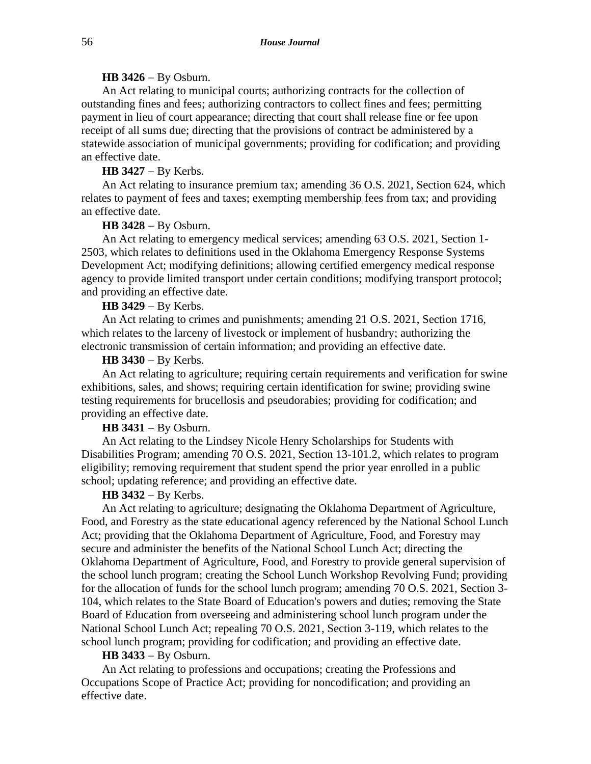**HB 3426** − By Osburn.

An Act relating to municipal courts; authorizing contracts for the collection of outstanding fines and fees; authorizing contractors to collect fines and fees; permitting payment in lieu of court appearance; directing that court shall release fine or fee upon receipt of all sums due; directing that the provisions of contract be administered by a statewide association of municipal governments; providing for codification; and providing an effective date.

**HB 3427** − By Kerbs.

An Act relating to insurance premium tax; amending 36 O.S. 2021, Section 624, which relates to payment of fees and taxes; exempting membership fees from tax; and providing an effective date.

**HB 3428** − By Osburn.

An Act relating to emergency medical services; amending 63 O.S. 2021, Section 1-2503, which relates to definitions used in the Oklahoma Emergency Response Systems Development Act; modifying definitions; allowing certified emergency medical response agency to provide limited transport under certain conditions; modifying transport protocol; and providing an effective date.

**HB 3429** − By Kerbs.

An Act relating to crimes and punishments; amending 21 O.S. 2021, Section 1716, which relates to the larceny of livestock or implement of husbandry; authorizing the electronic transmission of certain information; and providing an effective date.

**HB 3430** − By Kerbs.

An Act relating to agriculture; requiring certain requirements and verification for swine exhibitions, sales, and shows; requiring certain identification for swine; providing swine testing requirements for brucellosis and pseudorabies; providing for codification; and providing an effective date.

**HB 3431** − By Osburn.

An Act relating to the Lindsey Nicole Henry Scholarships for Students with Disabilities Program; amending 70 O.S. 2021, Section 13-101.2, which relates to program eligibility; removing requirement that student spend the prior year enrolled in a public school; updating reference; and providing an effective date.

**HB 3432** − By Kerbs.

An Act relating to agriculture; designating the Oklahoma Department of Agriculture, Food, and Forestry as the state educational agency referenced by the National School Lunch Act; providing that the Oklahoma Department of Agriculture, Food, and Forestry may secure and administer the benefits of the National School Lunch Act; directing the Oklahoma Department of Agriculture, Food, and Forestry to provide general supervision of the school lunch program; creating the School Lunch Workshop Revolving Fund; providing for the allocation of funds for the school lunch program; amending 70 O.S. 2021, Section 3-104, which relates to the State Board of Education's powers and duties; removing the State Board of Education from overseeing and administering school lunch program under the National School Lunch Act; repealing 70 O.S. 2021, Section 3-119, which relates to the school lunch program; providing for codification; and providing an effective date.

**HB 3433** − By Osburn.

An Act relating to professions and occupations; creating the Professions and Occupations Scope of Practice Act; providing for noncodification; and providing an effective date.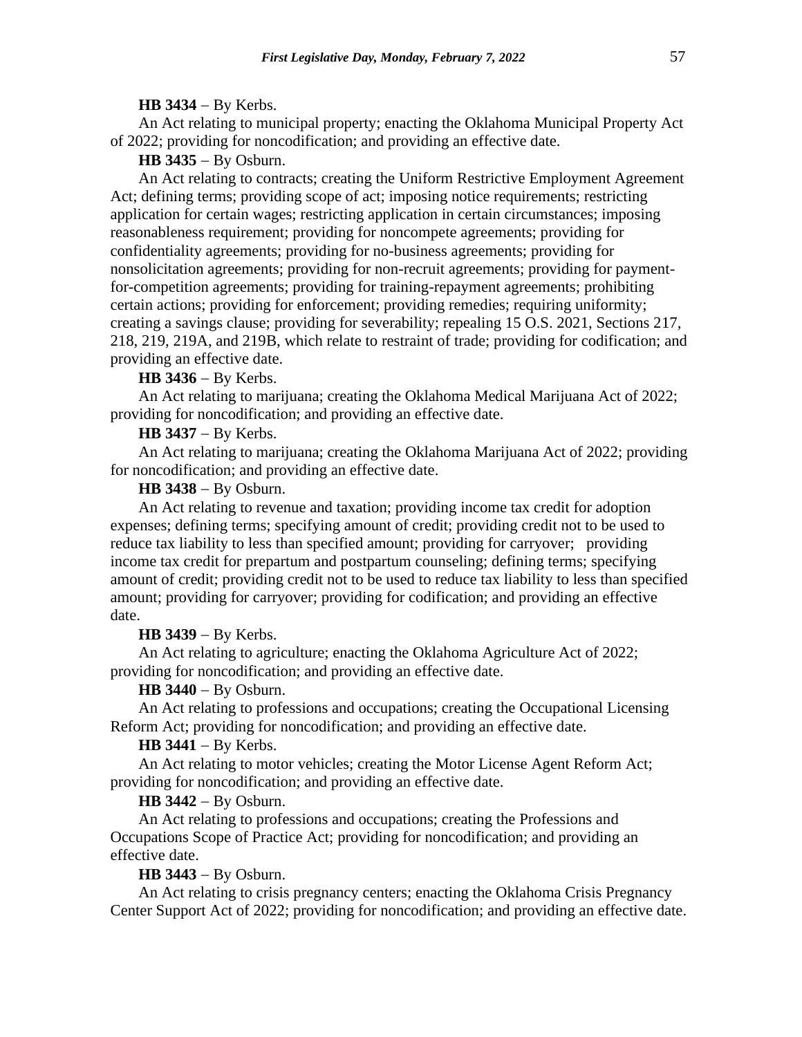**HB 3434** − By Kerbs.

An Act relating to municipal property; enacting the Oklahoma Municipal Property Act of 2022; providing for noncodification; and providing an effective date.

**HB 3435** − By Osburn.

An Act relating to contracts; creating the Uniform Restrictive Employment Agreement Act; defining terms; providing scope of act; imposing notice requirements; restricting application for certain wages; restricting application in certain circumstances; imposing reasonableness requirement; providing for noncompete agreements; providing for confidentiality agreements; providing for no-business agreements; providing for nonsolicitation agreements; providing for non-recruit agreements; providing for payment-for-competition agreements; providing for training-repayment agreements; prohibiting certain actions; providing for enforcement; providing remedies; requiring uniformity; creating a savings clause; providing for severability; repealing 15 O.S. 2021, Sections 217, 218, 219, 219A, and 219B, which relate to restraint of trade; providing for codification; and providing an effective date.

**HB 3436** − By Kerbs.

An Act relating to marijuana; creating the Oklahoma Medical Marijuana Act of 2022; providing for noncodification; and providing an effective date.

**HB 3437** − By Kerbs.

An Act relating to marijuana; creating the Oklahoma Marijuana Act of 2022; providing for noncodification; and providing an effective date.

**HB 3438** − By Osburn.

An Act relating to revenue and taxation; providing income tax credit for adoption expenses; defining terms; specifying amount of credit; providing credit not to be used to reduce tax liability to less than specified amount; providing for carryover; providing income tax credit for prepartum and postpartum counseling; defining terms; specifying amount of credit; providing credit not to be used to reduce tax liability to less than specified amount; providing for carryover; providing for codification; and providing an effective date.

**HB 3439** − By Kerbs.

An Act relating to agriculture; enacting the Oklahoma Agriculture Act of 2022; providing for noncodification; and providing an effective date.

**HB 3440** − By Osburn.

An Act relating to professions and occupations; creating the Occupational Licensing Reform Act; providing for noncodification; and providing an effective date.

**HB 3441** − By Kerbs.

An Act relating to motor vehicles; creating the Motor License Agent Reform Act; providing for noncodification; and providing an effective date.

**HB 3442** − By Osburn.

An Act relating to professions and occupations; creating the Professions and Occupations Scope of Practice Act; providing for noncodification; and providing an effective date.

**HB 3443** − By Osburn.

An Act relating to crisis pregnancy centers; enacting the Oklahoma Crisis Pregnancy Center Support Act of 2022; providing for noncodification; and providing an effective date.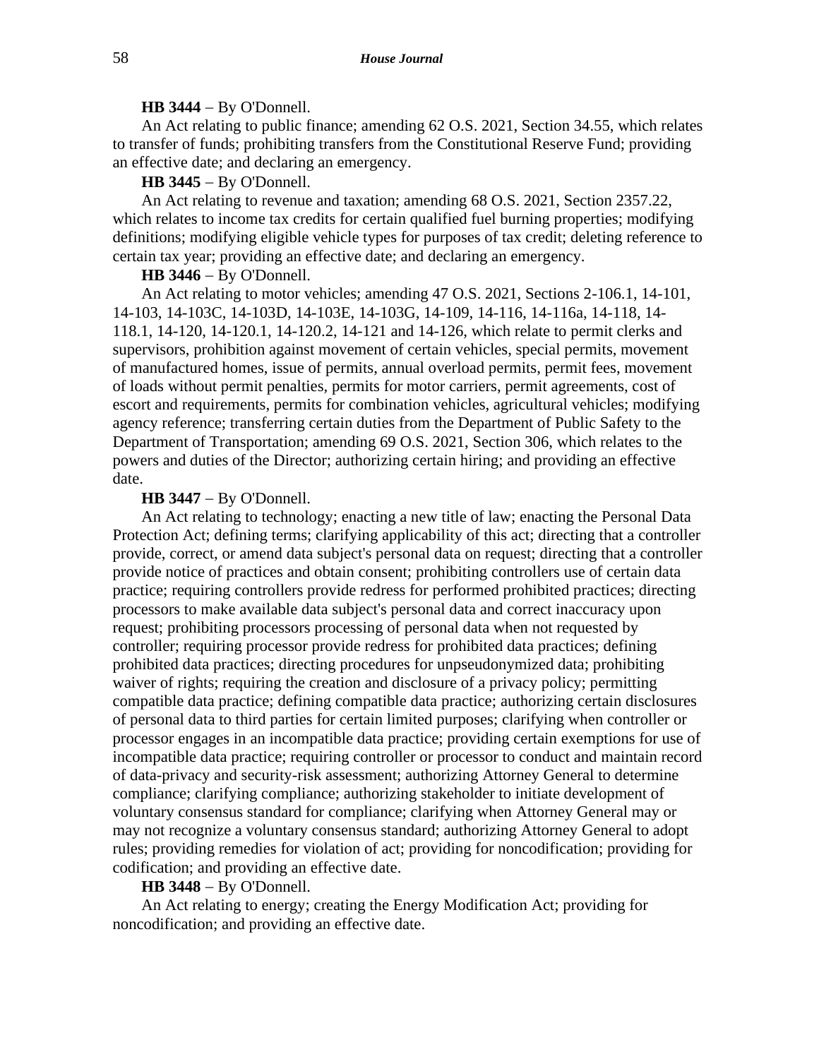**HB 3444** – By O'Donnell.

An Act relating to public finance; amending 62 O.S. 2021, Section 34.55, which relates to transfer of funds; prohibiting transfers from the Constitutional Reserve Fund; providing an effective date; and declaring an emergency.

**HB 3445** – By O'Donnell.

An Act relating to revenue and taxation; amending 68 O.S. 2021, Section 2357.22, which relates to income tax credits for certain qualified fuel burning properties; modifying definitions; modifying eligible vehicle types for purposes of tax credit; deleting reference to certain tax year; providing an effective date; and declaring an emergency.

**HB 3446** – By O'Donnell.

An Act relating to motor vehicles; amending 47 O.S. 2021, Sections 2-106.1, 14-101, 14-103, 14-103C, 14-103D, 14-103E, 14-103G, 14-109, 14-116, 14-116a, 14-118, 14-118.1, 14-120, 14-120.1, 14-120.2, 14-121 and 14-126, which relate to permit clerks and supervisors, prohibition against movement of certain vehicles, special permits, movement of manufactured homes, issue of permits, annual overload permits, permit fees, movement of loads without permit penalties, permits for motor carriers, permit agreements, cost of escort and requirements, permits for combination vehicles, agricultural vehicles; modifying agency reference; transferring certain duties from the Department of Public Safety to the Department of Transportation; amending 69 O.S. 2021, Section 306, which relates to the powers and duties of the Director; authorizing certain hiring; and providing an effective date.

**HB 3447** – By O'Donnell.

An Act relating to technology; enacting a new title of law; enacting the Personal Data Protection Act; defining terms; clarifying applicability of this act; directing that a controller provide, correct, or amend data subject's personal data on request; directing that a controller provide notice of practices and obtain consent; prohibiting controllers use of certain data practice; requiring controllers provide redress for performed prohibited practices; directing processors to make available data subject's personal data and correct inaccuracy upon request; prohibiting processors processing of personal data when not requested by controller; requiring processor provide redress for prohibited data practices; defining prohibited data practices; directing procedures for unpseudonymized data; prohibiting waiver of rights; requiring the creation and disclosure of a privacy policy; permitting compatible data practice; defining compatible data practice; authorizing certain disclosures of personal data to third parties for certain limited purposes; clarifying when controller or processor engages in an incompatible data practice; providing certain exemptions for use of incompatible data practice; requiring controller or processor to conduct and maintain record of data-privacy and security-risk assessment; authorizing Attorney General to determine compliance; clarifying compliance; authorizing stakeholder to initiate development of voluntary consensus standard for compliance; clarifying when Attorney General may or may not recognize a voluntary consensus standard; authorizing Attorney General to adopt rules; providing remedies for violation of act; providing for noncodification; providing for codification; and providing an effective date.

**HB 3448** – By O'Donnell.

An Act relating to energy; creating the Energy Modification Act; providing for noncodification; and providing an effective date.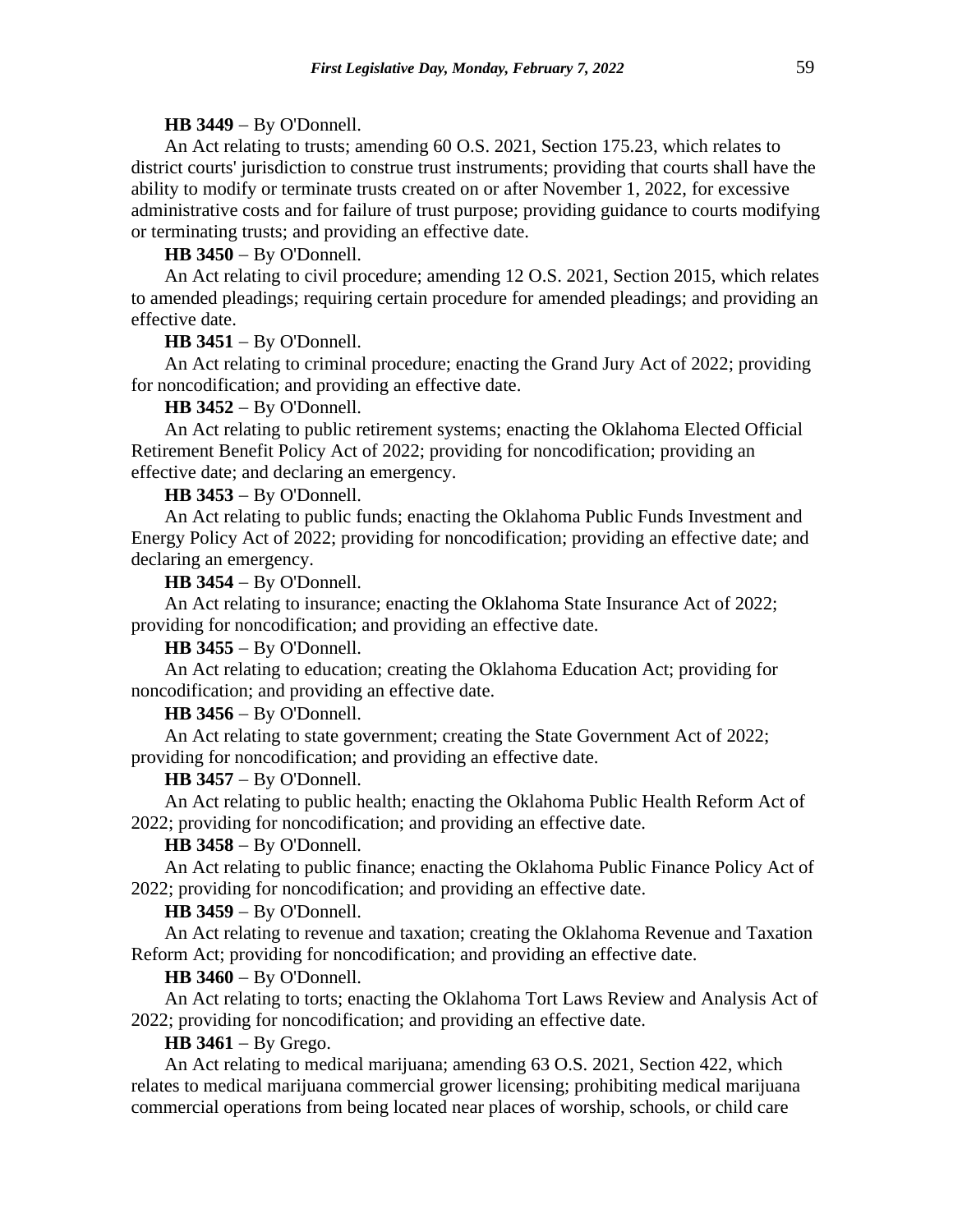**HB 3449** − By O'Donnell.

An Act relating to trusts; amending 60 O.S. 2021, Section 175.23, which relates to district courts' jurisdiction to construe trust instruments; providing that courts shall have the ability to modify or terminate trusts created on or after November 1, 2022, for excessive administrative costs and for failure of trust purpose; providing guidance to courts modifying or terminating trusts; and providing an effective date.

**HB 3450** − By O'Donnell.

An Act relating to civil procedure; amending 12 O.S. 2021, Section 2015, which relates to amended pleadings; requiring certain procedure for amended pleadings; and providing an effective date.

**HB 3451** − By O'Donnell.

An Act relating to criminal procedure; enacting the Grand Jury Act of 2022; providing for noncodification; and providing an effective date.

**HB 3452** − By O'Donnell.

An Act relating to public retirement systems; enacting the Oklahoma Elected Official Retirement Benefit Policy Act of 2022; providing for noncodification; providing an effective date; and declaring an emergency.

**HB 3453** − By O'Donnell.

An Act relating to public funds; enacting the Oklahoma Public Funds Investment and Energy Policy Act of 2022; providing for noncodification; providing an effective date; and declaring an emergency.

**HB 3454** − By O'Donnell.

An Act relating to insurance; enacting the Oklahoma State Insurance Act of 2022; providing for noncodification; and providing an effective date.

**HB 3455** − By O'Donnell.

An Act relating to education; creating the Oklahoma Education Act; providing for noncodification; and providing an effective date.

**HB 3456** − By O'Donnell.

An Act relating to state government; creating the State Government Act of 2022; providing for noncodification; and providing an effective date.

**HB 3457** − By O'Donnell.

An Act relating to public health; enacting the Oklahoma Public Health Reform Act of 2022; providing for noncodification; and providing an effective date.

**HB 3458** − By O'Donnell.

An Act relating to public finance; enacting the Oklahoma Public Finance Policy Act of 2022; providing for noncodification; and providing an effective date.

**HB 3459** − By O'Donnell.

An Act relating to revenue and taxation; creating the Oklahoma Revenue and Taxation Reform Act; providing for noncodification; and providing an effective date.

**HB 3460** − By O'Donnell.

An Act relating to torts; enacting the Oklahoma Tort Laws Review and Analysis Act of 2022; providing for noncodification; and providing an effective date.

**HB 3461** − By Grego.

An Act relating to medical marijuana; amending 63 O.S. 2021, Section 422, which relates to medical marijuana commercial grower licensing; prohibiting medical marijuana commercial operations from being located near places of worship, schools, or child care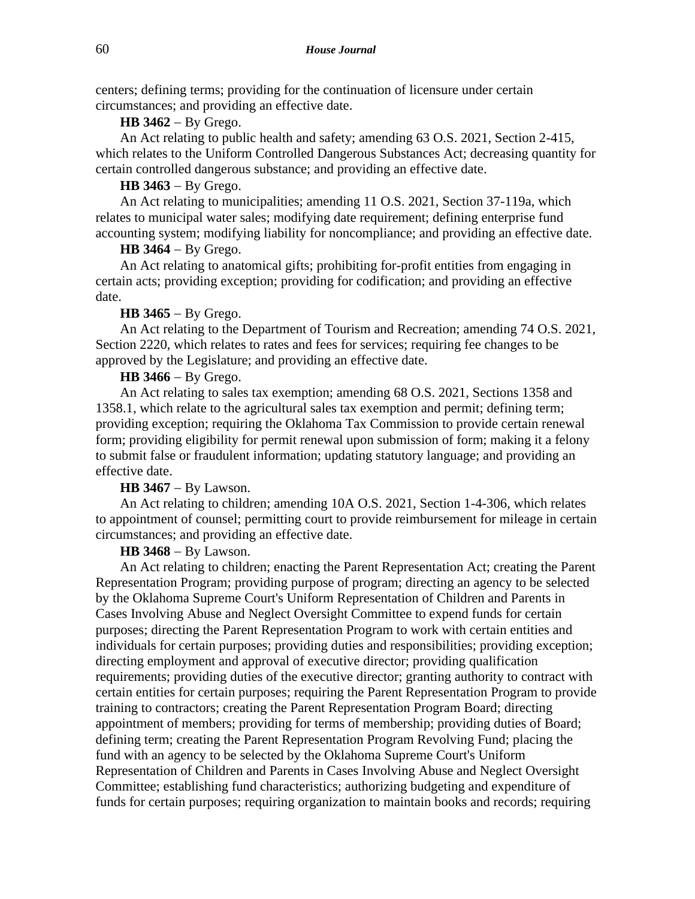centers; defining terms; providing for the continuation of licensure under certain circumstances; and providing an effective date.

**HB 3462** − By Grego.

An Act relating to public health and safety; amending 63 O.S. 2021, Section 2-415, which relates to the Uniform Controlled Dangerous Substances Act; decreasing quantity for certain controlled dangerous substance; and providing an effective date.

**HB 3463** − By Grego.

An Act relating to municipalities; amending 11 O.S. 2021, Section 37-119a, which relates to municipal water sales; modifying date requirement; defining enterprise fund accounting system; modifying liability for noncompliance; and providing an effective date.

**HB 3464** − By Grego.

An Act relating to anatomical gifts; prohibiting for-profit entities from engaging in certain acts; providing exception; providing for codification; and providing an effective date.

**HB 3465** − By Grego.

An Act relating to the Department of Tourism and Recreation; amending 74 O.S. 2021, Section 2220, which relates to rates and fees for services; requiring fee changes to be approved by the Legislature; and providing an effective date.

**HB 3466** − By Grego.

An Act relating to sales tax exemption; amending 68 O.S. 2021, Sections 1358 and 1358.1, which relate to the agricultural sales tax exemption and permit; defining term; providing exception; requiring the Oklahoma Tax Commission to provide certain renewal form; providing eligibility for permit renewal upon submission of form; making it a felony to submit false or fraudulent information; updating statutory language; and providing an effective date.

**HB 3467** − By Lawson.

An Act relating to children; amending 10A O.S. 2021, Section 1-4-306, which relates to appointment of counsel; permitting court to provide reimbursement for mileage in certain circumstances; and providing an effective date.

**HB 3468** − By Lawson.

An Act relating to children; enacting the Parent Representation Act; creating the Parent Representation Program; providing purpose of program; directing an agency to be selected by the Oklahoma Supreme Court's Uniform Representation of Children and Parents in Cases Involving Abuse and Neglect Oversight Committee to expend funds for certain purposes; directing the Parent Representation Program to work with certain entities and individuals for certain purposes; providing duties and responsibilities; providing exception; directing employment and approval of executive director; providing qualification requirements; providing duties of the executive director; granting authority to contract with certain entities for certain purposes; requiring the Parent Representation Program to provide training to contractors; creating the Parent Representation Program Board; directing appointment of members; providing for terms of membership; providing duties of Board; defining term; creating the Parent Representation Program Revolving Fund; placing the fund with an agency to be selected by the Oklahoma Supreme Court's Uniform Representation of Children and Parents in Cases Involving Abuse and Neglect Oversight Committee; establishing fund characteristics; authorizing budgeting and expenditure of funds for certain purposes; requiring organization to maintain books and records; requiring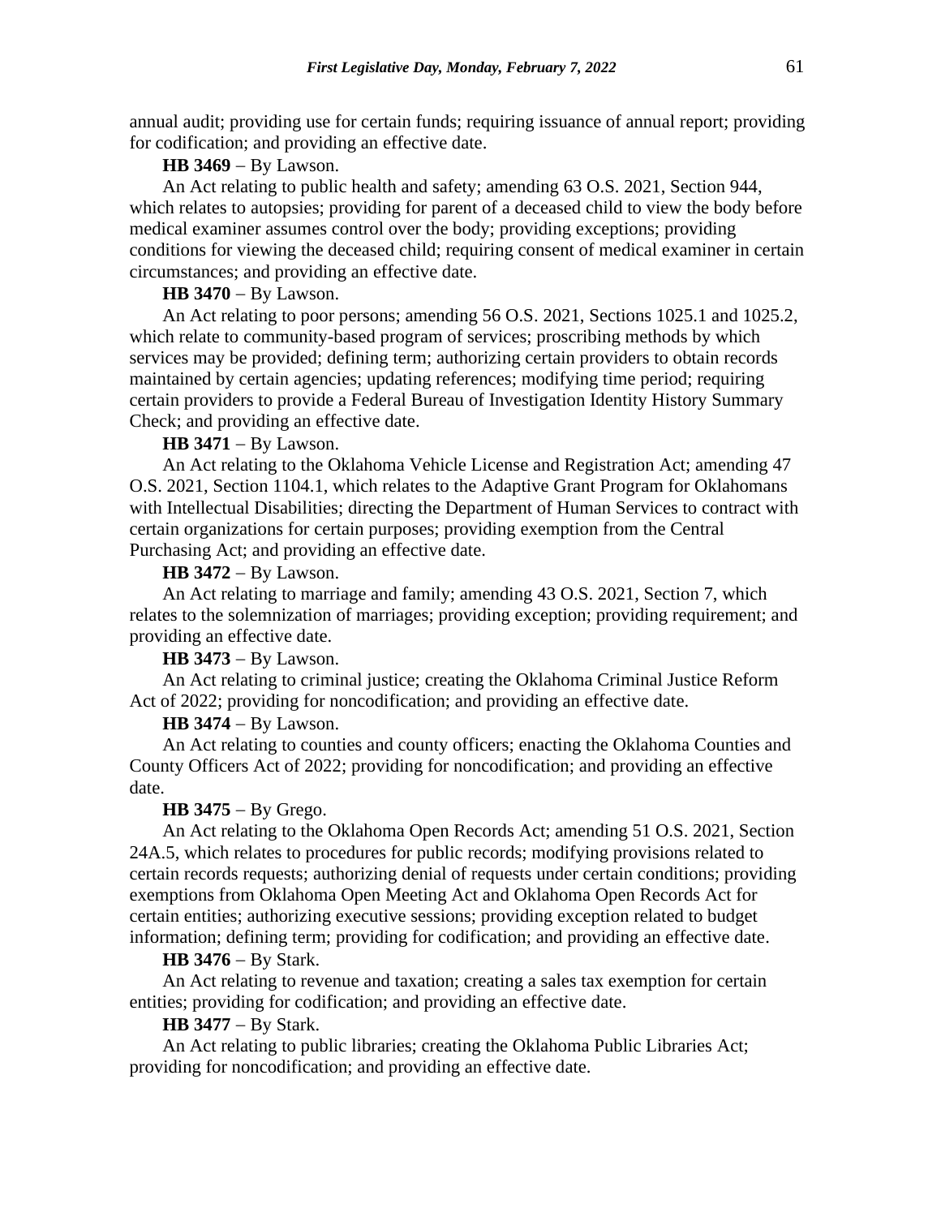annual audit; providing use for certain funds; requiring issuance of annual report; providing for codification; and providing an effective date.

**HB 3469** − By Lawson.

An Act relating to public health and safety; amending 63 O.S. 2021, Section 944, which relates to autopsies; providing for parent of a deceased child to view the body before medical examiner assumes control over the body; providing exceptions; providing conditions for viewing the deceased child; requiring consent of medical examiner in certain circumstances; and providing an effective date.

**HB 3470** − By Lawson.

An Act relating to poor persons; amending 56 O.S. 2021, Sections 1025.1 and 1025.2, which relate to community-based program of services; proscribing methods by which services may be provided; defining term; authorizing certain providers to obtain records maintained by certain agencies; updating references; modifying time period; requiring certain providers to provide a Federal Bureau of Investigation Identity History Summary Check; and providing an effective date.

**HB 3471** − By Lawson.

An Act relating to the Oklahoma Vehicle License and Registration Act; amending 47 O.S. 2021, Section 1104.1, which relates to the Adaptive Grant Program for Oklahomans with Intellectual Disabilities; directing the Department of Human Services to contract with certain organizations for certain purposes; providing exemption from the Central Purchasing Act; and providing an effective date.

**HB 3472** − By Lawson.

An Act relating to marriage and family; amending 43 O.S. 2021, Section 7, which relates to the solemnization of marriages; providing exception; providing requirement; and providing an effective date.

**HB 3473** − By Lawson.

An Act relating to criminal justice; creating the Oklahoma Criminal Justice Reform Act of 2022; providing for noncodification; and providing an effective date.

**HB 3474** − By Lawson.

An Act relating to counties and county officers; enacting the Oklahoma Counties and County Officers Act of 2022; providing for noncodification; and providing an effective date.

**HB 3475** − By Grego.

An Act relating to the Oklahoma Open Records Act; amending 51 O.S. 2021, Section 24A.5, which relates to procedures for public records; modifying provisions related to certain records requests; authorizing denial of requests under certain conditions; providing exemptions from Oklahoma Open Meeting Act and Oklahoma Open Records Act for certain entities; authorizing executive sessions; providing exception related to budget information; defining term; providing for codification; and providing an effective date.

**HB 3476** − By Stark.

An Act relating to revenue and taxation; creating a sales tax exemption for certain entities; providing for codification; and providing an effective date.

**HB 3477** − By Stark.

An Act relating to public libraries; creating the Oklahoma Public Libraries Act; providing for noncodification; and providing an effective date.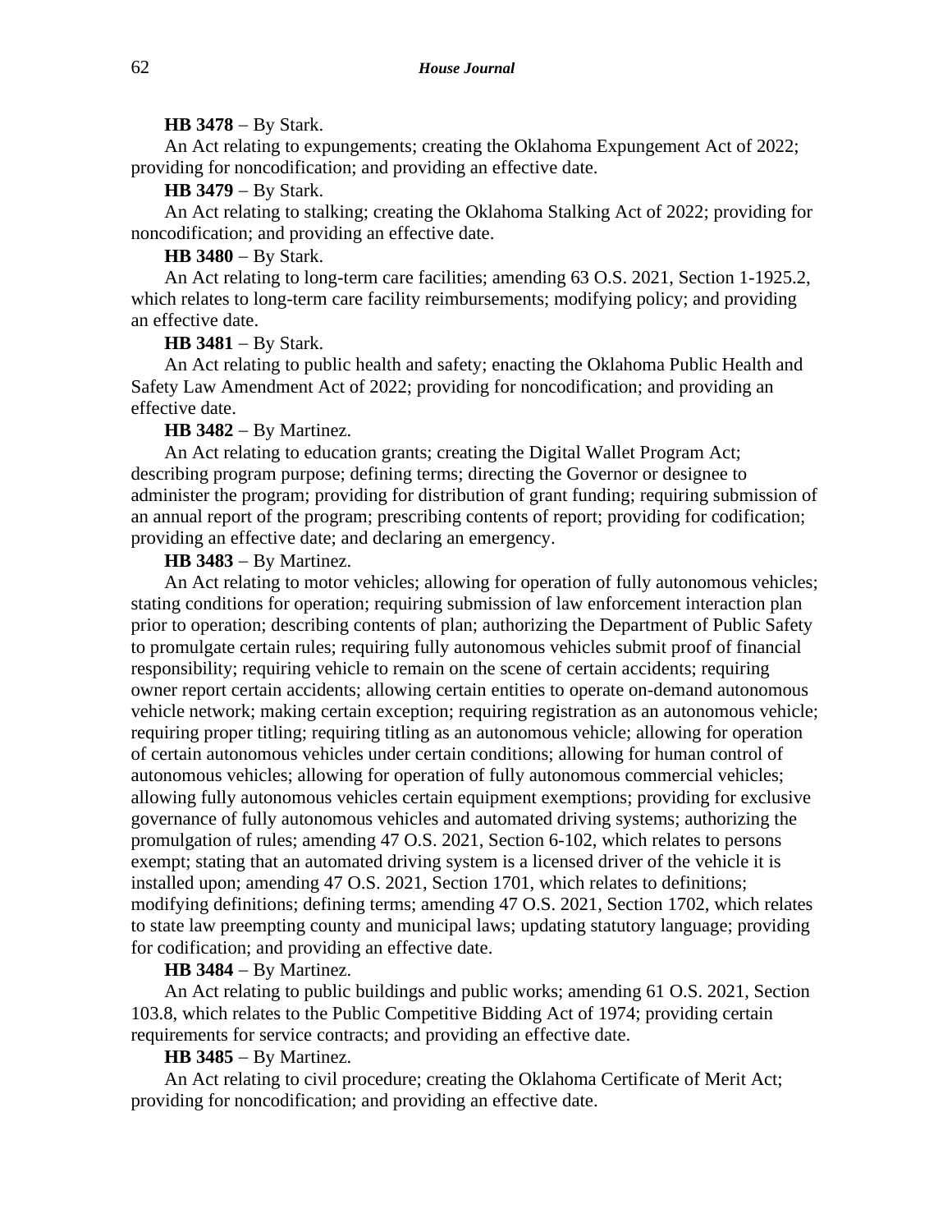**HB 3478** − By Stark.

An Act relating to expungements; creating the Oklahoma Expungement Act of 2022; providing for noncodification; and providing an effective date.

**HB 3479** − By Stark.

An Act relating to stalking; creating the Oklahoma Stalking Act of 2022; providing for noncodification; and providing an effective date.

**HB 3480** − By Stark.

An Act relating to long-term care facilities; amending 63 O.S. 2021, Section 1-1925.2, which relates to long-term care facility reimbursements; modifying policy; and providing an effective date.

**HB 3481** − By Stark.

An Act relating to public health and safety; enacting the Oklahoma Public Health and Safety Law Amendment Act of 2022; providing for noncodification; and providing an effective date.

**HB 3482** − By Martinez.

An Act relating to education grants; creating the Digital Wallet Program Act; describing program purpose; defining terms; directing the Governor or designee to administer the program; providing for distribution of grant funding; requiring submission of an annual report of the program; prescribing contents of report; providing for codification; providing an effective date; and declaring an emergency.

**HB 3483** − By Martinez.

An Act relating to motor vehicles; allowing for operation of fully autonomous vehicles; stating conditions for operation; requiring submission of law enforcement interaction plan prior to operation; describing contents of plan; authorizing the Department of Public Safety to promulgate certain rules; requiring fully autonomous vehicles submit proof of financial responsibility; requiring vehicle to remain on the scene of certain accidents; requiring owner report certain accidents; allowing certain entities to operate on-demand autonomous vehicle network; making certain exception; requiring registration as an autonomous vehicle; requiring proper titling; requiring titling as an autonomous vehicle; allowing for operation of certain autonomous vehicles under certain conditions; allowing for human control of autonomous vehicles; allowing for operation of fully autonomous commercial vehicles; allowing fully autonomous vehicles certain equipment exemptions; providing for exclusive governance of fully autonomous vehicles and automated driving systems; authorizing the promulgation of rules; amending 47 O.S. 2021, Section 6-102, which relates to persons exempt; stating that an automated driving system is a licensed driver of the vehicle it is installed upon; amending 47 O.S. 2021, Section 1701, which relates to definitions; modifying definitions; defining terms; amending 47 O.S. 2021, Section 1702, which relates to state law preempting county and municipal laws; updating statutory language; providing for codification; and providing an effective date.

**HB 3484** − By Martinez.

An Act relating to public buildings and public works; amending 61 O.S. 2021, Section 103.8, which relates to the Public Competitive Bidding Act of 1974; providing certain requirements for service contracts; and providing an effective date.

**HB 3485** − By Martinez.

An Act relating to civil procedure; creating the Oklahoma Certificate of Merit Act; providing for noncodification; and providing an effective date.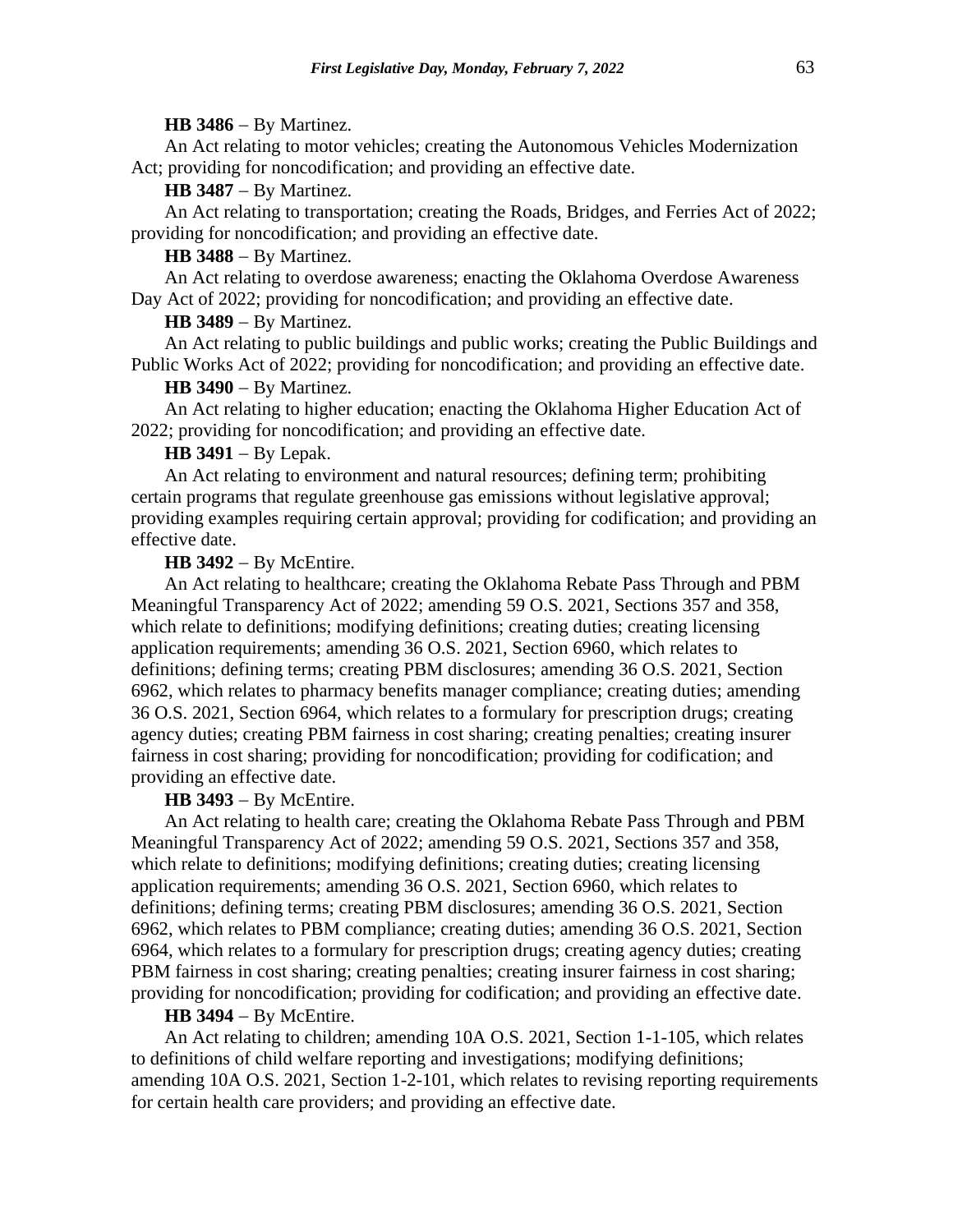**HB 3486** − By Martinez.

An Act relating to motor vehicles; creating the Autonomous Vehicles Modernization Act; providing for noncodification; and providing an effective date.

**HB 3487** − By Martinez.

An Act relating to transportation; creating the Roads, Bridges, and Ferries Act of 2022; providing for noncodification; and providing an effective date.

**HB 3488** − By Martinez.

An Act relating to overdose awareness; enacting the Oklahoma Overdose Awareness Day Act of 2022; providing for noncodification; and providing an effective date.

**HB 3489** − By Martinez.

An Act relating to public buildings and public works; creating the Public Buildings and Public Works Act of 2022; providing for noncodification; and providing an effective date.

**HB 3490** − By Martinez.

An Act relating to higher education; enacting the Oklahoma Higher Education Act of 2022; providing for noncodification; and providing an effective date.

**HB 3491** − By Lepak.

An Act relating to environment and natural resources; defining term; prohibiting certain programs that regulate greenhouse gas emissions without legislative approval; providing examples requiring certain approval; providing for codification; and providing an effective date.

**HB 3492** − By McEntire.

An Act relating to healthcare; creating the Oklahoma Rebate Pass Through and PBM Meaningful Transparency Act of 2022; amending 59 O.S. 2021, Sections 357 and 358, which relate to definitions; modifying definitions; creating duties; creating licensing application requirements; amending 36 O.S. 2021, Section 6960, which relates to definitions; defining terms; creating PBM disclosures; amending 36 O.S. 2021, Section 6962, which relates to pharmacy benefits manager compliance; creating duties; amending 36 O.S. 2021, Section 6964, which relates to a formulary for prescription drugs; creating agency duties; creating PBM fairness in cost sharing; creating penalties; creating insurer fairness in cost sharing; providing for noncodification; providing for codification; and providing an effective date.

**HB 3493** − By McEntire.

An Act relating to health care; creating the Oklahoma Rebate Pass Through and PBM Meaningful Transparency Act of 2022; amending 59 O.S. 2021, Sections 357 and 358, which relate to definitions; modifying definitions; creating duties; creating licensing application requirements; amending 36 O.S. 2021, Section 6960, which relates to definitions; defining terms; creating PBM disclosures; amending 36 O.S. 2021, Section 6962, which relates to PBM compliance; creating duties; amending 36 O.S. 2021, Section 6964, which relates to a formulary for prescription drugs; creating agency duties; creating PBM fairness in cost sharing; creating penalties; creating insurer fairness in cost sharing; providing for noncodification; providing for codification; and providing an effective date.

**HB 3494** − By McEntire.

An Act relating to children; amending 10A O.S. 2021, Section 1-1-105, which relates to definitions of child welfare reporting and investigations; modifying definitions; amending 10A O.S. 2021, Section 1-2-101, which relates to revising reporting requirements for certain health care providers; and providing an effective date.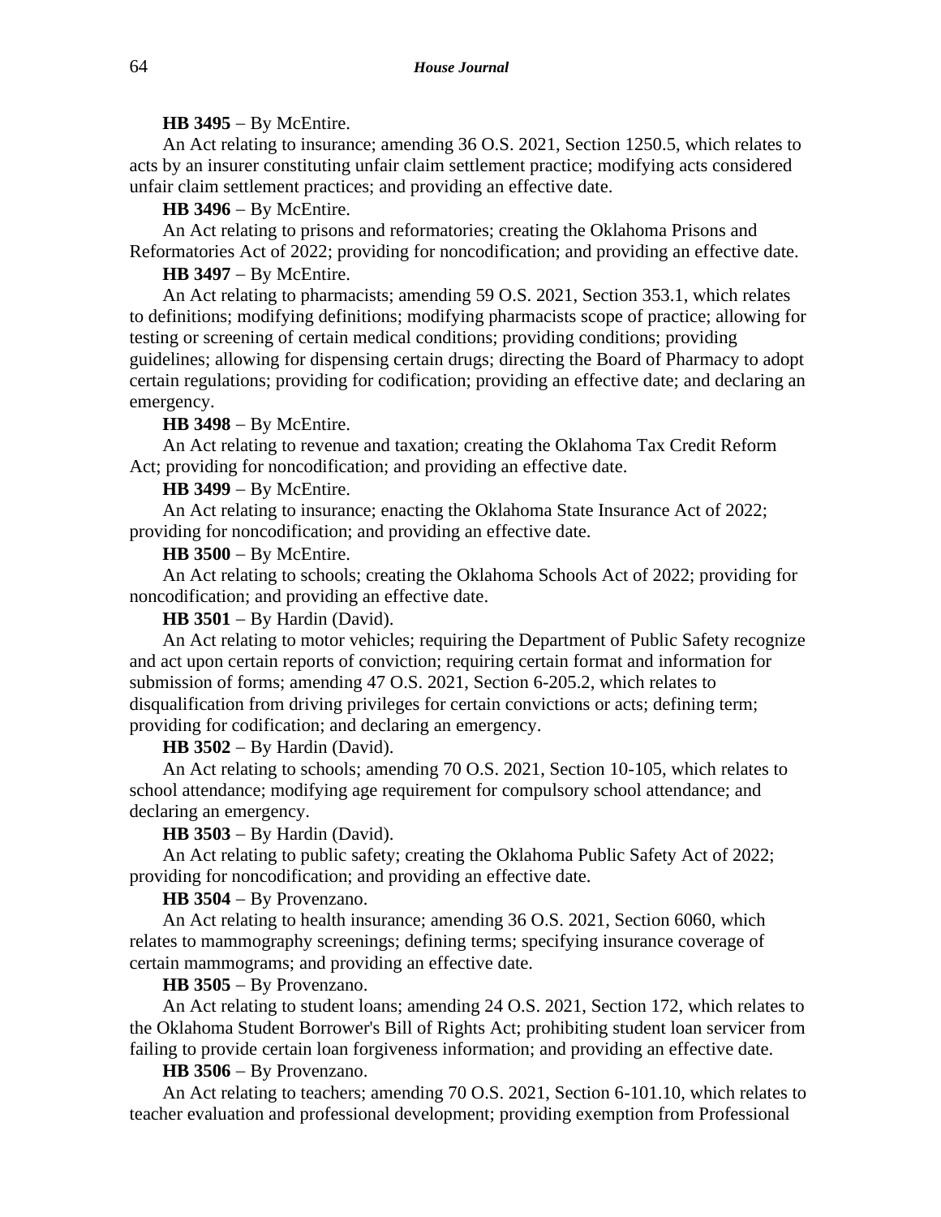**HB 3495** − By McEntire.

An Act relating to insurance; amending 36 O.S. 2021, Section 1250.5, which relates to acts by an insurer constituting unfair claim settlement practice; modifying acts considered unfair claim settlement practices; and providing an effective date.

**HB 3496** − By McEntire.

An Act relating to prisons and reformatories; creating the Oklahoma Prisons and Reformatories Act of 2022; providing for noncodification; and providing an effective date.

**HB 3497** − By McEntire.

An Act relating to pharmacists; amending 59 O.S. 2021, Section 353.1, which relates to definitions; modifying definitions; modifying pharmacists scope of practice; allowing for testing or screening of certain medical conditions; providing conditions; providing guidelines; allowing for dispensing certain drugs; directing the Board of Pharmacy to adopt certain regulations; providing for codification; providing an effective date; and declaring an emergency.

**HB 3498** − By McEntire.

An Act relating to revenue and taxation; creating the Oklahoma Tax Credit Reform Act; providing for noncodification; and providing an effective date.

**HB 3499** − By McEntire.

An Act relating to insurance; enacting the Oklahoma State Insurance Act of 2022; providing for noncodification; and providing an effective date.

**HB 3500** − By McEntire.

An Act relating to schools; creating the Oklahoma Schools Act of 2022; providing for noncodification; and providing an effective date.

**HB 3501** − By Hardin (David).

An Act relating to motor vehicles; requiring the Department of Public Safety recognize and act upon certain reports of conviction; requiring certain format and information for submission of forms; amending 47 O.S. 2021, Section 6-205.2, which relates to disqualification from driving privileges for certain convictions or acts; defining term; providing for codification; and declaring an emergency.

**HB 3502** − By Hardin (David).

An Act relating to schools; amending 70 O.S. 2021, Section 10-105, which relates to school attendance; modifying age requirement for compulsory school attendance; and declaring an emergency.

**HB 3503** − By Hardin (David).

An Act relating to public safety; creating the Oklahoma Public Safety Act of 2022; providing for noncodification; and providing an effective date.

**HB 3504** − By Provenzano.

An Act relating to health insurance; amending 36 O.S. 2021, Section 6060, which relates to mammography screenings; defining terms; specifying insurance coverage of certain mammograms; and providing an effective date.

**HB 3505** − By Provenzano.

An Act relating to student loans; amending 24 O.S. 2021, Section 172, which relates to the Oklahoma Student Borrower's Bill of Rights Act; prohibiting student loan servicer from failing to provide certain loan forgiveness information; and providing an effective date.

**HB 3506** − By Provenzano.

An Act relating to teachers; amending 70 O.S. 2021, Section 6-101.10, which relates to teacher evaluation and professional development; providing exemption from Professional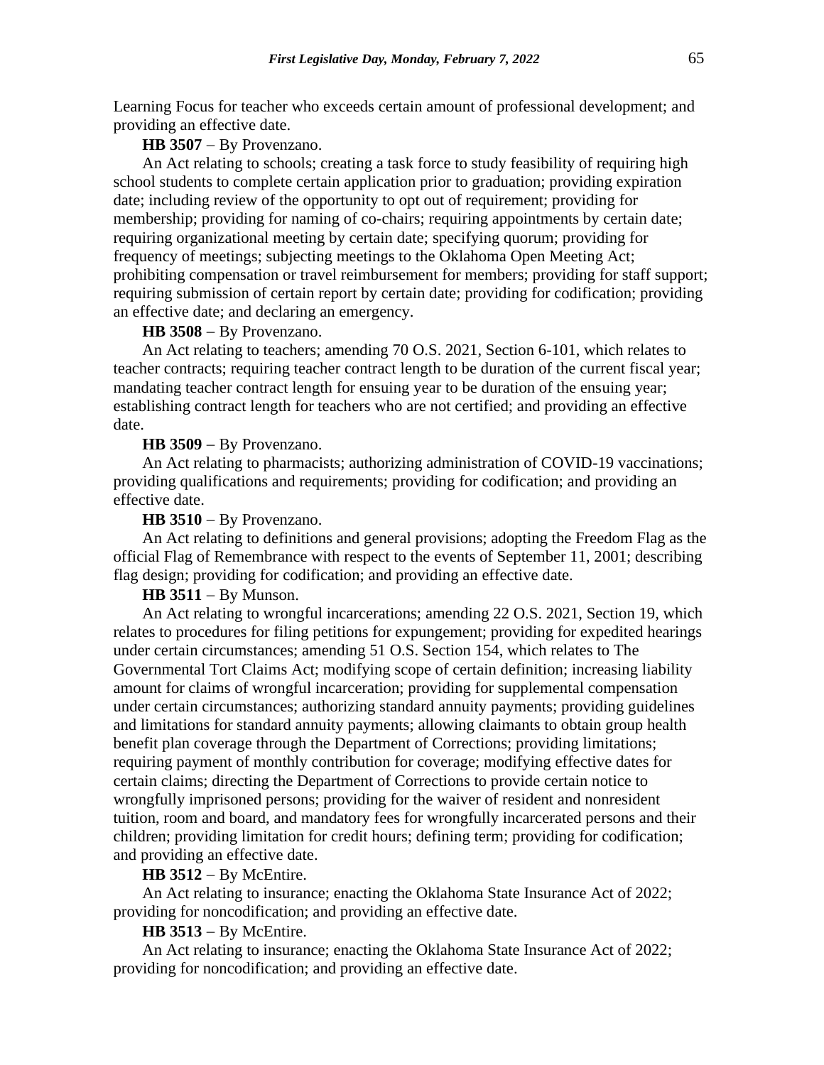Learning Focus for teacher who exceeds certain amount of professional development; and providing an effective date.

**HB 3507** − By Provenzano.

An Act relating to schools; creating a task force to study feasibility of requiring high school students to complete certain application prior to graduation; providing expiration date; including review of the opportunity to opt out of requirement; providing for membership; providing for naming of co-chairs; requiring appointments by certain date; requiring organizational meeting by certain date; specifying quorum; providing for frequency of meetings; subjecting meetings to the Oklahoma Open Meeting Act; prohibiting compensation or travel reimbursement for members; providing for staff support; requiring submission of certain report by certain date; providing for codification; providing an effective date; and declaring an emergency.

**HB 3508** − By Provenzano.

An Act relating to teachers; amending 70 O.S. 2021, Section 6-101, which relates to teacher contracts; requiring teacher contract length to be duration of the current fiscal year; mandating teacher contract length for ensuing year to be duration of the ensuing year; establishing contract length for teachers who are not certified; and providing an effective date.

**HB 3509** − By Provenzano.

An Act relating to pharmacists; authorizing administration of COVID-19 vaccinations; providing qualifications and requirements; providing for codification; and providing an effective date.

**HB 3510** − By Provenzano.

An Act relating to definitions and general provisions; adopting the Freedom Flag as the official Flag of Remembrance with respect to the events of September 11, 2001; describing flag design; providing for codification; and providing an effective date.

**HB 3511** − By Munson.

An Act relating to wrongful incarcerations; amending 22 O.S. 2021, Section 19, which relates to procedures for filing petitions for expungement; providing for expedited hearings under certain circumstances; amending 51 O.S. Section 154, which relates to The Governmental Tort Claims Act; modifying scope of certain definition; increasing liability amount for claims of wrongful incarceration; providing for supplemental compensation under certain circumstances; authorizing standard annuity payments; providing guidelines and limitations for standard annuity payments; allowing claimants to obtain group health benefit plan coverage through the Department of Corrections; providing limitations; requiring payment of monthly contribution for coverage; modifying effective dates for certain claims; directing the Department of Corrections to provide certain notice to wrongfully imprisoned persons; providing for the waiver of resident and nonresident tuition, room and board, and mandatory fees for wrongfully incarcerated persons and their children; providing limitation for credit hours; defining term; providing for codification; and providing an effective date.

**HB 3512** − By McEntire.

An Act relating to insurance; enacting the Oklahoma State Insurance Act of 2022; providing for noncodification; and providing an effective date.

**HB 3513** − By McEntire.

An Act relating to insurance; enacting the Oklahoma State Insurance Act of 2022; providing for noncodification; and providing an effective date.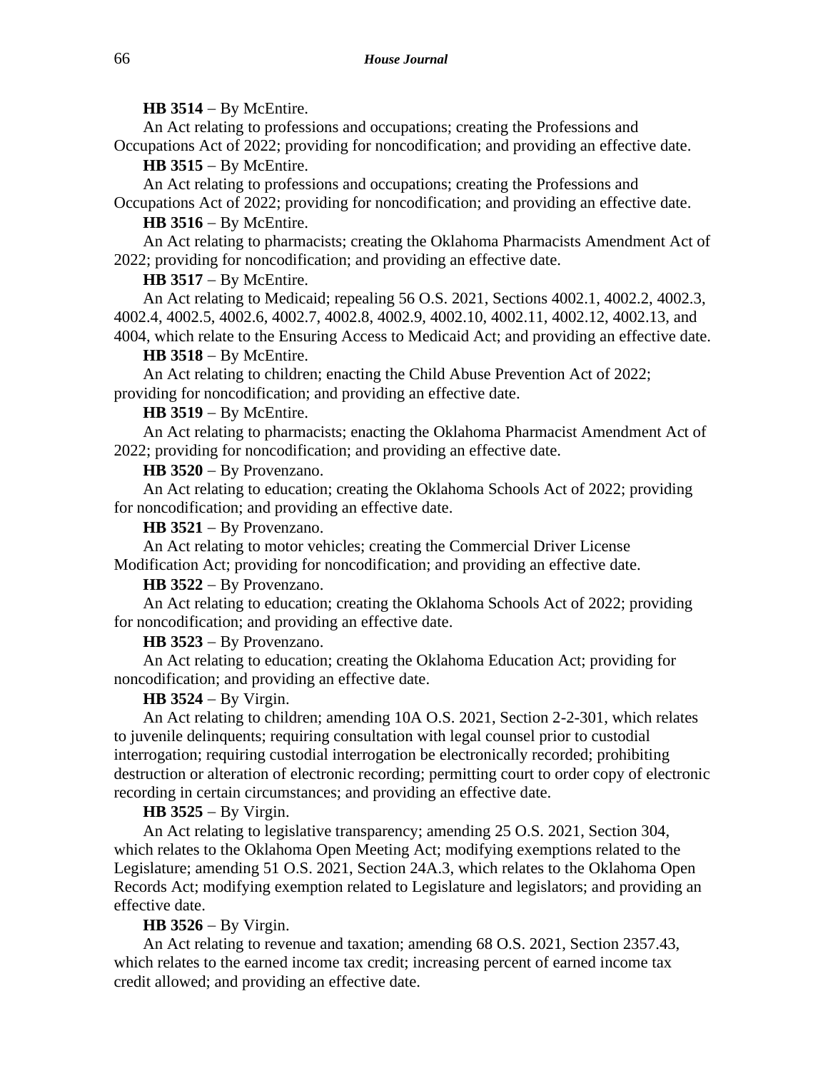**HB 3514** − By McEntire.

An Act relating to professions and occupations; creating the Professions and Occupations Act of 2022; providing for noncodification; and providing an effective date.

**HB 3515** − By McEntire.

An Act relating to professions and occupations; creating the Professions and Occupations Act of 2022; providing for noncodification; and providing an effective date.

**HB 3516** − By McEntire.

An Act relating to pharmacists; creating the Oklahoma Pharmacists Amendment Act of 2022; providing for noncodification; and providing an effective date.

**HB 3517** − By McEntire.

An Act relating to Medicaid; repealing 56 O.S. 2021, Sections 4002.1, 4002.2, 4002.3, 4002.4, 4002.5, 4002.6, 4002.7, 4002.8, 4002.9, 4002.10, 4002.11, 4002.12, 4002.13, and 4004, which relate to the Ensuring Access to Medicaid Act; and providing an effective date.

**HB 3518** − By McEntire.

An Act relating to children; enacting the Child Abuse Prevention Act of 2022; providing for noncodification; and providing an effective date.

**HB 3519** − By McEntire.

An Act relating to pharmacists; enacting the Oklahoma Pharmacist Amendment Act of 2022; providing for noncodification; and providing an effective date.

**HB 3520** − By Provenzano.

An Act relating to education; creating the Oklahoma Schools Act of 2022; providing for noncodification; and providing an effective date.

**HB 3521** − By Provenzano.

An Act relating to motor vehicles; creating the Commercial Driver License Modification Act; providing for noncodification; and providing an effective date.

**HB 3522** − By Provenzano.

An Act relating to education; creating the Oklahoma Schools Act of 2022; providing for noncodification; and providing an effective date.

**HB 3523** − By Provenzano.

An Act relating to education; creating the Oklahoma Education Act; providing for noncodification; and providing an effective date.

**HB 3524** − By Virgin.

An Act relating to children; amending 10A O.S. 2021, Section 2-2-301, which relates to juvenile delinquents; requiring consultation with legal counsel prior to custodial interrogation; requiring custodial interrogation be electronically recorded; prohibiting destruction or alteration of electronic recording; permitting court to order copy of electronic recording in certain circumstances; and providing an effective date.

**HB 3525** − By Virgin.

An Act relating to legislative transparency; amending 25 O.S. 2021, Section 304, which relates to the Oklahoma Open Meeting Act; modifying exemptions related to the Legislature; amending 51 O.S. 2021, Section 24A.3, which relates to the Oklahoma Open Records Act; modifying exemption related to Legislature and legislators; and providing an effective date.

**HB 3526** − By Virgin.

An Act relating to revenue and taxation; amending 68 O.S. 2021, Section 2357.43, which relates to the earned income tax credit; increasing percent of earned income tax credit allowed; and providing an effective date.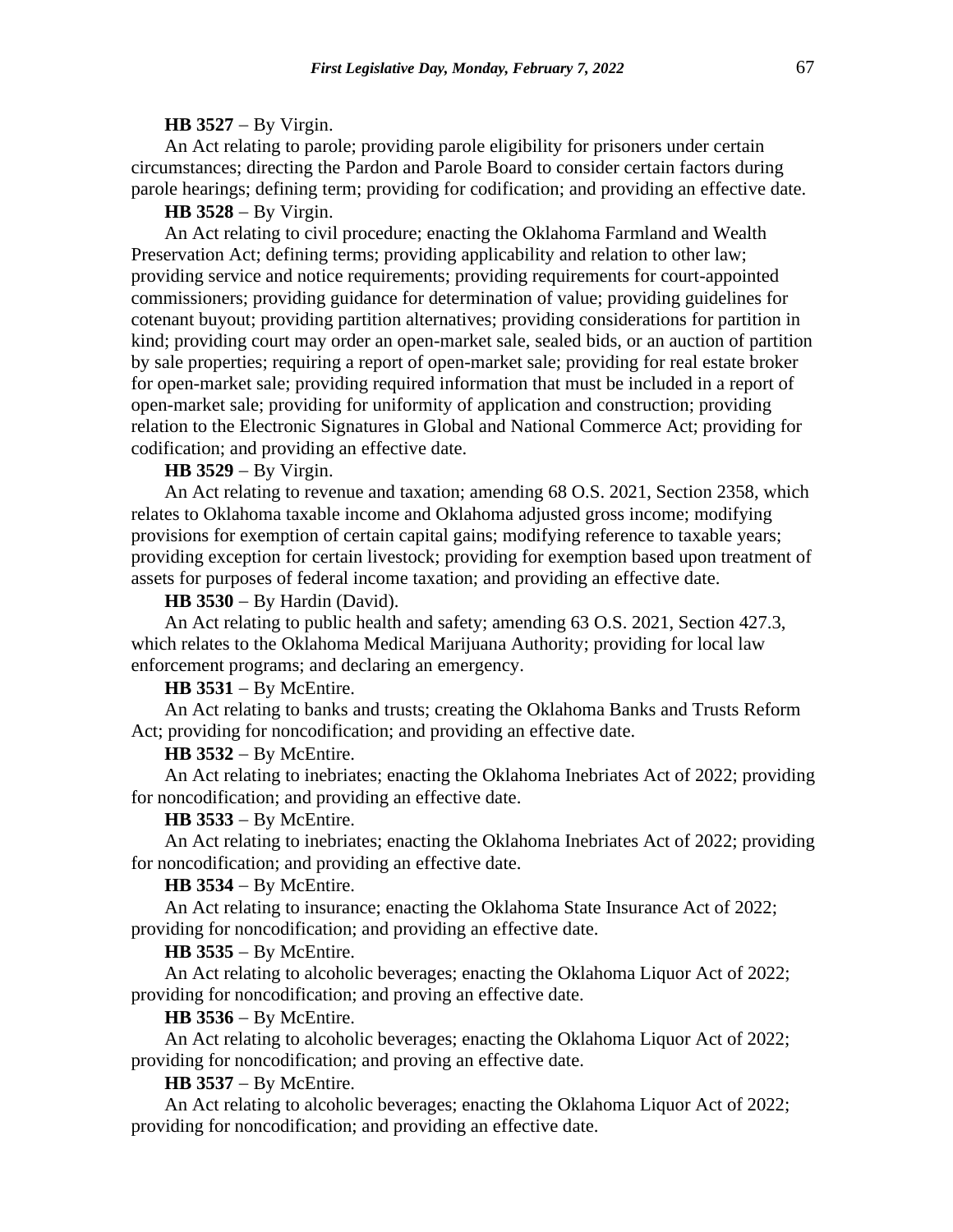**HB 3527** − By Virgin.

An Act relating to parole; providing parole eligibility for prisoners under certain circumstances; directing the Pardon and Parole Board to consider certain factors during parole hearings; defining term; providing for codification; and providing an effective date.

**HB 3528** − By Virgin.

An Act relating to civil procedure; enacting the Oklahoma Farmland and Wealth Preservation Act; defining terms; providing applicability and relation to other law; providing service and notice requirements; providing requirements for court-appointed commissioners; providing guidance for determination of value; providing guidelines for cotenant buyout; providing partition alternatives; providing considerations for partition in kind; providing court may order an open-market sale, sealed bids, or an auction of partition by sale properties; requiring a report of open-market sale; providing for real estate broker for open-market sale; providing required information that must be included in a report of open-market sale; providing for uniformity of application and construction; providing relation to the Electronic Signatures in Global and National Commerce Act; providing for codification; and providing an effective date.

**HB 3529** − By Virgin.

An Act relating to revenue and taxation; amending 68 O.S. 2021, Section 2358, which relates to Oklahoma taxable income and Oklahoma adjusted gross income; modifying provisions for exemption of certain capital gains; modifying reference to taxable years; providing exception for certain livestock; providing for exemption based upon treatment of assets for purposes of federal income taxation; and providing an effective date.

**HB 3530** − By Hardin (David).

An Act relating to public health and safety; amending 63 O.S. 2021, Section 427.3, which relates to the Oklahoma Medical Marijuana Authority; providing for local law enforcement programs; and declaring an emergency.

**HB 3531** − By McEntire.

An Act relating to banks and trusts; creating the Oklahoma Banks and Trusts Reform Act; providing for noncodification; and providing an effective date.

**HB 3532** − By McEntire.

An Act relating to inebriates; enacting the Oklahoma Inebriates Act of 2022; providing for noncodification; and providing an effective date.

**HB 3533** − By McEntire.

An Act relating to inebriates; enacting the Oklahoma Inebriates Act of 2022; providing for noncodification; and providing an effective date.

**HB 3534** − By McEntire.

An Act relating to insurance; enacting the Oklahoma State Insurance Act of 2022; providing for noncodification; and providing an effective date.

**HB 3535** − By McEntire.

An Act relating to alcoholic beverages; enacting the Oklahoma Liquor Act of 2022; providing for noncodification; and proving an effective date.

**HB 3536** − By McEntire.

An Act relating to alcoholic beverages; enacting the Oklahoma Liquor Act of 2022; providing for noncodification; and proving an effective date.

**HB 3537** − By McEntire.

An Act relating to alcoholic beverages; enacting the Oklahoma Liquor Act of 2022; providing for noncodification; and providing an effective date.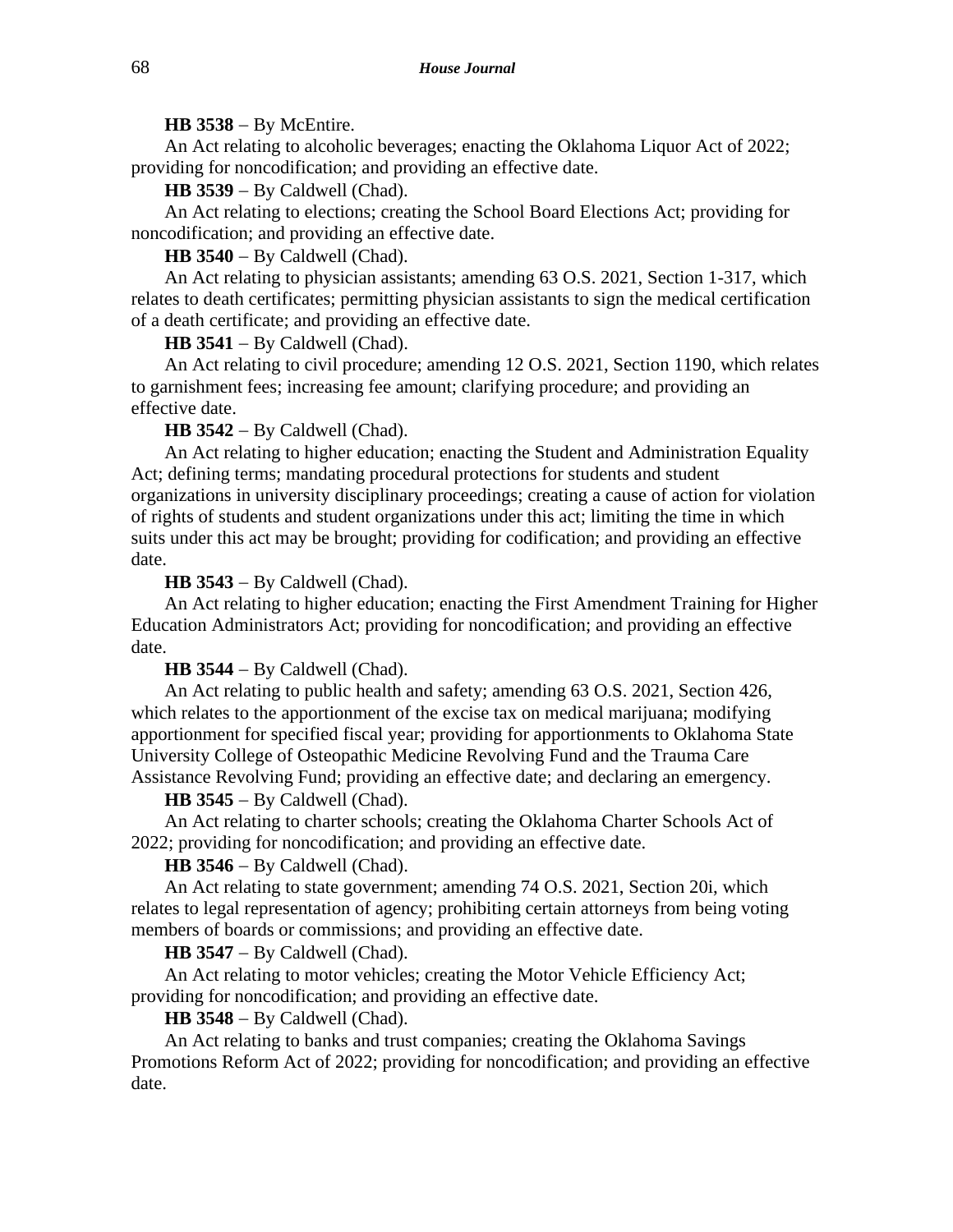**HB 3538** − By McEntire.

An Act relating to alcoholic beverages; enacting the Oklahoma Liquor Act of 2022; providing for noncodification; and providing an effective date.

**HB 3539** − By Caldwell (Chad).

An Act relating to elections; creating the School Board Elections Act; providing for noncodification; and providing an effective date.

**HB 3540** − By Caldwell (Chad).

An Act relating to physician assistants; amending 63 O.S. 2021, Section 1-317, which relates to death certificates; permitting physician assistants to sign the medical certification of a death certificate; and providing an effective date.

**HB 3541** − By Caldwell (Chad).

An Act relating to civil procedure; amending 12 O.S. 2021, Section 1190, which relates to garnishment fees; increasing fee amount; clarifying procedure; and providing an effective date.

**HB 3542** − By Caldwell (Chad).

An Act relating to higher education; enacting the Student and Administration Equality Act; defining terms; mandating procedural protections for students and student organizations in university disciplinary proceedings; creating a cause of action for violation of rights of students and student organizations under this act; limiting the time in which suits under this act may be brought; providing for codification; and providing an effective date.

**HB 3543** − By Caldwell (Chad).

An Act relating to higher education; enacting the First Amendment Training for Higher Education Administrators Act; providing for noncodification; and providing an effective date.

**HB 3544** − By Caldwell (Chad).

An Act relating to public health and safety; amending 63 O.S. 2021, Section 426, which relates to the apportionment of the excise tax on medical marijuana; modifying apportionment for specified fiscal year; providing for apportionments to Oklahoma State University College of Osteopathic Medicine Revolving Fund and the Trauma Care Assistance Revolving Fund; providing an effective date; and declaring an emergency.

**HB 3545** − By Caldwell (Chad).

An Act relating to charter schools; creating the Oklahoma Charter Schools Act of 2022; providing for noncodification; and providing an effective date.

**HB 3546** − By Caldwell (Chad).

An Act relating to state government; amending 74 O.S. 2021, Section 20i, which relates to legal representation of agency; prohibiting certain attorneys from being voting members of boards or commissions; and providing an effective date.

**HB 3547** − By Caldwell (Chad).

An Act relating to motor vehicles; creating the Motor Vehicle Efficiency Act; providing for noncodification; and providing an effective date.

**HB 3548** − By Caldwell (Chad).

An Act relating to banks and trust companies; creating the Oklahoma Savings Promotions Reform Act of 2022; providing for noncodification; and providing an effective date.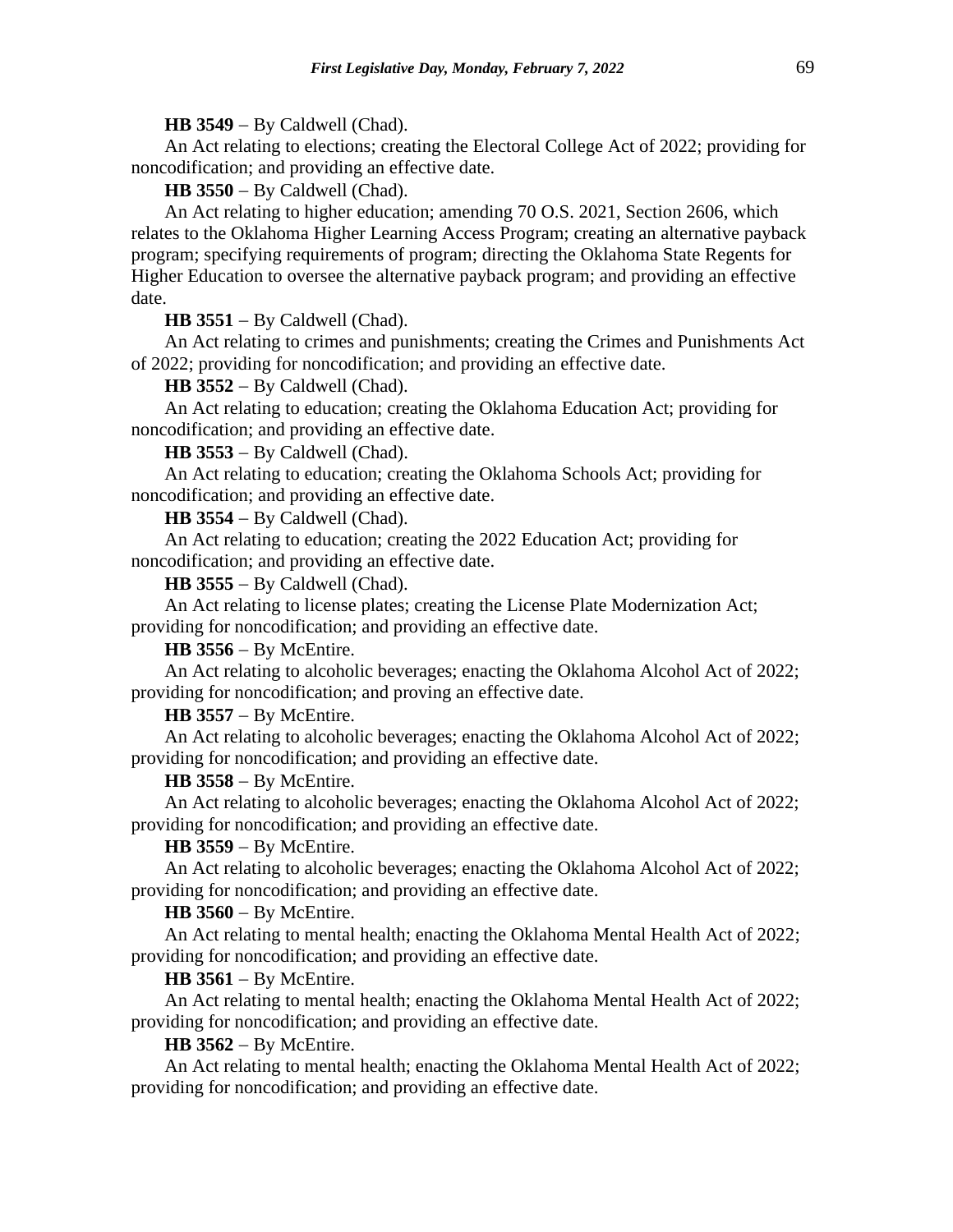**HB 3549** − By Caldwell (Chad).

An Act relating to elections; creating the Electoral College Act of 2022; providing for noncodification; and providing an effective date.

**HB 3550** − By Caldwell (Chad).

An Act relating to higher education; amending 70 O.S. 2021, Section 2606, which relates to the Oklahoma Higher Learning Access Program; creating an alternative payback program; specifying requirements of program; directing the Oklahoma State Regents for Higher Education to oversee the alternative payback program; and providing an effective date.

**HB 3551** − By Caldwell (Chad).

An Act relating to crimes and punishments; creating the Crimes and Punishments Act of 2022; providing for noncodification; and providing an effective date.

**HB 3552** − By Caldwell (Chad).

An Act relating to education; creating the Oklahoma Education Act; providing for noncodification; and providing an effective date.

**HB 3553** − By Caldwell (Chad).

An Act relating to education; creating the Oklahoma Schools Act; providing for noncodification; and providing an effective date.

**HB 3554** − By Caldwell (Chad).

An Act relating to education; creating the 2022 Education Act; providing for noncodification; and providing an effective date.

**HB 3555** − By Caldwell (Chad).

An Act relating to license plates; creating the License Plate Modernization Act; providing for noncodification; and providing an effective date.

**HB 3556** − By McEntire.

An Act relating to alcoholic beverages; enacting the Oklahoma Alcohol Act of 2022; providing for noncodification; and proving an effective date.

**HB 3557** − By McEntire.

An Act relating to alcoholic beverages; enacting the Oklahoma Alcohol Act of 2022; providing for noncodification; and providing an effective date.

**HB 3558** − By McEntire.

An Act relating to alcoholic beverages; enacting the Oklahoma Alcohol Act of 2022; providing for noncodification; and providing an effective date.

**HB 3559** − By McEntire.

An Act relating to alcoholic beverages; enacting the Oklahoma Alcohol Act of 2022; providing for noncodification; and providing an effective date.

**HB 3560** − By McEntire.

An Act relating to mental health; enacting the Oklahoma Mental Health Act of 2022; providing for noncodification; and providing an effective date.

**HB 3561** − By McEntire.

An Act relating to mental health; enacting the Oklahoma Mental Health Act of 2022; providing for noncodification; and providing an effective date.

**HB 3562** − By McEntire.

An Act relating to mental health; enacting the Oklahoma Mental Health Act of 2022; providing for noncodification; and providing an effective date.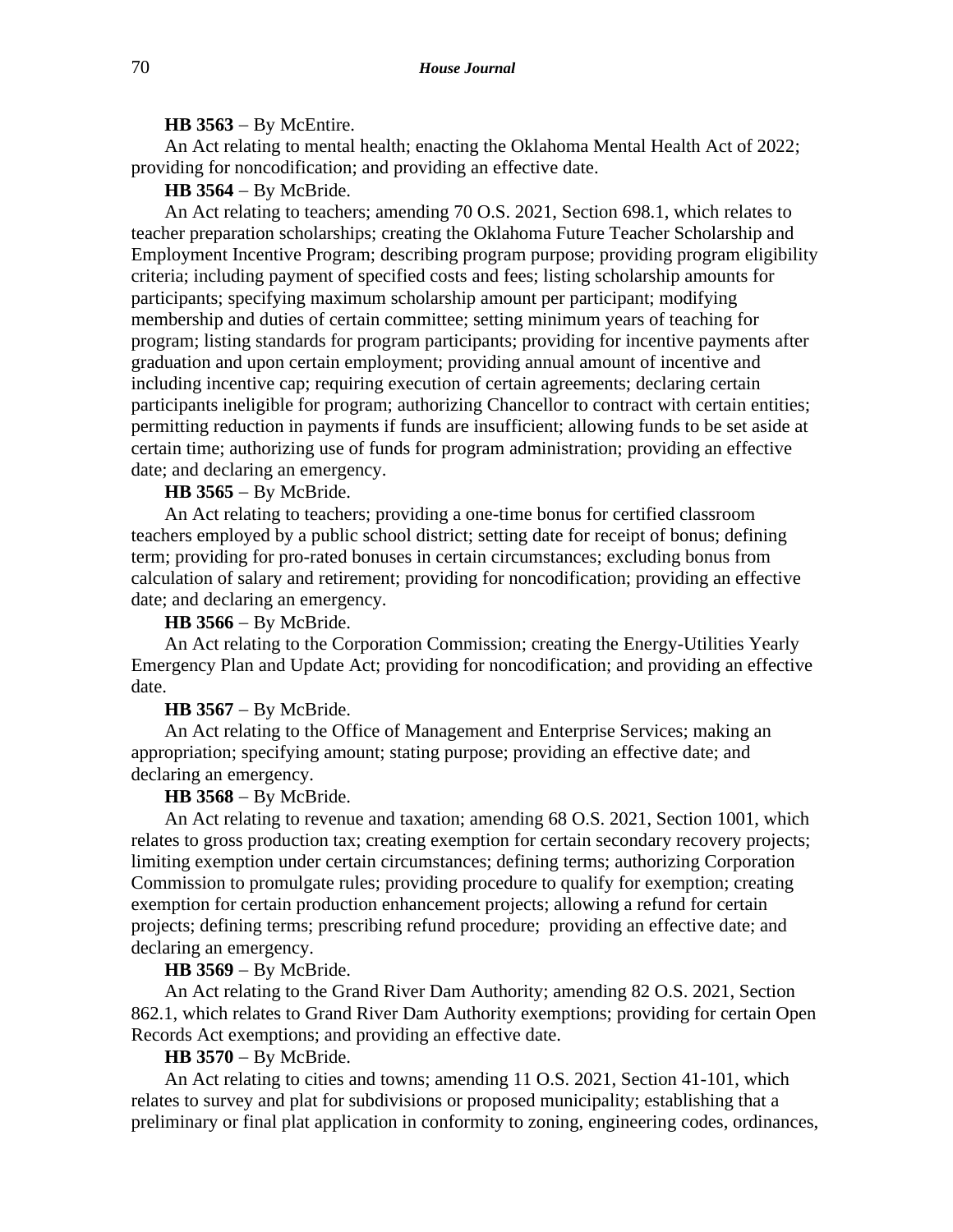**HB 3563** − By McEntire.

An Act relating to mental health; enacting the Oklahoma Mental Health Act of 2022; providing for noncodification; and providing an effective date.

**HB 3564** − By McBride.

An Act relating to teachers; amending 70 O.S. 2021, Section 698.1, which relates to teacher preparation scholarships; creating the Oklahoma Future Teacher Scholarship and Employment Incentive Program; describing program purpose; providing program eligibility criteria; including payment of specified costs and fees; listing scholarship amounts for participants; specifying maximum scholarship amount per participant; modifying membership and duties of certain committee; setting minimum years of teaching for program; listing standards for program participants; providing for incentive payments after graduation and upon certain employment; providing annual amount of incentive and including incentive cap; requiring execution of certain agreements; declaring certain participants ineligible for program; authorizing Chancellor to contract with certain entities; permitting reduction in payments if funds are insufficient; allowing funds to be set aside at certain time; authorizing use of funds for program administration; providing an effective date; and declaring an emergency.

**HB 3565** − By McBride.

An Act relating to teachers; providing a one-time bonus for certified classroom teachers employed by a public school district; setting date for receipt of bonus; defining term; providing for pro-rated bonuses in certain circumstances; excluding bonus from calculation of salary and retirement; providing for noncodification; providing an effective date; and declaring an emergency.

**HB 3566** − By McBride.

An Act relating to the Corporation Commission; creating the Energy-Utilities Yearly Emergency Plan and Update Act; providing for noncodification; and providing an effective date.

**HB 3567** − By McBride.

An Act relating to the Office of Management and Enterprise Services; making an appropriation; specifying amount; stating purpose; providing an effective date; and declaring an emergency.

**HB 3568** − By McBride.

An Act relating to revenue and taxation; amending 68 O.S. 2021, Section 1001, which relates to gross production tax; creating exemption for certain secondary recovery projects; limiting exemption under certain circumstances; defining terms; authorizing Corporation Commission to promulgate rules; providing procedure to qualify for exemption; creating exemption for certain production enhancement projects; allowing a refund for certain projects; defining terms; prescribing refund procedure; providing an effective date; and declaring an emergency.

**HB 3569** − By McBride.

An Act relating to the Grand River Dam Authority; amending 82 O.S. 2021, Section 862.1, which relates to Grand River Dam Authority exemptions; providing for certain Open Records Act exemptions; and providing an effective date.

**HB 3570** − By McBride.

An Act relating to cities and towns; amending 11 O.S. 2021, Section 41-101, which relates to survey and plat for subdivisions or proposed municipality; establishing that a preliminary or final plat application in conformity to zoning, engineering codes, ordinances,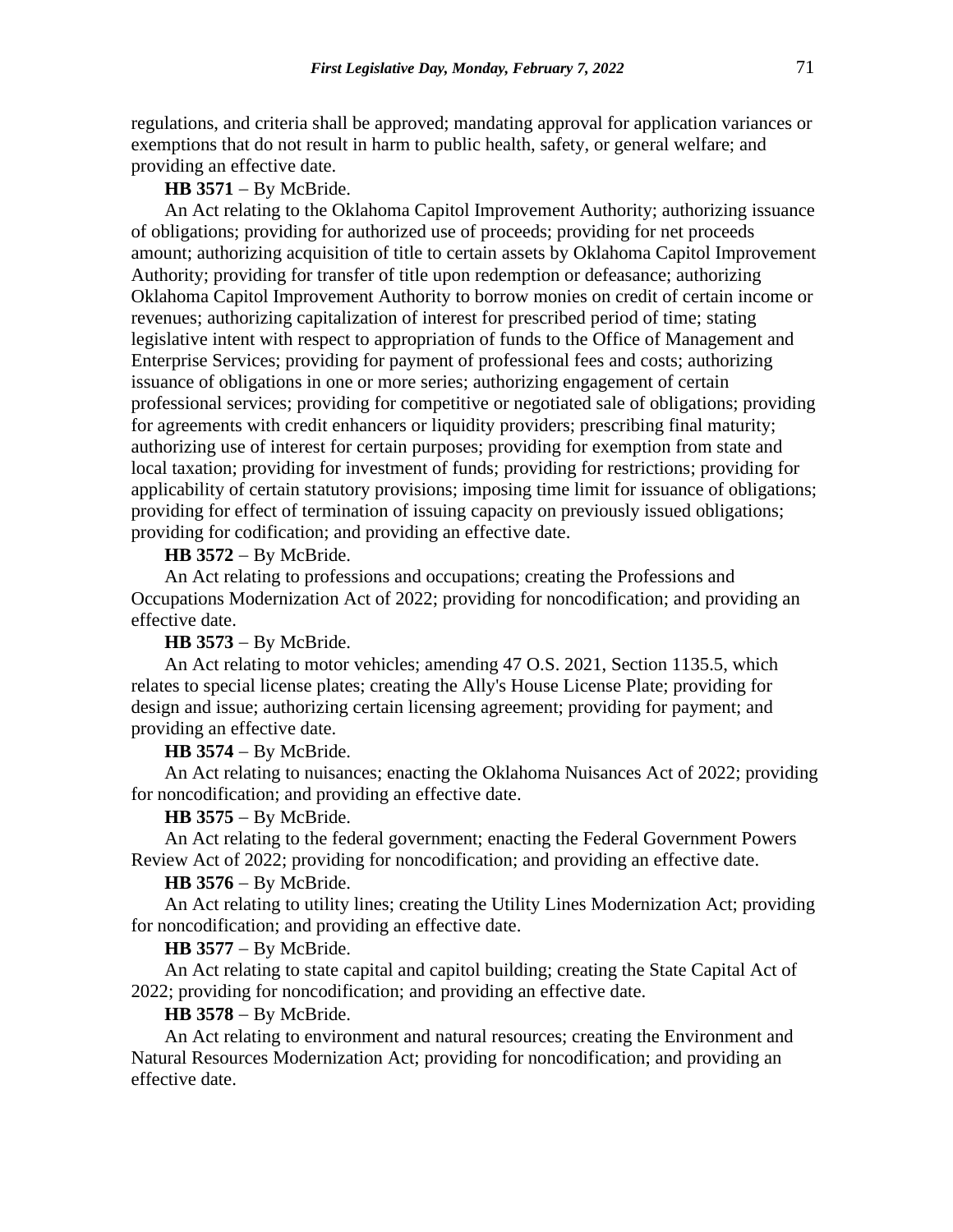regulations, and criteria shall be approved; mandating approval for application variances or exemptions that do not result in harm to public health, safety, or general welfare; and providing an effective date.

**HB 3571** − By McBride.

An Act relating to the Oklahoma Capitol Improvement Authority; authorizing issuance of obligations; providing for authorized use of proceeds; providing for net proceeds amount; authorizing acquisition of title to certain assets by Oklahoma Capitol Improvement Authority; providing for transfer of title upon redemption or defeasance; authorizing Oklahoma Capitol Improvement Authority to borrow monies on credit of certain income or revenues; authorizing capitalization of interest for prescribed period of time; stating legislative intent with respect to appropriation of funds to the Office of Management and Enterprise Services; providing for payment of professional fees and costs; authorizing issuance of obligations in one or more series; authorizing engagement of certain professional services; providing for competitive or negotiated sale of obligations; providing for agreements with credit enhancers or liquidity providers; prescribing final maturity; authorizing use of interest for certain purposes; providing for exemption from state and local taxation; providing for investment of funds; providing for restrictions; providing for applicability of certain statutory provisions; imposing time limit for issuance of obligations; providing for effect of termination of issuing capacity on previously issued obligations; providing for codification; and providing an effective date.

**HB 3572** − By McBride.

An Act relating to professions and occupations; creating the Professions and Occupations Modernization Act of 2022; providing for noncodification; and providing an effective date.

**HB 3573** − By McBride.

An Act relating to motor vehicles; amending 47 O.S. 2021, Section 1135.5, which relates to special license plates; creating the Ally's House License Plate; providing for design and issue; authorizing certain licensing agreement; providing for payment; and providing an effective date.

**HB 3574** − By McBride.

An Act relating to nuisances; enacting the Oklahoma Nuisances Act of 2022; providing for noncodification; and providing an effective date.

**HB 3575** − By McBride.

An Act relating to the federal government; enacting the Federal Government Powers Review Act of 2022; providing for noncodification; and providing an effective date.

**HB 3576** − By McBride.

An Act relating to utility lines; creating the Utility Lines Modernization Act; providing for noncodification; and providing an effective date.

**HB 3577** − By McBride.

An Act relating to state capital and capitol building; creating the State Capital Act of 2022; providing for noncodification; and providing an effective date.

**HB 3578** − By McBride.

An Act relating to environment and natural resources; creating the Environment and Natural Resources Modernization Act; providing for noncodification; and providing an effective date.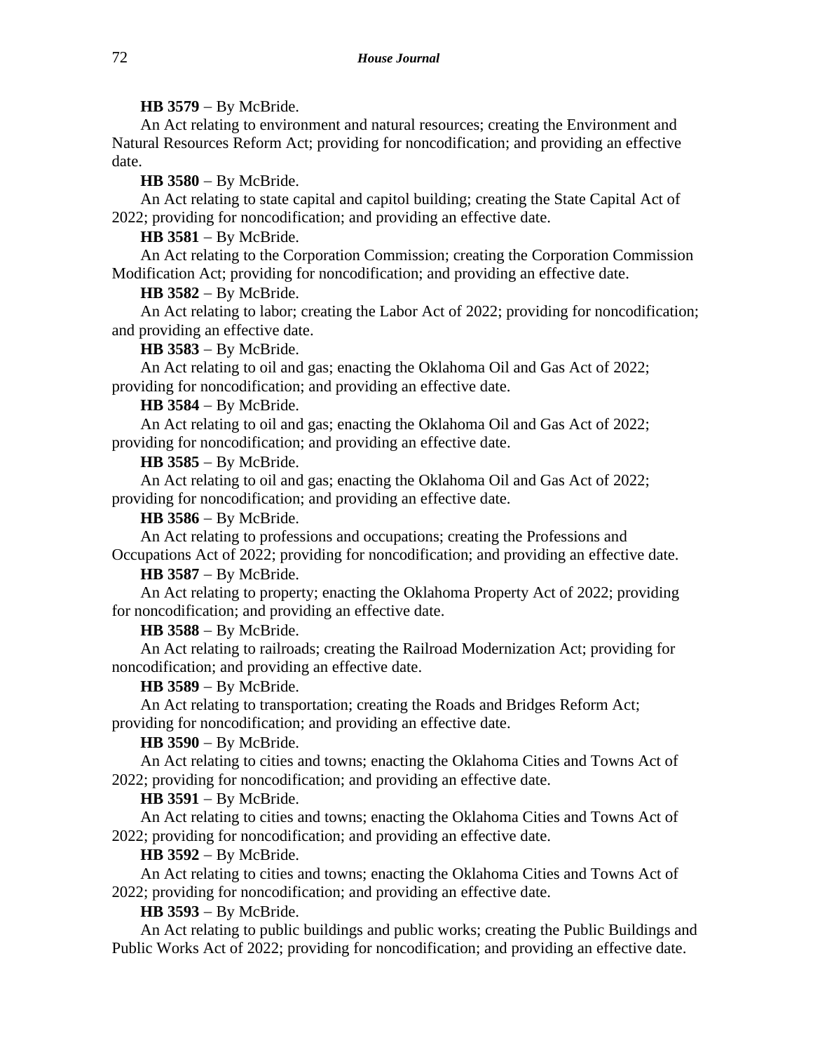**HB 3579** − By McBride.

An Act relating to environment and natural resources; creating the Environment and Natural Resources Reform Act; providing for noncodification; and providing an effective date.

**HB 3580** − By McBride.

An Act relating to state capital and capitol building; creating the State Capital Act of 2022; providing for noncodification; and providing an effective date.

**HB 3581** − By McBride.

An Act relating to the Corporation Commission; creating the Corporation Commission Modification Act; providing for noncodification; and providing an effective date.

**HB 3582** − By McBride.

An Act relating to labor; creating the Labor Act of 2022; providing for noncodification; and providing an effective date.

**HB 3583** − By McBride.

An Act relating to oil and gas; enacting the Oklahoma Oil and Gas Act of 2022; providing for noncodification; and providing an effective date.

**HB 3584** − By McBride.

An Act relating to oil and gas; enacting the Oklahoma Oil and Gas Act of 2022; providing for noncodification; and providing an effective date.

**HB 3585** − By McBride.

An Act relating to oil and gas; enacting the Oklahoma Oil and Gas Act of 2022; providing for noncodification; and providing an effective date.

**HB 3586** − By McBride.

An Act relating to professions and occupations; creating the Professions and Occupations Act of 2022; providing for noncodification; and providing an effective date.

**HB 3587** − By McBride.

An Act relating to property; enacting the Oklahoma Property Act of 2022; providing for noncodification; and providing an effective date.

**HB 3588** − By McBride.

An Act relating to railroads; creating the Railroad Modernization Act; providing for noncodification; and providing an effective date.

**HB 3589** − By McBride.

An Act relating to transportation; creating the Roads and Bridges Reform Act; providing for noncodification; and providing an effective date.

**HB 3590** − By McBride.

An Act relating to cities and towns; enacting the Oklahoma Cities and Towns Act of 2022; providing for noncodification; and providing an effective date.

**HB 3591** − By McBride.

An Act relating to cities and towns; enacting the Oklahoma Cities and Towns Act of 2022; providing for noncodification; and providing an effective date.

**HB 3592** − By McBride.

An Act relating to cities and towns; enacting the Oklahoma Cities and Towns Act of 2022; providing for noncodification; and providing an effective date.

**HB 3593** − By McBride.

An Act relating to public buildings and public works; creating the Public Buildings and Public Works Act of 2022; providing for noncodification; and providing an effective date.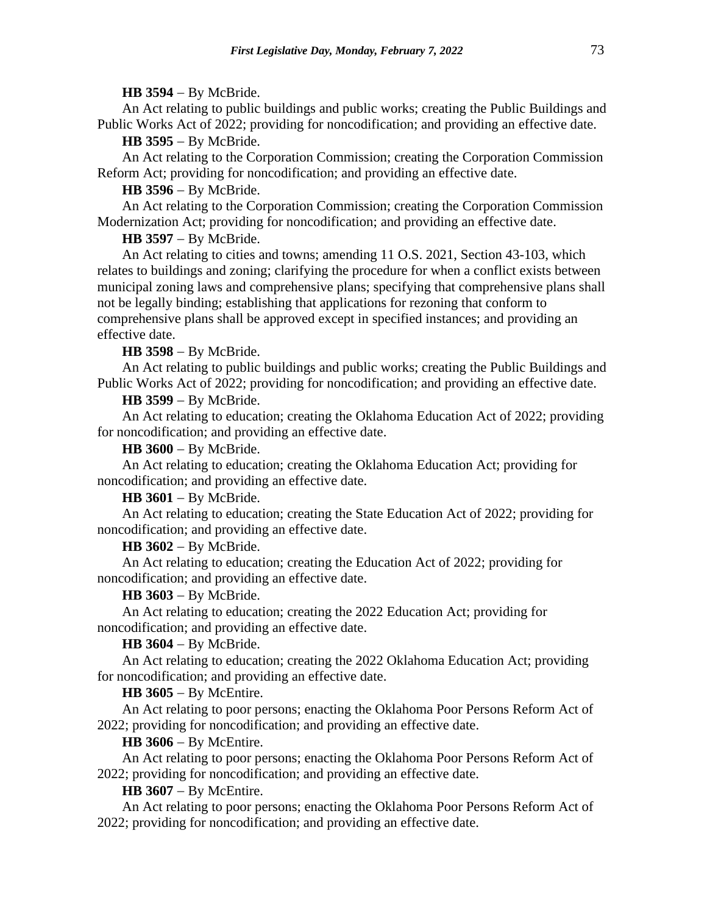**HB 3594** − By McBride.

An Act relating to public buildings and public works; creating the Public Buildings and Public Works Act of 2022; providing for noncodification; and providing an effective date.

**HB 3595** − By McBride.

An Act relating to the Corporation Commission; creating the Corporation Commission Reform Act; providing for noncodification; and providing an effective date.

**HB 3596** − By McBride.

An Act relating to the Corporation Commission; creating the Corporation Commission Modernization Act; providing for noncodification; and providing an effective date.

**HB 3597** − By McBride.

An Act relating to cities and towns; amending 11 O.S. 2021, Section 43-103, which relates to buildings and zoning; clarifying the procedure for when a conflict exists between municipal zoning laws and comprehensive plans; specifying that comprehensive plans shall not be legally binding; establishing that applications for rezoning that conform to comprehensive plans shall be approved except in specified instances; and providing an effective date.

**HB 3598** − By McBride.

An Act relating to public buildings and public works; creating the Public Buildings and Public Works Act of 2022; providing for noncodification; and providing an effective date.

**HB 3599** − By McBride.

An Act relating to education; creating the Oklahoma Education Act of 2022; providing for noncodification; and providing an effective date.

**HB 3600** − By McBride.

An Act relating to education; creating the Oklahoma Education Act; providing for noncodification; and providing an effective date.

**HB 3601** − By McBride.

An Act relating to education; creating the State Education Act of 2022; providing for noncodification; and providing an effective date.

**HB 3602** − By McBride.

An Act relating to education; creating the Education Act of 2022; providing for noncodification; and providing an effective date.

**HB 3603** − By McBride.

An Act relating to education; creating the 2022 Education Act; providing for noncodification; and providing an effective date.

**HB 3604** − By McBride.

An Act relating to education; creating the 2022 Oklahoma Education Act; providing for noncodification; and providing an effective date.

**HB 3605** − By McEntire.

An Act relating to poor persons; enacting the Oklahoma Poor Persons Reform Act of 2022; providing for noncodification; and providing an effective date.

**HB 3606** − By McEntire.

An Act relating to poor persons; enacting the Oklahoma Poor Persons Reform Act of 2022; providing for noncodification; and providing an effective date.

**HB 3607** − By McEntire.

An Act relating to poor persons; enacting the Oklahoma Poor Persons Reform Act of 2022; providing for noncodification; and providing an effective date.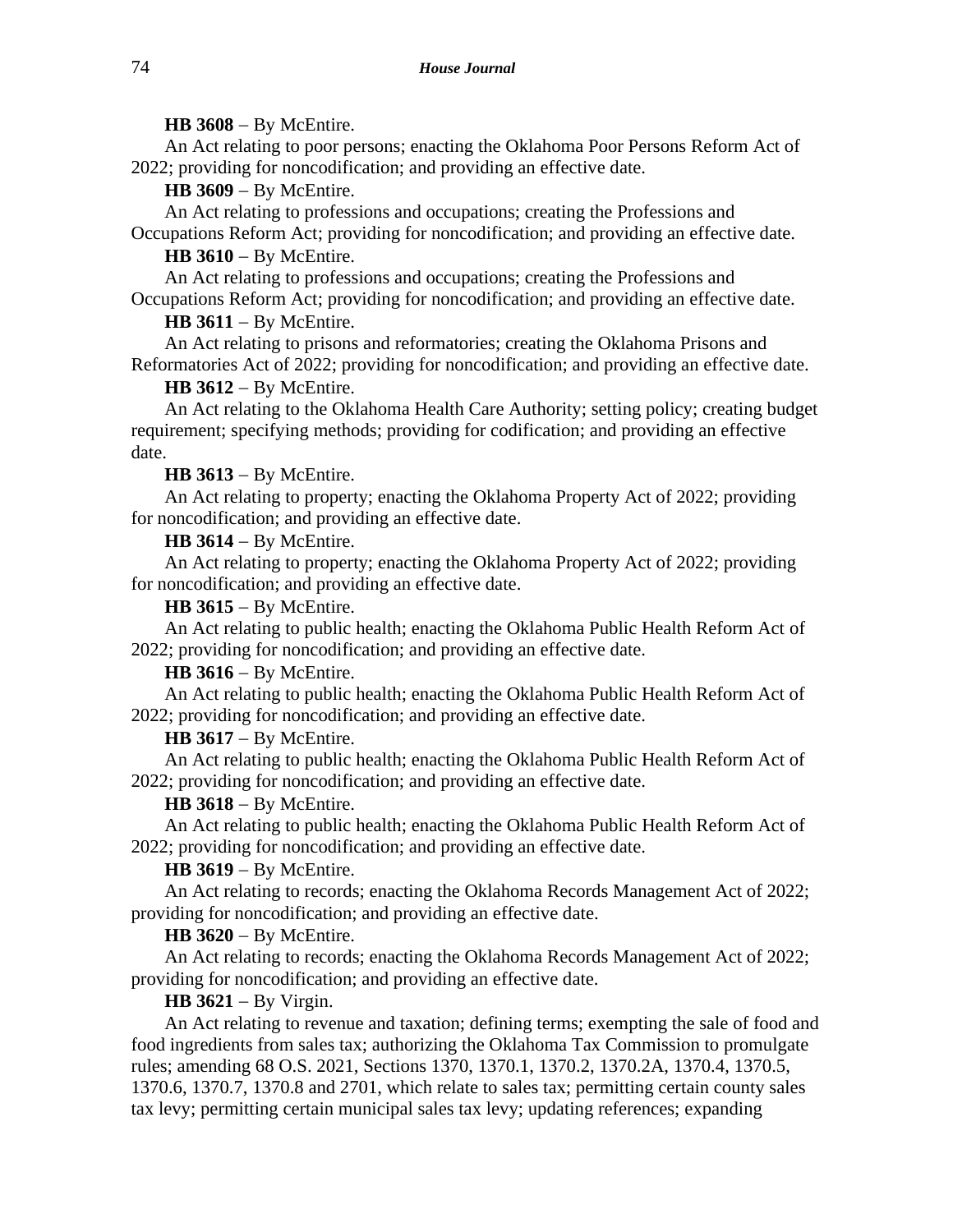**HB 3608** − By McEntire.

An Act relating to poor persons; enacting the Oklahoma Poor Persons Reform Act of 2022; providing for noncodification; and providing an effective date.

**HB 3609** − By McEntire.

An Act relating to professions and occupations; creating the Professions and Occupations Reform Act; providing for noncodification; and providing an effective date.

**HB 3610** − By McEntire.

An Act relating to professions and occupations; creating the Professions and Occupations Reform Act; providing for noncodification; and providing an effective date.

**HB 3611** − By McEntire.

An Act relating to prisons and reformatories; creating the Oklahoma Prisons and Reformatories Act of 2022; providing for noncodification; and providing an effective date.

**HB 3612** − By McEntire.

An Act relating to the Oklahoma Health Care Authority; setting policy; creating budget requirement; specifying methods; providing for codification; and providing an effective date.

**HB 3613** − By McEntire.

An Act relating to property; enacting the Oklahoma Property Act of 2022; providing for noncodification; and providing an effective date.

**HB 3614** − By McEntire.

An Act relating to property; enacting the Oklahoma Property Act of 2022; providing for noncodification; and providing an effective date.

**HB 3615** − By McEntire.

An Act relating to public health; enacting the Oklahoma Public Health Reform Act of 2022; providing for noncodification; and providing an effective date.

**HB 3616** − By McEntire.

An Act relating to public health; enacting the Oklahoma Public Health Reform Act of 2022; providing for noncodification; and providing an effective date.

**HB 3617** − By McEntire.

An Act relating to public health; enacting the Oklahoma Public Health Reform Act of 2022; providing for noncodification; and providing an effective date.

**HB 3618** − By McEntire.

An Act relating to public health; enacting the Oklahoma Public Health Reform Act of 2022; providing for noncodification; and providing an effective date.

**HB 3619** − By McEntire.

An Act relating to records; enacting the Oklahoma Records Management Act of 2022; providing for noncodification; and providing an effective date.

**HB 3620** − By McEntire.

An Act relating to records; enacting the Oklahoma Records Management Act of 2022; providing for noncodification; and providing an effective date.

**HB 3621** − By Virgin.

An Act relating to revenue and taxation; defining terms; exempting the sale of food and food ingredients from sales tax; authorizing the Oklahoma Tax Commission to promulgate rules; amending 68 O.S. 2021, Sections 1370, 1370.1, 1370.2, 1370.2A, 1370.4, 1370.5, 1370.6, 1370.7, 1370.8 and 2701, which relate to sales tax; permitting certain county sales tax levy; permitting certain municipal sales tax levy; updating references; expanding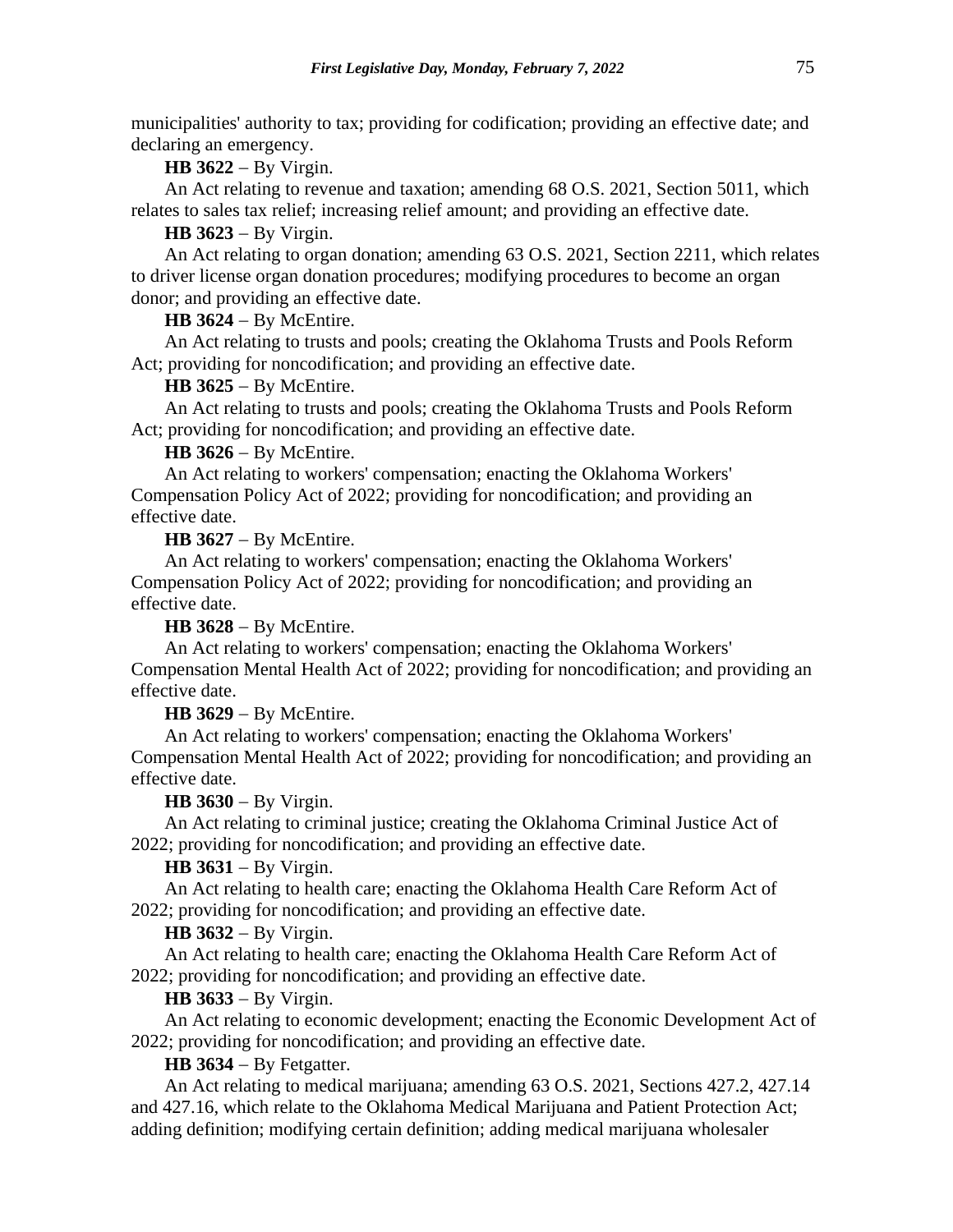municipalities' authority to tax; providing for codification; providing an effective date; and declaring an emergency.

**HB 3622** − By Virgin.

An Act relating to revenue and taxation; amending 68 O.S. 2021, Section 5011, which relates to sales tax relief; increasing relief amount; and providing an effective date.

**HB 3623** − By Virgin.

An Act relating to organ donation; amending 63 O.S. 2021, Section 2211, which relates to driver license organ donation procedures; modifying procedures to become an organ donor; and providing an effective date.

**HB 3624** − By McEntire.

An Act relating to trusts and pools; creating the Oklahoma Trusts and Pools Reform Act; providing for noncodification; and providing an effective date.

**HB 3625** − By McEntire.

An Act relating to trusts and pools; creating the Oklahoma Trusts and Pools Reform Act; providing for noncodification; and providing an effective date.

**HB 3626** − By McEntire.

An Act relating to workers' compensation; enacting the Oklahoma Workers' Compensation Policy Act of 2022; providing for noncodification; and providing an effective date.

**HB 3627** − By McEntire.

An Act relating to workers' compensation; enacting the Oklahoma Workers' Compensation Policy Act of 2022; providing for noncodification; and providing an effective date.

**HB 3628** − By McEntire.

An Act relating to workers' compensation; enacting the Oklahoma Workers' Compensation Mental Health Act of 2022; providing for noncodification; and providing an effective date.

**HB 3629** − By McEntire.

An Act relating to workers' compensation; enacting the Oklahoma Workers' Compensation Mental Health Act of 2022; providing for noncodification; and providing an effective date.

**HB 3630** − By Virgin.

An Act relating to criminal justice; creating the Oklahoma Criminal Justice Act of 2022; providing for noncodification; and providing an effective date.

**HB 3631** − By Virgin.

An Act relating to health care; enacting the Oklahoma Health Care Reform Act of 2022; providing for noncodification; and providing an effective date.

**HB 3632** − By Virgin.

An Act relating to health care; enacting the Oklahoma Health Care Reform Act of 2022; providing for noncodification; and providing an effective date.

**HB 3633** − By Virgin.

An Act relating to economic development; enacting the Economic Development Act of 2022; providing for noncodification; and providing an effective date.

**HB 3634** − By Fetgatter.

An Act relating to medical marijuana; amending 63 O.S. 2021, Sections 427.2, 427.14 and 427.16, which relate to the Oklahoma Medical Marijuana and Patient Protection Act; adding definition; modifying certain definition; adding medical marijuana wholesaler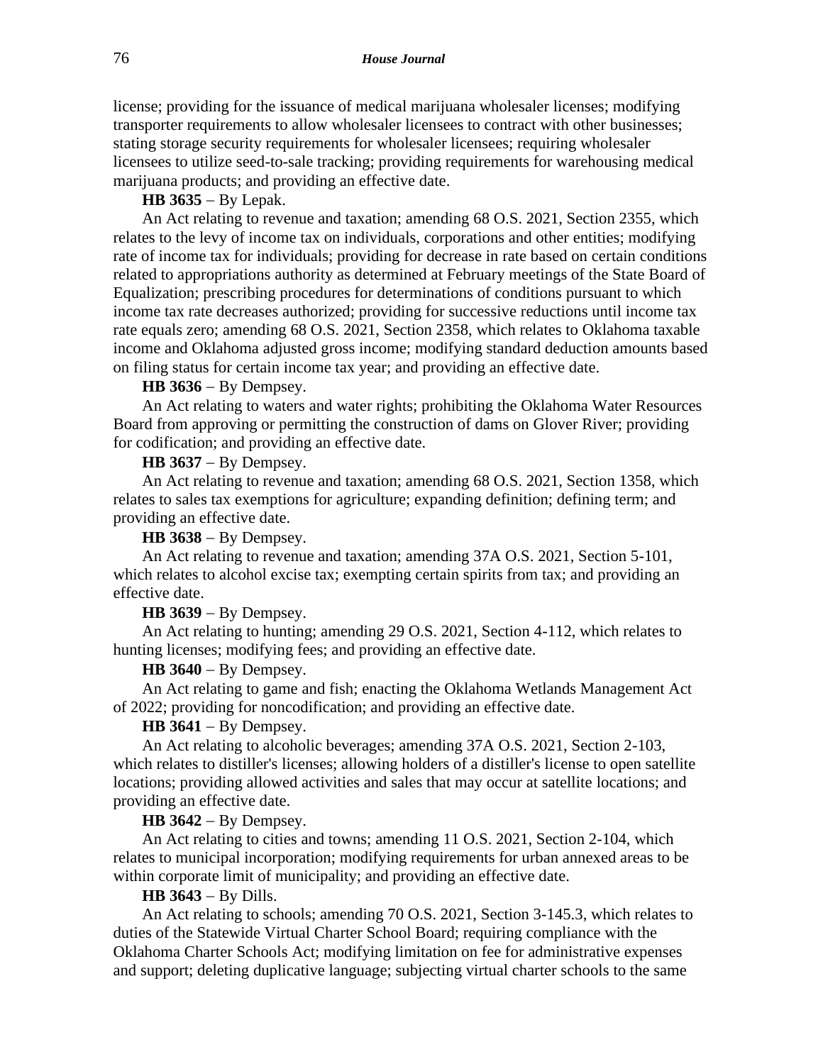license; providing for the issuance of medical marijuana wholesaler licenses; modifying transporter requirements to allow wholesaler licensees to contract with other businesses; stating storage security requirements for wholesaler licensees; requiring wholesaler licensees to utilize seed-to-sale tracking; providing requirements for warehousing medical marijuana products; and providing an effective date.

**HB 3635** − By Lepak.

An Act relating to revenue and taxation; amending 68 O.S. 2021, Section 2355, which relates to the levy of income tax on individuals, corporations and other entities; modifying rate of income tax for individuals; providing for decrease in rate based on certain conditions related to appropriations authority as determined at February meetings of the State Board of Equalization; prescribing procedures for determinations of conditions pursuant to which income tax rate decreases authorized; providing for successive reductions until income tax rate equals zero; amending 68 O.S. 2021, Section 2358, which relates to Oklahoma taxable income and Oklahoma adjusted gross income; modifying standard deduction amounts based on filing status for certain income tax year; and providing an effective date.

**HB 3636** − By Dempsey.

An Act relating to waters and water rights; prohibiting the Oklahoma Water Resources Board from approving or permitting the construction of dams on Glover River; providing for codification; and providing an effective date.

**HB 3637** − By Dempsey.

An Act relating to revenue and taxation; amending 68 O.S. 2021, Section 1358, which relates to sales tax exemptions for agriculture; expanding definition; defining term; and providing an effective date.

**HB 3638** − By Dempsey.

An Act relating to revenue and taxation; amending 37A O.S. 2021, Section 5-101, which relates to alcohol excise tax; exempting certain spirits from tax; and providing an effective date.

**HB 3639** − By Dempsey.

An Act relating to hunting; amending 29 O.S. 2021, Section 4-112, which relates to hunting licenses; modifying fees; and providing an effective date.

**HB 3640** − By Dempsey.

An Act relating to game and fish; enacting the Oklahoma Wetlands Management Act of 2022; providing for noncodification; and providing an effective date.

**HB 3641** − By Dempsey.

An Act relating to alcoholic beverages; amending 37A O.S. 2021, Section 2-103, which relates to distiller's licenses; allowing holders of a distiller's license to open satellite locations; providing allowed activities and sales that may occur at satellite locations; and providing an effective date.

**HB 3642** − By Dempsey.

An Act relating to cities and towns; amending 11 O.S. 2021, Section 2-104, which relates to municipal incorporation; modifying requirements for urban annexed areas to be within corporate limit of municipality; and providing an effective date.

**HB 3643** − By Dills.

An Act relating to schools; amending 70 O.S. 2021, Section 3-145.3, which relates to duties of the Statewide Virtual Charter School Board; requiring compliance with the Oklahoma Charter Schools Act; modifying limitation on fee for administrative expenses and support; deleting duplicative language; subjecting virtual charter schools to the same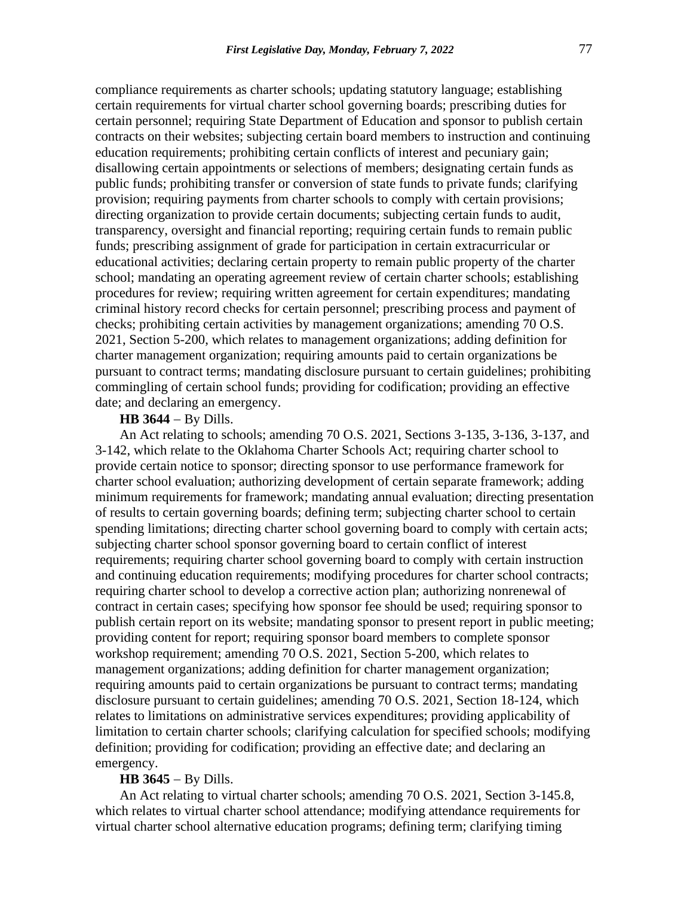compliance requirements as charter schools; updating statutory language; establishing certain requirements for virtual charter school governing boards; prescribing duties for certain personnel; requiring State Department of Education and sponsor to publish certain contracts on their websites; subjecting certain board members to instruction and continuing education requirements; prohibiting certain conflicts of interest and pecuniary gain; disallowing certain appointments or selections of members; designating certain funds as public funds; prohibiting transfer or conversion of state funds to private funds; clarifying provision; requiring payments from charter schools to comply with certain provisions; directing organization to provide certain documents; subjecting certain funds to audit, transparency, oversight and financial reporting; requiring certain funds to remain public funds; prescribing assignment of grade for participation in certain extracurricular or educational activities; declaring certain property to remain public property of the charter school; mandating an operating agreement review of certain charter schools; establishing procedures for review; requiring written agreement for certain expenditures; mandating criminal history record checks for certain personnel; prescribing process and payment of checks; prohibiting certain activities by management organizations; amending 70 O.S. 2021, Section 5-200, which relates to management organizations; adding definition for charter management organization; requiring amounts paid to certain organizations be pursuant to contract terms; mandating disclosure pursuant to certain guidelines; prohibiting commingling of certain school funds; providing for codification; providing an effective date; and declaring an emergency.

**HB 3644** − By Dills.

An Act relating to schools; amending 70 O.S. 2021, Sections 3-135, 3-136, 3-137, and 3-142, which relate to the Oklahoma Charter Schools Act; requiring charter school to provide certain notice to sponsor; directing sponsor to use performance framework for charter school evaluation; authorizing development of certain separate framework; adding minimum requirements for framework; mandating annual evaluation; directing presentation of results to certain governing boards; defining term; subjecting charter school to certain spending limitations; directing charter school governing board to comply with certain acts; subjecting charter school sponsor governing board to certain conflict of interest requirements; requiring charter school governing board to comply with certain instruction and continuing education requirements; modifying procedures for charter school contracts; requiring charter school to develop a corrective action plan; authorizing nonrenewal of contract in certain cases; specifying how sponsor fee should be used; requiring sponsor to publish certain report on its website; mandating sponsor to present report in public meeting; providing content for report; requiring sponsor board members to complete sponsor workshop requirement; amending 70 O.S. 2021, Section 5-200, which relates to management organizations; adding definition for charter management organization; requiring amounts paid to certain organizations be pursuant to contract terms; mandating disclosure pursuant to certain guidelines; amending 70 O.S. 2021, Section 18-124, which relates to limitations on administrative services expenditures; providing applicability of limitation to certain charter schools; clarifying calculation for specified schools; modifying definition; providing for codification; providing an effective date; and declaring an emergency.

**HB 3645** − By Dills.

An Act relating to virtual charter schools; amending 70 O.S. 2021, Section 3-145.8, which relates to virtual charter school attendance; modifying attendance requirements for virtual charter school alternative education programs; defining term; clarifying timing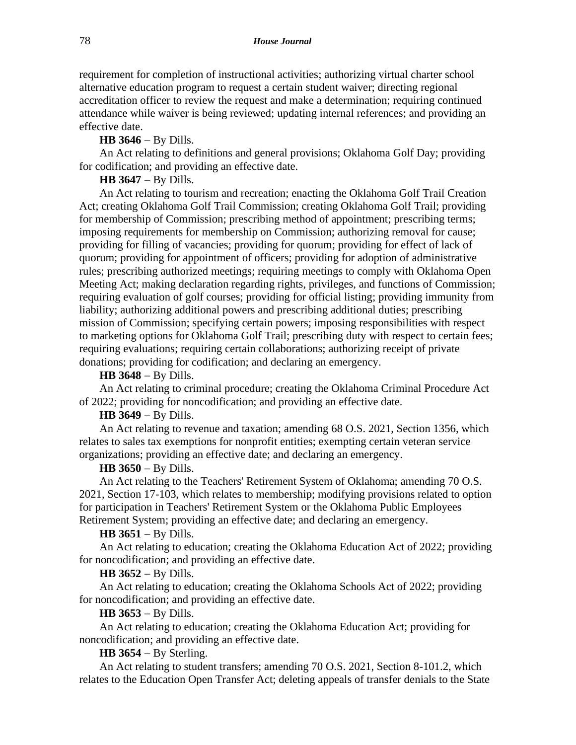requirement for completion of instructional activities; authorizing virtual charter school alternative education program to request a certain student waiver; directing regional accreditation officer to review the request and make a determination; requiring continued attendance while waiver is being reviewed; updating internal references; and providing an effective date.

**HB 3646** − By Dills.

An Act relating to definitions and general provisions; Oklahoma Golf Day; providing for codification; and providing an effective date.

**HB 3647** − By Dills.

An Act relating to tourism and recreation; enacting the Oklahoma Golf Trail Creation Act; creating Oklahoma Golf Trail Commission; creating Oklahoma Golf Trail; providing for membership of Commission; prescribing method of appointment; prescribing terms; imposing requirements for membership on Commission; authorizing removal for cause; providing for filling of vacancies; providing for quorum; providing for effect of lack of quorum; providing for appointment of officers; providing for adoption of administrative rules; prescribing authorized meetings; requiring meetings to comply with Oklahoma Open Meeting Act; making declaration regarding rights, privileges, and functions of Commission; requiring evaluation of golf courses; providing for official listing; providing immunity from liability; authorizing additional powers and prescribing additional duties; prescribing mission of Commission; specifying certain powers; imposing responsibilities with respect to marketing options for Oklahoma Golf Trail; prescribing duty with respect to certain fees; requiring evaluations; requiring certain collaborations; authorizing receipt of private donations; providing for codification; and declaring an emergency.

**HB 3648** − By Dills.

An Act relating to criminal procedure; creating the Oklahoma Criminal Procedure Act of 2022; providing for noncodification; and providing an effective date.

**HB 3649** − By Dills.

An Act relating to revenue and taxation; amending 68 O.S. 2021, Section 1356, which relates to sales tax exemptions for nonprofit entities; exempting certain veteran service organizations; providing an effective date; and declaring an emergency.

**HB 3650** − By Dills.

An Act relating to the Teachers' Retirement System of Oklahoma; amending 70 O.S. 2021, Section 17-103, which relates to membership; modifying provisions related to option for participation in Teachers' Retirement System or the Oklahoma Public Employees Retirement System; providing an effective date; and declaring an emergency.

**HB 3651** − By Dills.

An Act relating to education; creating the Oklahoma Education Act of 2022; providing for noncodification; and providing an effective date.

**HB 3652** − By Dills.

An Act relating to education; creating the Oklahoma Schools Act of 2022; providing for noncodification; and providing an effective date.

**HB 3653** − By Dills.

An Act relating to education; creating the Oklahoma Education Act; providing for noncodification; and providing an effective date.

**HB 3654** − By Sterling.

An Act relating to student transfers; amending 70 O.S. 2021, Section 8-101.2, which relates to the Education Open Transfer Act; deleting appeals of transfer denials to the State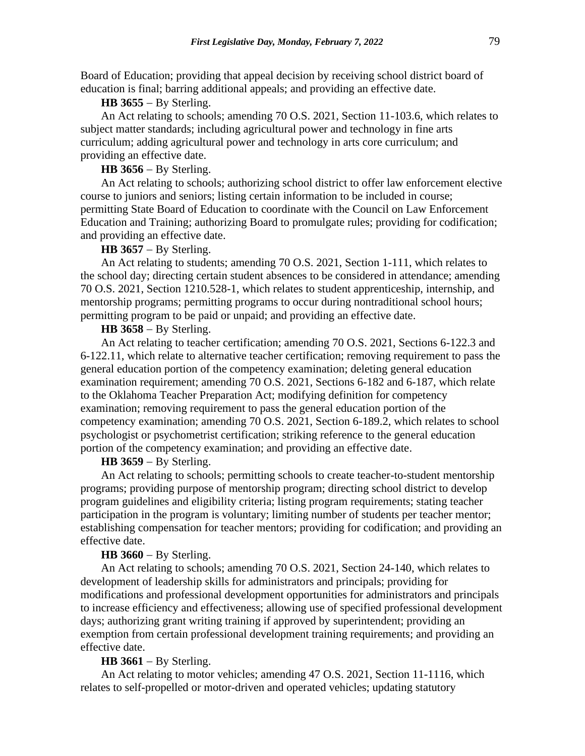Board of Education; providing that appeal decision by receiving school district board of education is final; barring additional appeals; and providing an effective date.

**HB 3655** − By Sterling.

An Act relating to schools; amending 70 O.S. 2021, Section 11-103.6, which relates to subject matter standards; including agricultural power and technology in fine arts curriculum; adding agricultural power and technology in arts core curriculum; and providing an effective date.

**HB 3656** − By Sterling.

An Act relating to schools; authorizing school district to offer law enforcement elective course to juniors and seniors; listing certain information to be included in course; permitting State Board of Education to coordinate with the Council on Law Enforcement Education and Training; authorizing Board to promulgate rules; providing for codification; and providing an effective date.

**HB 3657** − By Sterling.

An Act relating to students; amending 70 O.S. 2021, Section 1-111, which relates to the school day; directing certain student absences to be considered in attendance; amending 70 O.S. 2021, Section 1210.528-1, which relates to student apprenticeship, internship, and mentorship programs; permitting programs to occur during nontraditional school hours; permitting program to be paid or unpaid; and providing an effective date.

**HB 3658** − By Sterling.

An Act relating to teacher certification; amending 70 O.S. 2021, Sections 6-122.3 and 6-122.11, which relate to alternative teacher certification; removing requirement to pass the general education portion of the competency examination; deleting general education examination requirement; amending 70 O.S. 2021, Sections 6-182 and 6-187, which relate to the Oklahoma Teacher Preparation Act; modifying definition for competency examination; removing requirement to pass the general education portion of the competency examination; amending 70 O.S. 2021, Section 6-189.2, which relates to school psychologist or psychometrist certification; striking reference to the general education portion of the competency examination; and providing an effective date.

**HB 3659** − By Sterling.

An Act relating to schools; permitting schools to create teacher-to-student mentorship programs; providing purpose of mentorship program; directing school district to develop program guidelines and eligibility criteria; listing program requirements; stating teacher participation in the program is voluntary; limiting number of students per teacher mentor; establishing compensation for teacher mentors; providing for codification; and providing an effective date.

**HB 3660** − By Sterling.

An Act relating to schools; amending 70 O.S. 2021, Section 24-140, which relates to development of leadership skills for administrators and principals; providing for modifications and professional development opportunities for administrators and principals to increase efficiency and effectiveness; allowing use of specified professional development days; authorizing grant writing training if approved by superintendent; providing an exemption from certain professional development training requirements; and providing an effective date.

**HB 3661** − By Sterling.

An Act relating to motor vehicles; amending 47 O.S. 2021, Section 11-1116, which relates to self-propelled or motor-driven and operated vehicles; updating statutory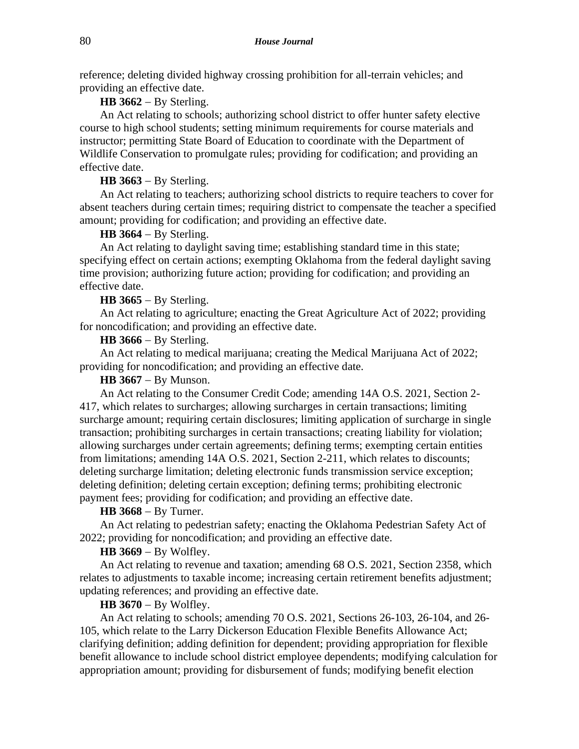reference; deleting divided highway crossing prohibition for all-terrain vehicles; and providing an effective date.

**HB 3662** − By Sterling.

An Act relating to schools; authorizing school district to offer hunter safety elective course to high school students; setting minimum requirements for course materials and instructor; permitting State Board of Education to coordinate with the Department of Wildlife Conservation to promulgate rules; providing for codification; and providing an effective date.

**HB 3663** − By Sterling.

An Act relating to teachers; authorizing school districts to require teachers to cover for absent teachers during certain times; requiring district to compensate the teacher a specified amount; providing for codification; and providing an effective date.

**HB 3664** − By Sterling.

An Act relating to daylight saving time; establishing standard time in this state; specifying effect on certain actions; exempting Oklahoma from the federal daylight saving time provision; authorizing future action; providing for codification; and providing an effective date.

**HB 3665** − By Sterling.

An Act relating to agriculture; enacting the Great Agriculture Act of 2022; providing for noncodification; and providing an effective date.

**HB 3666** − By Sterling.

An Act relating to medical marijuana; creating the Medical Marijuana Act of 2022; providing for noncodification; and providing an effective date.

**HB 3667** − By Munson.

An Act relating to the Consumer Credit Code; amending 14A O.S. 2021, Section 2-417, which relates to surcharges; allowing surcharges in certain transactions; limiting surcharge amount; requiring certain disclosures; limiting application of surcharge in single transaction; prohibiting surcharges in certain transactions; creating liability for violation; allowing surcharges under certain agreements; defining terms; exempting certain entities from limitations; amending 14A O.S. 2021, Section 2-211, which relates to discounts; deleting surcharge limitation; deleting electronic funds transmission service exception; deleting definition; deleting certain exception; defining terms; prohibiting electronic payment fees; providing for codification; and providing an effective date.

**HB 3668** − By Turner.

An Act relating to pedestrian safety; enacting the Oklahoma Pedestrian Safety Act of 2022; providing for noncodification; and providing an effective date.

**HB 3669** − By Wolfley.

An Act relating to revenue and taxation; amending 68 O.S. 2021, Section 2358, which relates to adjustments to taxable income; increasing certain retirement benefits adjustment; updating references; and providing an effective date.

**HB 3670** − By Wolfley.

An Act relating to schools; amending 70 O.S. 2021, Sections 26-103, 26-104, and 26-105, which relate to the Larry Dickerson Education Flexible Benefits Allowance Act; clarifying definition; adding definition for dependent; providing appropriation for flexible benefit allowance to include school district employee dependents; modifying calculation for appropriation amount; providing for disbursement of funds; modifying benefit election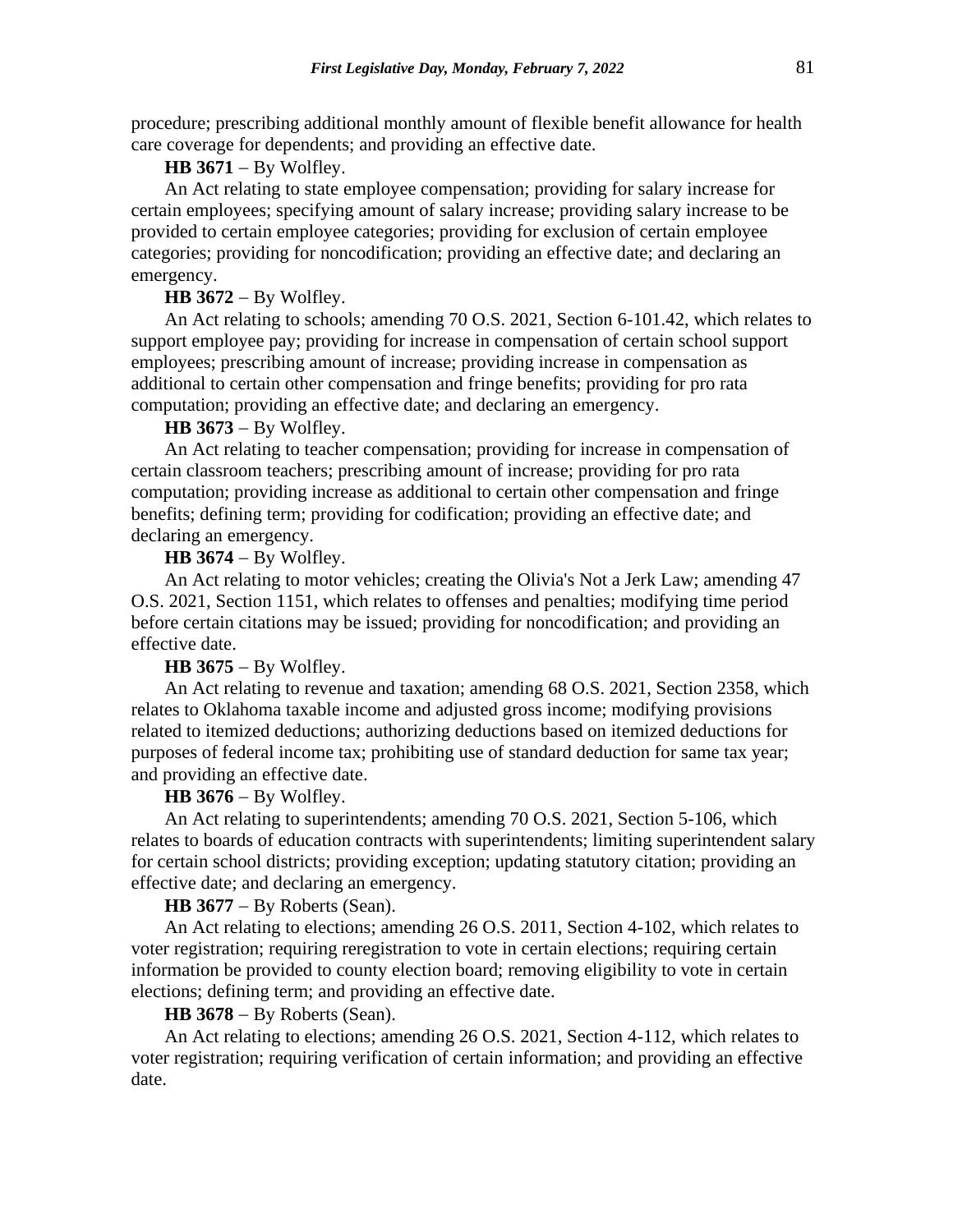procedure; prescribing additional monthly amount of flexible benefit allowance for health care coverage for dependents; and providing an effective date.

**HB 3671** − By Wolfley.

An Act relating to state employee compensation; providing for salary increase for certain employees; specifying amount of salary increase; providing salary increase to be provided to certain employee categories; providing for exclusion of certain employee categories; providing for noncodification; providing an effective date; and declaring an emergency.

**HB 3672** − By Wolfley.

An Act relating to schools; amending 70 O.S. 2021, Section 6-101.42, which relates to support employee pay; providing for increase in compensation of certain school support employees; prescribing amount of increase; providing increase in compensation as additional to certain other compensation and fringe benefits; providing for pro rata computation; providing an effective date; and declaring an emergency.

**HB 3673** − By Wolfley.

An Act relating to teacher compensation; providing for increase in compensation of certain classroom teachers; prescribing amount of increase; providing for pro rata computation; providing increase as additional to certain other compensation and fringe benefits; defining term; providing for codification; providing an effective date; and declaring an emergency.

**HB 3674** − By Wolfley.

An Act relating to motor vehicles; creating the Olivia's Not a Jerk Law; amending 47 O.S. 2021, Section 1151, which relates to offenses and penalties; modifying time period before certain citations may be issued; providing for noncodification; and providing an effective date.

**HB 3675** − By Wolfley.

An Act relating to revenue and taxation; amending 68 O.S. 2021, Section 2358, which relates to Oklahoma taxable income and adjusted gross income; modifying provisions related to itemized deductions; authorizing deductions based on itemized deductions for purposes of federal income tax; prohibiting use of standard deduction for same tax year; and providing an effective date.

**HB 3676** − By Wolfley.

An Act relating to superintendents; amending 70 O.S. 2021, Section 5-106, which relates to boards of education contracts with superintendents; limiting superintendent salary for certain school districts; providing exception; updating statutory citation; providing an effective date; and declaring an emergency.

**HB 3677** − By Roberts (Sean).

An Act relating to elections; amending 26 O.S. 2011, Section 4-102, which relates to voter registration; requiring reregistration to vote in certain elections; requiring certain information be provided to county election board; removing eligibility to vote in certain elections; defining term; and providing an effective date.

**HB 3678** − By Roberts (Sean).

An Act relating to elections; amending 26 O.S. 2021, Section 4-112, which relates to voter registration; requiring verification of certain information; and providing an effective date.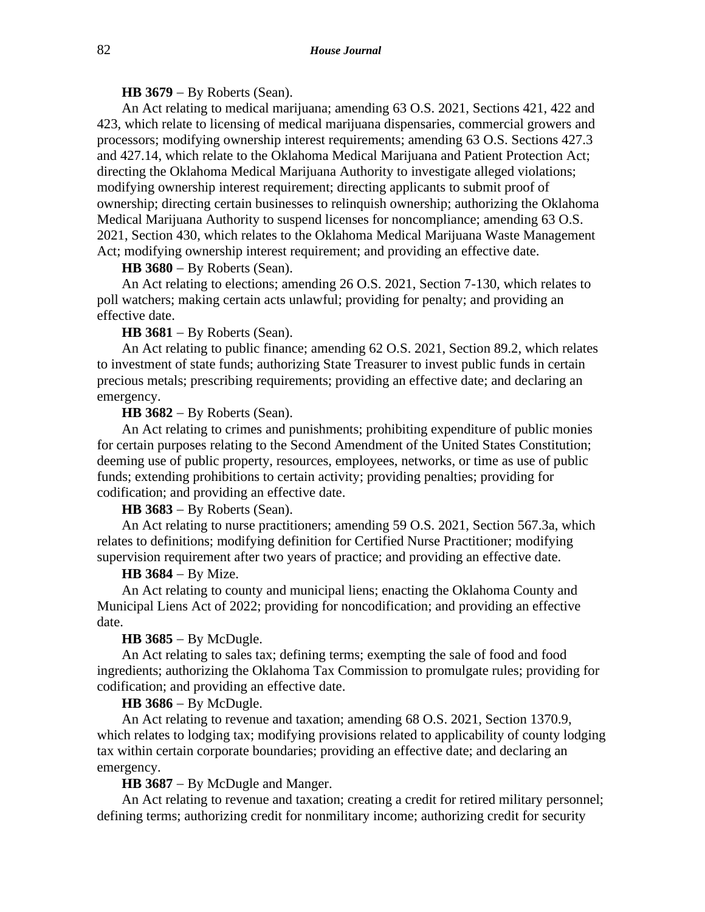**HB 3679** − By Roberts (Sean).

An Act relating to medical marijuana; amending 63 O.S. 2021, Sections 421, 422 and 423, which relate to licensing of medical marijuana dispensaries, commercial growers and processors; modifying ownership interest requirements; amending 63 O.S. Sections 427.3 and 427.14, which relate to the Oklahoma Medical Marijuana and Patient Protection Act; directing the Oklahoma Medical Marijuana Authority to investigate alleged violations; modifying ownership interest requirement; directing applicants to submit proof of ownership; directing certain businesses to relinquish ownership; authorizing the Oklahoma Medical Marijuana Authority to suspend licenses for noncompliance; amending 63 O.S. 2021, Section 430, which relates to the Oklahoma Medical Marijuana Waste Management Act; modifying ownership interest requirement; and providing an effective date.

**HB 3680** − By Roberts (Sean).

An Act relating to elections; amending 26 O.S. 2021, Section 7-130, which relates to poll watchers; making certain acts unlawful; providing for penalty; and providing an effective date.

**HB 3681** − By Roberts (Sean).

An Act relating to public finance; amending 62 O.S. 2021, Section 89.2, which relates to investment of state funds; authorizing State Treasurer to invest public funds in certain precious metals; prescribing requirements; providing an effective date; and declaring an emergency.

**HB 3682** − By Roberts (Sean).

An Act relating to crimes and punishments; prohibiting expenditure of public monies for certain purposes relating to the Second Amendment of the United States Constitution; deeming use of public property, resources, employees, networks, or time as use of public funds; extending prohibitions to certain activity; providing penalties; providing for codification; and providing an effective date.

**HB 3683** − By Roberts (Sean).

An Act relating to nurse practitioners; amending 59 O.S. 2021, Section 567.3a, which relates to definitions; modifying definition for Certified Nurse Practitioner; modifying supervision requirement after two years of practice; and providing an effective date.

**HB 3684** − By Mize.

An Act relating to county and municipal liens; enacting the Oklahoma County and Municipal Liens Act of 2022; providing for noncodification; and providing an effective date.

**HB 3685** − By McDugle.

An Act relating to sales tax; defining terms; exempting the sale of food and food ingredients; authorizing the Oklahoma Tax Commission to promulgate rules; providing for codification; and providing an effective date.

**HB 3686** − By McDugle.

An Act relating to revenue and taxation; amending 68 O.S. 2021, Section 1370.9, which relates to lodging tax; modifying provisions related to applicability of county lodging tax within certain corporate boundaries; providing an effective date; and declaring an emergency.

**HB 3687** − By McDugle and Manger.

An Act relating to revenue and taxation; creating a credit for retired military personnel; defining terms; authorizing credit for nonmilitary income; authorizing credit for security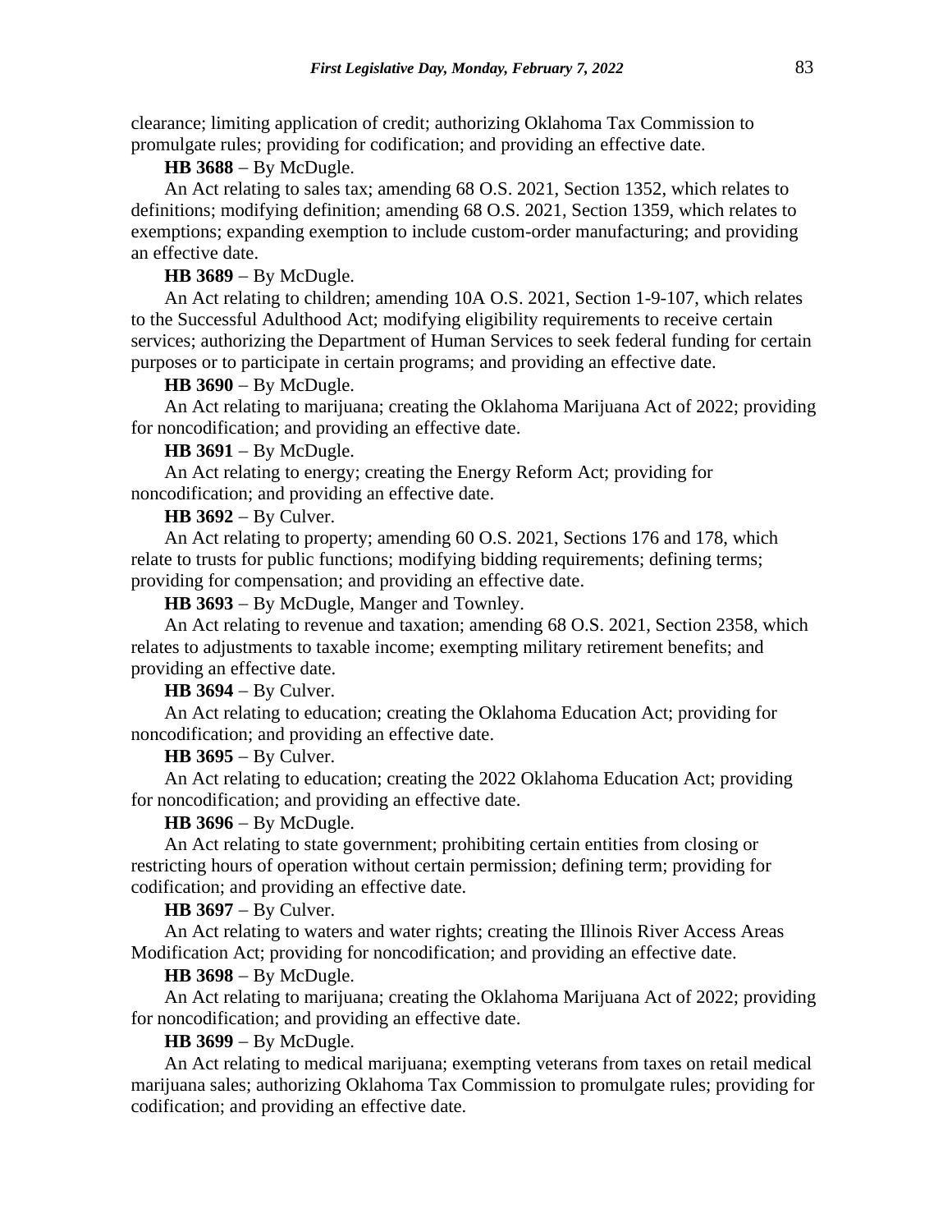clearance; limiting application of credit; authorizing Oklahoma Tax Commission to promulgate rules; providing for codification; and providing an effective date.

**HB 3688** − By McDugle.

An Act relating to sales tax; amending 68 O.S. 2021, Section 1352, which relates to definitions; modifying definition; amending 68 O.S. 2021, Section 1359, which relates to exemptions; expanding exemption to include custom-order manufacturing; and providing an effective date.

**HB 3689** − By McDugle.

An Act relating to children; amending 10A O.S. 2021, Section 1-9-107, which relates to the Successful Adulthood Act; modifying eligibility requirements to receive certain services; authorizing the Department of Human Services to seek federal funding for certain purposes or to participate in certain programs; and providing an effective date.

**HB 3690** − By McDugle.

An Act relating to marijuana; creating the Oklahoma Marijuana Act of 2022; providing for noncodification; and providing an effective date.

**HB 3691** − By McDugle.

An Act relating to energy; creating the Energy Reform Act; providing for noncodification; and providing an effective date.

**HB 3692** − By Culver.

An Act relating to property; amending 60 O.S. 2021, Sections 176 and 178, which relate to trusts for public functions; modifying bidding requirements; defining terms; providing for compensation; and providing an effective date.

**HB 3693** − By McDugle, Manger and Townley.

An Act relating to revenue and taxation; amending 68 O.S. 2021, Section 2358, which relates to adjustments to taxable income; exempting military retirement benefits; and providing an effective date.

**HB 3694** − By Culver.

An Act relating to education; creating the Oklahoma Education Act; providing for noncodification; and providing an effective date.

**HB 3695** − By Culver.

An Act relating to education; creating the 2022 Oklahoma Education Act; providing for noncodification; and providing an effective date.

**HB 3696** − By McDugle.

An Act relating to state government; prohibiting certain entities from closing or restricting hours of operation without certain permission; defining term; providing for codification; and providing an effective date.

**HB 3697** − By Culver.

An Act relating to waters and water rights; creating the Illinois River Access Areas Modification Act; providing for noncodification; and providing an effective date.

**HB 3698** − By McDugle.

An Act relating to marijuana; creating the Oklahoma Marijuana Act of 2022; providing for noncodification; and providing an effective date.

**HB 3699** − By McDugle.

An Act relating to medical marijuana; exempting veterans from taxes on retail medical marijuana sales; authorizing Oklahoma Tax Commission to promulgate rules; providing for codification; and providing an effective date.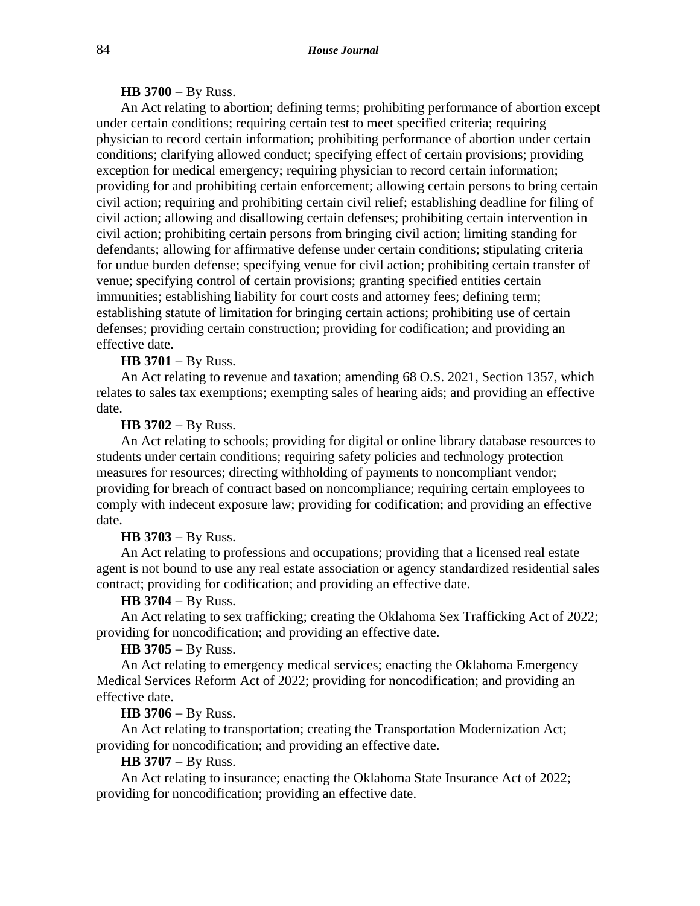**HB 3700** − By Russ.

An Act relating to abortion; defining terms; prohibiting performance of abortion except under certain conditions; requiring certain test to meet specified criteria; requiring physician to record certain information; prohibiting performance of abortion under certain conditions; clarifying allowed conduct; specifying effect of certain provisions; providing exception for medical emergency; requiring physician to record certain information; providing for and prohibiting certain enforcement; allowing certain persons to bring certain civil action; requiring and prohibiting certain civil relief; establishing deadline for filing of civil action; allowing and disallowing certain defenses; prohibiting certain intervention in civil action; prohibiting certain persons from bringing civil action; limiting standing for defendants; allowing for affirmative defense under certain conditions; stipulating criteria for undue burden defense; specifying venue for civil action; prohibiting certain transfer of venue; specifying control of certain provisions; granting specified entities certain immunities; establishing liability for court costs and attorney fees; defining term; establishing statute of limitation for bringing certain actions; prohibiting use of certain defenses; providing certain construction; providing for codification; and providing an effective date.

**HB 3701** − By Russ.

An Act relating to revenue and taxation; amending 68 O.S. 2021, Section 1357, which relates to sales tax exemptions; exempting sales of hearing aids; and providing an effective date.

**HB 3702** − By Russ.

An Act relating to schools; providing for digital or online library database resources to students under certain conditions; requiring safety policies and technology protection measures for resources; directing withholding of payments to noncompliant vendor; providing for breach of contract based on noncompliance; requiring certain employees to comply with indecent exposure law; providing for codification; and providing an effective date.

**HB 3703** − By Russ.

An Act relating to professions and occupations; providing that a licensed real estate agent is not bound to use any real estate association or agency standardized residential sales contract; providing for codification; and providing an effective date.

**HB 3704** − By Russ.

An Act relating to sex trafficking; creating the Oklahoma Sex Trafficking Act of 2022; providing for noncodification; and providing an effective date.

**HB 3705** − By Russ.

An Act relating to emergency medical services; enacting the Oklahoma Emergency Medical Services Reform Act of 2022; providing for noncodification; and providing an effective date.

**HB 3706** − By Russ.

An Act relating to transportation; creating the Transportation Modernization Act; providing for noncodification; and providing an effective date.

**HB 3707** − By Russ.

An Act relating to insurance; enacting the Oklahoma State Insurance Act of 2022; providing for noncodification; providing an effective date.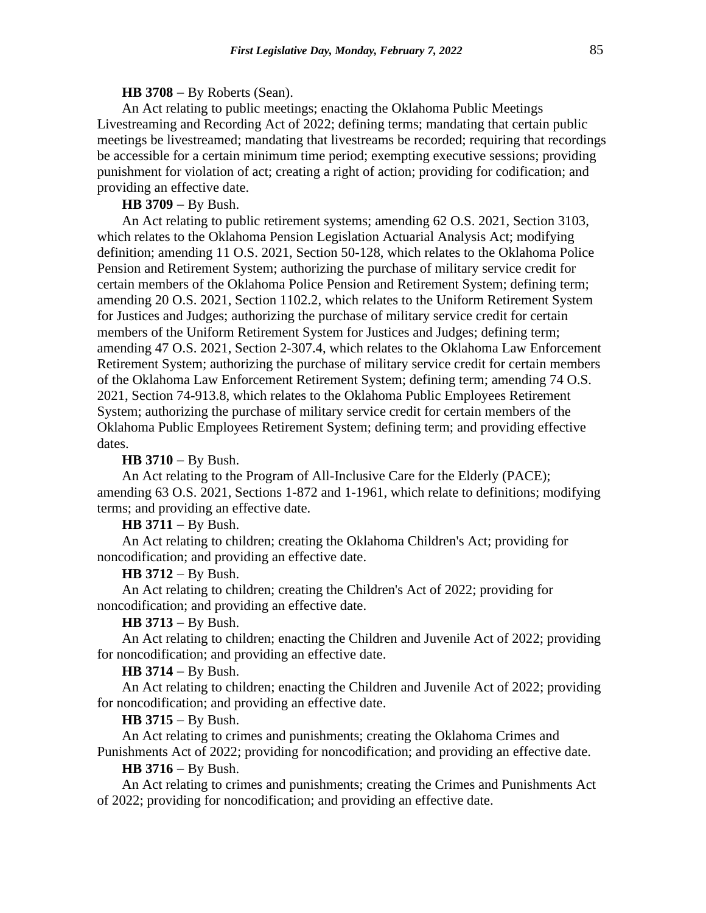**HB 3708** − By Roberts (Sean).

An Act relating to public meetings; enacting the Oklahoma Public Meetings Livestreaming and Recording Act of 2022; defining terms; mandating that certain public meetings be livestreamed; mandating that livestreams be recorded; requiring that recordings be accessible for a certain minimum time period; exempting executive sessions; providing punishment for violation of act; creating a right of action; providing for codification; and providing an effective date.

**HB 3709** − By Bush.

An Act relating to public retirement systems; amending 62 O.S. 2021, Section 3103, which relates to the Oklahoma Pension Legislation Actuarial Analysis Act; modifying definition; amending 11 O.S. 2021, Section 50-128, which relates to the Oklahoma Police Pension and Retirement System; authorizing the purchase of military service credit for certain members of the Oklahoma Police Pension and Retirement System; defining term; amending 20 O.S. 2021, Section 1102.2, which relates to the Uniform Retirement System for Justices and Judges; authorizing the purchase of military service credit for certain members of the Uniform Retirement System for Justices and Judges; defining term; amending 47 O.S. 2021, Section 2-307.4, which relates to the Oklahoma Law Enforcement Retirement System; authorizing the purchase of military service credit for certain members of the Oklahoma Law Enforcement Retirement System; defining term; amending 74 O.S. 2021, Section 74-913.8, which relates to the Oklahoma Public Employees Retirement System; authorizing the purchase of military service credit for certain members of the Oklahoma Public Employees Retirement System; defining term; and providing effective dates.

**HB 3710** − By Bush.

An Act relating to the Program of All-Inclusive Care for the Elderly (PACE); amending 63 O.S. 2021, Sections 1-872 and 1-1961, which relate to definitions; modifying terms; and providing an effective date.

**HB 3711** − By Bush.

An Act relating to children; creating the Oklahoma Children's Act; providing for noncodification; and providing an effective date.

**HB 3712** − By Bush.

An Act relating to children; creating the Children's Act of 2022; providing for noncodification; and providing an effective date.

**HB 3713** − By Bush.

An Act relating to children; enacting the Children and Juvenile Act of 2022; providing for noncodification; and providing an effective date.

**HB 3714** − By Bush.

An Act relating to children; enacting the Children and Juvenile Act of 2022; providing for noncodification; and providing an effective date.

**HB 3715** − By Bush.

An Act relating to crimes and punishments; creating the Oklahoma Crimes and Punishments Act of 2022; providing for noncodification; and providing an effective date.

**HB 3716** − By Bush.

An Act relating to crimes and punishments; creating the Crimes and Punishments Act of 2022; providing for noncodification; and providing an effective date.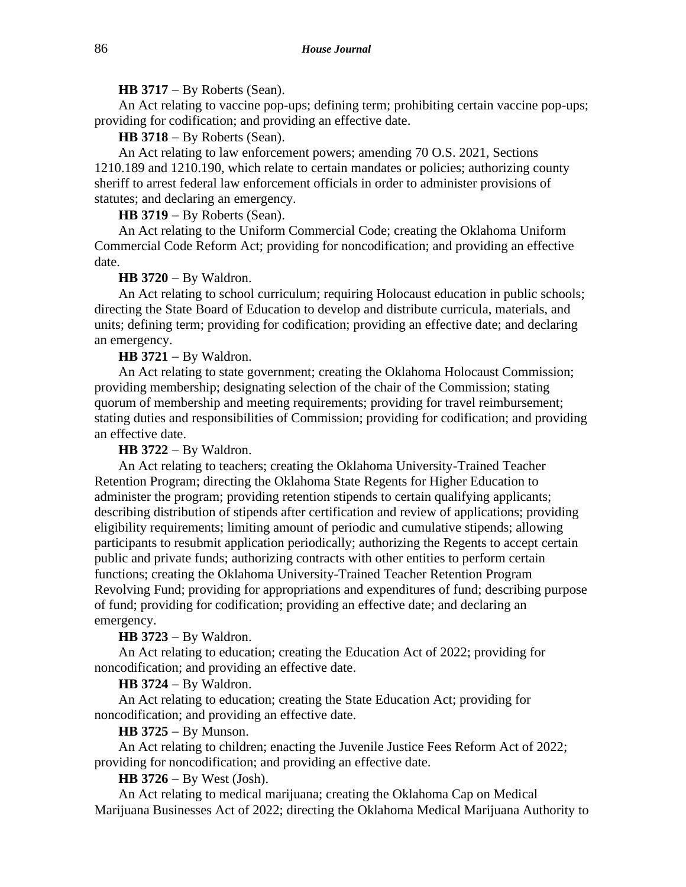**HB 3717** − By Roberts (Sean).

An Act relating to vaccine pop-ups; defining term; prohibiting certain vaccine pop-ups; providing for codification; and providing an effective date.

**HB 3718** − By Roberts (Sean).

An Act relating to law enforcement powers; amending 70 O.S. 2021, Sections 1210.189 and 1210.190, which relate to certain mandates or policies; authorizing county sheriff to arrest federal law enforcement officials in order to administer provisions of statutes; and declaring an emergency.

**HB 3719** − By Roberts (Sean).

An Act relating to the Uniform Commercial Code; creating the Oklahoma Uniform Commercial Code Reform Act; providing for noncodification; and providing an effective date.

**HB 3720** − By Waldron.

An Act relating to school curriculum; requiring Holocaust education in public schools; directing the State Board of Education to develop and distribute curricula, materials, and units; defining term; providing for codification; providing an effective date; and declaring an emergency.

**HB 3721** − By Waldron.

An Act relating to state government; creating the Oklahoma Holocaust Commission; providing membership; designating selection of the chair of the Commission; stating quorum of membership and meeting requirements; providing for travel reimbursement; stating duties and responsibilities of Commission; providing for codification; and providing an effective date.

**HB 3722** − By Waldron.

An Act relating to teachers; creating the Oklahoma University-Trained Teacher Retention Program; directing the Oklahoma State Regents for Higher Education to administer the program; providing retention stipends to certain qualifying applicants; describing distribution of stipends after certification and review of applications; providing eligibility requirements; limiting amount of periodic and cumulative stipends; allowing participants to resubmit application periodically; authorizing the Regents to accept certain public and private funds; authorizing contracts with other entities to perform certain functions; creating the Oklahoma University-Trained Teacher Retention Program Revolving Fund; providing for appropriations and expenditures of fund; describing purpose of fund; providing for codification; providing an effective date; and declaring an emergency.

**HB 3723** − By Waldron.

An Act relating to education; creating the Education Act of 2022; providing for noncodification; and providing an effective date.

**HB 3724** − By Waldron.

An Act relating to education; creating the State Education Act; providing for noncodification; and providing an effective date.

**HB 3725** − By Munson.

An Act relating to children; enacting the Juvenile Justice Fees Reform Act of 2022; providing for noncodification; and providing an effective date.

**HB 3726** − By West (Josh).

An Act relating to medical marijuana; creating the Oklahoma Cap on Medical Marijuana Businesses Act of 2022; directing the Oklahoma Medical Marijuana Authority to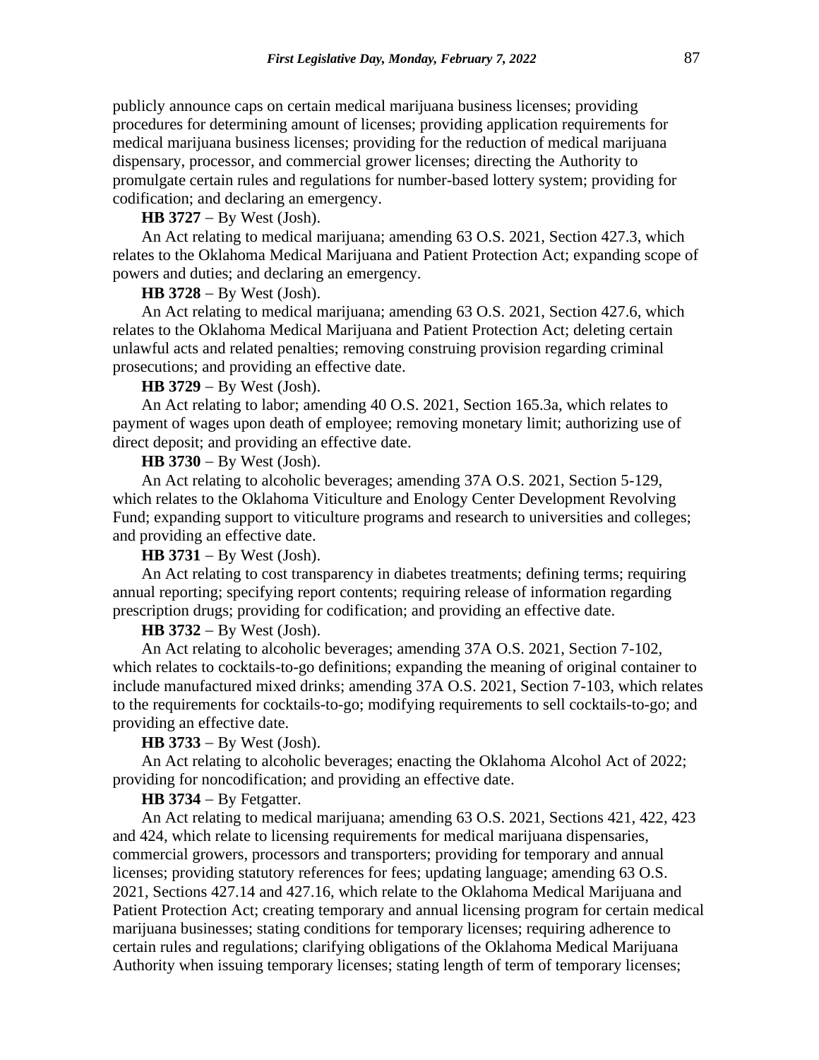publicly announce caps on certain medical marijuana business licenses; providing procedures for determining amount of licenses; providing application requirements for medical marijuana business licenses; providing for the reduction of medical marijuana dispensary, processor, and commercial grower licenses; directing the Authority to promulgate certain rules and regulations for number-based lottery system; providing for codification; and declaring an emergency.

**HB 3727** − By West (Josh).

An Act relating to medical marijuana; amending 63 O.S. 2021, Section 427.3, which relates to the Oklahoma Medical Marijuana and Patient Protection Act; expanding scope of powers and duties; and declaring an emergency.

**HB 3728** − By West (Josh).

An Act relating to medical marijuana; amending 63 O.S. 2021, Section 427.6, which relates to the Oklahoma Medical Marijuana and Patient Protection Act; deleting certain unlawful acts and related penalties; removing construing provision regarding criminal prosecutions; and providing an effective date.

**HB 3729** − By West (Josh).

An Act relating to labor; amending 40 O.S. 2021, Section 165.3a, which relates to payment of wages upon death of employee; removing monetary limit; authorizing use of direct deposit; and providing an effective date.

**HB 3730** − By West (Josh).

An Act relating to alcoholic beverages; amending 37A O.S. 2021, Section 5-129, which relates to the Oklahoma Viticulture and Enology Center Development Revolving Fund; expanding support to viticulture programs and research to universities and colleges; and providing an effective date.

**HB 3731** − By West (Josh).

An Act relating to cost transparency in diabetes treatments; defining terms; requiring annual reporting; specifying report contents; requiring release of information regarding prescription drugs; providing for codification; and providing an effective date.

**HB 3732** − By West (Josh).

An Act relating to alcoholic beverages; amending 37A O.S. 2021, Section 7-102, which relates to cocktails-to-go definitions; expanding the meaning of original container to include manufactured mixed drinks; amending 37A O.S. 2021, Section 7-103, which relates to the requirements for cocktails-to-go; modifying requirements to sell cocktails-to-go; and providing an effective date.

**HB 3733** − By West (Josh).

An Act relating to alcoholic beverages; enacting the Oklahoma Alcohol Act of 2022; providing for noncodification; and providing an effective date.

**HB 3734** − By Fetgatter.

An Act relating to medical marijuana; amending 63 O.S. 2021, Sections 421, 422, 423 and 424, which relate to licensing requirements for medical marijuana dispensaries, commercial growers, processors and transporters; providing for temporary and annual licenses; providing statutory references for fees; updating language; amending 63 O.S. 2021, Sections 427.14 and 427.16, which relate to the Oklahoma Medical Marijuana and Patient Protection Act; creating temporary and annual licensing program for certain medical marijuana businesses; stating conditions for temporary licenses; requiring adherence to certain rules and regulations; clarifying obligations of the Oklahoma Medical Marijuana Authority when issuing temporary licenses; stating length of term of temporary licenses;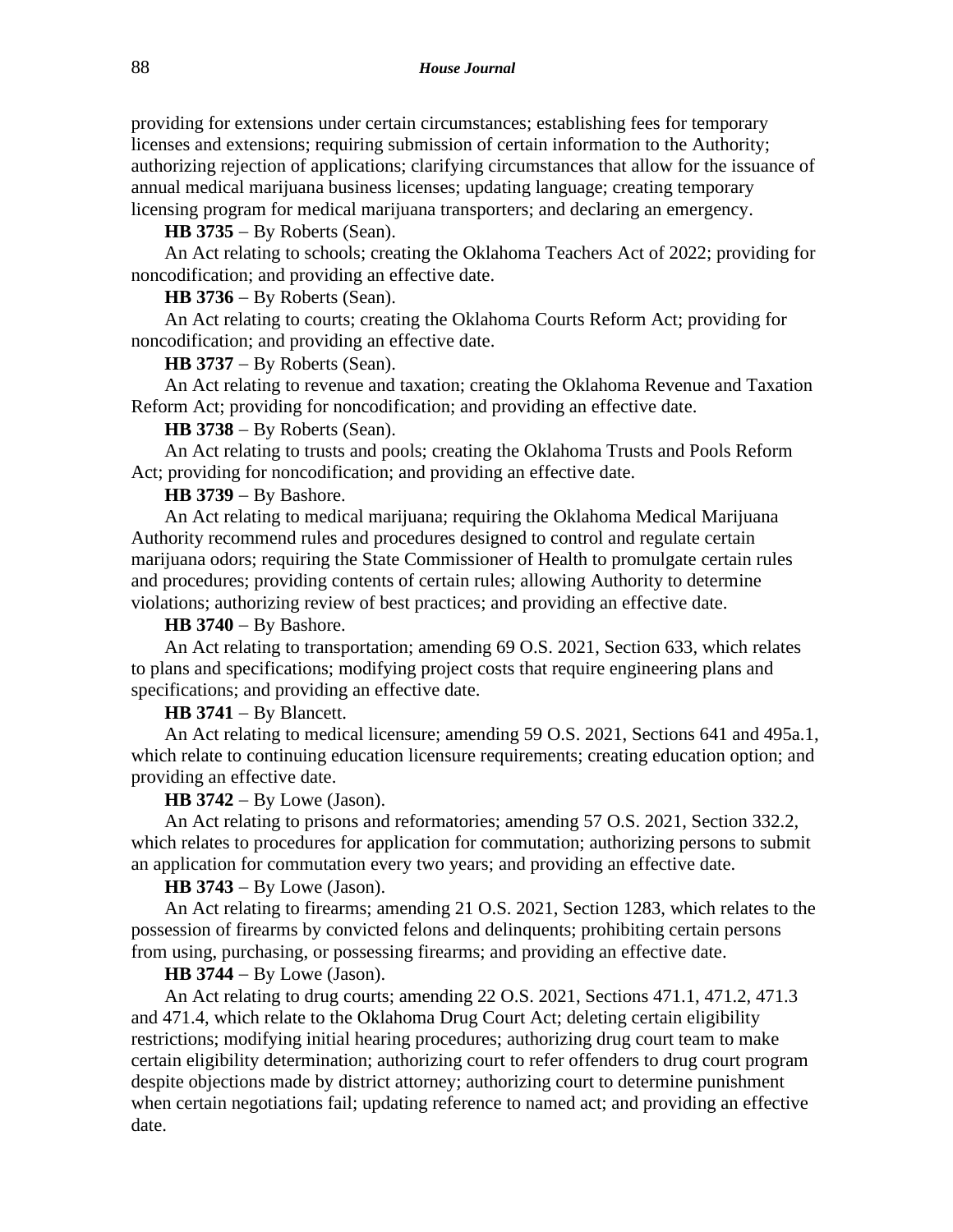providing for extensions under certain circumstances; establishing fees for temporary licenses and extensions; requiring submission of certain information to the Authority; authorizing rejection of applications; clarifying circumstances that allow for the issuance of annual medical marijuana business licenses; updating language; creating temporary licensing program for medical marijuana transporters; and declaring an emergency.

**HB 3735** − By Roberts (Sean).

An Act relating to schools; creating the Oklahoma Teachers Act of 2022; providing for noncodification; and providing an effective date.

**HB 3736** − By Roberts (Sean).

An Act relating to courts; creating the Oklahoma Courts Reform Act; providing for noncodification; and providing an effective date.

**HB 3737** − By Roberts (Sean).

An Act relating to revenue and taxation; creating the Oklahoma Revenue and Taxation Reform Act; providing for noncodification; and providing an effective date.

**HB 3738** − By Roberts (Sean).

An Act relating to trusts and pools; creating the Oklahoma Trusts and Pools Reform Act; providing for noncodification; and providing an effective date.

**HB 3739** − By Bashore.

An Act relating to medical marijuana; requiring the Oklahoma Medical Marijuana Authority recommend rules and procedures designed to control and regulate certain marijuana odors; requiring the State Commissioner of Health to promulgate certain rules and procedures; providing contents of certain rules; allowing Authority to determine violations; authorizing review of best practices; and providing an effective date.

**HB 3740** − By Bashore.

An Act relating to transportation; amending 69 O.S. 2021, Section 633, which relates to plans and specifications; modifying project costs that require engineering plans and specifications; and providing an effective date.

**HB 3741** − By Blancett.

An Act relating to medical licensure; amending 59 O.S. 2021, Sections 641 and 495a.1, which relate to continuing education licensure requirements; creating education option; and providing an effective date.

**HB 3742** − By Lowe (Jason).

An Act relating to prisons and reformatories; amending 57 O.S. 2021, Section 332.2, which relates to procedures for application for commutation; authorizing persons to submit an application for commutation every two years; and providing an effective date.

**HB 3743** − By Lowe (Jason).

An Act relating to firearms; amending 21 O.S. 2021, Section 1283, which relates to the possession of firearms by convicted felons and delinquents; prohibiting certain persons from using, purchasing, or possessing firearms; and providing an effective date.

**HB 3744** − By Lowe (Jason).

An Act relating to drug courts; amending 22 O.S. 2021, Sections 471.1, 471.2, 471.3 and 471.4, which relate to the Oklahoma Drug Court Act; deleting certain eligibility restrictions; modifying initial hearing procedures; authorizing drug court team to make certain eligibility determination; authorizing court to refer offenders to drug court program despite objections made by district attorney; authorizing court to determine punishment when certain negotiations fail; updating reference to named act; and providing an effective date.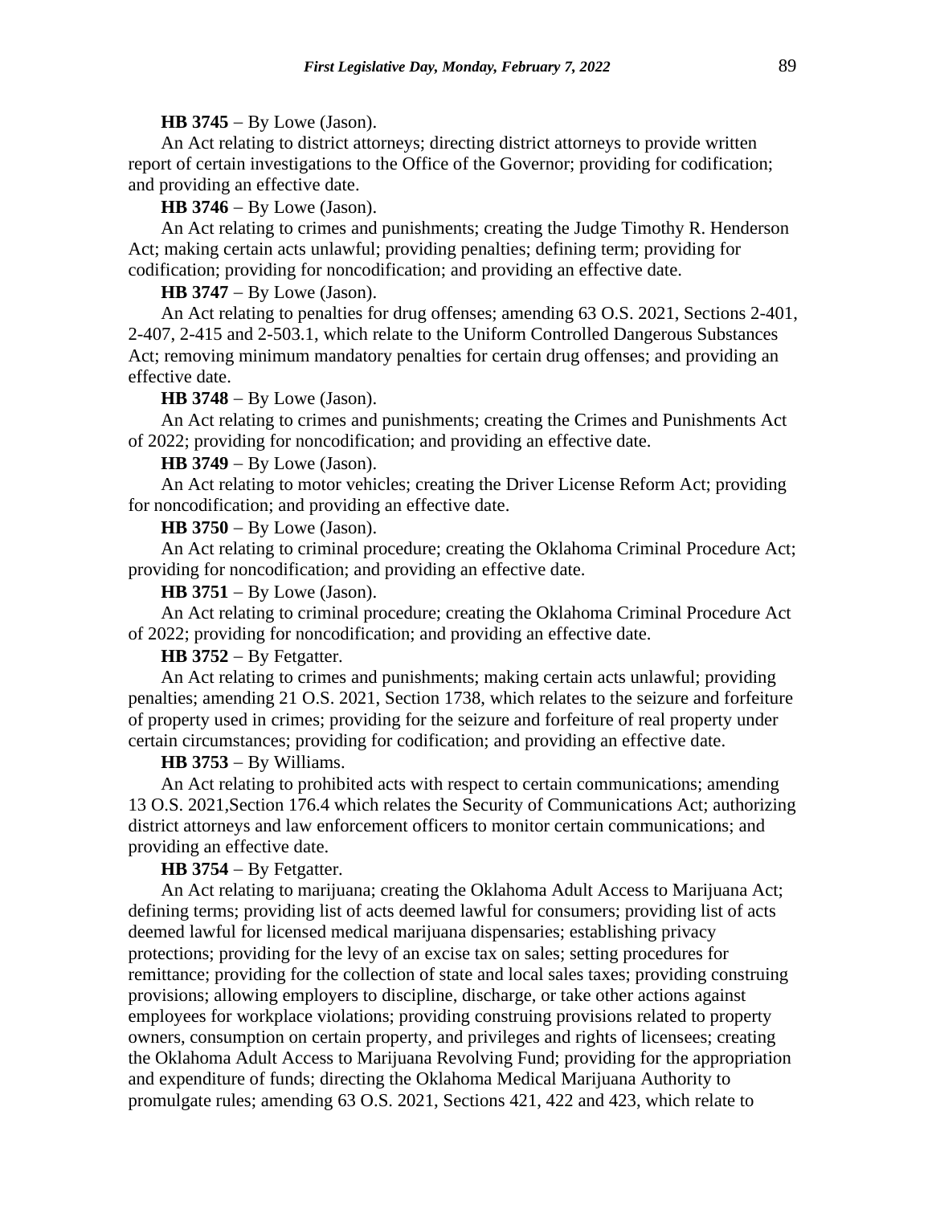**HB 3745** − By Lowe (Jason).

An Act relating to district attorneys; directing district attorneys to provide written report of certain investigations to the Office of the Governor; providing for codification; and providing an effective date.

**HB 3746** − By Lowe (Jason).

An Act relating to crimes and punishments; creating the Judge Timothy R. Henderson Act; making certain acts unlawful; providing penalties; defining term; providing for codification; providing for noncodification; and providing an effective date.

**HB 3747** − By Lowe (Jason).

An Act relating to penalties for drug offenses; amending 63 O.S. 2021, Sections 2-401, 2-407, 2-415 and 2-503.1, which relate to the Uniform Controlled Dangerous Substances Act; removing minimum mandatory penalties for certain drug offenses; and providing an effective date.

**HB 3748** − By Lowe (Jason).

An Act relating to crimes and punishments; creating the Crimes and Punishments Act of 2022; providing for noncodification; and providing an effective date.

**HB 3749** − By Lowe (Jason).

An Act relating to motor vehicles; creating the Driver License Reform Act; providing for noncodification; and providing an effective date.

**HB 3750** − By Lowe (Jason).

An Act relating to criminal procedure; creating the Oklahoma Criminal Procedure Act; providing for noncodification; and providing an effective date.

**HB 3751** − By Lowe (Jason).

An Act relating to criminal procedure; creating the Oklahoma Criminal Procedure Act of 2022; providing for noncodification; and providing an effective date.

**HB 3752** − By Fetgatter.

An Act relating to crimes and punishments; making certain acts unlawful; providing penalties; amending 21 O.S. 2021, Section 1738, which relates to the seizure and forfeiture of property used in crimes; providing for the seizure and forfeiture of real property under certain circumstances; providing for codification; and providing an effective date.

**HB 3753** − By Williams.

An Act relating to prohibited acts with respect to certain communications; amending 13 O.S. 2021,Section 176.4 which relates the Security of Communications Act; authorizing district attorneys and law enforcement officers to monitor certain communications; and providing an effective date.

**HB 3754** − By Fetgatter.

An Act relating to marijuana; creating the Oklahoma Adult Access to Marijuana Act; defining terms; providing list of acts deemed lawful for consumers; providing list of acts deemed lawful for licensed medical marijuana dispensaries; establishing privacy protections; providing for the levy of an excise tax on sales; setting procedures for remittance; providing for the collection of state and local sales taxes; providing construing provisions; allowing employers to discipline, discharge, or take other actions against employees for workplace violations; providing construing provisions related to property owners, consumption on certain property, and privileges and rights of licensees; creating the Oklahoma Adult Access to Marijuana Revolving Fund; providing for the appropriation and expenditure of funds; directing the Oklahoma Medical Marijuana Authority to promulgate rules; amending 63 O.S. 2021, Sections 421, 422 and 423, which relate to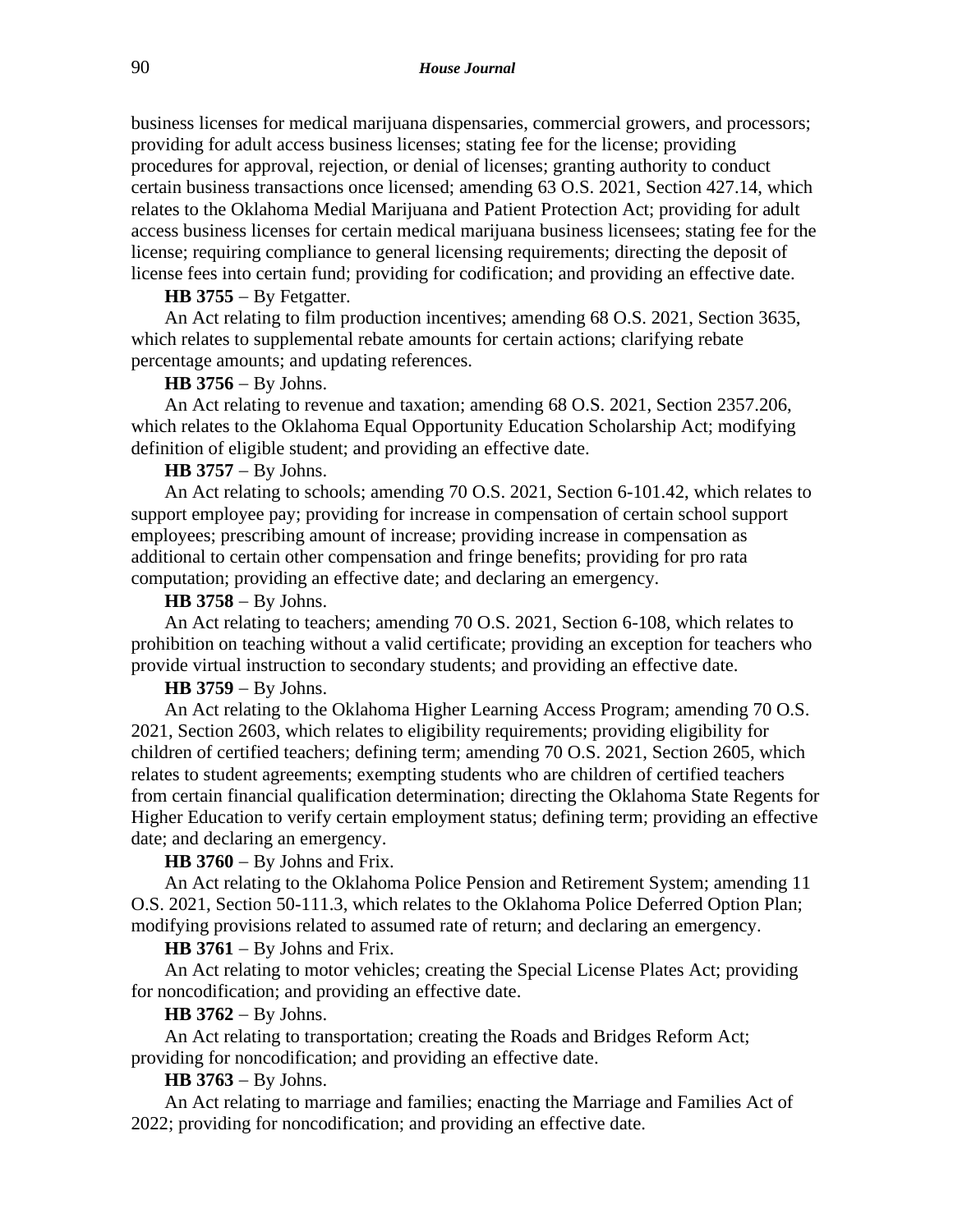business licenses for medical marijuana dispensaries, commercial growers, and processors; providing for adult access business licenses; stating fee for the license; providing procedures for approval, rejection, or denial of licenses; granting authority to conduct certain business transactions once licensed; amending 63 O.S. 2021, Section 427.14, which relates to the Oklahoma Medial Marijuana and Patient Protection Act; providing for adult access business licenses for certain medical marijuana business licensees; stating fee for the license; requiring compliance to general licensing requirements; directing the deposit of license fees into certain fund; providing for codification; and providing an effective date.

**HB 3755** − By Fetgatter.

An Act relating to film production incentives; amending 68 O.S. 2021, Section 3635, which relates to supplemental rebate amounts for certain actions; clarifying rebate percentage amounts; and updating references.

**HB 3756** − By Johns.

An Act relating to revenue and taxation; amending 68 O.S. 2021, Section 2357.206, which relates to the Oklahoma Equal Opportunity Education Scholarship Act; modifying definition of eligible student; and providing an effective date.

**HB 3757** − By Johns.

An Act relating to schools; amending 70 O.S. 2021, Section 6-101.42, which relates to support employee pay; providing for increase in compensation of certain school support employees; prescribing amount of increase; providing increase in compensation as additional to certain other compensation and fringe benefits; providing for pro rata computation; providing an effective date; and declaring an emergency.

**HB 3758** − By Johns.

An Act relating to teachers; amending 70 O.S. 2021, Section 6-108, which relates to prohibition on teaching without a valid certificate; providing an exception for teachers who provide virtual instruction to secondary students; and providing an effective date.

**HB 3759** − By Johns.

An Act relating to the Oklahoma Higher Learning Access Program; amending 70 O.S. 2021, Section 2603, which relates to eligibility requirements; providing eligibility for children of certified teachers; defining term; amending 70 O.S. 2021, Section 2605, which relates to student agreements; exempting students who are children of certified teachers from certain financial qualification determination; directing the Oklahoma State Regents for Higher Education to verify certain employment status; defining term; providing an effective date; and declaring an emergency.

**HB 3760** − By Johns and Frix.

An Act relating to the Oklahoma Police Pension and Retirement System; amending 11 O.S. 2021, Section 50-111.3, which relates to the Oklahoma Police Deferred Option Plan; modifying provisions related to assumed rate of return; and declaring an emergency.

**HB 3761** − By Johns and Frix.

An Act relating to motor vehicles; creating the Special License Plates Act; providing for noncodification; and providing an effective date.

**HB 3762** − By Johns.

An Act relating to transportation; creating the Roads and Bridges Reform Act; providing for noncodification; and providing an effective date.

**HB 3763** − By Johns.

An Act relating to marriage and families; enacting the Marriage and Families Act of 2022; providing for noncodification; and providing an effective date.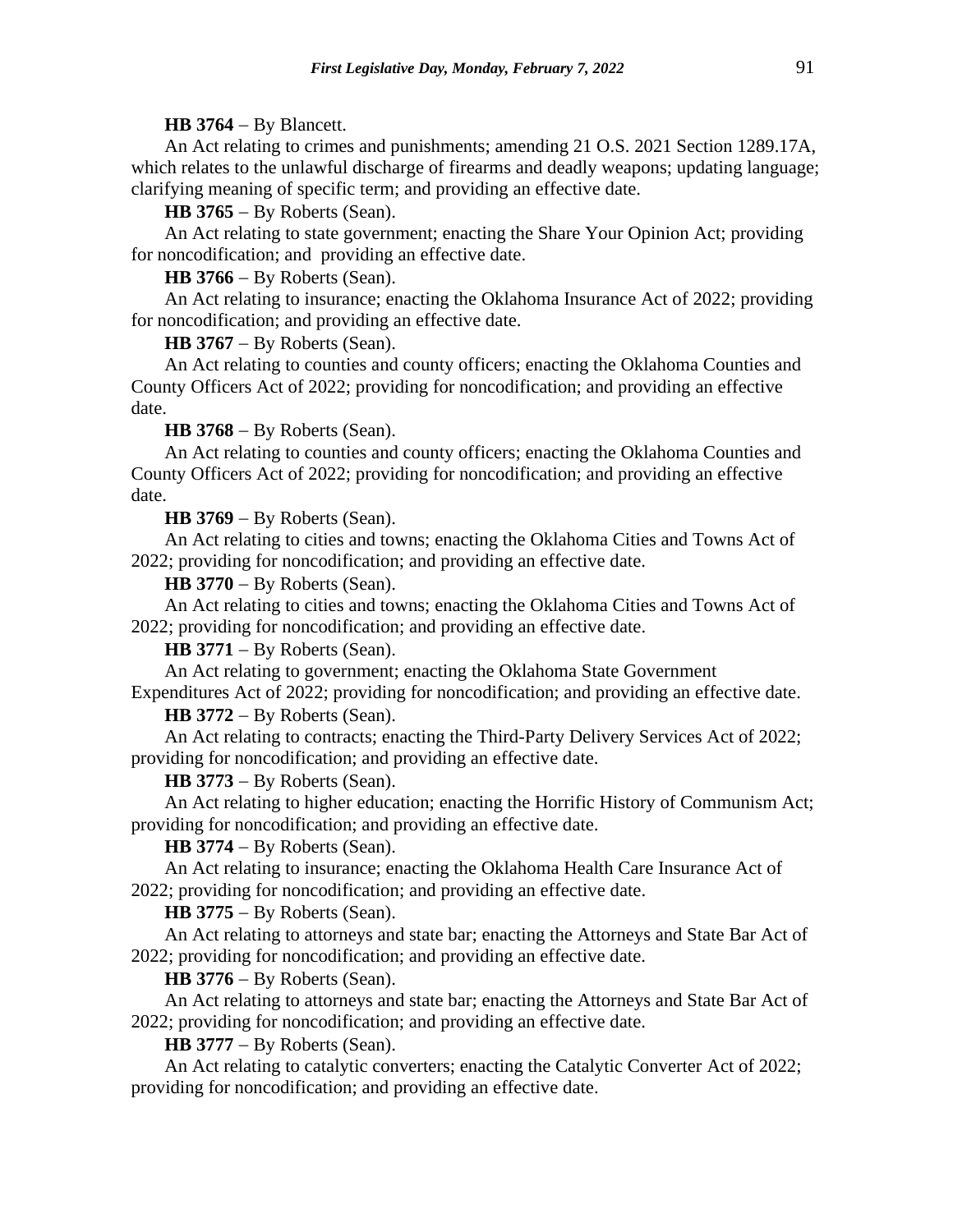**HB 3764** − By Blancett.

An Act relating to crimes and punishments; amending 21 O.S. 2021 Section 1289.17A, which relates to the unlawful discharge of firearms and deadly weapons; updating language; clarifying meaning of specific term; and providing an effective date.

**HB 3765** − By Roberts (Sean).

An Act relating to state government; enacting the Share Your Opinion Act; providing for noncodification; and providing an effective date.

**HB 3766** − By Roberts (Sean).

An Act relating to insurance; enacting the Oklahoma Insurance Act of 2022; providing for noncodification; and providing an effective date.

**HB 3767** − By Roberts (Sean).

An Act relating to counties and county officers; enacting the Oklahoma Counties and County Officers Act of 2022; providing for noncodification; and providing an effective date.

**HB 3768** − By Roberts (Sean).

An Act relating to counties and county officers; enacting the Oklahoma Counties and County Officers Act of 2022; providing for noncodification; and providing an effective date.

**HB 3769** − By Roberts (Sean).

An Act relating to cities and towns; enacting the Oklahoma Cities and Towns Act of 2022; providing for noncodification; and providing an effective date.

**HB 3770** − By Roberts (Sean).

An Act relating to cities and towns; enacting the Oklahoma Cities and Towns Act of 2022; providing for noncodification; and providing an effective date.

**HB 3771** − By Roberts (Sean).

An Act relating to government; enacting the Oklahoma State Government Expenditures Act of 2022; providing for noncodification; and providing an effective date.

**HB 3772** − By Roberts (Sean).

An Act relating to contracts; enacting the Third-Party Delivery Services Act of 2022; providing for noncodification; and providing an effective date.

**HB 3773** − By Roberts (Sean).

An Act relating to higher education; enacting the Horrific History of Communism Act; providing for noncodification; and providing an effective date.

**HB 3774** − By Roberts (Sean).

An Act relating to insurance; enacting the Oklahoma Health Care Insurance Act of 2022; providing for noncodification; and providing an effective date.

**HB 3775** − By Roberts (Sean).

An Act relating to attorneys and state bar; enacting the Attorneys and State Bar Act of 2022; providing for noncodification; and providing an effective date.

**HB 3776** − By Roberts (Sean).

An Act relating to attorneys and state bar; enacting the Attorneys and State Bar Act of 2022; providing for noncodification; and providing an effective date.

**HB 3777** − By Roberts (Sean).

An Act relating to catalytic converters; enacting the Catalytic Converter Act of 2022; providing for noncodification; and providing an effective date.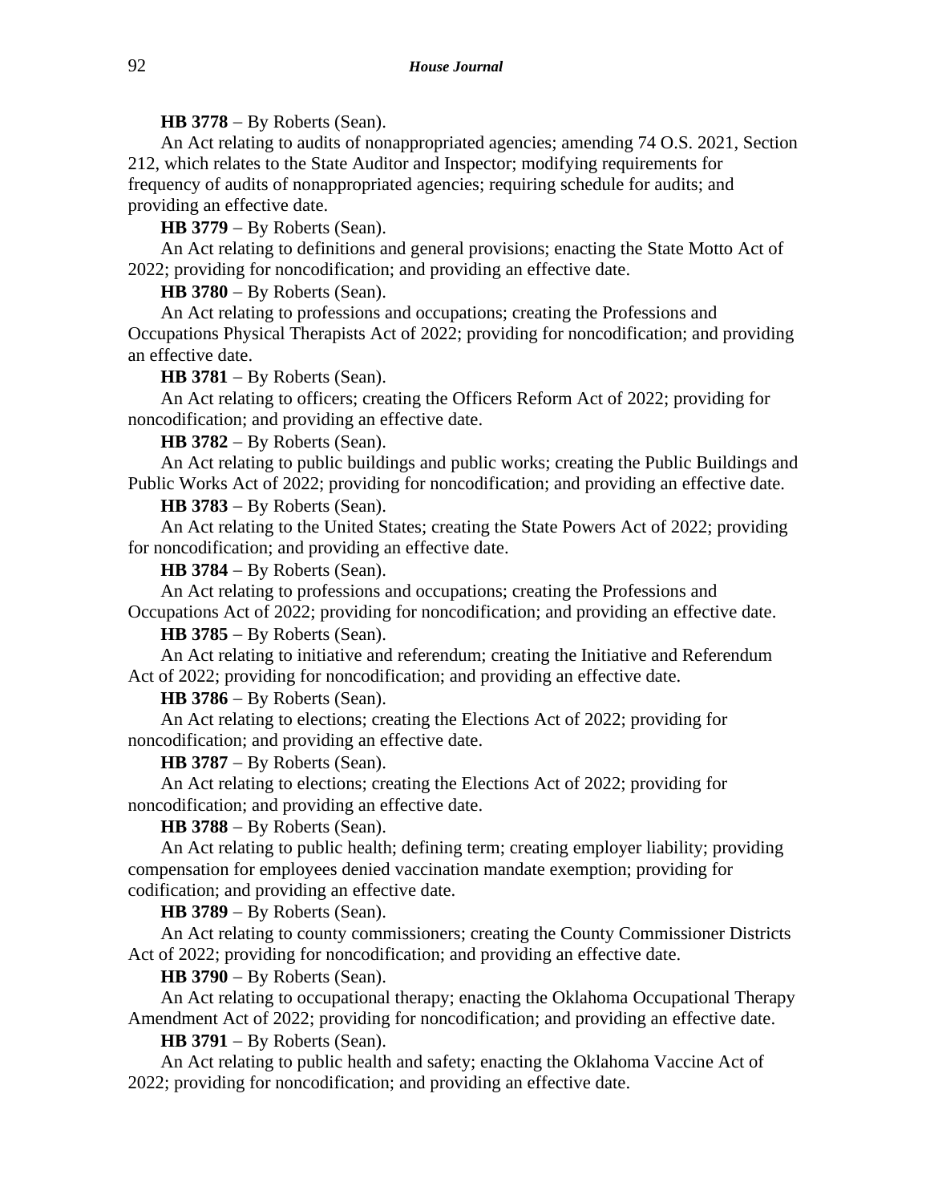**HB 3778** − By Roberts (Sean).

An Act relating to audits of nonappropriated agencies; amending 74 O.S. 2021, Section 212, which relates to the State Auditor and Inspector; modifying requirements for frequency of audits of nonappropriated agencies; requiring schedule for audits; and providing an effective date.

**HB 3779** − By Roberts (Sean).

An Act relating to definitions and general provisions; enacting the State Motto Act of 2022; providing for noncodification; and providing an effective date.

**HB 3780** − By Roberts (Sean).

An Act relating to professions and occupations; creating the Professions and Occupations Physical Therapists Act of 2022; providing for noncodification; and providing an effective date.

**HB 3781** − By Roberts (Sean).

An Act relating to officers; creating the Officers Reform Act of 2022; providing for noncodification; and providing an effective date.

**HB 3782** − By Roberts (Sean).

An Act relating to public buildings and public works; creating the Public Buildings and Public Works Act of 2022; providing for noncodification; and providing an effective date.

**HB 3783** − By Roberts (Sean).

An Act relating to the United States; creating the State Powers Act of 2022; providing for noncodification; and providing an effective date.

**HB 3784** − By Roberts (Sean).

An Act relating to professions and occupations; creating the Professions and Occupations Act of 2022; providing for noncodification; and providing an effective date.

**HB 3785** − By Roberts (Sean).

An Act relating to initiative and referendum; creating the Initiative and Referendum Act of 2022; providing for noncodification; and providing an effective date.

**HB 3786** − By Roberts (Sean).

An Act relating to elections; creating the Elections Act of 2022; providing for noncodification; and providing an effective date.

**HB 3787** − By Roberts (Sean).

An Act relating to elections; creating the Elections Act of 2022; providing for noncodification; and providing an effective date.

**HB 3788** − By Roberts (Sean).

An Act relating to public health; defining term; creating employer liability; providing compensation for employees denied vaccination mandate exemption; providing for codification; and providing an effective date.

**HB 3789** − By Roberts (Sean).

An Act relating to county commissioners; creating the County Commissioner Districts Act of 2022; providing for noncodification; and providing an effective date.

**HB 3790** − By Roberts (Sean).

An Act relating to occupational therapy; enacting the Oklahoma Occupational Therapy Amendment Act of 2022; providing for noncodification; and providing an effective date.

**HB 3791** − By Roberts (Sean).

An Act relating to public health and safety; enacting the Oklahoma Vaccine Act of 2022; providing for noncodification; and providing an effective date.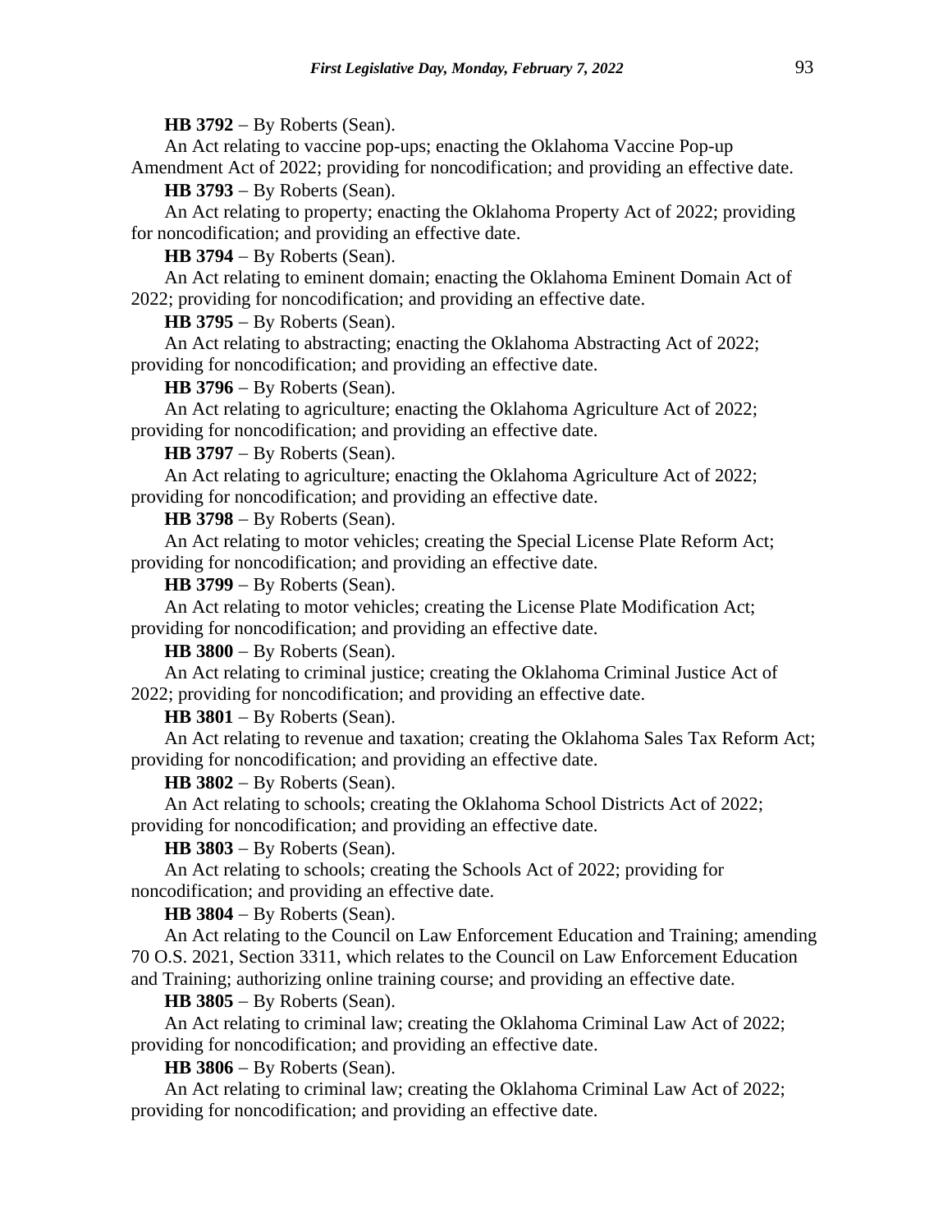**HB 3792** − By Roberts (Sean).

An Act relating to vaccine pop-ups; enacting the Oklahoma Vaccine Pop-up Amendment Act of 2022; providing for noncodification; and providing an effective date.

**HB 3793** − By Roberts (Sean).

An Act relating to property; enacting the Oklahoma Property Act of 2022; providing for noncodification; and providing an effective date.

**HB 3794** − By Roberts (Sean).

An Act relating to eminent domain; enacting the Oklahoma Eminent Domain Act of 2022; providing for noncodification; and providing an effective date.

**HB 3795** − By Roberts (Sean).

An Act relating to abstracting; enacting the Oklahoma Abstracting Act of 2022; providing for noncodification; and providing an effective date.

**HB 3796** − By Roberts (Sean).

An Act relating to agriculture; enacting the Oklahoma Agriculture Act of 2022; providing for noncodification; and providing an effective date.

**HB 3797** − By Roberts (Sean).

An Act relating to agriculture; enacting the Oklahoma Agriculture Act of 2022; providing for noncodification; and providing an effective date.

**HB 3798** − By Roberts (Sean).

An Act relating to motor vehicles; creating the Special License Plate Reform Act; providing for noncodification; and providing an effective date.

**HB 3799** − By Roberts (Sean).

An Act relating to motor vehicles; creating the License Plate Modification Act; providing for noncodification; and providing an effective date.

**HB 3800** − By Roberts (Sean).

An Act relating to criminal justice; creating the Oklahoma Criminal Justice Act of 2022; providing for noncodification; and providing an effective date.

**HB 3801** − By Roberts (Sean).

An Act relating to revenue and taxation; creating the Oklahoma Sales Tax Reform Act; providing for noncodification; and providing an effective date.

**HB 3802** − By Roberts (Sean).

An Act relating to schools; creating the Oklahoma School Districts Act of 2022; providing for noncodification; and providing an effective date.

**HB 3803** − By Roberts (Sean).

An Act relating to schools; creating the Schools Act of 2022; providing for noncodification; and providing an effective date.

**HB 3804** − By Roberts (Sean).

An Act relating to the Council on Law Enforcement Education and Training; amending 70 O.S. 2021, Section 3311, which relates to the Council on Law Enforcement Education and Training; authorizing online training course; and providing an effective date.

**HB 3805** − By Roberts (Sean).

An Act relating to criminal law; creating the Oklahoma Criminal Law Act of 2022; providing for noncodification; and providing an effective date.

**HB 3806** − By Roberts (Sean).

An Act relating to criminal law; creating the Oklahoma Criminal Law Act of 2022; providing for noncodification; and providing an effective date.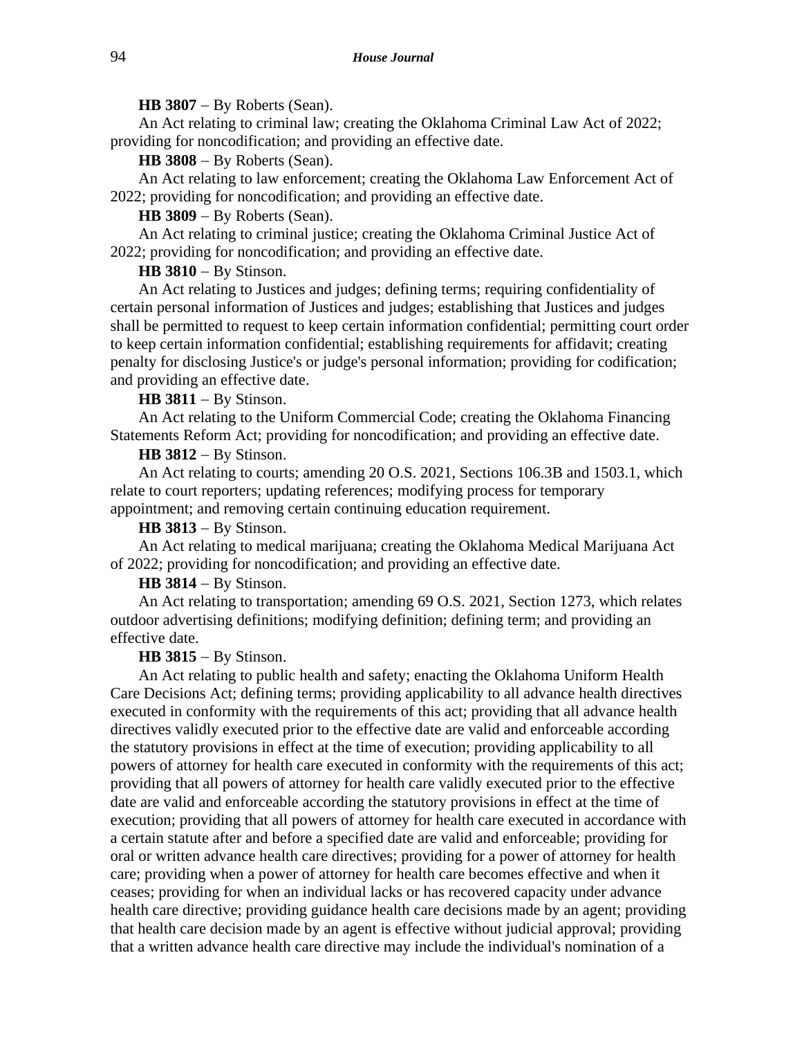**HB 3807** − By Roberts (Sean).

An Act relating to criminal law; creating the Oklahoma Criminal Law Act of 2022; providing for noncodification; and providing an effective date.

**HB 3808** − By Roberts (Sean).

An Act relating to law enforcement; creating the Oklahoma Law Enforcement Act of 2022; providing for noncodification; and providing an effective date.

**HB 3809** − By Roberts (Sean).

An Act relating to criminal justice; creating the Oklahoma Criminal Justice Act of 2022; providing for noncodification; and providing an effective date.

**HB 3810** − By Stinson.

An Act relating to Justices and judges; defining terms; requiring confidentiality of certain personal information of Justices and judges; establishing that Justices and judges shall be permitted to request to keep certain information confidential; permitting court order to keep certain information confidential; establishing requirements for affidavit; creating penalty for disclosing Justice's or judge's personal information; providing for codification; and providing an effective date.

**HB 3811** − By Stinson.

An Act relating to the Uniform Commercial Code; creating the Oklahoma Financing Statements Reform Act; providing for noncodification; and providing an effective date.

**HB 3812** − By Stinson.

An Act relating to courts; amending 20 O.S. 2021, Sections 106.3B and 1503.1, which relate to court reporters; updating references; modifying process for temporary appointment; and removing certain continuing education requirement.

**HB 3813** − By Stinson.

An Act relating to medical marijuana; creating the Oklahoma Medical Marijuana Act of 2022; providing for noncodification; and providing an effective date.

**HB 3814** − By Stinson.

An Act relating to transportation; amending 69 O.S. 2021, Section 1273, which relates outdoor advertising definitions; modifying definition; defining term; and providing an effective date.

**HB 3815** − By Stinson.

An Act relating to public health and safety; enacting the Oklahoma Uniform Health Care Decisions Act; defining terms; providing applicability to all advance health directives executed in conformity with the requirements of this act; providing that all advance health directives validly executed prior to the effective date are valid and enforceable according the statutory provisions in effect at the time of execution; providing applicability to all powers of attorney for health care executed in conformity with the requirements of this act; providing that all powers of attorney for health care validly executed prior to the effective date are valid and enforceable according the statutory provisions in effect at the time of execution; providing that all powers of attorney for health care executed in accordance with a certain statute after and before a specified date are valid and enforceable; providing for oral or written advance health care directives; providing for a power of attorney for health care; providing when a power of attorney for health care becomes effective and when it ceases; providing for when an individual lacks or has recovered capacity under advance health care directive; providing guidance health care decisions made by an agent; providing that health care decision made by an agent is effective without judicial approval; providing that a written advance health care directive may include the individual's nomination of a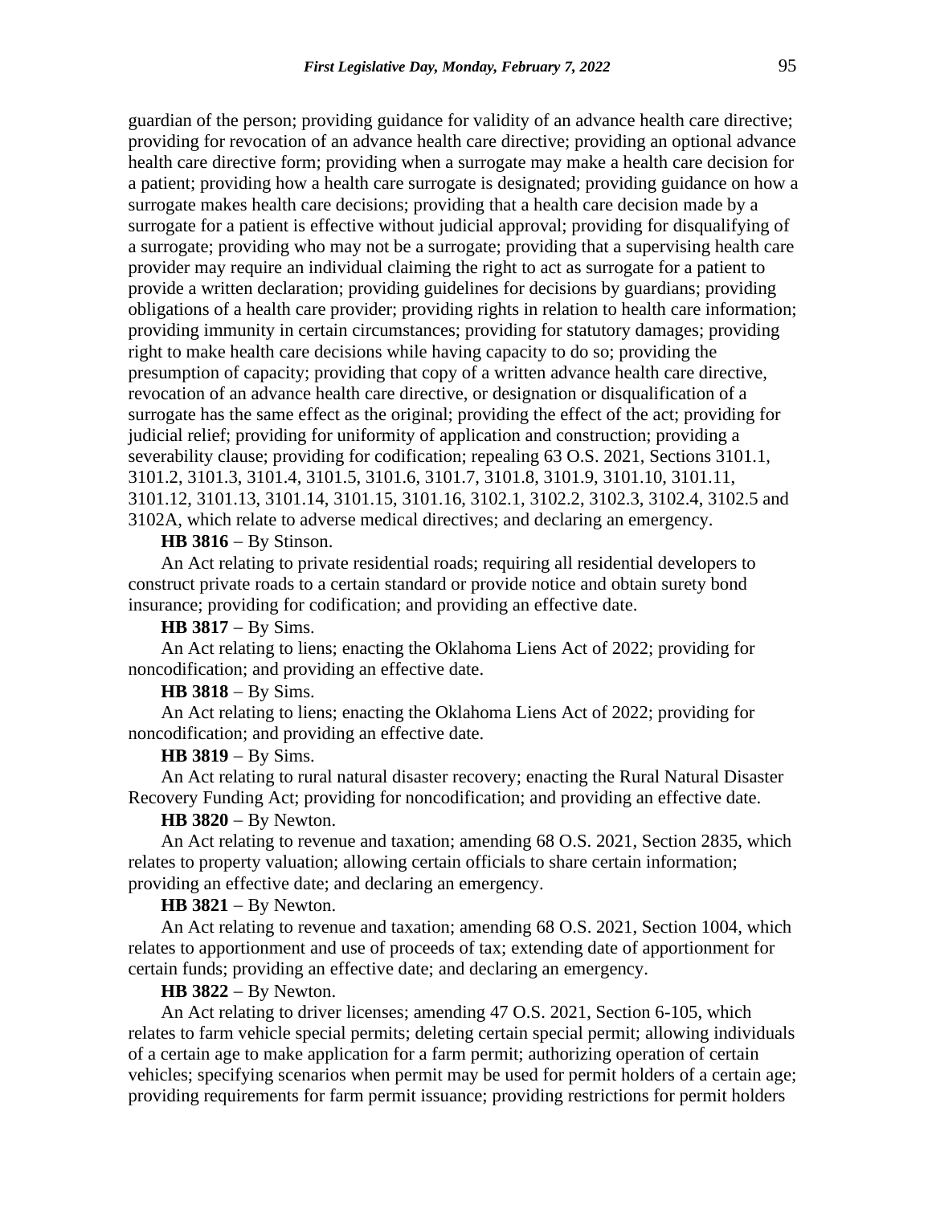guardian of the person; providing guidance for validity of an advance health care directive; providing for revocation of an advance health care directive; providing an optional advance health care directive form; providing when a surrogate may make a health care decision for a patient; providing how a health care surrogate is designated; providing guidance on how a surrogate makes health care decisions; providing that a health care decision made by a surrogate for a patient is effective without judicial approval; providing for disqualifying of a surrogate; providing who may not be a surrogate; providing that a supervising health care provider may require an individual claiming the right to act as surrogate for a patient to provide a written declaration; providing guidelines for decisions by guardians; providing obligations of a health care provider; providing rights in relation to health care information; providing immunity in certain circumstances; providing for statutory damages; providing right to make health care decisions while having capacity to do so; providing the presumption of capacity; providing that copy of a written advance health care directive, revocation of an advance health care directive, or designation or disqualification of a surrogate has the same effect as the original; providing the effect of the act; providing for judicial relief; providing for uniformity of application and construction; providing a severability clause; providing for codification; repealing 63 O.S. 2021, Sections 3101.1, 3101.2, 3101.3, 3101.4, 3101.5, 3101.6, 3101.7, 3101.8, 3101.9, 3101.10, 3101.11, 3101.12, 3101.13, 3101.14, 3101.15, 3101.16, 3102.1, 3102.2, 3102.3, 3102.4, 3102.5 and 3102A, which relate to adverse medical directives; and declaring an emergency.

**HB 3816** − By Stinson.

An Act relating to private residential roads; requiring all residential developers to construct private roads to a certain standard or provide notice and obtain surety bond insurance; providing for codification; and providing an effective date.

**HB 3817** − By Sims.

An Act relating to liens; enacting the Oklahoma Liens Act of 2022; providing for noncodification; and providing an effective date.

**HB 3818** − By Sims.

An Act relating to liens; enacting the Oklahoma Liens Act of 2022; providing for noncodification; and providing an effective date.

**HB 3819** − By Sims.

An Act relating to rural natural disaster recovery; enacting the Rural Natural Disaster Recovery Funding Act; providing for noncodification; and providing an effective date.

**HB 3820** − By Newton.

An Act relating to revenue and taxation; amending 68 O.S. 2021, Section 2835, which relates to property valuation; allowing certain officials to share certain information; providing an effective date; and declaring an emergency.

**HB 3821** − By Newton.

An Act relating to revenue and taxation; amending 68 O.S. 2021, Section 1004, which relates to apportionment and use of proceeds of tax; extending date of apportionment for certain funds; providing an effective date; and declaring an emergency.

**HB 3822** − By Newton.

An Act relating to driver licenses; amending 47 O.S. 2021, Section 6-105, which relates to farm vehicle special permits; deleting certain special permit; allowing individuals of a certain age to make application for a farm permit; authorizing operation of certain vehicles; specifying scenarios when permit may be used for permit holders of a certain age; providing requirements for farm permit issuance; providing restrictions for permit holders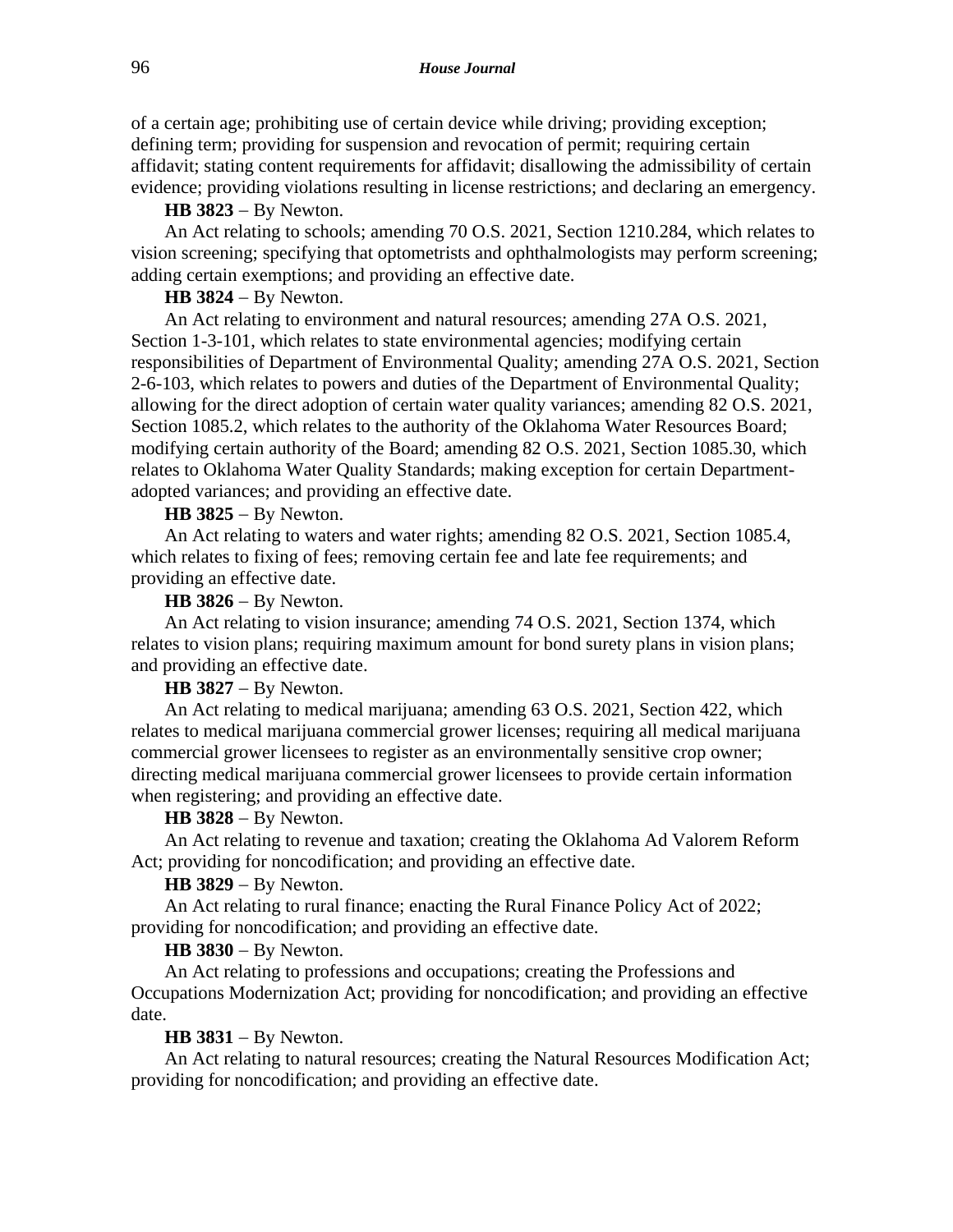of a certain age; prohibiting use of certain device while driving; providing exception; defining term; providing for suspension and revocation of permit; requiring certain affidavit; stating content requirements for affidavit; disallowing the admissibility of certain evidence; providing violations resulting in license restrictions; and declaring an emergency.

**HB 3823** − By Newton.

An Act relating to schools; amending 70 O.S. 2021, Section 1210.284, which relates to vision screening; specifying that optometrists and ophthalmologists may perform screening; adding certain exemptions; and providing an effective date.

**HB 3824** − By Newton.

An Act relating to environment and natural resources; amending 27A O.S. 2021, Section 1-3-101, which relates to state environmental agencies; modifying certain responsibilities of Department of Environmental Quality; amending 27A O.S. 2021, Section 2-6-103, which relates to powers and duties of the Department of Environmental Quality; allowing for the direct adoption of certain water quality variances; amending 82 O.S. 2021, Section 1085.2, which relates to the authority of the Oklahoma Water Resources Board; modifying certain authority of the Board; amending 82 O.S. 2021, Section 1085.30, which relates to Oklahoma Water Quality Standards; making exception for certain Department-adopted variances; and providing an effective date.

**HB 3825** − By Newton.

An Act relating to waters and water rights; amending 82 O.S. 2021, Section 1085.4, which relates to fixing of fees; removing certain fee and late fee requirements; and providing an effective date.

**HB 3826** − By Newton.

An Act relating to vision insurance; amending 74 O.S. 2021, Section 1374, which relates to vision plans; requiring maximum amount for bond surety plans in vision plans; and providing an effective date.

**HB 3827** − By Newton.

An Act relating to medical marijuana; amending 63 O.S. 2021, Section 422, which relates to medical marijuana commercial grower licenses; requiring all medical marijuana commercial grower licensees to register as an environmentally sensitive crop owner; directing medical marijuana commercial grower licensees to provide certain information when registering; and providing an effective date.

**HB 3828** − By Newton.

An Act relating to revenue and taxation; creating the Oklahoma Ad Valorem Reform Act; providing for noncodification; and providing an effective date.

**HB 3829** − By Newton.

An Act relating to rural finance; enacting the Rural Finance Policy Act of 2022; providing for noncodification; and providing an effective date.

**HB 3830** − By Newton.

An Act relating to professions and occupations; creating the Professions and Occupations Modernization Act; providing for noncodification; and providing an effective date.

**HB 3831** − By Newton.

An Act relating to natural resources; creating the Natural Resources Modification Act; providing for noncodification; and providing an effective date.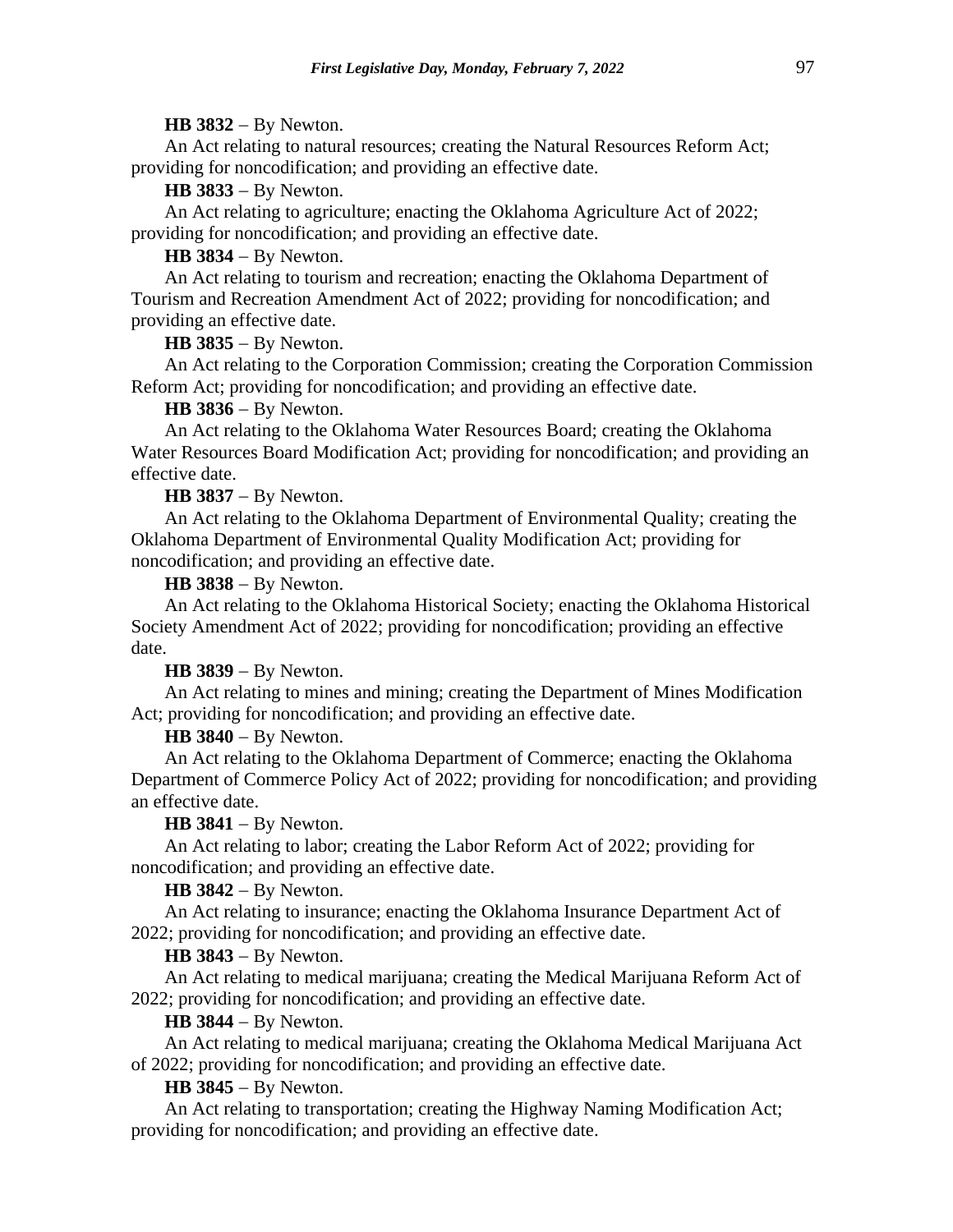**HB 3832** − By Newton.

An Act relating to natural resources; creating the Natural Resources Reform Act; providing for noncodification; and providing an effective date.

**HB 3833** − By Newton.

An Act relating to agriculture; enacting the Oklahoma Agriculture Act of 2022; providing for noncodification; and providing an effective date.

**HB 3834** − By Newton.

An Act relating to tourism and recreation; enacting the Oklahoma Department of Tourism and Recreation Amendment Act of 2022; providing for noncodification; and providing an effective date.

**HB 3835** − By Newton.

An Act relating to the Corporation Commission; creating the Corporation Commission Reform Act; providing for noncodification; and providing an effective date.

**HB 3836** − By Newton.

An Act relating to the Oklahoma Water Resources Board; creating the Oklahoma Water Resources Board Modification Act; providing for noncodification; and providing an effective date.

**HB 3837** − By Newton.

An Act relating to the Oklahoma Department of Environmental Quality; creating the Oklahoma Department of Environmental Quality Modification Act; providing for noncodification; and providing an effective date.

**HB 3838** − By Newton.

An Act relating to the Oklahoma Historical Society; enacting the Oklahoma Historical Society Amendment Act of 2022; providing for noncodification; providing an effective date.

**HB 3839** − By Newton.

An Act relating to mines and mining; creating the Department of Mines Modification Act; providing for noncodification; and providing an effective date.

**HB 3840** − By Newton.

An Act relating to the Oklahoma Department of Commerce; enacting the Oklahoma Department of Commerce Policy Act of 2022; providing for noncodification; and providing an effective date.

**HB 3841** − By Newton.

An Act relating to labor; creating the Labor Reform Act of 2022; providing for noncodification; and providing an effective date.

**HB 3842** − By Newton.

An Act relating to insurance; enacting the Oklahoma Insurance Department Act of 2022; providing for noncodification; and providing an effective date.

**HB 3843** − By Newton.

An Act relating to medical marijuana; creating the Medical Marijuana Reform Act of 2022; providing for noncodification; and providing an effective date.

**HB 3844** − By Newton.

An Act relating to medical marijuana; creating the Oklahoma Medical Marijuana Act of 2022; providing for noncodification; and providing an effective date.

**HB 3845** − By Newton.

An Act relating to transportation; creating the Highway Naming Modification Act; providing for noncodification; and providing an effective date.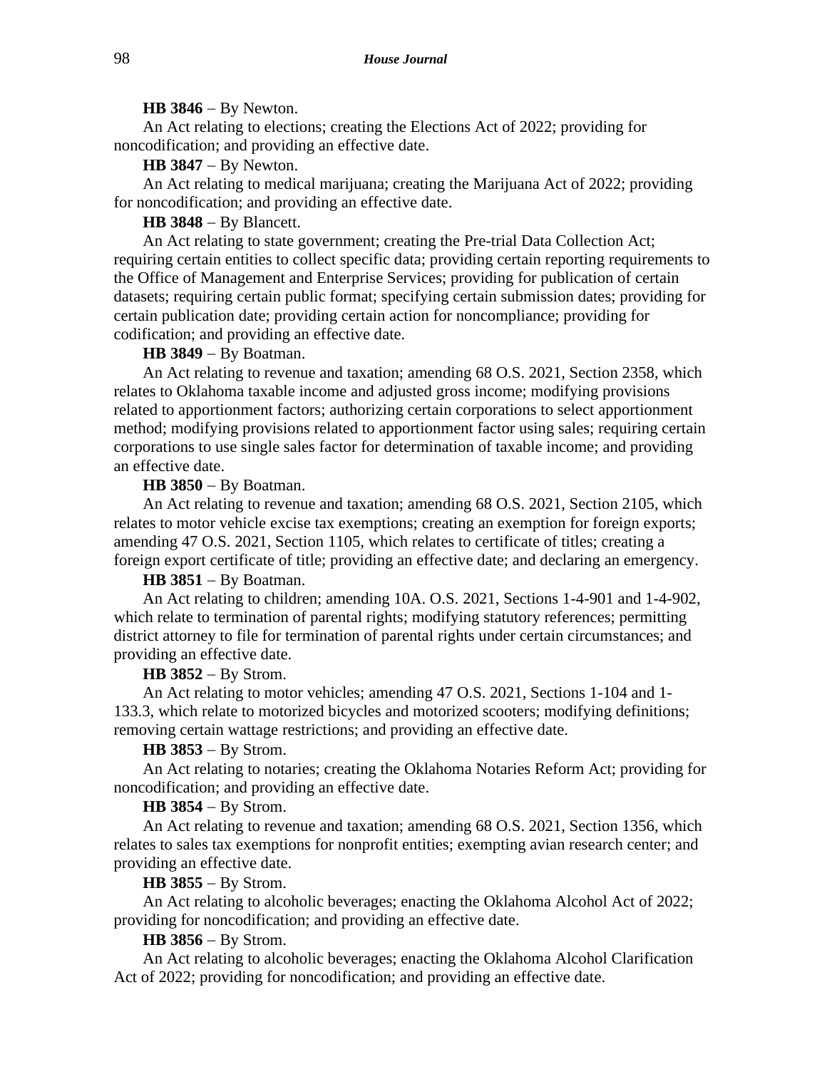**HB 3846** − By Newton.

An Act relating to elections; creating the Elections Act of 2022; providing for noncodification; and providing an effective date.

**HB 3847** − By Newton.

An Act relating to medical marijuana; creating the Marijuana Act of 2022; providing for noncodification; and providing an effective date.

**HB 3848** − By Blancett.

An Act relating to state government; creating the Pre-trial Data Collection Act; requiring certain entities to collect specific data; providing certain reporting requirements to the Office of Management and Enterprise Services; providing for publication of certain datasets; requiring certain public format; specifying certain submission dates; providing for certain publication date; providing certain action for noncompliance; providing for codification; and providing an effective date.

**HB 3849** − By Boatman.

An Act relating to revenue and taxation; amending 68 O.S. 2021, Section 2358, which relates to Oklahoma taxable income and adjusted gross income; modifying provisions related to apportionment factors; authorizing certain corporations to select apportionment method; modifying provisions related to apportionment factor using sales; requiring certain corporations to use single sales factor for determination of taxable income; and providing an effective date.

**HB 3850** − By Boatman.

An Act relating to revenue and taxation; amending 68 O.S. 2021, Section 2105, which relates to motor vehicle excise tax exemptions; creating an exemption for foreign exports; amending 47 O.S. 2021, Section 1105, which relates to certificate of titles; creating a foreign export certificate of title; providing an effective date; and declaring an emergency.

**HB 3851** − By Boatman.

An Act relating to children; amending 10A. O.S. 2021, Sections 1-4-901 and 1-4-902, which relate to termination of parental rights; modifying statutory references; permitting district attorney to file for termination of parental rights under certain circumstances; and providing an effective date.

**HB 3852** − By Strom.

An Act relating to motor vehicles; amending 47 O.S. 2021, Sections 1-104 and 1-133.3, which relate to motorized bicycles and motorized scooters; modifying definitions; removing certain wattage restrictions; and providing an effective date.

**HB 3853** − By Strom.

An Act relating to notaries; creating the Oklahoma Notaries Reform Act; providing for noncodification; and providing an effective date.

**HB 3854** − By Strom.

An Act relating to revenue and taxation; amending 68 O.S. 2021, Section 1356, which relates to sales tax exemptions for nonprofit entities; exempting avian research center; and providing an effective date.

**HB 3855** − By Strom.

An Act relating to alcoholic beverages; enacting the Oklahoma Alcohol Act of 2022; providing for noncodification; and providing an effective date.

**HB 3856** − By Strom.

An Act relating to alcoholic beverages; enacting the Oklahoma Alcohol Clarification Act of 2022; providing for noncodification; and providing an effective date.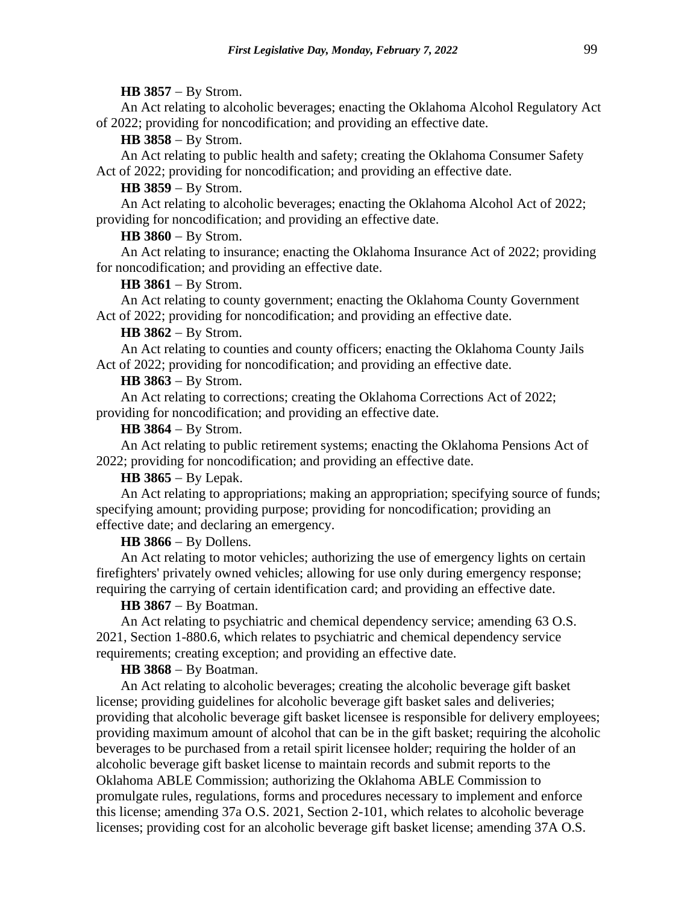**HB 3857** − By Strom.

An Act relating to alcoholic beverages; enacting the Oklahoma Alcohol Regulatory Act of 2022; providing for noncodification; and providing an effective date.

**HB 3858** − By Strom.

An Act relating to public health and safety; creating the Oklahoma Consumer Safety Act of 2022; providing for noncodification; and providing an effective date.

**HB 3859** − By Strom.

An Act relating to alcoholic beverages; enacting the Oklahoma Alcohol Act of 2022; providing for noncodification; and providing an effective date.

**HB 3860** − By Strom.

An Act relating to insurance; enacting the Oklahoma Insurance Act of 2022; providing for noncodification; and providing an effective date.

**HB 3861** − By Strom.

An Act relating to county government; enacting the Oklahoma County Government Act of 2022; providing for noncodification; and providing an effective date.

**HB 3862** − By Strom.

An Act relating to counties and county officers; enacting the Oklahoma County Jails Act of 2022; providing for noncodification; and providing an effective date.

**HB 3863** − By Strom.

An Act relating to corrections; creating the Oklahoma Corrections Act of 2022; providing for noncodification; and providing an effective date.

**HB 3864** − By Strom.

An Act relating to public retirement systems; enacting the Oklahoma Pensions Act of 2022; providing for noncodification; and providing an effective date.

**HB 3865** − By Lepak.

An Act relating to appropriations; making an appropriation; specifying source of funds; specifying amount; providing purpose; providing for noncodification; providing an effective date; and declaring an emergency.

**HB 3866** − By Dollens.

An Act relating to motor vehicles; authorizing the use of emergency lights on certain firefighters' privately owned vehicles; allowing for use only during emergency response; requiring the carrying of certain identification card; and providing an effective date.

**HB 3867** − By Boatman.

An Act relating to psychiatric and chemical dependency service; amending 63 O.S. 2021, Section 1-880.6, which relates to psychiatric and chemical dependency service requirements; creating exception; and providing an effective date.

**HB 3868** − By Boatman.

An Act relating to alcoholic beverages; creating the alcoholic beverage gift basket license; providing guidelines for alcoholic beverage gift basket sales and deliveries; providing that alcoholic beverage gift basket licensee is responsible for delivery employees; providing maximum amount of alcohol that can be in the gift basket; requiring the alcoholic beverages to be purchased from a retail spirit licensee holder; requiring the holder of an alcoholic beverage gift basket license to maintain records and submit reports to the Oklahoma ABLE Commission; authorizing the Oklahoma ABLE Commission to promulgate rules, regulations, forms and procedures necessary to implement and enforce this license; amending 37a O.S. 2021, Section 2-101, which relates to alcoholic beverage licenses; providing cost for an alcoholic beverage gift basket license; amending 37A O.S.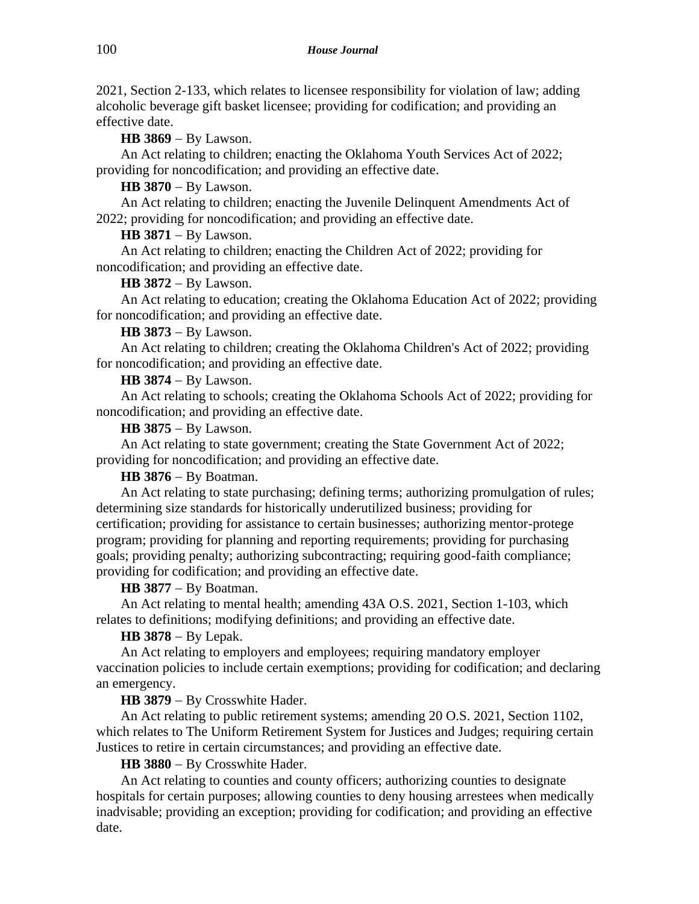2021, Section 2-133, which relates to licensee responsibility for violation of law; adding alcoholic beverage gift basket licensee; providing for codification; and providing an effective date.

**HB 3869** − By Lawson.

An Act relating to children; enacting the Oklahoma Youth Services Act of 2022; providing for noncodification; and providing an effective date.

**HB 3870** − By Lawson.

An Act relating to children; enacting the Juvenile Delinquent Amendments Act of 2022; providing for noncodification; and providing an effective date.

**HB 3871** − By Lawson.

An Act relating to children; enacting the Children Act of 2022; providing for noncodification; and providing an effective date.

**HB 3872** − By Lawson.

An Act relating to education; creating the Oklahoma Education Act of 2022; providing for noncodification; and providing an effective date.

**HB 3873** − By Lawson.

An Act relating to children; creating the Oklahoma Children's Act of 2022; providing for noncodification; and providing an effective date.

**HB 3874** − By Lawson.

An Act relating to schools; creating the Oklahoma Schools Act of 2022; providing for noncodification; and providing an effective date.

**HB 3875** − By Lawson.

An Act relating to state government; creating the State Government Act of 2022; providing for noncodification; and providing an effective date.

**HB 3876** − By Boatman.

An Act relating to state purchasing; defining terms; authorizing promulgation of rules; determining size standards for historically underutilized business; providing for certification; providing for assistance to certain businesses; authorizing mentor-protege program; providing for planning and reporting requirements; providing for purchasing goals; providing penalty; authorizing subcontracting; requiring good-faith compliance; providing for codification; and providing an effective date.

**HB 3877** − By Boatman.

An Act relating to mental health; amending 43A O.S. 2021, Section 1-103, which relates to definitions; modifying definitions; and providing an effective date.

**HB 3878** − By Lepak.

An Act relating to employers and employees; requiring mandatory employer vaccination policies to include certain exemptions; providing for codification; and declaring an emergency.

**HB 3879** − By Crosswhite Hader.

An Act relating to public retirement systems; amending 20 O.S. 2021, Section 1102, which relates to The Uniform Retirement System for Justices and Judges; requiring certain Justices to retire in certain circumstances; and providing an effective date.

**HB 3880** − By Crosswhite Hader.

An Act relating to counties and county officers; authorizing counties to designate hospitals for certain purposes; allowing counties to deny housing arrestees when medically inadvisable; providing an exception; providing for codification; and providing an effective date.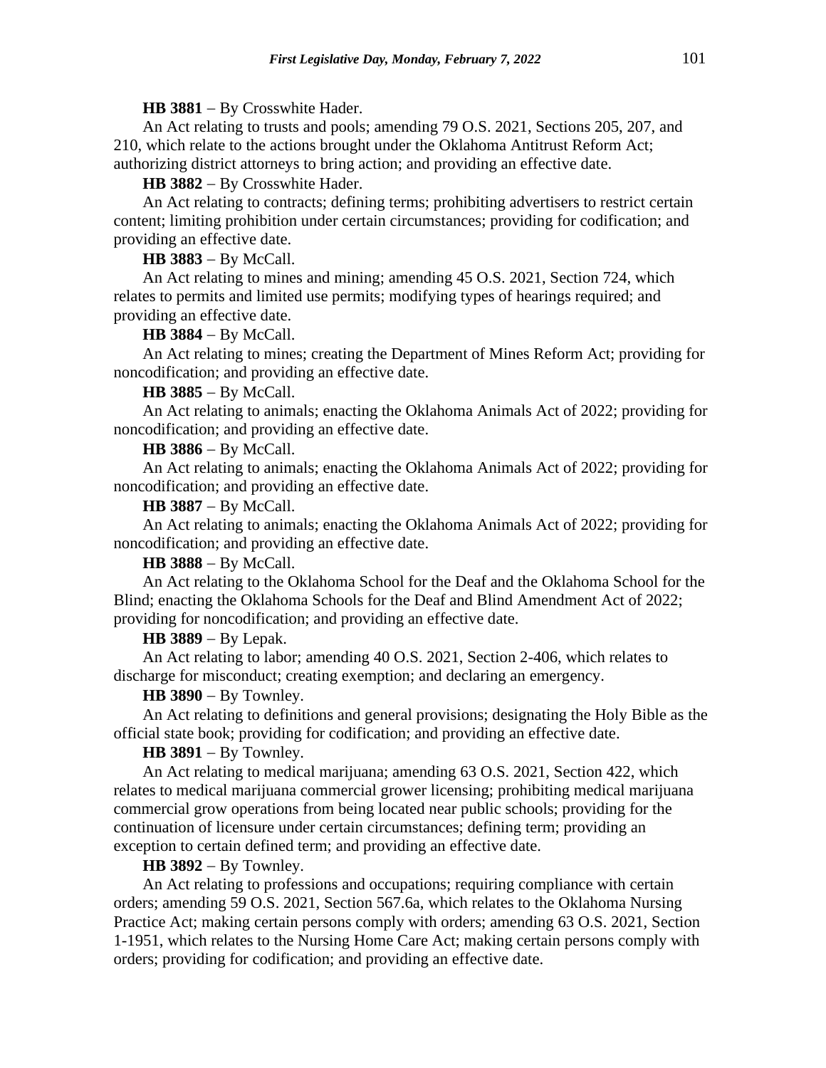**HB 3881** − By Crosswhite Hader.

An Act relating to trusts and pools; amending 79 O.S. 2021, Sections 205, 207, and 210, which relate to the actions brought under the Oklahoma Antitrust Reform Act; authorizing district attorneys to bring action; and providing an effective date.

**HB 3882** − By Crosswhite Hader.

An Act relating to contracts; defining terms; prohibiting advertisers to restrict certain content; limiting prohibition under certain circumstances; providing for codification; and providing an effective date.

**HB 3883** − By McCall.

An Act relating to mines and mining; amending 45 O.S. 2021, Section 724, which relates to permits and limited use permits; modifying types of hearings required; and providing an effective date.

**HB 3884** − By McCall.

An Act relating to mines; creating the Department of Mines Reform Act; providing for noncodification; and providing an effective date.

**HB 3885** − By McCall.

An Act relating to animals; enacting the Oklahoma Animals Act of 2022; providing for noncodification; and providing an effective date.

**HB 3886** − By McCall.

An Act relating to animals; enacting the Oklahoma Animals Act of 2022; providing for noncodification; and providing an effective date.

**HB 3887** − By McCall.

An Act relating to animals; enacting the Oklahoma Animals Act of 2022; providing for noncodification; and providing an effective date.

**HB 3888** − By McCall.

An Act relating to the Oklahoma School for the Deaf and the Oklahoma School for the Blind; enacting the Oklahoma Schools for the Deaf and Blind Amendment Act of 2022; providing for noncodification; and providing an effective date.

**HB 3889** − By Lepak.

An Act relating to labor; amending 40 O.S. 2021, Section 2-406, which relates to discharge for misconduct; creating exemption; and declaring an emergency.

**HB 3890** − By Townley.

An Act relating to definitions and general provisions; designating the Holy Bible as the official state book; providing for codification; and providing an effective date.

**HB 3891** − By Townley.

An Act relating to medical marijuana; amending 63 O.S. 2021, Section 422, which relates to medical marijuana commercial grower licensing; prohibiting medical marijuana commercial grow operations from being located near public schools; providing for the continuation of licensure under certain circumstances; defining term; providing an exception to certain defined term; and providing an effective date.

**HB 3892** − By Townley.

An Act relating to professions and occupations; requiring compliance with certain orders; amending 59 O.S. 2021, Section 567.6a, which relates to the Oklahoma Nursing Practice Act; making certain persons comply with orders; amending 63 O.S. 2021, Section 1-1951, which relates to the Nursing Home Care Act; making certain persons comply with orders; providing for codification; and providing an effective date.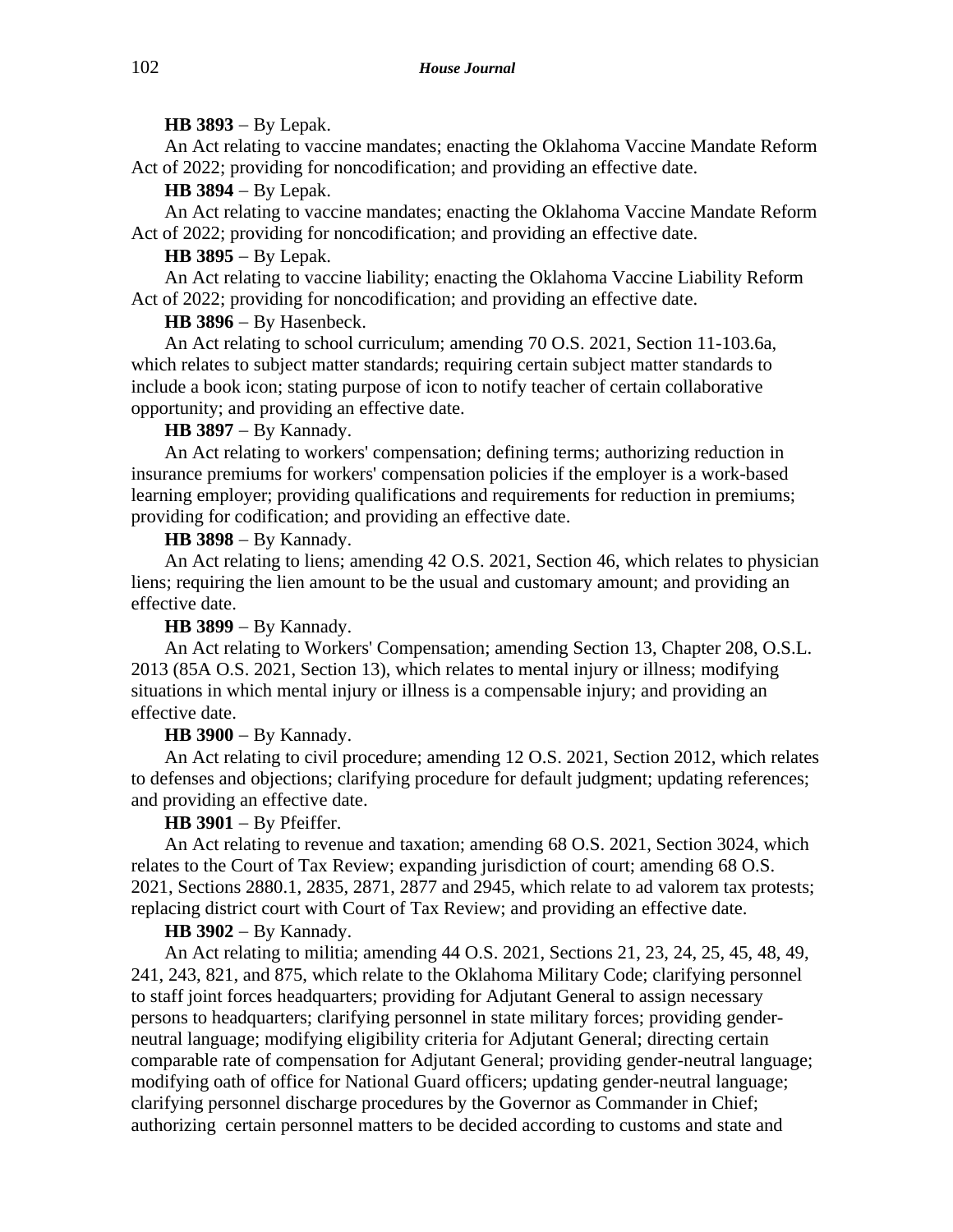**HB 3893** − By Lepak.

An Act relating to vaccine mandates; enacting the Oklahoma Vaccine Mandate Reform Act of 2022; providing for noncodification; and providing an effective date.

**HB 3894** − By Lepak.

An Act relating to vaccine mandates; enacting the Oklahoma Vaccine Mandate Reform Act of 2022; providing for noncodification; and providing an effective date.

**HB 3895** − By Lepak.

An Act relating to vaccine liability; enacting the Oklahoma Vaccine Liability Reform Act of 2022; providing for noncodification; and providing an effective date.

**HB 3896** − By Hasenbeck.

An Act relating to school curriculum; amending 70 O.S. 2021, Section 11-103.6a, which relates to subject matter standards; requiring certain subject matter standards to include a book icon; stating purpose of icon to notify teacher of certain collaborative opportunity; and providing an effective date.

**HB 3897** − By Kannady.

An Act relating to workers' compensation; defining terms; authorizing reduction in insurance premiums for workers' compensation policies if the employer is a work-based learning employer; providing qualifications and requirements for reduction in premiums; providing for codification; and providing an effective date.

**HB 3898** − By Kannady.

An Act relating to liens; amending 42 O.S. 2021, Section 46, which relates to physician liens; requiring the lien amount to be the usual and customary amount; and providing an effective date.

**HB 3899** − By Kannady.

An Act relating to Workers' Compensation; amending Section 13, Chapter 208, O.S.L. 2013 (85A O.S. 2021, Section 13), which relates to mental injury or illness; modifying situations in which mental injury or illness is a compensable injury; and providing an effective date.

**HB 3900** − By Kannady.

An Act relating to civil procedure; amending 12 O.S. 2021, Section 2012, which relates to defenses and objections; clarifying procedure for default judgment; updating references; and providing an effective date.

**HB 3901** − By Pfeiffer.

An Act relating to revenue and taxation; amending 68 O.S. 2021, Section 3024, which relates to the Court of Tax Review; expanding jurisdiction of court; amending 68 O.S. 2021, Sections 2880.1, 2835, 2871, 2877 and 2945, which relate to ad valorem tax protests; replacing district court with Court of Tax Review; and providing an effective date.

**HB 3902** − By Kannady.

An Act relating to militia; amending 44 O.S. 2021, Sections 21, 23, 24, 25, 45, 48, 49, 241, 243, 821, and 875, which relate to the Oklahoma Military Code; clarifying personnel to staff joint forces headquarters; providing for Adjutant General to assign necessary persons to headquarters; clarifying personnel in state military forces; providing gender-neutral language; modifying eligibility criteria for Adjutant General; directing certain comparable rate of compensation for Adjutant General; providing gender-neutral language; modifying oath of office for National Guard officers; updating gender-neutral language; clarifying personnel discharge procedures by the Governor as Commander in Chief; authorizing certain personnel matters to be decided according to customs and state and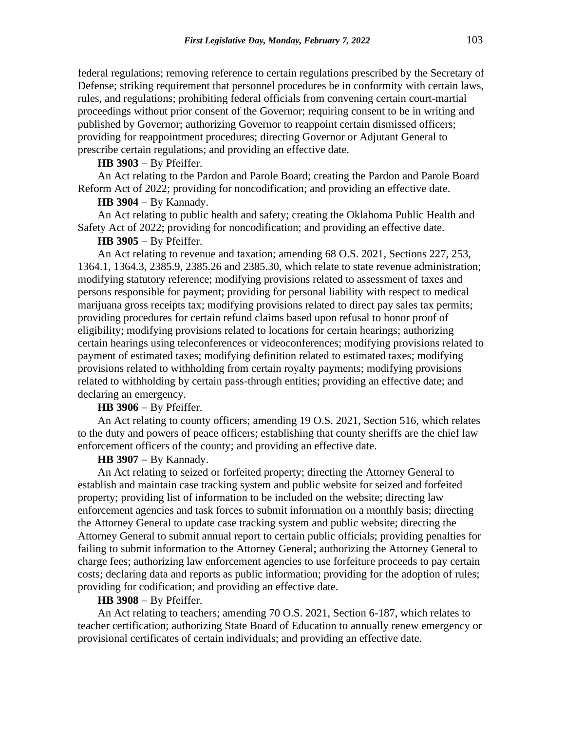federal regulations; removing reference to certain regulations prescribed by the Secretary of Defense; striking requirement that personnel procedures be in conformity with certain laws, rules, and regulations; prohibiting federal officials from convening certain court-martial proceedings without prior consent of the Governor; requiring consent to be in writing and published by Governor; authorizing Governor to reappoint certain dismissed officers; providing for reappointment procedures; directing Governor or Adjutant General to prescribe certain regulations; and providing an effective date.

**HB 3903** − By Pfeiffer.

An Act relating to the Pardon and Parole Board; creating the Pardon and Parole Board Reform Act of 2022; providing for noncodification; and providing an effective date.

**HB 3904** − By Kannady.

An Act relating to public health and safety; creating the Oklahoma Public Health and Safety Act of 2022; providing for noncodification; and providing an effective date.

**HB 3905** − By Pfeiffer.

An Act relating to revenue and taxation; amending 68 O.S. 2021, Sections 227, 253, 1364.1, 1364.3, 2385.9, 2385.26 and 2385.30, which relate to state revenue administration; modifying statutory reference; modifying provisions related to assessment of taxes and persons responsible for payment; providing for personal liability with respect to medical marijuana gross receipts tax; modifying provisions related to direct pay sales tax permits; providing procedures for certain refund claims based upon refusal to honor proof of eligibility; modifying provisions related to locations for certain hearings; authorizing certain hearings using teleconferences or videoconferences; modifying provisions related to payment of estimated taxes; modifying definition related to estimated taxes; modifying provisions related to withholding from certain royalty payments; modifying provisions related to withholding by certain pass-through entities; providing an effective date; and declaring an emergency.

**HB 3906** − By Pfeiffer.

An Act relating to county officers; amending 19 O.S. 2021, Section 516, which relates to the duty and powers of peace officers; establishing that county sheriffs are the chief law enforcement officers of the county; and providing an effective date.

**HB 3907** − By Kannady.

An Act relating to seized or forfeited property; directing the Attorney General to establish and maintain case tracking system and public website for seized and forfeited property; providing list of information to be included on the website; directing law enforcement agencies and task forces to submit information on a monthly basis; directing the Attorney General to update case tracking system and public website; directing the Attorney General to submit annual report to certain public officials; providing penalties for failing to submit information to the Attorney General; authorizing the Attorney General to charge fees; authorizing law enforcement agencies to use forfeiture proceeds to pay certain costs; declaring data and reports as public information; providing for the adoption of rules; providing for codification; and providing an effective date.

**HB 3908** − By Pfeiffer.

An Act relating to teachers; amending 70 O.S. 2021, Section 6-187, which relates to teacher certification; authorizing State Board of Education to annually renew emergency or provisional certificates of certain individuals; and providing an effective date.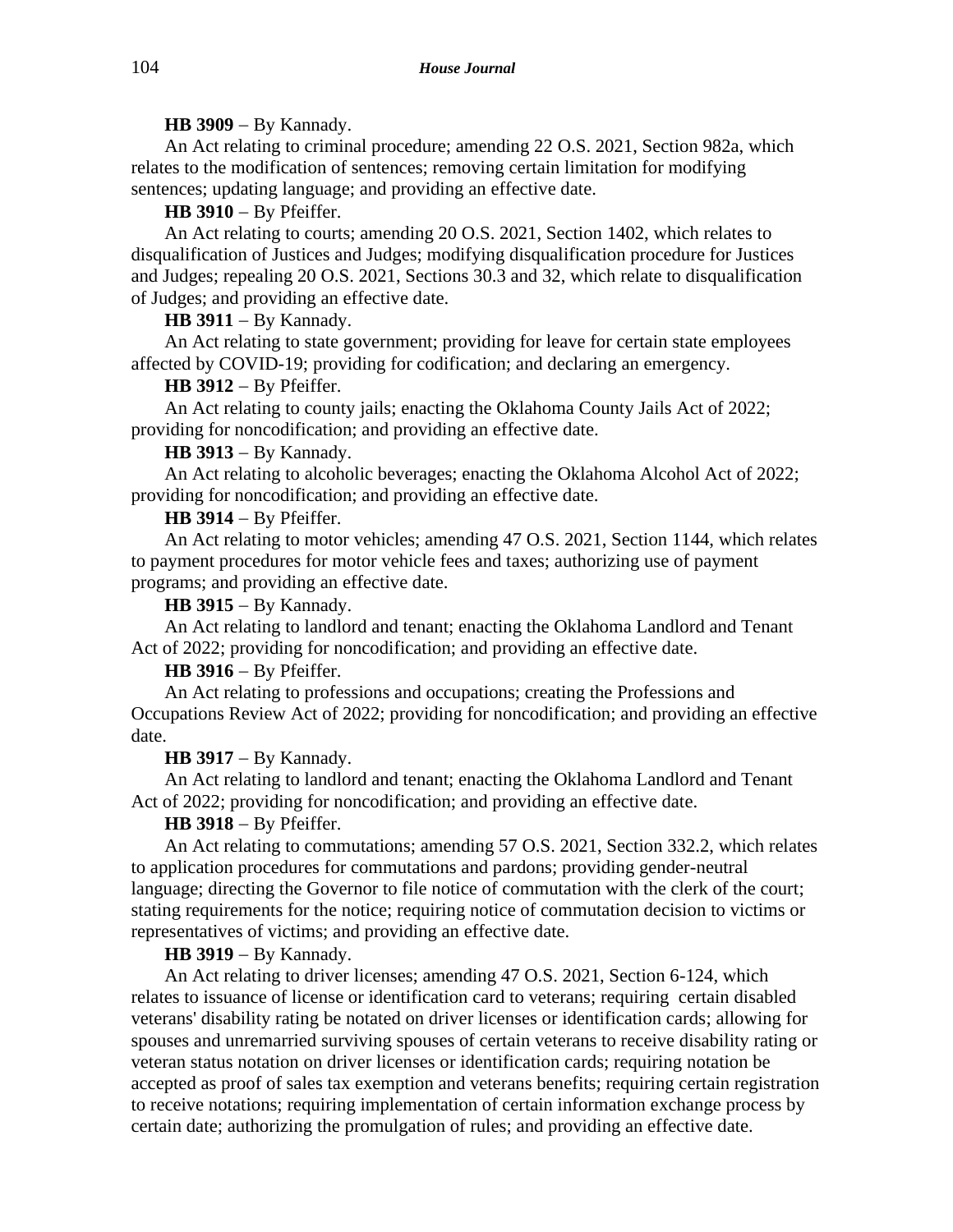**HB 3909** − By Kannady.

An Act relating to criminal procedure; amending 22 O.S. 2021, Section 982a, which relates to the modification of sentences; removing certain limitation for modifying sentences; updating language; and providing an effective date.

**HB 3910** − By Pfeiffer.

An Act relating to courts; amending 20 O.S. 2021, Section 1402, which relates to disqualification of Justices and Judges; modifying disqualification procedure for Justices and Judges; repealing 20 O.S. 2021, Sections 30.3 and 32, which relate to disqualification of Judges; and providing an effective date.

**HB 3911** − By Kannady.

An Act relating to state government; providing for leave for certain state employees affected by COVID-19; providing for codification; and declaring an emergency.

**HB 3912** − By Pfeiffer.

An Act relating to county jails; enacting the Oklahoma County Jails Act of 2022; providing for noncodification; and providing an effective date.

**HB 3913** − By Kannady.

An Act relating to alcoholic beverages; enacting the Oklahoma Alcohol Act of 2022; providing for noncodification; and providing an effective date.

**HB 3914** − By Pfeiffer.

An Act relating to motor vehicles; amending 47 O.S. 2021, Section 1144, which relates to payment procedures for motor vehicle fees and taxes; authorizing use of payment programs; and providing an effective date.

**HB 3915** − By Kannady.

An Act relating to landlord and tenant; enacting the Oklahoma Landlord and Tenant Act of 2022; providing for noncodification; and providing an effective date.

**HB 3916** − By Pfeiffer.

An Act relating to professions and occupations; creating the Professions and Occupations Review Act of 2022; providing for noncodification; and providing an effective date.

**HB 3917** − By Kannady.

An Act relating to landlord and tenant; enacting the Oklahoma Landlord and Tenant Act of 2022; providing for noncodification; and providing an effective date.

**HB 3918** − By Pfeiffer.

An Act relating to commutations; amending 57 O.S. 2021, Section 332.2, which relates to application procedures for commutations and pardons; providing gender-neutral language; directing the Governor to file notice of commutation with the clerk of the court; stating requirements for the notice; requiring notice of commutation decision to victims or representatives of victims; and providing an effective date.

**HB 3919** − By Kannady.

An Act relating to driver licenses; amending 47 O.S. 2021, Section 6-124, which relates to issuance of license or identification card to veterans; requiring certain disabled veterans' disability rating be notated on driver licenses or identification cards; allowing for spouses and unremarried surviving spouses of certain veterans to receive disability rating or veteran status notation on driver licenses or identification cards; requiring notation be accepted as proof of sales tax exemption and veterans benefits; requiring certain registration to receive notations; requiring implementation of certain information exchange process by certain date; authorizing the promulgation of rules; and providing an effective date.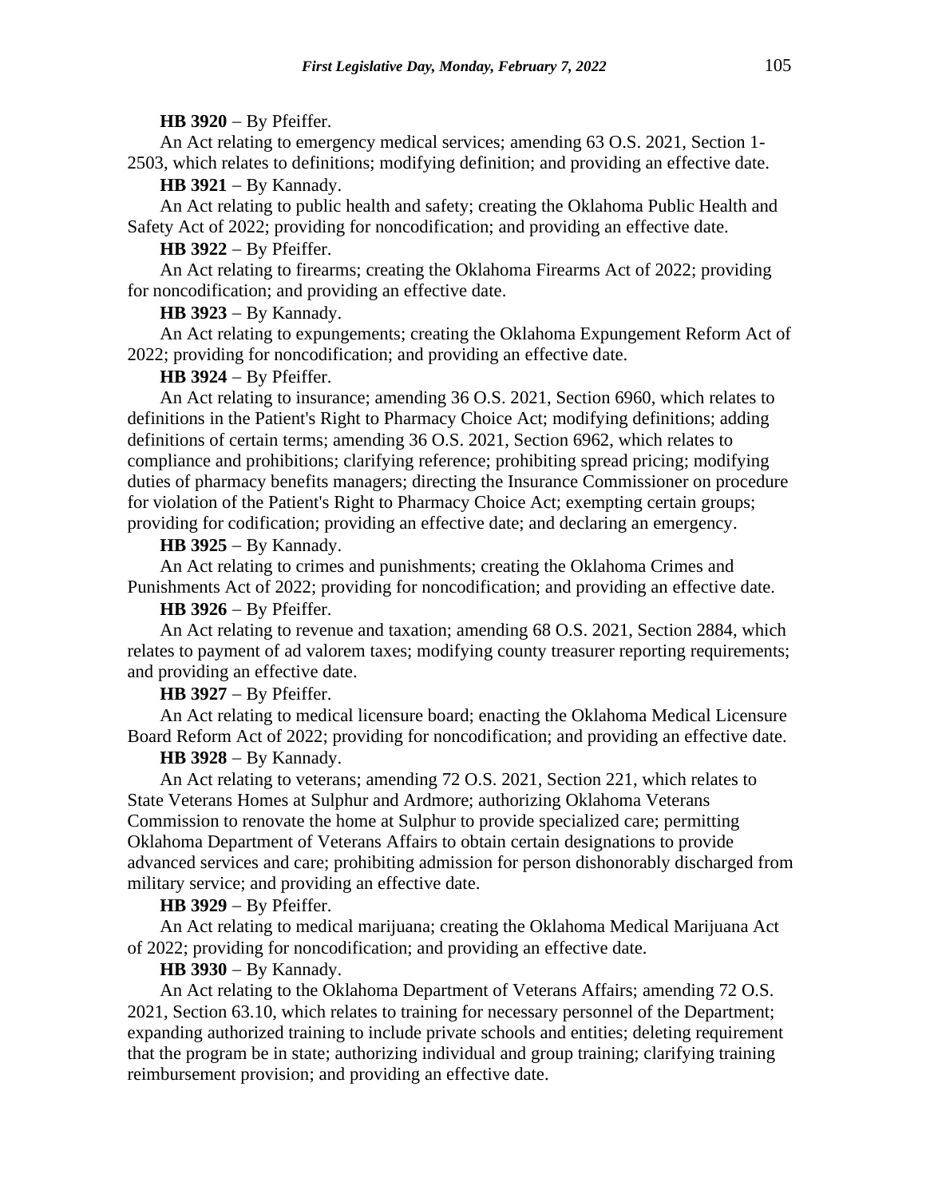**HB 3920** − By Pfeiffer.

An Act relating to emergency medical services; amending 63 O.S. 2021, Section 1-2503, which relates to definitions; modifying definition; and providing an effective date.

**HB 3921** − By Kannady.

An Act relating to public health and safety; creating the Oklahoma Public Health and Safety Act of 2022; providing for noncodification; and providing an effective date.

**HB 3922** − By Pfeiffer.

An Act relating to firearms; creating the Oklahoma Firearms Act of 2022; providing for noncodification; and providing an effective date.

**HB 3923** − By Kannady.

An Act relating to expungements; creating the Oklahoma Expungement Reform Act of 2022; providing for noncodification; and providing an effective date.

**HB 3924** − By Pfeiffer.

An Act relating to insurance; amending 36 O.S. 2021, Section 6960, which relates to definitions in the Patient's Right to Pharmacy Choice Act; modifying definitions; adding definitions of certain terms; amending 36 O.S. 2021, Section 6962, which relates to compliance and prohibitions; clarifying reference; prohibiting spread pricing; modifying duties of pharmacy benefits managers; directing the Insurance Commissioner on procedure for violation of the Patient's Right to Pharmacy Choice Act; exempting certain groups; providing for codification; providing an effective date; and declaring an emergency.

**HB 3925** − By Kannady.

An Act relating to crimes and punishments; creating the Oklahoma Crimes and Punishments Act of 2022; providing for noncodification; and providing an effective date.

**HB 3926** − By Pfeiffer.

An Act relating to revenue and taxation; amending 68 O.S. 2021, Section 2884, which relates to payment of ad valorem taxes; modifying county treasurer reporting requirements; and providing an effective date.

**HB 3927** − By Pfeiffer.

An Act relating to medical licensure board; enacting the Oklahoma Medical Licensure Board Reform Act of 2022; providing for noncodification; and providing an effective date.

**HB 3928** − By Kannady.

An Act relating to veterans; amending 72 O.S. 2021, Section 221, which relates to State Veterans Homes at Sulphur and Ardmore; authorizing Oklahoma Veterans Commission to renovate the home at Sulphur to provide specialized care; permitting Oklahoma Department of Veterans Affairs to obtain certain designations to provide advanced services and care; prohibiting admission for person dishonorably discharged from military service; and providing an effective date.

**HB 3929** − By Pfeiffer.

An Act relating to medical marijuana; creating the Oklahoma Medical Marijuana Act of 2022; providing for noncodification; and providing an effective date.

**HB 3930** − By Kannady.

An Act relating to the Oklahoma Department of Veterans Affairs; amending 72 O.S. 2021, Section 63.10, which relates to training for necessary personnel of the Department; expanding authorized training to include private schools and entities; deleting requirement that the program be in state; authorizing individual and group training; clarifying training reimbursement provision; and providing an effective date.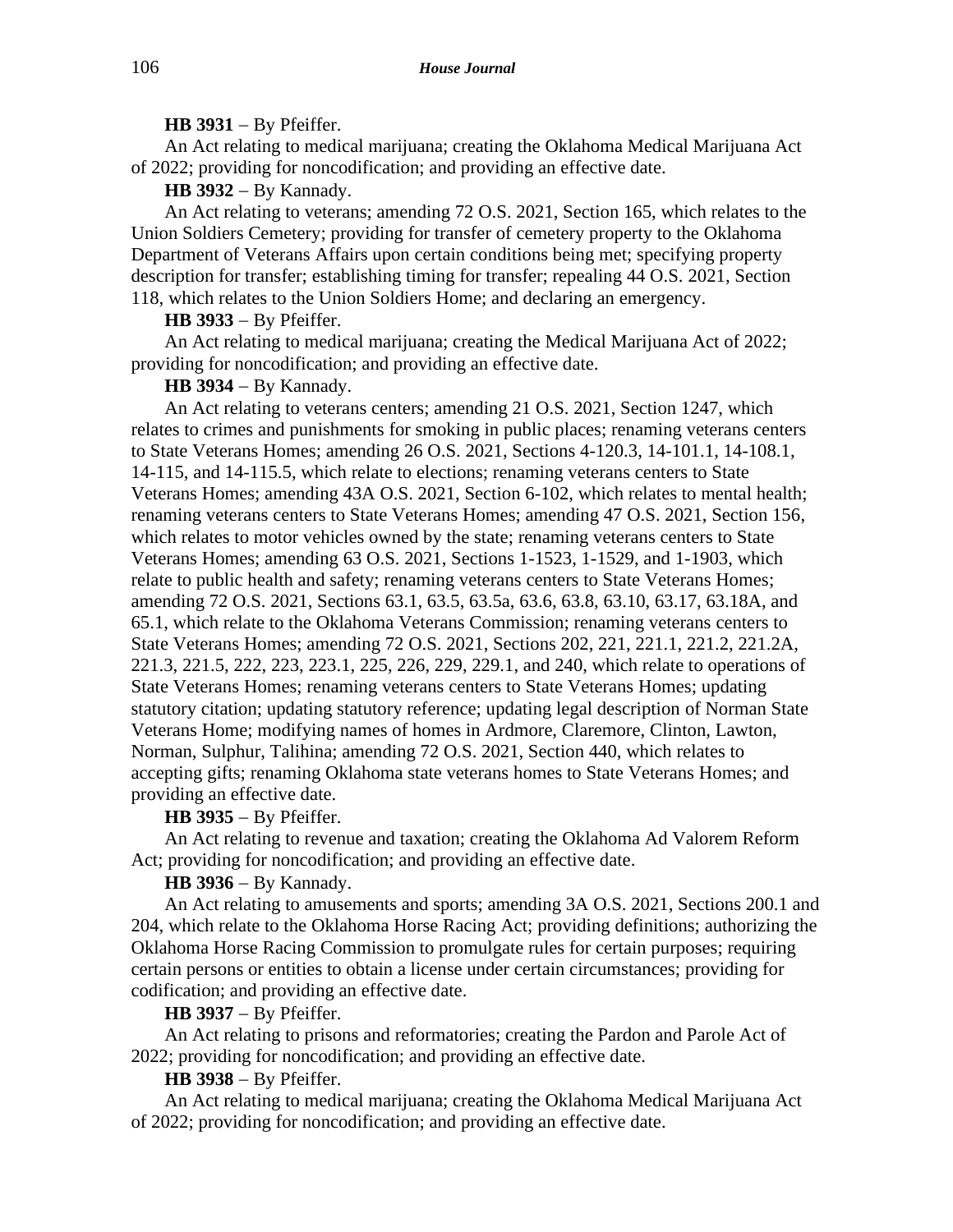**HB 3931** − By Pfeiffer.

An Act relating to medical marijuana; creating the Oklahoma Medical Marijuana Act of 2022; providing for noncodification; and providing an effective date.

**HB 3932** − By Kannady.

An Act relating to veterans; amending 72 O.S. 2021, Section 165, which relates to the Union Soldiers Cemetery; providing for transfer of cemetery property to the Oklahoma Department of Veterans Affairs upon certain conditions being met; specifying property description for transfer; establishing timing for transfer; repealing 44 O.S. 2021, Section 118, which relates to the Union Soldiers Home; and declaring an emergency.

**HB 3933** − By Pfeiffer.

An Act relating to medical marijuana; creating the Medical Marijuana Act of 2022; providing for noncodification; and providing an effective date.

**HB 3934** − By Kannady.

An Act relating to veterans centers; amending 21 O.S. 2021, Section 1247, which relates to crimes and punishments for smoking in public places; renaming veterans centers to State Veterans Homes; amending 26 O.S. 2021, Sections 4-120.3, 14-101.1, 14-108.1, 14-115, and 14-115.5, which relate to elections; renaming veterans centers to State Veterans Homes; amending 43A O.S. 2021, Section 6-102, which relates to mental health; renaming veterans centers to State Veterans Homes; amending 47 O.S. 2021, Section 156, which relates to motor vehicles owned by the state; renaming veterans centers to State Veterans Homes; amending 63 O.S. 2021, Sections 1-1523, 1-1529, and 1-1903, which relate to public health and safety; renaming veterans centers to State Veterans Homes; amending 72 O.S. 2021, Sections 63.1, 63.5, 63.5a, 63.6, 63.8, 63.10, 63.17, 63.18A, and 65.1, which relate to the Oklahoma Veterans Commission; renaming veterans centers to State Veterans Homes; amending 72 O.S. 2021, Sections 202, 221, 221.1, 221.2, 221.2A, 221.3, 221.5, 222, 223, 223.1, 225, 226, 229, 229.1, and 240, which relate to operations of State Veterans Homes; renaming veterans centers to State Veterans Homes; updating statutory citation; updating statutory reference; updating legal description of Norman State Veterans Home; modifying names of homes in Ardmore, Claremore, Clinton, Lawton, Norman, Sulphur, Talihina; amending 72 O.S. 2021, Section 440, which relates to accepting gifts; renaming Oklahoma state veterans homes to State Veterans Homes; and providing an effective date.

**HB 3935** − By Pfeiffer.

An Act relating to revenue and taxation; creating the Oklahoma Ad Valorem Reform Act; providing for noncodification; and providing an effective date.

**HB 3936** − By Kannady.

An Act relating to amusements and sports; amending 3A O.S. 2021, Sections 200.1 and 204, which relate to the Oklahoma Horse Racing Act; providing definitions; authorizing the Oklahoma Horse Racing Commission to promulgate rules for certain purposes; requiring certain persons or entities to obtain a license under certain circumstances; providing for codification; and providing an effective date.

**HB 3937** − By Pfeiffer.

An Act relating to prisons and reformatories; creating the Pardon and Parole Act of 2022; providing for noncodification; and providing an effective date.

**HB 3938** − By Pfeiffer.

An Act relating to medical marijuana; creating the Oklahoma Medical Marijuana Act of 2022; providing for noncodification; and providing an effective date.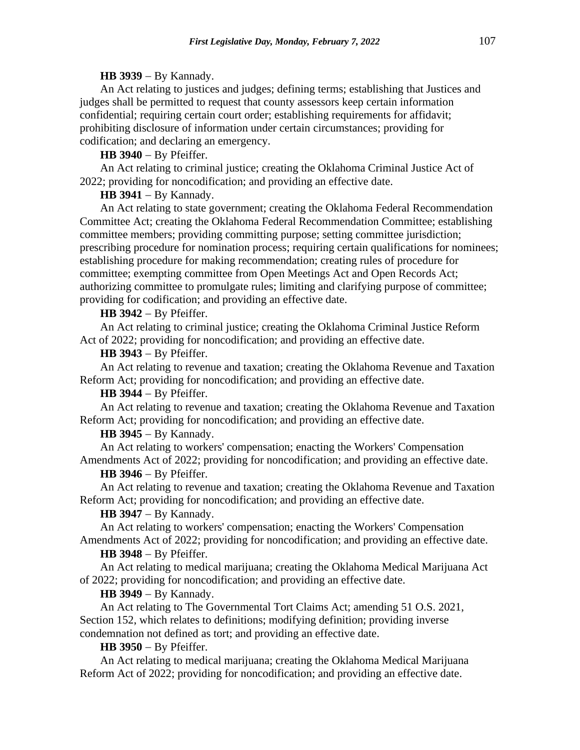**HB 3939** − By Kannady.

An Act relating to justices and judges; defining terms; establishing that Justices and judges shall be permitted to request that county assessors keep certain information confidential; requiring certain court order; establishing requirements for affidavit; prohibiting disclosure of information under certain circumstances; providing for codification; and declaring an emergency.

**HB 3940** − By Pfeiffer.

An Act relating to criminal justice; creating the Oklahoma Criminal Justice Act of 2022; providing for noncodification; and providing an effective date.

**HB 3941** − By Kannady.

An Act relating to state government; creating the Oklahoma Federal Recommendation Committee Act; creating the Oklahoma Federal Recommendation Committee; establishing committee members; providing committing purpose; setting committee jurisdiction; prescribing procedure for nomination process; requiring certain qualifications for nominees; establishing procedure for making recommendation; creating rules of procedure for committee; exempting committee from Open Meetings Act and Open Records Act; authorizing committee to promulgate rules; limiting and clarifying purpose of committee; providing for codification; and providing an effective date.

**HB 3942** − By Pfeiffer.

An Act relating to criminal justice; creating the Oklahoma Criminal Justice Reform Act of 2022; providing for noncodification; and providing an effective date.

**HB 3943** − By Pfeiffer.

An Act relating to revenue and taxation; creating the Oklahoma Revenue and Taxation Reform Act; providing for noncodification; and providing an effective date.

**HB 3944** − By Pfeiffer.

An Act relating to revenue and taxation; creating the Oklahoma Revenue and Taxation Reform Act; providing for noncodification; and providing an effective date.

**HB 3945** − By Kannady.

An Act relating to workers' compensation; enacting the Workers' Compensation Amendments Act of 2022; providing for noncodification; and providing an effective date.

**HB 3946** − By Pfeiffer.

An Act relating to revenue and taxation; creating the Oklahoma Revenue and Taxation Reform Act; providing for noncodification; and providing an effective date.

**HB 3947** − By Kannady.

An Act relating to workers' compensation; enacting the Workers' Compensation Amendments Act of 2022; providing for noncodification; and providing an effective date.

**HB 3948** − By Pfeiffer.

An Act relating to medical marijuana; creating the Oklahoma Medical Marijuana Act of 2022; providing for noncodification; and providing an effective date.

**HB 3949** − By Kannady.

An Act relating to The Governmental Tort Claims Act; amending 51 O.S. 2021, Section 152, which relates to definitions; modifying definition; providing inverse condemnation not defined as tort; and providing an effective date.

**HB 3950** − By Pfeiffer.

An Act relating to medical marijuana; creating the Oklahoma Medical Marijuana Reform Act of 2022; providing for noncodification; and providing an effective date.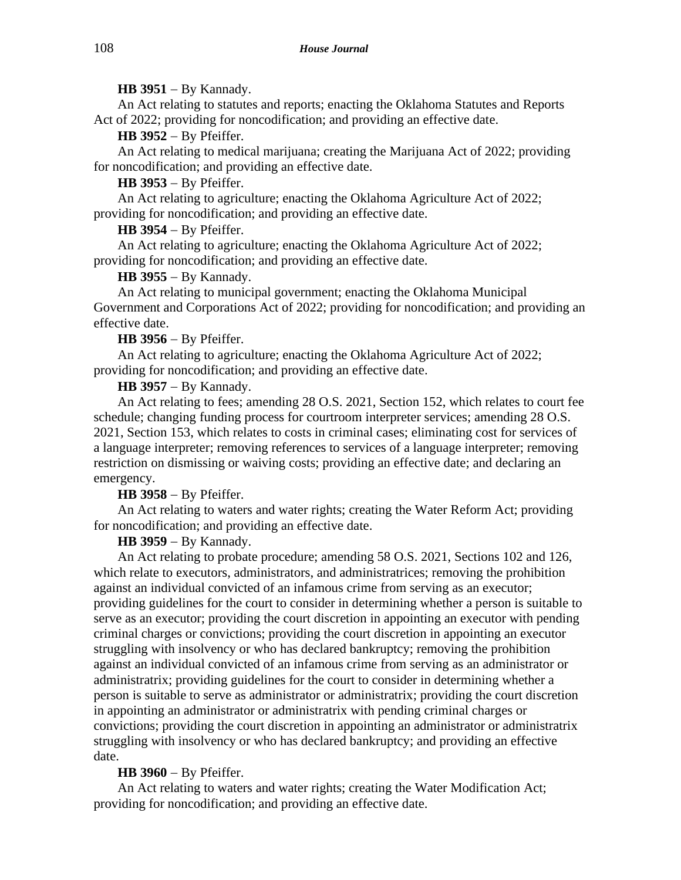**HB 3951** − By Kannady.

An Act relating to statutes and reports; enacting the Oklahoma Statutes and Reports Act of 2022; providing for noncodification; and providing an effective date.

**HB 3952** − By Pfeiffer.

An Act relating to medical marijuana; creating the Marijuana Act of 2022; providing for noncodification; and providing an effective date.

**HB 3953** − By Pfeiffer.

An Act relating to agriculture; enacting the Oklahoma Agriculture Act of 2022; providing for noncodification; and providing an effective date.

**HB 3954** − By Pfeiffer.

An Act relating to agriculture; enacting the Oklahoma Agriculture Act of 2022; providing for noncodification; and providing an effective date.

**HB 3955** − By Kannady.

An Act relating to municipal government; enacting the Oklahoma Municipal Government and Corporations Act of 2022; providing for noncodification; and providing an effective date.

**HB 3956** − By Pfeiffer.

An Act relating to agriculture; enacting the Oklahoma Agriculture Act of 2022; providing for noncodification; and providing an effective date.

**HB 3957** − By Kannady.

An Act relating to fees; amending 28 O.S. 2021, Section 152, which relates to court fee schedule; changing funding process for courtroom interpreter services; amending 28 O.S. 2021, Section 153, which relates to costs in criminal cases; eliminating cost for services of a language interpreter; removing references to services of a language interpreter; removing restriction on dismissing or waiving costs; providing an effective date; and declaring an emergency.

**HB 3958** − By Pfeiffer.

An Act relating to waters and water rights; creating the Water Reform Act; providing for noncodification; and providing an effective date.

**HB 3959** − By Kannady.

An Act relating to probate procedure; amending 58 O.S. 2021, Sections 102 and 126, which relate to executors, administrators, and administratrices; removing the prohibition against an individual convicted of an infamous crime from serving as an executor; providing guidelines for the court to consider in determining whether a person is suitable to serve as an executor; providing the court discretion in appointing an executor with pending criminal charges or convictions; providing the court discretion in appointing an executor struggling with insolvency or who has declared bankruptcy; removing the prohibition against an individual convicted of an infamous crime from serving as an administrator or administratrix; providing guidelines for the court to consider in determining whether a person is suitable to serve as administrator or administratrix; providing the court discretion in appointing an administrator or administratrix with pending criminal charges or convictions; providing the court discretion in appointing an administrator or administratrix struggling with insolvency or who has declared bankruptcy; and providing an effective date.

**HB 3960** − By Pfeiffer.

An Act relating to waters and water rights; creating the Water Modification Act; providing for noncodification; and providing an effective date.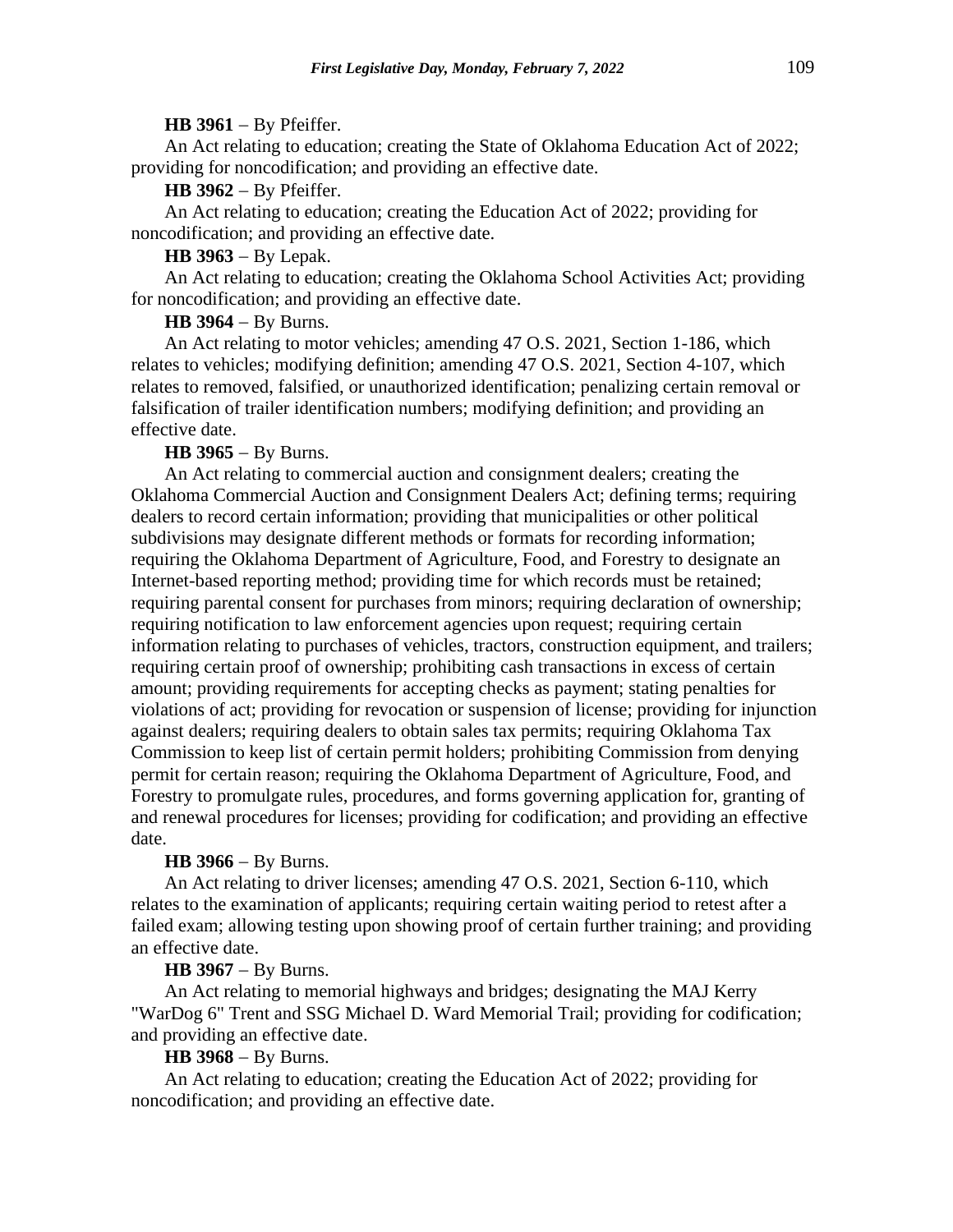**HB 3961** − By Pfeiffer.

An Act relating to education; creating the State of Oklahoma Education Act of 2022; providing for noncodification; and providing an effective date.

**HB 3962** − By Pfeiffer.

An Act relating to education; creating the Education Act of 2022; providing for noncodification; and providing an effective date.

**HB 3963** − By Lepak.

An Act relating to education; creating the Oklahoma School Activities Act; providing for noncodification; and providing an effective date.

**HB 3964** − By Burns.

An Act relating to motor vehicles; amending 47 O.S. 2021, Section 1-186, which relates to vehicles; modifying definition; amending 47 O.S. 2021, Section 4-107, which relates to removed, falsified, or unauthorized identification; penalizing certain removal or falsification of trailer identification numbers; modifying definition; and providing an effective date.

**HB 3965** − By Burns.

An Act relating to commercial auction and consignment dealers; creating the Oklahoma Commercial Auction and Consignment Dealers Act; defining terms; requiring dealers to record certain information; providing that municipalities or other political subdivisions may designate different methods or formats for recording information; requiring the Oklahoma Department of Agriculture, Food, and Forestry to designate an Internet-based reporting method; providing time for which records must be retained; requiring parental consent for purchases from minors; requiring declaration of ownership; requiring notification to law enforcement agencies upon request; requiring certain information relating to purchases of vehicles, tractors, construction equipment, and trailers; requiring certain proof of ownership; prohibiting cash transactions in excess of certain amount; providing requirements for accepting checks as payment; stating penalties for violations of act; providing for revocation or suspension of license; providing for injunction against dealers; requiring dealers to obtain sales tax permits; requiring Oklahoma Tax Commission to keep list of certain permit holders; prohibiting Commission from denying permit for certain reason; requiring the Oklahoma Department of Agriculture, Food, and Forestry to promulgate rules, procedures, and forms governing application for, granting of and renewal procedures for licenses; providing for codification; and providing an effective date.

**HB 3966** − By Burns.

An Act relating to driver licenses; amending 47 O.S. 2021, Section 6-110, which relates to the examination of applicants; requiring certain waiting period to retest after a failed exam; allowing testing upon showing proof of certain further training; and providing an effective date.

**HB 3967** − By Burns.

An Act relating to memorial highways and bridges; designating the MAJ Kerry "WarDog 6" Trent and SSG Michael D. Ward Memorial Trail; providing for codification; and providing an effective date.

**HB 3968** − By Burns.

An Act relating to education; creating the Education Act of 2022; providing for noncodification; and providing an effective date.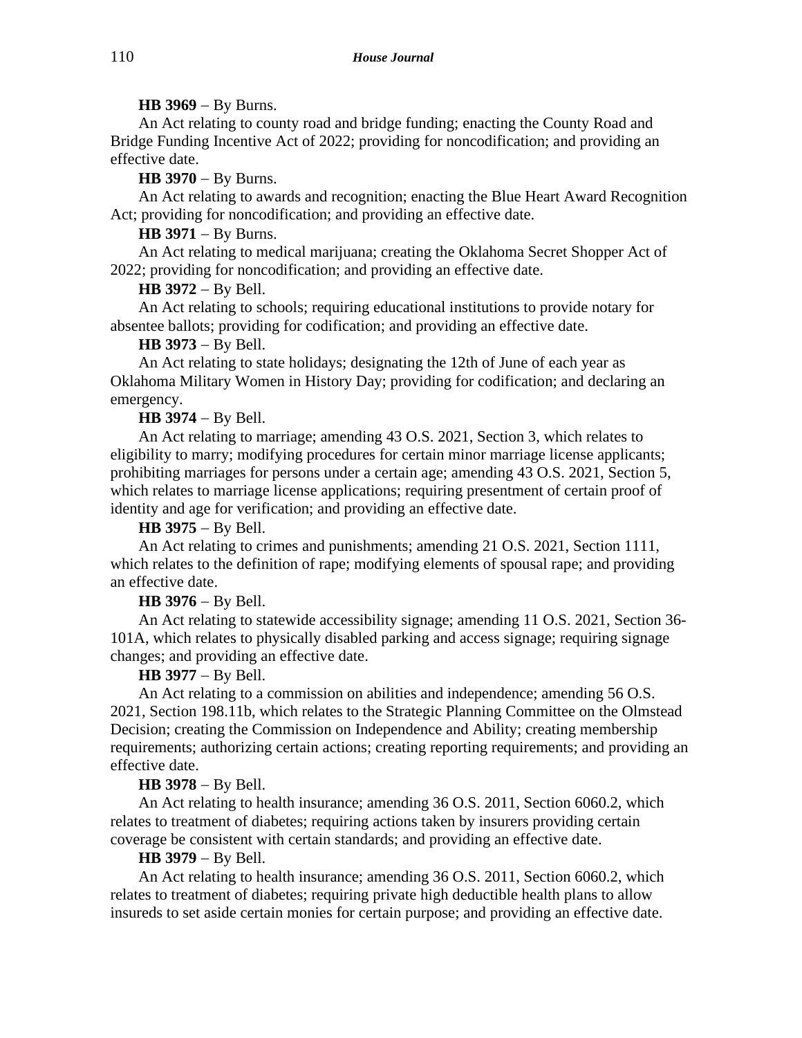**HB 3969** − By Burns.

An Act relating to county road and bridge funding; enacting the County Road and Bridge Funding Incentive Act of 2022; providing for noncodification; and providing an effective date.

**HB 3970** − By Burns.

An Act relating to awards and recognition; enacting the Blue Heart Award Recognition Act; providing for noncodification; and providing an effective date.

**HB 3971** − By Burns.

An Act relating to medical marijuana; creating the Oklahoma Secret Shopper Act of 2022; providing for noncodification; and providing an effective date.

**HB 3972** − By Bell.

An Act relating to schools; requiring educational institutions to provide notary for absentee ballots; providing for codification; and providing an effective date.

**HB 3973** − By Bell.

An Act relating to state holidays; designating the 12th of June of each year as Oklahoma Military Women in History Day; providing for codification; and declaring an emergency.

**HB 3974** − By Bell.

An Act relating to marriage; amending 43 O.S. 2021, Section 3, which relates to eligibility to marry; modifying procedures for certain minor marriage license applicants; prohibiting marriages for persons under a certain age; amending 43 O.S. 2021, Section 5, which relates to marriage license applications; requiring presentment of certain proof of identity and age for verification; and providing an effective date.

**HB 3975** − By Bell.

An Act relating to crimes and punishments; amending 21 O.S. 2021, Section 1111, which relates to the definition of rape; modifying elements of spousal rape; and providing an effective date.

**HB 3976** − By Bell.

An Act relating to statewide accessibility signage; amending 11 O.S. 2021, Section 36-101A, which relates to physically disabled parking and access signage; requiring signage changes; and providing an effective date.

**HB 3977** − By Bell.

An Act relating to a commission on abilities and independence; amending 56 O.S. 2021, Section 198.11b, which relates to the Strategic Planning Committee on the Olmstead Decision; creating the Commission on Independence and Ability; creating membership requirements; authorizing certain actions; creating reporting requirements; and providing an effective date.

**HB 3978** − By Bell.

An Act relating to health insurance; amending 36 O.S. 2011, Section 6060.2, which relates to treatment of diabetes; requiring actions taken by insurers providing certain coverage be consistent with certain standards; and providing an effective date.

**HB 3979** − By Bell.

An Act relating to health insurance; amending 36 O.S. 2011, Section 6060.2, which relates to treatment of diabetes; requiring private high deductible health plans to allow insureds to set aside certain monies for certain purpose; and providing an effective date.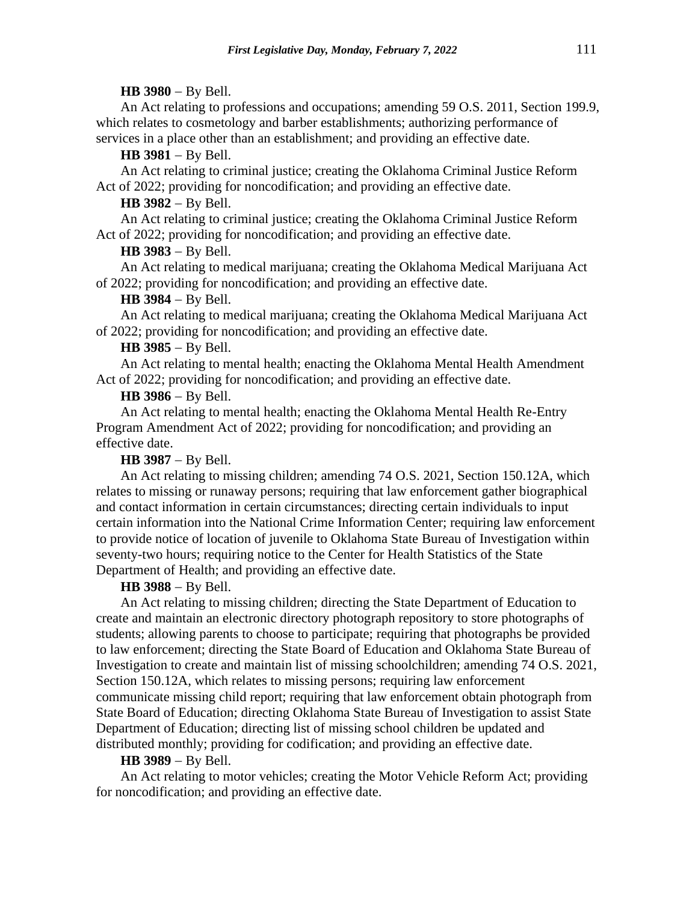**HB 3980** − By Bell.

An Act relating to professions and occupations; amending 59 O.S. 2011, Section 199.9, which relates to cosmetology and barber establishments; authorizing performance of services in a place other than an establishment; and providing an effective date.

**HB 3981** − By Bell.

An Act relating to criminal justice; creating the Oklahoma Criminal Justice Reform Act of 2022; providing for noncodification; and providing an effective date.

**HB 3982** − By Bell.

An Act relating to criminal justice; creating the Oklahoma Criminal Justice Reform Act of 2022; providing for noncodification; and providing an effective date.

**HB 3983** − By Bell.

An Act relating to medical marijuana; creating the Oklahoma Medical Marijuana Act of 2022; providing for noncodification; and providing an effective date.

**HB 3984** − By Bell.

An Act relating to medical marijuana; creating the Oklahoma Medical Marijuana Act of 2022; providing for noncodification; and providing an effective date.

**HB 3985** − By Bell.

An Act relating to mental health; enacting the Oklahoma Mental Health Amendment Act of 2022; providing for noncodification; and providing an effective date.

**HB 3986** − By Bell.

An Act relating to mental health; enacting the Oklahoma Mental Health Re-Entry Program Amendment Act of 2022; providing for noncodification; and providing an effective date.

**HB 3987** − By Bell.

An Act relating to missing children; amending 74 O.S. 2021, Section 150.12A, which relates to missing or runaway persons; requiring that law enforcement gather biographical and contact information in certain circumstances; directing certain individuals to input certain information into the National Crime Information Center; requiring law enforcement to provide notice of location of juvenile to Oklahoma State Bureau of Investigation within seventy-two hours; requiring notice to the Center for Health Statistics of the State Department of Health; and providing an effective date.

**HB 3988** − By Bell.

An Act relating to missing children; directing the State Department of Education to create and maintain an electronic directory photograph repository to store photographs of students; allowing parents to choose to participate; requiring that photographs be provided to law enforcement; directing the State Board of Education and Oklahoma State Bureau of Investigation to create and maintain list of missing schoolchildren; amending 74 O.S. 2021, Section 150.12A, which relates to missing persons; requiring law enforcement communicate missing child report; requiring that law enforcement obtain photograph from State Board of Education; directing Oklahoma State Bureau of Investigation to assist State Department of Education; directing list of missing school children be updated and distributed monthly; providing for codification; and providing an effective date.

**HB 3989** − By Bell.

An Act relating to motor vehicles; creating the Motor Vehicle Reform Act; providing for noncodification; and providing an effective date.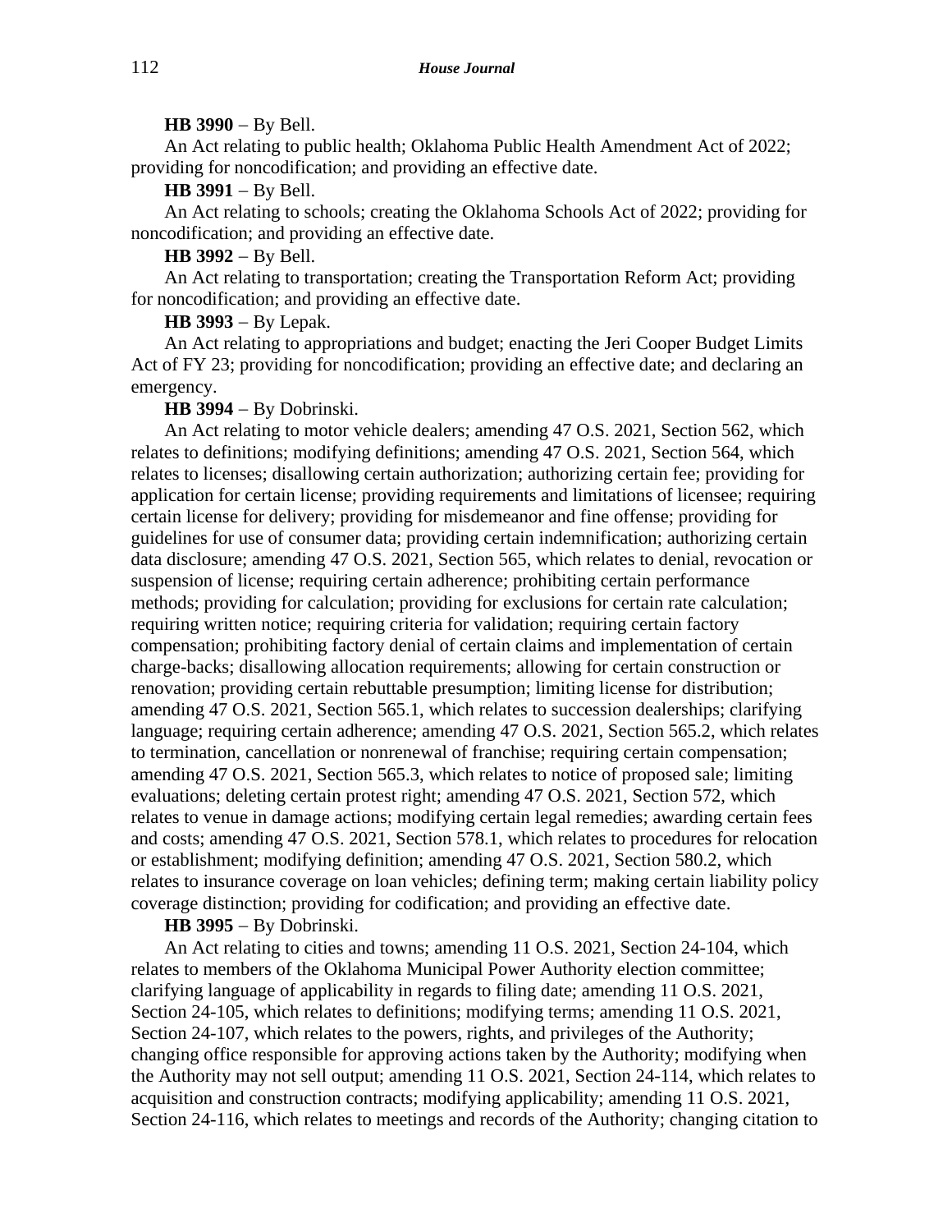**HB 3990** − By Bell.

An Act relating to public health; Oklahoma Public Health Amendment Act of 2022; providing for noncodification; and providing an effective date.

**HB 3991** − By Bell.

An Act relating to schools; creating the Oklahoma Schools Act of 2022; providing for noncodification; and providing an effective date.

**HB 3992** − By Bell.

An Act relating to transportation; creating the Transportation Reform Act; providing for noncodification; and providing an effective date.

**HB 3993** − By Lepak.

An Act relating to appropriations and budget; enacting the Jeri Cooper Budget Limits Act of FY 23; providing for noncodification; providing an effective date; and declaring an emergency.

**HB 3994** − By Dobrinski.

An Act relating to motor vehicle dealers; amending 47 O.S. 2021, Section 562, which relates to definitions; modifying definitions; amending 47 O.S. 2021, Section 564, which relates to licenses; disallowing certain authorization; authorizing certain fee; providing for application for certain license; providing requirements and limitations of licensee; requiring certain license for delivery; providing for misdemeanor and fine offense; providing for guidelines for use of consumer data; providing certain indemnification; authorizing certain data disclosure; amending 47 O.S. 2021, Section 565, which relates to denial, revocation or suspension of license; requiring certain adherence; prohibiting certain performance methods; providing for calculation; providing for exclusions for certain rate calculation; requiring written notice; requiring criteria for validation; requiring certain factory compensation; prohibiting factory denial of certain claims and implementation of certain charge-backs; disallowing allocation requirements; allowing for certain construction or renovation; providing certain rebuttable presumption; limiting license for distribution; amending 47 O.S. 2021, Section 565.1, which relates to succession dealerships; clarifying language; requiring certain adherence; amending 47 O.S. 2021, Section 565.2, which relates to termination, cancellation or nonrenewal of franchise; requiring certain compensation; amending 47 O.S. 2021, Section 565.3, which relates to notice of proposed sale; limiting evaluations; deleting certain protest right; amending 47 O.S. 2021, Section 572, which relates to venue in damage actions; modifying certain legal remedies; awarding certain fees and costs; amending 47 O.S. 2021, Section 578.1, which relates to procedures for relocation or establishment; modifying definition; amending 47 O.S. 2021, Section 580.2, which relates to insurance coverage on loan vehicles; defining term; making certain liability policy coverage distinction; providing for codification; and providing an effective date.

**HB 3995** − By Dobrinski.

An Act relating to cities and towns; amending 11 O.S. 2021, Section 24-104, which relates to members of the Oklahoma Municipal Power Authority election committee; clarifying language of applicability in regards to filing date; amending 11 O.S. 2021, Section 24-105, which relates to definitions; modifying terms; amending 11 O.S. 2021, Section 24-107, which relates to the powers, rights, and privileges of the Authority; changing office responsible for approving actions taken by the Authority; modifying when the Authority may not sell output; amending 11 O.S. 2021, Section 24-114, which relates to acquisition and construction contracts; modifying applicability; amending 11 O.S. 2021, Section 24-116, which relates to meetings and records of the Authority; changing citation to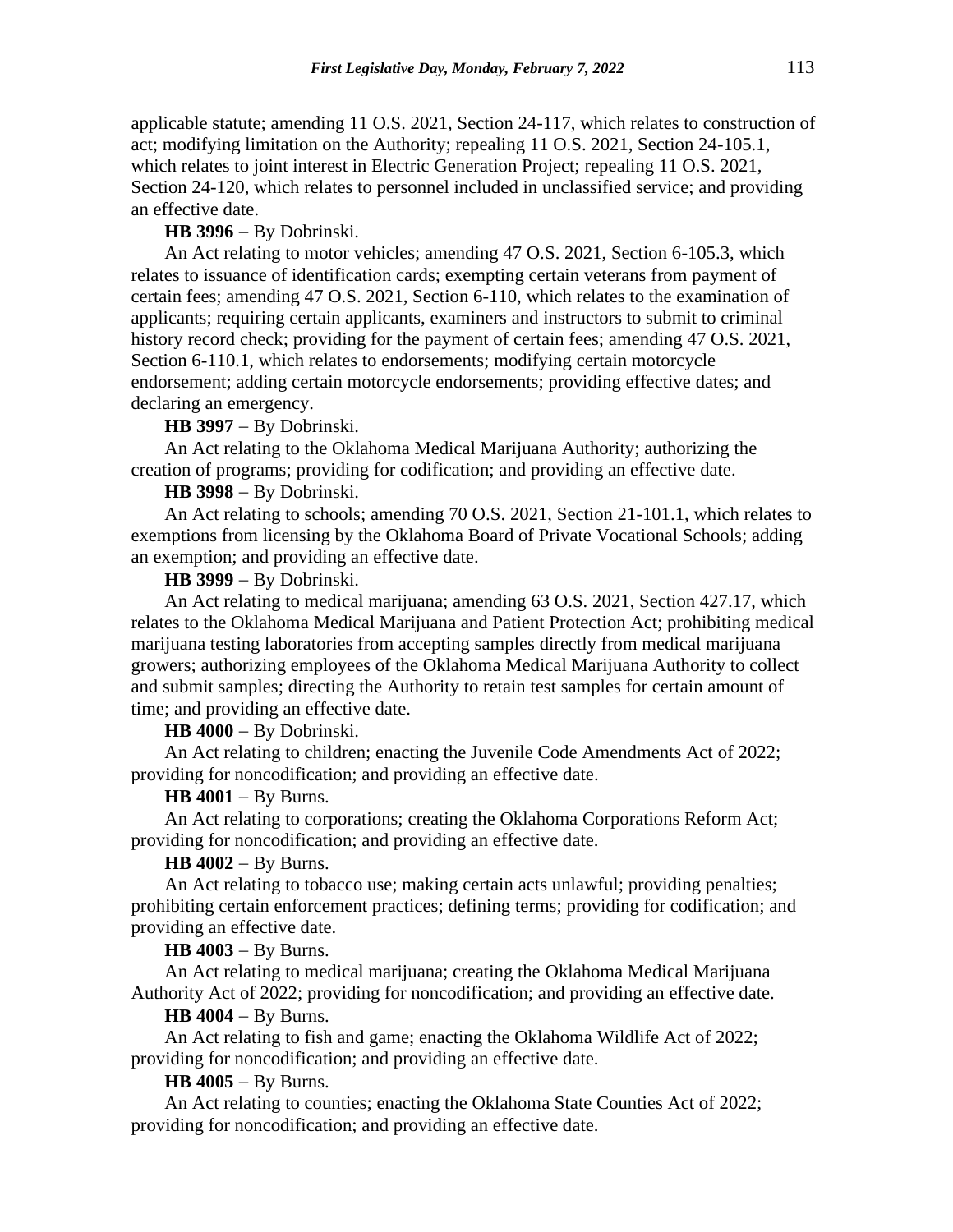applicable statute; amending 11 O.S. 2021, Section 24-117, which relates to construction of act; modifying limitation on the Authority; repealing 11 O.S. 2021, Section 24-105.1, which relates to joint interest in Electric Generation Project; repealing 11 O.S. 2021, Section 24-120, which relates to personnel included in unclassified service; and providing an effective date.

**HB 3996** − By Dobrinski.

An Act relating to motor vehicles; amending 47 O.S. 2021, Section 6-105.3, which relates to issuance of identification cards; exempting certain veterans from payment of certain fees; amending 47 O.S. 2021, Section 6-110, which relates to the examination of applicants; requiring certain applicants, examiners and instructors to submit to criminal history record check; providing for the payment of certain fees; amending 47 O.S. 2021, Section 6-110.1, which relates to endorsements; modifying certain motorcycle endorsement; adding certain motorcycle endorsements; providing effective dates; and declaring an emergency.

**HB 3997** − By Dobrinski.

An Act relating to the Oklahoma Medical Marijuana Authority; authorizing the creation of programs; providing for codification; and providing an effective date.

**HB 3998** − By Dobrinski.

An Act relating to schools; amending 70 O.S. 2021, Section 21-101.1, which relates to exemptions from licensing by the Oklahoma Board of Private Vocational Schools; adding an exemption; and providing an effective date.

**HB 3999** − By Dobrinski.

An Act relating to medical marijuana; amending 63 O.S. 2021, Section 427.17, which relates to the Oklahoma Medical Marijuana and Patient Protection Act; prohibiting medical marijuana testing laboratories from accepting samples directly from medical marijuana growers; authorizing employees of the Oklahoma Medical Marijuana Authority to collect and submit samples; directing the Authority to retain test samples for certain amount of time; and providing an effective date.

**HB 4000** − By Dobrinski.

An Act relating to children; enacting the Juvenile Code Amendments Act of 2022; providing for noncodification; and providing an effective date.

**HB 4001** − By Burns.

An Act relating to corporations; creating the Oklahoma Corporations Reform Act; providing for noncodification; and providing an effective date.

**HB 4002** − By Burns.

An Act relating to tobacco use; making certain acts unlawful; providing penalties; prohibiting certain enforcement practices; defining terms; providing for codification; and providing an effective date.

**HB 4003** − By Burns.

An Act relating to medical marijuana; creating the Oklahoma Medical Marijuana Authority Act of 2022; providing for noncodification; and providing an effective date.

**HB 4004** − By Burns.

An Act relating to fish and game; enacting the Oklahoma Wildlife Act of 2022; providing for noncodification; and providing an effective date.

**HB 4005** − By Burns.

An Act relating to counties; enacting the Oklahoma State Counties Act of 2022; providing for noncodification; and providing an effective date.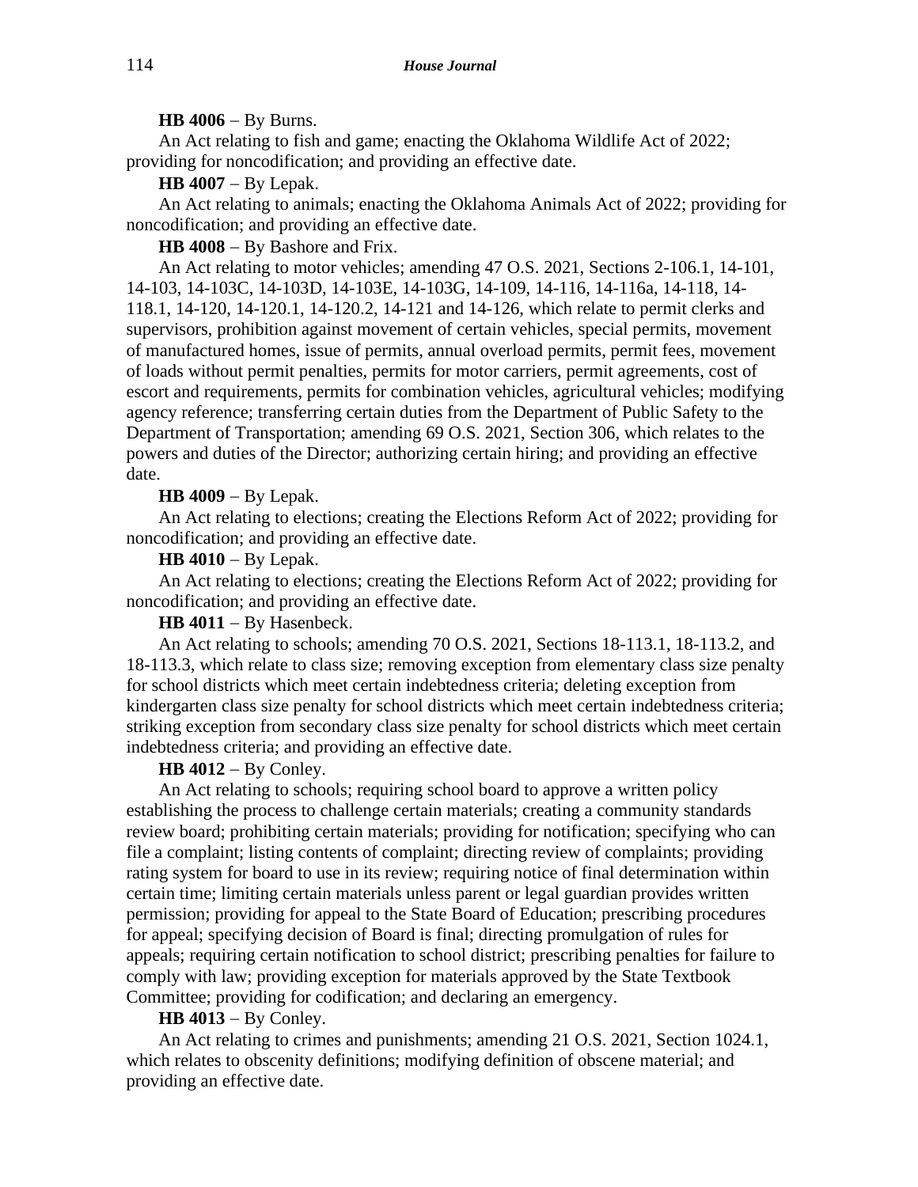**HB 4006** − By Burns.

An Act relating to fish and game; enacting the Oklahoma Wildlife Act of 2022; providing for noncodification; and providing an effective date.

**HB 4007** − By Lepak.

An Act relating to animals; enacting the Oklahoma Animals Act of 2022; providing for noncodification; and providing an effective date.

**HB 4008** − By Bashore and Frix.

An Act relating to motor vehicles; amending 47 O.S. 2021, Sections 2-106.1, 14-101, 14-103, 14-103C, 14-103D, 14-103E, 14-103G, 14-109, 14-116, 14-116a, 14-118, 14-118.1, 14-120, 14-120.1, 14-120.2, 14-121 and 14-126, which relate to permit clerks and supervisors, prohibition against movement of certain vehicles, special permits, movement of manufactured homes, issue of permits, annual overload permits, permit fees, movement of loads without permit penalties, permits for motor carriers, permit agreements, cost of escort and requirements, permits for combination vehicles, agricultural vehicles; modifying agency reference; transferring certain duties from the Department of Public Safety to the Department of Transportation; amending 69 O.S. 2021, Section 306, which relates to the powers and duties of the Director; authorizing certain hiring; and providing an effective date.

**HB 4009** − By Lepak.

An Act relating to elections; creating the Elections Reform Act of 2022; providing for noncodification; and providing an effective date.

**HB 4010** − By Lepak.

An Act relating to elections; creating the Elections Reform Act of 2022; providing for noncodification; and providing an effective date.

**HB 4011** − By Hasenbeck.

An Act relating to schools; amending 70 O.S. 2021, Sections 18-113.1, 18-113.2, and 18-113.3, which relate to class size; removing exception from elementary class size penalty for school districts which meet certain indebtedness criteria; deleting exception from kindergarten class size penalty for school districts which meet certain indebtedness criteria; striking exception from secondary class size penalty for school districts which meet certain indebtedness criteria; and providing an effective date.

**HB 4012** − By Conley.

An Act relating to schools; requiring school board to approve a written policy establishing the process to challenge certain materials; creating a community standards review board; prohibiting certain materials; providing for notification; specifying who can file a complaint; listing contents of complaint; directing review of complaints; providing rating system for board to use in its review; requiring notice of final determination within certain time; limiting certain materials unless parent or legal guardian provides written permission; providing for appeal to the State Board of Education; prescribing procedures for appeal; specifying decision of Board is final; directing promulgation of rules for appeals; requiring certain notification to school district; prescribing penalties for failure to comply with law; providing exception for materials approved by the State Textbook Committee; providing for codification; and declaring an emergency.

**HB 4013** − By Conley.

An Act relating to crimes and punishments; amending 21 O.S. 2021, Section 1024.1, which relates to obscenity definitions; modifying definition of obscene material; and providing an effective date.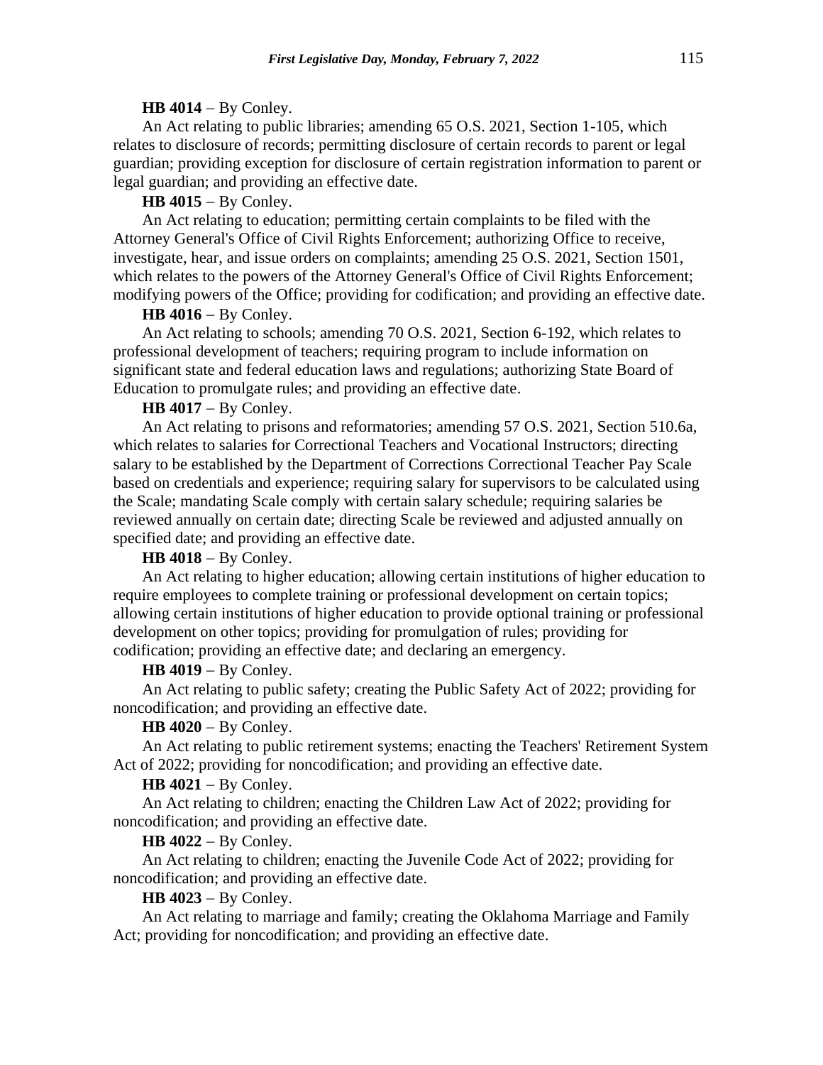**HB 4014** − By Conley.

An Act relating to public libraries; amending 65 O.S. 2021, Section 1-105, which relates to disclosure of records; permitting disclosure of certain records to parent or legal guardian; providing exception for disclosure of certain registration information to parent or legal guardian; and providing an effective date.

**HB 4015** − By Conley.

An Act relating to education; permitting certain complaints to be filed with the Attorney General's Office of Civil Rights Enforcement; authorizing Office to receive, investigate, hear, and issue orders on complaints; amending 25 O.S. 2021, Section 1501, which relates to the powers of the Attorney General's Office of Civil Rights Enforcement; modifying powers of the Office; providing for codification; and providing an effective date.

**HB 4016** − By Conley.

An Act relating to schools; amending 70 O.S. 2021, Section 6-192, which relates to professional development of teachers; requiring program to include information on significant state and federal education laws and regulations; authorizing State Board of Education to promulgate rules; and providing an effective date.

**HB 4017** − By Conley.

An Act relating to prisons and reformatories; amending 57 O.S. 2021, Section 510.6a, which relates to salaries for Correctional Teachers and Vocational Instructors; directing salary to be established by the Department of Corrections Correctional Teacher Pay Scale based on credentials and experience; requiring salary for supervisors to be calculated using the Scale; mandating Scale comply with certain salary schedule; requiring salaries be reviewed annually on certain date; directing Scale be reviewed and adjusted annually on specified date; and providing an effective date.

**HB 4018** − By Conley.

An Act relating to higher education; allowing certain institutions of higher education to require employees to complete training or professional development on certain topics; allowing certain institutions of higher education to provide optional training or professional development on other topics; providing for promulgation of rules; providing for codification; providing an effective date; and declaring an emergency.

**HB 4019** − By Conley.

An Act relating to public safety; creating the Public Safety Act of 2022; providing for noncodification; and providing an effective date.

**HB 4020** − By Conley.

An Act relating to public retirement systems; enacting the Teachers' Retirement System Act of 2022; providing for noncodification; and providing an effective date.

**HB 4021** − By Conley.

An Act relating to children; enacting the Children Law Act of 2022; providing for noncodification; and providing an effective date.

**HB 4022** − By Conley.

An Act relating to children; enacting the Juvenile Code Act of 2022; providing for noncodification; and providing an effective date.

**HB 4023** − By Conley.

An Act relating to marriage and family; creating the Oklahoma Marriage and Family Act; providing for noncodification; and providing an effective date.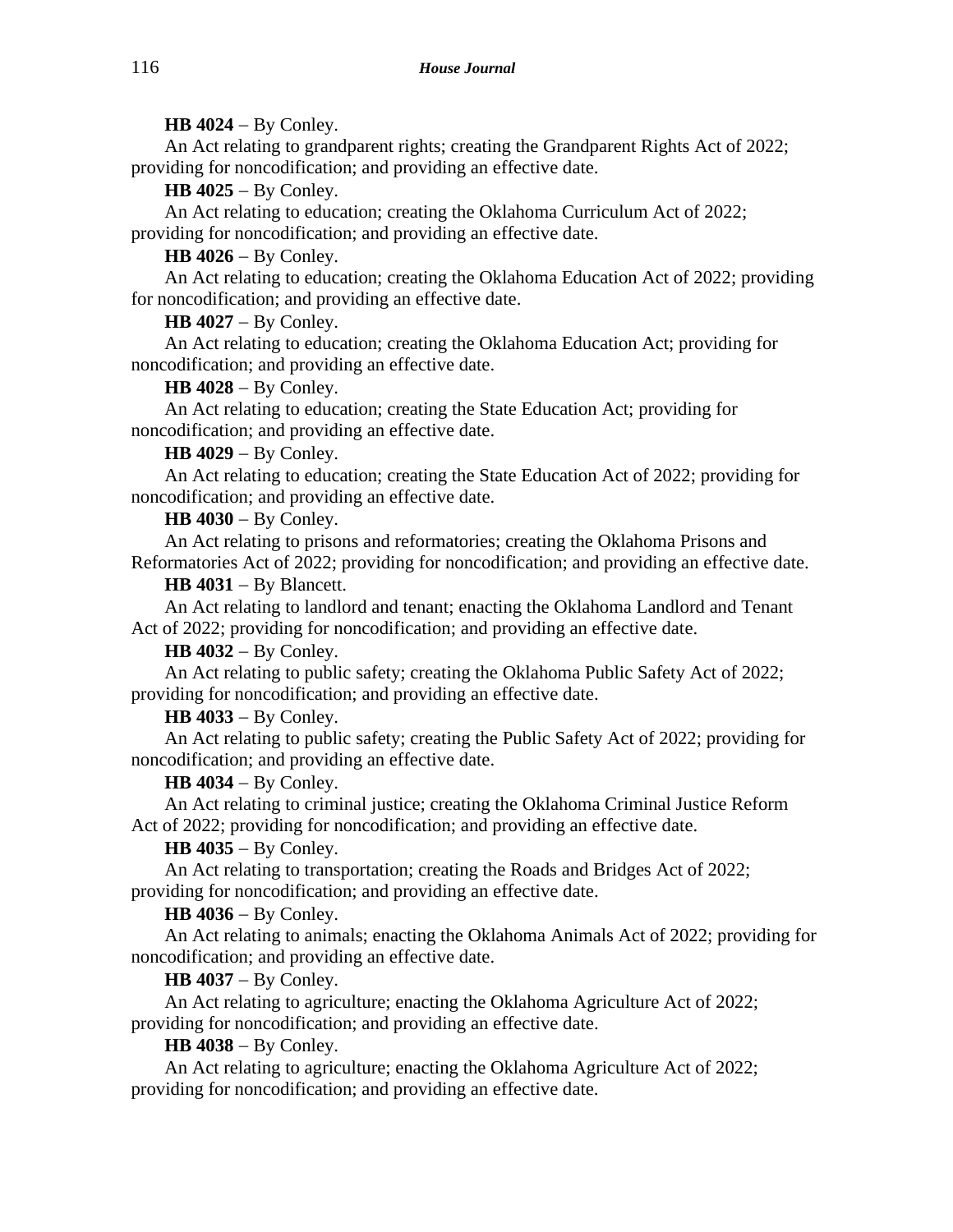**HB 4024** − By Conley.

An Act relating to grandparent rights; creating the Grandparent Rights Act of 2022; providing for noncodification; and providing an effective date.

**HB 4025** − By Conley.

An Act relating to education; creating the Oklahoma Curriculum Act of 2022; providing for noncodification; and providing an effective date.

**HB 4026** − By Conley.

An Act relating to education; creating the Oklahoma Education Act of 2022; providing for noncodification; and providing an effective date.

**HB 4027** − By Conley.

An Act relating to education; creating the Oklahoma Education Act; providing for noncodification; and providing an effective date.

**HB 4028** − By Conley.

An Act relating to education; creating the State Education Act; providing for noncodification; and providing an effective date.

**HB 4029** − By Conley.

An Act relating to education; creating the State Education Act of 2022; providing for noncodification; and providing an effective date.

**HB 4030** − By Conley.

An Act relating to prisons and reformatories; creating the Oklahoma Prisons and Reformatories Act of 2022; providing for noncodification; and providing an effective date.

**HB 4031** − By Blancett.

An Act relating to landlord and tenant; enacting the Oklahoma Landlord and Tenant Act of 2022; providing for noncodification; and providing an effective date.

**HB 4032** − By Conley.

An Act relating to public safety; creating the Oklahoma Public Safety Act of 2022; providing for noncodification; and providing an effective date.

**HB 4033** − By Conley.

An Act relating to public safety; creating the Public Safety Act of 2022; providing for noncodification; and providing an effective date.

**HB 4034** − By Conley.

An Act relating to criminal justice; creating the Oklahoma Criminal Justice Reform Act of 2022; providing for noncodification; and providing an effective date.

**HB 4035** − By Conley.

An Act relating to transportation; creating the Roads and Bridges Act of 2022; providing for noncodification; and providing an effective date.

**HB 4036** − By Conley.

An Act relating to animals; enacting the Oklahoma Animals Act of 2022; providing for noncodification; and providing an effective date.

**HB 4037** − By Conley.

An Act relating to agriculture; enacting the Oklahoma Agriculture Act of 2022; providing for noncodification; and providing an effective date.

**HB 4038** − By Conley.

An Act relating to agriculture; enacting the Oklahoma Agriculture Act of 2022; providing for noncodification; and providing an effective date.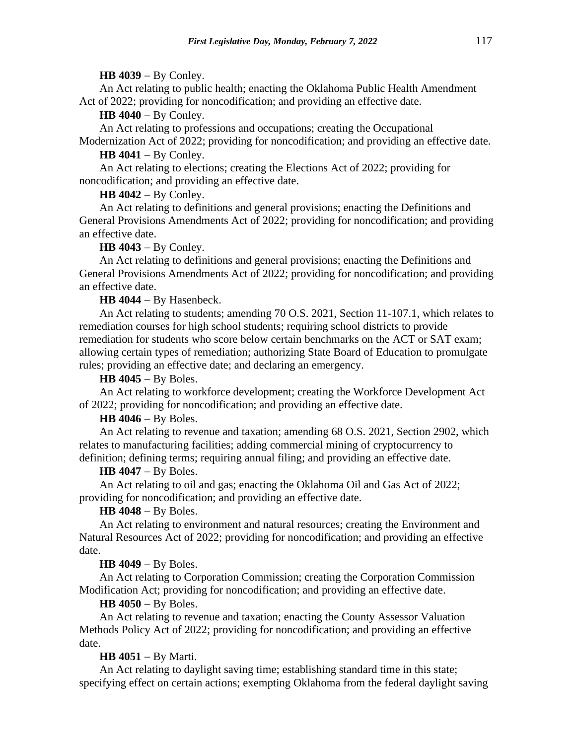**HB 4039** − By Conley.

An Act relating to public health; enacting the Oklahoma Public Health Amendment Act of 2022; providing for noncodification; and providing an effective date.

**HB 4040** − By Conley.

An Act relating to professions and occupations; creating the Occupational Modernization Act of 2022; providing for noncodification; and providing an effective date.

**HB 4041** − By Conley.

An Act relating to elections; creating the Elections Act of 2022; providing for noncodification; and providing an effective date.

**HB 4042** − By Conley.

An Act relating to definitions and general provisions; enacting the Definitions and General Provisions Amendments Act of 2022; providing for noncodification; and providing an effective date.

**HB 4043** − By Conley.

An Act relating to definitions and general provisions; enacting the Definitions and General Provisions Amendments Act of 2022; providing for noncodification; and providing an effective date.

**HB 4044** − By Hasenbeck.

An Act relating to students; amending 70 O.S. 2021, Section 11-107.1, which relates to remediation courses for high school students; requiring school districts to provide remediation for students who score below certain benchmarks on the ACT or SAT exam; allowing certain types of remediation; authorizing State Board of Education to promulgate rules; providing an effective date; and declaring an emergency.

**HB 4045** − By Boles.

An Act relating to workforce development; creating the Workforce Development Act of 2022; providing for noncodification; and providing an effective date.

**HB 4046** − By Boles.

An Act relating to revenue and taxation; amending 68 O.S. 2021, Section 2902, which relates to manufacturing facilities; adding commercial mining of cryptocurrency to definition; defining terms; requiring annual filing; and providing an effective date.

**HB 4047** − By Boles.

An Act relating to oil and gas; enacting the Oklahoma Oil and Gas Act of 2022; providing for noncodification; and providing an effective date.

**HB 4048** − By Boles.

An Act relating to environment and natural resources; creating the Environment and Natural Resources Act of 2022; providing for noncodification; and providing an effective date.

**HB 4049** − By Boles.

An Act relating to Corporation Commission; creating the Corporation Commission Modification Act; providing for noncodification; and providing an effective date.

**HB 4050** − By Boles.

An Act relating to revenue and taxation; enacting the County Assessor Valuation Methods Policy Act of 2022; providing for noncodification; and providing an effective date.

**HB 4051** − By Marti.

An Act relating to daylight saving time; establishing standard time in this state; specifying effect on certain actions; exempting Oklahoma from the federal daylight saving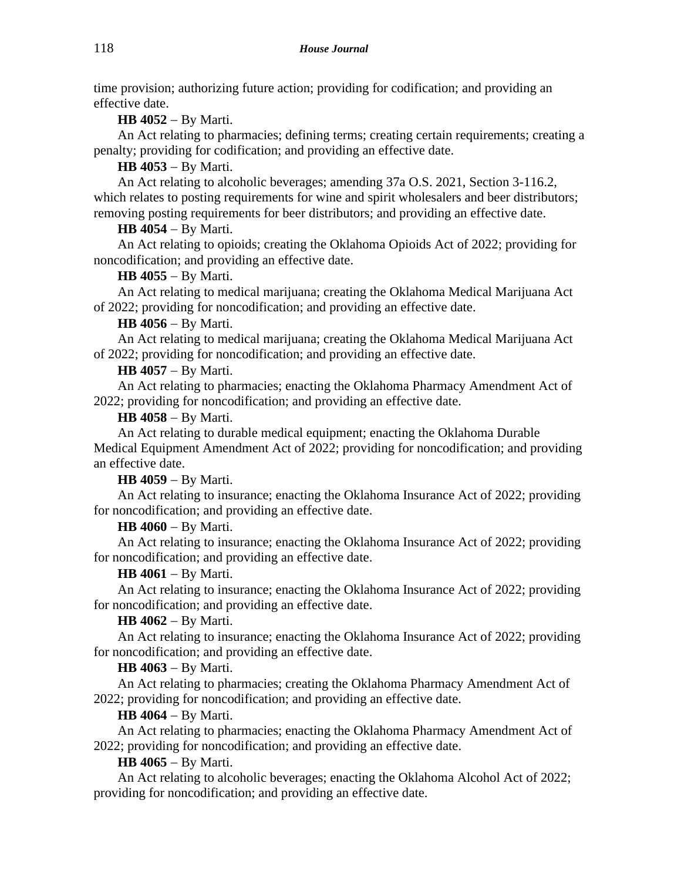time provision; authorizing future action; providing for codification; and providing an effective date.

**HB 4052** − By Marti.

An Act relating to pharmacies; defining terms; creating certain requirements; creating a penalty; providing for codification; and providing an effective date.

**HB 4053** − By Marti.

An Act relating to alcoholic beverages; amending 37a O.S. 2021, Section 3-116.2, which relates to posting requirements for wine and spirit wholesalers and beer distributors; removing posting requirements for beer distributors; and providing an effective date.

**HB 4054** − By Marti.

An Act relating to opioids; creating the Oklahoma Opioids Act of 2022; providing for noncodification; and providing an effective date.

**HB 4055** − By Marti.

An Act relating to medical marijuana; creating the Oklahoma Medical Marijuana Act of 2022; providing for noncodification; and providing an effective date.

**HB 4056** − By Marti.

An Act relating to medical marijuana; creating the Oklahoma Medical Marijuana Act of 2022; providing for noncodification; and providing an effective date.

**HB 4057** − By Marti.

An Act relating to pharmacies; enacting the Oklahoma Pharmacy Amendment Act of 2022; providing for noncodification; and providing an effective date.

**HB 4058** − By Marti.

An Act relating to durable medical equipment; enacting the Oklahoma Durable Medical Equipment Amendment Act of 2022; providing for noncodification; and providing an effective date.

**HB 4059** − By Marti.

An Act relating to insurance; enacting the Oklahoma Insurance Act of 2022; providing for noncodification; and providing an effective date.

**HB 4060** − By Marti.

An Act relating to insurance; enacting the Oklahoma Insurance Act of 2022; providing for noncodification; and providing an effective date.

**HB 4061** − By Marti.

An Act relating to insurance; enacting the Oklahoma Insurance Act of 2022; providing for noncodification; and providing an effective date.

**HB 4062** − By Marti.

An Act relating to insurance; enacting the Oklahoma Insurance Act of 2022; providing for noncodification; and providing an effective date.

**HB 4063** − By Marti.

An Act relating to pharmacies; creating the Oklahoma Pharmacy Amendment Act of 2022; providing for noncodification; and providing an effective date.

**HB 4064** − By Marti.

An Act relating to pharmacies; enacting the Oklahoma Pharmacy Amendment Act of 2022; providing for noncodification; and providing an effective date.

**HB 4065** − By Marti.

An Act relating to alcoholic beverages; enacting the Oklahoma Alcohol Act of 2022; providing for noncodification; and providing an effective date.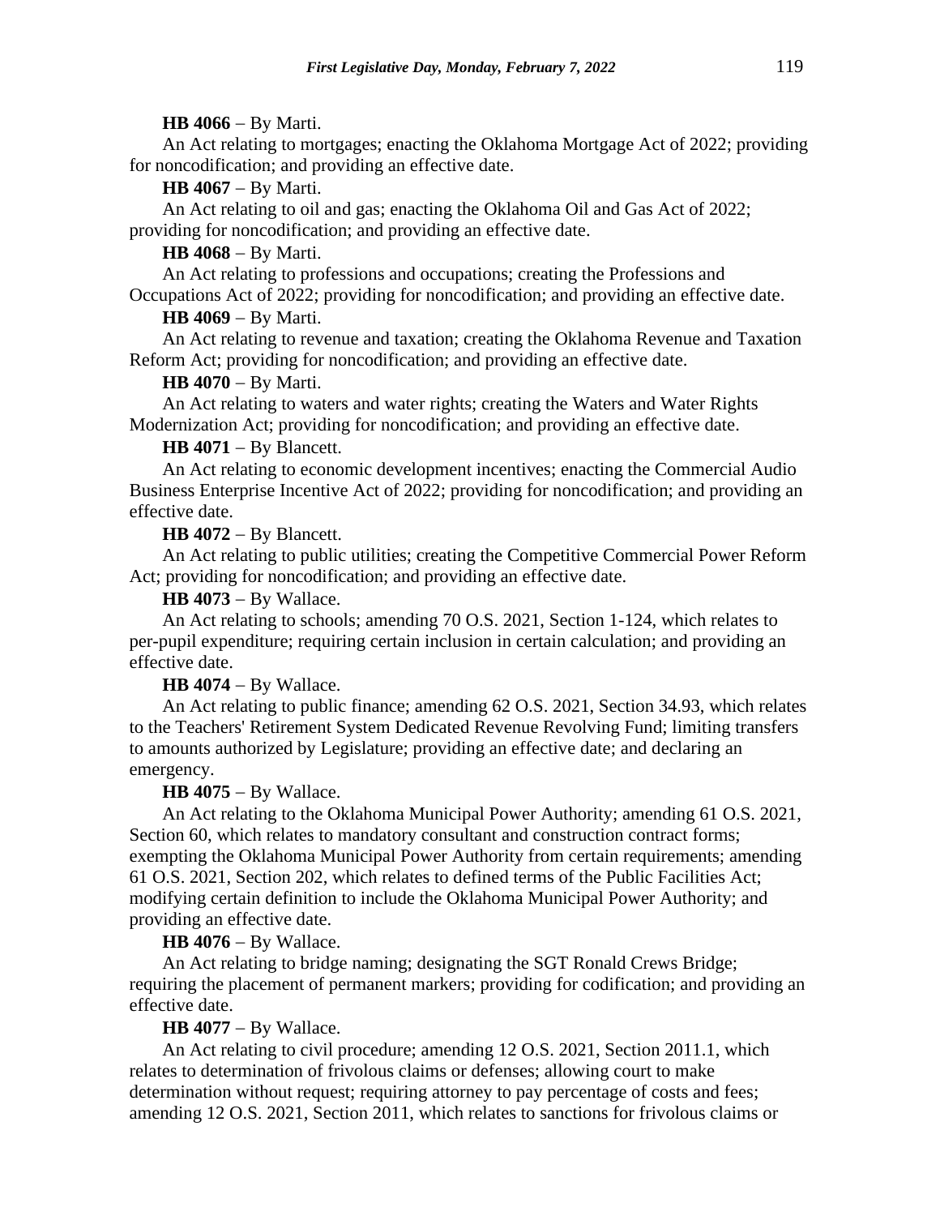**HB 4066** − By Marti.

An Act relating to mortgages; enacting the Oklahoma Mortgage Act of 2022; providing for noncodification; and providing an effective date.

**HB 4067** − By Marti.

An Act relating to oil and gas; enacting the Oklahoma Oil and Gas Act of 2022; providing for noncodification; and providing an effective date.

**HB 4068** − By Marti.

An Act relating to professions and occupations; creating the Professions and Occupations Act of 2022; providing for noncodification; and providing an effective date.

**HB 4069** − By Marti.

An Act relating to revenue and taxation; creating the Oklahoma Revenue and Taxation Reform Act; providing for noncodification; and providing an effective date.

**HB 4070** − By Marti.

An Act relating to waters and water rights; creating the Waters and Water Rights Modernization Act; providing for noncodification; and providing an effective date.

**HB 4071** − By Blancett.

An Act relating to economic development incentives; enacting the Commercial Audio Business Enterprise Incentive Act of 2022; providing for noncodification; and providing an effective date.

**HB 4072** − By Blancett.

An Act relating to public utilities; creating the Competitive Commercial Power Reform Act; providing for noncodification; and providing an effective date.

**HB 4073** − By Wallace.

An Act relating to schools; amending 70 O.S. 2021, Section 1-124, which relates to per-pupil expenditure; requiring certain inclusion in certain calculation; and providing an effective date.

**HB 4074** − By Wallace.

An Act relating to public finance; amending 62 O.S. 2021, Section 34.93, which relates to the Teachers' Retirement System Dedicated Revenue Revolving Fund; limiting transfers to amounts authorized by Legislature; providing an effective date; and declaring an emergency.

**HB 4075** − By Wallace.

An Act relating to the Oklahoma Municipal Power Authority; amending 61 O.S. 2021, Section 60, which relates to mandatory consultant and construction contract forms; exempting the Oklahoma Municipal Power Authority from certain requirements; amending 61 O.S. 2021, Section 202, which relates to defined terms of the Public Facilities Act; modifying certain definition to include the Oklahoma Municipal Power Authority; and providing an effective date.

**HB 4076** − By Wallace.

An Act relating to bridge naming; designating the SGT Ronald Crews Bridge; requiring the placement of permanent markers; providing for codification; and providing an effective date.

**HB 4077** − By Wallace.

An Act relating to civil procedure; amending 12 O.S. 2021, Section 2011.1, which relates to determination of frivolous claims or defenses; allowing court to make determination without request; requiring attorney to pay percentage of costs and fees; amending 12 O.S. 2021, Section 2011, which relates to sanctions for frivolous claims or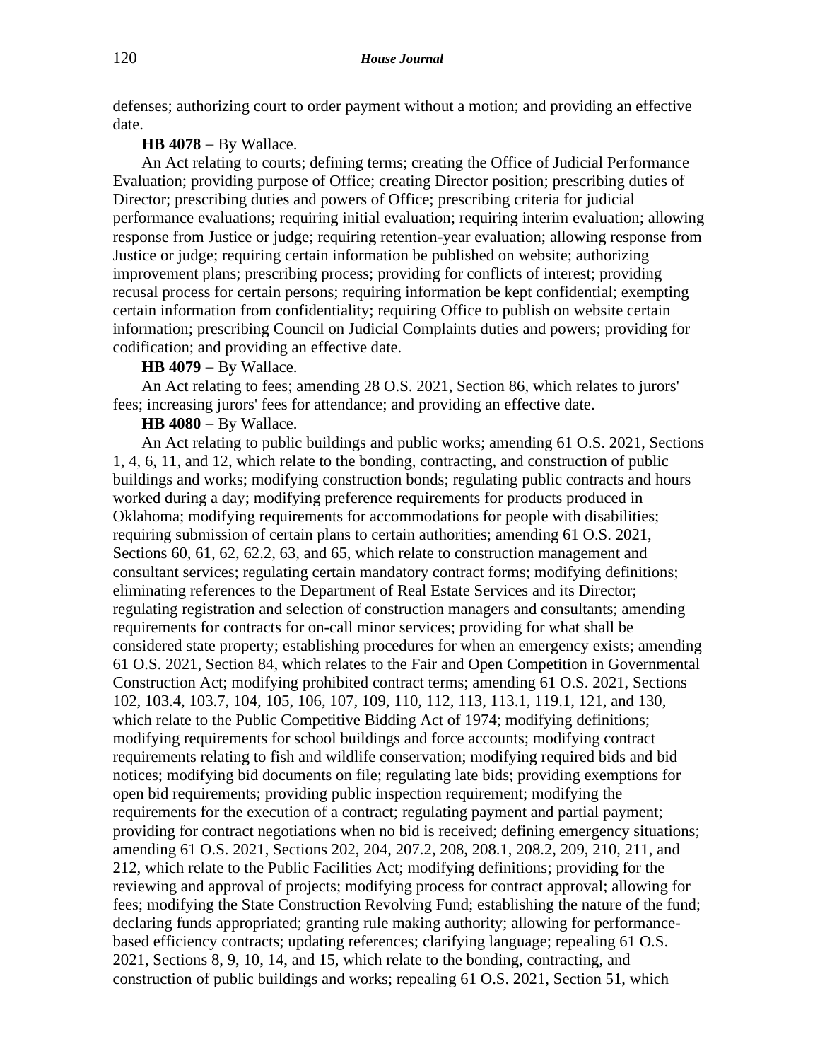defenses; authorizing court to order payment without a motion; and providing an effective date.

**HB 4078** − By Wallace.

An Act relating to courts; defining terms; creating the Office of Judicial Performance Evaluation; providing purpose of Office; creating Director position; prescribing duties of Director; prescribing duties and powers of Office; prescribing criteria for judicial performance evaluations; requiring initial evaluation; requiring interim evaluation; allowing response from Justice or judge; requiring retention-year evaluation; allowing response from Justice or judge; requiring certain information be published on website; authorizing improvement plans; prescribing process; providing for conflicts of interest; providing recusal process for certain persons; requiring information be kept confidential; exempting certain information from confidentiality; requiring Office to publish on website certain information; prescribing Council on Judicial Complaints duties and powers; providing for codification; and providing an effective date.

**HB 4079** − By Wallace.

An Act relating to fees; amending 28 O.S. 2021, Section 86, which relates to jurors' fees; increasing jurors' fees for attendance; and providing an effective date.

**HB 4080** − By Wallace.

An Act relating to public buildings and public works; amending 61 O.S. 2021, Sections 1, 4, 6, 11, and 12, which relate to the bonding, contracting, and construction of public buildings and works; modifying construction bonds; regulating public contracts and hours worked during a day; modifying preference requirements for products produced in Oklahoma; modifying requirements for accommodations for people with disabilities; requiring submission of certain plans to certain authorities; amending 61 O.S. 2021, Sections 60, 61, 62, 62.2, 63, and 65, which relate to construction management and consultant services; regulating certain mandatory contract forms; modifying definitions; eliminating references to the Department of Real Estate Services and its Director; regulating registration and selection of construction managers and consultants; amending requirements for contracts for on-call minor services; providing for what shall be considered state property; establishing procedures for when an emergency exists; amending 61 O.S. 2021, Section 84, which relates to the Fair and Open Competition in Governmental Construction Act; modifying prohibited contract terms; amending 61 O.S. 2021, Sections 102, 103.4, 103.7, 104, 105, 106, 107, 109, 110, 112, 113, 113.1, 119.1, 121, and 130, which relate to the Public Competitive Bidding Act of 1974; modifying definitions; modifying requirements for school buildings and force accounts; modifying contract requirements relating to fish and wildlife conservation; modifying required bids and bid notices; modifying bid documents on file; regulating late bids; providing exemptions for open bid requirements; providing public inspection requirement; modifying the requirements for the execution of a contract; regulating payment and partial payment; providing for contract negotiations when no bid is received; defining emergency situations; amending 61 O.S. 2021, Sections 202, 204, 207.2, 208, 208.1, 208.2, 209, 210, 211, and 212, which relate to the Public Facilities Act; modifying definitions; providing for the reviewing and approval of projects; modifying process for contract approval; allowing for fees; modifying the State Construction Revolving Fund; establishing the nature of the fund; declaring funds appropriated; granting rule making authority; allowing for performance-based efficiency contracts; updating references; clarifying language; repealing 61 O.S. 2021, Sections 8, 9, 10, 14, and 15, which relate to the bonding, contracting, and construction of public buildings and works; repealing 61 O.S. 2021, Section 51, which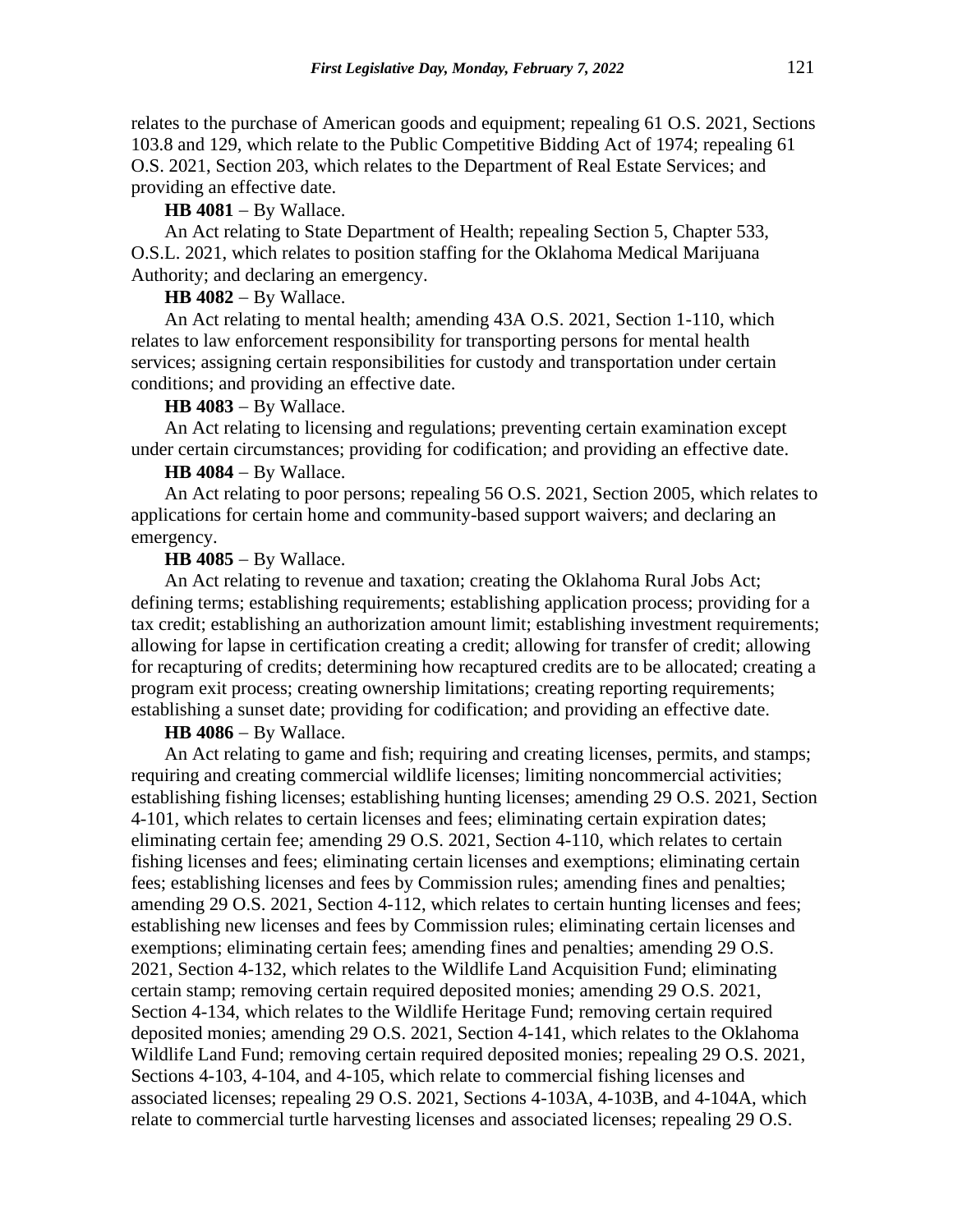relates to the purchase of American goods and equipment; repealing 61 O.S. 2021, Sections 103.8 and 129, which relate to the Public Competitive Bidding Act of 1974; repealing 61 O.S. 2021, Section 203, which relates to the Department of Real Estate Services; and providing an effective date.

**HB 4081** − By Wallace.

An Act relating to State Department of Health; repealing Section 5, Chapter 533, O.S.L. 2021, which relates to position staffing for the Oklahoma Medical Marijuana Authority; and declaring an emergency.

**HB 4082** − By Wallace.

An Act relating to mental health; amending 43A O.S. 2021, Section 1-110, which relates to law enforcement responsibility for transporting persons for mental health services; assigning certain responsibilities for custody and transportation under certain conditions; and providing an effective date.

**HB 4083** − By Wallace.

An Act relating to licensing and regulations; preventing certain examination except under certain circumstances; providing for codification; and providing an effective date.

**HB 4084** − By Wallace.

An Act relating to poor persons; repealing 56 O.S. 2021, Section 2005, which relates to applications for certain home and community-based support waivers; and declaring an emergency.

**HB 4085** − By Wallace.

An Act relating to revenue and taxation; creating the Oklahoma Rural Jobs Act; defining terms; establishing requirements; establishing application process; providing for a tax credit; establishing an authorization amount limit; establishing investment requirements; allowing for lapse in certification creating a credit; allowing for transfer of credit; allowing for recapturing of credits; determining how recaptured credits are to be allocated; creating a program exit process; creating ownership limitations; creating reporting requirements; establishing a sunset date; providing for codification; and providing an effective date.

**HB 4086** − By Wallace.

An Act relating to game and fish; requiring and creating licenses, permits, and stamps; requiring and creating commercial wildlife licenses; limiting noncommercial activities; establishing fishing licenses; establishing hunting licenses; amending 29 O.S. 2021, Section 4-101, which relates to certain licenses and fees; eliminating certain expiration dates; eliminating certain fee; amending 29 O.S. 2021, Section 4-110, which relates to certain fishing licenses and fees; eliminating certain licenses and exemptions; eliminating certain fees; establishing licenses and fees by Commission rules; amending fines and penalties; amending 29 O.S. 2021, Section 4-112, which relates to certain hunting licenses and fees; establishing new licenses and fees by Commission rules; eliminating certain licenses and exemptions; eliminating certain fees; amending fines and penalties; amending 29 O.S. 2021, Section 4-132, which relates to the Wildlife Land Acquisition Fund; eliminating certain stamp; removing certain required deposited monies; amending 29 O.S. 2021, Section 4-134, which relates to the Wildlife Heritage Fund; removing certain required deposited monies; amending 29 O.S. 2021, Section 4-141, which relates to the Oklahoma Wildlife Land Fund; removing certain required deposited monies; repealing 29 O.S. 2021, Sections 4-103, 4-104, and 4-105, which relate to commercial fishing licenses and associated licenses; repealing 29 O.S. 2021, Sections 4-103A, 4-103B, and 4-104A, which relate to commercial turtle harvesting licenses and associated licenses; repealing 29 O.S.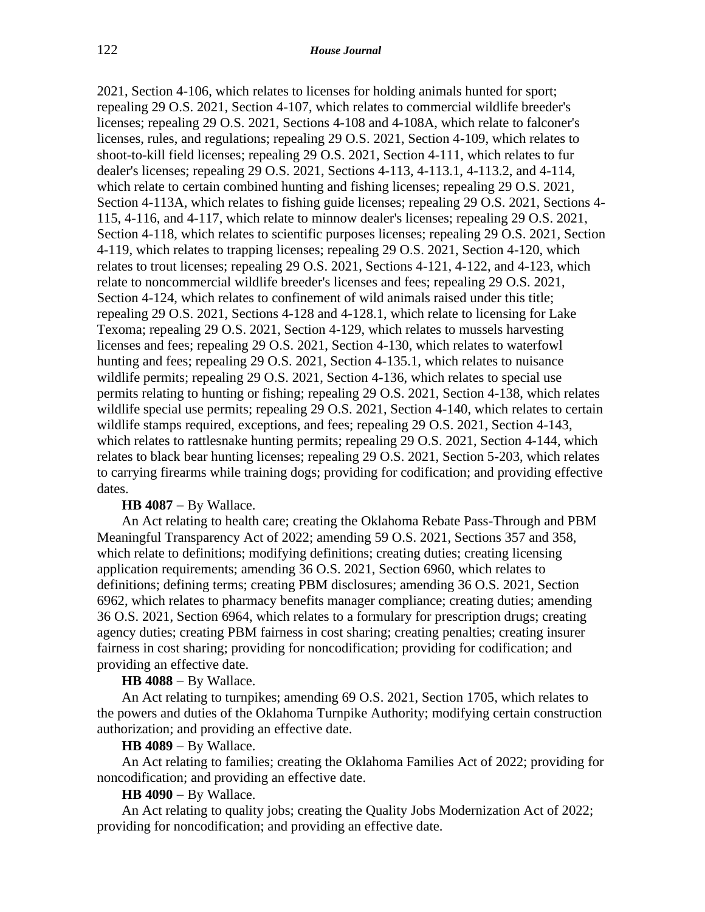2021, Section 4-106, which relates to licenses for holding animals hunted for sport; repealing 29 O.S. 2021, Section 4-107, which relates to commercial wildlife breeder's licenses; repealing 29 O.S. 2021, Sections 4-108 and 4-108A, which relate to falconer's licenses, rules, and regulations; repealing 29 O.S. 2021, Section 4-109, which relates to shoot-to-kill field licenses; repealing 29 O.S. 2021, Section 4-111, which relates to fur dealer's licenses; repealing 29 O.S. 2021, Sections 4-113, 4-113.1, 4-113.2, and 4-114, which relate to certain combined hunting and fishing licenses; repealing 29 O.S. 2021, Section 4-113A, which relates to fishing guide licenses; repealing 29 O.S. 2021, Sections 4-115, 4-116, and 4-117, which relate to minnow dealer's licenses; repealing 29 O.S. 2021, Section 4-118, which relates to scientific purposes licenses; repealing 29 O.S. 2021, Section 4-119, which relates to trapping licenses; repealing 29 O.S. 2021, Section 4-120, which relates to trout licenses; repealing 29 O.S. 2021, Sections 4-121, 4-122, and 4-123, which relate to noncommercial wildlife breeder's licenses and fees; repealing 29 O.S. 2021, Section 4-124, which relates to confinement of wild animals raised under this title; repealing 29 O.S. 2021, Sections 4-128 and 4-128.1, which relate to licensing for Lake Texoma; repealing 29 O.S. 2021, Section 4-129, which relates to mussels harvesting licenses and fees; repealing 29 O.S. 2021, Section 4-130, which relates to waterfowl hunting and fees; repealing 29 O.S. 2021, Section 4-135.1, which relates to nuisance wildlife permits; repealing 29 O.S. 2021, Section 4-136, which relates to special use permits relating to hunting or fishing; repealing 29 O.S. 2021, Section 4-138, which relates wildlife special use permits; repealing 29 O.S. 2021, Section 4-140, which relates to certain wildlife stamps required, exceptions, and fees; repealing 29 O.S. 2021, Section 4-143, which relates to rattlesnake hunting permits; repealing 29 O.S. 2021, Section 4-144, which relates to black bear hunting licenses; repealing 29 O.S. 2021, Section 5-203, which relates to carrying firearms while training dogs; providing for codification; and providing effective dates.

**HB 4087** − By Wallace.

An Act relating to health care; creating the Oklahoma Rebate Pass-Through and PBM Meaningful Transparency Act of 2022; amending 59 O.S. 2021, Sections 357 and 358, which relate to definitions; modifying definitions; creating duties; creating licensing application requirements; amending 36 O.S. 2021, Section 6960, which relates to definitions; defining terms; creating PBM disclosures; amending 36 O.S. 2021, Section 6962, which relates to pharmacy benefits manager compliance; creating duties; amending 36 O.S. 2021, Section 6964, which relates to a formulary for prescription drugs; creating agency duties; creating PBM fairness in cost sharing; creating penalties; creating insurer fairness in cost sharing; providing for noncodification; providing for codification; and providing an effective date.

**HB 4088** − By Wallace.

An Act relating to turnpikes; amending 69 O.S. 2021, Section 1705, which relates to the powers and duties of the Oklahoma Turnpike Authority; modifying certain construction authorization; and providing an effective date.

**HB 4089** − By Wallace.

An Act relating to families; creating the Oklahoma Families Act of 2022; providing for noncodification; and providing an effective date.

**HB 4090** − By Wallace.

An Act relating to quality jobs; creating the Quality Jobs Modernization Act of 2022; providing for noncodification; and providing an effective date.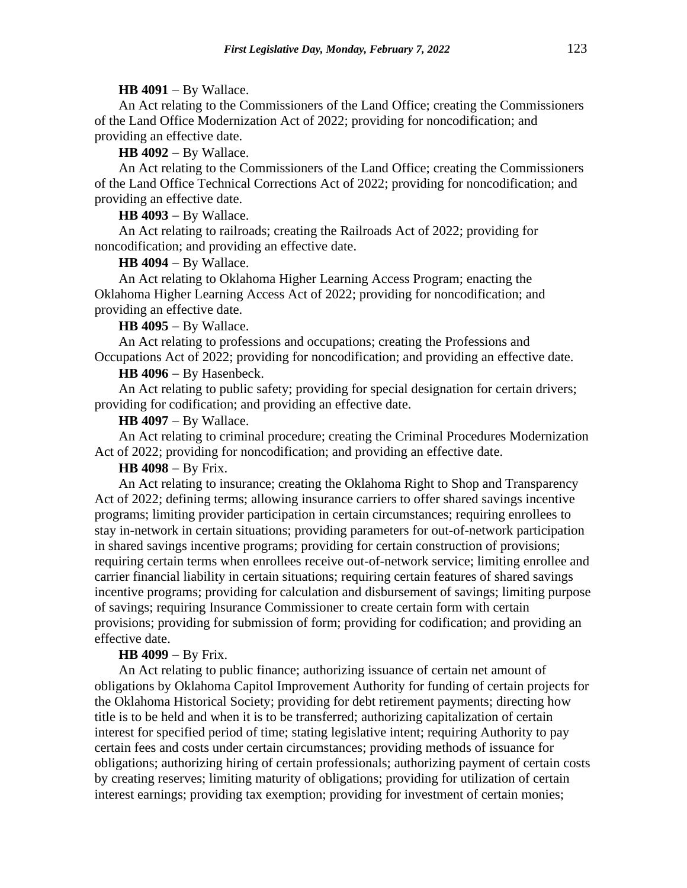**HB 4091** − By Wallace.

An Act relating to the Commissioners of the Land Office; creating the Commissioners of the Land Office Modernization Act of 2022; providing for noncodification; and providing an effective date.

**HB 4092** − By Wallace.

An Act relating to the Commissioners of the Land Office; creating the Commissioners of the Land Office Technical Corrections Act of 2022; providing for noncodification; and providing an effective date.

**HB 4093** − By Wallace.

An Act relating to railroads; creating the Railroads Act of 2022; providing for noncodification; and providing an effective date.

**HB 4094** − By Wallace.

An Act relating to Oklahoma Higher Learning Access Program; enacting the Oklahoma Higher Learning Access Act of 2022; providing for noncodification; and providing an effective date.

**HB 4095** − By Wallace.

An Act relating to professions and occupations; creating the Professions and Occupations Act of 2022; providing for noncodification; and providing an effective date.

**HB 4096** − By Hasenbeck.

An Act relating to public safety; providing for special designation for certain drivers; providing for codification; and providing an effective date.

**HB 4097** − By Wallace.

An Act relating to criminal procedure; creating the Criminal Procedures Modernization Act of 2022; providing for noncodification; and providing an effective date.

**HB 4098** − By Frix.

An Act relating to insurance; creating the Oklahoma Right to Shop and Transparency Act of 2022; defining terms; allowing insurance carriers to offer shared savings incentive programs; limiting provider participation in certain circumstances; requiring enrollees to stay in-network in certain situations; providing parameters for out-of-network participation in shared savings incentive programs; providing for certain construction of provisions; requiring certain terms when enrollees receive out-of-network service; limiting enrollee and carrier financial liability in certain situations; requiring certain features of shared savings incentive programs; providing for calculation and disbursement of savings; limiting purpose of savings; requiring Insurance Commissioner to create certain form with certain provisions; providing for submission of form; providing for codification; and providing an effective date.

**HB 4099** − By Frix.

An Act relating to public finance; authorizing issuance of certain net amount of obligations by Oklahoma Capitol Improvement Authority for funding of certain projects for the Oklahoma Historical Society; providing for debt retirement payments; directing how title is to be held and when it is to be transferred; authorizing capitalization of certain interest for specified period of time; stating legislative intent; requiring Authority to pay certain fees and costs under certain circumstances; providing methods of issuance for obligations; authorizing hiring of certain professionals; authorizing payment of certain costs by creating reserves; limiting maturity of obligations; providing for utilization of certain interest earnings; providing tax exemption; providing for investment of certain monies;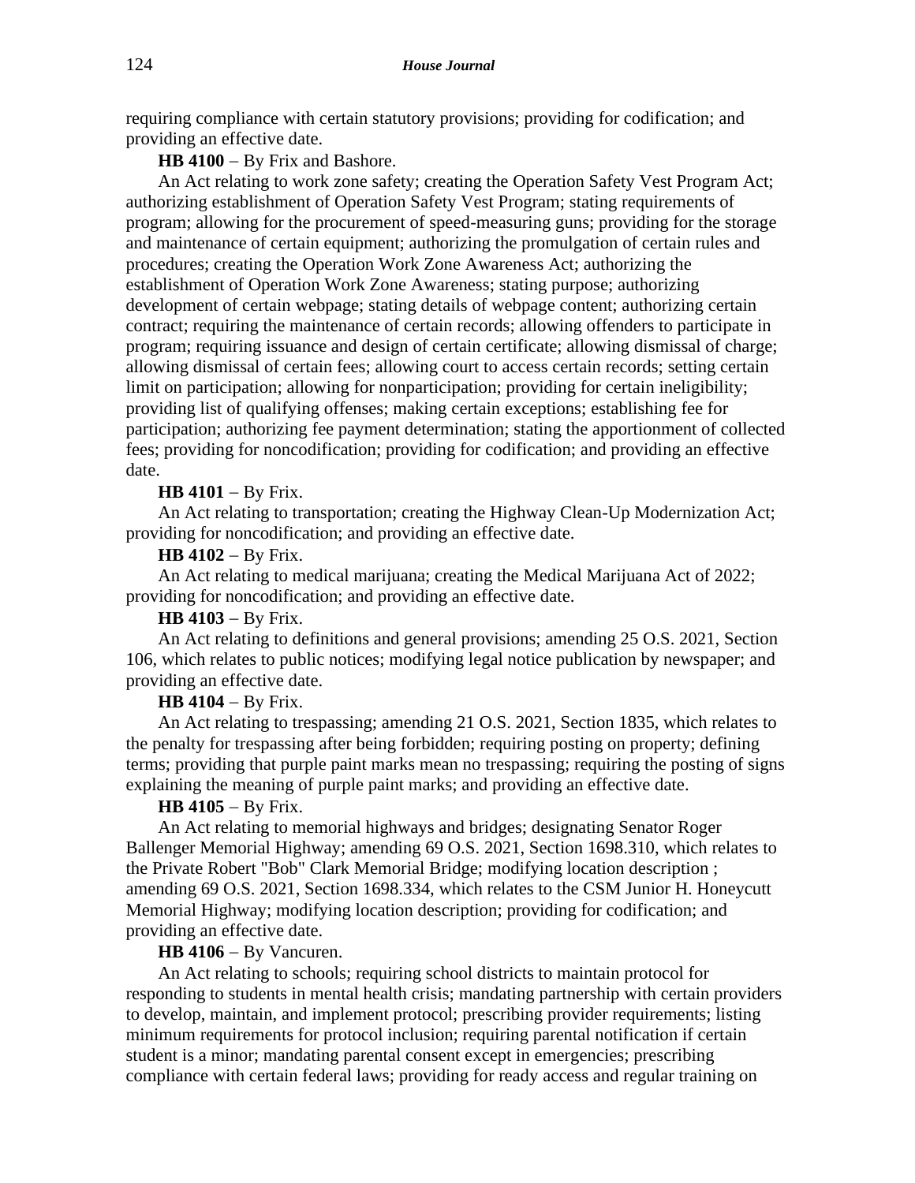requiring compliance with certain statutory provisions; providing for codification; and providing an effective date.

**HB 4100** − By Frix and Bashore.

An Act relating to work zone safety; creating the Operation Safety Vest Program Act; authorizing establishment of Operation Safety Vest Program; stating requirements of program; allowing for the procurement of speed-measuring guns; providing for the storage and maintenance of certain equipment; authorizing the promulgation of certain rules and procedures; creating the Operation Work Zone Awareness Act; authorizing the establishment of Operation Work Zone Awareness; stating purpose; authorizing development of certain webpage; stating details of webpage content; authorizing certain contract; requiring the maintenance of certain records; allowing offenders to participate in program; requiring issuance and design of certain certificate; allowing dismissal of charge; allowing dismissal of certain fees; allowing court to access certain records; setting certain limit on participation; allowing for nonparticipation; providing for certain ineligibility; providing list of qualifying offenses; making certain exceptions; establishing fee for participation; authorizing fee payment determination; stating the apportionment of collected fees; providing for noncodification; providing for codification; and providing an effective date.

**HB 4101** − By Frix.

An Act relating to transportation; creating the Highway Clean-Up Modernization Act; providing for noncodification; and providing an effective date.

**HB 4102** − By Frix.

An Act relating to medical marijuana; creating the Medical Marijuana Act of 2022; providing for noncodification; and providing an effective date.

**HB 4103** − By Frix.

An Act relating to definitions and general provisions; amending 25 O.S. 2021, Section 106, which relates to public notices; modifying legal notice publication by newspaper; and providing an effective date.

**HB 4104** − By Frix.

An Act relating to trespassing; amending 21 O.S. 2021, Section 1835, which relates to the penalty for trespassing after being forbidden; requiring posting on property; defining terms; providing that purple paint marks mean no trespassing; requiring the posting of signs explaining the meaning of purple paint marks; and providing an effective date.

**HB 4105** − By Frix.

An Act relating to memorial highways and bridges; designating Senator Roger Ballenger Memorial Highway; amending 69 O.S. 2021, Section 1698.310, which relates to the Private Robert "Bob" Clark Memorial Bridge; modifying location description ; amending 69 O.S. 2021, Section 1698.334, which relates to the CSM Junior H. Honeycutt Memorial Highway; modifying location description; providing for codification; and providing an effective date.

**HB 4106** − By Vancuren.

An Act relating to schools; requiring school districts to maintain protocol for responding to students in mental health crisis; mandating partnership with certain providers to develop, maintain, and implement protocol; prescribing provider requirements; listing minimum requirements for protocol inclusion; requiring parental notification if certain student is a minor; mandating parental consent except in emergencies; prescribing compliance with certain federal laws; providing for ready access and regular training on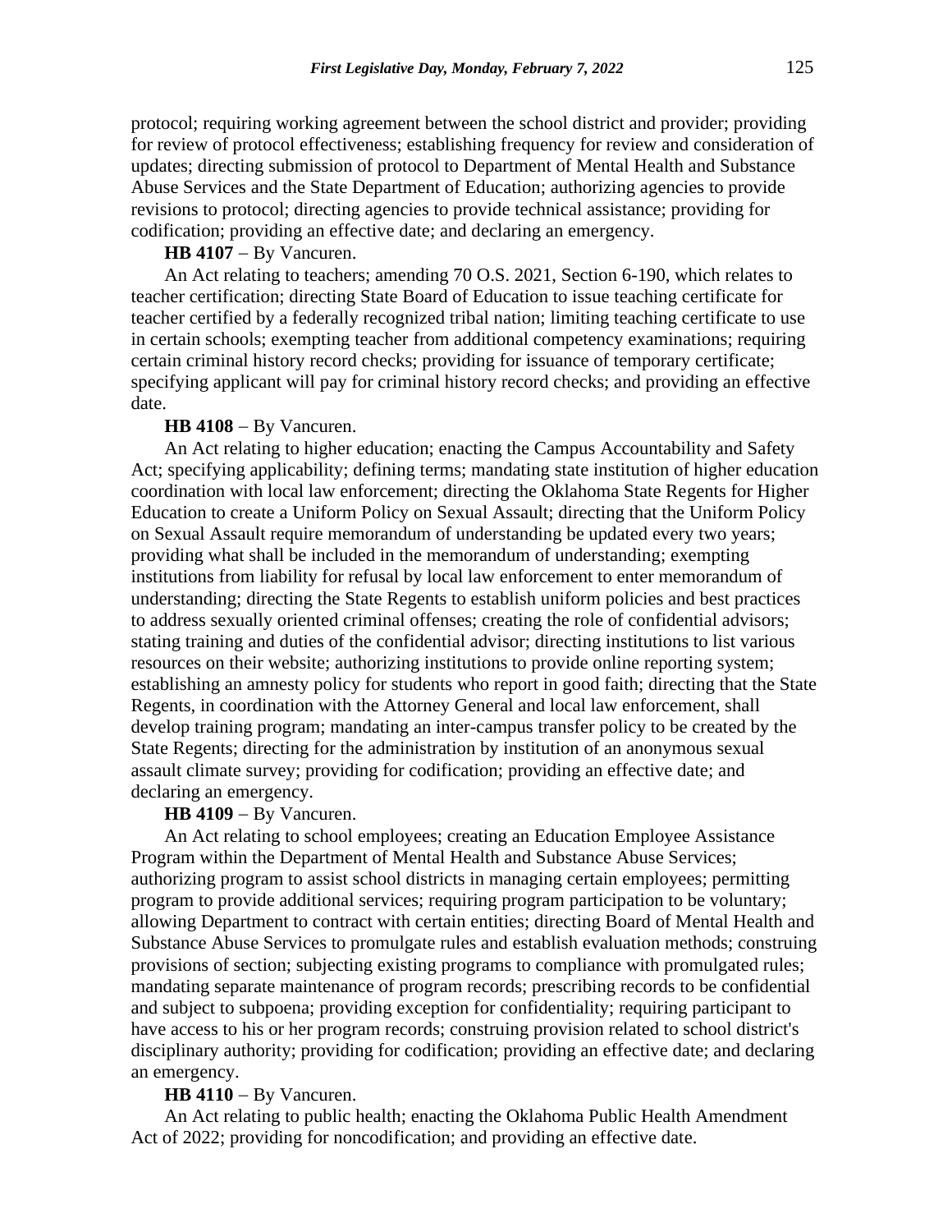protocol; requiring working agreement between the school district and provider; providing for review of protocol effectiveness; establishing frequency for review and consideration of updates; directing submission of protocol to Department of Mental Health and Substance Abuse Services and the State Department of Education; authorizing agencies to provide revisions to protocol; directing agencies to provide technical assistance; providing for codification; providing an effective date; and declaring an emergency.

**HB 4107** − By Vancuren.

An Act relating to teachers; amending 70 O.S. 2021, Section 6-190, which relates to teacher certification; directing State Board of Education to issue teaching certificate for teacher certified by a federally recognized tribal nation; limiting teaching certificate to use in certain schools; exempting teacher from additional competency examinations; requiring certain criminal history record checks; providing for issuance of temporary certificate; specifying applicant will pay for criminal history record checks; and providing an effective date.

**HB 4108** − By Vancuren.

An Act relating to higher education; enacting the Campus Accountability and Safety Act; specifying applicability; defining terms; mandating state institution of higher education coordination with local law enforcement; directing the Oklahoma State Regents for Higher Education to create a Uniform Policy on Sexual Assault; directing that the Uniform Policy on Sexual Assault require memorandum of understanding be updated every two years; providing what shall be included in the memorandum of understanding; exempting institutions from liability for refusal by local law enforcement to enter memorandum of understanding; directing the State Regents to establish uniform policies and best practices to address sexually oriented criminal offenses; creating the role of confidential advisors; stating training and duties of the confidential advisor; directing institutions to list various resources on their website; authorizing institutions to provide online reporting system; establishing an amnesty policy for students who report in good faith; directing that the State Regents, in coordination with the Attorney General and local law enforcement, shall develop training program; mandating an inter-campus transfer policy to be created by the State Regents; directing for the administration by institution of an anonymous sexual assault climate survey; providing for codification; providing an effective date; and declaring an emergency.

**HB 4109** − By Vancuren.

An Act relating to school employees; creating an Education Employee Assistance Program within the Department of Mental Health and Substance Abuse Services; authorizing program to assist school districts in managing certain employees; permitting program to provide additional services; requiring program participation to be voluntary; allowing Department to contract with certain entities; directing Board of Mental Health and Substance Abuse Services to promulgate rules and establish evaluation methods; construing provisions of section; subjecting existing programs to compliance with promulgated rules; mandating separate maintenance of program records; prescribing records to be confidential and subject to subpoena; providing exception for confidentiality; requiring participant to have access to his or her program records; construing provision related to school district's disciplinary authority; providing for codification; providing an effective date; and declaring an emergency.

**HB 4110** − By Vancuren.

An Act relating to public health; enacting the Oklahoma Public Health Amendment Act of 2022; providing for noncodification; and providing an effective date.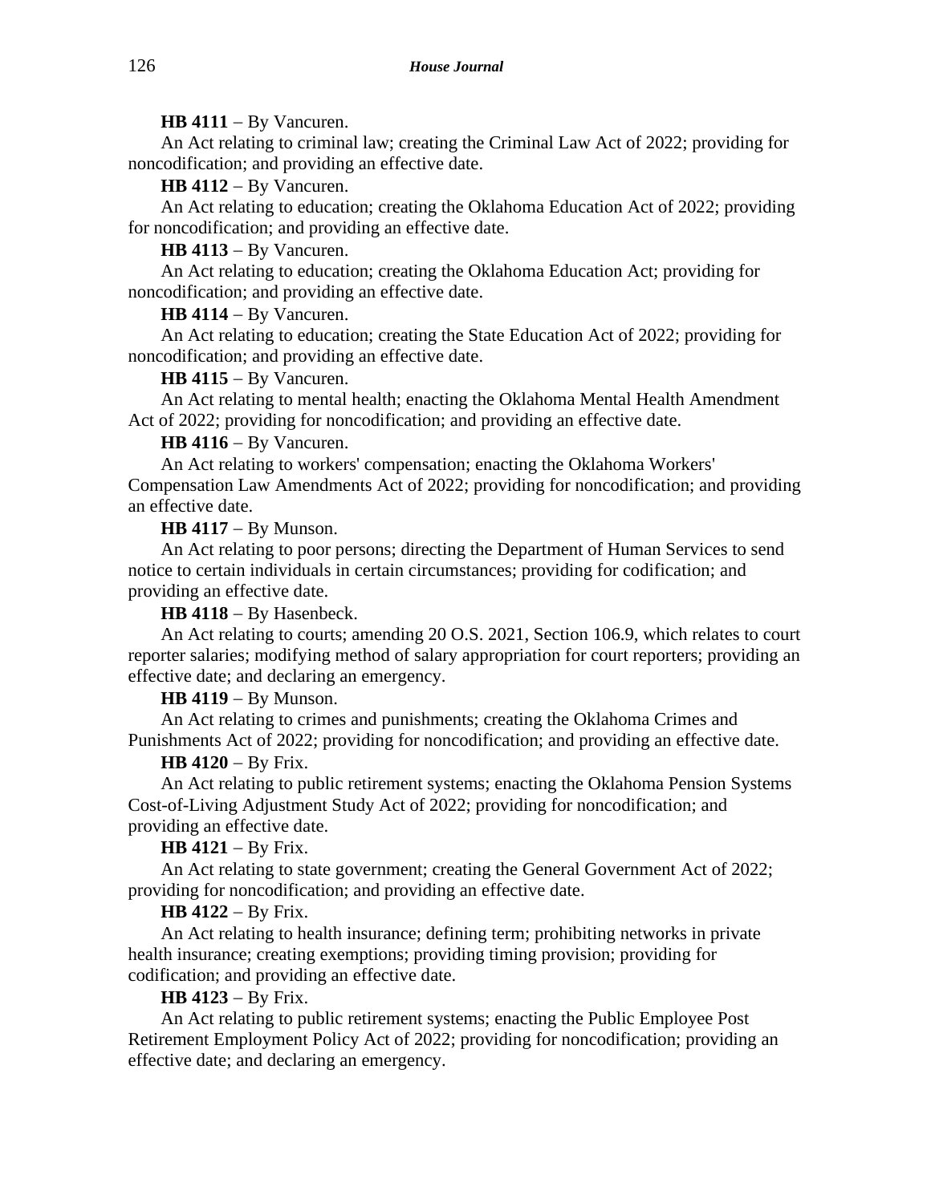**HB 4111** − By Vancuren.

An Act relating to criminal law; creating the Criminal Law Act of 2022; providing for noncodification; and providing an effective date.

**HB 4112** − By Vancuren.

An Act relating to education; creating the Oklahoma Education Act of 2022; providing for noncodification; and providing an effective date.

**HB 4113** − By Vancuren.

An Act relating to education; creating the Oklahoma Education Act; providing for noncodification; and providing an effective date.

**HB 4114** − By Vancuren.

An Act relating to education; creating the State Education Act of 2022; providing for noncodification; and providing an effective date.

**HB 4115** − By Vancuren.

An Act relating to mental health; enacting the Oklahoma Mental Health Amendment Act of 2022; providing for noncodification; and providing an effective date.

**HB 4116** − By Vancuren.

An Act relating to workers' compensation; enacting the Oklahoma Workers' Compensation Law Amendments Act of 2022; providing for noncodification; and providing an effective date.

**HB 4117** − By Munson.

An Act relating to poor persons; directing the Department of Human Services to send notice to certain individuals in certain circumstances; providing for codification; and providing an effective date.

**HB 4118** − By Hasenbeck.

An Act relating to courts; amending 20 O.S. 2021, Section 106.9, which relates to court reporter salaries; modifying method of salary appropriation for court reporters; providing an effective date; and declaring an emergency.

**HB 4119** − By Munson.

An Act relating to crimes and punishments; creating the Oklahoma Crimes and Punishments Act of 2022; providing for noncodification; and providing an effective date.

**HB 4120** − By Frix.

An Act relating to public retirement systems; enacting the Oklahoma Pension Systems Cost-of-Living Adjustment Study Act of 2022; providing for noncodification; and providing an effective date.

**HB 4121** − By Frix.

An Act relating to state government; creating the General Government Act of 2022; providing for noncodification; and providing an effective date.

**HB 4122** − By Frix.

An Act relating to health insurance; defining term; prohibiting networks in private health insurance; creating exemptions; providing timing provision; providing for codification; and providing an effective date.

**HB 4123** − By Frix.

An Act relating to public retirement systems; enacting the Public Employee Post Retirement Employment Policy Act of 2022; providing for noncodification; providing an effective date; and declaring an emergency.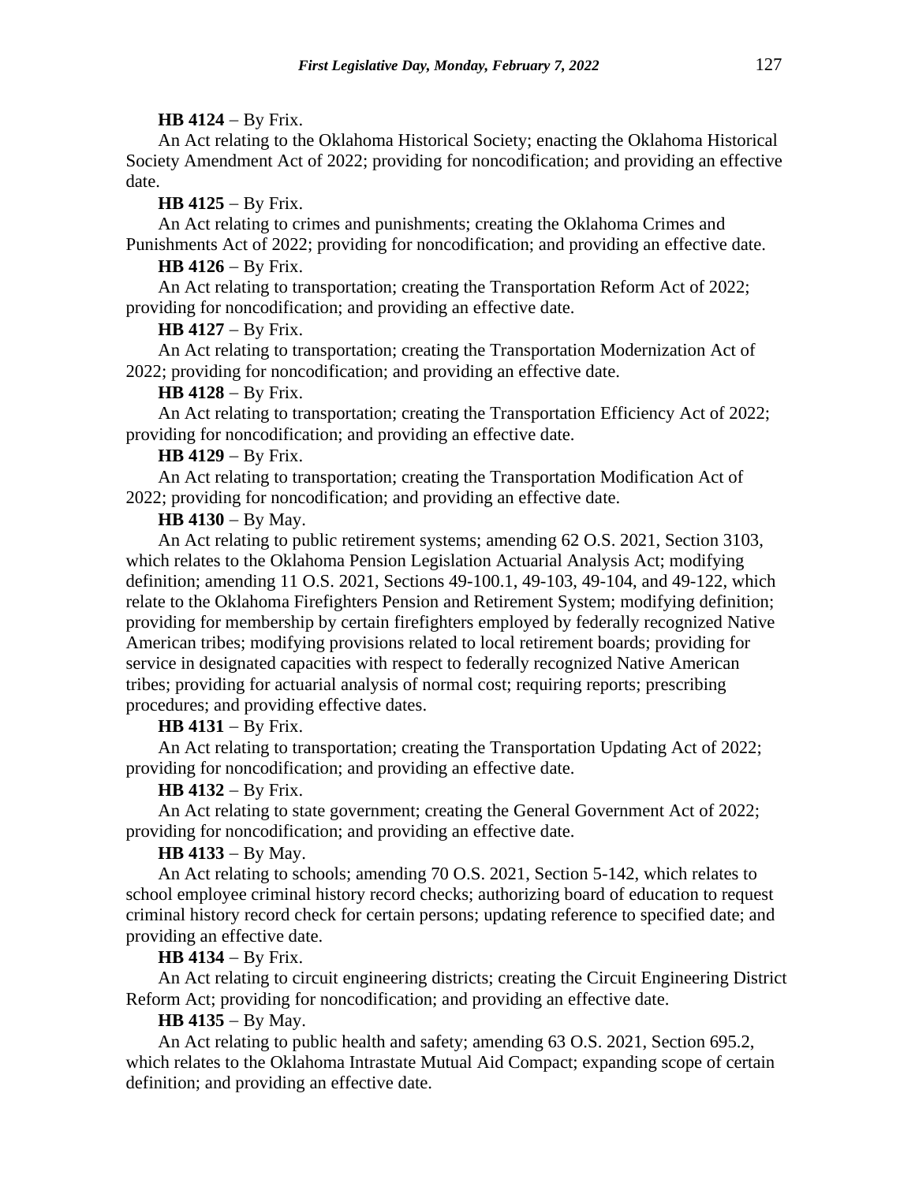**HB 4124** − By Frix.

An Act relating to the Oklahoma Historical Society; enacting the Oklahoma Historical Society Amendment Act of 2022; providing for noncodification; and providing an effective date.

**HB 4125** − By Frix.

An Act relating to crimes and punishments; creating the Oklahoma Crimes and Punishments Act of 2022; providing for noncodification; and providing an effective date.

**HB 4126** − By Frix.

An Act relating to transportation; creating the Transportation Reform Act of 2022; providing for noncodification; and providing an effective date.

**HB 4127** − By Frix.

An Act relating to transportation; creating the Transportation Modernization Act of 2022; providing for noncodification; and providing an effective date.

**HB 4128** − By Frix.

An Act relating to transportation; creating the Transportation Efficiency Act of 2022; providing for noncodification; and providing an effective date.

**HB 4129** − By Frix.

An Act relating to transportation; creating the Transportation Modification Act of 2022; providing for noncodification; and providing an effective date.

**HB 4130** − By May.

An Act relating to public retirement systems; amending 62 O.S. 2021, Section 3103, which relates to the Oklahoma Pension Legislation Actuarial Analysis Act; modifying definition; amending 11 O.S. 2021, Sections 49-100.1, 49-103, 49-104, and 49-122, which relate to the Oklahoma Firefighters Pension and Retirement System; modifying definition; providing for membership by certain firefighters employed by federally recognized Native American tribes; modifying provisions related to local retirement boards; providing for service in designated capacities with respect to federally recognized Native American tribes; providing for actuarial analysis of normal cost; requiring reports; prescribing procedures; and providing effective dates.

**HB 4131** − By Frix.

An Act relating to transportation; creating the Transportation Updating Act of 2022; providing for noncodification; and providing an effective date.

**HB 4132** − By Frix.

An Act relating to state government; creating the General Government Act of 2022; providing for noncodification; and providing an effective date.

**HB 4133** − By May.

An Act relating to schools; amending 70 O.S. 2021, Section 5-142, which relates to school employee criminal history record checks; authorizing board of education to request criminal history record check for certain persons; updating reference to specified date; and providing an effective date.

**HB 4134** − By Frix.

An Act relating to circuit engineering districts; creating the Circuit Engineering District Reform Act; providing for noncodification; and providing an effective date.

**HB 4135** − By May.

An Act relating to public health and safety; amending 63 O.S. 2021, Section 695.2, which relates to the Oklahoma Intrastate Mutual Aid Compact; expanding scope of certain definition; and providing an effective date.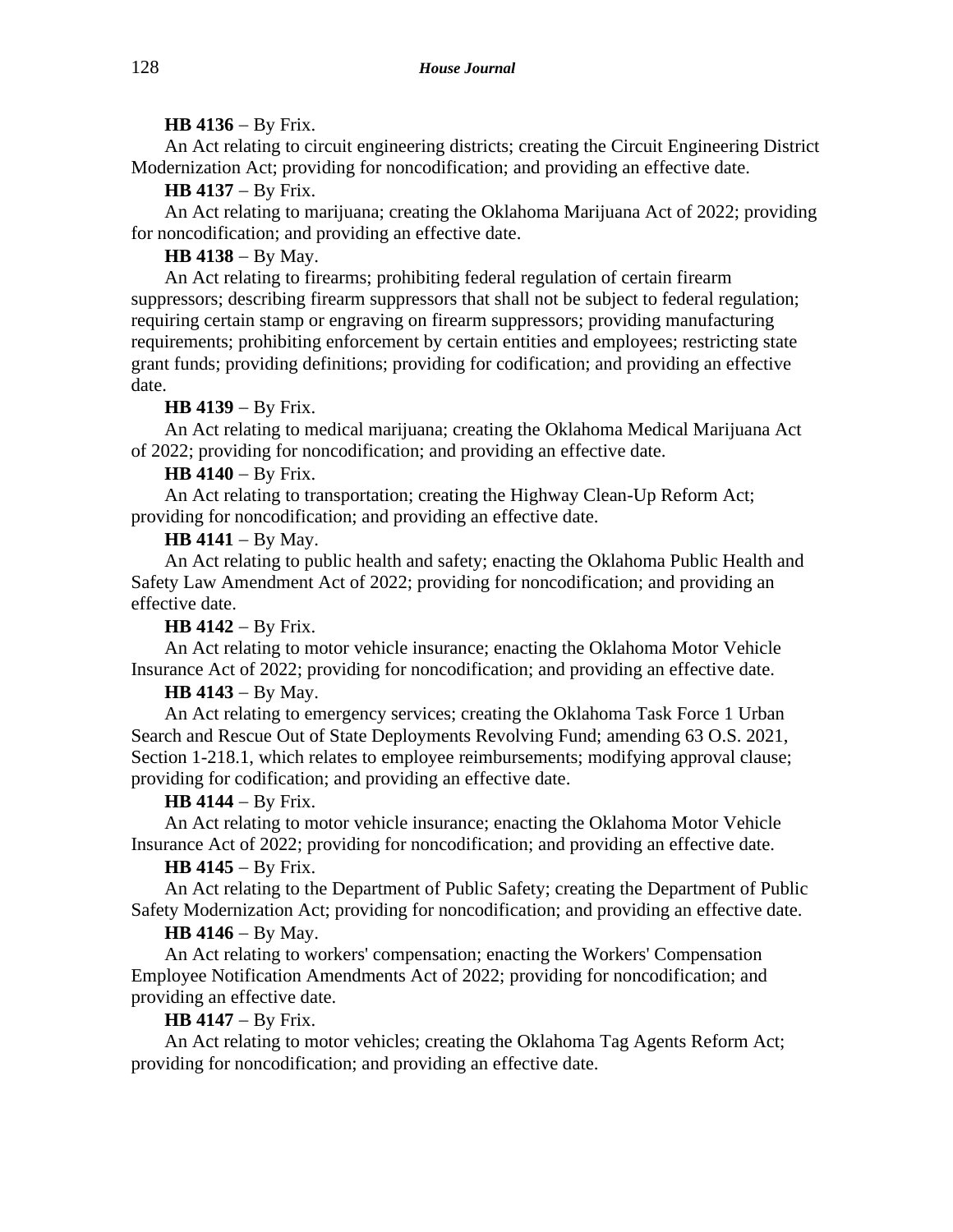**HB 4136** − By Frix.

An Act relating to circuit engineering districts; creating the Circuit Engineering District Modernization Act; providing for noncodification; and providing an effective date.

**HB 4137** − By Frix.

An Act relating to marijuana; creating the Oklahoma Marijuana Act of 2022; providing for noncodification; and providing an effective date.

**HB 4138** − By May.

An Act relating to firearms; prohibiting federal regulation of certain firearm suppressors; describing firearm suppressors that shall not be subject to federal regulation; requiring certain stamp or engraving on firearm suppressors; providing manufacturing requirements; prohibiting enforcement by certain entities and employees; restricting state grant funds; providing definitions; providing for codification; and providing an effective date.

**HB 4139** − By Frix.

An Act relating to medical marijuana; creating the Oklahoma Medical Marijuana Act of 2022; providing for noncodification; and providing an effective date.

**HB 4140** − By Frix.

An Act relating to transportation; creating the Highway Clean-Up Reform Act; providing for noncodification; and providing an effective date.

**HB 4141** − By May.

An Act relating to public health and safety; enacting the Oklahoma Public Health and Safety Law Amendment Act of 2022; providing for noncodification; and providing an effective date.

**HB 4142** − By Frix.

An Act relating to motor vehicle insurance; enacting the Oklahoma Motor Vehicle Insurance Act of 2022; providing for noncodification; and providing an effective date.

**HB 4143** − By May.

An Act relating to emergency services; creating the Oklahoma Task Force 1 Urban Search and Rescue Out of State Deployments Revolving Fund; amending 63 O.S. 2021, Section 1-218.1, which relates to employee reimbursements; modifying approval clause; providing for codification; and providing an effective date.

**HB 4144** − By Frix.

An Act relating to motor vehicle insurance; enacting the Oklahoma Motor Vehicle Insurance Act of 2022; providing for noncodification; and providing an effective date.

**HB 4145** − By Frix.

An Act relating to the Department of Public Safety; creating the Department of Public Safety Modernization Act; providing for noncodification; and providing an effective date.

**HB 4146** − By May.

An Act relating to workers' compensation; enacting the Workers' Compensation Employee Notification Amendments Act of 2022; providing for noncodification; and providing an effective date.

**HB 4147** − By Frix.

An Act relating to motor vehicles; creating the Oklahoma Tag Agents Reform Act; providing for noncodification; and providing an effective date.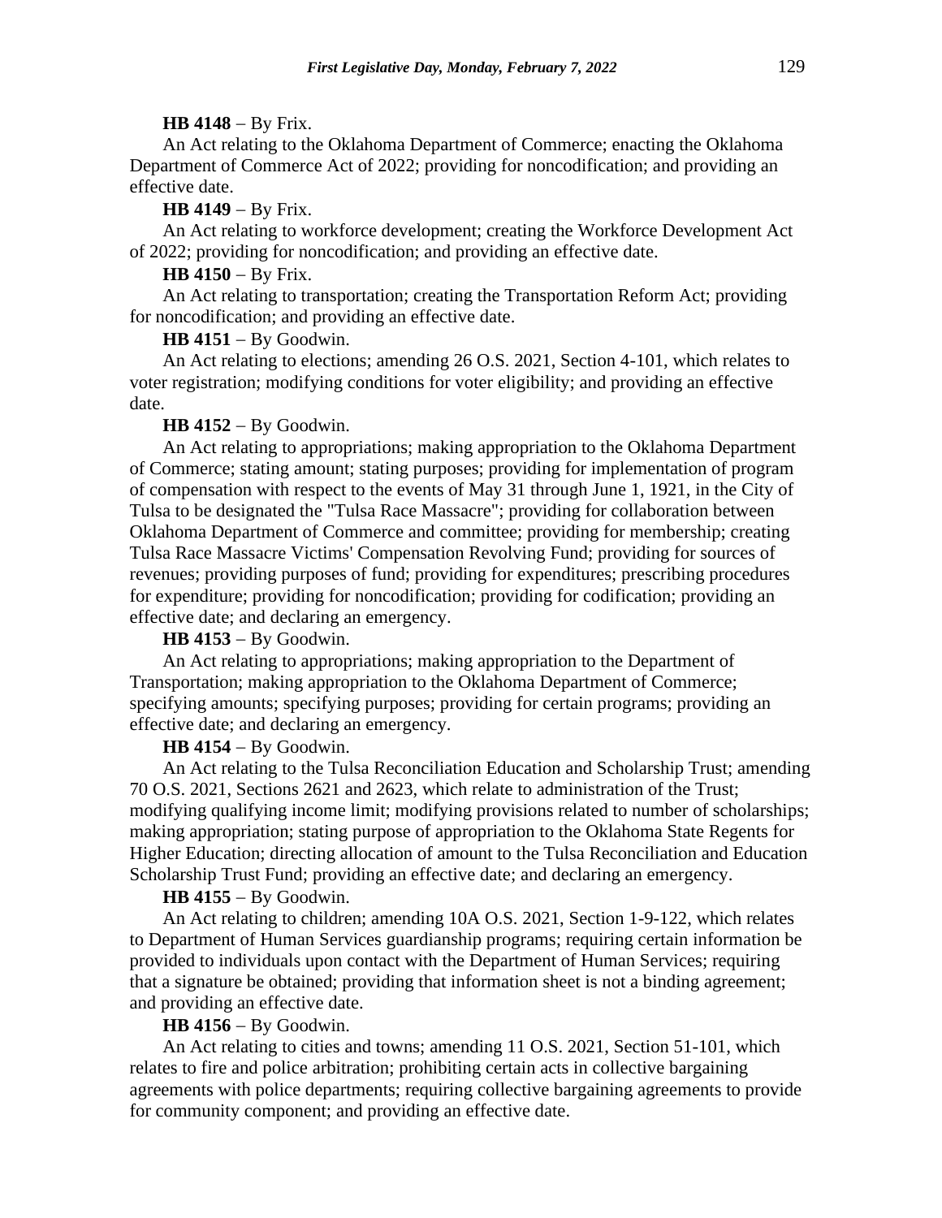**HB 4148** – By Frix.

An Act relating to the Oklahoma Department of Commerce; enacting the Oklahoma Department of Commerce Act of 2022; providing for noncodification; and providing an effective date.

**HB 4149** – By Frix.

An Act relating to workforce development; creating the Workforce Development Act of 2022; providing for noncodification; and providing an effective date.

**HB 4150** – By Frix.

An Act relating to transportation; creating the Transportation Reform Act; providing for noncodification; and providing an effective date.

**HB 4151** – By Goodwin.

An Act relating to elections; amending 26 O.S. 2021, Section 4-101, which relates to voter registration; modifying conditions for voter eligibility; and providing an effective date.

**HB 4152** – By Goodwin.

An Act relating to appropriations; making appropriation to the Oklahoma Department of Commerce; stating amount; stating purposes; providing for implementation of program of compensation with respect to the events of May 31 through June 1, 1921, in the City of Tulsa to be designated the "Tulsa Race Massacre"; providing for collaboration between Oklahoma Department of Commerce and committee; providing for membership; creating Tulsa Race Massacre Victims' Compensation Revolving Fund; providing for sources of revenues; providing purposes of fund; providing for expenditures; prescribing procedures for expenditure; providing for noncodification; providing for codification; providing an effective date; and declaring an emergency.

**HB 4153** – By Goodwin.

An Act relating to appropriations; making appropriation to the Department of Transportation; making appropriation to the Oklahoma Department of Commerce; specifying amounts; specifying purposes; providing for certain programs; providing an effective date; and declaring an emergency.

**HB 4154** – By Goodwin.

An Act relating to the Tulsa Reconciliation Education and Scholarship Trust; amending 70 O.S. 2021, Sections 2621 and 2623, which relate to administration of the Trust; modifying qualifying income limit; modifying provisions related to number of scholarships; making appropriation; stating purpose of appropriation to the Oklahoma State Regents for Higher Education; directing allocation of amount to the Tulsa Reconciliation and Education Scholarship Trust Fund; providing an effective date; and declaring an emergency.

**HB 4155** – By Goodwin.

An Act relating to children; amending 10A O.S. 2021, Section 1-9-122, which relates to Department of Human Services guardianship programs; requiring certain information be provided to individuals upon contact with the Department of Human Services; requiring that a signature be obtained; providing that information sheet is not a binding agreement; and providing an effective date.

**HB 4156** – By Goodwin.

An Act relating to cities and towns; amending 11 O.S. 2021, Section 51-101, which relates to fire and police arbitration; prohibiting certain acts in collective bargaining agreements with police departments; requiring collective bargaining agreements to provide for community component; and providing an effective date.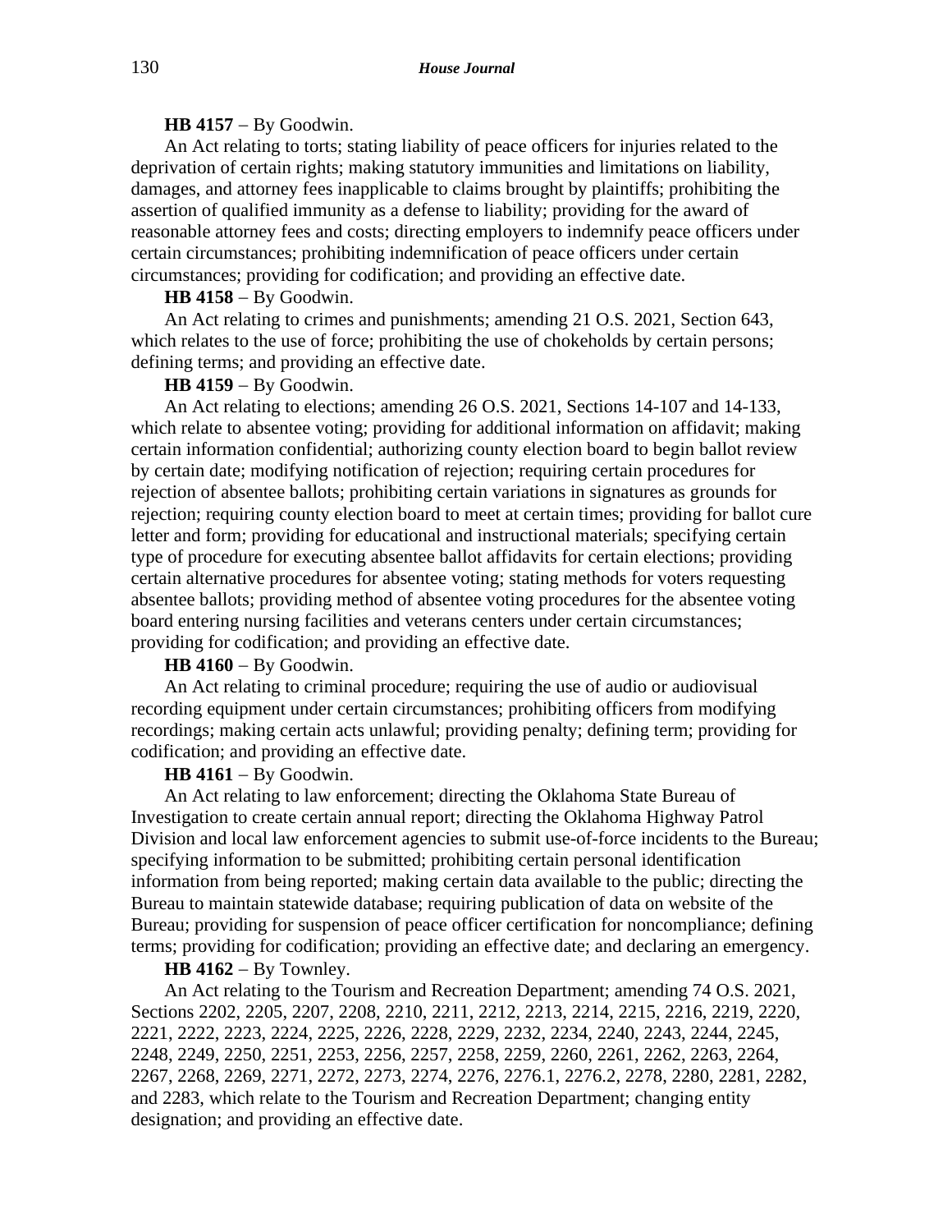**HB 4157** − By Goodwin.

An Act relating to torts; stating liability of peace officers for injuries related to the deprivation of certain rights; making statutory immunities and limitations on liability, damages, and attorney fees inapplicable to claims brought by plaintiffs; prohibiting the assertion of qualified immunity as a defense to liability; providing for the award of reasonable attorney fees and costs; directing employers to indemnify peace officers under certain circumstances; prohibiting indemnification of peace officers under certain circumstances; providing for codification; and providing an effective date.

**HB 4158** − By Goodwin.

An Act relating to crimes and punishments; amending 21 O.S. 2021, Section 643, which relates to the use of force; prohibiting the use of chokeholds by certain persons; defining terms; and providing an effective date.

**HB 4159** − By Goodwin.

An Act relating to elections; amending 26 O.S. 2021, Sections 14-107 and 14-133, which relate to absentee voting; providing for additional information on affidavit; making certain information confidential; authorizing county election board to begin ballot review by certain date; modifying notification of rejection; requiring certain procedures for rejection of absentee ballots; prohibiting certain variations in signatures as grounds for rejection; requiring county election board to meet at certain times; providing for ballot cure letter and form; providing for educational and instructional materials; specifying certain type of procedure for executing absentee ballot affidavits for certain elections; providing certain alternative procedures for absentee voting; stating methods for voters requesting absentee ballots; providing method of absentee voting procedures for the absentee voting board entering nursing facilities and veterans centers under certain circumstances; providing for codification; and providing an effective date.

**HB 4160** − By Goodwin.

An Act relating to criminal procedure; requiring the use of audio or audiovisual recording equipment under certain circumstances; prohibiting officers from modifying recordings; making certain acts unlawful; providing penalty; defining term; providing for codification; and providing an effective date.

**HB 4161** − By Goodwin.

An Act relating to law enforcement; directing the Oklahoma State Bureau of Investigation to create certain annual report; directing the Oklahoma Highway Patrol Division and local law enforcement agencies to submit use-of-force incidents to the Bureau; specifying information to be submitted; prohibiting certain personal identification information from being reported; making certain data available to the public; directing the Bureau to maintain statewide database; requiring publication of data on website of the Bureau; providing for suspension of peace officer certification for noncompliance; defining terms; providing for codification; providing an effective date; and declaring an emergency.

**HB 4162** − By Townley.

An Act relating to the Tourism and Recreation Department; amending 74 O.S. 2021, Sections 2202, 2205, 2207, 2208, 2210, 2211, 2212, 2213, 2214, 2215, 2216, 2219, 2220, 2221, 2222, 2223, 2224, 2225, 2226, 2228, 2229, 2232, 2234, 2240, 2243, 2244, 2245, 2248, 2249, 2250, 2251, 2253, 2256, 2257, 2258, 2259, 2260, 2261, 2262, 2263, 2264, 2267, 2268, 2269, 2271, 2272, 2273, 2274, 2276, 2276.1, 2276.2, 2278, 2280, 2281, 2282, and 2283, which relate to the Tourism and Recreation Department; changing entity designation; and providing an effective date.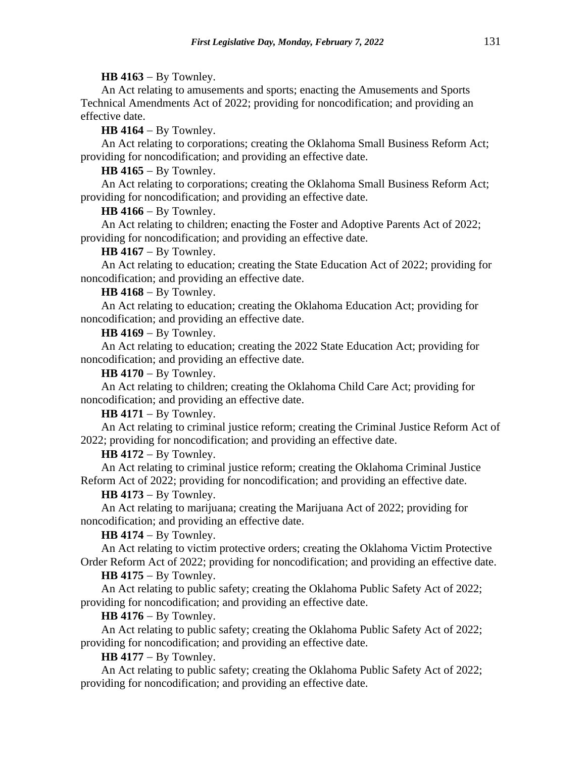**HB 4163** − By Townley.

An Act relating to amusements and sports; enacting the Amusements and Sports Technical Amendments Act of 2022; providing for noncodification; and providing an effective date.

**HB 4164** − By Townley.

An Act relating to corporations; creating the Oklahoma Small Business Reform Act; providing for noncodification; and providing an effective date.

**HB 4165** − By Townley.

An Act relating to corporations; creating the Oklahoma Small Business Reform Act; providing for noncodification; and providing an effective date.

**HB 4166** − By Townley.

An Act relating to children; enacting the Foster and Adoptive Parents Act of 2022; providing for noncodification; and providing an effective date.

**HB 4167** − By Townley.

An Act relating to education; creating the State Education Act of 2022; providing for noncodification; and providing an effective date.

**HB 4168** − By Townley.

An Act relating to education; creating the Oklahoma Education Act; providing for noncodification; and providing an effective date.

**HB 4169** − By Townley.

An Act relating to education; creating the 2022 State Education Act; providing for noncodification; and providing an effective date.

**HB 4170** − By Townley.

An Act relating to children; creating the Oklahoma Child Care Act; providing for noncodification; and providing an effective date.

**HB 4171** − By Townley.

An Act relating to criminal justice reform; creating the Criminal Justice Reform Act of 2022; providing for noncodification; and providing an effective date.

**HB 4172** − By Townley.

An Act relating to criminal justice reform; creating the Oklahoma Criminal Justice Reform Act of 2022; providing for noncodification; and providing an effective date.

**HB 4173** − By Townley.

An Act relating to marijuana; creating the Marijuana Act of 2022; providing for noncodification; and providing an effective date.

**HB 4174** − By Townley.

An Act relating to victim protective orders; creating the Oklahoma Victim Protective Order Reform Act of 2022; providing for noncodification; and providing an effective date.

**HB 4175** − By Townley.

An Act relating to public safety; creating the Oklahoma Public Safety Act of 2022; providing for noncodification; and providing an effective date.

**HB 4176** − By Townley.

An Act relating to public safety; creating the Oklahoma Public Safety Act of 2022; providing for noncodification; and providing an effective date.

**HB 4177** − By Townley.

An Act relating to public safety; creating the Oklahoma Public Safety Act of 2022; providing for noncodification; and providing an effective date.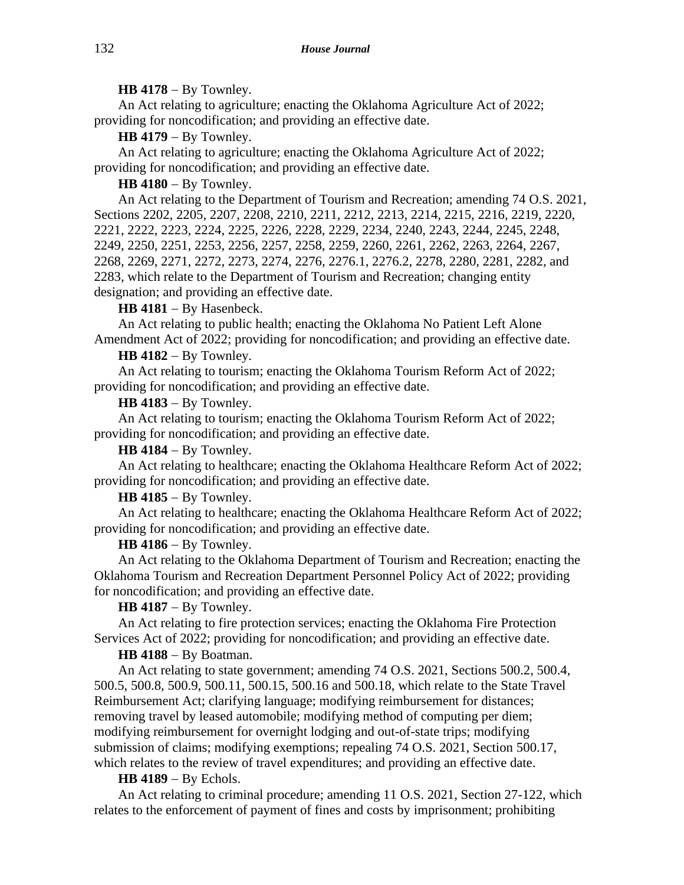**HB 4178** − By Townley.

An Act relating to agriculture; enacting the Oklahoma Agriculture Act of 2022; providing for noncodification; and providing an effective date.

**HB 4179** − By Townley.

An Act relating to agriculture; enacting the Oklahoma Agriculture Act of 2022; providing for noncodification; and providing an effective date.

**HB 4180** − By Townley.

An Act relating to the Department of Tourism and Recreation; amending 74 O.S. 2021, Sections 2202, 2205, 2207, 2208, 2210, 2211, 2212, 2213, 2214, 2215, 2216, 2219, 2220, 2221, 2222, 2223, 2224, 2225, 2226, 2228, 2229, 2234, 2240, 2243, 2244, 2245, 2248, 2249, 2250, 2251, 2253, 2256, 2257, 2258, 2259, 2260, 2261, 2262, 2263, 2264, 2267, 2268, 2269, 2271, 2272, 2273, 2274, 2276, 2276.1, 2276.2, 2278, 2280, 2281, 2282, and 2283, which relate to the Department of Tourism and Recreation; changing entity designation; and providing an effective date.

**HB 4181** − By Hasenbeck.

An Act relating to public health; enacting the Oklahoma No Patient Left Alone Amendment Act of 2022; providing for noncodification; and providing an effective date.

**HB 4182** − By Townley.

An Act relating to tourism; enacting the Oklahoma Tourism Reform Act of 2022; providing for noncodification; and providing an effective date.

**HB 4183** − By Townley.

An Act relating to tourism; enacting the Oklahoma Tourism Reform Act of 2022; providing for noncodification; and providing an effective date.

**HB 4184** − By Townley.

An Act relating to healthcare; enacting the Oklahoma Healthcare Reform Act of 2022; providing for noncodification; and providing an effective date.

**HB 4185** − By Townley.

An Act relating to healthcare; enacting the Oklahoma Healthcare Reform Act of 2022; providing for noncodification; and providing an effective date.

**HB 4186** − By Townley.

An Act relating to the Oklahoma Department of Tourism and Recreation; enacting the Oklahoma Tourism and Recreation Department Personnel Policy Act of 2022; providing for noncodification; and providing an effective date.

**HB 4187** − By Townley.

An Act relating to fire protection services; enacting the Oklahoma Fire Protection Services Act of 2022; providing for noncodification; and providing an effective date.

**HB 4188** − By Boatman.

An Act relating to state government; amending 74 O.S. 2021, Sections 500.2, 500.4, 500.5, 500.8, 500.9, 500.11, 500.15, 500.16 and 500.18, which relate to the State Travel Reimbursement Act; clarifying language; modifying reimbursement for distances; removing travel by leased automobile; modifying method of computing per diem; modifying reimbursement for overnight lodging and out-of-state trips; modifying submission of claims; modifying exemptions; repealing 74 O.S. 2021, Section 500.17, which relates to the review of travel expenditures; and providing an effective date.

**HB 4189** − By Echols.

An Act relating to criminal procedure; amending 11 O.S. 2021, Section 27-122, which relates to the enforcement of payment of fines and costs by imprisonment; prohibiting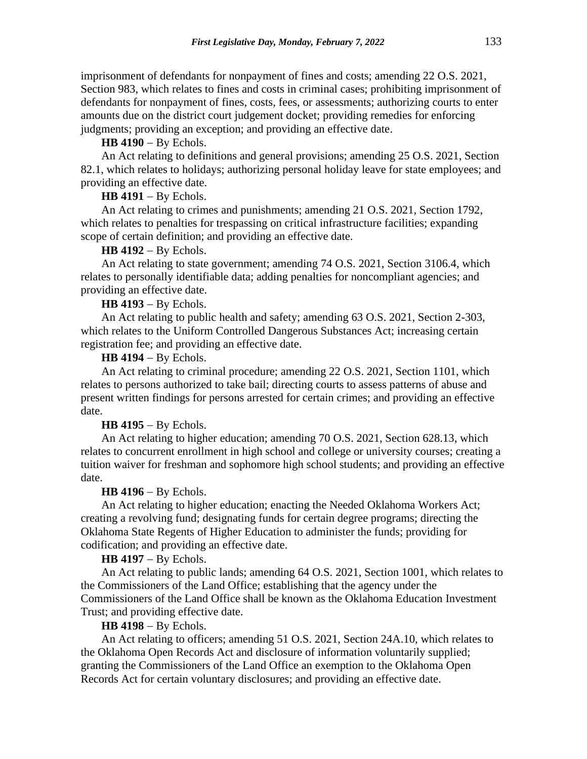imprisonment of defendants for nonpayment of fines and costs; amending 22 O.S. 2021, Section 983, which relates to fines and costs in criminal cases; prohibiting imprisonment of defendants for nonpayment of fines, costs, fees, or assessments; authorizing courts to enter amounts due on the district court judgement docket; providing remedies for enforcing judgments; providing an exception; and providing an effective date.

**HB 4190** − By Echols.

An Act relating to definitions and general provisions; amending 25 O.S. 2021, Section 82.1, which relates to holidays; authorizing personal holiday leave for state employees; and providing an effective date.

**HB 4191** − By Echols.

An Act relating to crimes and punishments; amending 21 O.S. 2021, Section 1792, which relates to penalties for trespassing on critical infrastructure facilities; expanding scope of certain definition; and providing an effective date.

**HB 4192** − By Echols.

An Act relating to state government; amending 74 O.S. 2021, Section 3106.4, which relates to personally identifiable data; adding penalties for noncompliant agencies; and providing an effective date.

**HB 4193** − By Echols.

An Act relating to public health and safety; amending 63 O.S. 2021, Section 2-303, which relates to the Uniform Controlled Dangerous Substances Act; increasing certain registration fee; and providing an effective date.

**HB 4194** − By Echols.

An Act relating to criminal procedure; amending 22 O.S. 2021, Section 1101, which relates to persons authorized to take bail; directing courts to assess patterns of abuse and present written findings for persons arrested for certain crimes; and providing an effective date.

**HB 4195** − By Echols.

An Act relating to higher education; amending 70 O.S. 2021, Section 628.13, which relates to concurrent enrollment in high school and college or university courses; creating a tuition waiver for freshman and sophomore high school students; and providing an effective date.

**HB 4196** − By Echols.

An Act relating to higher education; enacting the Needed Oklahoma Workers Act; creating a revolving fund; designating funds for certain degree programs; directing the Oklahoma State Regents of Higher Education to administer the funds; providing for codification; and providing an effective date.

**HB 4197** − By Echols.

An Act relating to public lands; amending 64 O.S. 2021, Section 1001, which relates to the Commissioners of the Land Office; establishing that the agency under the Commissioners of the Land Office shall be known as the Oklahoma Education Investment Trust; and providing effective date.

**HB 4198** − By Echols.

An Act relating to officers; amending 51 O.S. 2021, Section 24A.10, which relates to the Oklahoma Open Records Act and disclosure of information voluntarily supplied; granting the Commissioners of the Land Office an exemption to the Oklahoma Open Records Act for certain voluntary disclosures; and providing an effective date.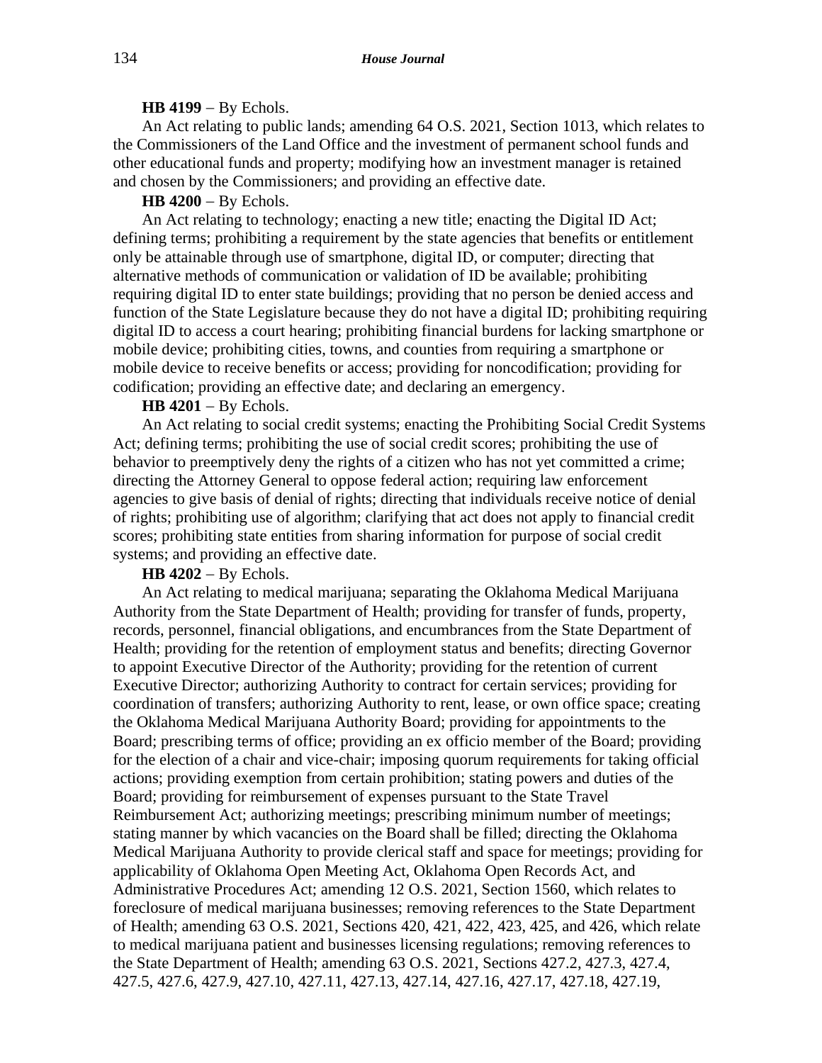**HB 4199** − By Echols.

An Act relating to public lands; amending 64 O.S. 2021, Section 1013, which relates to the Commissioners of the Land Office and the investment of permanent school funds and other educational funds and property; modifying how an investment manager is retained and chosen by the Commissioners; and providing an effective date.

**HB 4200** − By Echols.

An Act relating to technology; enacting a new title; enacting the Digital ID Act; defining terms; prohibiting a requirement by the state agencies that benefits or entitlement only be attainable through use of smartphone, digital ID, or computer; directing that alternative methods of communication or validation of ID be available; prohibiting requiring digital ID to enter state buildings; providing that no person be denied access and function of the State Legislature because they do not have a digital ID; prohibiting requiring digital ID to access a court hearing; prohibiting financial burdens for lacking smartphone or mobile device; prohibiting cities, towns, and counties from requiring a smartphone or mobile device to receive benefits or access; providing for noncodification; providing for codification; providing an effective date; and declaring an emergency.

**HB 4201** − By Echols.

An Act relating to social credit systems; enacting the Prohibiting Social Credit Systems Act; defining terms; prohibiting the use of social credit scores; prohibiting the use of behavior to preemptively deny the rights of a citizen who has not yet committed a crime; directing the Attorney General to oppose federal action; requiring law enforcement agencies to give basis of denial of rights; directing that individuals receive notice of denial of rights; prohibiting use of algorithm; clarifying that act does not apply to financial credit scores; prohibiting state entities from sharing information for purpose of social credit systems; and providing an effective date.

**HB 4202** − By Echols.

An Act relating to medical marijuana; separating the Oklahoma Medical Marijuana Authority from the State Department of Health; providing for transfer of funds, property, records, personnel, financial obligations, and encumbrances from the State Department of Health; providing for the retention of employment status and benefits; directing Governor to appoint Executive Director of the Authority; providing for the retention of current Executive Director; authorizing Authority to contract for certain services; providing for coordination of transfers; authorizing Authority to rent, lease, or own office space; creating the Oklahoma Medical Marijuana Authority Board; providing for appointments to the Board; prescribing terms of office; providing an ex officio member of the Board; providing for the election of a chair and vice-chair; imposing quorum requirements for taking official actions; providing exemption from certain prohibition; stating powers and duties of the Board; providing for reimbursement of expenses pursuant to the State Travel Reimbursement Act; authorizing meetings; prescribing minimum number of meetings; stating manner by which vacancies on the Board shall be filled; directing the Oklahoma Medical Marijuana Authority to provide clerical staff and space for meetings; providing for applicability of Oklahoma Open Meeting Act, Oklahoma Open Records Act, and Administrative Procedures Act; amending 12 O.S. 2021, Section 1560, which relates to foreclosure of medical marijuana businesses; removing references to the State Department of Health; amending 63 O.S. 2021, Sections 420, 421, 422, 423, 425, and 426, which relate to medical marijuana patient and businesses licensing regulations; removing references to the State Department of Health; amending 63 O.S. 2021, Sections 427.2, 427.3, 427.4, 427.5, 427.6, 427.9, 427.10, 427.11, 427.13, 427.14, 427.16, 427.17, 427.18, 427.19,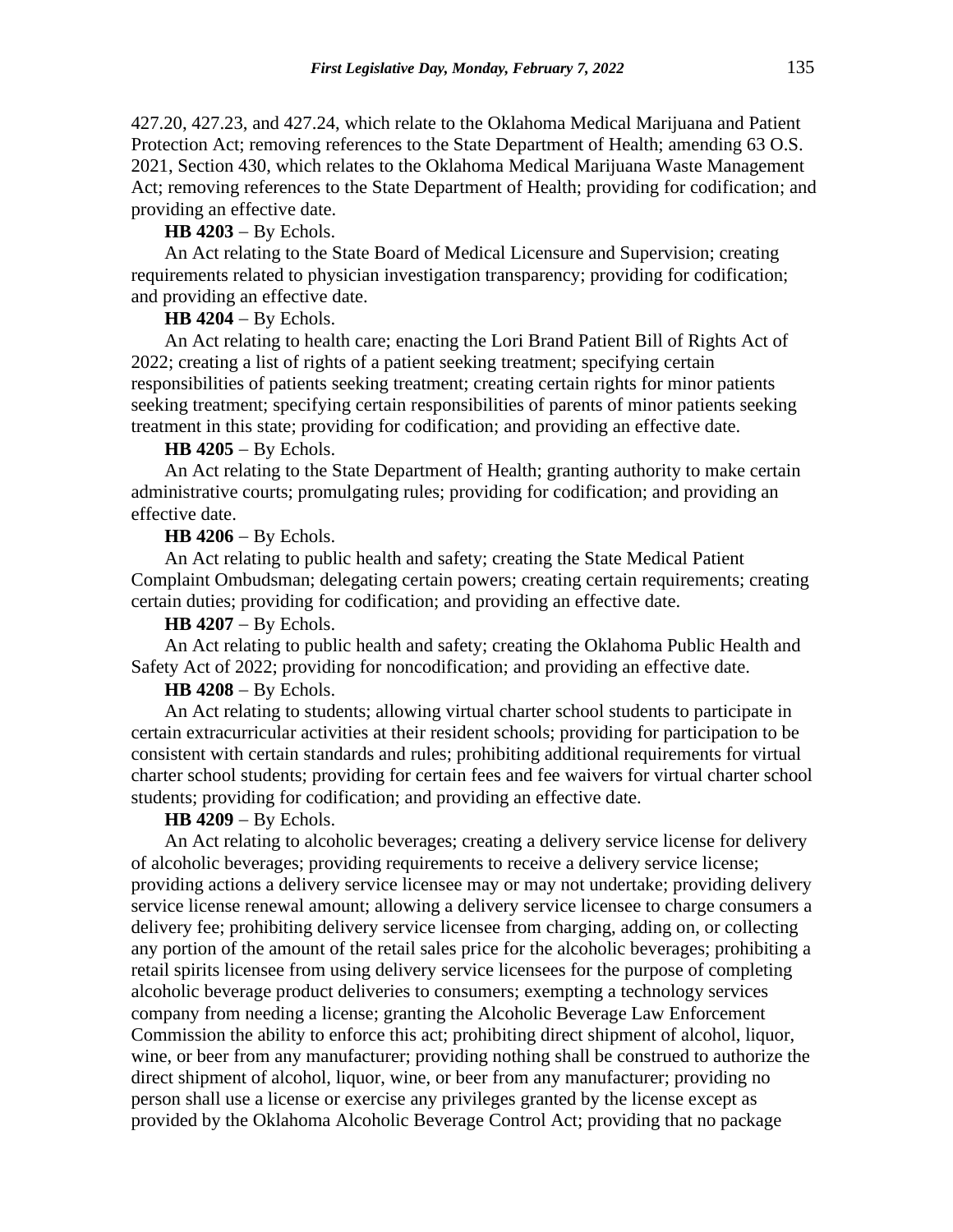427.20, 427.23, and 427.24, which relate to the Oklahoma Medical Marijuana and Patient Protection Act; removing references to the State Department of Health; amending 63 O.S. 2021, Section 430, which relates to the Oklahoma Medical Marijuana Waste Management Act; removing references to the State Department of Health; providing for codification; and providing an effective date.

**HB 4203** − By Echols.

An Act relating to the State Board of Medical Licensure and Supervision; creating requirements related to physician investigation transparency; providing for codification; and providing an effective date.

**HB 4204** − By Echols.

An Act relating to health care; enacting the Lori Brand Patient Bill of Rights Act of 2022; creating a list of rights of a patient seeking treatment; specifying certain responsibilities of patients seeking treatment; creating certain rights for minor patients seeking treatment; specifying certain responsibilities of parents of minor patients seeking treatment in this state; providing for codification; and providing an effective date.

**HB 4205** − By Echols.

An Act relating to the State Department of Health; granting authority to make certain administrative courts; promulgating rules; providing for codification; and providing an effective date.

**HB 4206** − By Echols.

An Act relating to public health and safety; creating the State Medical Patient Complaint Ombudsman; delegating certain powers; creating certain requirements; creating certain duties; providing for codification; and providing an effective date.

**HB 4207** − By Echols.

An Act relating to public health and safety; creating the Oklahoma Public Health and Safety Act of 2022; providing for noncodification; and providing an effective date.

**HB 4208** − By Echols.

An Act relating to students; allowing virtual charter school students to participate in certain extracurricular activities at their resident schools; providing for participation to be consistent with certain standards and rules; prohibiting additional requirements for virtual charter school students; providing for certain fees and fee waivers for virtual charter school students; providing for codification; and providing an effective date.

**HB 4209** − By Echols.

An Act relating to alcoholic beverages; creating a delivery service license for delivery of alcoholic beverages; providing requirements to receive a delivery service license; providing actions a delivery service licensee may or may not undertake; providing delivery service license renewal amount; allowing a delivery service licensee to charge consumers a delivery fee; prohibiting delivery service licensee from charging, adding on, or collecting any portion of the amount of the retail sales price for the alcoholic beverages; prohibiting a retail spirits licensee from using delivery service licensees for the purpose of completing alcoholic beverage product deliveries to consumers; exempting a technology services company from needing a license; granting the Alcoholic Beverage Law Enforcement Commission the ability to enforce this act; prohibiting direct shipment of alcohol, liquor, wine, or beer from any manufacturer; providing nothing shall be construed to authorize the direct shipment of alcohol, liquor, wine, or beer from any manufacturer; providing no person shall use a license or exercise any privileges granted by the license except as provided by the Oklahoma Alcoholic Beverage Control Act; providing that no package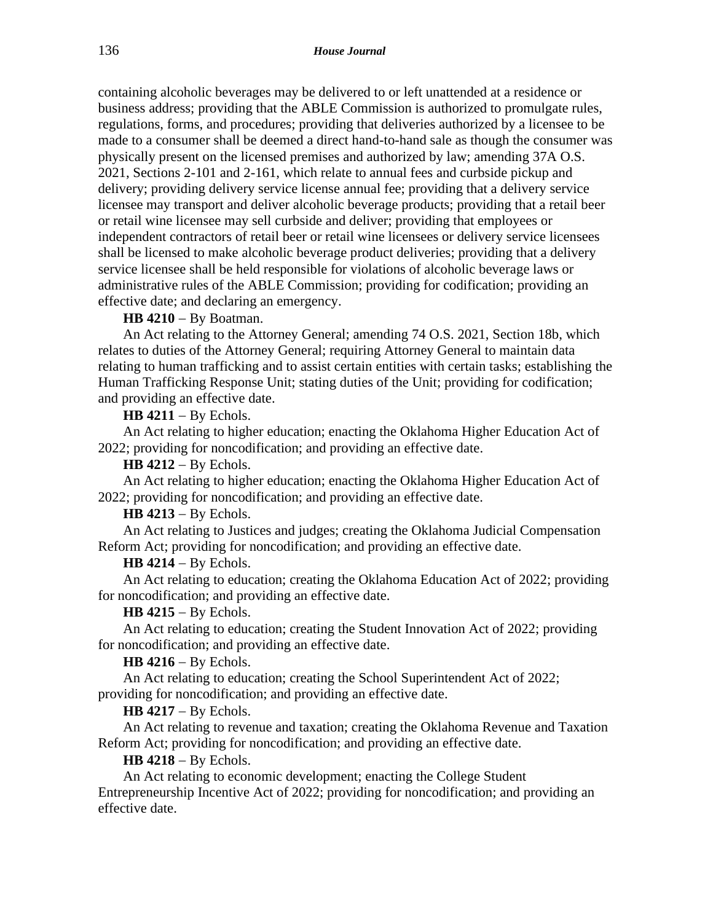containing alcoholic beverages may be delivered to or left unattended at a residence or business address; providing that the ABLE Commission is authorized to promulgate rules, regulations, forms, and procedures; providing that deliveries authorized by a licensee to be made to a consumer shall be deemed a direct hand-to-hand sale as though the consumer was physically present on the licensed premises and authorized by law; amending 37A O.S. 2021, Sections 2-101 and 2-161, which relate to annual fees and curbside pickup and delivery; providing delivery service license annual fee; providing that a delivery service licensee may transport and deliver alcoholic beverage products; providing that a retail beer or retail wine licensee may sell curbside and deliver; providing that employees or independent contractors of retail beer or retail wine licensees or delivery service licensees shall be licensed to make alcoholic beverage product deliveries; providing that a delivery service licensee shall be held responsible for violations of alcoholic beverage laws or administrative rules of the ABLE Commission; providing for codification; providing an effective date; and declaring an emergency.

**HB 4210** − By Boatman.

An Act relating to the Attorney General; amending 74 O.S. 2021, Section 18b, which relates to duties of the Attorney General; requiring Attorney General to maintain data relating to human trafficking and to assist certain entities with certain tasks; establishing the Human Trafficking Response Unit; stating duties of the Unit; providing for codification; and providing an effective date.

**HB 4211** − By Echols.

An Act relating to higher education; enacting the Oklahoma Higher Education Act of 2022; providing for noncodification; and providing an effective date.

**HB 4212** − By Echols.

An Act relating to higher education; enacting the Oklahoma Higher Education Act of 2022; providing for noncodification; and providing an effective date.

**HB 4213** − By Echols.

An Act relating to Justices and judges; creating the Oklahoma Judicial Compensation Reform Act; providing for noncodification; and providing an effective date.

**HB 4214** − By Echols.

An Act relating to education; creating the Oklahoma Education Act of 2022; providing for noncodification; and providing an effective date.

**HB 4215** − By Echols.

An Act relating to education; creating the Student Innovation Act of 2022; providing for noncodification; and providing an effective date.

**HB 4216** − By Echols.

An Act relating to education; creating the School Superintendent Act of 2022; providing for noncodification; and providing an effective date.

**HB 4217** − By Echols.

An Act relating to revenue and taxation; creating the Oklahoma Revenue and Taxation Reform Act; providing for noncodification; and providing an effective date.

**HB 4218** − By Echols.

An Act relating to economic development; enacting the College Student Entrepreneurship Incentive Act of 2022; providing for noncodification; and providing an effective date.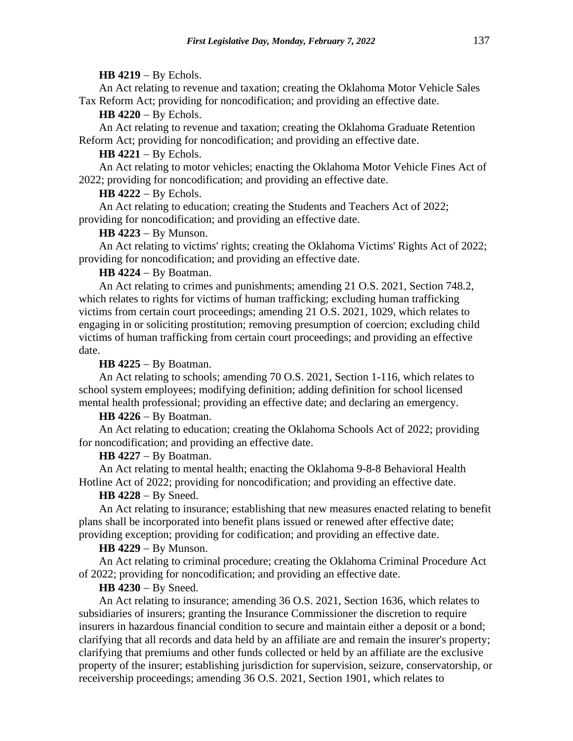**HB 4219** − By Echols.

An Act relating to revenue and taxation; creating the Oklahoma Motor Vehicle Sales Tax Reform Act; providing for noncodification; and providing an effective date.

**HB 4220** − By Echols.

An Act relating to revenue and taxation; creating the Oklahoma Graduate Retention Reform Act; providing for noncodification; and providing an effective date.

**HB 4221** − By Echols.

An Act relating to motor vehicles; enacting the Oklahoma Motor Vehicle Fines Act of 2022; providing for noncodification; and providing an effective date.

**HB 4222** − By Echols.

An Act relating to education; creating the Students and Teachers Act of 2022; providing for noncodification; and providing an effective date.

**HB 4223** − By Munson.

An Act relating to victims' rights; creating the Oklahoma Victims' Rights Act of 2022; providing for noncodification; and providing an effective date.

**HB 4224** − By Boatman.

An Act relating to crimes and punishments; amending 21 O.S. 2021, Section 748.2, which relates to rights for victims of human trafficking; excluding human trafficking victims from certain court proceedings; amending 21 O.S. 2021, 1029, which relates to engaging in or soliciting prostitution; removing presumption of coercion; excluding child victims of human trafficking from certain court proceedings; and providing an effective date.

**HB 4225** − By Boatman.

An Act relating to schools; amending 70 O.S. 2021, Section 1-116, which relates to school system employees; modifying definition; adding definition for school licensed mental health professional; providing an effective date; and declaring an emergency.

**HB 4226** − By Boatman.

An Act relating to education; creating the Oklahoma Schools Act of 2022; providing for noncodification; and providing an effective date.

**HB 4227** − By Boatman.

An Act relating to mental health; enacting the Oklahoma 9-8-8 Behavioral Health Hotline Act of 2022; providing for noncodification; and providing an effective date.

**HB 4228** − By Sneed.

An Act relating to insurance; establishing that new measures enacted relating to benefit plans shall be incorporated into benefit plans issued or renewed after effective date; providing exception; providing for codification; and providing an effective date.

**HB 4229** − By Munson.

An Act relating to criminal procedure; creating the Oklahoma Criminal Procedure Act of 2022; providing for noncodification; and providing an effective date.

**HB 4230** − By Sneed.

An Act relating to insurance; amending 36 O.S. 2021, Section 1636, which relates to subsidiaries of insurers; granting the Insurance Commissioner the discretion to require insurers in hazardous financial condition to secure and maintain either a deposit or a bond; clarifying that all records and data held by an affiliate are and remain the insurer's property; clarifying that premiums and other funds collected or held by an affiliate are the exclusive property of the insurer; establishing jurisdiction for supervision, seizure, conservatorship, or receivership proceedings; amending 36 O.S. 2021, Section 1901, which relates to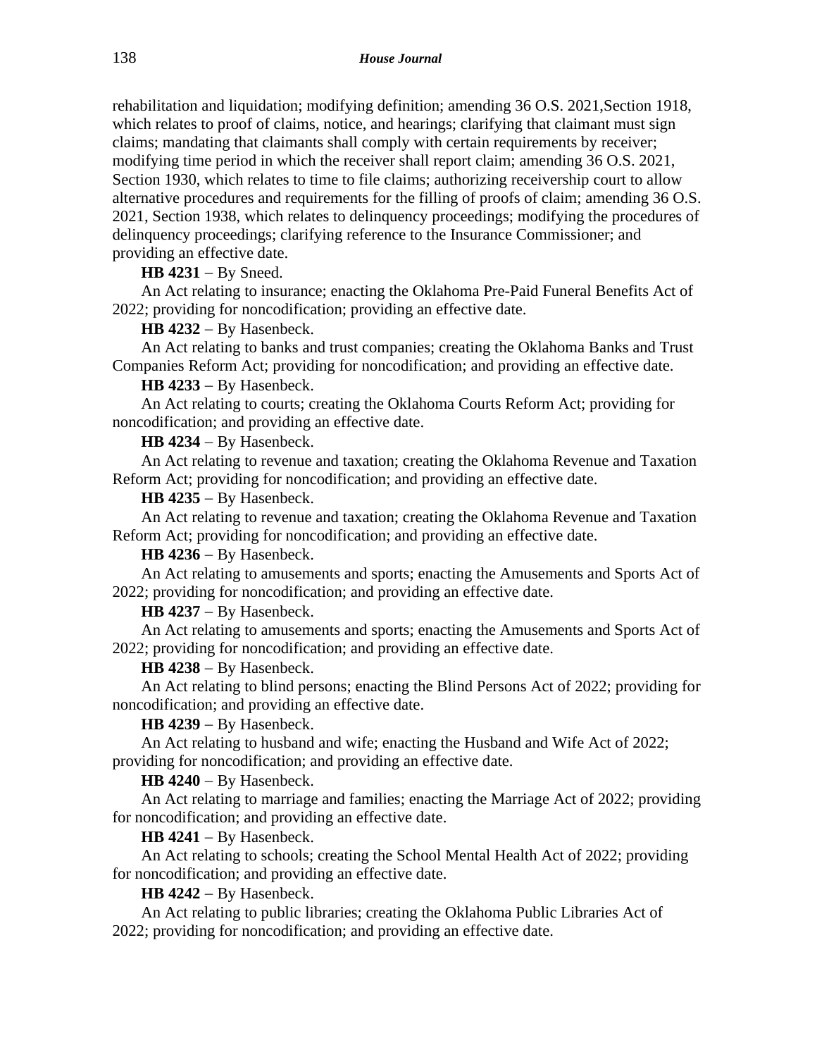rehabilitation and liquidation; modifying definition; amending 36 O.S. 2021,Section 1918, which relates to proof of claims, notice, and hearings; clarifying that claimant must sign claims; mandating that claimants shall comply with certain requirements by receiver; modifying time period in which the receiver shall report claim; amending 36 O.S. 2021, Section 1930, which relates to time to file claims; authorizing receivership court to allow alternative procedures and requirements for the filling of proofs of claim; amending 36 O.S. 2021, Section 1938, which relates to delinquency proceedings; modifying the procedures of delinquency proceedings; clarifying reference to the Insurance Commissioner; and providing an effective date.

**HB 4231** − By Sneed.

An Act relating to insurance; enacting the Oklahoma Pre-Paid Funeral Benefits Act of 2022; providing for noncodification; providing an effective date.

**HB 4232** − By Hasenbeck.

An Act relating to banks and trust companies; creating the Oklahoma Banks and Trust Companies Reform Act; providing for noncodification; and providing an effective date.

**HB 4233** − By Hasenbeck.

An Act relating to courts; creating the Oklahoma Courts Reform Act; providing for noncodification; and providing an effective date.

**HB 4234** − By Hasenbeck.

An Act relating to revenue and taxation; creating the Oklahoma Revenue and Taxation Reform Act; providing for noncodification; and providing an effective date.

**HB 4235** − By Hasenbeck.

An Act relating to revenue and taxation; creating the Oklahoma Revenue and Taxation Reform Act; providing for noncodification; and providing an effective date.

**HB 4236** − By Hasenbeck.

An Act relating to amusements and sports; enacting the Amusements and Sports Act of 2022; providing for noncodification; and providing an effective date.

**HB 4237** − By Hasenbeck.

An Act relating to amusements and sports; enacting the Amusements and Sports Act of 2022; providing for noncodification; and providing an effective date.

**HB 4238** − By Hasenbeck.

An Act relating to blind persons; enacting the Blind Persons Act of 2022; providing for noncodification; and providing an effective date.

**HB 4239** − By Hasenbeck.

An Act relating to husband and wife; enacting the Husband and Wife Act of 2022; providing for noncodification; and providing an effective date.

**HB 4240** − By Hasenbeck.

An Act relating to marriage and families; enacting the Marriage Act of 2022; providing for noncodification; and providing an effective date.

**HB 4241** − By Hasenbeck.

An Act relating to schools; creating the School Mental Health Act of 2022; providing for noncodification; and providing an effective date.

**HB 4242** − By Hasenbeck.

An Act relating to public libraries; creating the Oklahoma Public Libraries Act of 2022; providing for noncodification; and providing an effective date.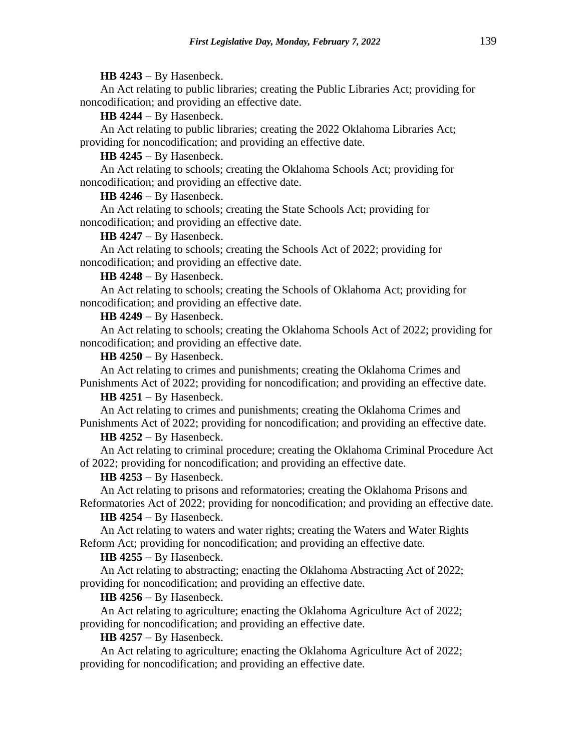**HB 4243** − By Hasenbeck.

An Act relating to public libraries; creating the Public Libraries Act; providing for noncodification; and providing an effective date.

**HB 4244** − By Hasenbeck.

An Act relating to public libraries; creating the 2022 Oklahoma Libraries Act; providing for noncodification; and providing an effective date.

**HB 4245** − By Hasenbeck.

An Act relating to schools; creating the Oklahoma Schools Act; providing for noncodification; and providing an effective date.

**HB 4246** − By Hasenbeck.

An Act relating to schools; creating the State Schools Act; providing for noncodification; and providing an effective date.

**HB 4247** − By Hasenbeck.

An Act relating to schools; creating the Schools Act of 2022; providing for noncodification; and providing an effective date.

**HB 4248** − By Hasenbeck.

An Act relating to schools; creating the Schools of Oklahoma Act; providing for noncodification; and providing an effective date.

**HB 4249** − By Hasenbeck.

An Act relating to schools; creating the Oklahoma Schools Act of 2022; providing for noncodification; and providing an effective date.

**HB 4250** − By Hasenbeck.

An Act relating to crimes and punishments; creating the Oklahoma Crimes and Punishments Act of 2022; providing for noncodification; and providing an effective date.

**HB 4251** − By Hasenbeck.

An Act relating to crimes and punishments; creating the Oklahoma Crimes and Punishments Act of 2022; providing for noncodification; and providing an effective date.

**HB 4252** − By Hasenbeck.

An Act relating to criminal procedure; creating the Oklahoma Criminal Procedure Act of 2022; providing for noncodification; and providing an effective date.

**HB 4253** − By Hasenbeck.

An Act relating to prisons and reformatories; creating the Oklahoma Prisons and Reformatories Act of 2022; providing for noncodification; and providing an effective date.

**HB 4254** − By Hasenbeck.

An Act relating to waters and water rights; creating the Waters and Water Rights Reform Act; providing for noncodification; and providing an effective date.

**HB 4255** − By Hasenbeck.

An Act relating to abstracting; enacting the Oklahoma Abstracting Act of 2022; providing for noncodification; and providing an effective date.

**HB 4256** − By Hasenbeck.

An Act relating to agriculture; enacting the Oklahoma Agriculture Act of 2022; providing for noncodification; and providing an effective date.

**HB 4257** − By Hasenbeck.

An Act relating to agriculture; enacting the Oklahoma Agriculture Act of 2022; providing for noncodification; and providing an effective date.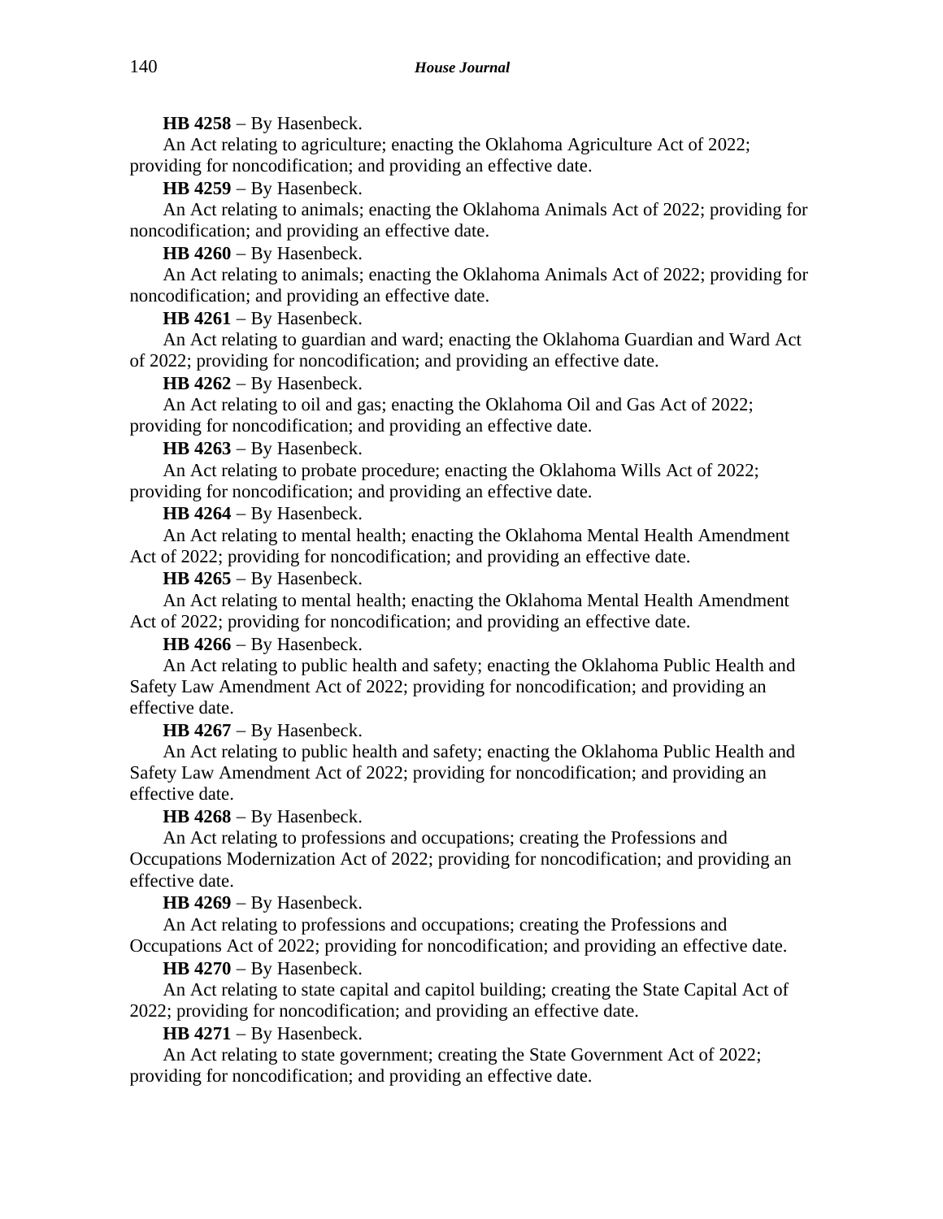**HB 4258** − By Hasenbeck.

An Act relating to agriculture; enacting the Oklahoma Agriculture Act of 2022; providing for noncodification; and providing an effective date.

**HB 4259** − By Hasenbeck.

An Act relating to animals; enacting the Oklahoma Animals Act of 2022; providing for noncodification; and providing an effective date.

**HB 4260** − By Hasenbeck.

An Act relating to animals; enacting the Oklahoma Animals Act of 2022; providing for noncodification; and providing an effective date.

**HB 4261** − By Hasenbeck.

An Act relating to guardian and ward; enacting the Oklahoma Guardian and Ward Act of 2022; providing for noncodification; and providing an effective date.

**HB 4262** − By Hasenbeck.

An Act relating to oil and gas; enacting the Oklahoma Oil and Gas Act of 2022; providing for noncodification; and providing an effective date.

**HB 4263** − By Hasenbeck.

An Act relating to probate procedure; enacting the Oklahoma Wills Act of 2022; providing for noncodification; and providing an effective date.

**HB 4264** − By Hasenbeck.

An Act relating to mental health; enacting the Oklahoma Mental Health Amendment Act of 2022; providing for noncodification; and providing an effective date.

**HB 4265** − By Hasenbeck.

An Act relating to mental health; enacting the Oklahoma Mental Health Amendment Act of 2022; providing for noncodification; and providing an effective date.

**HB 4266** − By Hasenbeck.

An Act relating to public health and safety; enacting the Oklahoma Public Health and Safety Law Amendment Act of 2022; providing for noncodification; and providing an effective date.

**HB 4267** − By Hasenbeck.

An Act relating to public health and safety; enacting the Oklahoma Public Health and Safety Law Amendment Act of 2022; providing for noncodification; and providing an effective date.

**HB 4268** − By Hasenbeck.

An Act relating to professions and occupations; creating the Professions and Occupations Modernization Act of 2022; providing for noncodification; and providing an effective date.

**HB 4269** − By Hasenbeck.

An Act relating to professions and occupations; creating the Professions and Occupations Act of 2022; providing for noncodification; and providing an effective date.

**HB 4270** − By Hasenbeck.

An Act relating to state capital and capitol building; creating the State Capital Act of 2022; providing for noncodification; and providing an effective date.

**HB 4271** − By Hasenbeck.

An Act relating to state government; creating the State Government Act of 2022; providing for noncodification; and providing an effective date.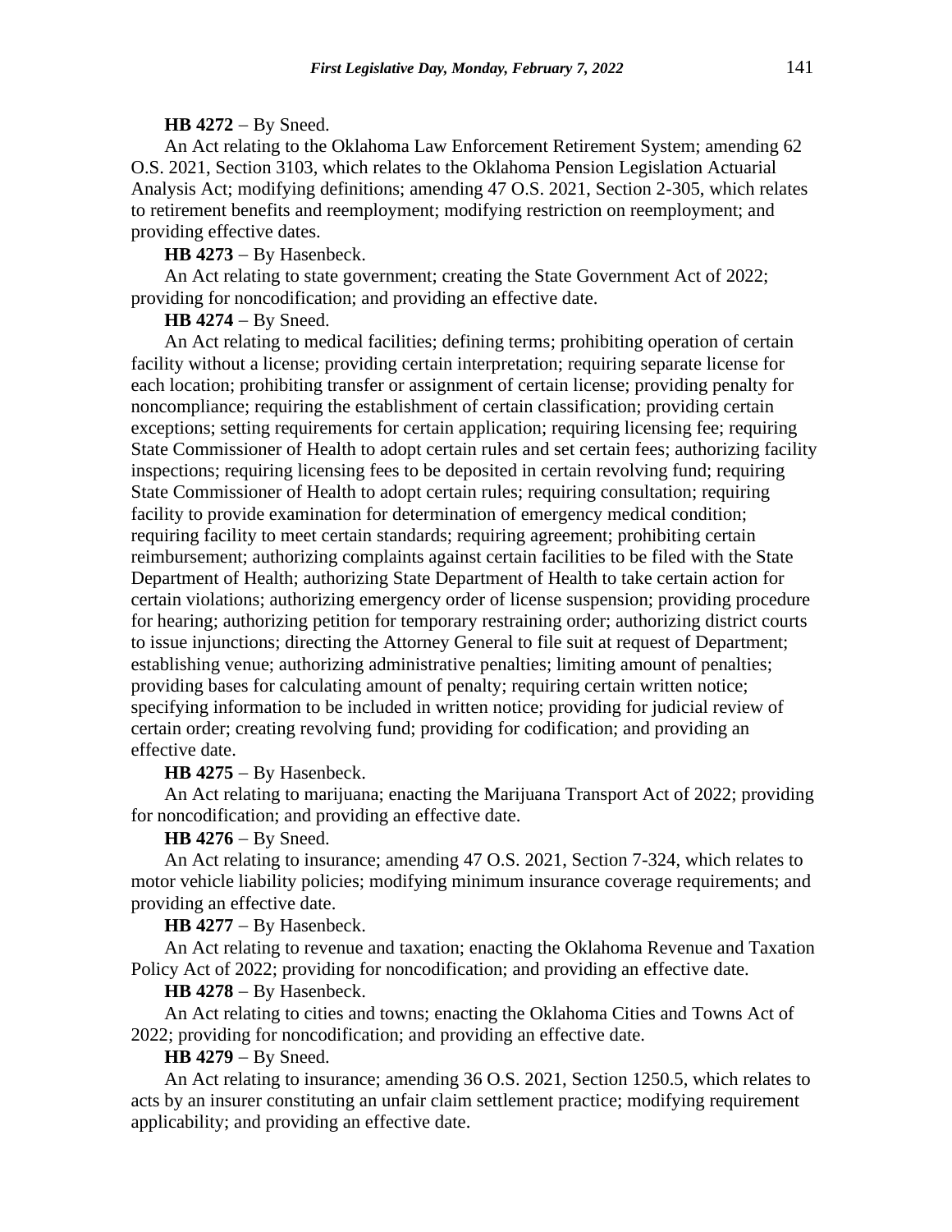**HB 4272** − By Sneed.

An Act relating to the Oklahoma Law Enforcement Retirement System; amending 62 O.S. 2021, Section 3103, which relates to the Oklahoma Pension Legislation Actuarial Analysis Act; modifying definitions; amending 47 O.S. 2021, Section 2-305, which relates to retirement benefits and reemployment; modifying restriction on reemployment; and providing effective dates.

**HB 4273** − By Hasenbeck.

An Act relating to state government; creating the State Government Act of 2022; providing for noncodification; and providing an effective date.

**HB 4274** − By Sneed.

An Act relating to medical facilities; defining terms; prohibiting operation of certain facility without a license; providing certain interpretation; requiring separate license for each location; prohibiting transfer or assignment of certain license; providing penalty for noncompliance; requiring the establishment of certain classification; providing certain exceptions; setting requirements for certain application; requiring licensing fee; requiring State Commissioner of Health to adopt certain rules and set certain fees; authorizing facility inspections; requiring licensing fees to be deposited in certain revolving fund; requiring State Commissioner of Health to adopt certain rules; requiring consultation; requiring facility to provide examination for determination of emergency medical condition; requiring facility to meet certain standards; requiring agreement; prohibiting certain reimbursement; authorizing complaints against certain facilities to be filed with the State Department of Health; authorizing State Department of Health to take certain action for certain violations; authorizing emergency order of license suspension; providing procedure for hearing; authorizing petition for temporary restraining order; authorizing district courts to issue injunctions; directing the Attorney General to file suit at request of Department; establishing venue; authorizing administrative penalties; limiting amount of penalties; providing bases for calculating amount of penalty; requiring certain written notice; specifying information to be included in written notice; providing for judicial review of certain order; creating revolving fund; providing for codification; and providing an effective date.

**HB 4275** − By Hasenbeck.

An Act relating to marijuana; enacting the Marijuana Transport Act of 2022; providing for noncodification; and providing an effective date.

**HB 4276** − By Sneed.

An Act relating to insurance; amending 47 O.S. 2021, Section 7-324, which relates to motor vehicle liability policies; modifying minimum insurance coverage requirements; and providing an effective date.

**HB 4277** − By Hasenbeck.

An Act relating to revenue and taxation; enacting the Oklahoma Revenue and Taxation Policy Act of 2022; providing for noncodification; and providing an effective date.

**HB 4278** − By Hasenbeck.

An Act relating to cities and towns; enacting the Oklahoma Cities and Towns Act of 2022; providing for noncodification; and providing an effective date.

**HB 4279** − By Sneed.

An Act relating to insurance; amending 36 O.S. 2021, Section 1250.5, which relates to acts by an insurer constituting an unfair claim settlement practice; modifying requirement applicability; and providing an effective date.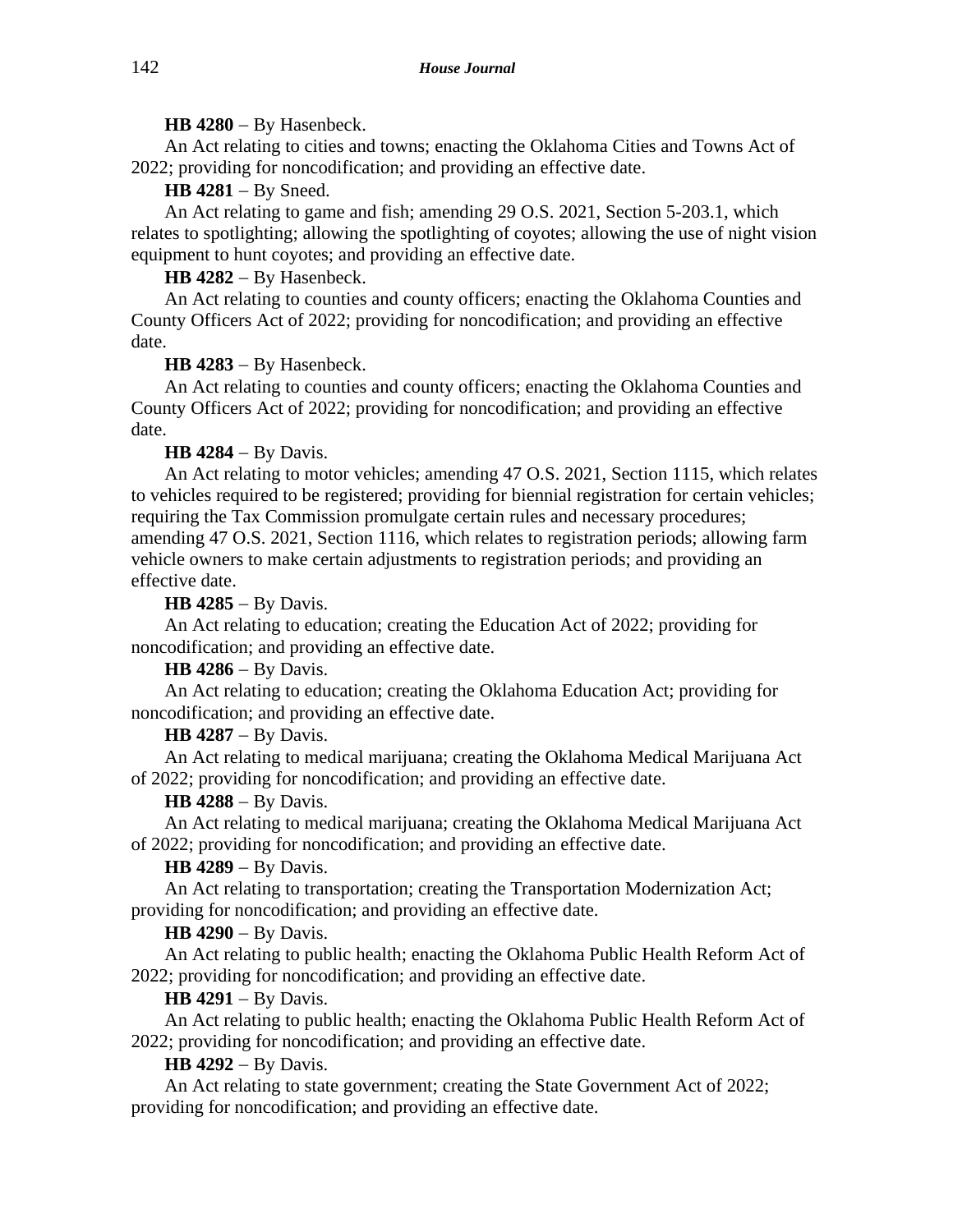**HB 4280** − By Hasenbeck.

An Act relating to cities and towns; enacting the Oklahoma Cities and Towns Act of 2022; providing for noncodification; and providing an effective date.

**HB 4281** − By Sneed.

An Act relating to game and fish; amending 29 O.S. 2021, Section 5-203.1, which relates to spotlighting; allowing the spotlighting of coyotes; allowing the use of night vision equipment to hunt coyotes; and providing an effective date.

**HB 4282** − By Hasenbeck.

An Act relating to counties and county officers; enacting the Oklahoma Counties and County Officers Act of 2022; providing for noncodification; and providing an effective date.

**HB 4283** − By Hasenbeck.

An Act relating to counties and county officers; enacting the Oklahoma Counties and County Officers Act of 2022; providing for noncodification; and providing an effective date.

**HB 4284** − By Davis.

An Act relating to motor vehicles; amending 47 O.S. 2021, Section 1115, which relates to vehicles required to be registered; providing for biennial registration for certain vehicles; requiring the Tax Commission promulgate certain rules and necessary procedures; amending 47 O.S. 2021, Section 1116, which relates to registration periods; allowing farm vehicle owners to make certain adjustments to registration periods; and providing an effective date.

**HB 4285** − By Davis.

An Act relating to education; creating the Education Act of 2022; providing for noncodification; and providing an effective date.

**HB 4286** − By Davis.

An Act relating to education; creating the Oklahoma Education Act; providing for noncodification; and providing an effective date.

**HB 4287** − By Davis.

An Act relating to medical marijuana; creating the Oklahoma Medical Marijuana Act of 2022; providing for noncodification; and providing an effective date.

**HB 4288** − By Davis.

An Act relating to medical marijuana; creating the Oklahoma Medical Marijuana Act of 2022; providing for noncodification; and providing an effective date.

**HB 4289** − By Davis.

An Act relating to transportation; creating the Transportation Modernization Act; providing for noncodification; and providing an effective date.

**HB 4290** − By Davis.

An Act relating to public health; enacting the Oklahoma Public Health Reform Act of 2022; providing for noncodification; and providing an effective date.

**HB 4291** − By Davis.

An Act relating to public health; enacting the Oklahoma Public Health Reform Act of 2022; providing for noncodification; and providing an effective date.

**HB 4292** − By Davis.

An Act relating to state government; creating the State Government Act of 2022; providing for noncodification; and providing an effective date.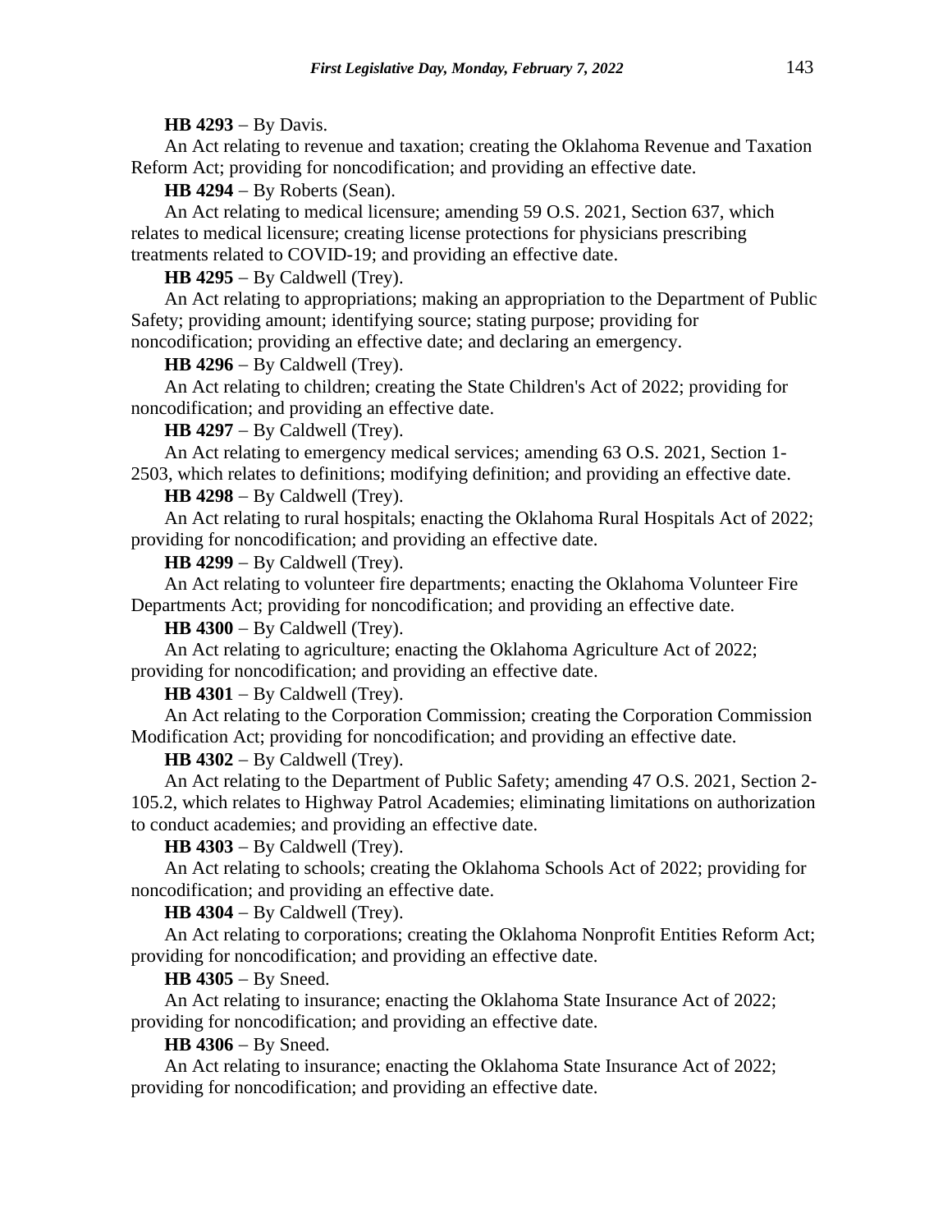**HB 4293** − By Davis.

An Act relating to revenue and taxation; creating the Oklahoma Revenue and Taxation Reform Act; providing for noncodification; and providing an effective date.

**HB 4294** − By Roberts (Sean).

An Act relating to medical licensure; amending 59 O.S. 2021, Section 637, which relates to medical licensure; creating license protections for physicians prescribing treatments related to COVID-19; and providing an effective date.

**HB 4295** − By Caldwell (Trey).

An Act relating to appropriations; making an appropriation to the Department of Public Safety; providing amount; identifying source; stating purpose; providing for noncodification; providing an effective date; and declaring an emergency.

**HB 4296** − By Caldwell (Trey).

An Act relating to children; creating the State Children's Act of 2022; providing for noncodification; and providing an effective date.

**HB 4297** − By Caldwell (Trey).

An Act relating to emergency medical services; amending 63 O.S. 2021, Section 1-2503, which relates to definitions; modifying definition; and providing an effective date.

**HB 4298** − By Caldwell (Trey).

An Act relating to rural hospitals; enacting the Oklahoma Rural Hospitals Act of 2022; providing for noncodification; and providing an effective date.

**HB 4299** − By Caldwell (Trey).

An Act relating to volunteer fire departments; enacting the Oklahoma Volunteer Fire Departments Act; providing for noncodification; and providing an effective date.

**HB 4300** − By Caldwell (Trey).

An Act relating to agriculture; enacting the Oklahoma Agriculture Act of 2022; providing for noncodification; and providing an effective date.

**HB 4301** − By Caldwell (Trey).

An Act relating to the Corporation Commission; creating the Corporation Commission Modification Act; providing for noncodification; and providing an effective date.

**HB 4302** − By Caldwell (Trey).

An Act relating to the Department of Public Safety; amending 47 O.S. 2021, Section 2-105.2, which relates to Highway Patrol Academies; eliminating limitations on authorization to conduct academies; and providing an effective date.

**HB 4303** − By Caldwell (Trey).

An Act relating to schools; creating the Oklahoma Schools Act of 2022; providing for noncodification; and providing an effective date.

**HB 4304** − By Caldwell (Trey).

An Act relating to corporations; creating the Oklahoma Nonprofit Entities Reform Act; providing for noncodification; and providing an effective date.

**HB 4305** − By Sneed.

An Act relating to insurance; enacting the Oklahoma State Insurance Act of 2022; providing for noncodification; and providing an effective date.

**HB 4306** − By Sneed.

An Act relating to insurance; enacting the Oklahoma State Insurance Act of 2022; providing for noncodification; and providing an effective date.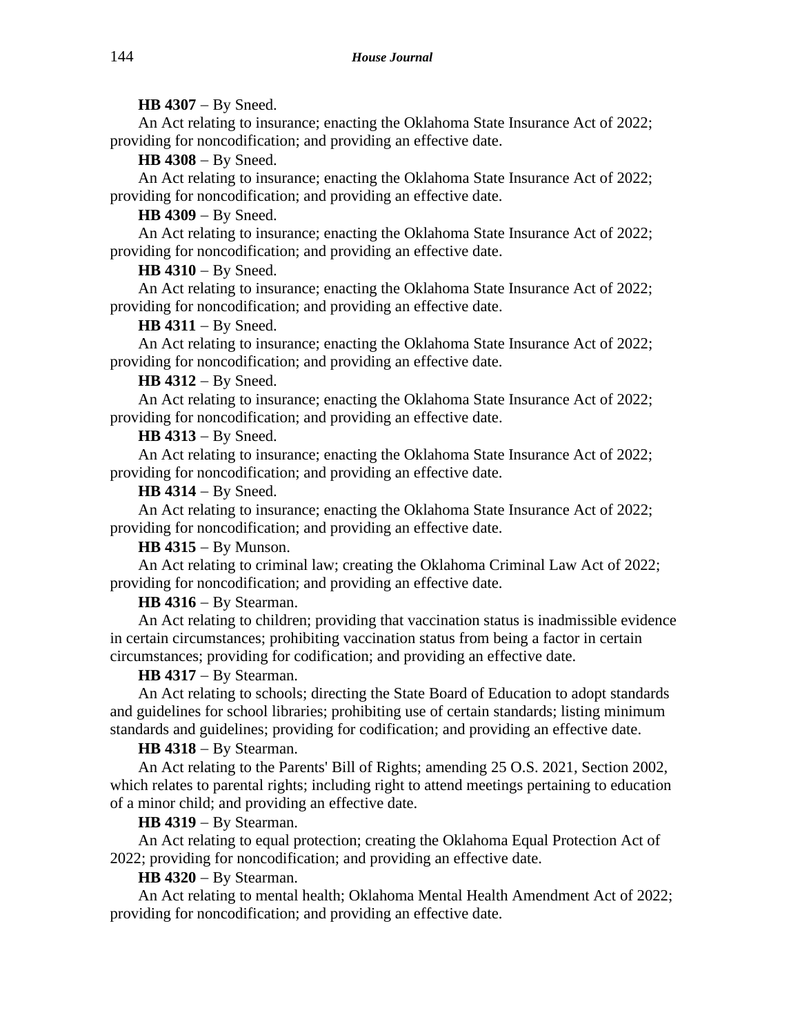**HB 4307** − By Sneed.

An Act relating to insurance; enacting the Oklahoma State Insurance Act of 2022; providing for noncodification; and providing an effective date.

**HB 4308** − By Sneed.

An Act relating to insurance; enacting the Oklahoma State Insurance Act of 2022; providing for noncodification; and providing an effective date.

**HB 4309** − By Sneed.

An Act relating to insurance; enacting the Oklahoma State Insurance Act of 2022; providing for noncodification; and providing an effective date.

**HB 4310** − By Sneed.

An Act relating to insurance; enacting the Oklahoma State Insurance Act of 2022; providing for noncodification; and providing an effective date.

**HB 4311** − By Sneed.

An Act relating to insurance; enacting the Oklahoma State Insurance Act of 2022; providing for noncodification; and providing an effective date.

**HB 4312** − By Sneed.

An Act relating to insurance; enacting the Oklahoma State Insurance Act of 2022; providing for noncodification; and providing an effective date.

**HB 4313** − By Sneed.

An Act relating to insurance; enacting the Oklahoma State Insurance Act of 2022; providing for noncodification; and providing an effective date.

**HB 4314** − By Sneed.

An Act relating to insurance; enacting the Oklahoma State Insurance Act of 2022; providing for noncodification; and providing an effective date.

**HB 4315** − By Munson.

An Act relating to criminal law; creating the Oklahoma Criminal Law Act of 2022; providing for noncodification; and providing an effective date.

**HB 4316** − By Stearman.

An Act relating to children; providing that vaccination status is inadmissible evidence in certain circumstances; prohibiting vaccination status from being a factor in certain circumstances; providing for codification; and providing an effective date.

**HB 4317** − By Stearman.

An Act relating to schools; directing the State Board of Education to adopt standards and guidelines for school libraries; prohibiting use of certain standards; listing minimum standards and guidelines; providing for codification; and providing an effective date.

**HB 4318** − By Stearman.

An Act relating to the Parents' Bill of Rights; amending 25 O.S. 2021, Section 2002, which relates to parental rights; including right to attend meetings pertaining to education of a minor child; and providing an effective date.

**HB 4319** − By Stearman.

An Act relating to equal protection; creating the Oklahoma Equal Protection Act of 2022; providing for noncodification; and providing an effective date.

**HB 4320** − By Stearman.

An Act relating to mental health; Oklahoma Mental Health Amendment Act of 2022; providing for noncodification; and providing an effective date.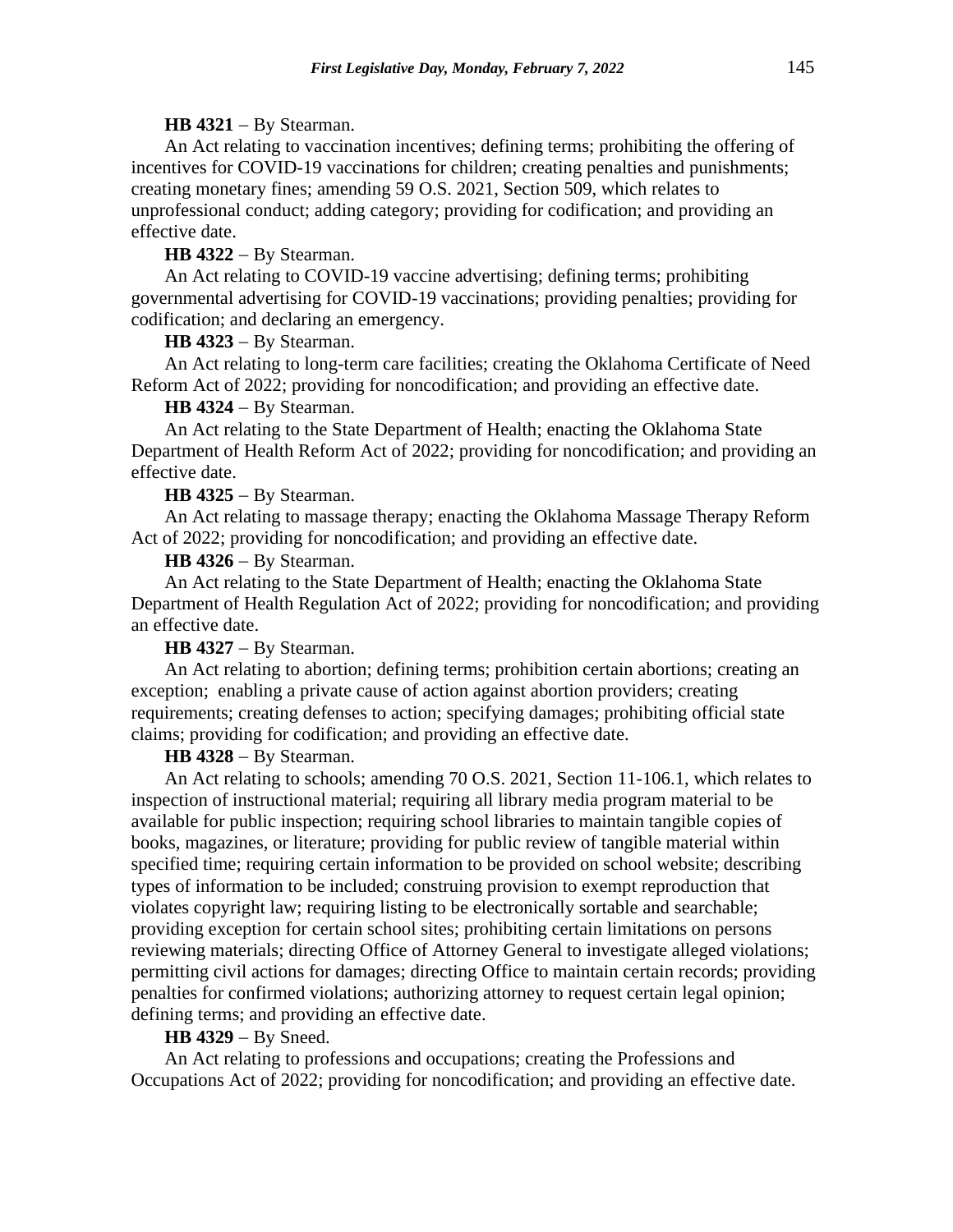**HB 4321** − By Stearman.

An Act relating to vaccination incentives; defining terms; prohibiting the offering of incentives for COVID-19 vaccinations for children; creating penalties and punishments; creating monetary fines; amending 59 O.S. 2021, Section 509, which relates to unprofessional conduct; adding category; providing for codification; and providing an effective date.

**HB 4322** − By Stearman.

An Act relating to COVID-19 vaccine advertising; defining terms; prohibiting governmental advertising for COVID-19 vaccinations; providing penalties; providing for codification; and declaring an emergency.

**HB 4323** − By Stearman.

An Act relating to long-term care facilities; creating the Oklahoma Certificate of Need Reform Act of 2022; providing for noncodification; and providing an effective date.

**HB 4324** − By Stearman.

An Act relating to the State Department of Health; enacting the Oklahoma State Department of Health Reform Act of 2022; providing for noncodification; and providing an effective date.

**HB 4325** − By Stearman.

An Act relating to massage therapy; enacting the Oklahoma Massage Therapy Reform Act of 2022; providing for noncodification; and providing an effective date.

**HB 4326** − By Stearman.

An Act relating to the State Department of Health; enacting the Oklahoma State Department of Health Regulation Act of 2022; providing for noncodification; and providing an effective date.

**HB 4327** − By Stearman.

An Act relating to abortion; defining terms; prohibition certain abortions; creating an exception; enabling a private cause of action against abortion providers; creating requirements; creating defenses to action; specifying damages; prohibiting official state claims; providing for codification; and providing an effective date.

**HB 4328** − By Stearman.

An Act relating to schools; amending 70 O.S. 2021, Section 11-106.1, which relates to inspection of instructional material; requiring all library media program material to be available for public inspection; requiring school libraries to maintain tangible copies of books, magazines, or literature; providing for public review of tangible material within specified time; requiring certain information to be provided on school website; describing types of information to be included; construing provision to exempt reproduction that violates copyright law; requiring listing to be electronically sortable and searchable; providing exception for certain school sites; prohibiting certain limitations on persons reviewing materials; directing Office of Attorney General to investigate alleged violations; permitting civil actions for damages; directing Office to maintain certain records; providing penalties for confirmed violations; authorizing attorney to request certain legal opinion; defining terms; and providing an effective date.

**HB 4329** − By Sneed.

An Act relating to professions and occupations; creating the Professions and Occupations Act of 2022; providing for noncodification; and providing an effective date.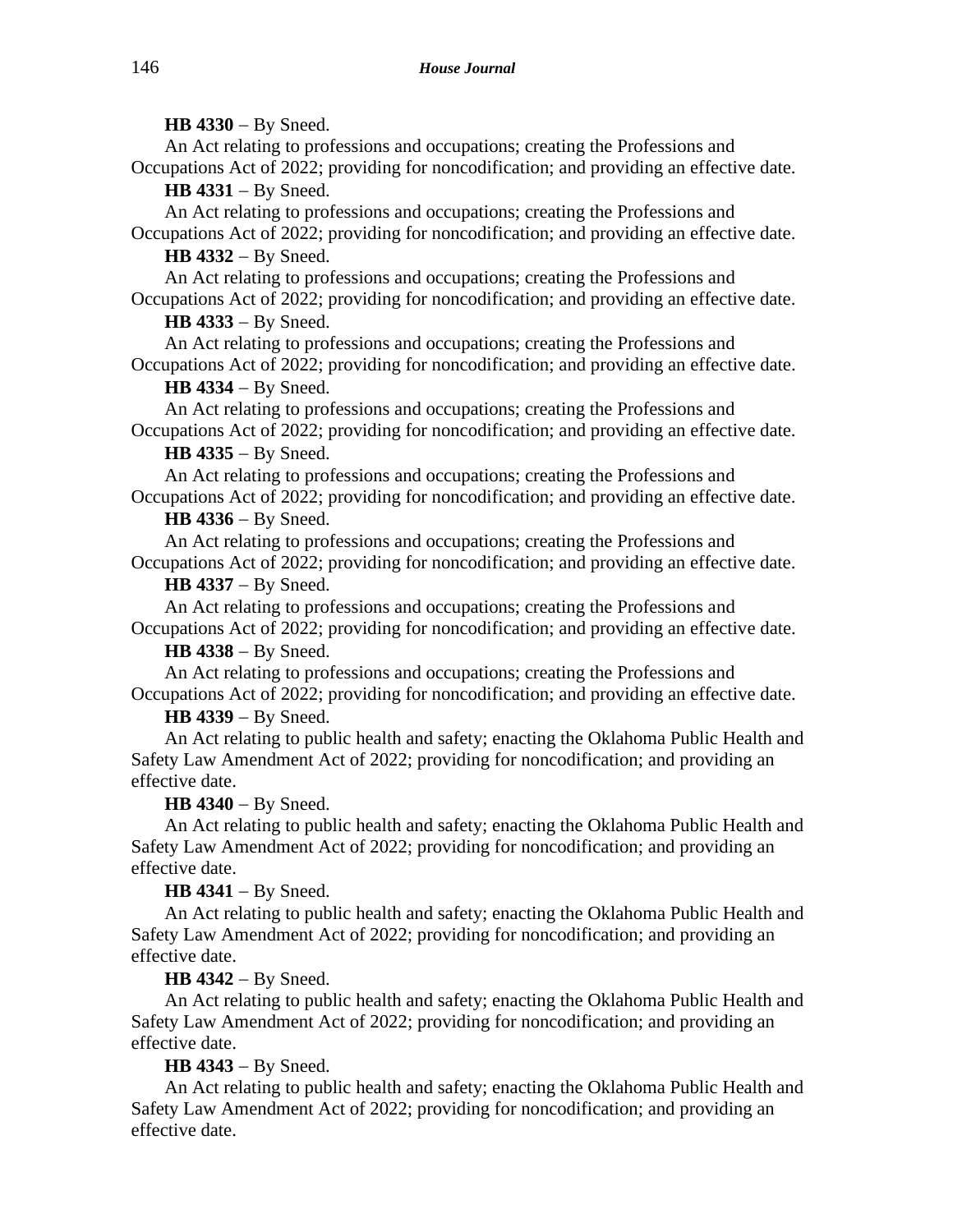**HB 4330** − By Sneed.

An Act relating to professions and occupations; creating the Professions and Occupations Act of 2022; providing for noncodification; and providing an effective date.

**HB 4331** − By Sneed.

An Act relating to professions and occupations; creating the Professions and Occupations Act of 2022; providing for noncodification; and providing an effective date.

**HB 4332** − By Sneed.

An Act relating to professions and occupations; creating the Professions and Occupations Act of 2022; providing for noncodification; and providing an effective date.

**HB 4333** − By Sneed.

An Act relating to professions and occupations; creating the Professions and Occupations Act of 2022; providing for noncodification; and providing an effective date.

**HB 4334** − By Sneed.

An Act relating to professions and occupations; creating the Professions and Occupations Act of 2022; providing for noncodification; and providing an effective date.

**HB 4335** − By Sneed.

An Act relating to professions and occupations; creating the Professions and Occupations Act of 2022; providing for noncodification; and providing an effective date.

**HB 4336** − By Sneed.

An Act relating to professions and occupations; creating the Professions and Occupations Act of 2022; providing for noncodification; and providing an effective date.

**HB 4337** − By Sneed.

An Act relating to professions and occupations; creating the Professions and Occupations Act of 2022; providing for noncodification; and providing an effective date.

**HB 4338** − By Sneed.

An Act relating to professions and occupations; creating the Professions and Occupations Act of 2022; providing for noncodification; and providing an effective date.

**HB 4339** − By Sneed.

An Act relating to public health and safety; enacting the Oklahoma Public Health and Safety Law Amendment Act of 2022; providing for noncodification; and providing an effective date.

**HB 4340** − By Sneed.

An Act relating to public health and safety; enacting the Oklahoma Public Health and Safety Law Amendment Act of 2022; providing for noncodification; and providing an effective date.

**HB 4341** − By Sneed.

An Act relating to public health and safety; enacting the Oklahoma Public Health and Safety Law Amendment Act of 2022; providing for noncodification; and providing an effective date.

**HB 4342** − By Sneed.

An Act relating to public health and safety; enacting the Oklahoma Public Health and Safety Law Amendment Act of 2022; providing for noncodification; and providing an effective date.

**HB 4343** − By Sneed.

An Act relating to public health and safety; enacting the Oklahoma Public Health and Safety Law Amendment Act of 2022; providing for noncodification; and providing an effective date.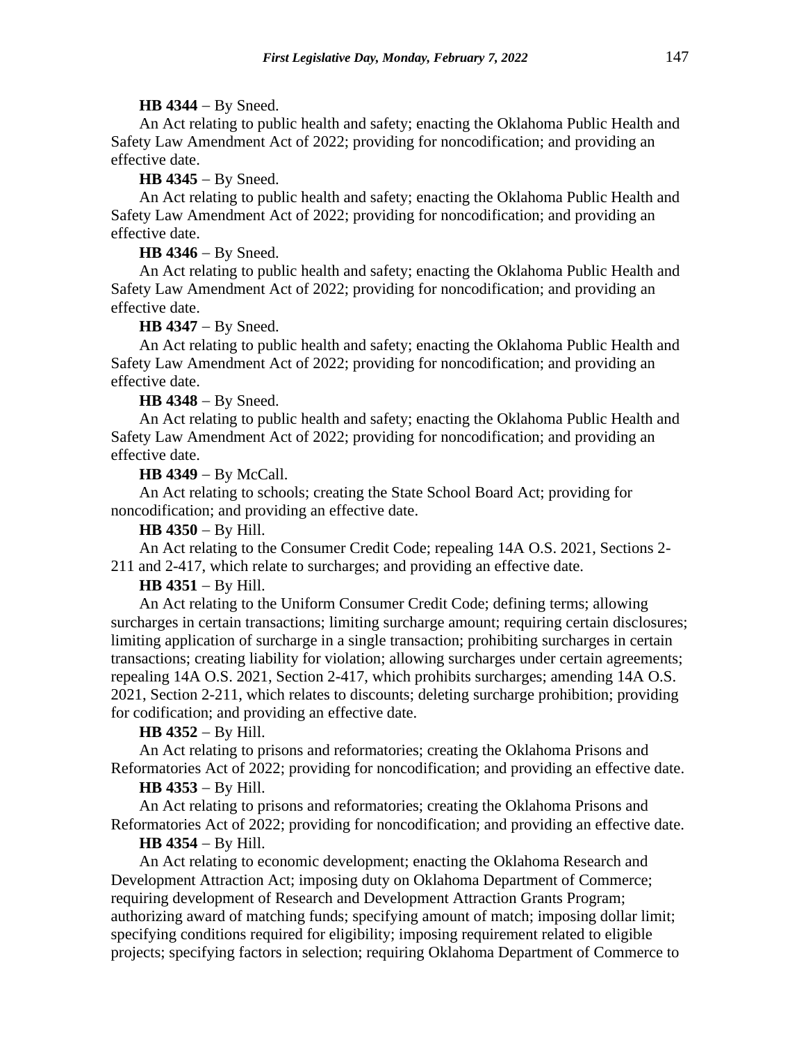**HB 4344** − By Sneed.

An Act relating to public health and safety; enacting the Oklahoma Public Health and Safety Law Amendment Act of 2022; providing for noncodification; and providing an effective date.

**HB 4345** − By Sneed.

An Act relating to public health and safety; enacting the Oklahoma Public Health and Safety Law Amendment Act of 2022; providing for noncodification; and providing an effective date.

**HB 4346** − By Sneed.

An Act relating to public health and safety; enacting the Oklahoma Public Health and Safety Law Amendment Act of 2022; providing for noncodification; and providing an effective date.

**HB 4347** − By Sneed.

An Act relating to public health and safety; enacting the Oklahoma Public Health and Safety Law Amendment Act of 2022; providing for noncodification; and providing an effective date.

**HB 4348** − By Sneed.

An Act relating to public health and safety; enacting the Oklahoma Public Health and Safety Law Amendment Act of 2022; providing for noncodification; and providing an effective date.

**HB 4349** − By McCall.

An Act relating to schools; creating the State School Board Act; providing for noncodification; and providing an effective date.

**HB 4350** − By Hill.

An Act relating to the Consumer Credit Code; repealing 14A O.S. 2021, Sections 2-211 and 2-417, which relate to surcharges; and providing an effective date.

**HB 4351** − By Hill.

An Act relating to the Uniform Consumer Credit Code; defining terms; allowing surcharges in certain transactions; limiting surcharge amount; requiring certain disclosures; limiting application of surcharge in a single transaction; prohibiting surcharges in certain transactions; creating liability for violation; allowing surcharges under certain agreements; repealing 14A O.S. 2021, Section 2-417, which prohibits surcharges; amending 14A O.S. 2021, Section 2-211, which relates to discounts; deleting surcharge prohibition; providing for codification; and providing an effective date.

**HB 4352** − By Hill.

An Act relating to prisons and reformatories; creating the Oklahoma Prisons and Reformatories Act of 2022; providing for noncodification; and providing an effective date.

**HB 4353** − By Hill.

An Act relating to prisons and reformatories; creating the Oklahoma Prisons and Reformatories Act of 2022; providing for noncodification; and providing an effective date.

**HB 4354** − By Hill.

An Act relating to economic development; enacting the Oklahoma Research and Development Attraction Act; imposing duty on Oklahoma Department of Commerce; requiring development of Research and Development Attraction Grants Program; authorizing award of matching funds; specifying amount of match; imposing dollar limit; specifying conditions required for eligibility; imposing requirement related to eligible projects; specifying factors in selection; requiring Oklahoma Department of Commerce to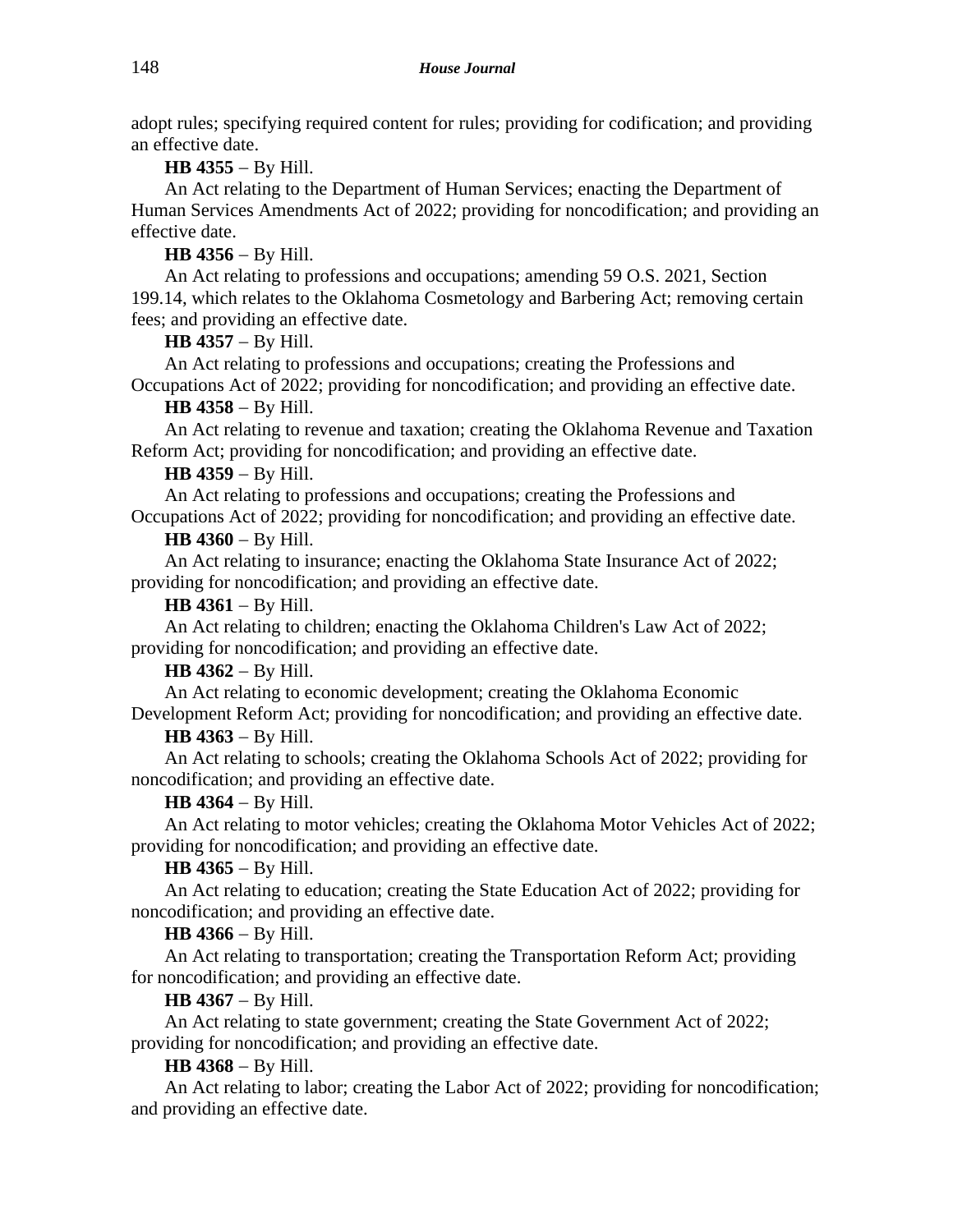adopt rules; specifying required content for rules; providing for codification; and providing an effective date.

**HB 4355** − By Hill.

An Act relating to the Department of Human Services; enacting the Department of Human Services Amendments Act of 2022; providing for noncodification; and providing an effective date.

**HB 4356** − By Hill.

An Act relating to professions and occupations; amending 59 O.S. 2021, Section 199.14, which relates to the Oklahoma Cosmetology and Barbering Act; removing certain fees; and providing an effective date.

**HB 4357** − By Hill.

An Act relating to professions and occupations; creating the Professions and Occupations Act of 2022; providing for noncodification; and providing an effective date.

**HB 4358** − By Hill.

An Act relating to revenue and taxation; creating the Oklahoma Revenue and Taxation Reform Act; providing for noncodification; and providing an effective date.

**HB 4359** − By Hill.

An Act relating to professions and occupations; creating the Professions and Occupations Act of 2022; providing for noncodification; and providing an effective date.

**HB 4360** − By Hill.

An Act relating to insurance; enacting the Oklahoma State Insurance Act of 2022; providing for noncodification; and providing an effective date.

**HB 4361** − By Hill.

An Act relating to children; enacting the Oklahoma Children's Law Act of 2022; providing for noncodification; and providing an effective date.

**HB 4362** − By Hill.

An Act relating to economic development; creating the Oklahoma Economic Development Reform Act; providing for noncodification; and providing an effective date.

**HB 4363** − By Hill.

An Act relating to schools; creating the Oklahoma Schools Act of 2022; providing for noncodification; and providing an effective date.

**HB 4364** − By Hill.

An Act relating to motor vehicles; creating the Oklahoma Motor Vehicles Act of 2022; providing for noncodification; and providing an effective date.

**HB 4365** − By Hill.

An Act relating to education; creating the State Education Act of 2022; providing for noncodification; and providing an effective date.

**HB 4366** − By Hill.

An Act relating to transportation; creating the Transportation Reform Act; providing for noncodification; and providing an effective date.

**HB 4367** − By Hill.

An Act relating to state government; creating the State Government Act of 2022; providing for noncodification; and providing an effective date.

**HB 4368** − By Hill.

An Act relating to labor; creating the Labor Act of 2022; providing for noncodification; and providing an effective date.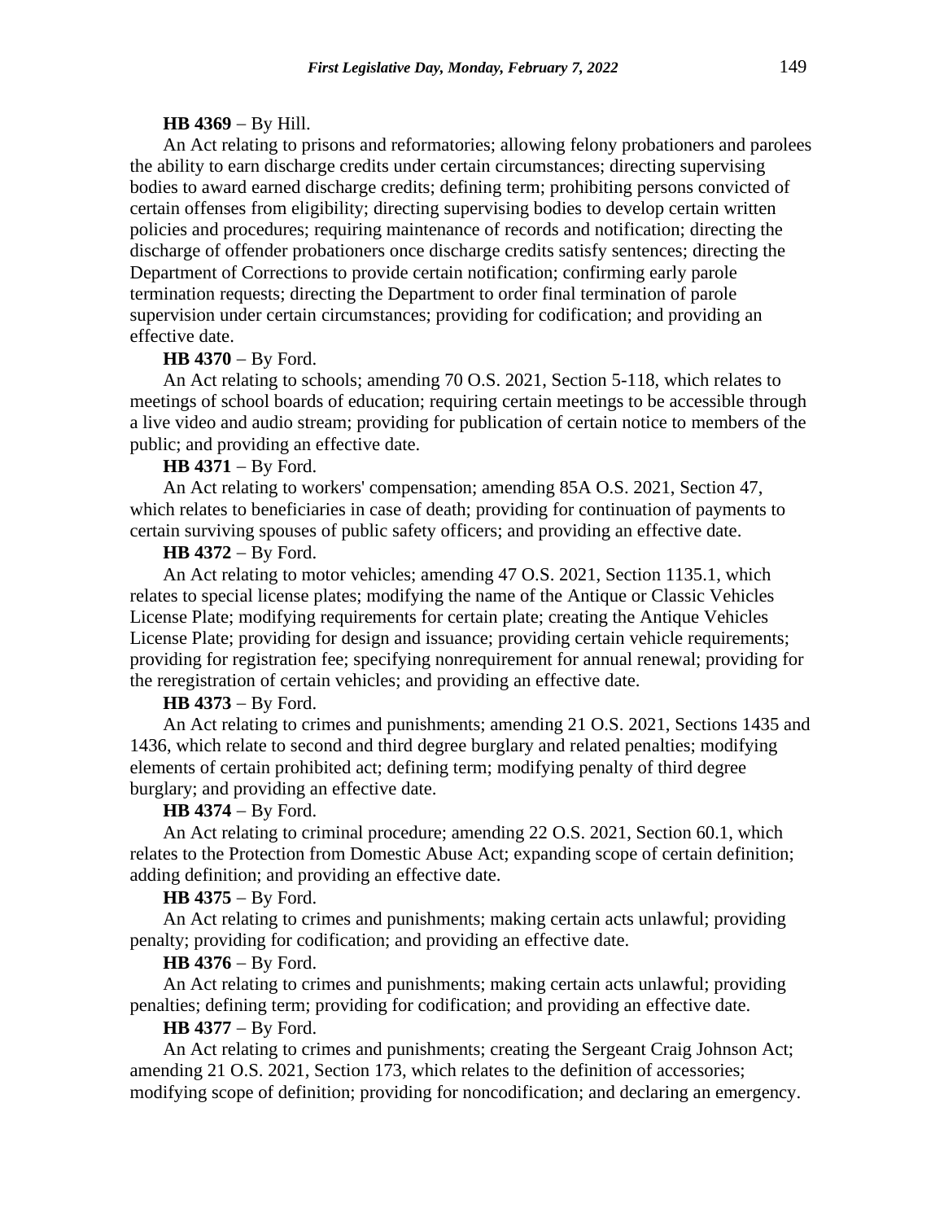**HB 4369** − By Hill.

An Act relating to prisons and reformatories; allowing felony probationers and parolees the ability to earn discharge credits under certain circumstances; directing supervising bodies to award earned discharge credits; defining term; prohibiting persons convicted of certain offenses from eligibility; directing supervising bodies to develop certain written policies and procedures; requiring maintenance of records and notification; directing the discharge of offender probationers once discharge credits satisfy sentences; directing the Department of Corrections to provide certain notification; confirming early parole termination requests; directing the Department to order final termination of parole supervision under certain circumstances; providing for codification; and providing an effective date.

**HB 4370** − By Ford.

An Act relating to schools; amending 70 O.S. 2021, Section 5-118, which relates to meetings of school boards of education; requiring certain meetings to be accessible through a live video and audio stream; providing for publication of certain notice to members of the public; and providing an effective date.

**HB 4371** − By Ford.

An Act relating to workers' compensation; amending 85A O.S. 2021, Section 47, which relates to beneficiaries in case of death; providing for continuation of payments to certain surviving spouses of public safety officers; and providing an effective date.

**HB 4372** − By Ford.

An Act relating to motor vehicles; amending 47 O.S. 2021, Section 1135.1, which relates to special license plates; modifying the name of the Antique or Classic Vehicles License Plate; modifying requirements for certain plate; creating the Antique Vehicles License Plate; providing for design and issuance; providing certain vehicle requirements; providing for registration fee; specifying nonrequirement for annual renewal; providing for the reregistration of certain vehicles; and providing an effective date.

**HB 4373** − By Ford.

An Act relating to crimes and punishments; amending 21 O.S. 2021, Sections 1435 and 1436, which relate to second and third degree burglary and related penalties; modifying elements of certain prohibited act; defining term; modifying penalty of third degree burglary; and providing an effective date.

**HB 4374** − By Ford.

An Act relating to criminal procedure; amending 22 O.S. 2021, Section 60.1, which relates to the Protection from Domestic Abuse Act; expanding scope of certain definition; adding definition; and providing an effective date.

**HB 4375** − By Ford.

An Act relating to crimes and punishments; making certain acts unlawful; providing penalty; providing for codification; and providing an effective date.

**HB 4376** − By Ford.

An Act relating to crimes and punishments; making certain acts unlawful; providing penalties; defining term; providing for codification; and providing an effective date.

**HB 4377** − By Ford.

An Act relating to crimes and punishments; creating the Sergeant Craig Johnson Act; amending 21 O.S. 2021, Section 173, which relates to the definition of accessories; modifying scope of definition; providing for noncodification; and declaring an emergency.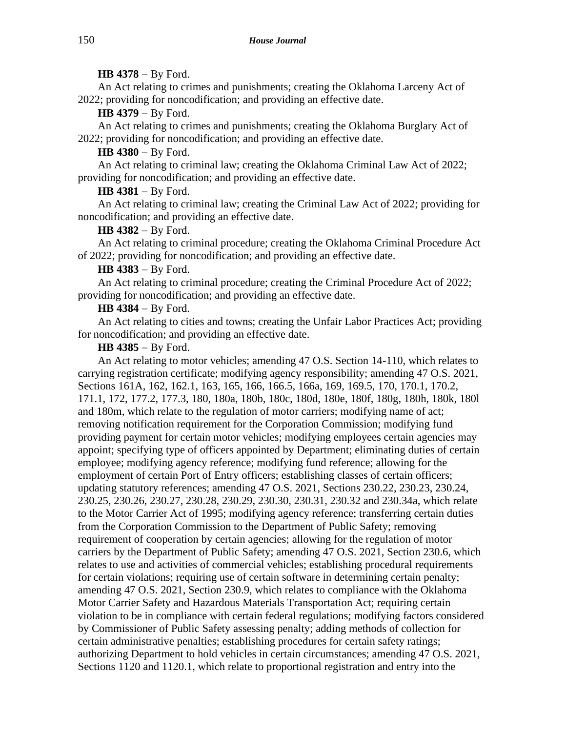**HB 4378** − By Ford.

An Act relating to crimes and punishments; creating the Oklahoma Larceny Act of 2022; providing for noncodification; and providing an effective date.

**HB 4379** − By Ford.

An Act relating to crimes and punishments; creating the Oklahoma Burglary Act of 2022; providing for noncodification; and providing an effective date.

**HB 4380** − By Ford.

An Act relating to criminal law; creating the Oklahoma Criminal Law Act of 2022; providing for noncodification; and providing an effective date.

**HB 4381** − By Ford.

An Act relating to criminal law; creating the Criminal Law Act of 2022; providing for noncodification; and providing an effective date.

**HB 4382** − By Ford.

An Act relating to criminal procedure; creating the Oklahoma Criminal Procedure Act of 2022; providing for noncodification; and providing an effective date.

**HB 4383** − By Ford.

An Act relating to criminal procedure; creating the Criminal Procedure Act of 2022; providing for noncodification; and providing an effective date.

**HB 4384** − By Ford.

An Act relating to cities and towns; creating the Unfair Labor Practices Act; providing for noncodification; and providing an effective date.

**HB 4385** − By Ford.

An Act relating to motor vehicles; amending 47 O.S. Section 14-110, which relates to carrying registration certificate; modifying agency responsibility; amending 47 O.S. 2021, Sections 161A, 162, 162.1, 163, 165, 166, 166.5, 166a, 169, 169.5, 170, 170.1, 170.2, 171.1, 172, 177.2, 177.3, 180, 180a, 180b, 180c, 180d, 180e, 180f, 180g, 180h, 180k, 180l and 180m, which relate to the regulation of motor carriers; modifying name of act; removing notification requirement for the Corporation Commission; modifying fund providing payment for certain motor vehicles; modifying employees certain agencies may appoint; specifying type of officers appointed by Department; eliminating duties of certain employee; modifying agency reference; modifying fund reference; allowing for the employment of certain Port of Entry officers; establishing classes of certain officers; updating statutory references; amending 47 O.S. 2021, Sections 230.22, 230.23, 230.24, 230.25, 230.26, 230.27, 230.28, 230.29, 230.30, 230.31, 230.32 and 230.34a, which relate to the Motor Carrier Act of 1995; modifying agency reference; transferring certain duties from the Corporation Commission to the Department of Public Safety; removing requirement of cooperation by certain agencies; allowing for the regulation of motor carriers by the Department of Public Safety; amending 47 O.S. 2021, Section 230.6, which relates to use and activities of commercial vehicles; establishing procedural requirements for certain violations; requiring use of certain software in determining certain penalty; amending 47 O.S. 2021, Section 230.9, which relates to compliance with the Oklahoma Motor Carrier Safety and Hazardous Materials Transportation Act; requiring certain violation to be in compliance with certain federal regulations; modifying factors considered by Commissioner of Public Safety assessing penalty; adding methods of collection for certain administrative penalties; establishing procedures for certain safety ratings; authorizing Department to hold vehicles in certain circumstances; amending 47 O.S. 2021, Sections 1120 and 1120.1, which relate to proportional registration and entry into the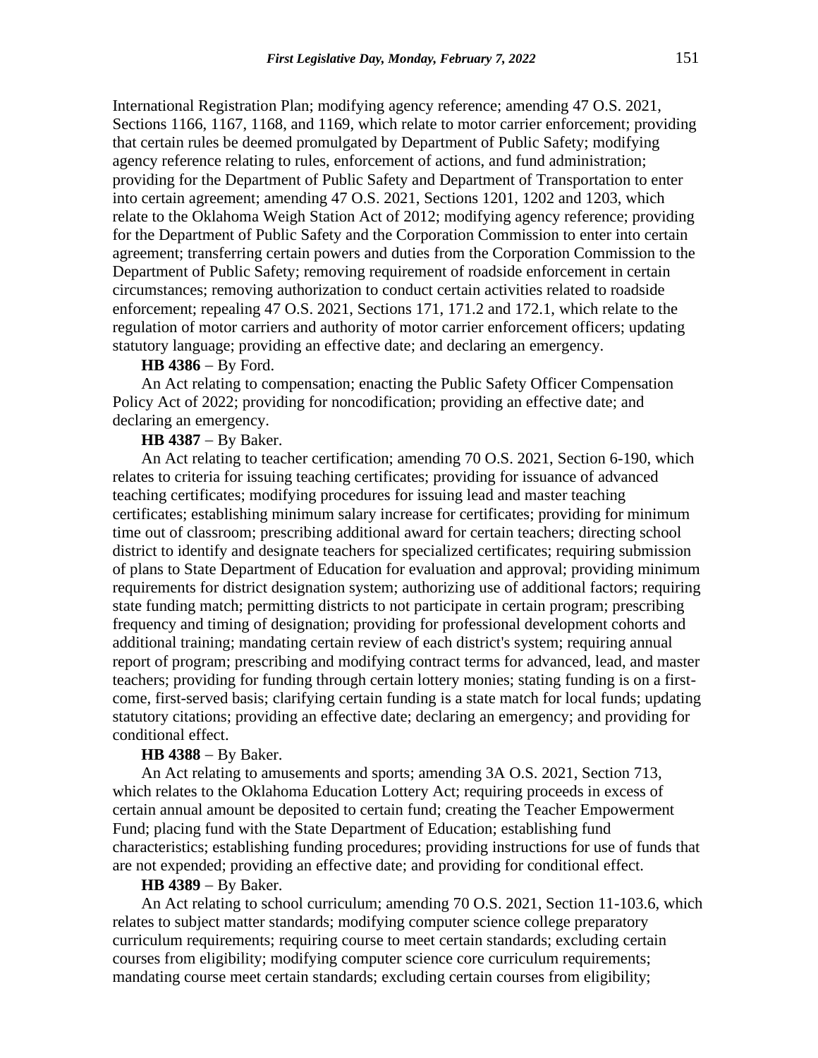International Registration Plan; modifying agency reference; amending 47 O.S. 2021, Sections 1166, 1167, 1168, and 1169, which relate to motor carrier enforcement; providing that certain rules be deemed promulgated by Department of Public Safety; modifying agency reference relating to rules, enforcement of actions, and fund administration; providing for the Department of Public Safety and Department of Transportation to enter into certain agreement; amending 47 O.S. 2021, Sections 1201, 1202 and 1203, which relate to the Oklahoma Weigh Station Act of 2012; modifying agency reference; providing for the Department of Public Safety and the Corporation Commission to enter into certain agreement; transferring certain powers and duties from the Corporation Commission to the Department of Public Safety; removing requirement of roadside enforcement in certain circumstances; removing authorization to conduct certain activities related to roadside enforcement; repealing 47 O.S. 2021, Sections 171, 171.2 and 172.1, which relate to the regulation of motor carriers and authority of motor carrier enforcement officers; updating statutory language; providing an effective date; and declaring an emergency.

**HB 4386** − By Ford.

An Act relating to compensation; enacting the Public Safety Officer Compensation Policy Act of 2022; providing for noncodification; providing an effective date; and declaring an emergency.

**HB 4387** − By Baker.

An Act relating to teacher certification; amending 70 O.S. 2021, Section 6-190, which relates to criteria for issuing teaching certificates; providing for issuance of advanced teaching certificates; modifying procedures for issuing lead and master teaching certificates; establishing minimum salary increase for certificates; providing for minimum time out of classroom; prescribing additional award for certain teachers; directing school district to identify and designate teachers for specialized certificates; requiring submission of plans to State Department of Education for evaluation and approval; providing minimum requirements for district designation system; authorizing use of additional factors; requiring state funding match; permitting districts to not participate in certain program; prescribing frequency and timing of designation; providing for professional development cohorts and additional training; mandating certain review of each district's system; requiring annual report of program; prescribing and modifying contract terms for advanced, lead, and master teachers; providing for funding through certain lottery monies; stating funding is on a first-come, first-served basis; clarifying certain funding is a state match for local funds; updating statutory citations; providing an effective date; declaring an emergency; and providing for conditional effect.

**HB 4388** − By Baker.

An Act relating to amusements and sports; amending 3A O.S. 2021, Section 713, which relates to the Oklahoma Education Lottery Act; requiring proceeds in excess of certain annual amount be deposited to certain fund; creating the Teacher Empowerment Fund; placing fund with the State Department of Education; establishing fund characteristics; establishing funding procedures; providing instructions for use of funds that are not expended; providing an effective date; and providing for conditional effect.

**HB 4389** − By Baker.

An Act relating to school curriculum; amending 70 O.S. 2021, Section 11-103.6, which relates to subject matter standards; modifying computer science college preparatory curriculum requirements; requiring course to meet certain standards; excluding certain courses from eligibility; modifying computer science core curriculum requirements; mandating course meet certain standards; excluding certain courses from eligibility;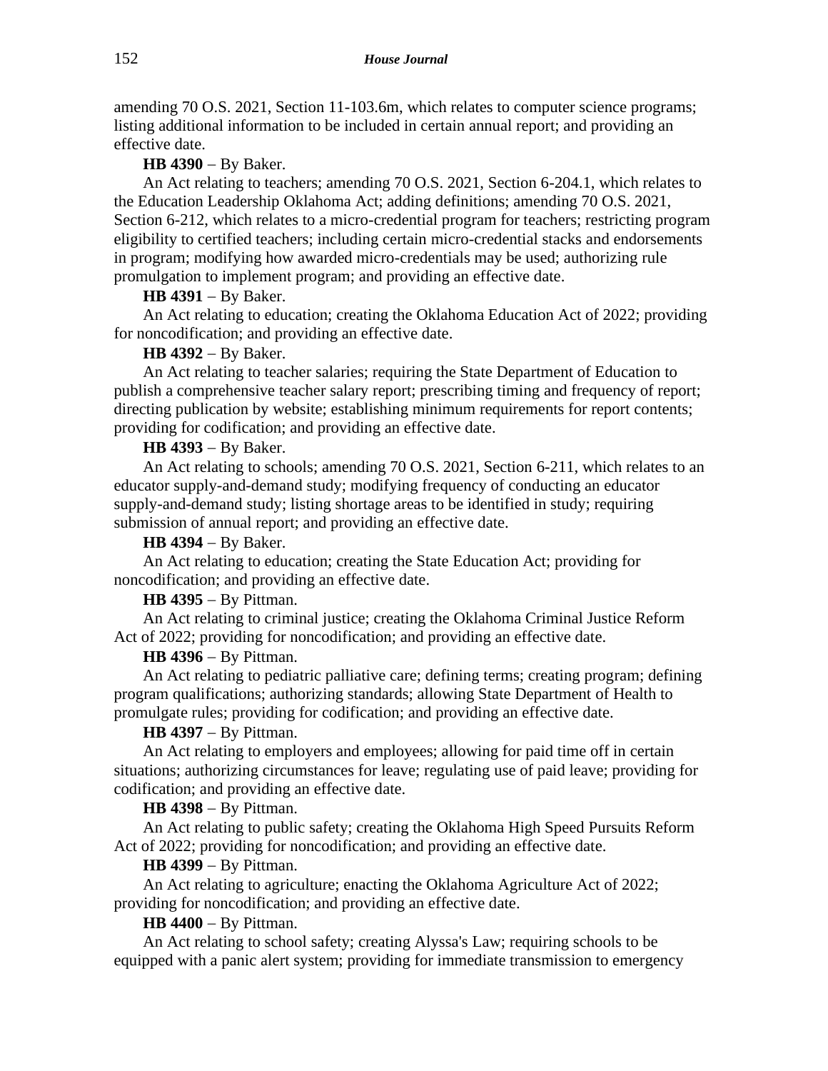amending 70 O.S. 2021, Section 11-103.6m, which relates to computer science programs; listing additional information to be included in certain annual report; and providing an effective date.

**HB 4390** − By Baker.

An Act relating to teachers; amending 70 O.S. 2021, Section 6-204.1, which relates to the Education Leadership Oklahoma Act; adding definitions; amending 70 O.S. 2021, Section 6-212, which relates to a micro-credential program for teachers; restricting program eligibility to certified teachers; including certain micro-credential stacks and endorsements in program; modifying how awarded micro-credentials may be used; authorizing rule promulgation to implement program; and providing an effective date.

**HB 4391** − By Baker.

An Act relating to education; creating the Oklahoma Education Act of 2022; providing for noncodification; and providing an effective date.

**HB 4392** − By Baker.

An Act relating to teacher salaries; requiring the State Department of Education to publish a comprehensive teacher salary report; prescribing timing and frequency of report; directing publication by website; establishing minimum requirements for report contents; providing for codification; and providing an effective date.

**HB 4393** − By Baker.

An Act relating to schools; amending 70 O.S. 2021, Section 6-211, which relates to an educator supply-and-demand study; modifying frequency of conducting an educator supply-and-demand study; listing shortage areas to be identified in study; requiring submission of annual report; and providing an effective date.

**HB 4394** − By Baker.

An Act relating to education; creating the State Education Act; providing for noncodification; and providing an effective date.

**HB 4395** − By Pittman.

An Act relating to criminal justice; creating the Oklahoma Criminal Justice Reform Act of 2022; providing for noncodification; and providing an effective date.

**HB 4396** − By Pittman.

An Act relating to pediatric palliative care; defining terms; creating program; defining program qualifications; authorizing standards; allowing State Department of Health to promulgate rules; providing for codification; and providing an effective date.

**HB 4397** − By Pittman.

An Act relating to employers and employees; allowing for paid time off in certain situations; authorizing circumstances for leave; regulating use of paid leave; providing for codification; and providing an effective date.

**HB 4398** − By Pittman.

An Act relating to public safety; creating the Oklahoma High Speed Pursuits Reform Act of 2022; providing for noncodification; and providing an effective date.

**HB 4399** − By Pittman.

An Act relating to agriculture; enacting the Oklahoma Agriculture Act of 2022; providing for noncodification; and providing an effective date.

**HB 4400** − By Pittman.

An Act relating to school safety; creating Alyssa's Law; requiring schools to be equipped with a panic alert system; providing for immediate transmission to emergency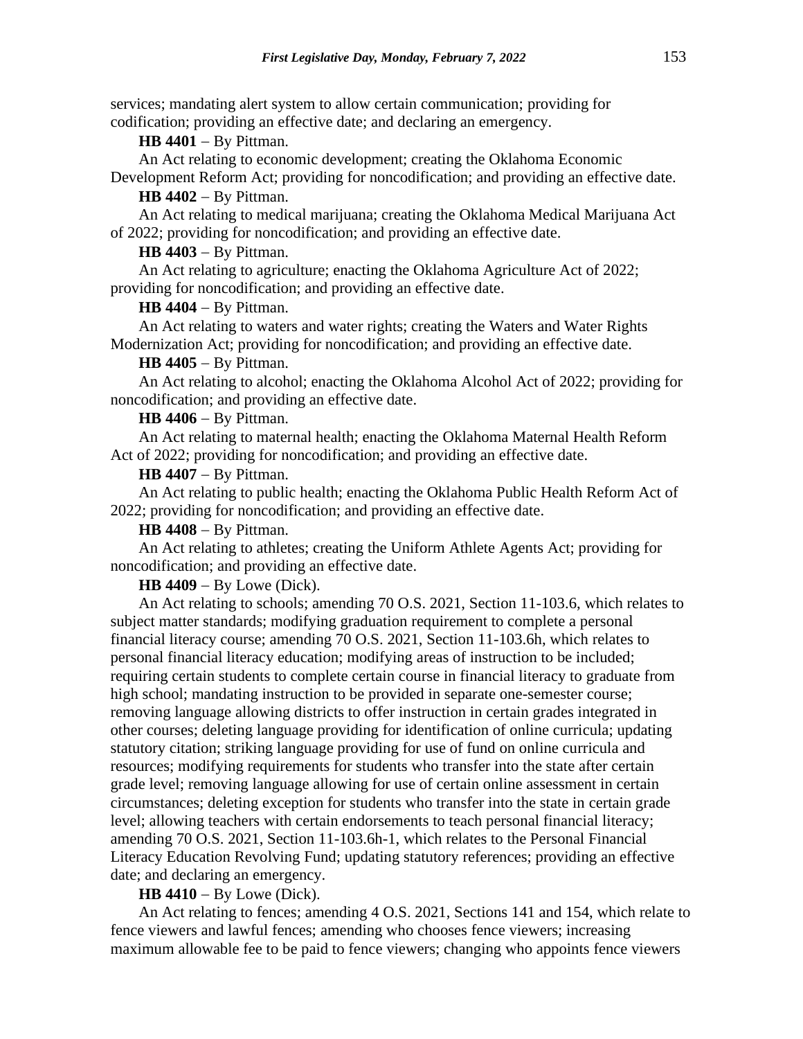services; mandating alert system to allow certain communication; providing for codification; providing an effective date; and declaring an emergency.

**HB 4401** − By Pittman.

An Act relating to economic development; creating the Oklahoma Economic Development Reform Act; providing for noncodification; and providing an effective date.

**HB 4402** − By Pittman.

An Act relating to medical marijuana; creating the Oklahoma Medical Marijuana Act of 2022; providing for noncodification; and providing an effective date.

**HB 4403** − By Pittman.

An Act relating to agriculture; enacting the Oklahoma Agriculture Act of 2022; providing for noncodification; and providing an effective date.

**HB 4404** − By Pittman.

An Act relating to waters and water rights; creating the Waters and Water Rights Modernization Act; providing for noncodification; and providing an effective date.

**HB 4405** − By Pittman.

An Act relating to alcohol; enacting the Oklahoma Alcohol Act of 2022; providing for noncodification; and providing an effective date.

**HB 4406** − By Pittman.

An Act relating to maternal health; enacting the Oklahoma Maternal Health Reform Act of 2022; providing for noncodification; and providing an effective date.

**HB 4407** − By Pittman.

An Act relating to public health; enacting the Oklahoma Public Health Reform Act of 2022; providing for noncodification; and providing an effective date.

**HB 4408** − By Pittman.

An Act relating to athletes; creating the Uniform Athlete Agents Act; providing for noncodification; and providing an effective date.

**HB 4409** − By Lowe (Dick).

An Act relating to schools; amending 70 O.S. 2021, Section 11-103.6, which relates to subject matter standards; modifying graduation requirement to complete a personal financial literacy course; amending 70 O.S. 2021, Section 11-103.6h, which relates to personal financial literacy education; modifying areas of instruction to be included; requiring certain students to complete certain course in financial literacy to graduate from high school; mandating instruction to be provided in separate one-semester course; removing language allowing districts to offer instruction in certain grades integrated in other courses; deleting language providing for identification of online curricula; updating statutory citation; striking language providing for use of fund on online curricula and resources; modifying requirements for students who transfer into the state after certain grade level; removing language allowing for use of certain online assessment in certain circumstances; deleting exception for students who transfer into the state in certain grade level; allowing teachers with certain endorsements to teach personal financial literacy; amending 70 O.S. 2021, Section 11-103.6h-1, which relates to the Personal Financial Literacy Education Revolving Fund; updating statutory references; providing an effective date; and declaring an emergency.

**HB 4410** − By Lowe (Dick).

An Act relating to fences; amending 4 O.S. 2021, Sections 141 and 154, which relate to fence viewers and lawful fences; amending who chooses fence viewers; increasing maximum allowable fee to be paid to fence viewers; changing who appoints fence viewers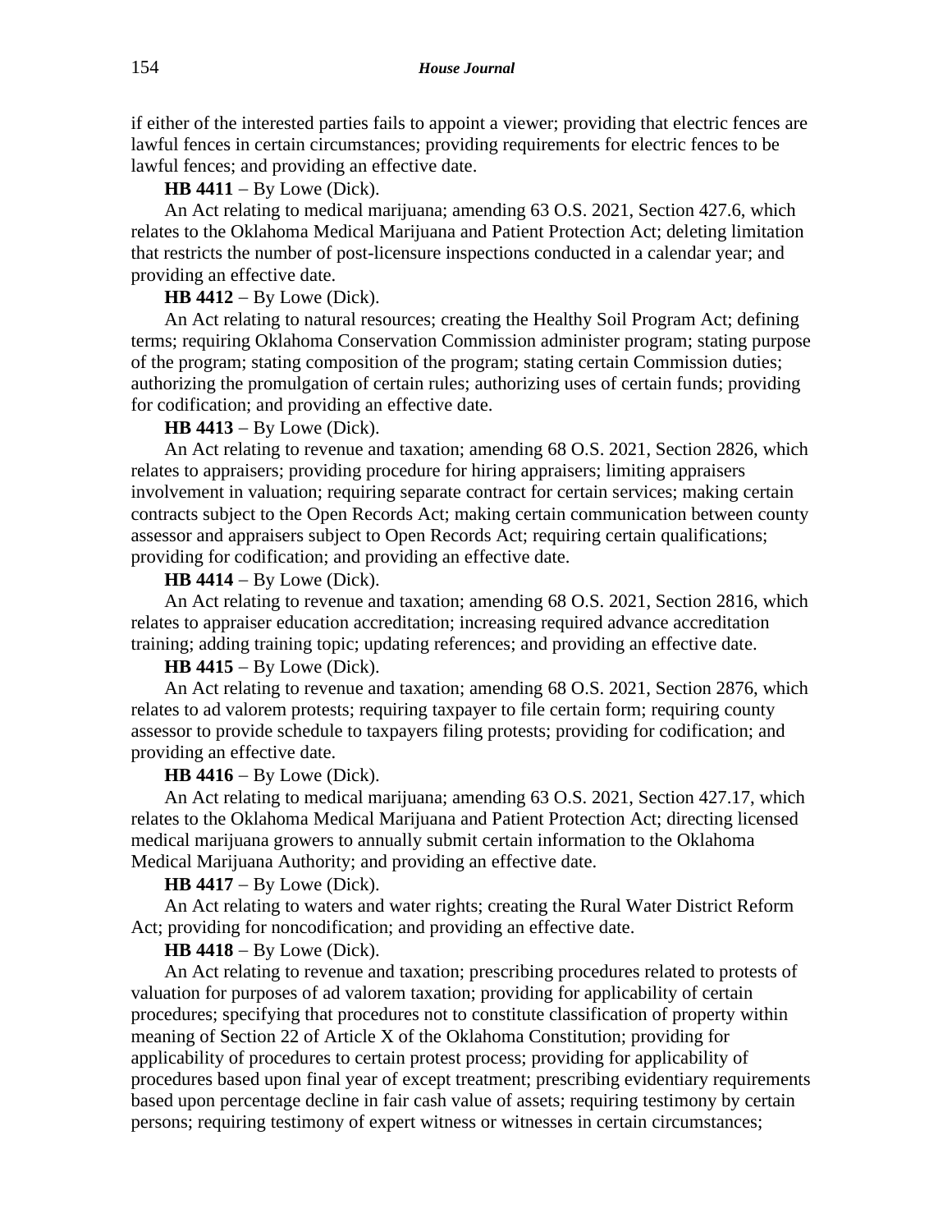if either of the interested parties fails to appoint a viewer; providing that electric fences are lawful fences in certain circumstances; providing requirements for electric fences to be lawful fences; and providing an effective date.

**HB 4411** − By Lowe (Dick).

An Act relating to medical marijuana; amending 63 O.S. 2021, Section 427.6, which relates to the Oklahoma Medical Marijuana and Patient Protection Act; deleting limitation that restricts the number of post-licensure inspections conducted in a calendar year; and providing an effective date.

**HB 4412** − By Lowe (Dick).

An Act relating to natural resources; creating the Healthy Soil Program Act; defining terms; requiring Oklahoma Conservation Commission administer program; stating purpose of the program; stating composition of the program; stating certain Commission duties; authorizing the promulgation of certain rules; authorizing uses of certain funds; providing for codification; and providing an effective date.

**HB 4413** − By Lowe (Dick).

An Act relating to revenue and taxation; amending 68 O.S. 2021, Section 2826, which relates to appraisers; providing procedure for hiring appraisers; limiting appraisers involvement in valuation; requiring separate contract for certain services; making certain contracts subject to the Open Records Act; making certain communication between county assessor and appraisers subject to Open Records Act; requiring certain qualifications; providing for codification; and providing an effective date.

**HB 4414** − By Lowe (Dick).

An Act relating to revenue and taxation; amending 68 O.S. 2021, Section 2816, which relates to appraiser education accreditation; increasing required advance accreditation training; adding training topic; updating references; and providing an effective date.

**HB 4415** − By Lowe (Dick).

An Act relating to revenue and taxation; amending 68 O.S. 2021, Section 2876, which relates to ad valorem protests; requiring taxpayer to file certain form; requiring county assessor to provide schedule to taxpayers filing protests; providing for codification; and providing an effective date.

**HB 4416** − By Lowe (Dick).

An Act relating to medical marijuana; amending 63 O.S. 2021, Section 427.17, which relates to the Oklahoma Medical Marijuana and Patient Protection Act; directing licensed medical marijuana growers to annually submit certain information to the Oklahoma Medical Marijuana Authority; and providing an effective date.

**HB 4417** − By Lowe (Dick).

An Act relating to waters and water rights; creating the Rural Water District Reform Act; providing for noncodification; and providing an effective date.

**HB 4418** − By Lowe (Dick).

An Act relating to revenue and taxation; prescribing procedures related to protests of valuation for purposes of ad valorem taxation; providing for applicability of certain procedures; specifying that procedures not to constitute classification of property within meaning of Section 22 of Article X of the Oklahoma Constitution; providing for applicability of procedures to certain protest process; providing for applicability of procedures based upon final year of except treatment; prescribing evidentiary requirements based upon percentage decline in fair cash value of assets; requiring testimony by certain persons; requiring testimony of expert witness or witnesses in certain circumstances;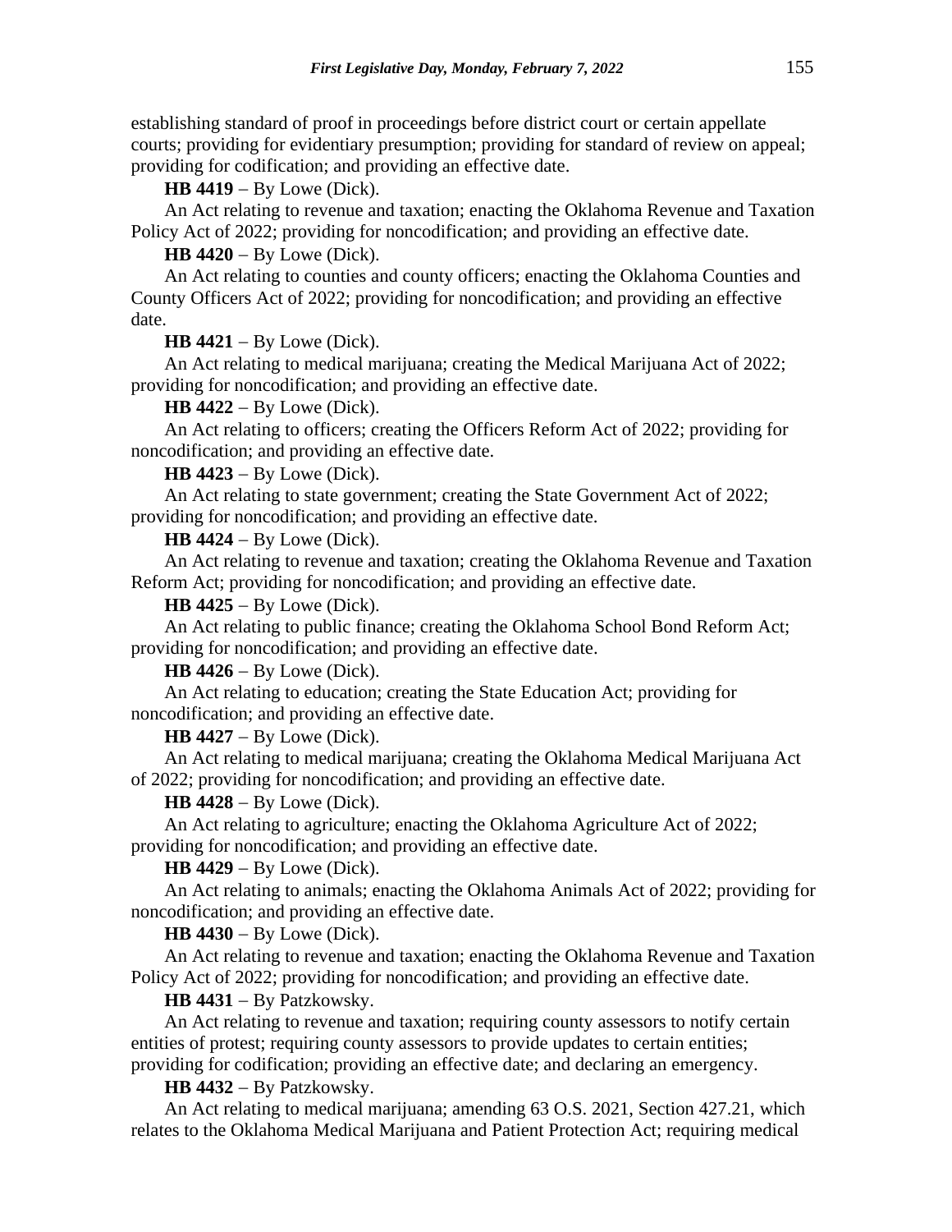establishing standard of proof in proceedings before district court or certain appellate courts; providing for evidentiary presumption; providing for standard of review on appeal; providing for codification; and providing an effective date.

**HB 4419** − By Lowe (Dick).

An Act relating to revenue and taxation; enacting the Oklahoma Revenue and Taxation Policy Act of 2022; providing for noncodification; and providing an effective date.

**HB 4420** − By Lowe (Dick).

An Act relating to counties and county officers; enacting the Oklahoma Counties and County Officers Act of 2022; providing for noncodification; and providing an effective date.

**HB 4421** − By Lowe (Dick).

An Act relating to medical marijuana; creating the Medical Marijuana Act of 2022; providing for noncodification; and providing an effective date.

**HB 4422** − By Lowe (Dick).

An Act relating to officers; creating the Officers Reform Act of 2022; providing for noncodification; and providing an effective date.

**HB 4423** − By Lowe (Dick).

An Act relating to state government; creating the State Government Act of 2022; providing for noncodification; and providing an effective date.

**HB 4424** − By Lowe (Dick).

An Act relating to revenue and taxation; creating the Oklahoma Revenue and Taxation Reform Act; providing for noncodification; and providing an effective date.

**HB 4425** − By Lowe (Dick).

An Act relating to public finance; creating the Oklahoma School Bond Reform Act; providing for noncodification; and providing an effective date.

**HB 4426** − By Lowe (Dick).

An Act relating to education; creating the State Education Act; providing for noncodification; and providing an effective date.

**HB 4427** − By Lowe (Dick).

An Act relating to medical marijuana; creating the Oklahoma Medical Marijuana Act of 2022; providing for noncodification; and providing an effective date.

**HB 4428** − By Lowe (Dick).

An Act relating to agriculture; enacting the Oklahoma Agriculture Act of 2022; providing for noncodification; and providing an effective date.

**HB 4429** − By Lowe (Dick).

An Act relating to animals; enacting the Oklahoma Animals Act of 2022; providing for noncodification; and providing an effective date.

**HB 4430** − By Lowe (Dick).

An Act relating to revenue and taxation; enacting the Oklahoma Revenue and Taxation Policy Act of 2022; providing for noncodification; and providing an effective date.

**HB 4431** − By Patzkowsky.

An Act relating to revenue and taxation; requiring county assessors to notify certain entities of protest; requiring county assessors to provide updates to certain entities; providing for codification; providing an effective date; and declaring an emergency.

**HB 4432** − By Patzkowsky.

An Act relating to medical marijuana; amending 63 O.S. 2021, Section 427.21, which relates to the Oklahoma Medical Marijuana and Patient Protection Act; requiring medical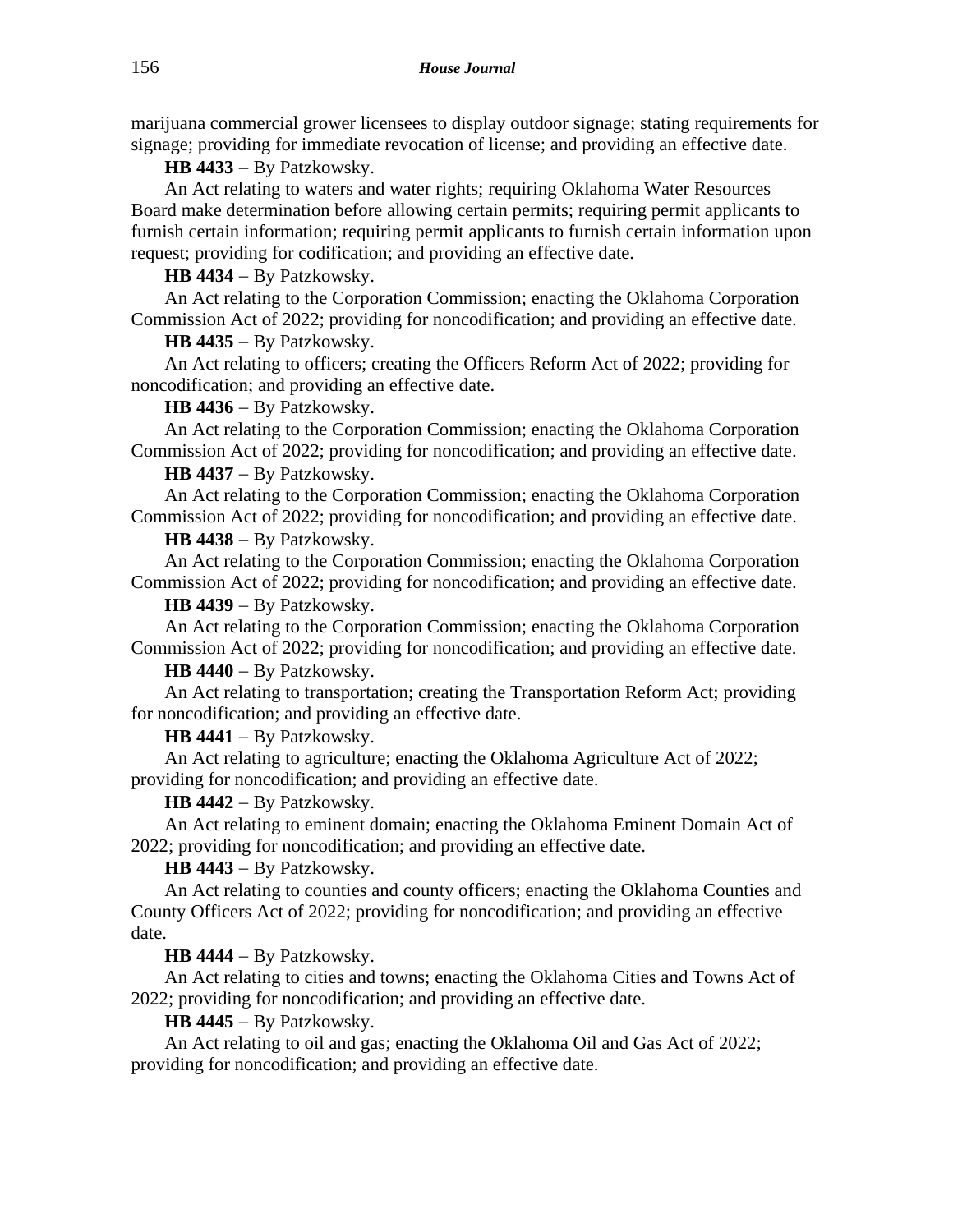marijuana commercial grower licensees to display outdoor signage; stating requirements for signage; providing for immediate revocation of license; and providing an effective date.

**HB 4433** − By Patzkowsky.

An Act relating to waters and water rights; requiring Oklahoma Water Resources Board make determination before allowing certain permits; requiring permit applicants to furnish certain information; requiring permit applicants to furnish certain information upon request; providing for codification; and providing an effective date.

**HB 4434** − By Patzkowsky.

An Act relating to the Corporation Commission; enacting the Oklahoma Corporation Commission Act of 2022; providing for noncodification; and providing an effective date.

**HB 4435** − By Patzkowsky.

An Act relating to officers; creating the Officers Reform Act of 2022; providing for noncodification; and providing an effective date.

**HB 4436** − By Patzkowsky.

An Act relating to the Corporation Commission; enacting the Oklahoma Corporation Commission Act of 2022; providing for noncodification; and providing an effective date.

**HB 4437** − By Patzkowsky.

An Act relating to the Corporation Commission; enacting the Oklahoma Corporation Commission Act of 2022; providing for noncodification; and providing an effective date.

**HB 4438** − By Patzkowsky.

An Act relating to the Corporation Commission; enacting the Oklahoma Corporation Commission Act of 2022; providing for noncodification; and providing an effective date.

**HB 4439** − By Patzkowsky.

An Act relating to the Corporation Commission; enacting the Oklahoma Corporation Commission Act of 2022; providing for noncodification; and providing an effective date.

**HB 4440** − By Patzkowsky.

An Act relating to transportation; creating the Transportation Reform Act; providing for noncodification; and providing an effective date.

**HB 4441** − By Patzkowsky.

An Act relating to agriculture; enacting the Oklahoma Agriculture Act of 2022; providing for noncodification; and providing an effective date.

**HB 4442** − By Patzkowsky.

An Act relating to eminent domain; enacting the Oklahoma Eminent Domain Act of 2022; providing for noncodification; and providing an effective date.

**HB 4443** − By Patzkowsky.

An Act relating to counties and county officers; enacting the Oklahoma Counties and County Officers Act of 2022; providing for noncodification; and providing an effective date.

**HB 4444** − By Patzkowsky.

An Act relating to cities and towns; enacting the Oklahoma Cities and Towns Act of 2022; providing for noncodification; and providing an effective date.

**HB 4445** − By Patzkowsky.

An Act relating to oil and gas; enacting the Oklahoma Oil and Gas Act of 2022; providing for noncodification; and providing an effective date.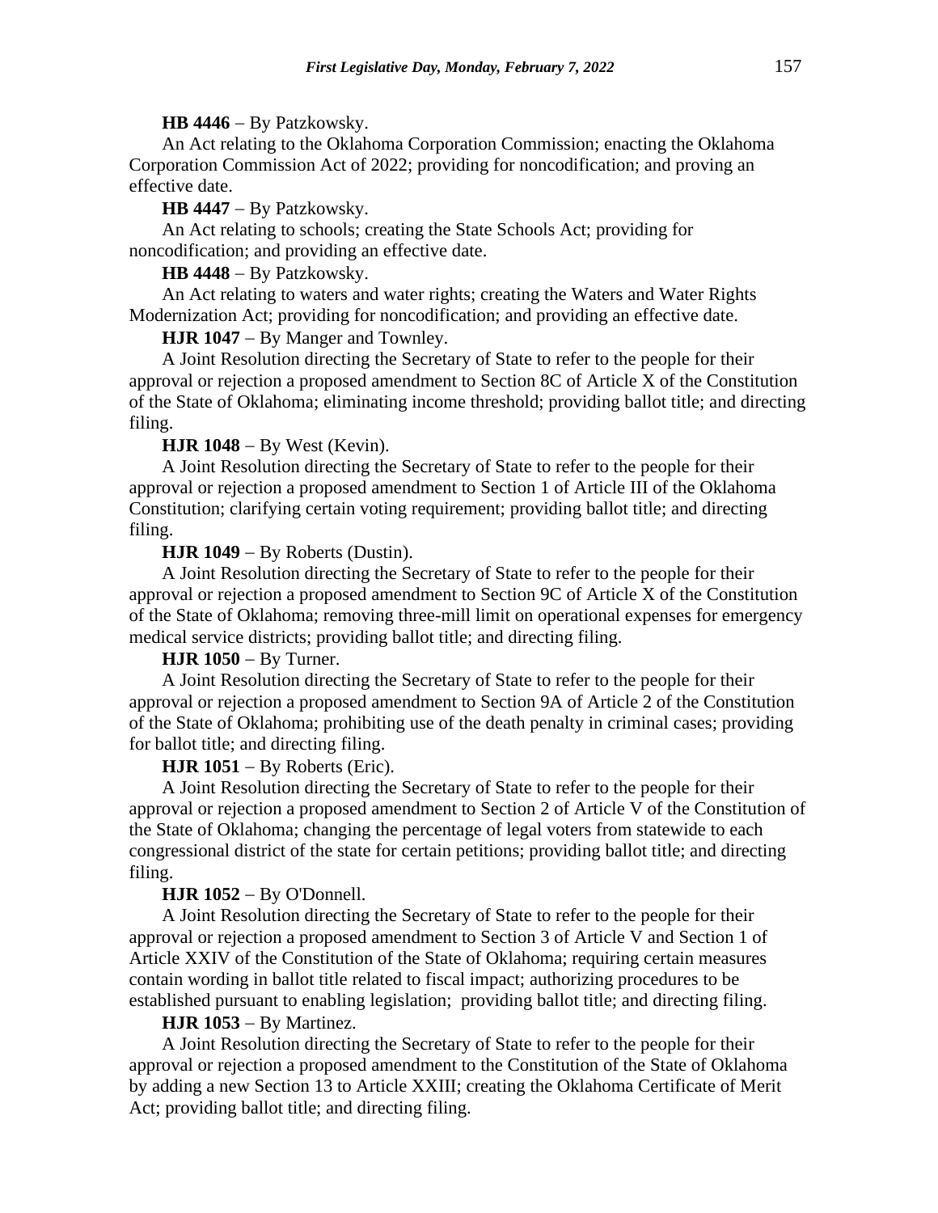**HB 4446** − By Patzkowsky.

An Act relating to the Oklahoma Corporation Commission; enacting the Oklahoma Corporation Commission Act of 2022; providing for noncodification; and proving an effective date.

**HB 4447** − By Patzkowsky.

An Act relating to schools; creating the State Schools Act; providing for noncodification; and providing an effective date.

**HB 4448** − By Patzkowsky.

An Act relating to waters and water rights; creating the Waters and Water Rights Modernization Act; providing for noncodification; and providing an effective date.

**HJR 1047** − By Manger and Townley.

A Joint Resolution directing the Secretary of State to refer to the people for their approval or rejection a proposed amendment to Section 8C of Article X of the Constitution of the State of Oklahoma; eliminating income threshold; providing ballot title; and directing filing.

**HJR 1048** − By West (Kevin).

A Joint Resolution directing the Secretary of State to refer to the people for their approval or rejection a proposed amendment to Section 1 of Article III of the Oklahoma Constitution; clarifying certain voting requirement; providing ballot title; and directing filing.

**HJR 1049** − By Roberts (Dustin).

A Joint Resolution directing the Secretary of State to refer to the people for their approval or rejection a proposed amendment to Section 9C of Article X of the Constitution of the State of Oklahoma; removing three-mill limit on operational expenses for emergency medical service districts; providing ballot title; and directing filing.

**HJR 1050** − By Turner.

A Joint Resolution directing the Secretary of State to refer to the people for their approval or rejection a proposed amendment to Section 9A of Article 2 of the Constitution of the State of Oklahoma; prohibiting use of the death penalty in criminal cases; providing for ballot title; and directing filing.

**HJR 1051** − By Roberts (Eric).

A Joint Resolution directing the Secretary of State to refer to the people for their approval or rejection a proposed amendment to Section 2 of Article V of the Constitution of the State of Oklahoma; changing the percentage of legal voters from statewide to each congressional district of the state for certain petitions; providing ballot title; and directing filing.

**HJR 1052** − By O'Donnell.

A Joint Resolution directing the Secretary of State to refer to the people for their approval or rejection a proposed amendment to Section 3 of Article V and Section 1 of Article XXIV of the Constitution of the State of Oklahoma; requiring certain measures contain wording in ballot title related to fiscal impact; authorizing procedures to be established pursuant to enabling legislation; providing ballot title; and directing filing.

**HJR 1053** − By Martinez.

A Joint Resolution directing the Secretary of State to refer to the people for their approval or rejection a proposed amendment to the Constitution of the State of Oklahoma by adding a new Section 13 to Article XXIII; creating the Oklahoma Certificate of Merit Act; providing ballot title; and directing filing.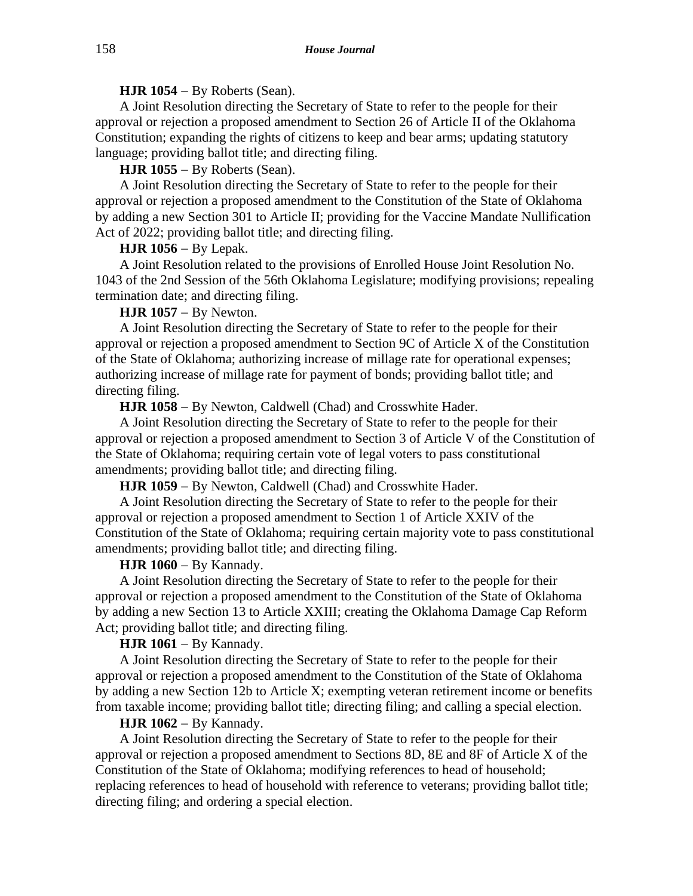**HJR 1054** − By Roberts (Sean).

A Joint Resolution directing the Secretary of State to refer to the people for their approval or rejection a proposed amendment to Section 26 of Article II of the Oklahoma Constitution; expanding the rights of citizens to keep and bear arms; updating statutory language; providing ballot title; and directing filing.

**HJR 1055** − By Roberts (Sean).

A Joint Resolution directing the Secretary of State to refer to the people for their approval or rejection a proposed amendment to the Constitution of the State of Oklahoma by adding a new Section 301 to Article II; providing for the Vaccine Mandate Nullification Act of 2022; providing ballot title; and directing filing.

**HJR 1056** − By Lepak.

A Joint Resolution related to the provisions of Enrolled House Joint Resolution No. 1043 of the 2nd Session of the 56th Oklahoma Legislature; modifying provisions; repealing termination date; and directing filing.

**HJR 1057** − By Newton.

A Joint Resolution directing the Secretary of State to refer to the people for their approval or rejection a proposed amendment to Section 9C of Article X of the Constitution of the State of Oklahoma; authorizing increase of millage rate for operational expenses; authorizing increase of millage rate for payment of bonds; providing ballot title; and directing filing.

**HJR 1058** − By Newton, Caldwell (Chad) and Crosswhite Hader.

A Joint Resolution directing the Secretary of State to refer to the people for their approval or rejection a proposed amendment to Section 3 of Article V of the Constitution of the State of Oklahoma; requiring certain vote of legal voters to pass constitutional amendments; providing ballot title; and directing filing.

**HJR 1059** − By Newton, Caldwell (Chad) and Crosswhite Hader.

A Joint Resolution directing the Secretary of State to refer to the people for their approval or rejection a proposed amendment to Section 1 of Article XXIV of the Constitution of the State of Oklahoma; requiring certain majority vote to pass constitutional amendments; providing ballot title; and directing filing.

**HJR 1060** − By Kannady.

A Joint Resolution directing the Secretary of State to refer to the people for their approval or rejection a proposed amendment to the Constitution of the State of Oklahoma by adding a new Section 13 to Article XXIII; creating the Oklahoma Damage Cap Reform Act; providing ballot title; and directing filing.

**HJR 1061** − By Kannady.

A Joint Resolution directing the Secretary of State to refer to the people for their approval or rejection a proposed amendment to the Constitution of the State of Oklahoma by adding a new Section 12b to Article X; exempting veteran retirement income or benefits from taxable income; providing ballot title; directing filing; and calling a special election.

**HJR 1062** − By Kannady.

A Joint Resolution directing the Secretary of State to refer to the people for their approval or rejection a proposed amendment to Sections 8D, 8E and 8F of Article X of the Constitution of the State of Oklahoma; modifying references to head of household; replacing references to head of household with reference to veterans; providing ballot title; directing filing; and ordering a special election.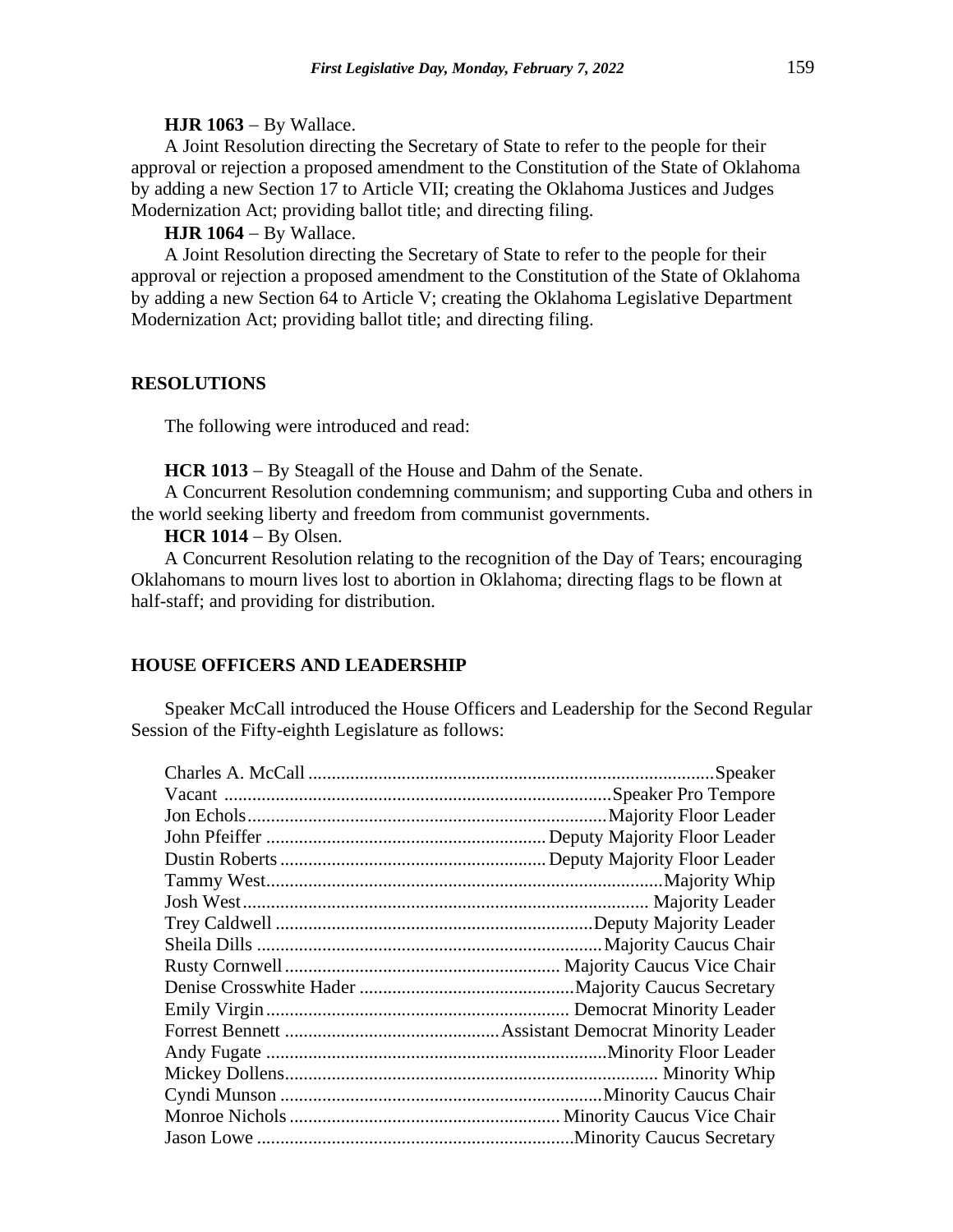**HJR 1063** − By Wallace.

A Joint Resolution directing the Secretary of State to refer to the people for their approval or rejection a proposed amendment to the Constitution of the State of Oklahoma by adding a new Section 17 to Article VII; creating the Oklahoma Justices and Judges Modernization Act; providing ballot title; and directing filing.

**HJR 1064** − By Wallace.

A Joint Resolution directing the Secretary of State to refer to the people for their approval or rejection a proposed amendment to the Constitution of the State of Oklahoma by adding a new Section 64 to Article V; creating the Oklahoma Legislative Department Modernization Act; providing ballot title; and directing filing.

## RESOLUTIONS

The following were introduced and read:

**HCR 1013** − By Steagall of the House and Dahm of the Senate.

A Concurrent Resolution condemning communism; and supporting Cuba and others in the world seeking liberty and freedom from communist governments.

**HCR 1014** − By Olsen.

A Concurrent Resolution relating to the recognition of the Day of Tears; encouraging Oklahomans to mourn lives lost to abortion in Oklahoma; directing flags to be flown at half-staff; and providing for distribution.

## HOUSE OFFICERS AND LEADERSHIP

Speaker McCall introduced the House Officers and Leadership for the Second Regular Session of the Fifty-eighth Legislature as follows:

| Name | Position |
|---|---|
| Charles A. McCall | Speaker |
| Vacant | Speaker Pro Tempore |
| Jon Echols | Majority Floor Leader |
| John Pfeiffer | Deputy Majority Floor Leader |
| Dustin Roberts | Deputy Majority Floor Leader |
| Tammy West | Majority Whip |
| Josh West | Majority Leader |
| Trey Caldwell | Deputy Majority Leader |
| Sheila Dills | Majority Caucus Chair |
| Rusty Cornwell | Majority Caucus Vice Chair |
| Denise Crosswhite Hader | Majority Caucus Secretary |
| Emily Virgin | Democrat Minority Leader |
| Forrest Bennett | Assistant Democrat Minority Leader |
| Andy Fugate | Minority Floor Leader |
| Mickey Dollens | Minority Whip |
| Cyndi Munson | Minority Caucus Chair |
| Monroe Nichols | Minority Caucus Vice Chair |
| Jason Lowe | Minority Caucus Secretary |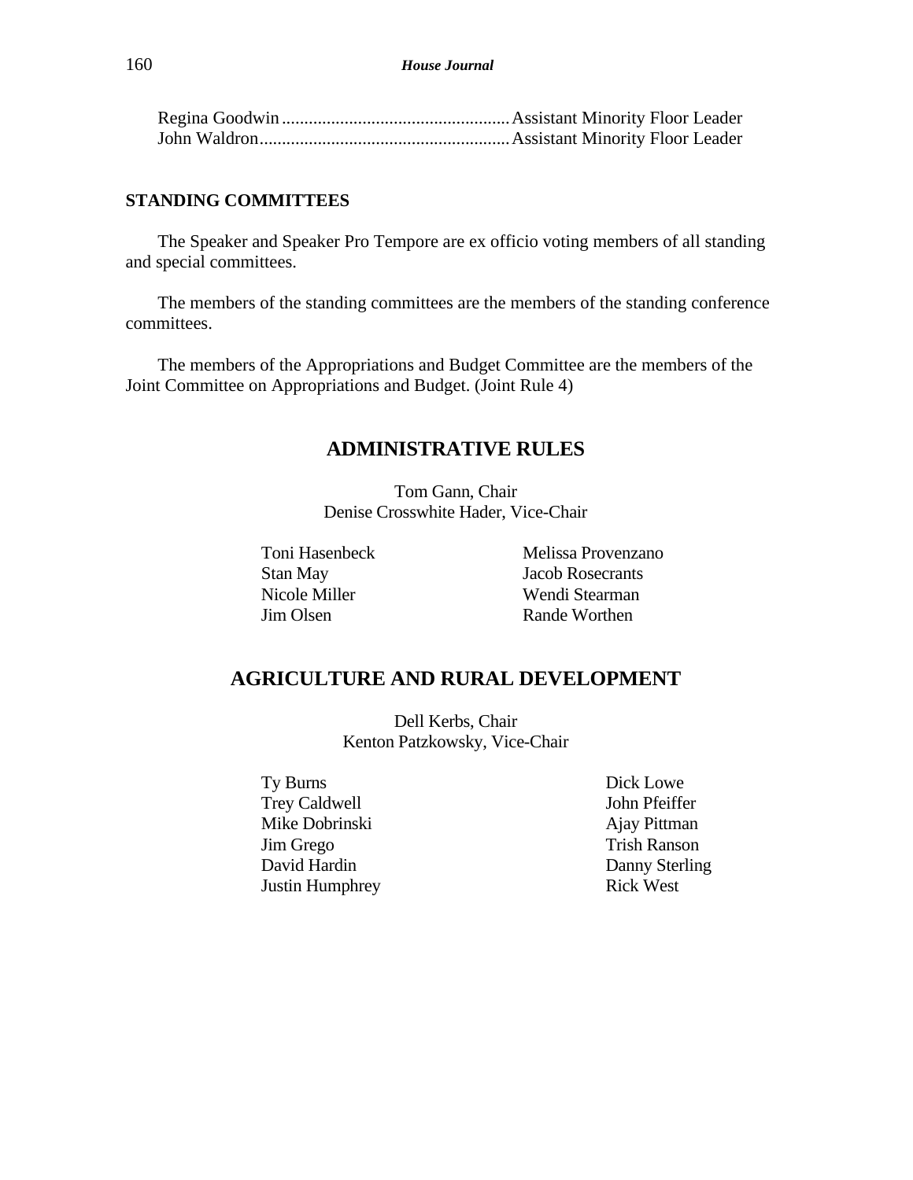Regina Goodwin .................................................. Assistant Minority Floor Leader
John Waldron ....................................................... Assistant Minority Floor Leader

**STANDING COMMITTEES**

The Speaker and Speaker Pro Tempore are ex officio voting members of all standing and special committees.

The members of the standing committees are the members of the standing conference committees.

The members of the Appropriations and Budget Committee are the members of the Joint Committee on Appropriations and Budget. (Joint Rule 4)

## ADMINISTRATIVE RULES

Tom Gann, Chair
Denise Crosswhite Hader, Vice-Chair

Toni Hasenbeck
Stan May
Nicole Miller
Jim Olsen
Melissa Provenzano
Jacob Rosecrants
Wendi Stearman
Rande Worthen

## AGRICULTURE AND RURAL DEVELOPMENT

Dell Kerbs, Chair
Kenton Patzkowsky, Vice-Chair

Ty Burns
Trey Caldwell
Mike Dobrinski
Jim Grego
David Hardin
Justin Humphrey
Dick Lowe
John Pfeiffer
Ajay Pittman
Trish Ranson
Danny Sterling
Rick West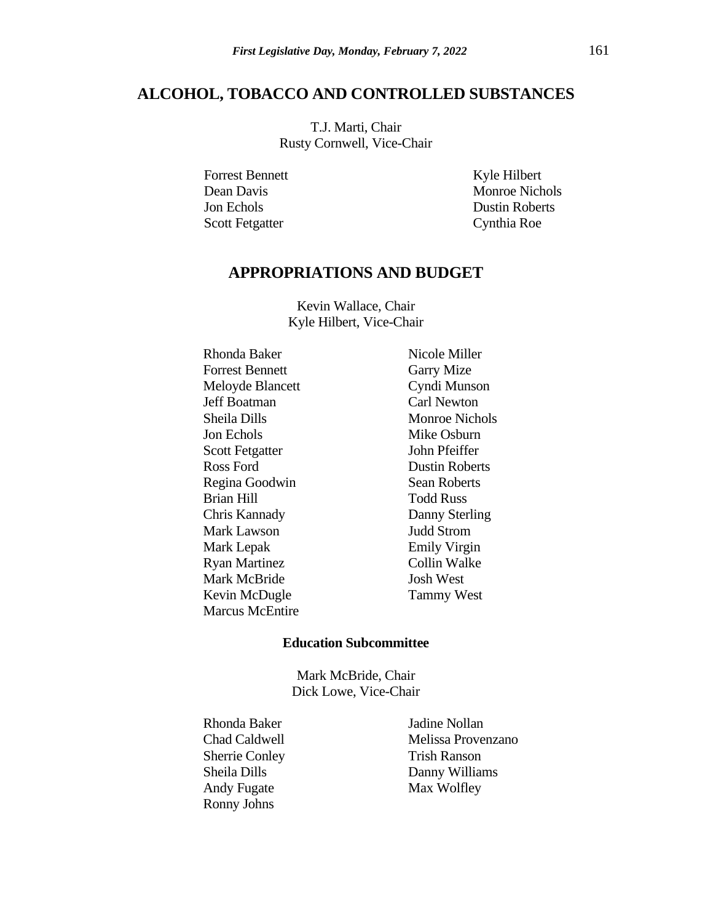## ALCOHOL, TOBACCO AND CONTROLLED SUBSTANCES

T.J. Marti, Chair
Rusty Cornwell, Vice-Chair

Forrest Bennett
Dean Davis
Jon Echols
Scott Fetgatter
Kyle Hilbert
Monroe Nichols
Dustin Roberts
Cynthia Roe

## APPROPRIATIONS AND BUDGET

Kevin Wallace, Chair
Kyle Hilbert, Vice-Chair

Rhonda Baker
Forrest Bennett
Meloyde Blancett
Jeff Boatman
Sheila Dills
Jon Echols
Scott Fetgatter
Ross Ford
Regina Goodwin
Brian Hill
Chris Kannady
Mark Lawson
Mark Lepak
Ryan Martinez
Mark McBride
Kevin McDugle
Marcus McEntire
Nicole Miller
Garry Mize
Cyndi Munson
Carl Newton
Monroe Nichols
Mike Osburn
John Pfeiffer
Dustin Roberts
Sean Roberts
Todd Russ
Danny Sterling
Judd Strom
Emily Virgin
Collin Walke
Josh West
Tammy West

### Education Subcommittee

Mark McBride, Chair
Dick Lowe, Vice-Chair

Rhonda Baker
Chad Caldwell
Sherrie Conley
Sheila Dills
Andy Fugate
Ronny Johns
Jadine Nollan
Melissa Provenzano
Trish Ranson
Danny Williams
Max Wolfley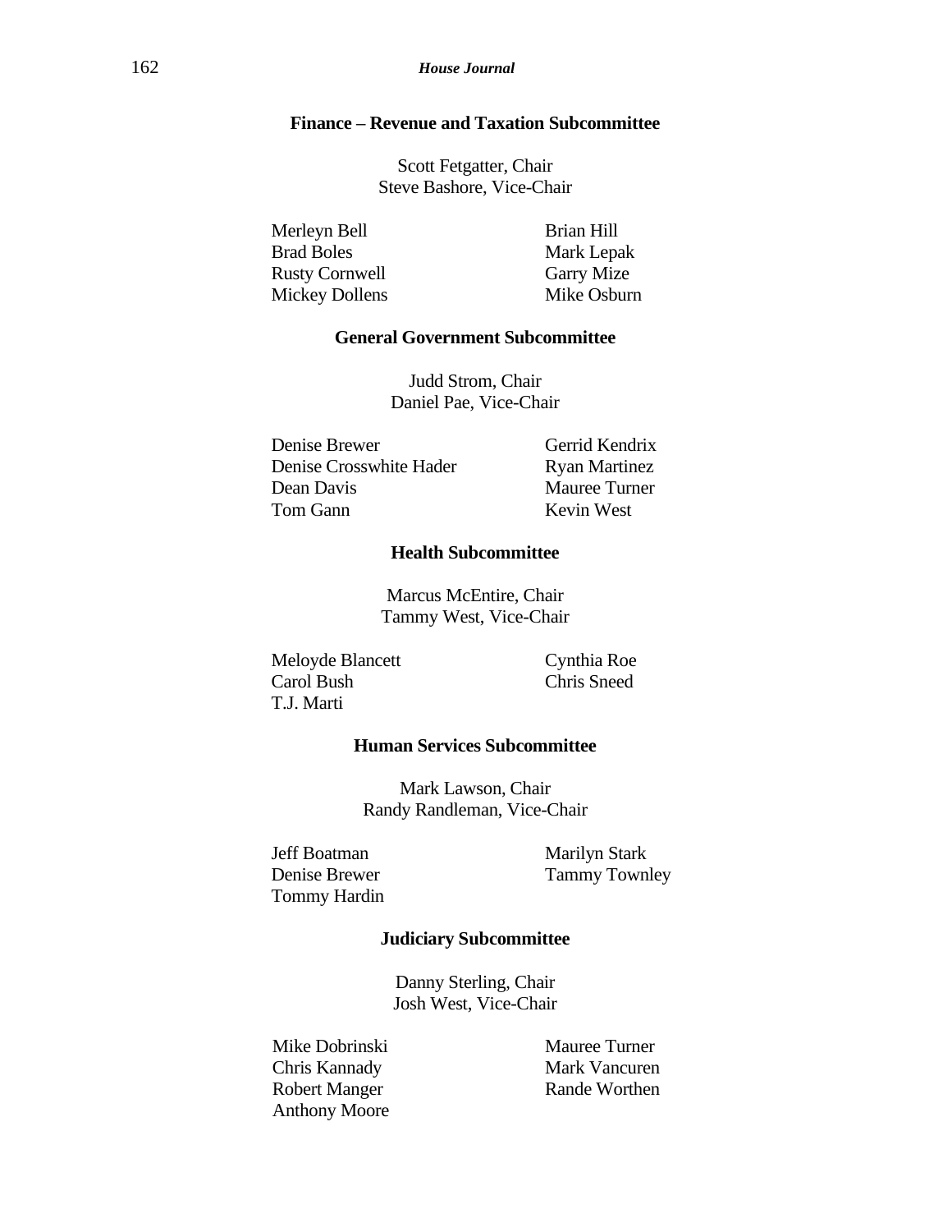**Finance – Revenue and Taxation Subcommittee**

Scott Fetgatter, Chair
Steve Bashore, Vice-Chair

Merleyn Bell
Brad Boles
Rusty Cornwell
Mickey Dollens
Brian Hill
Mark Lepak
Garry Mize
Mike Osburn

**General Government Subcommittee**

Judd Strom, Chair
Daniel Pae, Vice-Chair

Denise Brewer
Denise Crosswhite Hader
Dean Davis
Tom Gann
Gerrid Kendrix
Ryan Martinez
Mauree Turner
Kevin West

**Health Subcommittee**

Marcus McEntire, Chair
Tammy West, Vice-Chair

Meloyde Blancett
Carol Bush
T.J. Marti
Cynthia Roe
Chris Sneed

**Human Services Subcommittee**

Mark Lawson, Chair
Randy Randleman, Vice-Chair

Jeff Boatman
Denise Brewer
Tommy Hardin
Marilyn Stark
Tammy Townley

**Judiciary Subcommittee**

Danny Sterling, Chair
Josh West, Vice-Chair

Mike Dobrinski
Chris Kannady
Robert Manger
Anthony Moore
Mauree Turner
Mark Vancuren
Rande Worthen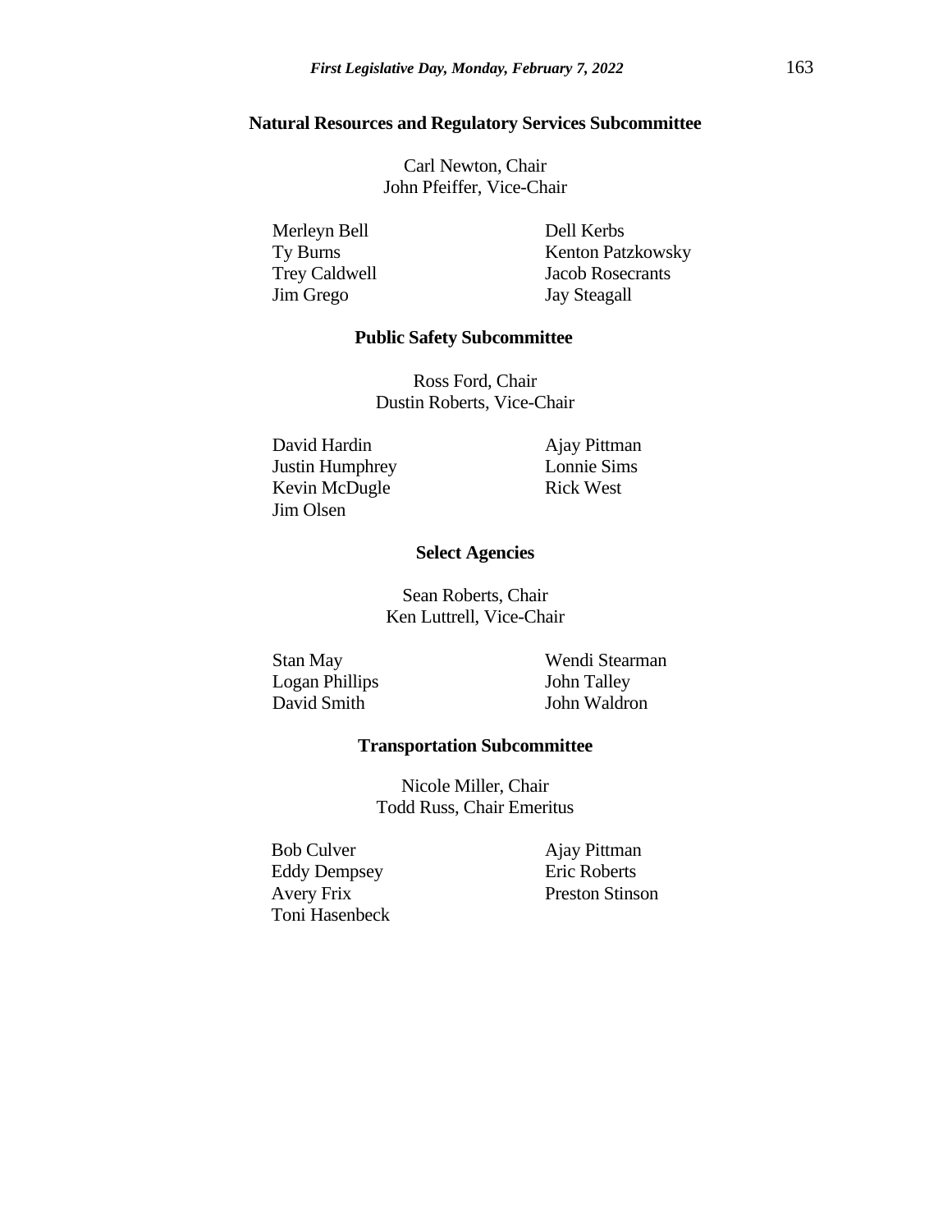**Natural Resources and Regulatory Services Subcommittee**

Carl Newton, Chair
John Pfeiffer, Vice-Chair

Merleyn Bell
Ty Burns
Trey Caldwell
Jim Grego
Dell Kerbs
Kenton Patzkowsky
Jacob Rosecrants
Jay Steagall

**Public Safety Subcommittee**

Ross Ford, Chair
Dustin Roberts, Vice-Chair

David Hardin
Justin Humphrey
Kevin McDugle
Jim Olsen
Ajay Pittman
Lonnie Sims
Rick West

**Select Agencies**

Sean Roberts, Chair
Ken Luttrell, Vice-Chair

Stan May
Logan Phillips
David Smith
Wendi Stearman
John Talley
John Waldron

**Transportation Subcommittee**

Nicole Miller, Chair
Todd Russ, Chair Emeritus

Bob Culver
Eddy Dempsey
Avery Frix
Toni Hasenbeck
Ajay Pittman
Eric Roberts
Preston Stinson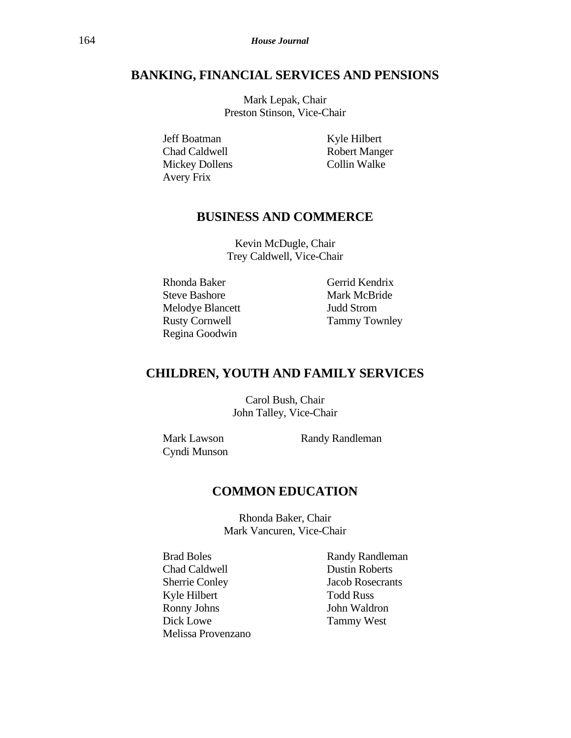## BANKING, FINANCIAL SERVICES AND PENSIONS

Mark Lepak, Chair
Preston Stinson, Vice-Chair

Jeff Boatman
Chad Caldwell
Mickey Dollens
Avery Frix
Kyle Hilbert
Robert Manger
Collin Walke

## BUSINESS AND COMMERCE

Kevin McDugle, Chair
Trey Caldwell, Vice-Chair

Rhonda Baker
Steve Bashore
Melodye Blancett
Rusty Cornwell
Regina Goodwin
Gerrid Kendrix
Mark McBride
Judd Strom
Tammy Townley

## CHILDREN, YOUTH AND FAMILY SERVICES

Carol Bush, Chair
John Talley, Vice-Chair

Mark Lawson
Cyndi Munson
Randy Randleman

## COMMON EDUCATION

Rhonda Baker, Chair
Mark Vancuren, Vice-Chair

Brad Boles
Chad Caldwell
Sherrie Conley
Kyle Hilbert
Ronny Johns
Dick Lowe
Melissa Provenzano
Randy Randleman
Dustin Roberts
Jacob Rosecrants
Todd Russ
John Waldron
Tammy West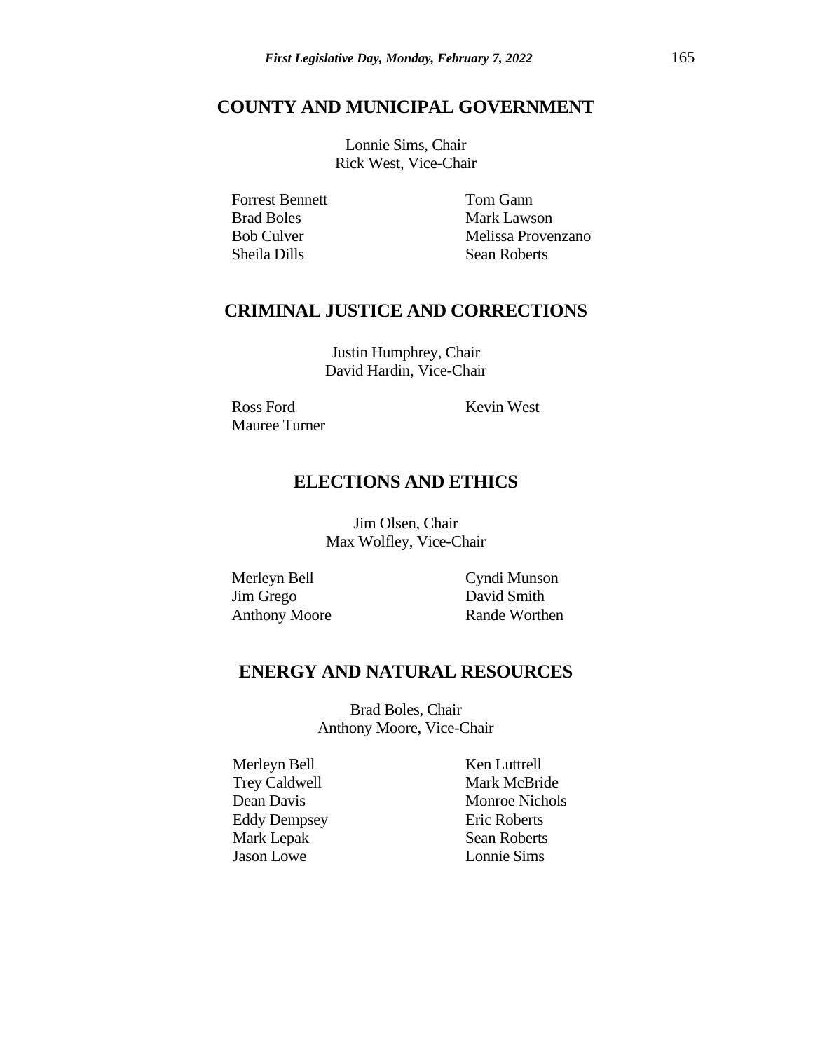## COUNTY AND MUNICIPAL GOVERNMENT

Lonnie Sims, Chair
Rick West, Vice-Chair

Forrest Bennett
Brad Boles
Bob Culver
Sheila Dills
Tom Gann
Mark Lawson
Melissa Provenzano
Sean Roberts

## CRIMINAL JUSTICE AND CORRECTIONS

Justin Humphrey, Chair
David Hardin, Vice-Chair

Ross Ford
Mauree Turner
Kevin West

## ELECTIONS AND ETHICS

Jim Olsen, Chair
Max Wolfley, Vice-Chair

Merleyn Bell
Jim Grego
Anthony Moore
Cyndi Munson
David Smith
Rande Worthen

## ENERGY AND NATURAL RESOURCES

Brad Boles, Chair
Anthony Moore, Vice-Chair

Merleyn Bell
Trey Caldwell
Dean Davis
Eddy Dempsey
Mark Lepak
Jason Lowe
Ken Luttrell
Mark McBride
Monroe Nichols
Eric Roberts
Sean Roberts
Lonnie Sims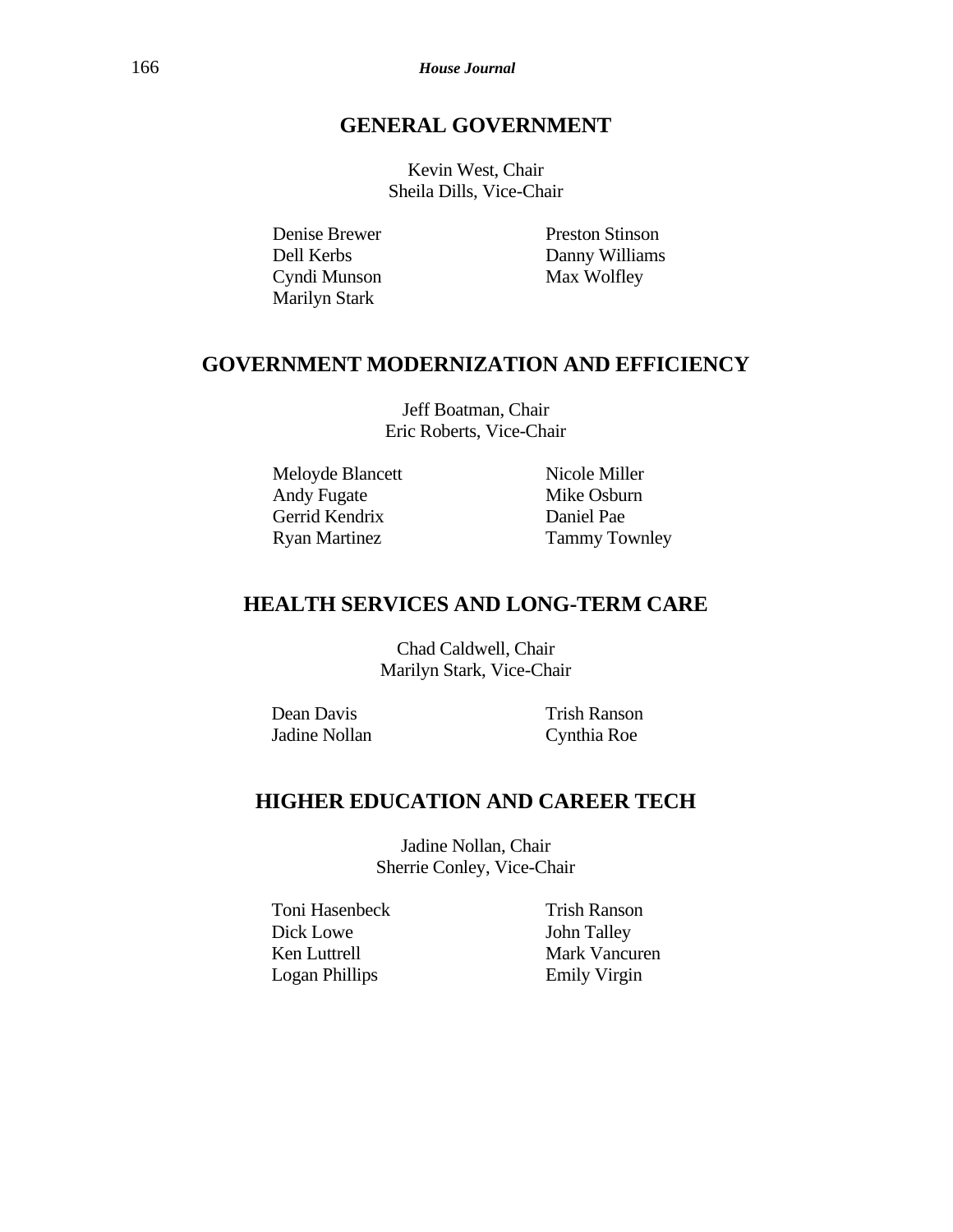## GENERAL GOVERNMENT

Kevin West, Chair
Sheila Dills, Vice-Chair

Denise Brewer
Dell Kerbs
Cyndi Munson
Marilyn Stark
Preston Stinson
Danny Williams
Max Wolfley

## GOVERNMENT MODERNIZATION AND EFFICIENCY

Jeff Boatman, Chair
Eric Roberts, Vice-Chair

Meloyde Blancett
Andy Fugate
Gerrid Kendrix
Ryan Martinez
Nicole Miller
Mike Osburn
Daniel Pae
Tammy Townley

## HEALTH SERVICES AND LONG-TERM CARE

Chad Caldwell, Chair
Marilyn Stark, Vice-Chair

Dean Davis
Jadine Nollan
Trish Ranson
Cynthia Roe

## HIGHER EDUCATION AND CAREER TECH

Jadine Nollan, Chair
Sherrie Conley, Vice-Chair

Toni Hasenbeck
Dick Lowe
Ken Luttrell
Logan Phillips
Trish Ranson
John Talley
Mark Vancuren
Emily Virgin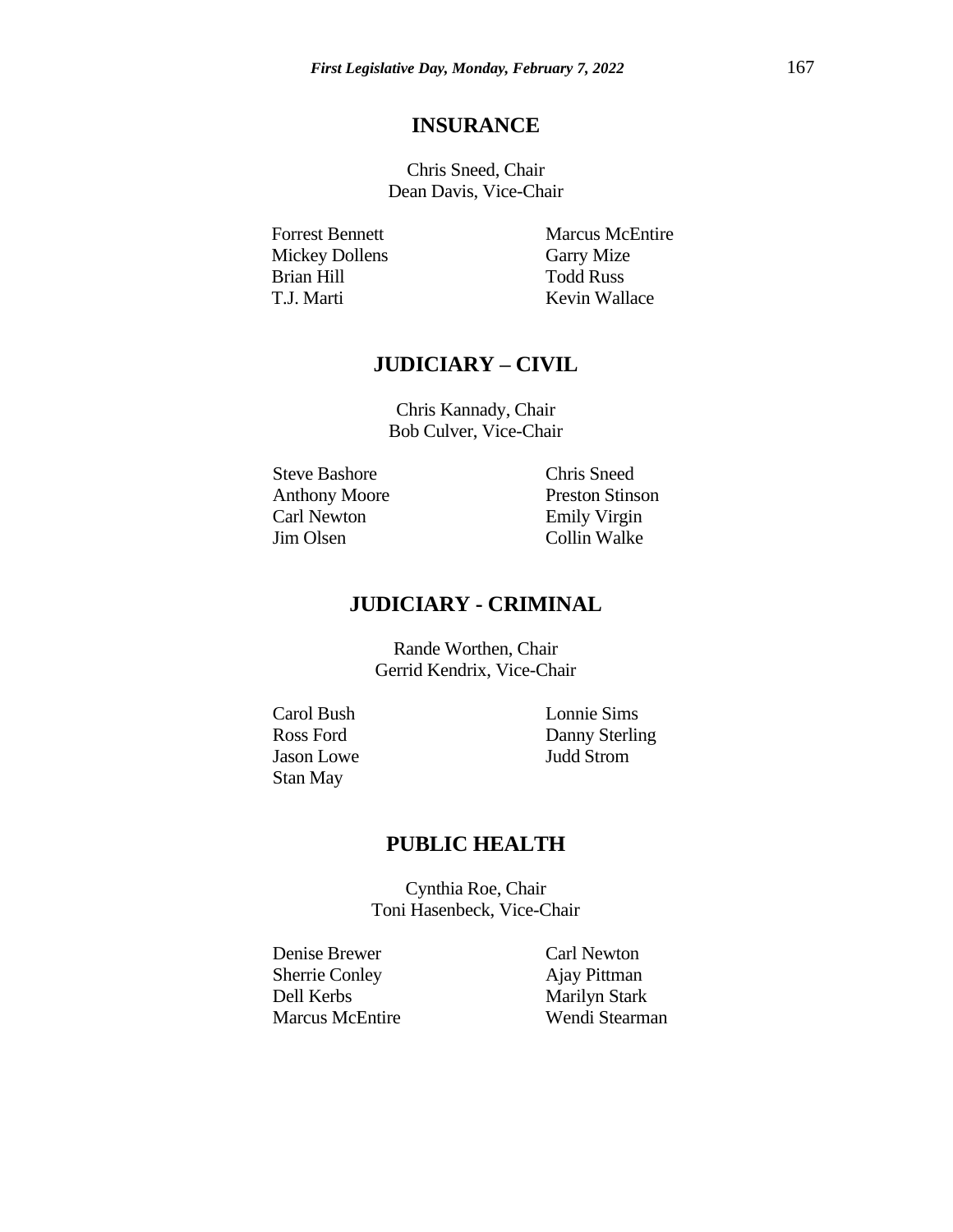## INSURANCE

Chris Sneed, Chair
Dean Davis, Vice-Chair

Forrest Bennett
Mickey Dollens
Brian Hill
T.J. Marti
Marcus McEntire
Garry Mize
Todd Russ
Kevin Wallace

## JUDICIARY – CIVIL

Chris Kannady, Chair
Bob Culver, Vice-Chair

Steve Bashore
Anthony Moore
Carl Newton
Jim Olsen
Chris Sneed
Preston Stinson
Emily Virgin
Collin Walke

## JUDICIARY - CRIMINAL

Rande Worthen, Chair
Gerrid Kendrix, Vice-Chair

Carol Bush
Ross Ford
Jason Lowe
Stan May
Lonnie Sims
Danny Sterling
Judd Strom

## PUBLIC HEALTH

Cynthia Roe, Chair
Toni Hasenbeck, Vice-Chair

Denise Brewer
Sherrie Conley
Dell Kerbs
Marcus McEntire
Carl Newton
Ajay Pittman
Marilyn Stark
Wendi Stearman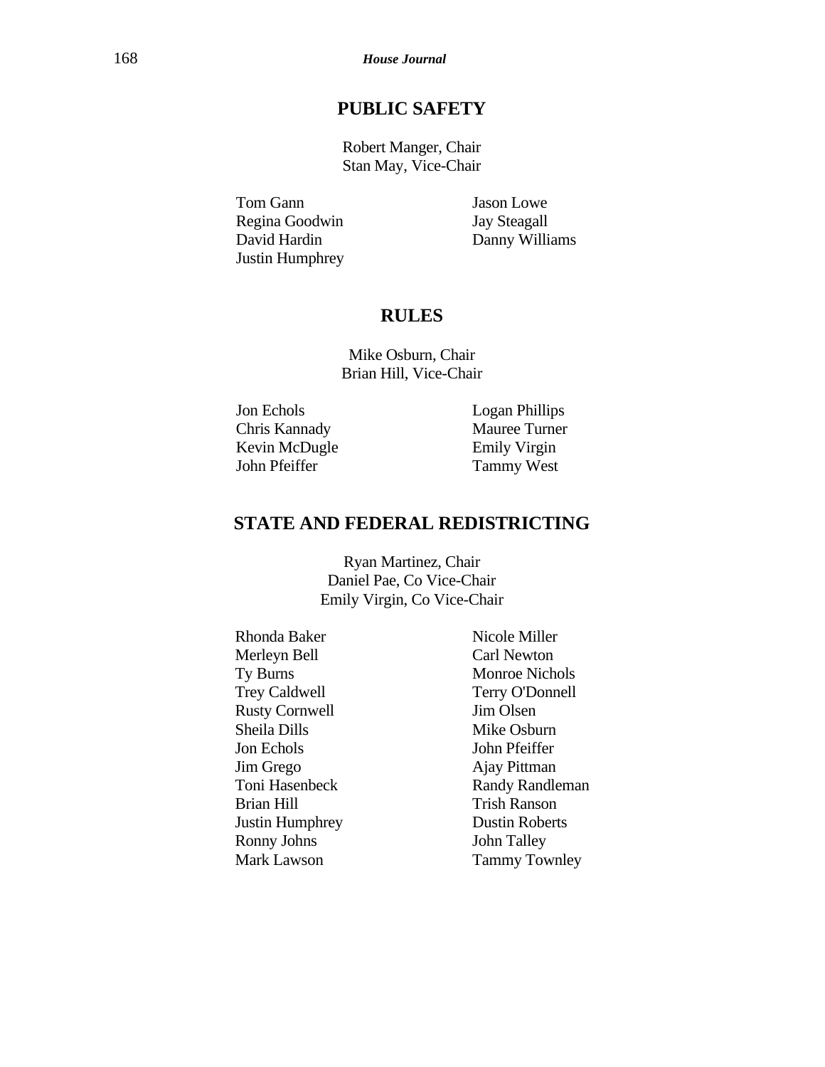## PUBLIC SAFETY

Robert Manger, Chair
Stan May, Vice-Chair

Tom Gann
Regina Goodwin
David Hardin
Justin Humphrey
Jason Lowe
Jay Steagall
Danny Williams

## RULES

Mike Osburn, Chair
Brian Hill, Vice-Chair

Jon Echols
Chris Kannady
Kevin McDugle
John Pfeiffer
Logan Phillips
Mauree Turner
Emily Virgin
Tammy West

## STATE AND FEDERAL REDISTRICTING

Ryan Martinez, Chair
Daniel Pae, Co Vice-Chair
Emily Virgin, Co Vice-Chair

Rhonda Baker
Merleyn Bell
Ty Burns
Trey Caldwell
Rusty Cornwell
Sheila Dills
Jon Echols
Jim Grego
Toni Hasenbeck
Brian Hill
Justin Humphrey
Ronny Johns
Mark Lawson
Nicole Miller
Carl Newton
Monroe Nichols
Terry O'Donnell
Jim Olsen
Mike Osburn
John Pfeiffer
Ajay Pittman
Randy Randleman
Trish Ranson
Dustin Roberts
John Talley
Tammy Townley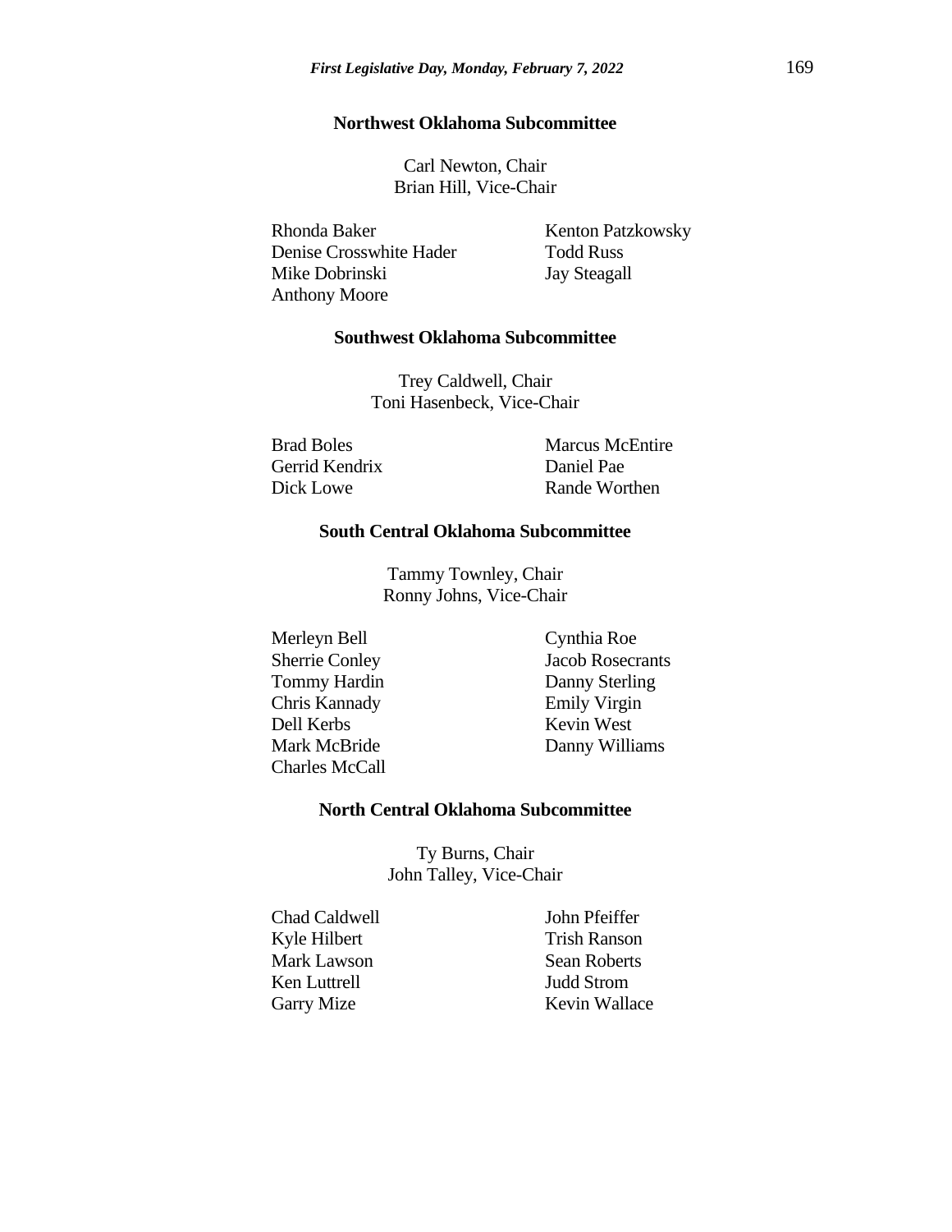**Northwest Oklahoma Subcommittee**

Carl Newton, Chair
Brian Hill, Vice-Chair

Rhonda Baker
Denise Crosswhite Hader
Mike Dobrinski
Anthony Moore
Kenton Patzkowsky
Todd Russ
Jay Steagall

**Southwest Oklahoma Subcommittee**

Trey Caldwell, Chair
Toni Hasenbeck, Vice-Chair

Brad Boles
Gerrid Kendrix
Dick Lowe
Marcus McEntire
Daniel Pae
Rande Worthen

**South Central Oklahoma Subcommittee**

Tammy Townley, Chair
Ronny Johns, Vice-Chair

Merleyn Bell
Sherrie Conley
Tommy Hardin
Chris Kannady
Dell Kerbs
Mark McBride
Charles McCall
Cynthia Roe
Jacob Rosecrants
Danny Sterling
Emily Virgin
Kevin West
Danny Williams

**North Central Oklahoma Subcommittee**

Ty Burns, Chair
John Talley, Vice-Chair

Chad Caldwell
Kyle Hilbert
Mark Lawson
Ken Luttrell
Garry Mize
John Pfeiffer
Trish Ranson
Sean Roberts
Judd Strom
Kevin Wallace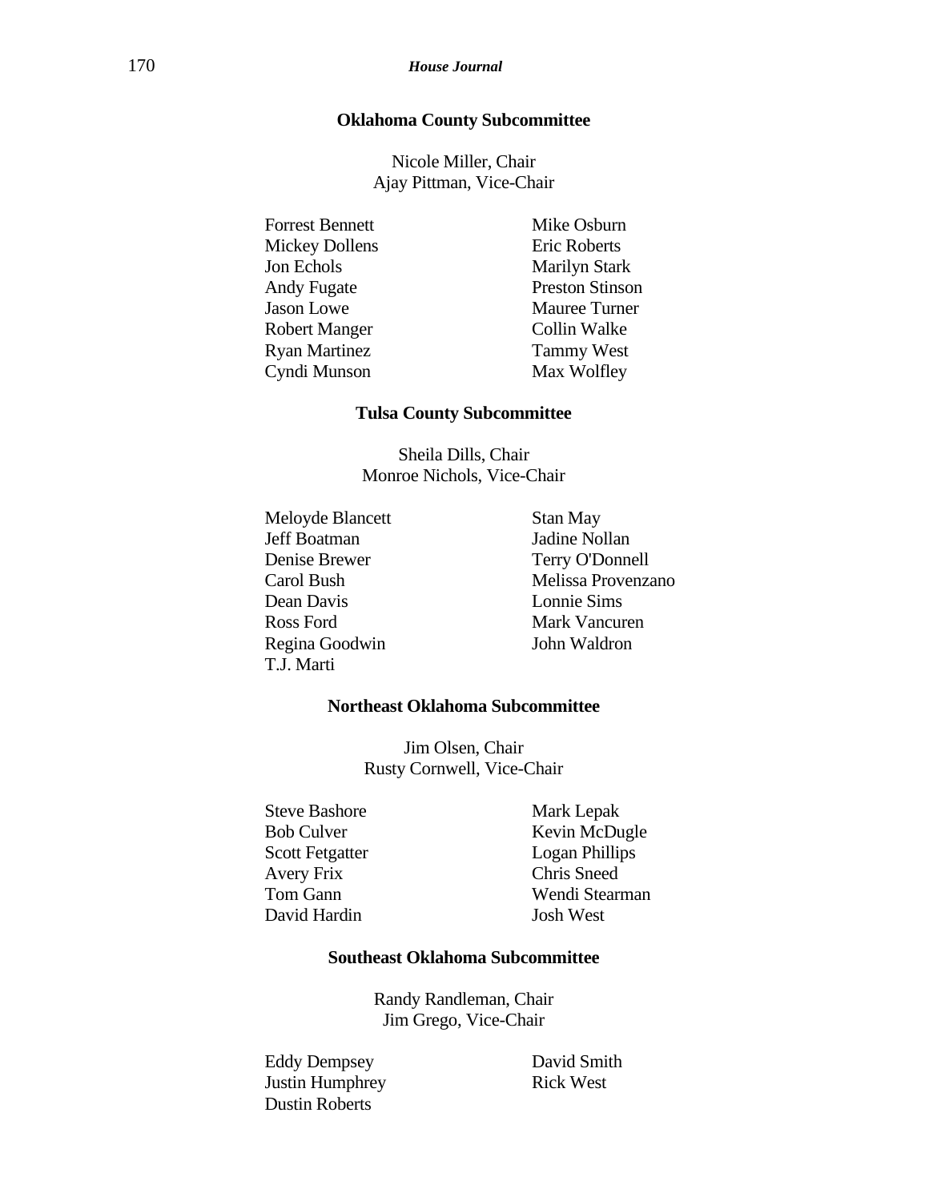### Oklahoma County Subcommittee

Nicole Miller, Chair
Ajay Pittman, Vice-Chair

Forrest Bennett
Mickey Dollens
Jon Echols
Andy Fugate
Jason Lowe
Robert Manger
Ryan Martinez
Cyndi Munson
Mike Osburn
Eric Roberts
Marilyn Stark
Preston Stinson
Mauree Turner
Collin Walke
Tammy West
Max Wolfley

### Tulsa County Subcommittee

Sheila Dills, Chair
Monroe Nichols, Vice-Chair

Meloyde Blancett
Jeff Boatman
Denise Brewer
Carol Bush
Dean Davis
Ross Ford
Regina Goodwin
T.J. Marti
Stan May
Jadine Nollan
Terry O'Donnell
Melissa Provenzano
Lonnie Sims
Mark Vancuren
John Waldron

### Northeast Oklahoma Subcommittee

Jim Olsen, Chair
Rusty Cornwell, Vice-Chair

Steve Bashore
Bob Culver
Scott Fetgatter
Avery Frix
Tom Gann
David Hardin
Mark Lepak
Kevin McDugle
Logan Phillips
Chris Sneed
Wendi Stearman
Josh West

### Southeast Oklahoma Subcommittee

Randy Randleman, Chair
Jim Grego, Vice-Chair

Eddy Dempsey
Justin Humphrey
Dustin Roberts
David Smith
Rick West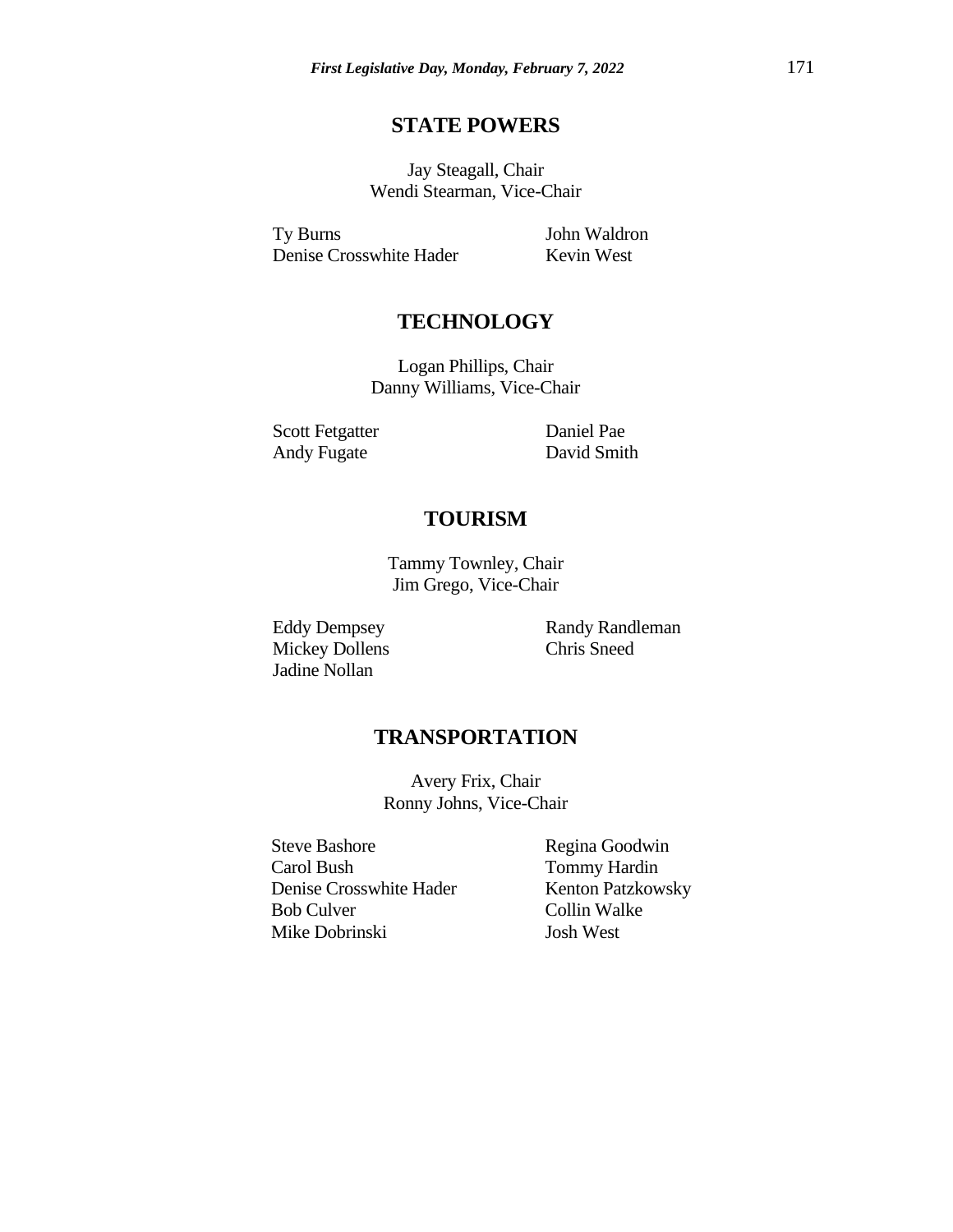## STATE POWERS

Jay Steagall, Chair
Wendi Stearman, Vice-Chair

Ty Burns
Denise Crosswhite Hader
John Waldron
Kevin West

## TECHNOLOGY

Logan Phillips, Chair
Danny Williams, Vice-Chair

Scott Fetgatter
Andy Fugate
Daniel Pae
David Smith

## TOURISM

Tammy Townley, Chair
Jim Grego, Vice-Chair

Eddy Dempsey
Mickey Dollens
Jadine Nollan
Randy Randleman
Chris Sneed

## TRANSPORTATION

Avery Frix, Chair
Ronny Johns, Vice-Chair

Steve Bashore
Carol Bush
Denise Crosswhite Hader
Bob Culver
Mike Dobrinski
Regina Goodwin
Tommy Hardin
Kenton Patzkowsky
Collin Walke
Josh West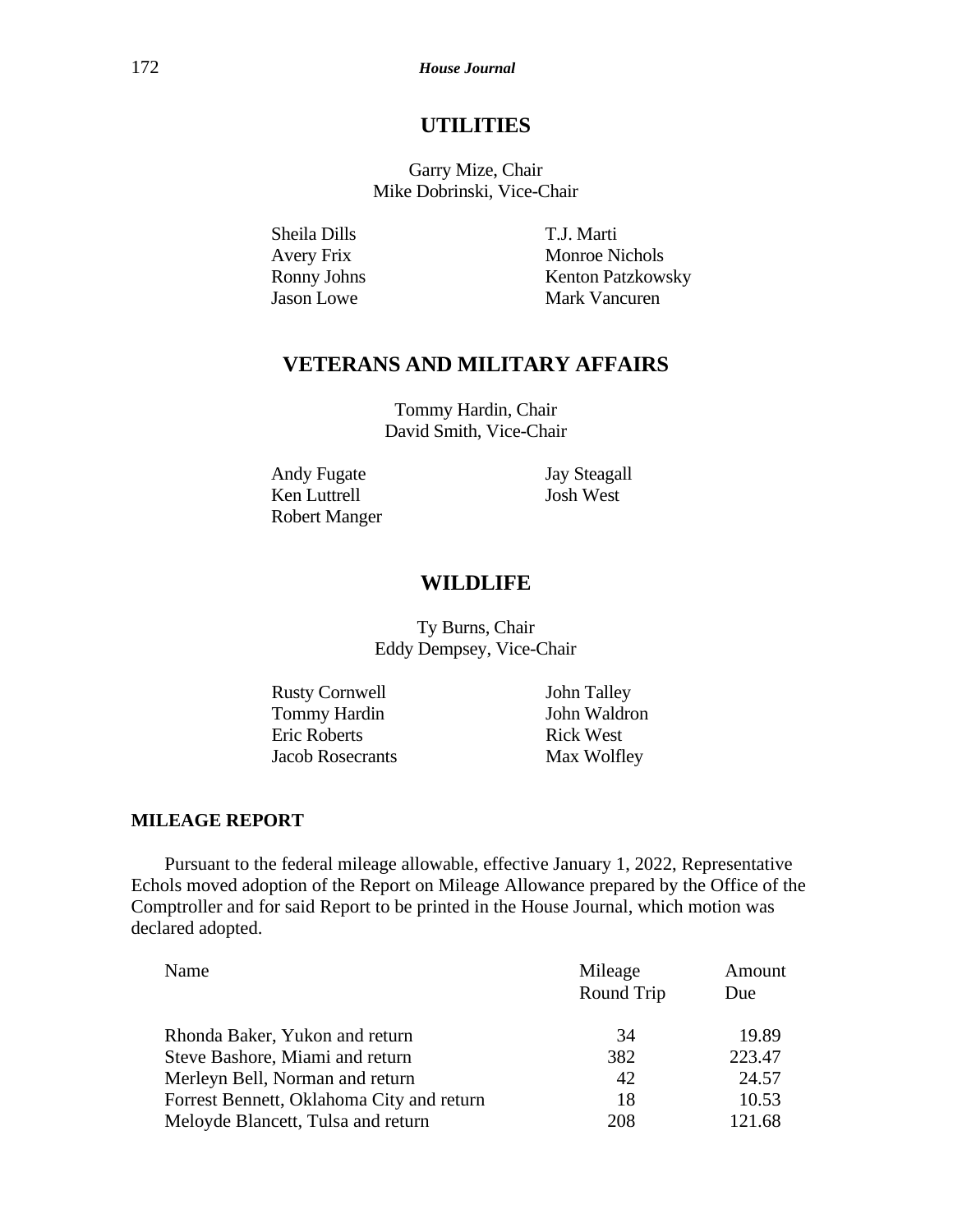## UTILITIES

Garry Mize, Chair
Mike Dobrinski, Vice-Chair

Sheila Dills
Avery Frix
Ronny Johns
Jason Lowe
T.J. Marti
Monroe Nichols
Kenton Patzkowsky
Mark Vancuren

## VETERANS AND MILITARY AFFAIRS

Tommy Hardin, Chair
David Smith, Vice-Chair

Andy Fugate
Ken Luttrell
Robert Manger
Jay Steagall
Josh West

## WILDLIFE

Ty Burns, Chair
Eddy Dempsey, Vice-Chair

Rusty Cornwell
Tommy Hardin
Eric Roberts
Jacob Rosecrants
John Talley
John Waldron
Rick West
Max Wolfley

**MILEAGE REPORT**

Pursuant to the federal mileage allowable, effective January 1, 2022, Representative Echols moved adoption of the Report on Mileage Allowance prepared by the Office of the Comptroller and for said Report to be printed in the House Journal, which motion was declared adopted.

| Name | Mileage Round Trip | Amount Due |
|---|---|---|
| Rhonda Baker, Yukon and return | 34 | 19.89 |
| Steve Bashore, Miami and return | 382 | 223.47 |
| Merleyn Bell, Norman and return | 42 | 24.57 |
| Forrest Bennett, Oklahoma City and return | 18 | 10.53 |
| Meloyde Blancett, Tulsa and return | 208 | 121.68 |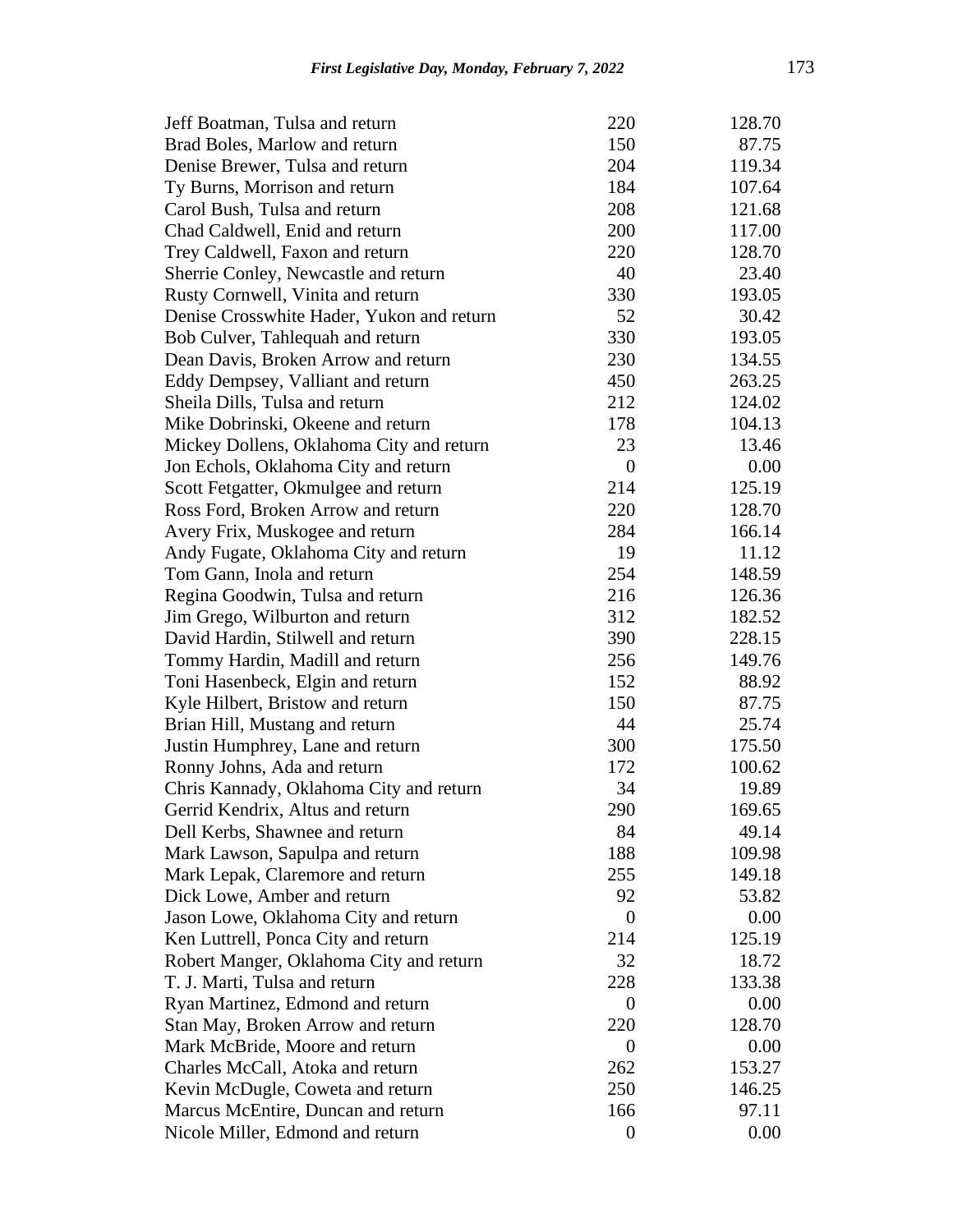| | | |
|---|---|---|
| Jeff Boatman, Tulsa and return | 220 | 128.70 |
| Brad Boles, Marlow and return | 150 | 87.75 |
| Denise Brewer, Tulsa and return | 204 | 119.34 |
| Ty Burns, Morrison and return | 184 | 107.64 |
| Carol Bush, Tulsa and return | 208 | 121.68 |
| Chad Caldwell, Enid and return | 200 | 117.00 |
| Trey Caldwell, Faxon and return | 220 | 128.70 |
| Sherrie Conley, Newcastle and return | 40 | 23.40 |
| Rusty Cornwell, Vinita and return | 330 | 193.05 |
| Denise Crosswhite Hader, Yukon and return | 52 | 30.42 |
| Bob Culver, Tahlequah and return | 330 | 193.05 |
| Dean Davis, Broken Arrow and return | 230 | 134.55 |
| Eddy Dempsey, Valliant and return | 450 | 263.25 |
| Sheila Dills, Tulsa and return | 212 | 124.02 |
| Mike Dobrinski, Okeene and return | 178 | 104.13 |
| Mickey Dollens, Oklahoma City and return | 23 | 13.46 |
| Jon Echols, Oklahoma City and return | 0 | 0.00 |
| Scott Fetgatter, Okmulgee and return | 214 | 125.19 |
| Ross Ford, Broken Arrow and return | 220 | 128.70 |
| Avery Frix, Muskogee and return | 284 | 166.14 |
| Andy Fugate, Oklahoma City and return | 19 | 11.12 |
| Tom Gann, Inola and return | 254 | 148.59 |
| Regina Goodwin, Tulsa and return | 216 | 126.36 |
| Jim Grego, Wilburton and return | 312 | 182.52 |
| David Hardin, Stilwell and return | 390 | 228.15 |
| Tommy Hardin, Madill and return | 256 | 149.76 |
| Toni Hasenbeck, Elgin and return | 152 | 88.92 |
| Kyle Hilbert, Bristow and return | 150 | 87.75 |
| Brian Hill, Mustang and return | 44 | 25.74 |
| Justin Humphrey, Lane and return | 300 | 175.50 |
| Ronny Johns, Ada and return | 172 | 100.62 |
| Chris Kannady, Oklahoma City and return | 34 | 19.89 |
| Gerrid Kendrix, Altus and return | 290 | 169.65 |
| Dell Kerbs, Shawnee and return | 84 | 49.14 |
| Mark Lawson, Sapulpa and return | 188 | 109.98 |
| Mark Lepak, Claremore and return | 255 | 149.18 |
| Dick Lowe, Amber and return | 92 | 53.82 |
| Jason Lowe, Oklahoma City and return | 0 | 0.00 |
| Ken Luttrell, Ponca City and return | 214 | 125.19 |
| Robert Manger, Oklahoma City and return | 32 | 18.72 |
| T. J. Marti, Tulsa and return | 228 | 133.38 |
| Ryan Martinez, Edmond and return | 0 | 0.00 |
| Stan May, Broken Arrow and return | 220 | 128.70 |
| Mark McBride, Moore and return | 0 | 0.00 |
| Charles McCall, Atoka and return | 262 | 153.27 |
| Kevin McDugle, Coweta and return | 250 | 146.25 |
| Marcus McEntire, Duncan and return | 166 | 97.11 |
| Nicole Miller, Edmond and return | 0 | 0.00 |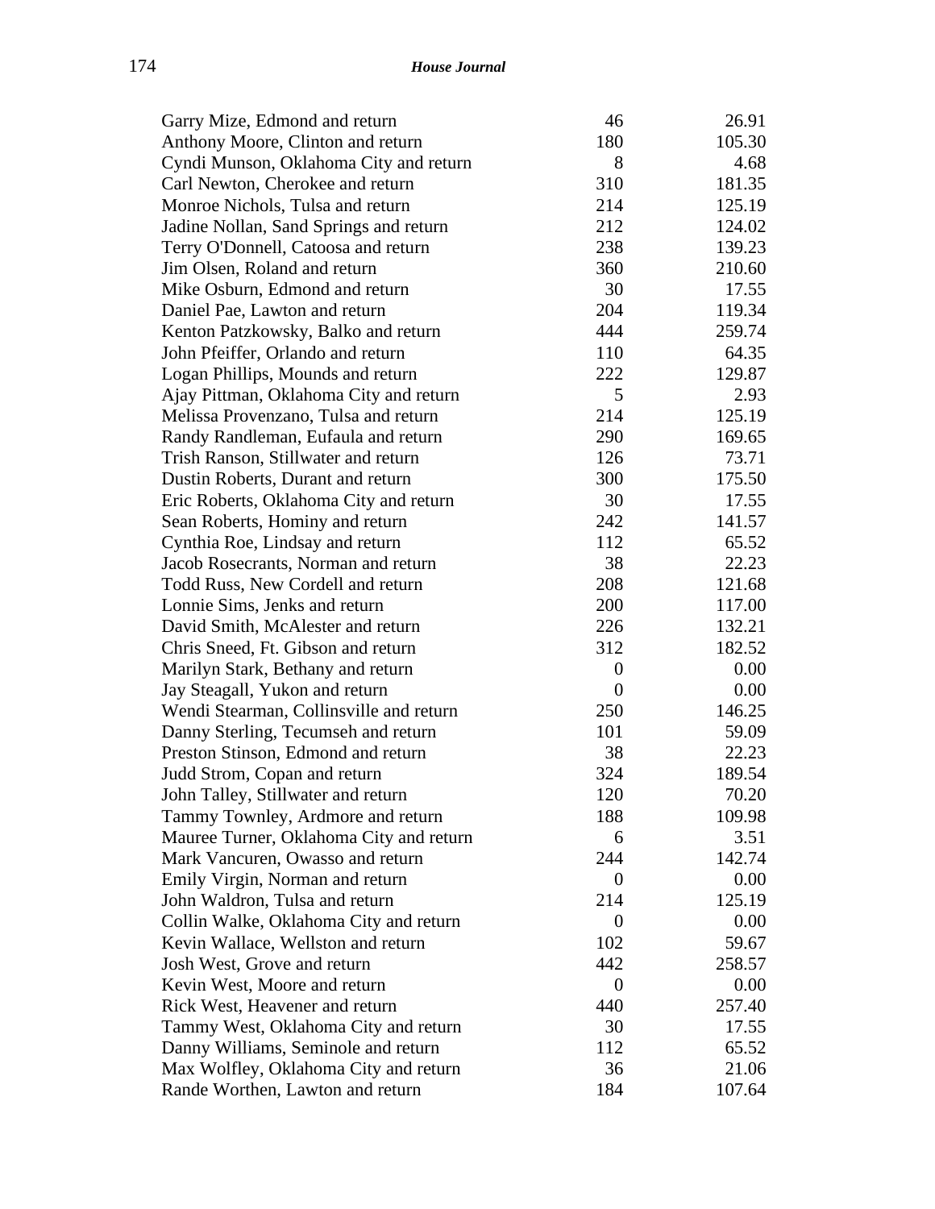| | | |
|---|---|---|
| Garry Mize, Edmond and return | 46 | 26.91 |
| Anthony Moore, Clinton and return | 180 | 105.30 |
| Cyndi Munson, Oklahoma City and return | 8 | 4.68 |
| Carl Newton, Cherokee and return | 310 | 181.35 |
| Monroe Nichols, Tulsa and return | 214 | 125.19 |
| Jadine Nollan, Sand Springs and return | 212 | 124.02 |
| Terry O'Donnell, Catoosa and return | 238 | 139.23 |
| Jim Olsen, Roland and return | 360 | 210.60 |
| Mike Osburn, Edmond and return | 30 | 17.55 |
| Daniel Pae, Lawton and return | 204 | 119.34 |
| Kenton Patzkowsky, Balko and return | 444 | 259.74 |
| John Pfeiffer, Orlando and return | 110 | 64.35 |
| Logan Phillips, Mounds and return | 222 | 129.87 |
| Ajay Pittman, Oklahoma City and return | 5 | 2.93 |
| Melissa Provenzano, Tulsa and return | 214 | 125.19 |
| Randy Randleman, Eufaula and return | 290 | 169.65 |
| Trish Ranson, Stillwater and return | 126 | 73.71 |
| Dustin Roberts, Durant and return | 300 | 175.50 |
| Eric Roberts, Oklahoma City and return | 30 | 17.55 |
| Sean Roberts, Hominy and return | 242 | 141.57 |
| Cynthia Roe, Lindsay and return | 112 | 65.52 |
| Jacob Rosecrants, Norman and return | 38 | 22.23 |
| Todd Russ, New Cordell and return | 208 | 121.68 |
| Lonnie Sims, Jenks and return | 200 | 117.00 |
| David Smith, McAlester and return | 226 | 132.21 |
| Chris Sneed, Ft. Gibson and return | 312 | 182.52 |
| Marilyn Stark, Bethany and return | 0 | 0.00 |
| Jay Steagall, Yukon and return | 0 | 0.00 |
| Wendi Stearman, Collinsville and return | 250 | 146.25 |
| Danny Sterling, Tecumseh and return | 101 | 59.09 |
| Preston Stinson, Edmond and return | 38 | 22.23 |
| Judd Strom, Copan and return | 324 | 189.54 |
| John Talley, Stillwater and return | 120 | 70.20 |
| Tammy Townley, Ardmore and return | 188 | 109.98 |
| Mauree Turner, Oklahoma City and return | 6 | 3.51 |
| Mark Vancuren, Owasso and return | 244 | 142.74 |
| Emily Virgin, Norman and return | 0 | 0.00 |
| John Waldron, Tulsa and return | 214 | 125.19 |
| Collin Walke, Oklahoma City and return | 0 | 0.00 |
| Kevin Wallace, Wellston and return | 102 | 59.67 |
| Josh West, Grove and return | 442 | 258.57 |
| Kevin West, Moore and return | 0 | 0.00 |
| Rick West, Heavener and return | 440 | 257.40 |
| Tammy West, Oklahoma City and return | 30 | 17.55 |
| Danny Williams, Seminole and return | 112 | 65.52 |
| Max Wolfley, Oklahoma City and return | 36 | 21.06 |
| Rande Worthen, Lawton and return | 184 | 107.64 |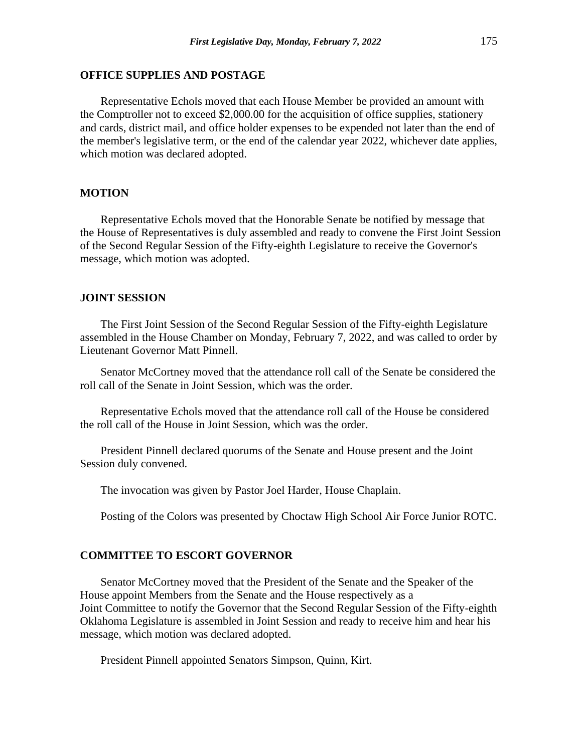## OFFICE SUPPLIES AND POSTAGE

Representative Echols moved that each House Member be provided an amount with the Comptroller not to exceed $2,000.00 for the acquisition of office supplies, stationery and cards, district mail, and office holder expenses to be expended not later than the end of the member's legislative term, or the end of the calendar year 2022, whichever date applies, which motion was declared adopted.

## MOTION

Representative Echols moved that the Honorable Senate be notified by message that the House of Representatives is duly assembled and ready to convene the First Joint Session of the Second Regular Session of the Fifty-eighth Legislature to receive the Governor's message, which motion was adopted.

## JOINT SESSION

The First Joint Session of the Second Regular Session of the Fifty-eighth Legislature assembled in the House Chamber on Monday, February 7, 2022, and was called to order by Lieutenant Governor Matt Pinnell.

Senator McCortney moved that the attendance roll call of the Senate be considered the roll call of the Senate in Joint Session, which was the order.

Representative Echols moved that the attendance roll call of the House be considered the roll call of the House in Joint Session, which was the order.

President Pinnell declared quorums of the Senate and House present and the Joint Session duly convened.

The invocation was given by Pastor Joel Harder, House Chaplain.

Posting of the Colors was presented by Choctaw High School Air Force Junior ROTC.

## COMMITTEE TO ESCORT GOVERNOR

Senator McCortney moved that the President of the Senate and the Speaker of the House appoint Members from the Senate and the House respectively as a Joint Committee to notify the Governor that the Second Regular Session of the Fifty-eighth Oklahoma Legislature is assembled in Joint Session and ready to receive him and hear his message, which motion was declared adopted.

President Pinnell appointed Senators Simpson, Quinn, Kirt.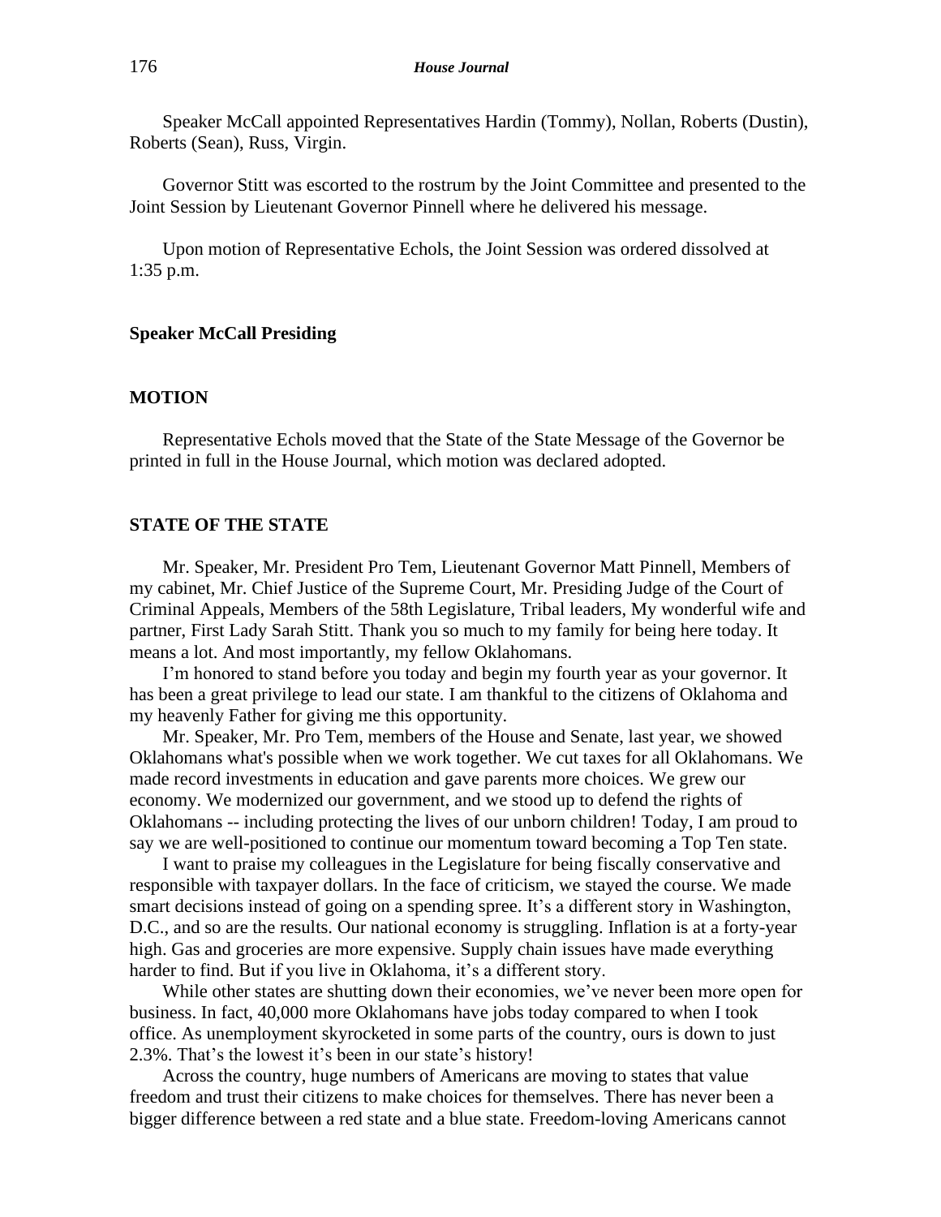Speaker McCall appointed Representatives Hardin (Tommy), Nollan, Roberts (Dustin), Roberts (Sean), Russ, Virgin.

Governor Stitt was escorted to the rostrum by the Joint Committee and presented to the Joint Session by Lieutenant Governor Pinnell where he delivered his message.

Upon motion of Representative Echols, the Joint Session was ordered dissolved at 1:35 p.m.

**Speaker McCall Presiding**

**MOTION**

Representative Echols moved that the State of the State Message of the Governor be printed in full in the House Journal, which motion was declared adopted.

**STATE OF THE STATE**

Mr. Speaker, Mr. President Pro Tem, Lieutenant Governor Matt Pinnell, Members of my cabinet, Mr. Chief Justice of the Supreme Court, Mr. Presiding Judge of the Court of Criminal Appeals, Members of the 58th Legislature, Tribal leaders, My wonderful wife and partner, First Lady Sarah Stitt. Thank you so much to my family for being here today. It means a lot. And most importantly, my fellow Oklahomans.

I'm honored to stand before you today and begin my fourth year as your governor. It has been a great privilege to lead our state. I am thankful to the citizens of Oklahoma and my heavenly Father for giving me this opportunity.

Mr. Speaker, Mr. Pro Tem, members of the House and Senate, last year, we showed Oklahomans what's possible when we work together. We cut taxes for all Oklahomans. We made record investments in education and gave parents more choices. We grew our economy. We modernized our government, and we stood up to defend the rights of Oklahomans -- including protecting the lives of our unborn children! Today, I am proud to say we are well-positioned to continue our momentum toward becoming a Top Ten state.

I want to praise my colleagues in the Legislature for being fiscally conservative and responsible with taxpayer dollars. In the face of criticism, we stayed the course. We made smart decisions instead of going on a spending spree. It's a different story in Washington, D.C., and so are the results. Our national economy is struggling. Inflation is at a forty-year high. Gas and groceries are more expensive. Supply chain issues have made everything harder to find. But if you live in Oklahoma, it's a different story.

While other states are shutting down their economies, we've never been more open for business. In fact, 40,000 more Oklahomans have jobs today compared to when I took office. As unemployment skyrocketed in some parts of the country, ours is down to just 2.3%. That's the lowest it's been in our state's history!

Across the country, huge numbers of Americans are moving to states that value freedom and trust their citizens to make choices for themselves. There has never been a bigger difference between a red state and a blue state. Freedom-loving Americans cannot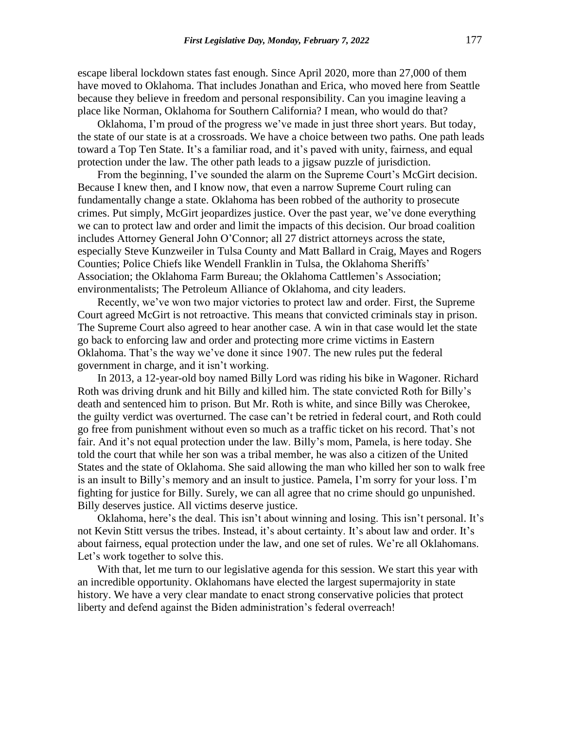escape liberal lockdown states fast enough. Since April 2020, more than 27,000 of them have moved to Oklahoma. That includes Jonathan and Erica, who moved here from Seattle because they believe in freedom and personal responsibility. Can you imagine leaving a place like Norman, Oklahoma for Southern California? I mean, who would do that?

Oklahoma, I'm proud of the progress we've made in just three short years. But today, the state of our state is at a crossroads. We have a choice between two paths. One path leads toward a Top Ten State. It's a familiar road, and it's paved with unity, fairness, and equal protection under the law. The other path leads to a jigsaw puzzle of jurisdiction.

From the beginning, I've sounded the alarm on the Supreme Court's McGirt decision. Because I knew then, and I know now, that even a narrow Supreme Court ruling can fundamentally change a state. Oklahoma has been robbed of the authority to prosecute crimes. Put simply, McGirt jeopardizes justice. Over the past year, we've done everything we can to protect law and order and limit the impacts of this decision. Our broad coalition includes Attorney General John O'Connor; all 27 district attorneys across the state, especially Steve Kunzweiler in Tulsa County and Matt Ballard in Craig, Mayes and Rogers Counties; Police Chiefs like Wendell Franklin in Tulsa, the Oklahoma Sheriffs' Association; the Oklahoma Farm Bureau; the Oklahoma Cattlemen's Association; environmentalists; The Petroleum Alliance of Oklahoma, and city leaders.

Recently, we've won two major victories to protect law and order. First, the Supreme Court agreed McGirt is not retroactive. This means that convicted criminals stay in prison. The Supreme Court also agreed to hear another case. A win in that case would let the state go back to enforcing law and order and protecting more crime victims in Eastern Oklahoma. That's the way we've done it since 1907. The new rules put the federal government in charge, and it isn't working.

In 2013, a 12-year-old boy named Billy Lord was riding his bike in Wagoner. Richard Roth was driving drunk and hit Billy and killed him. The state convicted Roth for Billy's death and sentenced him to prison. But Mr. Roth is white, and since Billy was Cherokee, the guilty verdict was overturned. The case can't be retried in federal court, and Roth could go free from punishment without even so much as a traffic ticket on his record. That's not fair. And it's not equal protection under the law. Billy's mom, Pamela, is here today. She told the court that while her son was a tribal member, he was also a citizen of the United States and the state of Oklahoma. She said allowing the man who killed her son to walk free is an insult to Billy's memory and an insult to justice. Pamela, I'm sorry for your loss. I'm fighting for justice for Billy. Surely, we can all agree that no crime should go unpunished. Billy deserves justice. All victims deserve justice.

Oklahoma, here's the deal. This isn't about winning and losing. This isn't personal. It's not Kevin Stitt versus the tribes. Instead, it's about certainty. It's about law and order. It's about fairness, equal protection under the law, and one set of rules. We're all Oklahomans. Let's work together to solve this.

With that, let me turn to our legislative agenda for this session. We start this year with an incredible opportunity. Oklahomans have elected the largest supermajority in state history. We have a very clear mandate to enact strong conservative policies that protect liberty and defend against the Biden administration's federal overreach!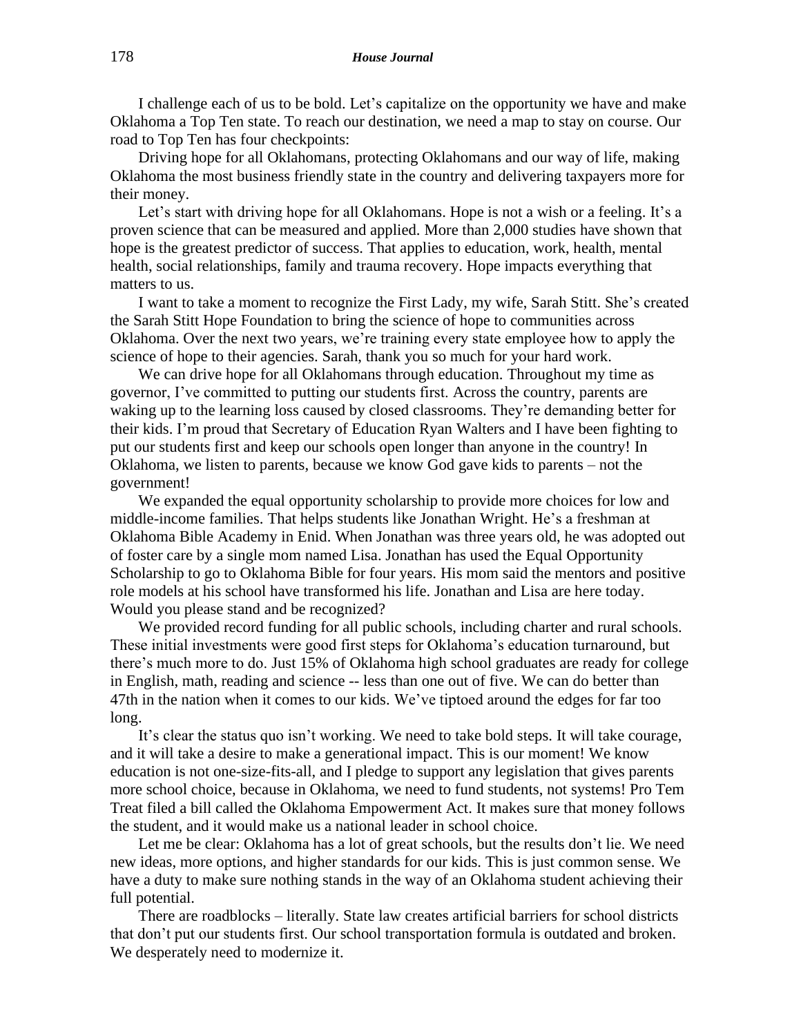I challenge each of us to be bold. Let's capitalize on the opportunity we have and make Oklahoma a Top Ten state. To reach our destination, we need a map to stay on course. Our road to Top Ten has four checkpoints:

Driving hope for all Oklahomans, protecting Oklahomans and our way of life, making Oklahoma the most business friendly state in the country and delivering taxpayers more for their money.

Let's start with driving hope for all Oklahomans. Hope is not a wish or a feeling. It's a proven science that can be measured and applied. More than 2,000 studies have shown that hope is the greatest predictor of success. That applies to education, work, health, mental health, social relationships, family and trauma recovery. Hope impacts everything that matters to us.

I want to take a moment to recognize the First Lady, my wife, Sarah Stitt. She's created the Sarah Stitt Hope Foundation to bring the science of hope to communities across Oklahoma. Over the next two years, we're training every state employee how to apply the science of hope to their agencies. Sarah, thank you so much for your hard work.

We can drive hope for all Oklahomans through education. Throughout my time as governor, I've committed to putting our students first. Across the country, parents are waking up to the learning loss caused by closed classrooms. They're demanding better for their kids. I'm proud that Secretary of Education Ryan Walters and I have been fighting to put our students first and keep our schools open longer than anyone in the country! In Oklahoma, we listen to parents, because we know God gave kids to parents – not the government!

We expanded the equal opportunity scholarship to provide more choices for low and middle-income families. That helps students like Jonathan Wright. He's a freshman at Oklahoma Bible Academy in Enid. When Jonathan was three years old, he was adopted out of foster care by a single mom named Lisa. Jonathan has used the Equal Opportunity Scholarship to go to Oklahoma Bible for four years. His mom said the mentors and positive role models at his school have transformed his life. Jonathan and Lisa are here today. Would you please stand and be recognized?

We provided record funding for all public schools, including charter and rural schools. These initial investments were good first steps for Oklahoma's education turnaround, but there's much more to do. Just 15% of Oklahoma high school graduates are ready for college in English, math, reading and science -- less than one out of five. We can do better than 47th in the nation when it comes to our kids. We've tiptoed around the edges for far too long.

It's clear the status quo isn't working. We need to take bold steps. It will take courage, and it will take a desire to make a generational impact. This is our moment! We know education is not one-size-fits-all, and I pledge to support any legislation that gives parents more school choice, because in Oklahoma, we need to fund students, not systems! Pro Tem Treat filed a bill called the Oklahoma Empowerment Act. It makes sure that money follows the student, and it would make us a national leader in school choice.

Let me be clear: Oklahoma has a lot of great schools, but the results don't lie. We need new ideas, more options, and higher standards for our kids. This is just common sense. We have a duty to make sure nothing stands in the way of an Oklahoma student achieving their full potential.

There are roadblocks – literally. State law creates artificial barriers for school districts that don't put our students first. Our school transportation formula is outdated and broken. We desperately need to modernize it.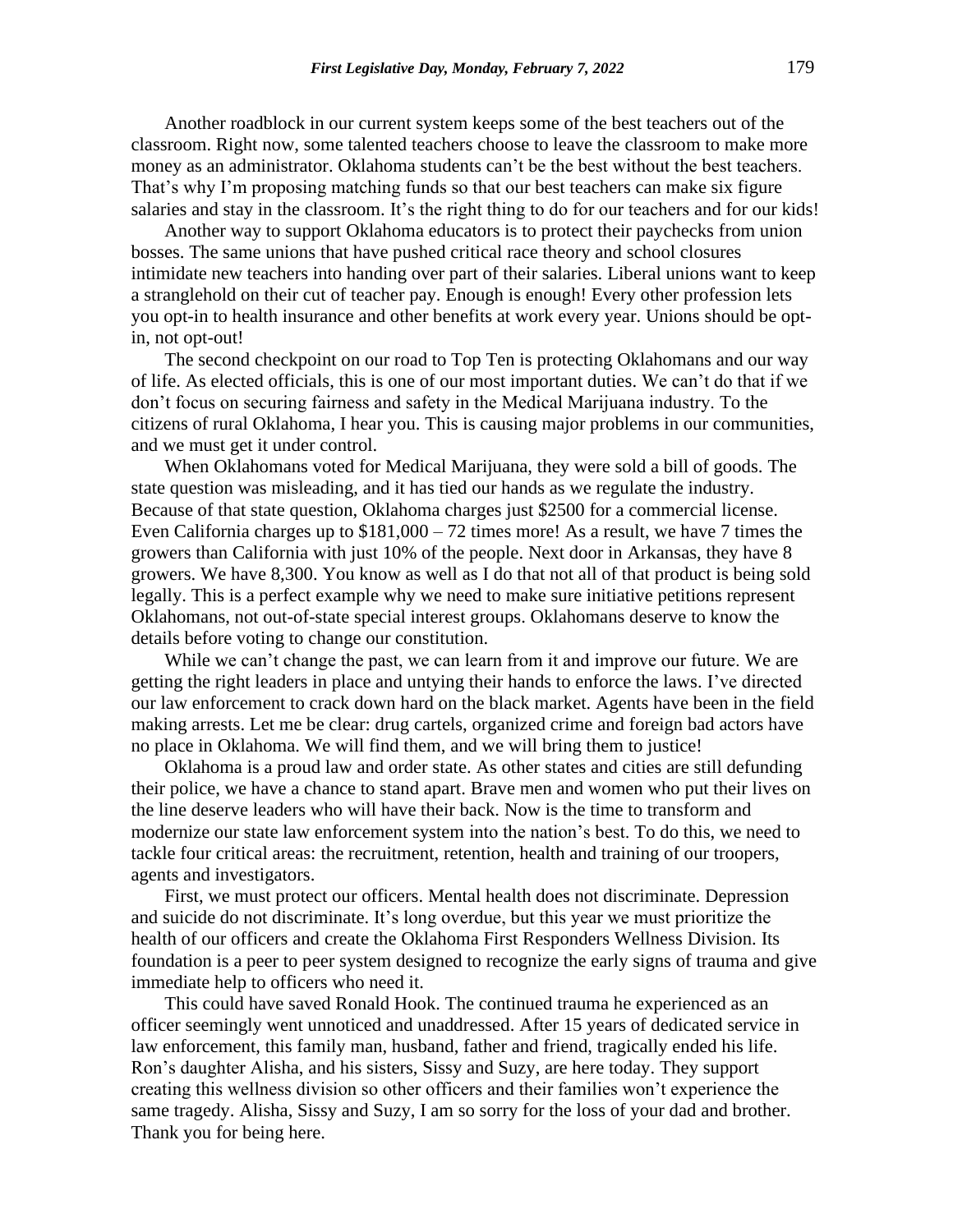Another roadblock in our current system keeps some of the best teachers out of the classroom. Right now, some talented teachers choose to leave the classroom to make more money as an administrator. Oklahoma students can't be the best without the best teachers. That's why I'm proposing matching funds so that our best teachers can make six figure salaries and stay in the classroom. It's the right thing to do for our teachers and for our kids!

Another way to support Oklahoma educators is to protect their paychecks from union bosses. The same unions that have pushed critical race theory and school closures intimidate new teachers into handing over part of their salaries. Liberal unions want to keep a stranglehold on their cut of teacher pay. Enough is enough! Every other profession lets you opt-in to health insurance and other benefits at work every year. Unions should be opt-in, not opt-out!

The second checkpoint on our road to Top Ten is protecting Oklahomans and our way of life. As elected officials, this is one of our most important duties. We can't do that if we don't focus on securing fairness and safety in the Medical Marijuana industry. To the citizens of rural Oklahoma, I hear you. This is causing major problems in our communities, and we must get it under control.

When Oklahomans voted for Medical Marijuana, they were sold a bill of goods. The state question was misleading, and it has tied our hands as we regulate the industry. Because of that state question, Oklahoma charges just $2500 for a commercial license. Even California charges up to $181,000 – 72 times more! As a result, we have 7 times the growers than California with just 10% of the people. Next door in Arkansas, they have 8 growers. We have 8,300. You know as well as I do that not all of that product is being sold legally. This is a perfect example why we need to make sure initiative petitions represent Oklahomans, not out-of-state special interest groups. Oklahomans deserve to know the details before voting to change our constitution.

While we can't change the past, we can learn from it and improve our future. We are getting the right leaders in place and untying their hands to enforce the laws. I've directed our law enforcement to crack down hard on the black market. Agents have been in the field making arrests. Let me be clear: drug cartels, organized crime and foreign bad actors have no place in Oklahoma. We will find them, and we will bring them to justice!

Oklahoma is a proud law and order state. As other states and cities are still defunding their police, we have a chance to stand apart. Brave men and women who put their lives on the line deserve leaders who will have their back. Now is the time to transform and modernize our state law enforcement system into the nation's best. To do this, we need to tackle four critical areas: the recruitment, retention, health and training of our troopers, agents and investigators.

First, we must protect our officers. Mental health does not discriminate. Depression and suicide do not discriminate. It's long overdue, but this year we must prioritize the health of our officers and create the Oklahoma First Responders Wellness Division. Its foundation is a peer to peer system designed to recognize the early signs of trauma and give immediate help to officers who need it.

This could have saved Ronald Hook. The continued trauma he experienced as an officer seemingly went unnoticed and unaddressed. After 15 years of dedicated service in law enforcement, this family man, husband, father and friend, tragically ended his life. Ron's daughter Alisha, and his sisters, Sissy and Suzy, are here today. They support creating this wellness division so other officers and their families won't experience the same tragedy. Alisha, Sissy and Suzy, I am so sorry for the loss of your dad and brother. Thank you for being here.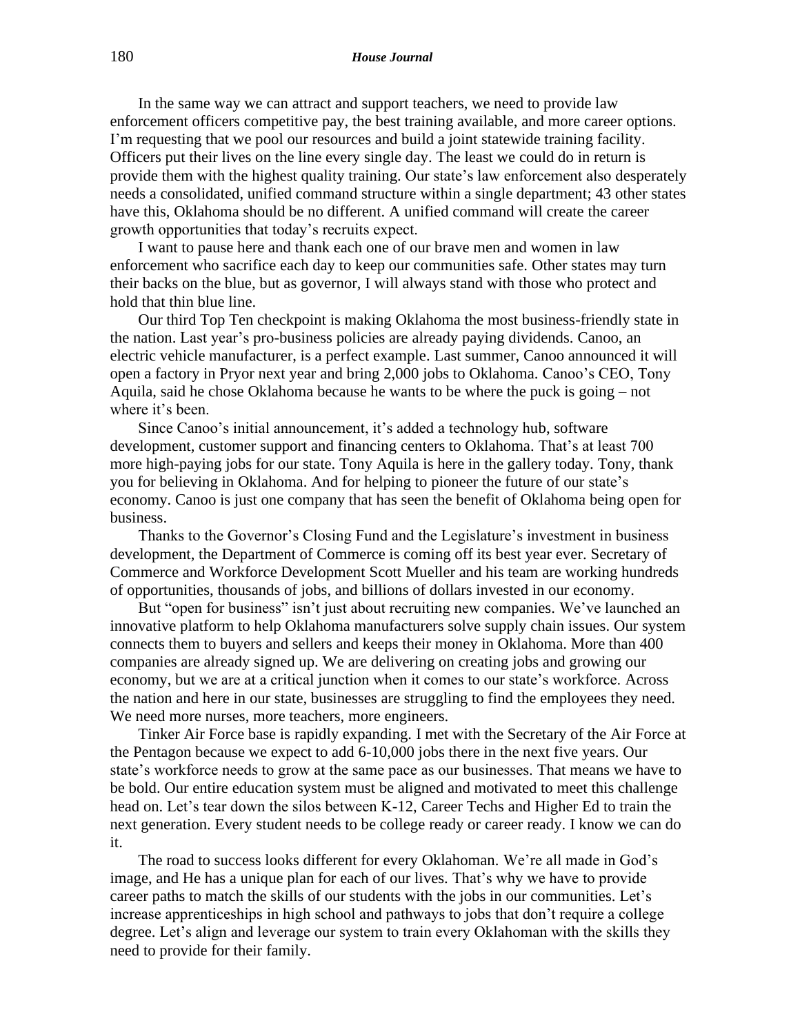In the same way we can attract and support teachers, we need to provide law enforcement officers competitive pay, the best training available, and more career options. I'm requesting that we pool our resources and build a joint statewide training facility. Officers put their lives on the line every single day. The least we could do in return is provide them with the highest quality training. Our state's law enforcement also desperately needs a consolidated, unified command structure within a single department; 43 other states have this, Oklahoma should be no different. A unified command will create the career growth opportunities that today's recruits expect.

I want to pause here and thank each one of our brave men and women in law enforcement who sacrifice each day to keep our communities safe. Other states may turn their backs on the blue, but as governor, I will always stand with those who protect and hold that thin blue line.

Our third Top Ten checkpoint is making Oklahoma the most business-friendly state in the nation. Last year's pro-business policies are already paying dividends. Canoo, an electric vehicle manufacturer, is a perfect example. Last summer, Canoo announced it will open a factory in Pryor next year and bring 2,000 jobs to Oklahoma. Canoo's CEO, Tony Aquila, said he chose Oklahoma because he wants to be where the puck is going – not where it's been.

Since Canoo's initial announcement, it's added a technology hub, software development, customer support and financing centers to Oklahoma. That's at least 700 more high-paying jobs for our state. Tony Aquila is here in the gallery today. Tony, thank you for believing in Oklahoma. And for helping to pioneer the future of our state's economy. Canoo is just one company that has seen the benefit of Oklahoma being open for business.

Thanks to the Governor's Closing Fund and the Legislature's investment in business development, the Department of Commerce is coming off its best year ever. Secretary of Commerce and Workforce Development Scott Mueller and his team are working hundreds of opportunities, thousands of jobs, and billions of dollars invested in our economy.

But "open for business" isn't just about recruiting new companies. We've launched an innovative platform to help Oklahoma manufacturers solve supply chain issues. Our system connects them to buyers and sellers and keeps their money in Oklahoma. More than 400 companies are already signed up. We are delivering on creating jobs and growing our economy, but we are at a critical junction when it comes to our state's workforce. Across the nation and here in our state, businesses are struggling to find the employees they need. We need more nurses, more teachers, more engineers.

Tinker Air Force base is rapidly expanding. I met with the Secretary of the Air Force at the Pentagon because we expect to add 6-10,000 jobs there in the next five years. Our state's workforce needs to grow at the same pace as our businesses. That means we have to be bold. Our entire education system must be aligned and motivated to meet this challenge head on. Let's tear down the silos between K-12, Career Techs and Higher Ed to train the next generation. Every student needs to be college ready or career ready. I know we can do it.

The road to success looks different for every Oklahoman. We're all made in God's image, and He has a unique plan for each of our lives. That's why we have to provide career paths to match the skills of our students with the jobs in our communities. Let's increase apprenticeships in high school and pathways to jobs that don't require a college degree. Let's align and leverage our system to train every Oklahoman with the skills they need to provide for their family.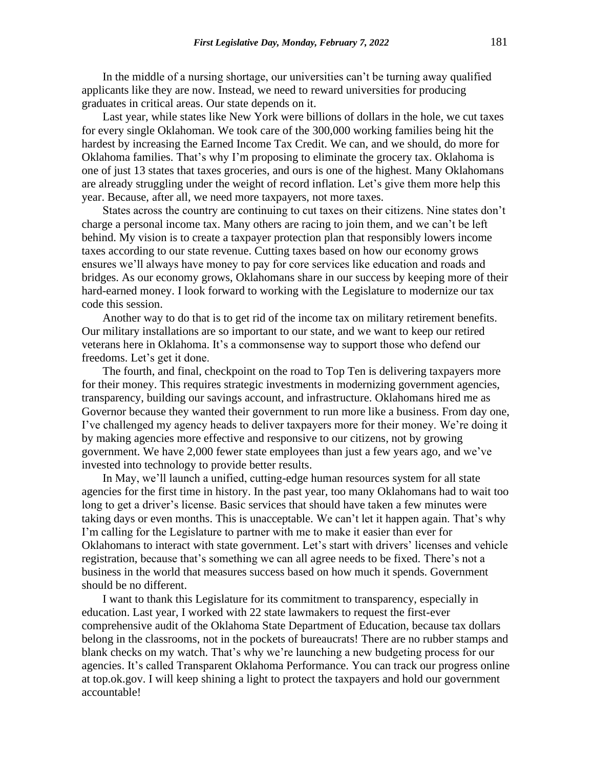In the middle of a nursing shortage, our universities can't be turning away qualified applicants like they are now. Instead, we need to reward universities for producing graduates in critical areas. Our state depends on it.

Last year, while states like New York were billions of dollars in the hole, we cut taxes for every single Oklahoman. We took care of the 300,000 working families being hit the hardest by increasing the Earned Income Tax Credit. We can, and we should, do more for Oklahoma families. That's why I'm proposing to eliminate the grocery tax. Oklahoma is one of just 13 states that taxes groceries, and ours is one of the highest. Many Oklahomans are already struggling under the weight of record inflation. Let's give them more help this year. Because, after all, we need more taxpayers, not more taxes.

States across the country are continuing to cut taxes on their citizens. Nine states don't charge a personal income tax. Many others are racing to join them, and we can't be left behind. My vision is to create a taxpayer protection plan that responsibly lowers income taxes according to our state revenue. Cutting taxes based on how our economy grows ensures we'll always have money to pay for core services like education and roads and bridges. As our economy grows, Oklahomans share in our success by keeping more of their hard-earned money. I look forward to working with the Legislature to modernize our tax code this session.

Another way to do that is to get rid of the income tax on military retirement benefits. Our military installations are so important to our state, and we want to keep our retired veterans here in Oklahoma. It's a commonsense way to support those who defend our freedoms. Let's get it done.

The fourth, and final, checkpoint on the road to Top Ten is delivering taxpayers more for their money. This requires strategic investments in modernizing government agencies, transparency, building our savings account, and infrastructure. Oklahomans hired me as Governor because they wanted their government to run more like a business. From day one, I've challenged my agency heads to deliver taxpayers more for their money. We're doing it by making agencies more effective and responsive to our citizens, not by growing government. We have 2,000 fewer state employees than just a few years ago, and we've invested into technology to provide better results.

In May, we'll launch a unified, cutting-edge human resources system for all state agencies for the first time in history. In the past year, too many Oklahomans had to wait too long to get a driver's license. Basic services that should have taken a few minutes were taking days or even months. This is unacceptable. We can't let it happen again. That's why I'm calling for the Legislature to partner with me to make it easier than ever for Oklahomans to interact with state government. Let's start with drivers' licenses and vehicle registration, because that's something we can all agree needs to be fixed. There's not a business in the world that measures success based on how much it spends. Government should be no different.

I want to thank this Legislature for its commitment to transparency, especially in education. Last year, I worked with 22 state lawmakers to request the first-ever comprehensive audit of the Oklahoma State Department of Education, because tax dollars belong in the classrooms, not in the pockets of bureaucrats! There are no rubber stamps and blank checks on my watch. That's why we're launching a new budgeting process for our agencies. It's called Transparent Oklahoma Performance. You can track our progress online at top.ok.gov. I will keep shining a light to protect the taxpayers and hold our government accountable!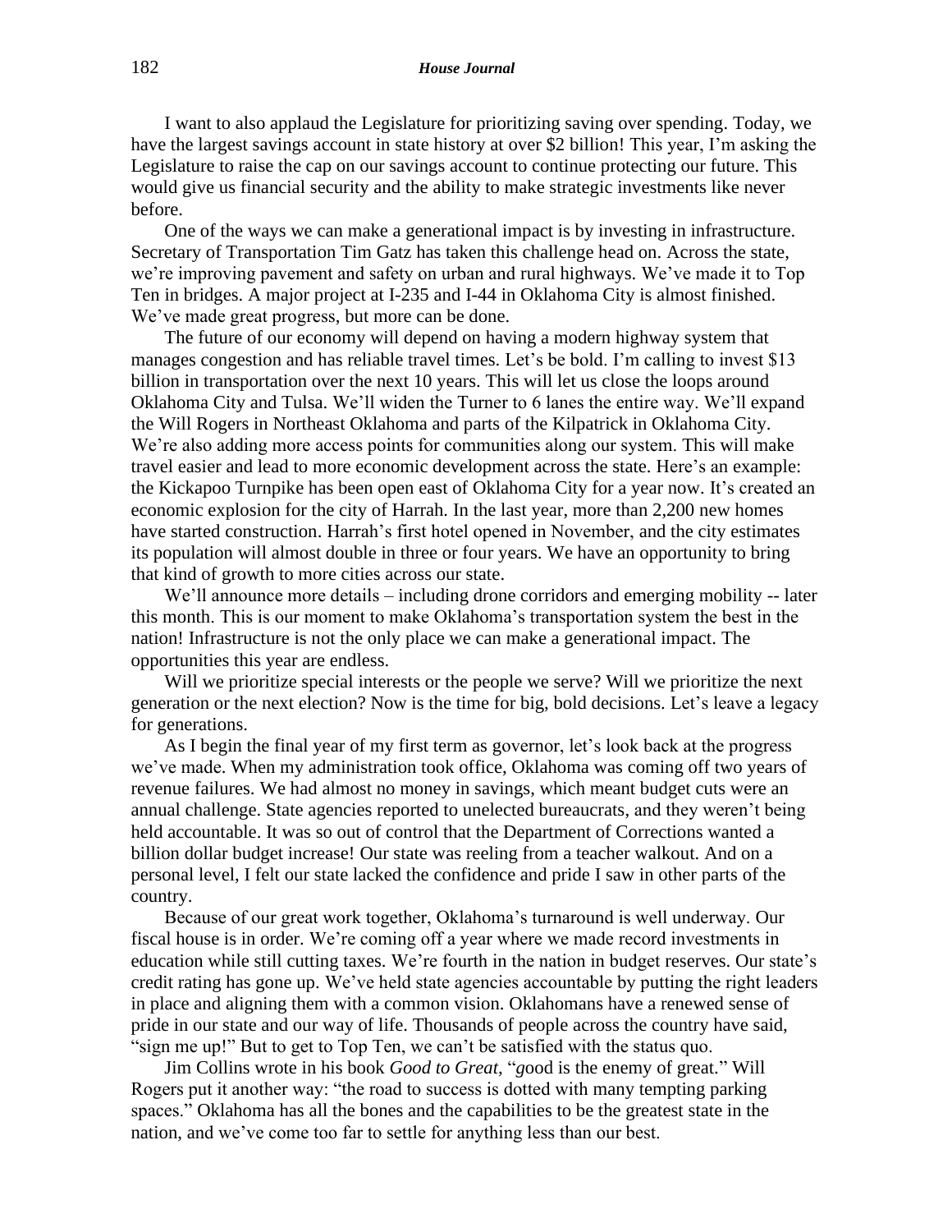I want to also applaud the Legislature for prioritizing saving over spending. Today, we have the largest savings account in state history at over $2 billion! This year, I'm asking the Legislature to raise the cap on our savings account to continue protecting our future. This would give us financial security and the ability to make strategic investments like never before.

One of the ways we can make a generational impact is by investing in infrastructure. Secretary of Transportation Tim Gatz has taken this challenge head on. Across the state, we're improving pavement and safety on urban and rural highways. We've made it to Top Ten in bridges. A major project at I-235 and I-44 in Oklahoma City is almost finished. We've made great progress, but more can be done.

The future of our economy will depend on having a modern highway system that manages congestion and has reliable travel times. Let's be bold. I'm calling to invest $13 billion in transportation over the next 10 years. This will let us close the loops around Oklahoma City and Tulsa. We'll widen the Turner to 6 lanes the entire way. We'll expand the Will Rogers in Northeast Oklahoma and parts of the Kilpatrick in Oklahoma City. We're also adding more access points for communities along our system. This will make travel easier and lead to more economic development across the state. Here's an example: the Kickapoo Turnpike has been open east of Oklahoma City for a year now. It's created an economic explosion for the city of Harrah. In the last year, more than 2,200 new homes have started construction. Harrah's first hotel opened in November, and the city estimates its population will almost double in three or four years. We have an opportunity to bring that kind of growth to more cities across our state.

We'll announce more details – including drone corridors and emerging mobility -- later this month. This is our moment to make Oklahoma's transportation system the best in the nation! Infrastructure is not the only place we can make a generational impact. The opportunities this year are endless.

Will we prioritize special interests or the people we serve? Will we prioritize the next generation or the next election? Now is the time for big, bold decisions. Let's leave a legacy for generations.

As I begin the final year of my first term as governor, let's look back at the progress we've made. When my administration took office, Oklahoma was coming off two years of revenue failures. We had almost no money in savings, which meant budget cuts were an annual challenge. State agencies reported to unelected bureaucrats, and they weren't being held accountable. It was so out of control that the Department of Corrections wanted a billion dollar budget increase! Our state was reeling from a teacher walkout. And on a personal level, I felt our state lacked the confidence and pride I saw in other parts of the country.

Because of our great work together, Oklahoma's turnaround is well underway. Our fiscal house is in order. We're coming off a year where we made record investments in education while still cutting taxes. We're fourth in the nation in budget reserves. Our state's credit rating has gone up. We've held state agencies accountable by putting the right leaders in place and aligning them with a common vision. Oklahomans have a renewed sense of pride in our state and our way of life. Thousands of people across the country have said, "sign me up!" But to get to Top Ten, we can't be satisfied with the status quo.

Jim Collins wrote in his book *Good to Great*, "*g*ood is the enemy of great." Will Rogers put it another way: "the road to success is dotted with many tempting parking spaces." Oklahoma has all the bones and the capabilities to be the greatest state in the nation, and we've come too far to settle for anything less than our best.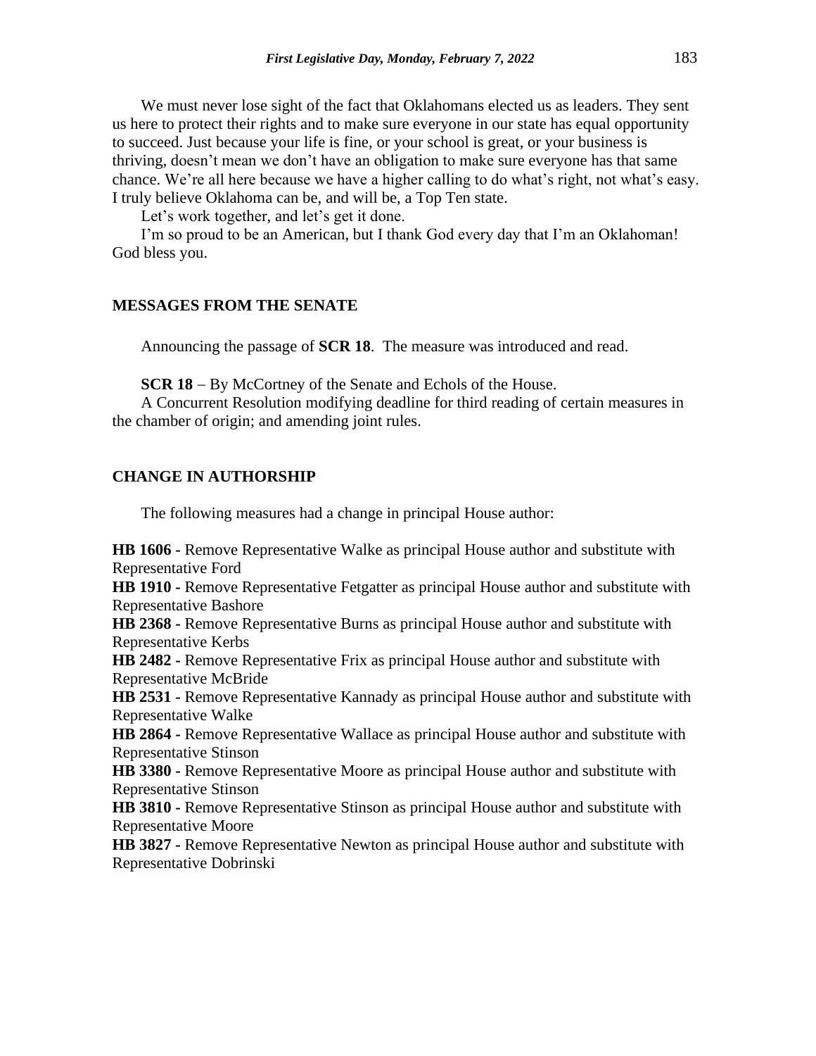We must never lose sight of the fact that Oklahomans elected us as leaders. They sent us here to protect their rights and to make sure everyone in our state has equal opportunity to succeed. Just because your life is fine, or your school is great, or your business is thriving, doesn't mean we don't have an obligation to make sure everyone has that same chance. We're all here because we have a higher calling to do what's right, not what's easy. I truly believe Oklahoma can be, and will be, a Top Ten state.

Let's work together, and let's get it done.

I'm so proud to be an American, but I thank God every day that I'm an Oklahoman! God bless you.

## MESSAGES FROM THE SENATE

Announcing the passage of **SCR 18**. The measure was introduced and read.

**SCR 18** – By McCortney of the Senate and Echols of the House.

A Concurrent Resolution modifying deadline for third reading of certain measures in the chamber of origin; and amending joint rules.

## CHANGE IN AUTHORSHIP

The following measures had a change in principal House author:

**HB 1606 -** Remove Representative Walke as principal House author and substitute with Representative Ford

**HB 1910 -** Remove Representative Fetgatter as principal House author and substitute with Representative Bashore

**HB 2368 -** Remove Representative Burns as principal House author and substitute with Representative Kerbs

**HB 2482 -** Remove Representative Frix as principal House author and substitute with Representative McBride

**HB 2531 -** Remove Representative Kannady as principal House author and substitute with Representative Walke

**HB 2864 -** Remove Representative Wallace as principal House author and substitute with Representative Stinson

**HB 3380 -** Remove Representative Moore as principal House author and substitute with Representative Stinson

**HB 3810 -** Remove Representative Stinson as principal House author and substitute with Representative Moore

**HB 3827 -** Remove Representative Newton as principal House author and substitute with Representative Dobrinski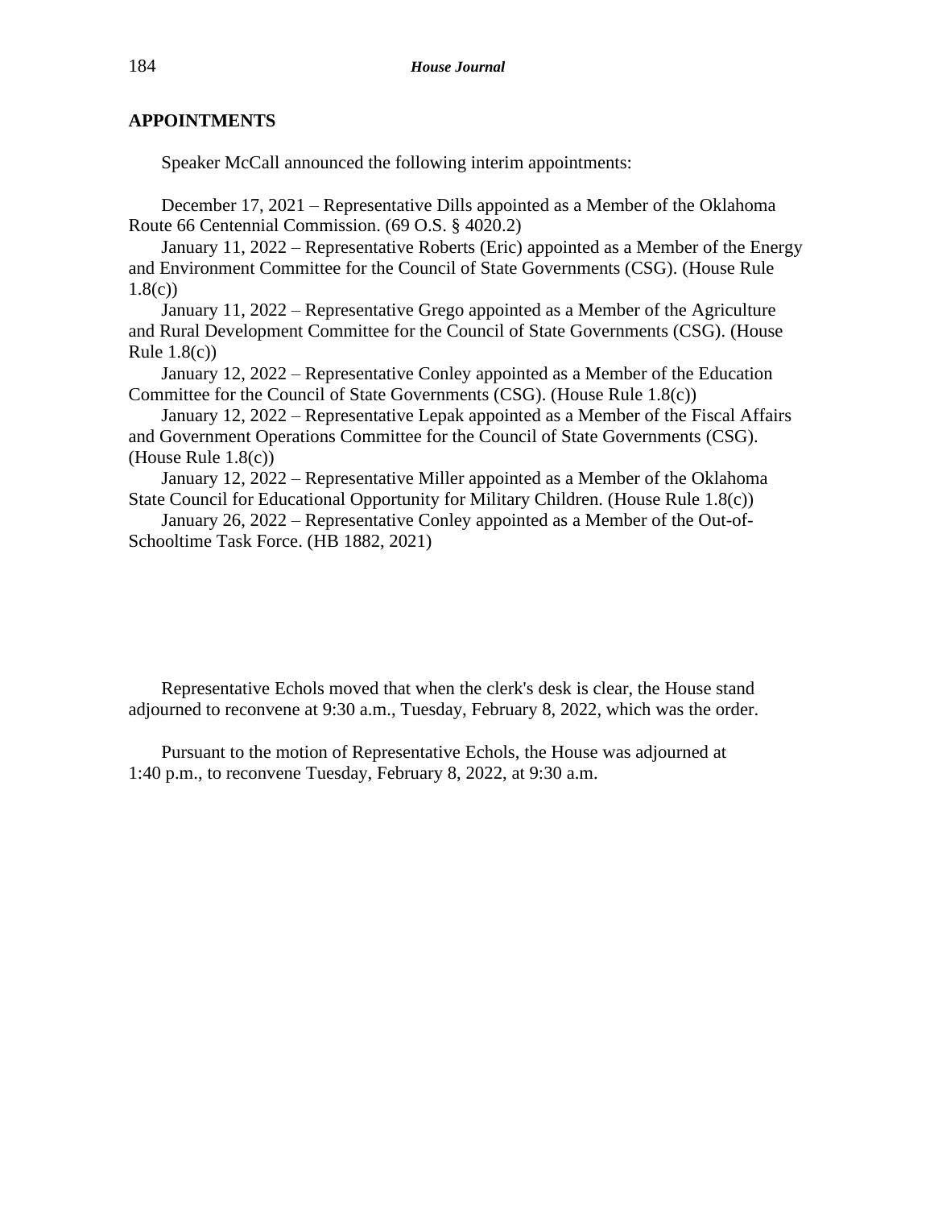## APPOINTMENTS

Speaker McCall announced the following interim appointments:

December 17, 2021 – Representative Dills appointed as a Member of the Oklahoma Route 66 Centennial Commission. (69 O.S. § 4020.2)

January 11, 2022 – Representative Roberts (Eric) appointed as a Member of the Energy and Environment Committee for the Council of State Governments (CSG). (House Rule 1.8(c))

January 11, 2022 – Representative Grego appointed as a Member of the Agriculture and Rural Development Committee for the Council of State Governments (CSG). (House Rule 1.8(c))

January 12, 2022 – Representative Conley appointed as a Member of the Education Committee for the Council of State Governments (CSG). (House Rule 1.8(c))

January 12, 2022 – Representative Lepak appointed as a Member of the Fiscal Affairs and Government Operations Committee for the Council of State Governments (CSG). (House Rule 1.8(c))

January 12, 2022 – Representative Miller appointed as a Member of the Oklahoma State Council for Educational Opportunity for Military Children. (House Rule 1.8(c))

January 26, 2022 – Representative Conley appointed as a Member of the Out-of-Schooltime Task Force. (HB 1882, 2021)

Representative Echols moved that when the clerk's desk is clear, the House stand adjourned to reconvene at 9:30 a.m., Tuesday, February 8, 2022, which was the order.

Pursuant to the motion of Representative Echols, the House was adjourned at 1:40 p.m., to reconvene Tuesday, February 8, 2022, at 9:30 a.m.